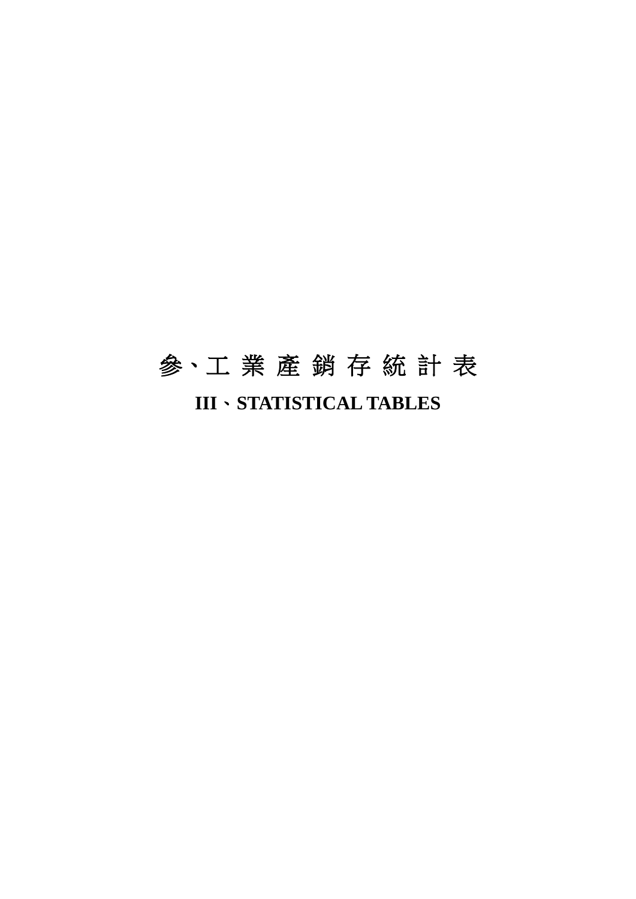# 參、工 業 產 銷 存 統 計 表

## III、STATISTICAL TABLES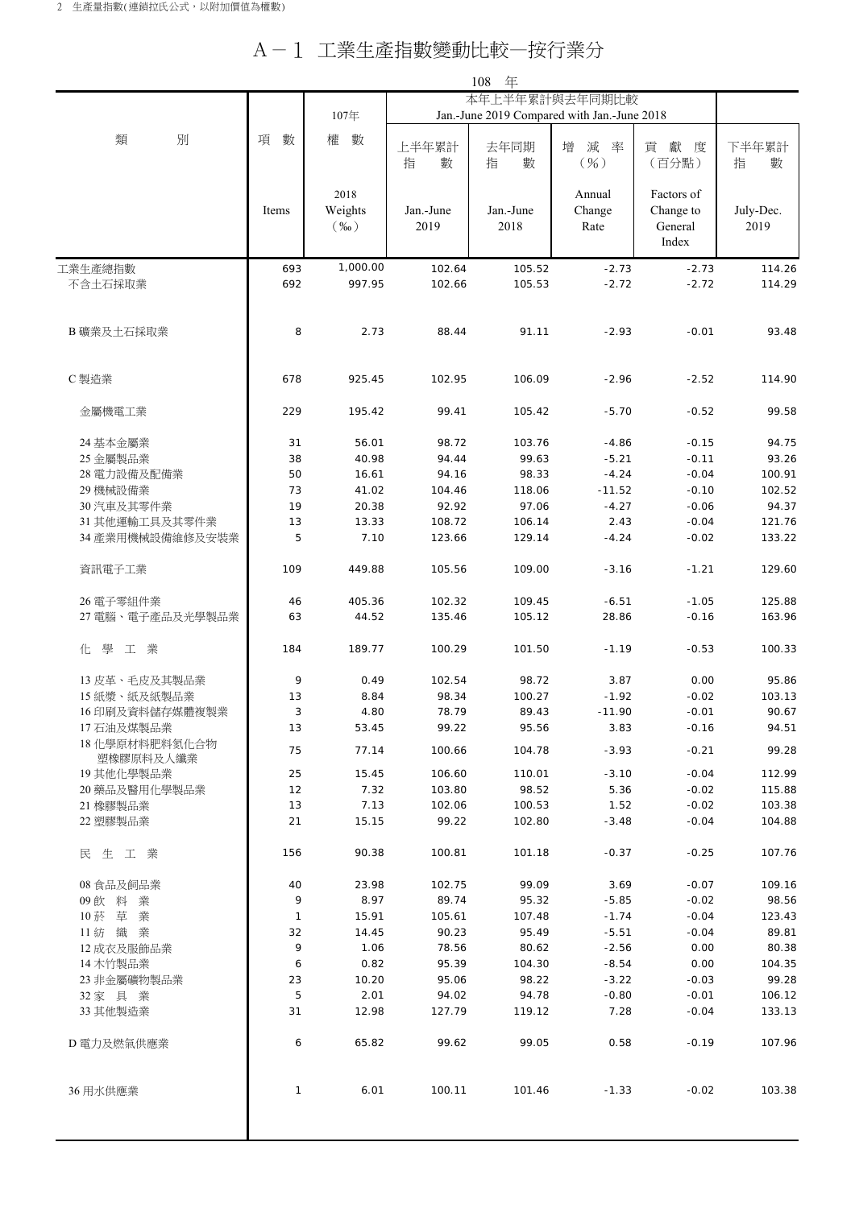2 生產量指數(連鎖拉氏公式，以附加價值為權數)

# A－1 工業生產指數變動比較—按行業分

108 年

| 類　　別 | 項　數<br>Items | 107年<br>權　數<br>2018 Weights (‰) | 本年上半年累計與去年同期比較 Jan.-June 2019 Compared with Jan.-June 2018<br>上半年累計指數<br>Jan.-June 2019 | 去年同期指數<br>Jan.-June 2018 | 增減率(%)<br>Annual Change Rate | 貢獻度(百分點)<br>Factors of Change to General Index | 下半年累計指數<br>July-Dec. 2019 |
|---|---|---|---|---|---|---|---|
| 工業生產總指數 | 693 | 1,000.00 | 102.64 | 105.52 | -2.73 | -2.73 | 114.26 |
| 不含土石採取業 | 692 | 997.95 | 102.66 | 105.53 | -2.72 | -2.72 | 114.29 |
| B 礦業及土石採取業 | 8 | 2.73 | 88.44 | 91.11 | -2.93 | -0.01 | 93.48 |
| C 製造業 | 678 | 925.45 | 102.95 | 106.09 | -2.96 | -2.52 | 114.90 |
| 金屬機電工業 | 229 | 195.42 | 99.41 | 105.42 | -5.70 | -0.52 | 99.58 |
| 24 基本金屬業 | 31 | 56.01 | 98.72 | 103.76 | -4.86 | -0.15 | 94.75 |
| 25 金屬製品業 | 38 | 40.98 | 94.44 | 99.63 | -5.21 | -0.11 | 93.26 |
| 28 電力設備及配備業 | 50 | 16.61 | 94.16 | 98.33 | -4.24 | -0.04 | 100.91 |
| 29 機械設備業 | 73 | 41.02 | 104.46 | 118.06 | -11.52 | -0.10 | 102.52 |
| 30 汽車及其零件業 | 19 | 20.38 | 92.92 | 97.06 | -4.27 | -0.06 | 94.37 |
| 31 其他運輸工具及其零件業 | 13 | 13.33 | 108.72 | 106.14 | 2.43 | -0.04 | 121.76 |
| 34 產業用機械設備維修及安裝業 | 5 | 7.10 | 123.66 | 129.14 | -4.24 | -0.02 | 133.22 |
| 資訊電子工業 | 109 | 449.88 | 105.56 | 109.00 | -3.16 | -1.21 | 129.60 |
| 26 電子零組件業 | 46 | 405.36 | 102.32 | 109.45 | -6.51 | -1.05 | 125.88 |
| 27 電腦、電子產品及光學製品業 | 63 | 44.52 | 135.46 | 105.12 | 28.86 | -0.16 | 163.96 |
| 化學工業 | 184 | 189.77 | 100.29 | 101.50 | -1.19 | -0.53 | 100.33 |
| 13 皮革、毛皮及其製品業 | 9 | 0.49 | 102.54 | 98.72 | 3.87 | 0.00 | 95.86 |
| 15 紙漿、紙及紙製品業 | 13 | 8.84 | 98.34 | 100.27 | -1.92 | -0.02 | 103.13 |
| 16 印刷及資料儲存媒體複製業 | 3 | 4.80 | 78.79 | 89.43 | -11.90 | -0.01 | 90.67 |
| 17 石油及煤製品業 | 13 | 53.45 | 99.22 | 95.56 | 3.83 | -0.16 | 94.51 |
| 18 化學原材料肥料氮化合物塑橡膠原料及人纖業 | 75 | 77.14 | 100.66 | 104.78 | -3.93 | -0.21 | 99.28 |
| 19 其他化學製品業 | 25 | 15.45 | 106.60 | 110.01 | -3.10 | -0.04 | 112.99 |
| 20 藥品及醫用化學製品業 | 12 | 7.32 | 103.80 | 98.52 | 5.36 | -0.02 | 115.88 |
| 21 橡膠製品業 | 13 | 7.13 | 102.06 | 100.53 | 1.52 | -0.02 | 103.38 |
| 22 塑膠製品業 | 21 | 15.15 | 99.22 | 102.80 | -3.48 | -0.04 | 104.88 |
| 民生工業 | 156 | 90.38 | 100.81 | 101.18 | -0.37 | -0.25 | 107.76 |
| 08 食品及飼品業 | 40 | 23.98 | 102.75 | 99.09 | 3.69 | -0.07 | 109.16 |
| 09 飲料業 | 9 | 8.97 | 89.74 | 95.32 | -5.85 | -0.02 | 98.56 |
| 10 菸草業 | 1 | 15.91 | 105.61 | 107.48 | -1.74 | -0.04 | 123.43 |
| 11 紡織業 | 32 | 14.45 | 90.23 | 95.49 | -5.51 | -0.04 | 89.81 |
| 12 成衣及服飾品業 | 9 | 1.06 | 78.56 | 80.62 | -2.56 | 0.00 | 80.38 |
| 14 木竹製品業 | 6 | 0.82 | 95.39 | 104.30 | -8.54 | 0.00 | 104.35 |
| 23 非金屬礦物製品業 | 23 | 10.20 | 95.06 | 98.22 | -3.22 | -0.03 | 99.28 |
| 32 家具業 | 5 | 2.01 | 94.02 | 94.78 | -0.80 | -0.01 | 106.12 |
| 33 其他製造業 | 31 | 12.98 | 127.79 | 119.12 | 7.28 | -0.04 | 133.13 |
| D 電力及燃氣供應業 | 6 | 65.82 | 99.62 | 99.05 | 0.58 | -0.19 | 107.96 |
| 36 用水供應業 | 1 | 6.01 | 100.11 | 101.46 | -1.33 | -0.02 | 103.38 |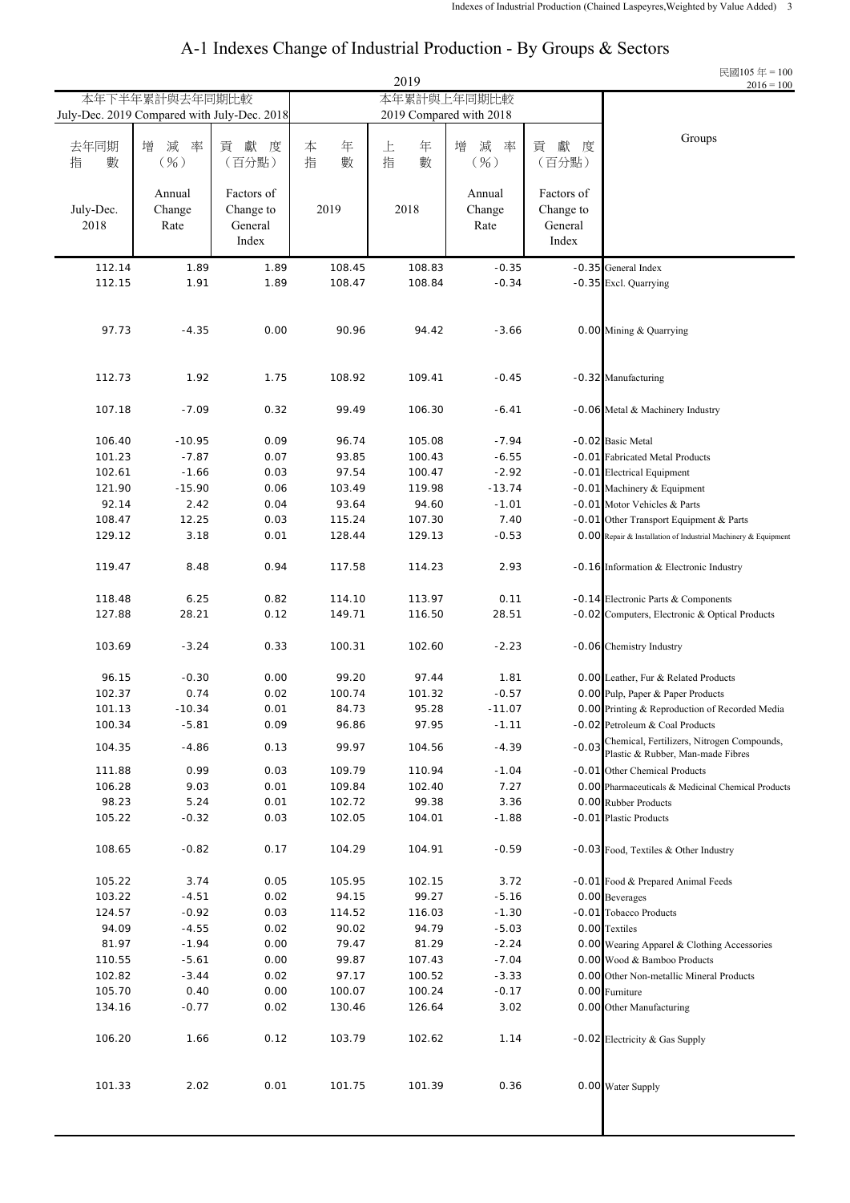# A-1 Indexes Change of Industrial Production - By Groups & Sectors

民國105 年 = 100
2016 = 100

| 2019 | | | | | | | |
|---|---|---|---|---|---|---|---|
| 本年下半年累計與去年同期比較 July-Dec. 2019 Compared with July-Dec. 2018 | | | 本年累計與上年同期比較 2019 Compared with 2018 | | | | |
| 去年同期指數 July-Dec. 2018 | 增減率(%) Annual Change Rate | 貢獻度(百分點) Factors of Change to General Index | 本年指數 2019 | 上年指數 2018 | 增減率(%) Annual Change Rate | 貢獻度(百分點) Factors of Change to General Index | Groups |
| 112.14 | 1.89 | 1.89 | 108.45 | 108.83 | -0.35 | -0.35 | General Index |
| 112.15 | 1.91 | 1.89 | 108.47 | 108.84 | -0.34 | -0.35 | Excl. Quarrying |
| 97.73 | -4.35 | 0.00 | 90.96 | 94.42 | -3.66 | 0.00 | Mining & Quarrying |
| 112.73 | 1.92 | 1.75 | 108.92 | 109.41 | -0.45 | -0.32 | Manufacturing |
| 107.18 | -7.09 | 0.32 | 99.49 | 106.30 | -6.41 | -0.06 | Metal & Machinery Industry |
| 106.40 | -10.95 | 0.09 | 96.74 | 105.08 | -7.94 | -0.02 | Basic Metal |
| 101.23 | -7.87 | 0.07 | 93.85 | 100.43 | -6.55 | -0.01 | Fabricated Metal Products |
| 102.61 | -1.66 | 0.03 | 97.54 | 100.47 | -2.92 | -0.01 | Electrical Equipment |
| 121.90 | -15.90 | 0.06 | 103.49 | 119.98 | -13.74 | -0.01 | Machinery & Equipment |
| 92.14 | 2.42 | 0.04 | 93.64 | 94.60 | -1.01 | -0.01 | Motor Vehicles & Parts |
| 108.47 | 12.25 | 0.03 | 115.24 | 107.30 | 7.40 | -0.01 | Other Transport Equipment & Parts |
| 129.12 | 3.18 | 0.01 | 128.44 | 129.13 | -0.53 | 0.00 | Repair & Installation of Industrial Machinery & Equipment |
| 119.47 | 8.48 | 0.94 | 117.58 | 114.23 | 2.93 | -0.16 | Information & Electronic Industry |
| 118.48 | 6.25 | 0.82 | 114.10 | 113.97 | 0.11 | -0.14 | Electronic Parts & Components |
| 127.88 | 28.21 | 0.12 | 149.71 | 116.50 | 28.51 | -0.02 | Computers, Electronic & Optical Products |
| 103.69 | -3.24 | 0.33 | 100.31 | 102.60 | -2.23 | -0.06 | Chemistry Industry |
| 96.15 | -0.30 | 0.00 | 99.20 | 97.44 | 1.81 | 0.00 | Leather, Fur & Related Products |
| 102.37 | 0.74 | 0.02 | 100.74 | 101.32 | -0.57 | 0.00 | Pulp, Paper & Paper Products |
| 101.13 | -10.34 | 0.01 | 84.73 | 95.28 | -11.07 | 0.00 | Printing & Reproduction of Recorded Media |
| 100.34 | -5.81 | 0.09 | 96.86 | 97.95 | -1.11 | -0.02 | Petroleum & Coal Products |
| 104.35 | -4.86 | 0.13 | 99.97 | 104.56 | -4.39 | -0.03 | Chemical, Fertilizers, Nitrogen Compounds, Plastic & Rubber, Man-made Fibres |
| 111.88 | 0.99 | 0.03 | 109.79 | 110.94 | -1.04 | -0.01 | Other Chemical Products |
| 106.28 | 9.03 | 0.01 | 109.84 | 102.40 | 7.27 | 0.00 | Pharmaceuticals & Medicinal Chemical Products |
| 98.23 | 5.24 | 0.01 | 102.72 | 99.38 | 3.36 | 0.00 | Rubber Products |
| 105.22 | -0.32 | 0.03 | 102.05 | 104.01 | -1.88 | -0.01 | Plastic Products |
| 108.65 | -0.82 | 0.17 | 104.29 | 104.91 | -0.59 | -0.03 | Food, Textiles & Other Industry |
| 105.22 | 3.74 | 0.05 | 105.95 | 102.15 | 3.72 | -0.01 | Food & Prepared Animal Feeds |
| 103.22 | -4.51 | 0.02 | 94.15 | 99.27 | -5.16 | 0.00 | Beverages |
| 124.57 | -0.92 | 0.03 | 114.52 | 116.03 | -1.30 | -0.01 | Tobacco Products |
| 94.09 | -4.55 | 0.02 | 90.02 | 94.79 | -5.03 | 0.00 | Textiles |
| 81.97 | -1.94 | 0.00 | 79.47 | 81.29 | -2.24 | 0.00 | Wearing Apparel & Clothing Accessories |
| 110.55 | -5.61 | 0.00 | 99.87 | 107.43 | -7.04 | 0.00 | Wood & Bamboo Products |
| 102.82 | -3.44 | 0.02 | 97.17 | 100.52 | -3.33 | 0.00 | Other Non-metallic Mineral Products |
| 105.70 | 0.40 | 0.00 | 100.07 | 100.24 | -0.17 | 0.00 | Furniture |
| 134.16 | -0.77 | 0.02 | 130.46 | 126.64 | 3.02 | 0.00 | Other Manufacturing |
| 106.20 | 1.66 | 0.12 | 103.79 | 102.62 | 1.14 | -0.02 | Electricity & Gas Supply |
| 101.33 | 2.02 | 0.01 | 101.75 | 101.39 | 0.36 | 0.00 | Water Supply |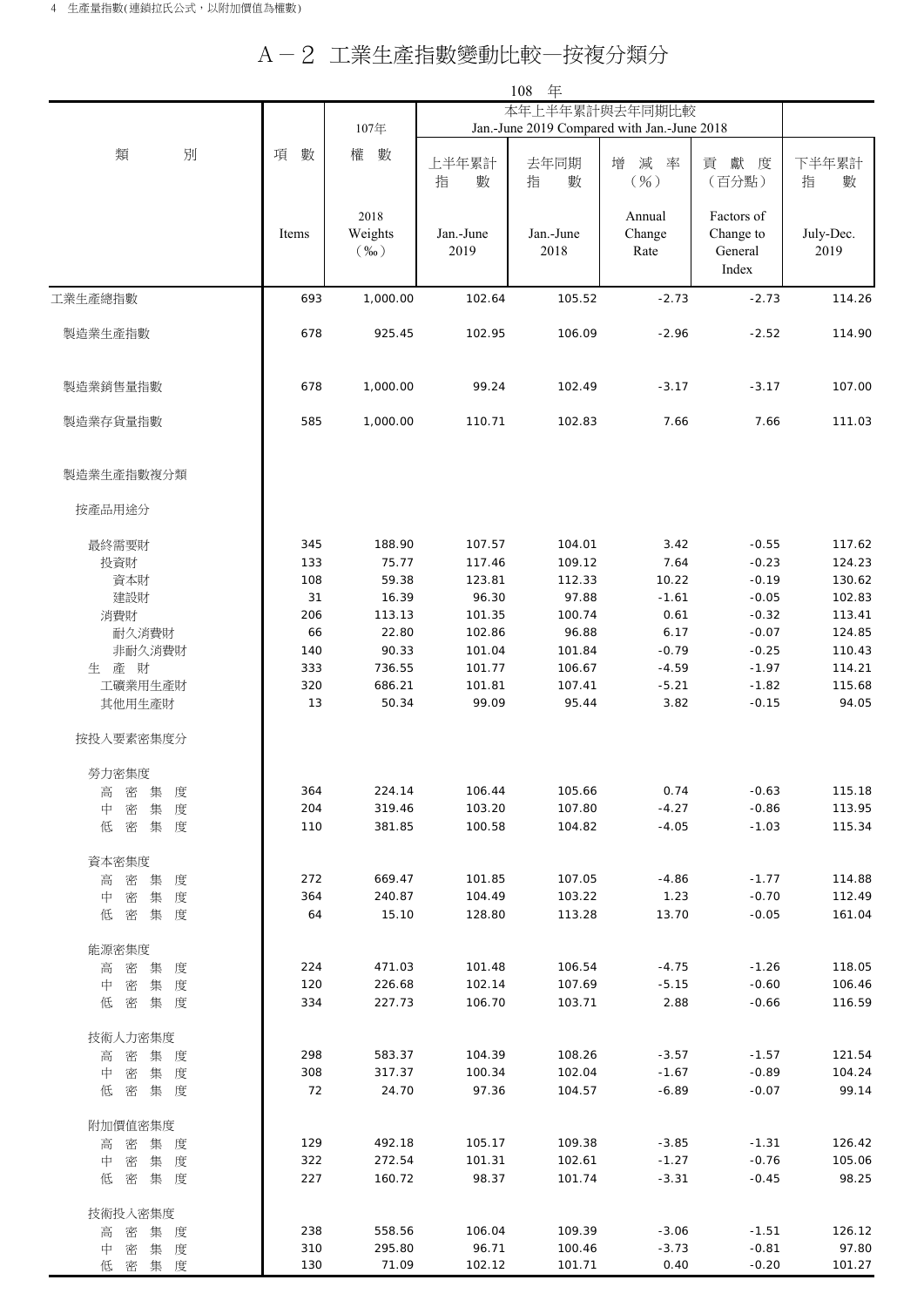# A－2 工業生產指數變動比較－按複分類分

108 年

| 類別 | 項數 Items | 107年 權數 2018 Weights (‰) | 本年上半年累計與去年同期比較 Jan.-June 2019 Compared with Jan.-June 2018 上半年累計指數 Jan.-June 2019 | 去年同期指數 Jan.-June 2018 | 增減率(%) Annual Change Rate | 貢獻度(百分點) Factors of Change to General Index | 下半年累計指數 July-Dec. 2019 |
|---|---|---|---|---|---|---|---|
| 工業生產總指數 | 693 | 1,000.00 | 102.64 | 105.52 | -2.73 | -2.73 | 114.26 |
| 製造業生產指數 | 678 | 925.45 | 102.95 | 106.09 | -2.96 | -2.52 | 114.90 |
| 製造業銷售量指數 | 678 | 1,000.00 | 99.24 | 102.49 | -3.17 | -3.17 | 107.00 |
| 製造業存貨量指數 | 585 | 1,000.00 | 110.71 | 102.83 | 7.66 | 7.66 | 111.03 |
| 製造業生產指數複分類 | | | | | | | |
| 按產品用途分 | | | | | | | |
| 最終需要財 | 345 | 188.90 | 107.57 | 104.01 | 3.42 | -0.55 | 117.62 |
| 投資財 | 133 | 75.77 | 117.46 | 109.12 | 7.64 | -0.23 | 124.23 |
| 資本財 | 108 | 59.38 | 123.81 | 112.33 | 10.22 | -0.19 | 130.62 |
| 建設財 | 31 | 16.39 | 96.30 | 97.88 | -1.61 | -0.05 | 102.83 |
| 消費財 | 206 | 113.13 | 101.35 | 100.74 | 0.61 | -0.32 | 113.41 |
| 耐久消費財 | 66 | 22.80 | 102.86 | 96.88 | 6.17 | -0.07 | 124.85 |
| 非耐久消費財 | 140 | 90.33 | 101.04 | 101.84 | -0.79 | -0.25 | 110.43 |
| 生產財 | 333 | 736.55 | 101.77 | 106.67 | -4.59 | -1.97 | 114.21 |
| 工礦業用生產財 | 320 | 686.21 | 101.81 | 107.41 | -5.21 | -1.82 | 115.68 |
| 其他用生產財 | 13 | 50.34 | 99.09 | 95.44 | 3.82 | -0.15 | 94.05 |
| 按投入要素密集度分 | | | | | | | |
| 勞力密集度 | | | | | | | |
| 高密集度 | 364 | 224.14 | 106.44 | 105.66 | 0.74 | -0.63 | 115.18 |
| 中密集度 | 204 | 319.46 | 103.20 | 107.80 | -4.27 | -0.86 | 113.95 |
| 低密集度 | 110 | 381.85 | 100.58 | 104.82 | -4.05 | -1.03 | 115.34 |
| 資本密集度 | | | | | | | |
| 高密集度 | 272 | 669.47 | 101.85 | 107.05 | -4.86 | -1.77 | 114.88 |
| 中密集度 | 364 | 240.87 | 104.49 | 103.22 | 1.23 | -0.70 | 112.49 |
| 低密集度 | 64 | 15.10 | 128.80 | 113.28 | 13.70 | -0.05 | 161.04 |
| 能源密集度 | | | | | | | |
| 高密集度 | 224 | 471.03 | 101.48 | 106.54 | -4.75 | -1.26 | 118.05 |
| 中密集度 | 120 | 226.68 | 102.14 | 107.69 | -5.15 | -0.60 | 106.46 |
| 低密集度 | 334 | 227.73 | 106.70 | 103.71 | 2.88 | -0.66 | 116.59 |
| 技術人力密集度 | | | | | | | |
| 高密集度 | 298 | 583.37 | 104.39 | 108.26 | -3.57 | -1.57 | 121.54 |
| 中密集度 | 308 | 317.37 | 100.34 | 102.04 | -1.67 | -0.89 | 104.24 |
| 低密集度 | 72 | 24.70 | 97.36 | 104.57 | -6.89 | -0.07 | 99.14 |
| 附加價值密集度 | | | | | | | |
| 高密集度 | 129 | 492.18 | 105.17 | 109.38 | -3.85 | -1.31 | 126.42 |
| 中密集度 | 322 | 272.54 | 101.31 | 102.61 | -1.27 | -0.76 | 105.06 |
| 低密集度 | 227 | 160.72 | 98.37 | 101.74 | -3.31 | -0.45 | 98.25 |
| 技術投入密集度 | | | | | | | |
| 高密集度 | 238 | 558.56 | 106.04 | 109.39 | -3.06 | -1.51 | 126.12 |
| 中密集度 | 310 | 295.80 | 96.71 | 100.46 | -3.73 | -0.81 | 97.80 |
| 低密集度 | 130 | 71.09 | 102.12 | 101.71 | 0.40 | -0.20 | 101.27 |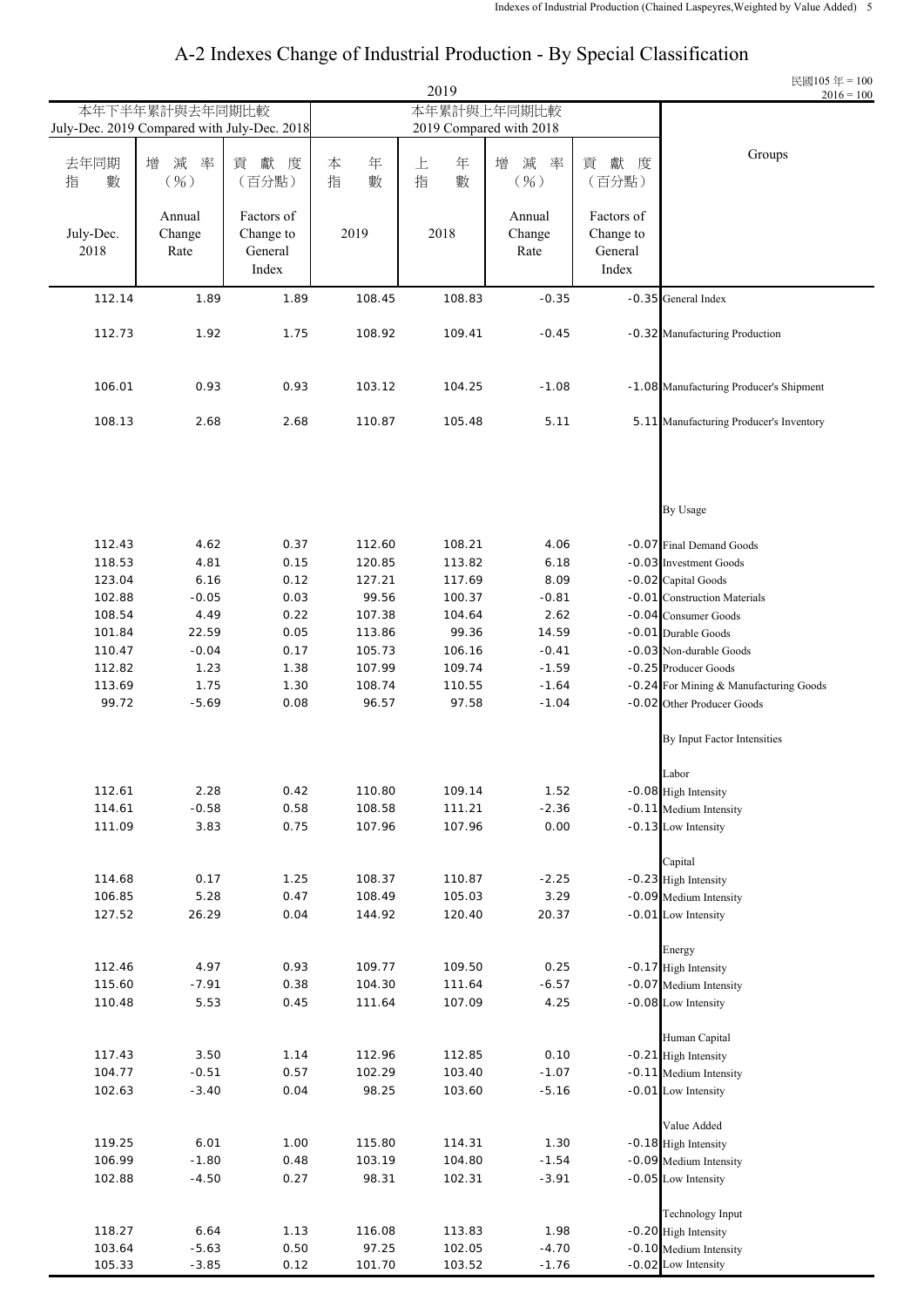# A-2 Indexes Change of Industrial Production - By Special Classification

民國105 年 = 100
2016 = 100

2019

| 本年下半年累計與去年同期比較 July-Dec. 2019 Compared with July-Dec. 2018 | | | 本年累計與上年同期比較 2019 Compared with 2018 | | | | Groups |
|---|---|---|---|---|---|---|---|
| 去年同期指數 July-Dec. 2018 | 增減率（%） Annual Change Rate | 貢獻度（百分點） Factors of Change to General Index | 本年指數 2019 | 上年指數 2018 | 增減率（%） Annual Change Rate | 貢獻度（百分點） Factors of Change to General Index | |
| 112.14 | 1.89 | 1.89 | 108.45 | 108.83 | -0.35 | -0.35 | General Index |
| 112.73 | 1.92 | 1.75 | 108.92 | 109.41 | -0.45 | -0.32 | Manufacturing Production |
| 106.01 | 0.93 | 0.93 | 103.12 | 104.25 | -1.08 | -1.08 | Manufacturing Producer's Shipment |
| 108.13 | 2.68 | 2.68 | 110.87 | 105.48 | 5.11 | 5.11 | Manufacturing Producer's Inventory |
| | | | | | | | By Usage |
| 112.43 | 4.62 | 0.37 | 112.60 | 108.21 | 4.06 | -0.07 | Final Demand Goods |
| 118.53 | 4.81 | 0.15 | 120.85 | 113.82 | 6.18 | -0.03 | Investment Goods |
| 123.04 | 6.16 | 0.12 | 127.21 | 117.69 | 8.09 | -0.02 | Capital Goods |
| 102.88 | -0.05 | 0.03 | 99.56 | 100.37 | -0.81 | -0.01 | Construction Materials |
| 108.54 | 4.49 | 0.22 | 107.38 | 104.64 | 2.62 | -0.04 | Consumer Goods |
| 101.84 | 22.59 | 0.05 | 113.86 | 99.36 | 14.59 | -0.01 | Durable Goods |
| 110.47 | -0.04 | 0.17 | 105.73 | 106.16 | -0.41 | -0.03 | Non-durable Goods |
| 112.82 | 1.23 | 1.38 | 107.99 | 109.74 | -1.59 | -0.25 | Producer Goods |
| 113.69 | 1.75 | 1.30 | 108.74 | 110.55 | -1.64 | -0.24 | For Mining & Manufacturing Goods |
| 99.72 | -5.69 | 0.08 | 96.57 | 97.58 | -1.04 | -0.02 | Other Producer Goods |
| | | | | | | | By Input Factor Intensities |
| | | | | | | | Labor |
| 112.61 | 2.28 | 0.42 | 110.80 | 109.14 | 1.52 | -0.08 | High Intensity |
| 114.61 | -0.58 | 0.58 | 108.58 | 111.21 | -2.36 | -0.11 | Medium Intensity |
| 111.09 | 3.83 | 0.75 | 107.96 | 107.96 | 0.00 | -0.13 | Low Intensity |
| | | | | | | | Capital |
| 114.68 | 0.17 | 1.25 | 108.37 | 110.87 | -2.25 | -0.23 | High Intensity |
| 106.85 | 5.28 | 0.47 | 108.49 | 105.03 | 3.29 | -0.09 | Medium Intensity |
| 127.52 | 26.29 | 0.04 | 144.92 | 120.40 | 20.37 | -0.01 | Low Intensity |
| | | | | | | | Energy |
| 112.46 | 4.97 | 0.93 | 109.77 | 109.50 | 0.25 | -0.17 | High Intensity |
| 115.60 | -7.91 | 0.38 | 104.30 | 111.64 | -6.57 | -0.07 | Medium Intensity |
| 110.48 | 5.53 | 0.45 | 111.64 | 107.09 | 4.25 | -0.08 | Low Intensity |
| | | | | | | | Human Capital |
| 117.43 | 3.50 | 1.14 | 112.96 | 112.85 | 0.10 | -0.21 | High Intensity |
| 104.77 | -0.51 | 0.57 | 102.29 | 103.40 | -1.07 | -0.11 | Medium Intensity |
| 102.63 | -3.40 | 0.04 | 98.25 | 103.60 | -5.16 | -0.01 | Low Intensity |
| | | | | | | | Value Added |
| 119.25 | 6.01 | 1.00 | 115.80 | 114.31 | 1.30 | -0.18 | High Intensity |
| 106.99 | -1.80 | 0.48 | 103.19 | 104.80 | -1.54 | -0.09 | Medium Intensity |
| 102.88 | -4.50 | 0.27 | 98.31 | 102.31 | -3.91 | -0.05 | Low Intensity |
| | | | | | | | Technology Input |
| 118.27 | 6.64 | 1.13 | 116.08 | 113.83 | 1.98 | -0.20 | High Intensity |
| 103.64 | -5.63 | 0.50 | 97.25 | 102.05 | -4.70 | -0.10 | Medium Intensity |
| 105.33 | -3.85 | 0.12 | 101.70 | 103.52 | -1.76 | -0.02 | Low Intensity |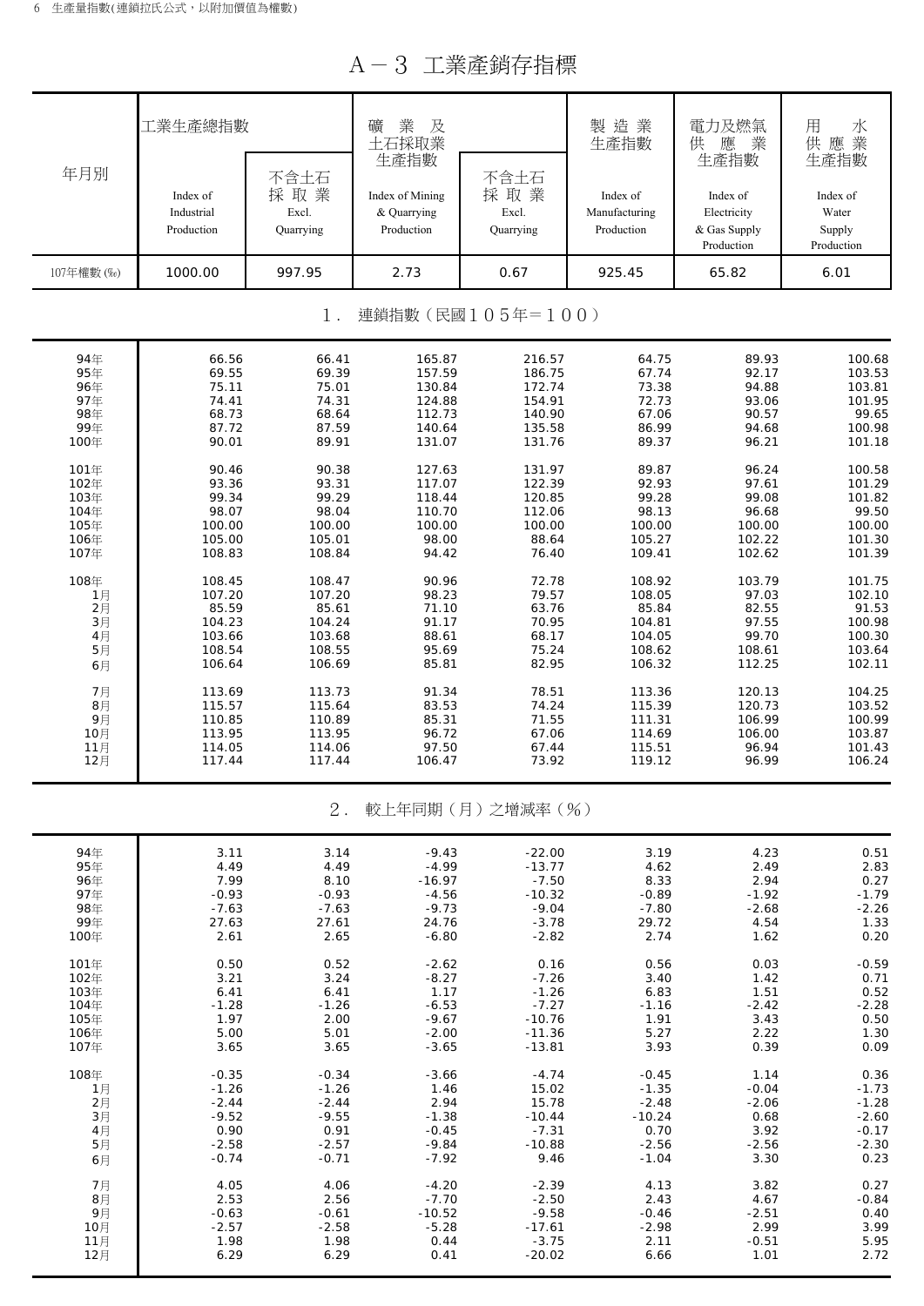# A－3 工業產銷存指標

| 年月別 | 工業生產總指數 Index of Industrial Production | 不含土石採取業 Excl. Quarrying | 礦業及土石採取業生產指數 Index of Mining & Quarrying Production | 不含土石採取業 Excl. Quarrying | 製造業生產指數 Index of Manufacturing Production | 電力及燃氣供應業生產指數 Index of Electricity & Gas Supply Production | 用水供應業生產指數 Index of Water Supply Production |
|---|---|---|---|---|---|---|---|
| 107年權數 (‰) | 1000.00 | 997.95 | 2.73 | 0.67 | 925.45 | 65.82 | 6.01 |
| **1．連鎖指數（民國105年＝100）** | | | | | | | |
| 94年 | 66.56 | 66.41 | 165.87 | 216.57 | 64.75 | 89.93 | 100.68 |
| 95年 | 69.55 | 69.39 | 157.59 | 186.75 | 67.74 | 92.17 | 103.53 |
| 96年 | 75.11 | 75.01 | 130.84 | 172.74 | 73.38 | 94.88 | 103.81 |
| 97年 | 74.41 | 74.31 | 124.88 | 154.91 | 72.73 | 93.06 | 101.95 |
| 98年 | 68.73 | 68.64 | 112.73 | 140.90 | 67.06 | 90.57 | 99.65 |
| 99年 | 87.72 | 87.59 | 140.64 | 135.58 | 86.99 | 94.68 | 100.98 |
| 100年 | 90.01 | 89.91 | 131.07 | 131.76 | 89.37 | 96.21 | 101.18 |
| 101年 | 90.46 | 90.38 | 127.63 | 131.97 | 89.87 | 96.24 | 100.58 |
| 102年 | 93.36 | 93.31 | 117.07 | 122.39 | 92.93 | 97.61 | 101.29 |
| 103年 | 99.34 | 99.29 | 118.44 | 120.85 | 99.28 | 99.08 | 101.82 |
| 104年 | 98.07 | 98.04 | 110.70 | 112.06 | 98.13 | 96.68 | 99.50 |
| 105年 | 100.00 | 100.00 | 100.00 | 100.00 | 100.00 | 100.00 | 100.00 |
| 106年 | 105.00 | 105.01 | 98.00 | 88.64 | 105.27 | 102.22 | 101.30 |
| 107年 | 108.83 | 108.84 | 94.42 | 76.40 | 109.41 | 102.62 | 101.39 |
| 108年 | 108.45 | 108.47 | 90.96 | 72.78 | 108.92 | 103.79 | 101.75 |
| 1月 | 107.20 | 107.20 | 98.23 | 79.57 | 108.05 | 97.03 | 102.10 |
| 2月 | 85.59 | 85.61 | 71.10 | 63.76 | 85.84 | 82.55 | 91.53 |
| 3月 | 104.23 | 104.24 | 91.17 | 70.95 | 104.81 | 97.55 | 100.98 |
| 4月 | 103.66 | 103.68 | 88.61 | 68.17 | 104.05 | 99.70 | 100.30 |
| 5月 | 108.54 | 108.55 | 95.69 | 75.24 | 108.62 | 108.61 | 103.64 |
| 6月 | 106.64 | 106.69 | 85.81 | 82.95 | 106.32 | 112.25 | 102.11 |
| 7月 | 113.69 | 113.73 | 91.34 | 78.51 | 113.36 | 120.13 | 104.25 |
| 8月 | 115.57 | 115.64 | 83.53 | 74.24 | 115.39 | 120.73 | 103.52 |
| 9月 | 110.85 | 110.89 | 85.31 | 71.55 | 111.31 | 106.99 | 100.99 |
| 10月 | 113.95 | 113.95 | 96.72 | 67.06 | 114.69 | 106.00 | 103.87 |
| 11月 | 114.05 | 114.06 | 97.50 | 67.44 | 115.51 | 96.94 | 101.43 |
| 12月 | 117.44 | 117.44 | 106.47 | 73.92 | 119.12 | 96.99 | 106.24 |
| **2．較上年同期（月）之增減率（%）** | | | | | | | |
| 94年 | 3.11 | 3.14 | -9.43 | -22.00 | 3.19 | 4.23 | 0.51 |
| 95年 | 4.49 | 4.49 | -4.99 | -13.77 | 4.62 | 2.49 | 2.83 |
| 96年 | 7.99 | 8.10 | -16.97 | -7.50 | 8.33 | 2.94 | 0.27 |
| 97年 | -0.93 | -0.93 | -4.56 | -10.32 | -0.89 | -1.92 | -1.79 |
| 98年 | -7.63 | -7.63 | -9.73 | -9.04 | -7.80 | -2.68 | -2.26 |
| 99年 | 27.63 | 27.61 | 24.76 | -3.78 | 29.72 | 4.54 | 1.33 |
| 100年 | 2.61 | 2.65 | -6.80 | -2.82 | 2.74 | 1.62 | 0.20 |
| 101年 | 0.50 | 0.52 | -2.62 | 0.16 | 0.56 | 0.03 | -0.59 |
| 102年 | 3.21 | 3.24 | -8.27 | -7.26 | 3.40 | 1.42 | 0.71 |
| 103年 | 6.41 | 6.41 | 1.17 | -1.26 | 6.83 | 1.51 | 0.52 |
| 104年 | -1.28 | -1.26 | -6.53 | -7.27 | -1.16 | -2.42 | -2.28 |
| 105年 | 1.97 | 2.00 | -9.67 | -10.76 | 1.91 | 3.43 | 0.50 |
| 106年 | 5.00 | 5.01 | -2.00 | -11.36 | 5.27 | 2.22 | 1.30 |
| 107年 | 3.65 | 3.65 | -3.65 | -13.81 | 3.93 | 0.39 | 0.09 |
| 108年 | -0.35 | -0.34 | -3.66 | -4.74 | -0.45 | 1.14 | 0.36 |
| 1月 | -1.26 | -1.26 | 1.46 | 15.02 | -1.35 | -0.04 | -1.73 |
| 2月 | -2.44 | -2.44 | 2.94 | 15.78 | -2.48 | -2.06 | -1.28 |
| 3月 | -9.52 | -9.55 | -1.38 | -10.44 | -10.24 | 0.68 | -2.60 |
| 4月 | 0.90 | 0.91 | -0.45 | -7.31 | 0.70 | 3.92 | -0.17 |
| 5月 | -2.58 | -2.57 | -9.84 | -10.88 | -2.56 | -2.56 | -2.30 |
| 6月 | -0.74 | -0.71 | -7.92 | 9.46 | -1.04 | 3.30 | 0.23 |
| 7月 | 4.05 | 4.06 | -4.20 | -2.39 | 4.13 | 3.82 | 0.27 |
| 8月 | 2.53 | 2.56 | -7.70 | -2.50 | 2.43 | 4.67 | -0.84 |
| 9月 | -0.63 | -0.61 | -10.52 | -9.58 | -0.46 | -2.51 | 0.40 |
| 10月 | -2.57 | -2.58 | -5.28 | -17.61 | -2.98 | 2.99 | 3.99 |
| 11月 | 1.98 | 1.98 | 0.44 | -3.75 | 2.11 | -0.51 | 5.95 |
| 12月 | 6.29 | 6.29 | 0.41 | -20.02 | 6.66 | 1.01 | 2.72 |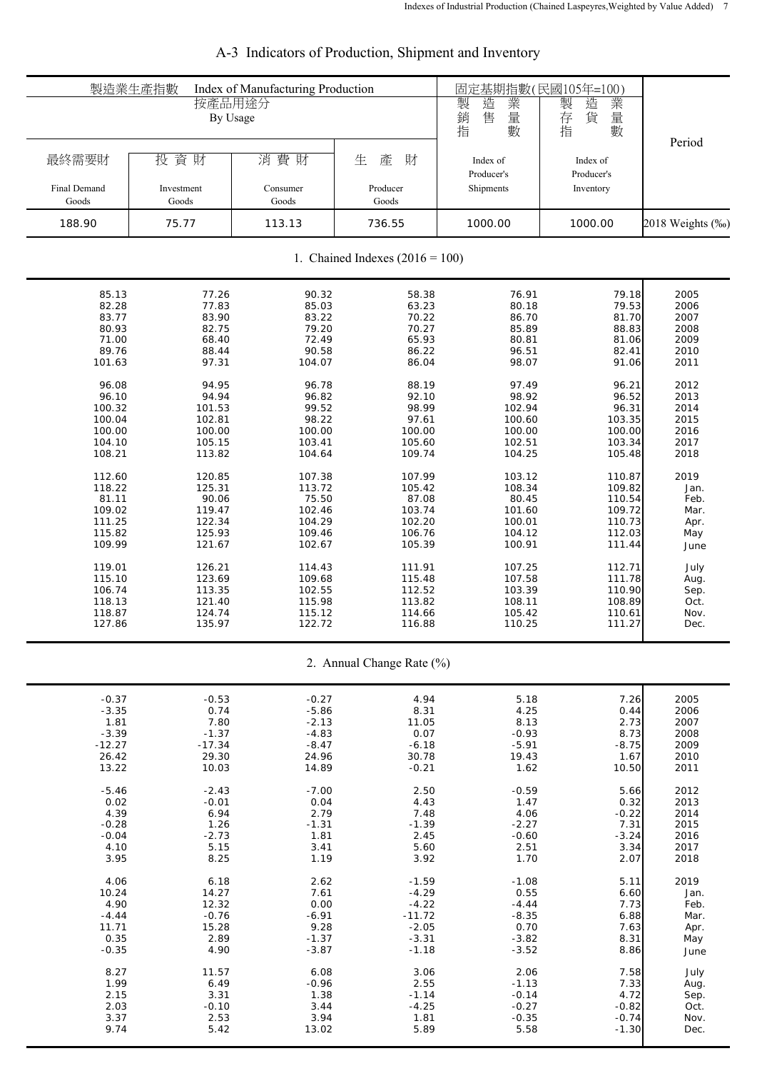# A-3 Indicators of Production, Shipment and Inventory

| 製造業生產指數 Index of Manufacturing Production 按產品用途分 By Usage | | | | 固定基期指數(民國105年=100) | | Period |
|---|---|---|---|---|---|---|
| 最終需要財 Final Demand Goods | 投資財 Investment Goods | 消費財 Consumer Goods | 生產財 Producer Goods | 製造業銷售量指數 Index of Producer's Shipments | 製造業存貨量指數 Index of Producer's Inventory | |
| 188.90 | 75.77 | 113.13 | 736.55 | 1000.00 | 1000.00 | 2018 Weights (‰) |
| **1. Chained Indexes (2016 = 100)** | | | | | | |
| 85.13 | 77.26 | 90.32 | 58.38 | 76.91 | 79.18 | 2005 |
| 82.28 | 77.83 | 85.03 | 63.23 | 80.18 | 79.53 | 2006 |
| 83.77 | 83.90 | 83.22 | 70.22 | 86.70 | 81.70 | 2007 |
| 80.93 | 82.75 | 79.20 | 70.27 | 85.89 | 88.83 | 2008 |
| 71.00 | 68.40 | 72.49 | 65.93 | 80.81 | 81.06 | 2009 |
| 89.76 | 88.44 | 90.58 | 86.22 | 96.51 | 82.41 | 2010 |
| 101.63 | 97.31 | 104.07 | 86.04 | 98.07 | 91.06 | 2011 |
| 96.08 | 94.95 | 96.78 | 88.19 | 97.49 | 96.21 | 2012 |
| 96.10 | 94.94 | 96.82 | 92.10 | 98.92 | 96.52 | 2013 |
| 100.32 | 101.53 | 99.52 | 98.99 | 102.94 | 96.31 | 2014 |
| 100.04 | 102.81 | 98.22 | 97.61 | 100.60 | 103.35 | 2015 |
| 100.00 | 100.00 | 100.00 | 100.00 | 100.00 | 100.00 | 2016 |
| 104.10 | 105.15 | 103.41 | 105.60 | 102.51 | 103.34 | 2017 |
| 108.21 | 113.82 | 104.64 | 109.74 | 104.25 | 105.48 | 2018 |
| 112.60 | 120.85 | 107.38 | 107.99 | 103.12 | 110.87 | 2019 |
| 118.22 | 125.31 | 113.72 | 105.42 | 108.34 | 109.82 | Jan. |
| 81.11 | 90.06 | 75.50 | 87.08 | 80.45 | 110.54 | Feb. |
| 109.02 | 119.47 | 102.46 | 103.74 | 101.60 | 109.72 | Mar. |
| 111.25 | 122.34 | 104.29 | 102.20 | 100.01 | 110.73 | Apr. |
| 115.82 | 125.93 | 109.46 | 106.76 | 104.12 | 112.03 | May |
| 109.99 | 121.67 | 102.67 | 105.39 | 100.91 | 111.44 | June |
| 119.01 | 126.21 | 114.43 | 111.91 | 107.25 | 112.71 | July |
| 115.10 | 123.69 | 109.68 | 115.48 | 107.58 | 111.78 | Aug. |
| 106.74 | 113.35 | 102.55 | 112.52 | 103.39 | 110.90 | Sep. |
| 118.13 | 121.40 | 115.98 | 113.82 | 108.11 | 108.89 | Oct. |
| 118.87 | 124.74 | 115.12 | 114.66 | 105.42 | 110.61 | Nov. |
| 127.86 | 135.97 | 122.72 | 116.88 | 110.25 | 111.27 | Dec. |
| **2. Annual Change Rate (%)** | | | | | | |
| -0.37 | -0.53 | -0.27 | 4.94 | 5.18 | 7.26 | 2005 |
| -3.35 | 0.74 | -5.86 | 8.31 | 4.25 | 0.44 | 2006 |
| 1.81 | 7.80 | -2.13 | 11.05 | 8.13 | 2.73 | 2007 |
| -3.39 | -1.37 | -4.83 | 0.07 | -0.93 | 8.73 | 2008 |
| -12.27 | -17.34 | -8.47 | -6.18 | -5.91 | -8.75 | 2009 |
| 26.42 | 29.30 | 24.96 | 30.78 | 19.43 | 1.67 | 2010 |
| 13.22 | 10.03 | 14.89 | -0.21 | 1.62 | 10.50 | 2011 |
| -5.46 | -2.43 | -7.00 | 2.50 | -0.59 | 5.66 | 2012 |
| 0.02 | -0.01 | 0.04 | 4.43 | 1.47 | 0.32 | 2013 |
| 4.39 | 6.94 | 2.79 | 7.48 | 4.06 | -0.22 | 2014 |
| -0.28 | 1.26 | -1.31 | -1.39 | -2.27 | 7.31 | 2015 |
| -0.04 | -2.73 | 1.81 | 2.45 | -0.60 | -3.24 | 2016 |
| 4.10 | 5.15 | 3.41 | 5.60 | 2.51 | 3.34 | 2017 |
| 3.95 | 8.25 | 1.19 | 3.92 | 1.70 | 2.07 | 2018 |
| 4.06 | 6.18 | 2.62 | -1.59 | -1.08 | 5.11 | 2019 |
| 10.24 | 14.27 | 7.61 | -4.29 | 0.55 | 6.60 | Jan. |
| 4.90 | 12.32 | 0.00 | -4.22 | -4.44 | 7.73 | Feb. |
| -4.44 | -0.76 | -6.91 | -11.72 | -8.35 | 6.88 | Mar. |
| 11.71 | 15.28 | 9.28 | -2.05 | 0.70 | 7.63 | Apr. |
| 0.35 | 2.89 | -1.37 | -3.31 | -3.82 | 8.31 | May |
| -0.35 | 4.90 | -3.87 | -1.18 | -3.52 | 8.86 | June |
| 8.27 | 11.57 | 6.08 | 3.06 | 2.06 | 7.58 | July |
| 1.99 | 6.49 | -0.96 | 2.55 | -1.13 | 7.33 | Aug. |
| 2.15 | 3.31 | 1.38 | -1.14 | -0.14 | 4.72 | Sep. |
| 2.03 | -0.10 | 3.44 | -4.25 | -0.27 | -0.82 | Oct. |
| 3.37 | 2.53 | 3.94 | 1.81 | -0.35 | -0.74 | Nov. |
| 9.74 | 5.42 | 13.02 | 5.89 | 5.58 | -1.30 | Dec. |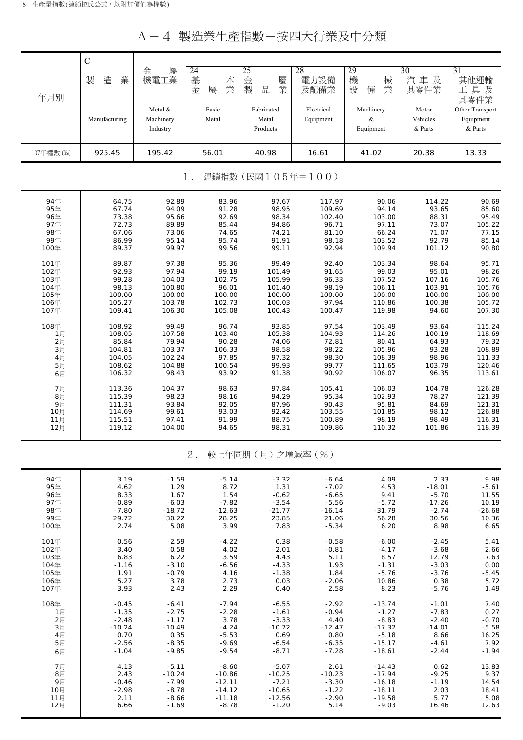# A－4 製造業生產指數－按四大行業及中分類

| 年月別 | C 製造業 Manufacturing | 金屬機電工業 Metal & Machinery Industry | 24 基本金屬業 Basic Metal | 25 金屬製品業 Fabricated Metal Products | 28 電力設備及配備業 Electrical Equipment | 29 機械設備業 Machinery & Equipment | 30 汽車及其零件業 Motor Vehicles & Parts | 31 其他運輸工具及其零件業 Other Transport Equipment & Parts |
|---|---|---|---|---|---|---|---|---|
| 107年權數 (‰) | 925.45 | 195.42 | 56.01 | 40.98 | 16.61 | 41.02 | 20.38 | 13.33 |
| **1. 連鎖指數（民國105年＝100）** | | | | | | | | |
| 94年 | 64.75 | 92.89 | 83.96 | 97.67 | 117.97 | 90.06 | 114.22 | 90.69 |
| 95年 | 67.74 | 94.09 | 91.28 | 98.95 | 109.69 | 94.14 | 93.65 | 85.60 |
| 96年 | 73.38 | 95.66 | 92.69 | 98.34 | 102.40 | 103.00 | 88.31 | 95.49 |
| 97年 | 72.73 | 89.89 | 85.44 | 94.86 | 96.71 | 97.11 | 73.07 | 105.22 |
| 98年 | 67.06 | 73.06 | 74.65 | 74.21 | 81.10 | 66.24 | 71.07 | 77.15 |
| 99年 | 86.99 | 95.14 | 95.74 | 91.91 | 98.18 | 103.52 | 92.79 | 85.14 |
| 100年 | 89.37 | 99.97 | 99.56 | 99.11 | 92.94 | 109.94 | 101.12 | 90.80 |
| 101年 | 89.87 | 97.38 | 95.36 | 99.49 | 92.40 | 103.34 | 98.64 | 95.71 |
| 102年 | 92.93 | 97.94 | 99.19 | 101.49 | 91.65 | 99.03 | 95.01 | 98.26 |
| 103年 | 99.28 | 104.03 | 102.75 | 105.99 | 96.33 | 107.52 | 107.16 | 105.76 |
| 104年 | 98.13 | 100.80 | 96.01 | 101.40 | 98.19 | 106.11 | 103.91 | 105.76 |
| 105年 | 100.00 | 100.00 | 100.00 | 100.00 | 100.00 | 100.00 | 100.00 | 100.00 |
| 106年 | 105.27 | 103.78 | 102.73 | 100.03 | 97.94 | 110.86 | 100.38 | 105.72 |
| 107年 | 109.41 | 106.30 | 105.08 | 100.43 | 100.47 | 119.98 | 94.60 | 107.30 |
| 108年 | 108.92 | 99.49 | 96.74 | 93.85 | 97.54 | 103.49 | 93.64 | 115.24 |
| 1月 | 108.05 | 107.58 | 103.40 | 105.38 | 104.93 | 114.26 | 100.19 | 118.69 |
| 2月 | 85.84 | 79.94 | 90.28 | 74.06 | 72.81 | 80.41 | 64.93 | 79.32 |
| 3月 | 104.81 | 103.37 | 106.33 | 98.58 | 98.22 | 105.96 | 93.28 | 108.89 |
| 4月 | 104.05 | 102.24 | 97.85 | 97.32 | 98.30 | 108.39 | 98.96 | 111.33 |
| 5月 | 108.62 | 104.88 | 100.54 | 99.93 | 99.77 | 111.65 | 103.79 | 120.46 |
| 6月 | 106.32 | 98.43 | 93.92 | 91.38 | 90.92 | 106.07 | 96.35 | 113.61 |
| 7月 | 113.36 | 104.37 | 98.63 | 97.84 | 105.41 | 106.03 | 104.78 | 126.28 |
| 8月 | 115.39 | 98.23 | 98.16 | 94.29 | 95.34 | 102.93 | 78.27 | 121.39 |
| 9月 | 111.31 | 93.84 | 92.05 | 87.96 | 90.43 | 95.81 | 84.69 | 121.31 |
| 10月 | 114.69 | 99.61 | 93.03 | 92.42 | 103.55 | 101.85 | 98.12 | 126.88 |
| 11月 | 115.51 | 97.41 | 91.99 | 88.75 | 100.89 | 98.19 | 98.49 | 116.31 |
| 12月 | 119.12 | 104.00 | 94.65 | 98.31 | 109.86 | 110.32 | 101.86 | 118.39 |
| **2. 較上年同期（月）之增減率（%）** | | | | | | | | |
| 94年 | 3.19 | -1.59 | -5.14 | -3.32 | -6.64 | 4.09 | 2.33 | 9.98 |
| 95年 | 4.62 | 1.29 | 8.72 | 1.31 | -7.02 | 4.53 | -18.01 | -5.61 |
| 96年 | 8.33 | 1.67 | 1.54 | -0.62 | -6.65 | 9.41 | -5.70 | 11.55 |
| 97年 | -0.89 | -6.03 | -7.82 | -3.54 | -5.56 | -5.72 | -17.26 | 10.19 |
| 98年 | -7.80 | -18.72 | -12.63 | -21.77 | -16.14 | -31.79 | -2.74 | -26.68 |
| 99年 | 29.72 | 30.22 | 28.25 | 23.85 | 21.06 | 56.28 | 30.56 | 10.36 |
| 100年 | 2.74 | 5.08 | 3.99 | 7.83 | -5.34 | 6.20 | 8.98 | 6.65 |
| 101年 | 0.56 | -2.59 | -4.22 | 0.38 | -0.58 | -6.00 | -2.45 | 5.41 |
| 102年 | 3.40 | 0.58 | 4.02 | 2.01 | -0.81 | -4.17 | -3.68 | 2.66 |
| 103年 | 6.83 | 6.22 | 3.59 | 4.43 | 5.11 | 8.57 | 12.79 | 7.63 |
| 104年 | -1.16 | -3.10 | -6.56 | -4.33 | 1.93 | -1.31 | -3.03 | 0.00 |
| 105年 | 1.91 | -0.79 | 4.16 | -1.38 | 1.84 | -5.76 | -3.76 | -5.45 |
| 106年 | 5.27 | 3.78 | 2.73 | 0.03 | -2.06 | 10.86 | 0.38 | 5.72 |
| 107年 | 3.93 | 2.43 | 2.29 | 0.40 | 2.58 | 8.23 | -5.76 | 1.49 |
| 108年 | -0.45 | -6.41 | -7.94 | -6.55 | -2.92 | -13.74 | -1.01 | 7.40 |
| 1月 | -1.35 | -2.75 | -2.28 | -1.61 | -0.94 | -1.27 | -7.83 | 0.27 |
| 2月 | -2.48 | -1.17 | 3.78 | -3.33 | 4.40 | -8.83 | -2.40 | -0.70 |
| 3月 | -10.24 | -10.49 | -4.24 | -10.72 | -12.47 | -17.32 | -14.01 | -5.58 |
| 4月 | 0.70 | 0.35 | -5.53 | 0.69 | 0.80 | -5.18 | 8.66 | 16.25 |
| 5月 | -2.56 | -8.35 | -9.69 | -6.54 | -6.35 | -15.17 | -4.61 | 7.92 |
| 6月 | -1.04 | -9.85 | -9.54 | -8.71 | -7.28 | -18.61 | -2.44 | -1.94 |
| 7月 | 4.13 | -5.11 | -8.60 | -5.07 | 2.61 | -14.43 | 0.62 | 13.83 |
| 8月 | 2.43 | -10.24 | -10.86 | -10.25 | -10.23 | -17.94 | -9.25 | 9.37 |
| 9月 | -0.46 | -7.99 | -12.11 | -7.21 | -3.30 | -16.18 | -1.19 | 14.54 |
| 10月 | -2.98 | -8.78 | -14.12 | -10.65 | -1.22 | -18.11 | 2.03 | 18.41 |
| 11月 | 2.11 | -8.66 | -11.18 | -12.56 | -2.90 | -19.58 | 5.77 | 5.08 |
| 12月 | 6.66 | -1.69 | -8.78 | -1.20 | 5.14 | -9.03 | 16.46 | 12.63 |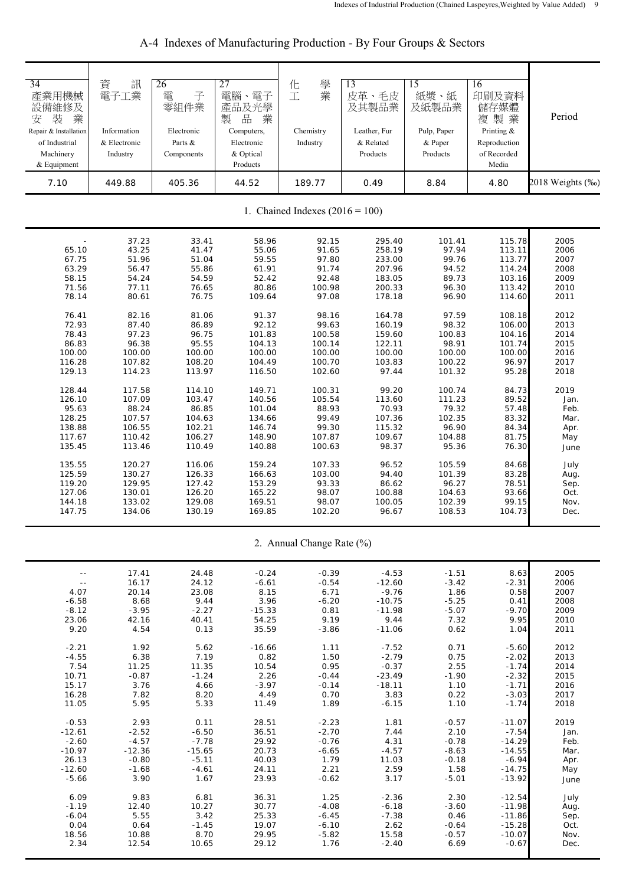# A-4 Indexes of Manufacturing Production - By Four Groups & Sectors

| 34 產業用機械設備維修及安裝業 Repair & Installation of Industrial Machinery & Equipment | 資訊電子工業 Information & Electronic Industry | 26 電子零組件業 Electronic Parts & Components | 27 電腦、電子產品及光學製品業 Computers, Electronic & Optical Products | 化學工業 Chemistry Industry | 13 皮革、毛皮及其製品業 Leather, Fur & Related Products | 15 紙漿、紙及紙製品業 Pulp, Paper & Paper Products | 16 印刷及資料儲存媒體複製業 Printing & Reproduction of Recorded Media | Period |
|---|---|---|---|---|---|---|---|---|
| 7.10 | 449.88 | 405.36 | 44.52 | 189.77 | 0.49 | 8.84 | 4.80 | 2018 Weights (‰) |
| **1. Chained Indexes (2016 = 100)** | | | | | | | | |
| - | 37.23 | 33.41 | 58.96 | 92.15 | 295.40 | 101.41 | 115.78 | 2005 |
| 65.10 | 43.25 | 41.47 | 55.06 | 91.65 | 258.19 | 97.94 | 113.11 | 2006 |
| 67.75 | 51.96 | 51.04 | 59.55 | 97.80 | 233.00 | 99.76 | 113.77 | 2007 |
| 63.29 | 56.47 | 55.86 | 61.91 | 91.74 | 207.96 | 94.52 | 114.24 | 2008 |
| 58.15 | 54.24 | 54.59 | 52.42 | 92.48 | 183.05 | 89.73 | 103.16 | 2009 |
| 71.56 | 77.11 | 76.65 | 80.86 | 100.98 | 200.33 | 96.30 | 113.42 | 2010 |
| 78.14 | 80.61 | 76.75 | 109.64 | 97.08 | 178.18 | 96.90 | 114.60 | 2011 |
| 76.41 | 82.16 | 81.06 | 91.37 | 98.16 | 164.78 | 97.59 | 108.18 | 2012 |
| 72.93 | 87.40 | 86.89 | 92.12 | 99.63 | 160.19 | 98.32 | 106.00 | 2013 |
| 78.43 | 97.23 | 96.75 | 101.83 | 100.58 | 159.60 | 100.83 | 104.16 | 2014 |
| 86.83 | 96.38 | 95.55 | 104.13 | 100.14 | 122.11 | 98.91 | 101.74 | 2015 |
| 100.00 | 100.00 | 100.00 | 100.00 | 100.00 | 100.00 | 100.00 | 100.00 | 2016 |
| 116.28 | 107.82 | 108.20 | 104.49 | 100.70 | 103.83 | 100.22 | 96.97 | 2017 |
| 129.13 | 114.23 | 113.97 | 116.50 | 102.60 | 97.44 | 101.32 | 95.28 | 2018 |
| 128.44 | 117.58 | 114.10 | 149.71 | 100.31 | 99.20 | 100.74 | 84.73 | 2019 |
| 126.10 | 107.09 | 103.47 | 140.56 | 105.54 | 113.60 | 111.23 | 89.52 | Jan. |
| 95.63 | 88.24 | 86.85 | 101.04 | 88.93 | 70.93 | 79.32 | 57.48 | Feb. |
| 128.25 | 107.57 | 104.63 | 134.66 | 99.49 | 107.36 | 102.35 | 83.32 | Mar. |
| 138.88 | 106.55 | 102.21 | 146.74 | 99.30 | 115.32 | 96.90 | 84.34 | Apr. |
| 117.67 | 110.42 | 106.27 | 148.90 | 107.87 | 109.67 | 104.88 | 81.75 | May |
| 135.45 | 113.46 | 110.49 | 140.88 | 100.63 | 98.37 | 95.36 | 76.30 | June |
| 135.55 | 120.27 | 116.06 | 159.24 | 107.33 | 96.52 | 105.59 | 84.68 | July |
| 125.59 | 130.27 | 126.33 | 166.63 | 103.00 | 94.40 | 101.39 | 83.28 | Aug. |
| 119.20 | 129.95 | 127.42 | 153.29 | 93.33 | 86.62 | 96.27 | 78.51 | Sep. |
| 127.06 | 130.01 | 126.20 | 165.22 | 98.07 | 100.88 | 104.63 | 93.66 | Oct. |
| 144.18 | 133.02 | 129.08 | 169.51 | 98.07 | 100.05 | 102.39 | 99.15 | Nov. |
| 147.75 | 134.06 | 130.19 | 169.85 | 102.20 | 96.67 | 108.53 | 104.73 | Dec. |
| **2. Annual Change Rate (%)** | | | | | | | | |
| -- | 17.41 | 24.48 | -0.24 | -0.39 | -4.53 | -1.51 | 8.63 | 2005 |
| -- | 16.17 | 24.12 | -6.61 | -0.54 | -12.60 | -3.42 | -2.31 | 2006 |
| 4.07 | 20.14 | 23.08 | 8.15 | 6.71 | -9.76 | 1.86 | 0.58 | 2007 |
| -6.58 | 8.68 | 9.44 | 3.96 | -6.20 | -10.75 | -5.25 | 0.41 | 2008 |
| -8.12 | -3.95 | -2.27 | -15.33 | 0.81 | -11.98 | -5.07 | -9.70 | 2009 |
| 23.06 | 42.16 | 40.41 | 54.25 | 9.19 | 9.44 | 7.32 | 9.95 | 2010 |
| 9.20 | 4.54 | 0.13 | 35.59 | -3.86 | -11.06 | 0.62 | 1.04 | 2011 |
| -2.21 | 1.92 | 5.62 | -16.66 | 1.11 | -7.52 | 0.71 | -5.60 | 2012 |
| -4.55 | 6.38 | 7.19 | 0.82 | 1.50 | -2.79 | 0.75 | -2.02 | 2013 |
| 7.54 | 11.25 | 11.35 | 10.54 | 0.95 | -0.37 | 2.55 | -1.74 | 2014 |
| 10.71 | -0.87 | -1.24 | 2.26 | -0.44 | -23.49 | -1.90 | -2.32 | 2015 |
| 15.17 | 3.76 | 4.66 | -3.97 | -0.14 | -18.11 | 1.10 | -1.71 | 2016 |
| 16.28 | 7.82 | 8.20 | 4.49 | 0.70 | 3.83 | 0.22 | -3.03 | 2017 |
| 11.05 | 5.95 | 5.33 | 11.49 | 1.89 | -6.15 | 1.10 | -1.74 | 2018 |
| -0.53 | 2.93 | 0.11 | 28.51 | -2.23 | 1.81 | -0.57 | -11.07 | 2019 |
| -12.61 | -2.52 | -6.50 | 36.51 | -2.70 | 7.44 | 2.10 | -7.54 | Jan. |
| -2.60 | -4.57 | -7.78 | 29.92 | -0.76 | 4.31 | -0.78 | -14.29 | Feb. |
| -10.97 | -12.36 | -15.65 | 20.73 | -6.65 | -4.57 | -8.63 | -14.55 | Mar. |
| 26.13 | -0.80 | -5.11 | 40.03 | 1.79 | 11.03 | -0.18 | -6.94 | Apr. |
| -12.60 | -1.68 | -4.61 | 24.11 | 2.21 | 2.59 | 1.58 | -14.75 | May |
| -5.66 | 3.90 | 1.67 | 23.93 | -0.62 | 3.17 | -5.01 | -13.92 | June |
| 6.09 | 9.83 | 6.81 | 36.31 | 1.25 | -2.36 | 2.30 | -12.54 | July |
| -1.19 | 12.40 | 10.27 | 30.77 | -4.08 | -6.18 | -3.60 | -11.98 | Aug. |
| -6.04 | 5.55 | 3.42 | 25.33 | -6.45 | -7.38 | 0.46 | -11.86 | Sep. |
| 0.04 | 0.64 | -1.45 | 19.07 | -6.10 | 2.62 | -0.64 | -15.28 | Oct. |
| 18.56 | 10.88 | 8.70 | 29.95 | -5.82 | 15.58 | -0.57 | -10.07 | Nov. |
| 2.34 | 12.54 | 10.65 | 29.12 | 1.76 | -2.40 | 6.69 | -0.67 | Dec. |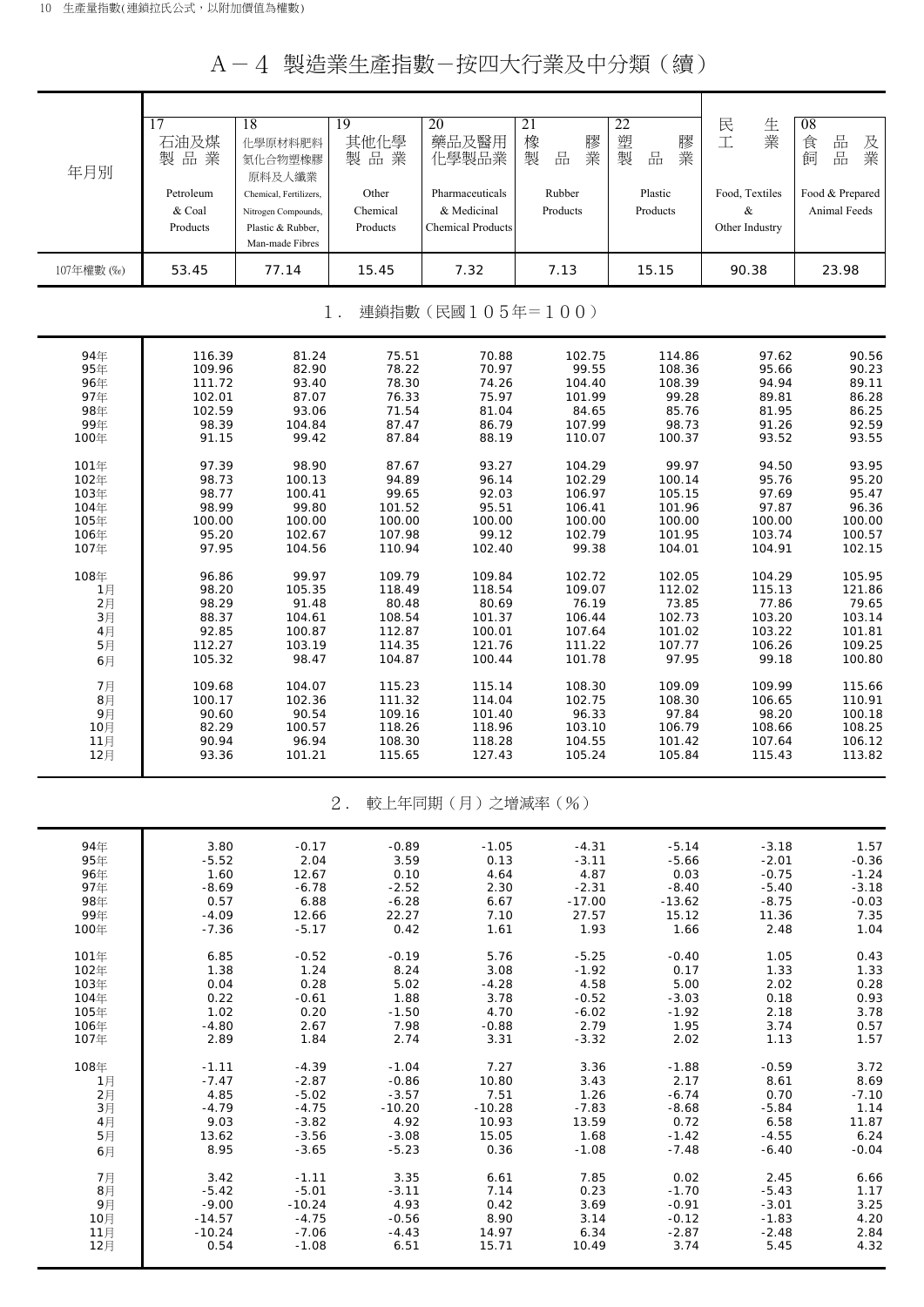## A－4 製造業生產指數－按四大行業及中分類（續）

| 年月別 | 17 石油及煤製品業 Petroleum & Coal Products | 18 化學原材料肥料氮化合物塑橡膠原料及人纖業 Chemical, Fertilizers, Nitrogen Compounds, Plastic & Rubber, Man-made Fibres | 19 其他化學製品業 Other Chemical Products | 20 藥品及醫用化學製品業 Pharmaceuticals & Medicinal Chemical Products | 21 橡膠製品業 Rubber Products | 22 塑膠製品業 Plastic Products | 民生工業 Food, Textiles & Other Industry | 08 食品及飼品業 Food & Prepared Animal Feeds |
|---|---|---|---|---|---|---|---|---|
| 107年權數 (‰) | 53.45 | 77.14 | 15.45 | 7.32 | 7.13 | 15.15 | 90.38 | 23.98 |
| **1．連鎖指數（民國105年＝100）** | | | | | | | | |
| 94年 | 116.39 | 81.24 | 75.51 | 70.88 | 102.75 | 114.86 | 97.62 | 90.56 |
| 95年 | 109.96 | 82.90 | 78.22 | 70.97 | 99.55 | 108.36 | 95.66 | 90.23 |
| 96年 | 111.72 | 93.40 | 78.30 | 74.26 | 104.40 | 108.39 | 94.94 | 89.11 |
| 97年 | 102.01 | 87.07 | 76.33 | 75.97 | 101.99 | 99.28 | 89.81 | 86.28 |
| 98年 | 102.59 | 93.06 | 71.54 | 81.04 | 84.65 | 85.76 | 81.95 | 86.25 |
| 99年 | 98.39 | 104.84 | 87.47 | 86.79 | 107.99 | 98.73 | 91.26 | 92.59 |
| 100年 | 91.15 | 99.42 | 87.84 | 88.19 | 110.07 | 100.37 | 93.52 | 93.55 |
| 101年 | 97.39 | 98.90 | 87.67 | 93.27 | 104.29 | 99.97 | 94.50 | 93.95 |
| 102年 | 98.73 | 100.13 | 94.89 | 96.14 | 102.29 | 100.14 | 95.76 | 95.20 |
| 103年 | 98.77 | 100.41 | 99.65 | 92.03 | 106.97 | 105.15 | 97.69 | 95.47 |
| 104年 | 98.99 | 99.80 | 101.52 | 95.51 | 106.41 | 101.96 | 97.87 | 96.36 |
| 105年 | 100.00 | 100.00 | 100.00 | 100.00 | 100.00 | 100.00 | 100.00 | 100.00 |
| 106年 | 95.20 | 102.67 | 107.98 | 99.12 | 102.79 | 101.95 | 103.74 | 100.57 |
| 107年 | 97.95 | 104.56 | 110.94 | 102.40 | 99.38 | 104.01 | 104.91 | 102.15 |
| 108年 | 96.86 | 99.97 | 109.79 | 109.84 | 102.72 | 102.05 | 104.29 | 105.95 |
| 1月 | 98.20 | 105.35 | 118.49 | 118.54 | 109.07 | 112.02 | 115.13 | 121.86 |
| 2月 | 98.29 | 91.48 | 80.48 | 80.69 | 76.19 | 73.85 | 77.86 | 79.65 |
| 3月 | 88.37 | 104.61 | 108.54 | 101.37 | 106.44 | 102.73 | 103.20 | 103.14 |
| 4月 | 92.85 | 100.87 | 112.87 | 100.01 | 107.64 | 101.02 | 103.22 | 101.81 |
| 5月 | 112.27 | 103.19 | 114.35 | 121.76 | 111.22 | 107.77 | 106.26 | 109.25 |
| 6月 | 105.32 | 98.47 | 104.87 | 100.44 | 101.78 | 97.95 | 99.18 | 100.80 |
| 7月 | 109.68 | 104.07 | 115.23 | 115.14 | 108.30 | 109.09 | 109.99 | 115.66 |
| 8月 | 100.17 | 102.36 | 111.32 | 114.04 | 102.75 | 108.30 | 106.65 | 110.91 |
| 9月 | 90.60 | 90.54 | 109.16 | 101.40 | 96.33 | 97.84 | 98.20 | 100.18 |
| 10月 | 82.29 | 100.57 | 118.26 | 118.96 | 103.10 | 106.79 | 108.66 | 108.25 |
| 11月 | 90.94 | 96.94 | 108.30 | 118.28 | 104.55 | 101.42 | 107.64 | 106.12 |
| 12月 | 93.36 | 101.21 | 115.65 | 127.43 | 105.24 | 105.84 | 115.43 | 113.82 |
| **2．較上年同期（月）之增減率（%）** | | | | | | | | |
| 94年 | 3.80 | -0.17 | -0.89 | -1.05 | -4.31 | -5.14 | -3.18 | 1.57 |
| 95年 | -5.52 | 2.04 | 3.59 | 0.13 | -3.11 | -5.66 | -2.01 | -0.36 |
| 96年 | 1.60 | 12.67 | 0.10 | 4.64 | 4.87 | 0.03 | -0.75 | -1.24 |
| 97年 | -8.69 | -6.78 | -2.52 | 2.30 | -2.31 | -8.40 | -5.40 | -3.18 |
| 98年 | 0.57 | 6.88 | -6.28 | 6.67 | -17.00 | -13.62 | -8.75 | -0.03 |
| 99年 | -4.09 | 12.66 | 22.27 | 7.10 | 27.57 | 15.12 | 11.36 | 7.35 |
| 100年 | -7.36 | -5.17 | 0.42 | 1.61 | 1.93 | 1.66 | 2.48 | 1.04 |
| 101年 | 6.85 | -0.52 | -0.19 | 5.76 | -5.25 | -0.40 | 1.05 | 0.43 |
| 102年 | 1.38 | 1.24 | 8.24 | 3.08 | -1.92 | 0.17 | 1.33 | 1.33 |
| 103年 | 0.04 | 0.28 | 5.02 | -4.28 | 4.58 | 5.00 | 2.02 | 0.28 |
| 104年 | 0.22 | -0.61 | 1.88 | 3.78 | -0.52 | -3.03 | 0.18 | 0.93 |
| 105年 | 1.02 | 0.20 | -1.50 | 4.70 | -6.02 | -1.92 | 2.18 | 3.78 |
| 106年 | -4.80 | 2.67 | 7.98 | -0.88 | 2.79 | 1.95 | 3.74 | 0.57 |
| 107年 | 2.89 | 1.84 | 2.74 | 3.31 | -3.32 | 2.02 | 1.13 | 1.57 |
| 108年 | -1.11 | -4.39 | -1.04 | 7.27 | 3.36 | -1.88 | -0.59 | 3.72 |
| 1月 | -7.47 | -2.87 | -0.86 | 10.80 | 3.43 | 2.17 | 8.61 | 8.69 |
| 2月 | 4.85 | -5.02 | -3.57 | 7.51 | 1.26 | -6.74 | 0.70 | -7.10 |
| 3月 | -4.79 | -4.75 | -10.20 | -10.28 | -7.83 | -8.68 | -5.84 | 1.14 |
| 4月 | 9.03 | -3.82 | 4.92 | 10.93 | 13.59 | 0.72 | 6.58 | 11.87 |
| 5月 | 13.62 | -3.56 | -3.08 | 15.05 | 1.68 | -1.42 | -4.55 | 6.24 |
| 6月 | 8.95 | -3.65 | -5.23 | 0.36 | -1.08 | -7.48 | -6.40 | -0.04 |
| 7月 | 3.42 | -1.11 | 3.35 | 6.61 | 7.85 | 0.02 | 2.45 | 6.66 |
| 8月 | -5.42 | -5.01 | -3.11 | 7.14 | 0.23 | -1.70 | -5.43 | 1.17 |
| 9月 | -9.00 | -10.24 | 4.93 | 0.42 | 3.69 | -0.91 | -3.01 | 3.25 |
| 10月 | -14.57 | -4.75 | -0.56 | 8.90 | 3.14 | -0.12 | -1.83 | 4.20 |
| 11月 | -10.24 | -7.06 | -4.43 | 14.97 | 6.34 | -2.87 | -2.48 | 2.84 |
| 12月 | 0.54 | -1.08 | 6.51 | 15.71 | 10.49 | 3.74 | 5.45 | 4.32 |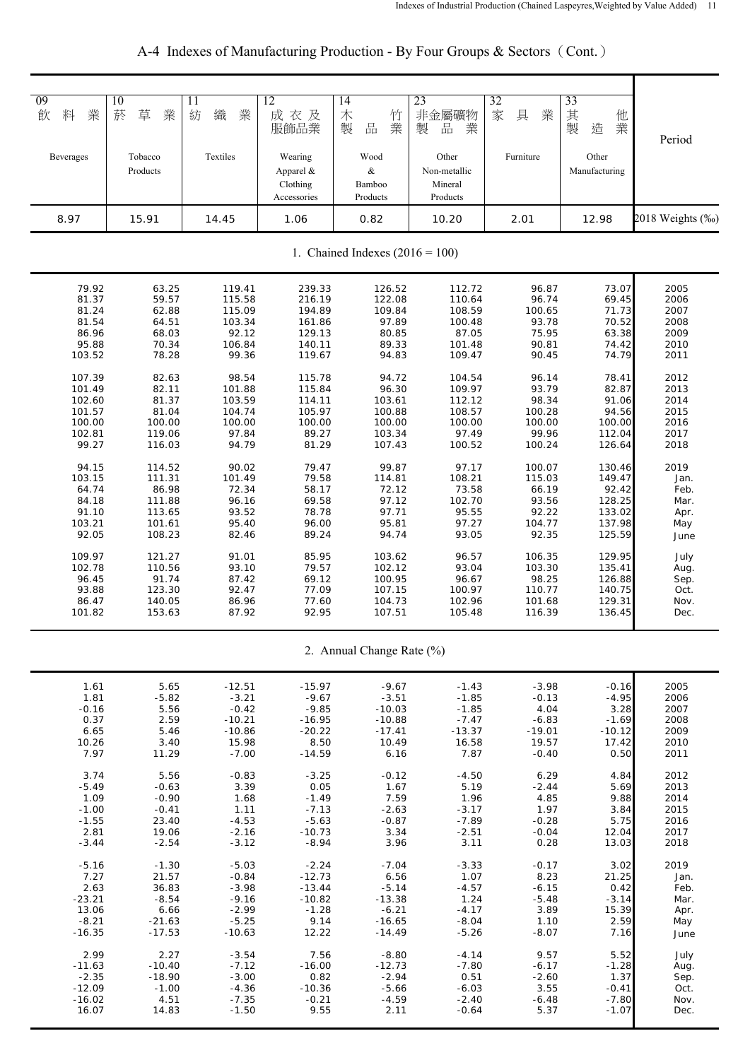# A-4 Indexes of Manufacturing Production - By Four Groups & Sectors（Cont.）

| 09 飲料業 Beverages | 10 菸草業 Tobacco Products | 11 紡織業 Textiles | 12 成衣及服飾品業 Wearing Apparel & Clothing Accessories | 14 木竹製品業 Wood & Bamboo Products | 23 非金屬礦物製品業 Other Non-metallic Mineral Products | 32 家具業 Furniture | 33 其他製造業 Other Manufacturing | Period |
|---|---|---|---|---|---|---|---|---|
| 8.97 | 15.91 | 14.45 | 1.06 | 0.82 | 10.20 | 2.01 | 12.98 | 2018 Weights (‰) |
| **1. Chained Indexes (2016 = 100)** | | | | | | | | |
| 79.92 | 63.25 | 119.41 | 239.33 | 126.52 | 112.72 | 96.87 | 73.07 | 2005 |
| 81.37 | 59.57 | 115.58 | 216.19 | 122.08 | 110.64 | 96.74 | 69.45 | 2006 |
| 81.24 | 62.88 | 115.09 | 194.89 | 109.84 | 108.59 | 100.65 | 71.73 | 2007 |
| 81.54 | 64.51 | 103.34 | 161.86 | 97.89 | 100.48 | 93.78 | 70.52 | 2008 |
| 86.96 | 68.03 | 92.12 | 129.13 | 80.85 | 87.05 | 75.95 | 63.38 | 2009 |
| 95.88 | 70.34 | 106.84 | 140.11 | 89.33 | 101.48 | 90.81 | 74.42 | 2010 |
| 103.52 | 78.28 | 99.36 | 119.67 | 94.83 | 109.47 | 90.45 | 74.79 | 2011 |
| 107.39 | 82.63 | 98.54 | 115.78 | 94.72 | 104.54 | 96.14 | 78.41 | 2012 |
| 101.49 | 82.11 | 101.88 | 115.84 | 96.30 | 109.97 | 93.79 | 82.87 | 2013 |
| 102.60 | 81.37 | 103.59 | 114.11 | 103.61 | 112.12 | 98.34 | 91.06 | 2014 |
| 101.57 | 81.04 | 104.74 | 105.97 | 100.88 | 108.57 | 100.28 | 94.56 | 2015 |
| 100.00 | 100.00 | 100.00 | 100.00 | 100.00 | 100.00 | 100.00 | 100.00 | 2016 |
| 102.81 | 119.06 | 97.84 | 89.27 | 103.34 | 97.49 | 99.96 | 112.04 | 2017 |
| 99.27 | 116.03 | 94.79 | 81.29 | 107.43 | 100.52 | 100.24 | 126.64 | 2018 |
| 94.15 | 114.52 | 90.02 | 79.47 | 99.87 | 97.17 | 100.07 | 130.46 | 2019 |
| 103.15 | 111.31 | 101.49 | 79.58 | 114.81 | 108.21 | 115.03 | 149.47 | Jan. |
| 64.74 | 86.98 | 72.34 | 58.17 | 72.12 | 73.58 | 66.19 | 92.42 | Feb. |
| 84.18 | 111.88 | 96.16 | 69.58 | 97.12 | 102.70 | 93.56 | 128.25 | Mar. |
| 91.10 | 113.65 | 93.52 | 78.78 | 97.71 | 95.55 | 92.22 | 133.02 | Apr. |
| 103.21 | 101.61 | 95.40 | 96.00 | 95.81 | 97.27 | 104.77 | 137.98 | May |
| 92.05 | 108.23 | 82.46 | 89.24 | 94.74 | 93.05 | 92.35 | 125.59 | June |
| 109.97 | 121.27 | 91.01 | 85.95 | 103.62 | 96.57 | 106.35 | 129.95 | July |
| 102.78 | 110.56 | 93.10 | 79.57 | 102.12 | 93.04 | 103.30 | 135.41 | Aug. |
| 96.45 | 91.74 | 87.42 | 69.12 | 100.95 | 96.67 | 98.25 | 126.88 | Sep. |
| 93.88 | 123.30 | 92.47 | 77.09 | 107.15 | 100.97 | 110.77 | 140.75 | Oct. |
| 86.47 | 140.05 | 86.96 | 77.60 | 104.73 | 102.96 | 101.68 | 129.31 | Nov. |
| 101.82 | 153.63 | 87.92 | 92.95 | 107.51 | 105.48 | 116.39 | 136.45 | Dec. |
| **2. Annual Change Rate (%)** | | | | | | | | |
| 1.61 | 5.65 | -12.51 | -15.97 | -9.67 | -1.43 | -3.98 | -0.16 | 2005 |
| 1.81 | -5.82 | -3.21 | -9.67 | -3.51 | -1.85 | -0.13 | -4.95 | 2006 |
| -0.16 | 5.56 | -0.42 | -9.85 | -10.03 | -1.85 | 4.04 | 3.28 | 2007 |
| 0.37 | 2.59 | -10.21 | -16.95 | -10.88 | -7.47 | -6.83 | -1.69 | 2008 |
| 6.65 | 5.46 | -10.86 | -20.22 | -17.41 | -13.37 | -19.01 | -10.12 | 2009 |
| 10.26 | 3.40 | 15.98 | 8.50 | 10.49 | 16.58 | 19.57 | 17.42 | 2010 |
| 7.97 | 11.29 | -7.00 | -14.59 | 6.16 | 7.87 | -0.40 | 0.50 | 2011 |
| 3.74 | 5.56 | -0.83 | -3.25 | -0.12 | -4.50 | 6.29 | 4.84 | 2012 |
| -5.49 | -0.63 | 3.39 | 0.05 | 1.67 | 5.19 | -2.44 | 5.69 | 2013 |
| 1.09 | -0.90 | 1.68 | -1.49 | 7.59 | 1.96 | 4.85 | 9.88 | 2014 |
| -1.00 | -0.41 | 1.11 | -7.13 | -2.63 | -3.17 | 1.97 | 3.84 | 2015 |
| -1.55 | 23.40 | -4.53 | -5.63 | -0.87 | -7.89 | -0.28 | 5.75 | 2016 |
| 2.81 | 19.06 | -2.16 | -10.73 | 3.34 | -2.51 | -0.04 | 12.04 | 2017 |
| -3.44 | -2.54 | -3.12 | -8.94 | 3.96 | 3.11 | 0.28 | 13.03 | 2018 |
| -5.16 | -1.30 | -5.03 | -2.24 | -7.04 | -3.33 | -0.17 | 3.02 | 2019 |
| 7.27 | 21.57 | -0.84 | -12.73 | 6.56 | 1.07 | 8.23 | 21.25 | Jan. |
| 2.63 | 36.83 | -3.98 | -13.44 | -5.14 | -4.57 | -6.15 | 0.42 | Feb. |
| -23.21 | -8.54 | -9.16 | -10.82 | -13.38 | 1.24 | -5.48 | -3.14 | Mar. |
| 13.06 | 6.66 | -2.99 | -1.28 | -6.21 | -4.17 | 3.89 | 15.39 | Apr. |
| -8.21 | -21.63 | -5.25 | 9.14 | -16.65 | -8.04 | 1.10 | 2.59 | May |
| -16.35 | -17.53 | -10.63 | 12.22 | -14.49 | -5.26 | -8.07 | 7.16 | June |
| 2.99 | 2.27 | -3.54 | 7.56 | -8.80 | -4.14 | 9.57 | 5.52 | July |
| -11.63 | -10.40 | -7.12 | -16.00 | -12.73 | -7.80 | -6.17 | -1.28 | Aug. |
| -2.35 | -18.90 | -3.00 | 0.82 | -2.94 | 0.51 | -2.60 | 1.37 | Sep. |
| -12.09 | -1.00 | -4.36 | -10.36 | -5.66 | -6.03 | 3.55 | -0.41 | Oct. |
| -16.02 | 4.51 | -7.35 | -0.21 | -4.59 | -2.40 | -6.48 | -7.80 | Nov. |
| 16.07 | 14.83 | -1.50 | 9.55 | 2.11 | -0.64 | 5.37 | -1.07 | Dec. |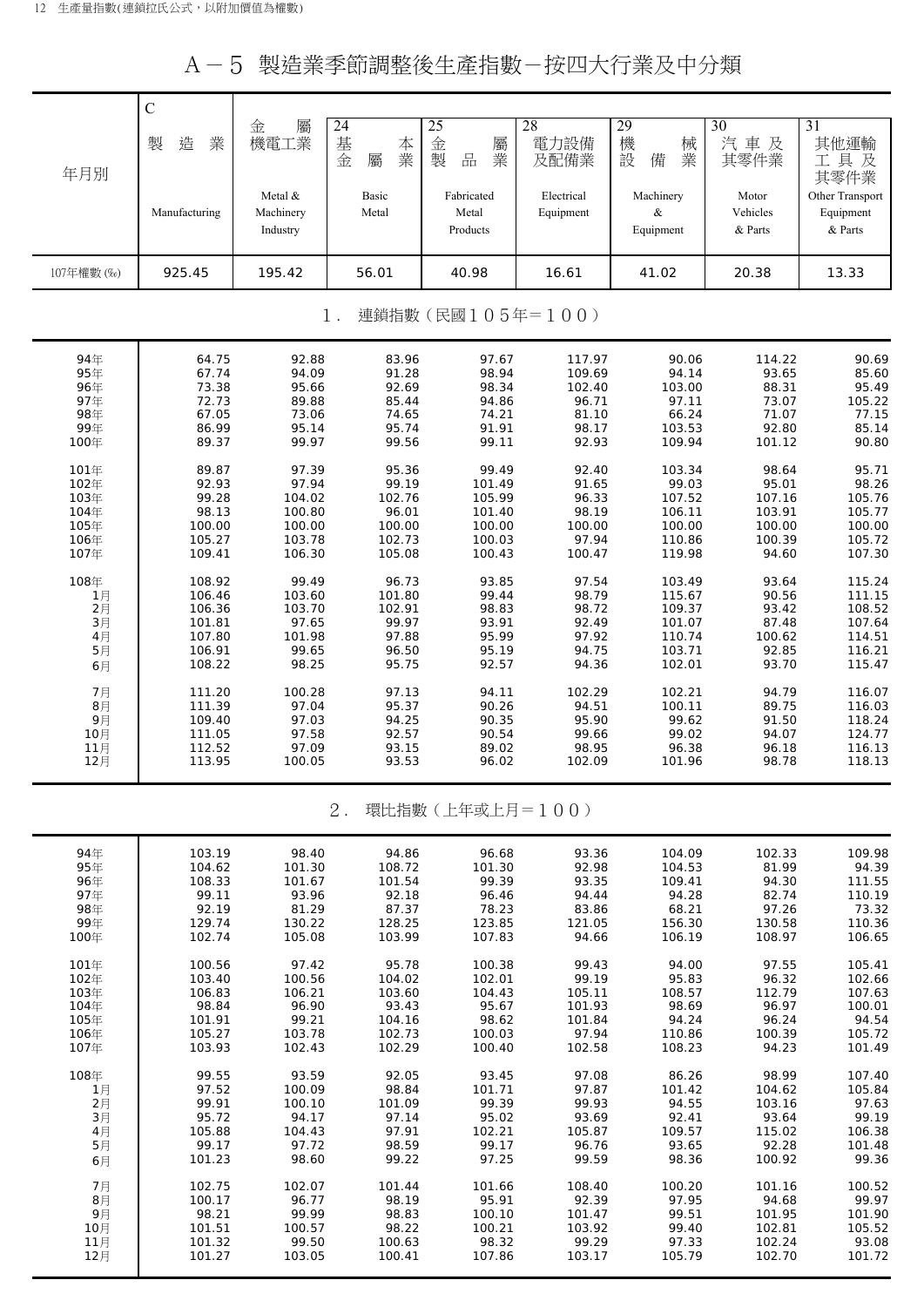# A－5 製造業季節調整後生產指數－按四大行業及中分類

| 年月別 | C 製造業 Manufacturing | 金屬機電工業 Metal & Machinery Industry | 24 基本金屬業 Basic Metal | 25 金屬製品業 Fabricated Metal Products | 28 電力設備及配備業 Electrical Equipment | 29 機械設備業 Machinery & Equipment | 30 汽車及其零件業 Motor Vehicles & Parts | 31 其他運輸工具及其零件業 Other Transport Equipment & Parts |
|---|---|---|---|---|---|---|---|---|
| 107年權數 (‰) | 925.45 | 195.42 | 56.01 | 40.98 | 16.61 | 41.02 | 20.38 | 13.33 |
| **1. 連鎖指數（民國105年＝100）** | | | | | | | | |
| 94年 | 64.75 | 92.88 | 83.96 | 97.67 | 117.97 | 90.06 | 114.22 | 90.69 |
| 95年 | 67.74 | 94.09 | 91.28 | 98.94 | 109.69 | 94.14 | 93.65 | 85.60 |
| 96年 | 73.38 | 95.66 | 92.69 | 98.34 | 102.40 | 103.00 | 88.31 | 95.49 |
| 97年 | 72.73 | 89.88 | 85.44 | 94.86 | 96.71 | 97.11 | 73.07 | 105.22 |
| 98年 | 67.05 | 73.06 | 74.65 | 74.21 | 81.10 | 66.24 | 71.07 | 77.15 |
| 99年 | 86.99 | 95.14 | 95.74 | 91.91 | 98.17 | 103.53 | 92.80 | 85.14 |
| 100年 | 89.37 | 99.97 | 99.56 | 99.11 | 92.93 | 109.94 | 101.12 | 90.80 |
| 101年 | 89.87 | 97.39 | 95.36 | 99.49 | 92.40 | 103.34 | 98.64 | 95.71 |
| 102年 | 92.93 | 97.94 | 99.19 | 101.49 | 91.65 | 99.03 | 95.01 | 98.26 |
| 103年 | 99.28 | 104.02 | 102.76 | 105.99 | 96.33 | 107.52 | 107.16 | 105.76 |
| 104年 | 98.13 | 100.80 | 96.01 | 101.40 | 98.19 | 106.11 | 103.91 | 105.77 |
| 105年 | 100.00 | 100.00 | 100.00 | 100.00 | 100.00 | 100.00 | 100.00 | 100.00 |
| 106年 | 105.27 | 103.78 | 102.73 | 100.03 | 97.94 | 110.86 | 100.39 | 105.72 |
| 107年 | 109.41 | 106.30 | 105.08 | 100.43 | 100.47 | 119.98 | 94.60 | 107.30 |
| 108年 | 108.92 | 99.49 | 96.73 | 93.85 | 97.54 | 103.49 | 93.64 | 115.24 |
| 1月 | 106.46 | 103.60 | 101.80 | 99.44 | 98.79 | 115.67 | 90.56 | 111.15 |
| 2月 | 106.36 | 103.70 | 102.91 | 98.83 | 98.72 | 109.37 | 93.42 | 108.52 |
| 3月 | 101.81 | 97.65 | 99.97 | 93.91 | 92.49 | 101.07 | 87.48 | 107.64 |
| 4月 | 107.80 | 101.98 | 97.88 | 95.99 | 97.92 | 110.74 | 100.62 | 114.51 |
| 5月 | 106.91 | 99.65 | 96.50 | 95.19 | 94.75 | 103.71 | 92.85 | 116.21 |
| 6月 | 108.22 | 98.25 | 95.75 | 92.57 | 94.36 | 102.01 | 93.70 | 115.47 |
| 7月 | 111.20 | 100.28 | 97.13 | 94.11 | 102.29 | 102.21 | 94.79 | 116.07 |
| 8月 | 111.39 | 97.04 | 95.37 | 90.26 | 94.51 | 100.11 | 89.75 | 116.03 |
| 9月 | 109.40 | 97.03 | 94.25 | 90.35 | 95.90 | 99.62 | 91.50 | 118.24 |
| 10月 | 111.05 | 97.58 | 92.57 | 90.54 | 99.66 | 99.02 | 94.07 | 124.77 |
| 11月 | 112.52 | 97.09 | 93.15 | 89.02 | 98.95 | 96.38 | 96.18 | 116.13 |
| 12月 | 113.95 | 100.05 | 93.53 | 96.02 | 102.09 | 101.96 | 98.78 | 118.13 |
| **2. 環比指數（上年或上月＝100）** | | | | | | | | |
| 94年 | 103.19 | 98.40 | 94.86 | 96.68 | 93.36 | 104.09 | 102.33 | 109.98 |
| 95年 | 104.62 | 101.30 | 108.72 | 101.30 | 92.98 | 104.53 | 81.99 | 94.39 |
| 96年 | 108.33 | 101.67 | 101.54 | 99.39 | 93.35 | 109.41 | 94.30 | 111.55 |
| 97年 | 99.11 | 93.96 | 92.18 | 96.46 | 94.44 | 94.28 | 82.74 | 110.19 |
| 98年 | 92.19 | 81.29 | 87.37 | 78.23 | 83.86 | 68.21 | 97.26 | 73.32 |
| 99年 | 129.74 | 130.22 | 128.25 | 123.85 | 121.05 | 156.30 | 130.58 | 110.36 |
| 100年 | 102.74 | 105.08 | 103.99 | 107.83 | 94.66 | 106.19 | 108.97 | 106.65 |
| 101年 | 100.56 | 97.42 | 95.78 | 100.38 | 99.43 | 94.00 | 97.55 | 105.41 |
| 102年 | 103.40 | 100.56 | 104.02 | 102.01 | 99.19 | 95.83 | 96.32 | 102.66 |
| 103年 | 106.83 | 106.21 | 103.60 | 104.43 | 105.11 | 108.57 | 112.79 | 107.63 |
| 104年 | 98.84 | 96.90 | 93.43 | 95.67 | 101.93 | 98.69 | 96.97 | 100.01 |
| 105年 | 101.91 | 99.21 | 104.16 | 98.62 | 101.84 | 94.24 | 96.24 | 94.54 |
| 106年 | 105.27 | 103.78 | 102.73 | 100.03 | 97.94 | 110.86 | 100.39 | 105.72 |
| 107年 | 103.93 | 102.43 | 102.29 | 100.40 | 102.58 | 108.23 | 94.23 | 101.49 |
| 108年 | 99.55 | 93.59 | 92.05 | 93.45 | 97.08 | 86.26 | 98.99 | 107.40 |
| 1月 | 97.52 | 100.09 | 98.84 | 101.71 | 97.87 | 101.42 | 104.62 | 105.84 |
| 2月 | 99.91 | 100.10 | 101.09 | 99.39 | 99.93 | 94.55 | 103.16 | 97.63 |
| 3月 | 95.72 | 94.17 | 97.14 | 95.02 | 93.69 | 92.41 | 93.64 | 99.19 |
| 4月 | 105.88 | 104.43 | 97.91 | 102.21 | 105.87 | 109.57 | 115.02 | 106.38 |
| 5月 | 99.17 | 97.72 | 98.59 | 99.17 | 96.76 | 93.65 | 92.28 | 101.48 |
| 6月 | 101.23 | 98.60 | 99.22 | 97.25 | 99.59 | 98.36 | 100.92 | 99.36 |
| 7月 | 102.75 | 102.07 | 101.44 | 101.66 | 108.40 | 100.20 | 101.16 | 100.52 |
| 8月 | 100.17 | 96.77 | 98.19 | 95.91 | 92.39 | 97.95 | 94.68 | 99.97 |
| 9月 | 98.21 | 99.99 | 98.83 | 100.10 | 101.47 | 99.51 | 101.95 | 101.90 |
| 10月 | 101.51 | 100.57 | 98.22 | 100.21 | 103.92 | 99.40 | 102.81 | 105.52 |
| 11月 | 101.32 | 99.50 | 100.63 | 98.32 | 99.29 | 97.33 | 102.24 | 93.08 |
| 12月 | 101.27 | 103.05 | 100.41 | 107.86 | 103.17 | 105.79 | 102.70 | 101.72 |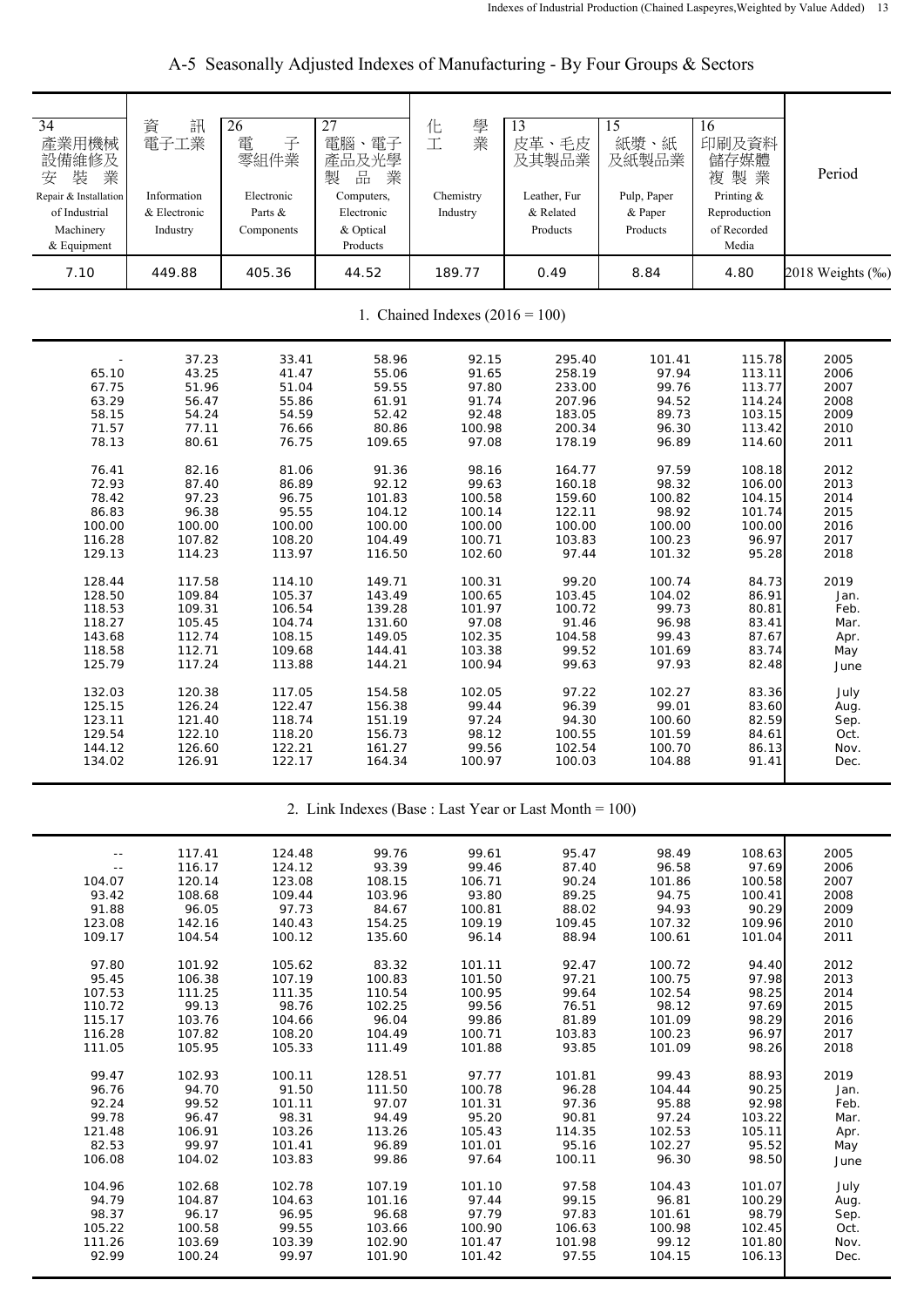# A-5 Seasonally Adjusted Indexes of Manufacturing - By Four Groups & Sectors

| 34 產業用機械設備維修及安裝業 Repair & Installation of Industrial Machinery & Equipment | 資訊電子工業 Information & Electronic Industry | 26 電子零組件業 Electronic Parts & Components | 27 電腦、電子產品及光學製品業 Computers, Electronic & Optical Products | 化學工業 Chemistry Industry | 13 皮革、毛皮及其製品業 Leather, Fur & Related Products | 15 紙漿、紙及紙製品業 Pulp, Paper & Paper Products | 16 印刷及資料儲存媒體複製業 Printing & Reproduction of Recorded Media | Period |
|---|---|---|---|---|---|---|---|---|
| 7.10 | 449.88 | 405.36 | 44.52 | 189.77 | 0.49 | 8.84 | 4.80 | 2018 Weights (‰) |
| **1. Chained Indexes (2016 = 100)** | | | | | | | | |
| - | 37.23 | 33.41 | 58.96 | 92.15 | 295.40 | 101.41 | 115.78 | 2005 |
| 65.10 | 43.25 | 41.47 | 55.06 | 91.65 | 258.19 | 97.94 | 113.11 | 2006 |
| 67.75 | 51.96 | 51.04 | 59.55 | 97.80 | 233.00 | 99.76 | 113.77 | 2007 |
| 63.29 | 56.47 | 55.86 | 61.91 | 91.74 | 207.96 | 94.52 | 114.24 | 2008 |
| 58.15 | 54.24 | 54.59 | 52.42 | 92.48 | 183.05 | 89.73 | 103.15 | 2009 |
| 71.57 | 77.11 | 76.66 | 80.86 | 100.98 | 200.34 | 96.30 | 113.42 | 2010 |
| 78.13 | 80.61 | 76.75 | 109.65 | 97.08 | 178.19 | 96.89 | 114.60 | 2011 |
| 76.41 | 82.16 | 81.06 | 91.36 | 98.16 | 164.77 | 97.59 | 108.18 | 2012 |
| 72.93 | 87.40 | 86.89 | 92.12 | 99.63 | 160.18 | 98.32 | 106.00 | 2013 |
| 78.42 | 97.23 | 96.75 | 101.83 | 100.58 | 159.60 | 100.82 | 104.15 | 2014 |
| 86.83 | 96.38 | 95.55 | 104.12 | 100.14 | 122.11 | 98.92 | 101.74 | 2015 |
| 100.00 | 100.00 | 100.00 | 100.00 | 100.00 | 100.00 | 100.00 | 100.00 | 2016 |
| 116.28 | 107.82 | 108.20 | 104.49 | 100.71 | 103.83 | 100.23 | 96.97 | 2017 |
| 129.13 | 114.23 | 113.97 | 116.50 | 102.60 | 97.44 | 101.32 | 95.28 | 2018 |
| 128.44 | 117.58 | 114.10 | 149.71 | 100.31 | 99.20 | 100.74 | 84.73 | 2019 |
| 128.50 | 109.84 | 105.37 | 143.49 | 100.65 | 103.45 | 104.02 | 86.91 | Jan. |
| 118.53 | 109.31 | 106.54 | 139.28 | 101.97 | 100.72 | 99.73 | 80.81 | Feb. |
| 118.27 | 105.45 | 104.74 | 131.60 | 97.08 | 91.46 | 96.98 | 83.41 | Mar. |
| 143.68 | 112.74 | 108.15 | 149.05 | 102.35 | 104.58 | 99.43 | 87.67 | Apr. |
| 118.58 | 112.71 | 109.68 | 144.41 | 103.38 | 99.52 | 101.69 | 83.74 | May |
| 125.79 | 117.24 | 113.88 | 144.21 | 100.94 | 99.63 | 97.93 | 82.48 | June |
| 132.03 | 120.38 | 117.05 | 154.58 | 102.05 | 97.22 | 102.27 | 83.36 | July |
| 125.15 | 126.24 | 122.47 | 156.38 | 99.44 | 96.39 | 99.01 | 83.60 | Aug. |
| 123.11 | 121.40 | 118.74 | 151.19 | 97.24 | 94.30 | 100.60 | 82.59 | Sep. |
| 129.54 | 122.10 | 118.20 | 156.73 | 98.12 | 100.55 | 101.59 | 84.61 | Oct. |
| 144.12 | 126.60 | 122.21 | 161.27 | 99.56 | 102.54 | 100.70 | 86.13 | Nov. |
| 134.02 | 126.91 | 122.17 | 164.34 | 100.97 | 100.03 | 104.88 | 91.41 | Dec. |
| **2. Link Indexes (Base : Last Year or Last Month = 100)** | | | | | | | | |
| -- | 117.41 | 124.48 | 99.76 | 99.61 | 95.47 | 98.49 | 108.63 | 2005 |
| -- | 116.17 | 124.12 | 93.39 | 99.46 | 87.40 | 96.58 | 97.69 | 2006 |
| 104.07 | 120.14 | 123.08 | 108.15 | 106.71 | 90.24 | 101.86 | 100.58 | 2007 |
| 93.42 | 108.68 | 109.44 | 103.96 | 93.80 | 89.25 | 94.75 | 100.41 | 2008 |
| 91.88 | 96.05 | 97.73 | 84.67 | 100.81 | 88.02 | 94.93 | 90.29 | 2009 |
| 123.08 | 142.16 | 140.43 | 154.25 | 109.19 | 109.45 | 107.32 | 109.96 | 2010 |
| 109.17 | 104.54 | 100.12 | 135.60 | 96.14 | 88.94 | 100.61 | 101.04 | 2011 |
| 97.80 | 101.92 | 105.62 | 83.32 | 101.11 | 92.47 | 100.72 | 94.40 | 2012 |
| 95.45 | 106.38 | 107.19 | 100.83 | 101.50 | 97.21 | 100.75 | 97.98 | 2013 |
| 107.53 | 111.25 | 111.35 | 110.54 | 100.95 | 99.64 | 102.54 | 98.25 | 2014 |
| 110.72 | 99.13 | 98.76 | 102.25 | 99.56 | 76.51 | 98.12 | 97.69 | 2015 |
| 115.17 | 103.76 | 104.66 | 96.04 | 99.86 | 81.89 | 101.09 | 98.29 | 2016 |
| 116.28 | 107.82 | 108.20 | 104.49 | 100.71 | 103.83 | 100.23 | 96.97 | 2017 |
| 111.05 | 105.95 | 105.33 | 111.49 | 101.88 | 93.85 | 101.09 | 98.26 | 2018 |
| 99.47 | 102.93 | 100.11 | 128.51 | 97.77 | 101.81 | 99.43 | 88.93 | 2019 |
| 96.76 | 94.70 | 91.50 | 111.50 | 100.78 | 96.28 | 104.44 | 90.25 | Jan. |
| 92.24 | 99.52 | 101.11 | 97.07 | 101.31 | 97.36 | 95.88 | 92.98 | Feb. |
| 99.78 | 96.47 | 98.31 | 94.49 | 95.20 | 90.81 | 97.24 | 103.22 | Mar. |
| 121.48 | 106.91 | 103.26 | 113.26 | 105.43 | 114.35 | 102.53 | 105.11 | Apr. |
| 82.53 | 99.97 | 101.41 | 96.89 | 101.01 | 95.16 | 102.27 | 95.52 | May |
| 106.08 | 104.02 | 103.83 | 99.86 | 97.64 | 100.11 | 96.30 | 98.50 | June |
| 104.96 | 102.68 | 102.78 | 107.19 | 101.10 | 97.58 | 104.43 | 101.07 | July |
| 94.79 | 104.87 | 104.63 | 101.16 | 97.44 | 99.15 | 96.81 | 100.29 | Aug. |
| 98.37 | 96.17 | 96.95 | 96.68 | 97.79 | 97.83 | 101.61 | 98.79 | Sep. |
| 105.22 | 100.58 | 99.55 | 103.66 | 100.90 | 106.63 | 100.98 | 102.45 | Oct. |
| 111.26 | 103.69 | 103.39 | 102.90 | 101.47 | 101.98 | 99.12 | 101.80 | Nov. |
| 92.99 | 100.24 | 99.97 | 101.90 | 101.42 | 97.55 | 104.15 | 106.13 | Dec. |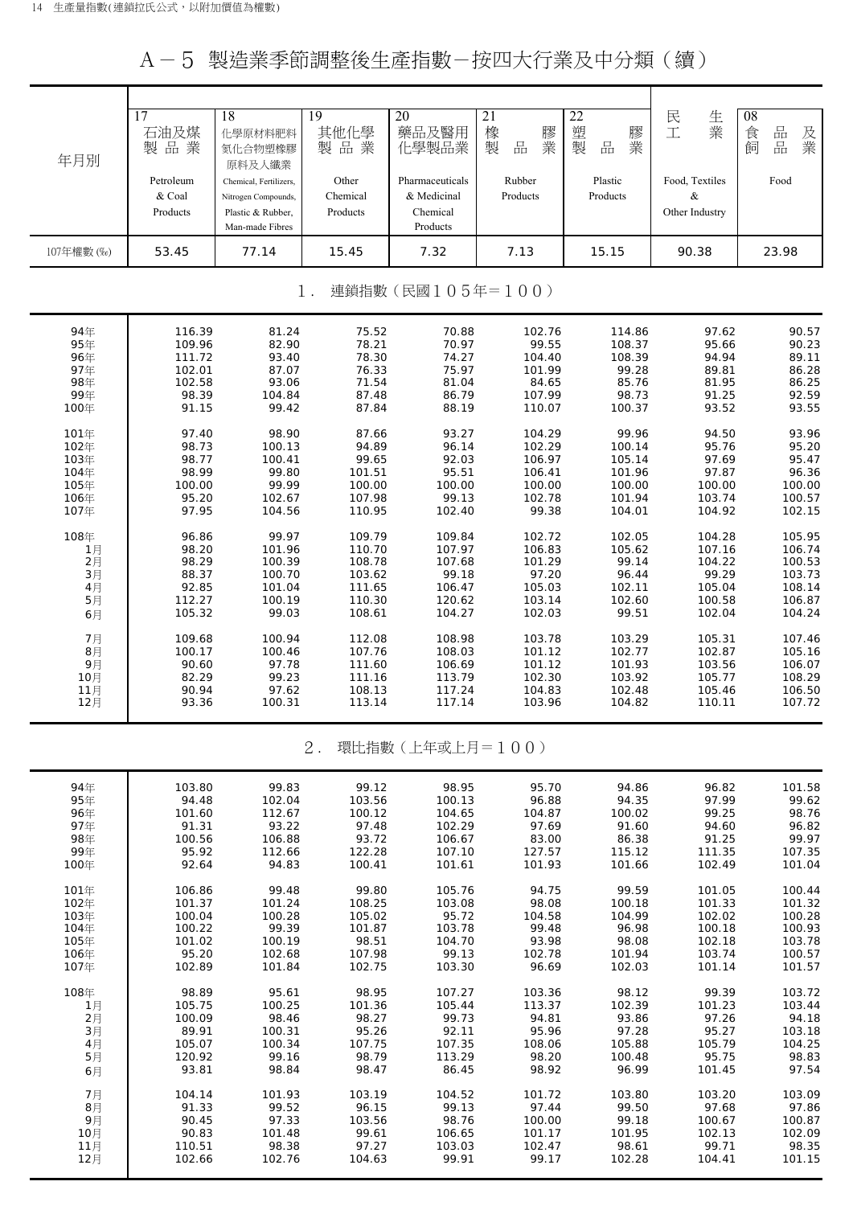# A－5 製造業季節調整後生產指數－按四大行業及中分類（續）

| 年月別 | 17 石油及煤製品業 Petroleum & Coal Products | 18 化學原材料肥料氮化合物塑橡膠原料及人纖業 Chemical, Fertilizers, Nitrogen Compounds, Plastic & Rubber, Man-made Fibres | 19 其他化學製品業 Other Chemical Products | 20 藥品及醫用化學製品業 Pharmaceuticals & Medicinal Chemical Products | 21 橡膠製品業 Rubber Products | 22 塑膠製品業 Plastic Products | 民生工業 Food, Textiles & Other Industry | 08 食品及飼品業 Food |
|---|---|---|---|---|---|---|---|---|
| 107年權數 (‰) | 53.45 | 77.14 | 15.45 | 7.32 | 7.13 | 15.15 | 90.38 | 23.98 |
| **1. 連鎖指數（民國105年＝100）** | | | | | | | | |
| 94年 | 116.39 | 81.24 | 75.52 | 70.88 | 102.76 | 114.86 | 97.62 | 90.57 |
| 95年 | 109.96 | 82.90 | 78.21 | 70.97 | 99.55 | 108.37 | 95.66 | 90.23 |
| 96年 | 111.72 | 93.40 | 78.30 | 74.27 | 104.40 | 108.39 | 94.94 | 89.11 |
| 97年 | 102.01 | 87.07 | 76.33 | 75.97 | 101.99 | 99.28 | 89.81 | 86.28 |
| 98年 | 102.58 | 93.06 | 71.54 | 81.04 | 84.65 | 85.76 | 81.95 | 86.25 |
| 99年 | 98.39 | 104.84 | 87.48 | 86.79 | 107.99 | 98.73 | 91.25 | 92.59 |
| 100年 | 91.15 | 99.42 | 87.84 | 88.19 | 110.07 | 100.37 | 93.52 | 93.55 |
| 101年 | 97.40 | 98.90 | 87.66 | 93.27 | 104.29 | 99.96 | 94.50 | 93.96 |
| 102年 | 98.73 | 100.13 | 94.89 | 96.14 | 102.29 | 100.14 | 95.76 | 95.20 |
| 103年 | 98.77 | 100.41 | 99.65 | 92.03 | 106.97 | 105.14 | 97.69 | 95.47 |
| 104年 | 98.99 | 99.80 | 101.51 | 95.51 | 106.41 | 101.96 | 97.87 | 96.36 |
| 105年 | 100.00 | 99.99 | 100.00 | 100.00 | 100.00 | 100.00 | 100.00 | 100.00 |
| 106年 | 95.20 | 102.67 | 107.98 | 99.13 | 102.78 | 101.94 | 103.74 | 100.57 |
| 107年 | 97.95 | 104.56 | 110.95 | 102.40 | 99.38 | 104.01 | 104.92 | 102.15 |
| 108年 | 96.86 | 99.97 | 109.79 | 109.84 | 102.72 | 102.05 | 104.28 | 105.95 |
| 1月 | 98.20 | 101.96 | 110.70 | 107.97 | 106.83 | 105.62 | 107.16 | 106.74 |
| 2月 | 98.29 | 100.39 | 108.78 | 107.68 | 101.29 | 99.14 | 104.22 | 100.53 |
| 3月 | 88.37 | 100.70 | 103.62 | 99.18 | 97.20 | 96.44 | 99.29 | 103.73 |
| 4月 | 92.85 | 101.04 | 111.65 | 106.47 | 105.03 | 102.11 | 105.04 | 108.14 |
| 5月 | 112.27 | 100.19 | 110.30 | 120.62 | 103.14 | 102.60 | 100.58 | 106.87 |
| 6月 | 105.32 | 99.03 | 108.61 | 104.27 | 102.03 | 99.51 | 102.04 | 104.24 |
| 7月 | 109.68 | 100.94 | 112.08 | 108.98 | 103.78 | 103.29 | 105.31 | 107.46 |
| 8月 | 100.17 | 100.46 | 107.76 | 108.03 | 101.12 | 102.77 | 102.87 | 105.16 |
| 9月 | 90.60 | 97.78 | 111.60 | 106.69 | 101.12 | 101.93 | 103.56 | 106.07 |
| 10月 | 82.29 | 99.23 | 111.16 | 113.79 | 102.30 | 103.92 | 105.77 | 108.29 |
| 11月 | 90.94 | 97.62 | 108.13 | 117.24 | 104.83 | 102.48 | 105.46 | 106.50 |
| 12月 | 93.36 | 100.31 | 113.14 | 117.14 | 103.96 | 104.82 | 110.11 | 107.72 |
| **2. 環比指數（上年或上月＝100）** | | | | | | | | |
| 94年 | 103.80 | 99.83 | 99.12 | 98.95 | 95.70 | 94.86 | 96.82 | 101.58 |
| 95年 | 94.48 | 102.04 | 103.56 | 100.13 | 96.88 | 94.35 | 97.99 | 99.62 |
| 96年 | 101.60 | 112.67 | 100.12 | 104.65 | 104.87 | 100.02 | 99.25 | 98.76 |
| 97年 | 91.31 | 93.22 | 97.48 | 102.29 | 97.69 | 91.60 | 94.60 | 96.82 |
| 98年 | 100.56 | 106.88 | 93.72 | 106.67 | 83.00 | 86.38 | 91.25 | 99.97 |
| 99年 | 95.92 | 112.66 | 122.28 | 107.10 | 127.57 | 115.12 | 111.35 | 107.35 |
| 100年 | 92.64 | 94.83 | 100.41 | 101.61 | 101.93 | 101.66 | 102.49 | 101.04 |
| 101年 | 106.86 | 99.48 | 99.80 | 105.76 | 94.75 | 99.59 | 101.05 | 100.44 |
| 102年 | 101.37 | 101.24 | 108.25 | 103.08 | 98.08 | 100.18 | 101.33 | 101.32 |
| 103年 | 100.04 | 100.28 | 105.02 | 95.72 | 104.58 | 104.99 | 102.02 | 100.28 |
| 104年 | 100.22 | 99.39 | 101.87 | 103.78 | 99.48 | 96.98 | 100.18 | 100.93 |
| 105年 | 101.02 | 100.19 | 98.51 | 104.70 | 93.98 | 98.08 | 102.18 | 103.78 |
| 106年 | 95.20 | 102.68 | 107.98 | 99.13 | 102.78 | 101.94 | 103.74 | 100.57 |
| 107年 | 102.89 | 101.84 | 102.75 | 103.30 | 96.69 | 102.03 | 101.14 | 101.57 |
| 108年 | 98.89 | 95.61 | 98.95 | 107.27 | 103.36 | 98.12 | 99.39 | 103.72 |
| 1月 | 105.75 | 100.25 | 101.36 | 105.44 | 113.37 | 102.39 | 101.23 | 103.44 |
| 2月 | 100.09 | 98.46 | 98.27 | 99.73 | 94.81 | 93.86 | 97.26 | 94.18 |
| 3月 | 89.91 | 100.31 | 95.26 | 92.11 | 95.96 | 97.28 | 95.27 | 103.18 |
| 4月 | 105.07 | 100.34 | 107.75 | 107.35 | 108.06 | 105.88 | 105.79 | 104.25 |
| 5月 | 120.92 | 99.16 | 98.79 | 113.29 | 98.20 | 100.48 | 95.75 | 98.83 |
| 6月 | 93.81 | 98.84 | 98.47 | 86.45 | 98.92 | 96.99 | 101.45 | 97.54 |
| 7月 | 104.14 | 101.93 | 103.19 | 104.52 | 101.72 | 103.80 | 103.20 | 103.09 |
| 8月 | 91.33 | 99.52 | 96.15 | 99.13 | 97.44 | 99.50 | 97.68 | 97.86 |
| 9月 | 90.45 | 97.33 | 103.56 | 98.76 | 100.00 | 99.18 | 100.67 | 100.87 |
| 10月 | 90.83 | 101.48 | 99.61 | 106.65 | 101.17 | 101.95 | 102.13 | 102.09 |
| 11月 | 110.51 | 98.38 | 97.27 | 103.03 | 102.47 | 98.61 | 99.71 | 98.35 |
| 12月 | 102.66 | 102.76 | 104.63 | 99.91 | 99.17 | 102.28 | 104.41 | 101.15 |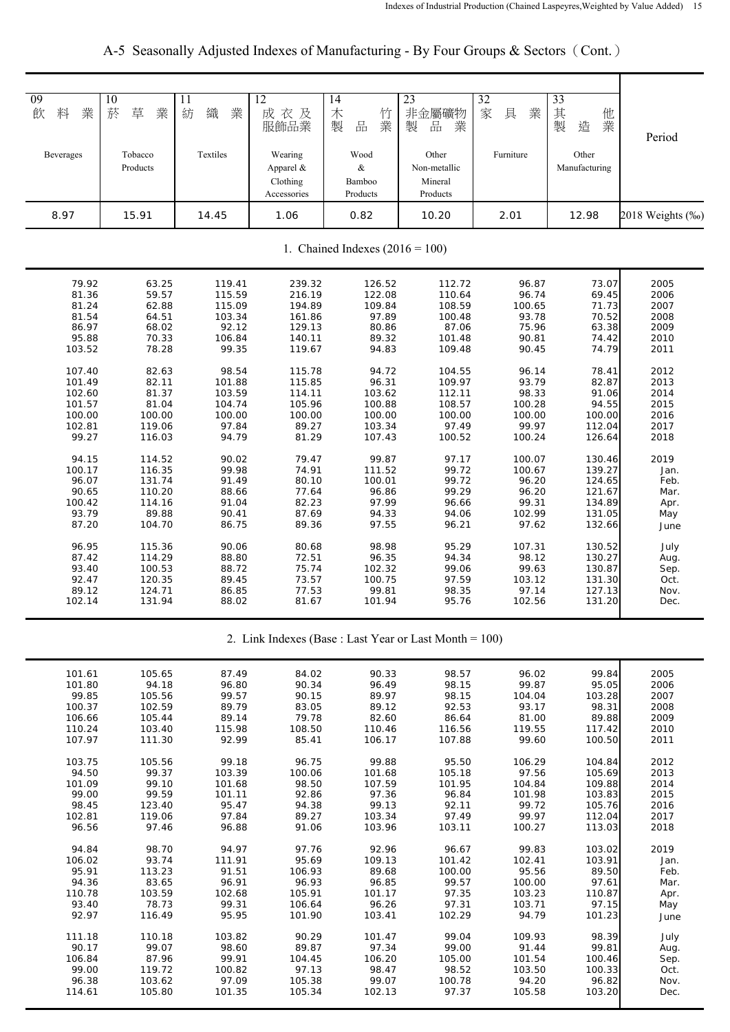# A-5 Seasonally Adjusted Indexes of Manufacturing - By Four Groups & Sectors（Cont.）

| 09 飲料業 Beverages | 10 菸草業 Tobacco Products | 11 紡織業 Textiles | 12 成衣及服飾品業 Wearing Apparel & Clothing Accessories | 14 木竹製品業 Wood & Bamboo Products | 23 非金屬礦物製品業 Other Non-metallic Mineral Products | 32 家具業 Furniture | 33 其他製造業 Other Manufacturing | Period |
|---|---|---|---|---|---|---|---|---|
| 8.97 | 15.91 | 14.45 | 1.06 | 0.82 | 10.20 | 2.01 | 12.98 | 2018 Weights (‰) |
| **1. Chained Indexes (2016 = 100)** | | | | | | | | |
| 79.92 | 63.25 | 119.41 | 239.32 | 126.52 | 112.72 | 96.87 | 73.07 | 2005 |
| 81.36 | 59.57 | 115.59 | 216.19 | 122.08 | 110.64 | 96.74 | 69.45 | 2006 |
| 81.24 | 62.88 | 115.09 | 194.89 | 109.84 | 108.59 | 100.65 | 71.73 | 2007 |
| 81.54 | 64.51 | 103.34 | 161.86 | 97.89 | 100.48 | 93.78 | 70.52 | 2008 |
| 86.97 | 68.02 | 92.12 | 129.13 | 80.86 | 87.06 | 75.96 | 63.38 | 2009 |
| 95.88 | 70.33 | 106.84 | 140.11 | 89.32 | 101.48 | 90.81 | 74.42 | 2010 |
| 103.52 | 78.28 | 99.35 | 119.67 | 94.83 | 109.48 | 90.45 | 74.79 | 2011 |
| 107.40 | 82.63 | 98.54 | 115.78 | 94.72 | 104.55 | 96.14 | 78.41 | 2012 |
| 101.49 | 82.11 | 101.88 | 115.85 | 96.31 | 109.97 | 93.79 | 82.87 | 2013 |
| 102.60 | 81.37 | 103.59 | 114.11 | 103.62 | 112.11 | 98.33 | 91.06 | 2014 |
| 101.57 | 81.04 | 104.74 | 105.96 | 100.88 | 108.57 | 100.28 | 94.55 | 2015 |
| 100.00 | 100.00 | 100.00 | 100.00 | 100.00 | 100.00 | 100.00 | 100.00 | 2016 |
| 102.81 | 119.06 | 97.84 | 89.27 | 103.34 | 97.49 | 99.97 | 112.04 | 2017 |
| 99.27 | 116.03 | 94.79 | 81.29 | 107.43 | 100.52 | 100.24 | 126.64 | 2018 |
| 94.15 | 114.52 | 90.02 | 79.47 | 99.87 | 97.17 | 100.07 | 130.46 | 2019 |
| 100.17 | 116.35 | 99.98 | 74.91 | 111.52 | 99.72 | 100.67 | 139.27 | Jan. |
| 96.07 | 131.74 | 91.49 | 80.10 | 100.01 | 99.72 | 96.20 | 124.65 | Feb. |
| 90.65 | 110.20 | 88.66 | 77.64 | 96.86 | 99.29 | 96.20 | 121.67 | Mar. |
| 100.42 | 114.16 | 91.04 | 82.23 | 97.99 | 96.66 | 99.31 | 134.89 | Apr. |
| 93.79 | 89.88 | 90.41 | 87.69 | 94.33 | 94.06 | 102.99 | 131.05 | May |
| 87.20 | 104.70 | 86.75 | 89.36 | 97.55 | 96.21 | 97.62 | 132.66 | June |
| 96.95 | 115.36 | 90.06 | 80.68 | 98.98 | 95.29 | 107.31 | 130.52 | July |
| 87.42 | 114.29 | 88.80 | 72.51 | 96.35 | 94.34 | 98.12 | 130.27 | Aug. |
| 93.40 | 100.53 | 88.72 | 75.74 | 102.32 | 99.06 | 99.63 | 130.87 | Sep. |
| 92.47 | 120.35 | 89.45 | 73.57 | 100.75 | 97.59 | 103.12 | 131.30 | Oct. |
| 89.12 | 124.71 | 86.85 | 77.53 | 99.81 | 98.35 | 97.14 | 127.13 | Nov. |
| 102.14 | 131.94 | 88.02 | 81.67 | 101.94 | 95.76 | 102.56 | 131.20 | Dec. |
| **2. Link Indexes (Base : Last Year or Last Month = 100)** | | | | | | | | |
| 101.61 | 105.65 | 87.49 | 84.02 | 90.33 | 98.57 | 96.02 | 99.84 | 2005 |
| 101.80 | 94.18 | 96.80 | 90.34 | 96.49 | 98.15 | 99.87 | 95.05 | 2006 |
| 99.85 | 105.56 | 99.57 | 90.15 | 89.97 | 98.15 | 104.04 | 103.28 | 2007 |
| 100.37 | 102.59 | 89.79 | 83.05 | 89.12 | 92.53 | 93.17 | 98.31 | 2008 |
| 106.66 | 105.44 | 89.14 | 79.78 | 82.60 | 86.64 | 81.00 | 89.88 | 2009 |
| 110.24 | 103.40 | 115.98 | 108.50 | 110.46 | 116.56 | 119.55 | 117.42 | 2010 |
| 107.97 | 111.30 | 92.99 | 85.41 | 106.17 | 107.88 | 99.60 | 100.50 | 2011 |
| 103.75 | 105.56 | 99.18 | 96.75 | 99.88 | 95.50 | 106.29 | 104.84 | 2012 |
| 94.50 | 99.37 | 103.39 | 100.06 | 101.68 | 105.18 | 97.56 | 105.69 | 2013 |
| 101.09 | 99.10 | 101.68 | 98.50 | 107.59 | 101.95 | 104.84 | 109.88 | 2014 |
| 99.00 | 99.59 | 101.11 | 92.86 | 97.36 | 96.84 | 101.98 | 103.83 | 2015 |
| 98.45 | 123.40 | 95.47 | 94.38 | 99.13 | 92.11 | 99.72 | 105.76 | 2016 |
| 102.81 | 119.06 | 97.84 | 89.27 | 103.34 | 97.49 | 99.97 | 112.04 | 2017 |
| 96.56 | 97.46 | 96.88 | 91.06 | 103.96 | 103.11 | 100.27 | 113.03 | 2018 |
| 94.84 | 98.70 | 94.97 | 97.76 | 92.96 | 96.67 | 99.83 | 103.02 | 2019 |
| 106.02 | 93.74 | 111.91 | 95.69 | 109.13 | 101.42 | 102.41 | 103.91 | Jan. |
| 95.91 | 113.23 | 91.51 | 106.93 | 89.68 | 100.00 | 95.56 | 89.50 | Feb. |
| 94.36 | 83.65 | 96.91 | 96.93 | 96.85 | 99.57 | 100.00 | 97.61 | Mar. |
| 110.78 | 103.59 | 102.68 | 105.91 | 101.17 | 97.35 | 103.23 | 110.87 | Apr. |
| 93.40 | 78.73 | 99.31 | 106.64 | 96.26 | 97.31 | 103.71 | 97.15 | May |
| 92.97 | 116.49 | 95.95 | 101.90 | 103.41 | 102.29 | 94.79 | 101.23 | June |
| 111.18 | 110.18 | 103.82 | 90.29 | 101.47 | 99.04 | 109.93 | 98.39 | July |
| 90.17 | 99.07 | 98.60 | 89.87 | 97.34 | 99.00 | 91.44 | 99.81 | Aug. |
| 106.84 | 87.96 | 99.91 | 104.45 | 106.20 | 105.00 | 101.54 | 100.46 | Sep. |
| 99.00 | 119.72 | 100.82 | 97.13 | 98.47 | 98.52 | 103.50 | 100.33 | Oct. |
| 96.38 | 103.62 | 97.09 | 105.38 | 99.07 | 100.78 | 94.20 | 96.82 | Nov. |
| 114.61 | 105.80 | 101.35 | 105.34 | 102.13 | 97.37 | 105.58 | 103.20 | Dec. |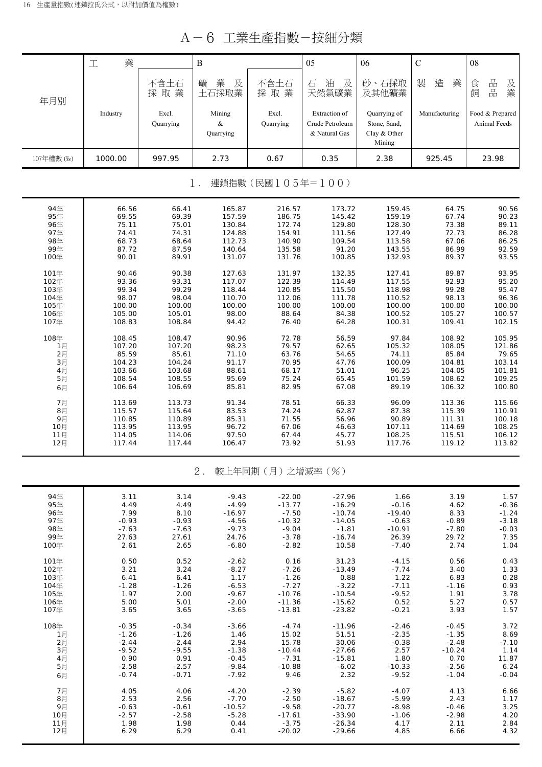# A－6 工業生產指數－按細分類

| 年月別 | 工業 Industry | 不含土石採取業 Excl. Quarrying | B 礦業及土石採取業 Mining & Quarrying | 不含土石採取業 Excl. Quarrying | 05 石油及天然氣礦業 Extraction of Crude Petroleum & Natural Gas | 06 砂、石採取及其他礦業 Quarrying of Stone, Sand, Clay & Other Mining | C 製造業 Manufacturing | 08 食品及飼品業 Food & Prepared Animal Feeds |
|---|---|---|---|---|---|---|---|---|
| 107年權數 (‰) | 1000.00 | 997.95 | 2.73 | 0.67 | 0.35 | 2.38 | 925.45 | 23.98 |
| **1．連鎖指數（民國105年＝100）** | | | | | | | | |
| 94年 | 66.56 | 66.41 | 165.87 | 216.57 | 173.72 | 159.45 | 64.75 | 90.56 |
| 95年 | 69.55 | 69.39 | 157.59 | 186.75 | 145.42 | 159.19 | 67.74 | 90.23 |
| 96年 | 75.11 | 75.01 | 130.84 | 172.74 | 129.80 | 128.30 | 73.38 | 89.11 |
| 97年 | 74.41 | 74.31 | 124.88 | 154.91 | 111.56 | 127.49 | 72.73 | 86.28 |
| 98年 | 68.73 | 68.64 | 112.73 | 140.90 | 109.54 | 113.58 | 67.06 | 86.25 |
| 99年 | 87.72 | 87.59 | 140.64 | 135.58 | 91.20 | 143.55 | 86.99 | 92.59 |
| 100年 | 90.01 | 89.91 | 131.07 | 131.76 | 100.85 | 132.93 | 89.37 | 93.55 |
| 101年 | 90.46 | 90.38 | 127.63 | 131.97 | 132.35 | 127.41 | 89.87 | 93.95 |
| 102年 | 93.36 | 93.31 | 117.07 | 122.39 | 114.49 | 117.55 | 92.93 | 95.20 |
| 103年 | 99.34 | 99.29 | 118.44 | 120.85 | 115.50 | 118.98 | 99.28 | 95.47 |
| 104年 | 98.07 | 98.04 | 110.70 | 112.06 | 111.78 | 110.52 | 98.13 | 96.36 |
| 105年 | 100.00 | 100.00 | 100.00 | 100.00 | 100.00 | 100.00 | 100.00 | 100.00 |
| 106年 | 105.00 | 105.01 | 98.00 | 88.64 | 84.38 | 100.52 | 105.27 | 100.57 |
| 107年 | 108.83 | 108.84 | 94.42 | 76.40 | 64.28 | 100.31 | 109.41 | 102.15 |
| 108年 | 108.45 | 108.47 | 90.96 | 72.78 | 56.59 | 97.84 | 108.92 | 105.95 |
| 1月 | 107.20 | 107.20 | 98.23 | 79.57 | 62.65 | 105.32 | 108.05 | 121.86 |
| 2月 | 85.59 | 85.61 | 71.10 | 63.76 | 54.65 | 74.11 | 85.84 | 79.65 |
| 3月 | 104.23 | 104.24 | 91.17 | 70.95 | 47.76 | 100.09 | 104.81 | 103.14 |
| 4月 | 103.66 | 103.68 | 88.61 | 68.17 | 51.01 | 96.25 | 104.05 | 101.81 |
| 5月 | 108.54 | 108.55 | 95.69 | 75.24 | 65.45 | 101.59 | 108.62 | 109.25 |
| 6月 | 106.64 | 106.69 | 85.81 | 82.95 | 67.08 | 89.19 | 106.32 | 100.80 |
| 7月 | 113.69 | 113.73 | 91.34 | 78.51 | 66.33 | 96.09 | 113.36 | 115.66 |
| 8月 | 115.57 | 115.64 | 83.53 | 74.24 | 62.87 | 87.38 | 115.39 | 110.91 |
| 9月 | 110.85 | 110.89 | 85.31 | 71.55 | 56.96 | 90.89 | 111.31 | 100.18 |
| 10月 | 113.95 | 113.95 | 96.72 | 67.06 | 46.63 | 107.11 | 114.69 | 108.25 |
| 11月 | 114.05 | 114.06 | 97.50 | 67.44 | 45.77 | 108.25 | 115.51 | 106.12 |
| 12月 | 117.44 | 117.44 | 106.47 | 73.92 | 51.93 | 117.76 | 119.12 | 113.82 |
| **2．較上年同期（月）之增減率（%）** | | | | | | | | |
| 94年 | 3.11 | 3.14 | -9.43 | -22.00 | -27.96 | 1.66 | 3.19 | 1.57 |
| 95年 | 4.49 | 4.49 | -4.99 | -13.77 | -16.29 | -0.16 | 4.62 | -0.36 |
| 96年 | 7.99 | 8.10 | -16.97 | -7.50 | -10.74 | -19.40 | 8.33 | -1.24 |
| 97年 | -0.93 | -0.93 | -4.56 | -10.32 | -14.05 | -0.63 | -0.89 | -3.18 |
| 98年 | -7.63 | -7.63 | -9.73 | -9.04 | -1.81 | -10.91 | -7.80 | -0.03 |
| 99年 | 27.63 | 27.61 | 24.76 | -3.78 | -16.74 | 26.39 | 29.72 | 7.35 |
| 100年 | 2.61 | 2.65 | -6.80 | -2.82 | 10.58 | -7.40 | 2.74 | 1.04 |
| 101年 | 0.50 | 0.52 | -2.62 | 0.16 | 31.23 | -4.15 | 0.56 | 0.43 |
| 102年 | 3.21 | 3.24 | -8.27 | -7.26 | -13.49 | -7.74 | 3.40 | 1.33 |
| 103年 | 6.41 | 6.41 | 1.17 | -1.26 | 0.88 | 1.22 | 6.83 | 0.28 |
| 104年 | -1.28 | -1.26 | -6.53 | -7.27 | -3.22 | -7.11 | -1.16 | 0.93 |
| 105年 | 1.97 | 2.00 | -9.67 | -10.76 | -10.54 | -9.52 | 1.91 | 3.78 |
| 106年 | 5.00 | 5.01 | -2.00 | -11.36 | -15.62 | 0.52 | 5.27 | 0.57 |
| 107年 | 3.65 | 3.65 | -3.65 | -13.81 | -23.82 | -0.21 | 3.93 | 1.57 |
| 108年 | -0.35 | -0.34 | -3.66 | -4.74 | -11.96 | -2.46 | -0.45 | 3.72 |
| 1月 | -1.26 | -1.26 | 1.46 | 15.02 | 51.51 | -2.35 | -1.35 | 8.69 |
| 2月 | -2.44 | -2.44 | 2.94 | 15.78 | 30.06 | -0.38 | -2.48 | -7.10 |
| 3月 | -9.52 | -9.55 | -1.38 | -10.44 | -27.66 | 2.57 | -10.24 | 1.14 |
| 4月 | 0.90 | 0.91 | -0.45 | -7.31 | -15.81 | 1.80 | 0.70 | 11.87 |
| 5月 | -2.58 | -2.57 | -9.84 | -10.88 | -6.02 | -10.33 | -2.56 | 6.24 |
| 6月 | -0.74 | -0.71 | -7.92 | 9.46 | 2.32 | -9.52 | -1.04 | -0.04 |
| 7月 | 4.05 | 4.06 | -4.20 | -2.39 | -5.82 | -4.07 | 4.13 | 6.66 |
| 8月 | 2.53 | 2.56 | -7.70 | -2.50 | -18.67 | -5.99 | 2.43 | 1.17 |
| 9月 | -0.63 | -0.61 | -10.52 | -9.58 | -20.77 | -8.98 | -0.46 | 3.25 |
| 10月 | -2.57 | -2.58 | -5.28 | -17.61 | -33.90 | -1.06 | -2.98 | 4.20 |
| 11月 | 1.98 | 1.98 | 0.44 | -3.75 | -26.34 | 4.17 | 2.11 | 2.84 |
| 12月 | 6.29 | 6.29 | 0.41 | -20.02 | -29.66 | 4.85 | 6.66 | 4.32 |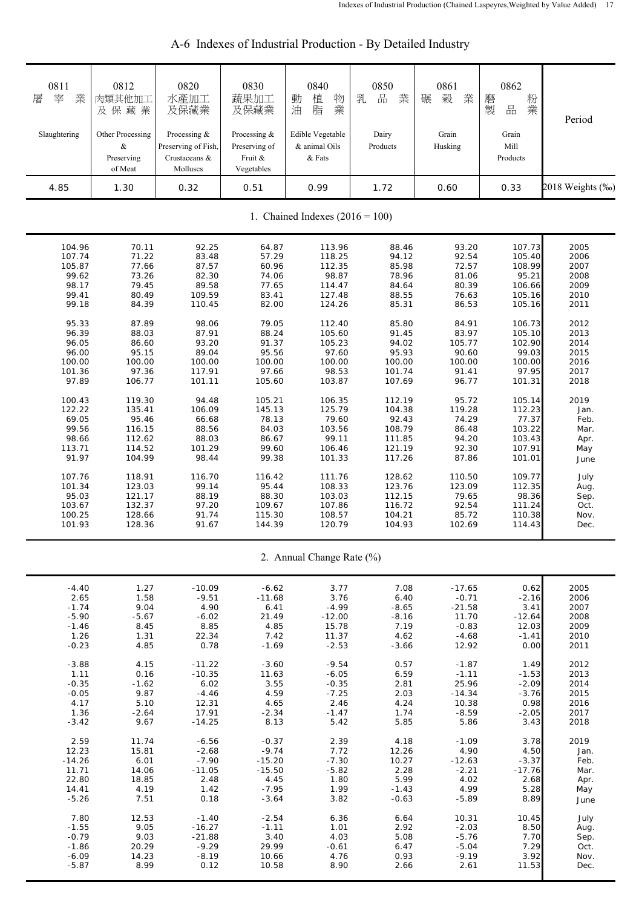# A-6 Indexes of Industrial Production - By Detailed Industry

| 0811 屠宰業 Slaughtering | 0812 肉類其他加工及保藏業 Other Processing & Preserving of Meat | 0820 水產加工及保藏業 Processing & Preserving of Fish, Crustaceans & Molluscs | 0830 蔬果加工及保藏業 Processing & Preserving of Fruit & Vegetables | 0840 動植物油脂業 Edible Vegetable & animal Oils & Fats | 0850 乳品業 Dairy Products | 0861 碾穀業 Grain Husking | 0862 磨粉製品業 Grain Mill Products | Period |
|---|---|---|---|---|---|---|---|---|
| 4.85 | 1.30 | 0.32 | 0.51 | 0.99 | 1.72 | 0.60 | 0.33 | 2018 Weights (‰) |
| **1. Chained Indexes (2016 = 100)** | | | | | | | | |
| 104.96 | 70.11 | 92.25 | 64.87 | 113.96 | 88.46 | 93.20 | 107.73 | 2005 |
| 107.74 | 71.22 | 83.48 | 57.29 | 118.25 | 94.12 | 92.54 | 105.40 | 2006 |
| 105.87 | 77.66 | 87.57 | 60.96 | 112.35 | 85.98 | 72.57 | 108.99 | 2007 |
| 99.62 | 73.26 | 82.30 | 74.06 | 98.87 | 78.96 | 81.06 | 95.21 | 2008 |
| 98.17 | 79.45 | 89.58 | 77.65 | 114.47 | 84.64 | 80.39 | 106.66 | 2009 |
| 99.41 | 80.49 | 109.59 | 83.41 | 127.48 | 88.55 | 76.63 | 105.16 | 2010 |
| 99.18 | 84.39 | 110.45 | 82.00 | 124.26 | 85.31 | 86.53 | 105.16 | 2011 |
| 95.33 | 87.89 | 98.06 | 79.05 | 112.40 | 85.80 | 84.91 | 106.73 | 2012 |
| 96.39 | 88.03 | 87.91 | 88.24 | 105.60 | 91.45 | 83.97 | 105.10 | 2013 |
| 96.05 | 86.60 | 93.20 | 91.37 | 105.23 | 94.02 | 105.77 | 102.90 | 2014 |
| 96.00 | 95.15 | 89.04 | 95.56 | 97.60 | 95.93 | 90.60 | 99.03 | 2015 |
| 100.00 | 100.00 | 100.00 | 100.00 | 100.00 | 100.00 | 100.00 | 100.00 | 2016 |
| 101.36 | 97.36 | 117.91 | 97.66 | 98.53 | 101.74 | 91.41 | 97.95 | 2017 |
| 97.89 | 106.77 | 101.11 | 105.60 | 103.87 | 107.69 | 96.77 | 101.31 | 2018 |
| 100.43 | 119.30 | 94.48 | 105.21 | 106.35 | 112.19 | 95.72 | 105.14 | 2019 |
| 122.22 | 135.41 | 106.09 | 145.13 | 125.79 | 104.38 | 119.28 | 112.23 | Jan. |
| 69.05 | 95.46 | 66.68 | 78.13 | 79.60 | 92.43 | 74.29 | 77.37 | Feb. |
| 99.56 | 116.15 | 88.56 | 84.03 | 103.56 | 108.79 | 86.48 | 103.22 | Mar. |
| 98.66 | 112.62 | 88.03 | 86.67 | 99.11 | 111.85 | 94.20 | 103.43 | Apr. |
| 113.71 | 114.52 | 101.29 | 99.60 | 106.46 | 121.19 | 92.30 | 107.91 | May |
| 91.97 | 104.99 | 98.44 | 99.38 | 101.33 | 117.26 | 87.86 | 101.01 | June |
| 107.76 | 118.91 | 116.70 | 116.42 | 111.76 | 128.62 | 110.50 | 109.77 | July |
| 101.34 | 123.03 | 99.14 | 95.44 | 108.33 | 123.76 | 123.09 | 112.35 | Aug. |
| 95.03 | 121.17 | 88.19 | 88.30 | 103.03 | 112.15 | 79.65 | 98.36 | Sep. |
| 103.67 | 132.37 | 97.20 | 109.67 | 107.86 | 116.72 | 92.54 | 111.24 | Oct. |
| 100.25 | 128.66 | 91.74 | 115.30 | 108.57 | 104.21 | 85.72 | 110.38 | Nov. |
| 101.93 | 128.36 | 91.67 | 144.39 | 120.79 | 104.93 | 102.69 | 114.43 | Dec. |
| **2. Annual Change Rate (%)** | | | | | | | | |
| -4.40 | 1.27 | -10.09 | -6.62 | 3.77 | 7.08 | -17.65 | 0.62 | 2005 |
| 2.65 | 1.58 | -9.51 | -11.68 | 3.76 | 6.40 | -0.71 | -2.16 | 2006 |
| -1.74 | 9.04 | 4.90 | 6.41 | -4.99 | -8.65 | -21.58 | 3.41 | 2007 |
| -5.90 | -5.67 | -6.02 | 21.49 | -12.00 | -8.16 | 11.70 | -12.64 | 2008 |
| -1.46 | 8.45 | 8.85 | 4.85 | 15.78 | 7.19 | -0.83 | 12.03 | 2009 |
| 1.26 | 1.31 | 22.34 | 7.42 | 11.37 | 4.62 | -4.68 | -1.41 | 2010 |
| -0.23 | 4.85 | 0.78 | -1.69 | -2.53 | -3.66 | 12.92 | 0.00 | 2011 |
| -3.88 | 4.15 | -11.22 | -3.60 | -9.54 | 0.57 | -1.87 | 1.49 | 2012 |
| 1.11 | 0.16 | -10.35 | 11.63 | -6.05 | 6.59 | -1.11 | -1.53 | 2013 |
| -0.35 | -1.62 | 6.02 | 3.55 | -0.35 | 2.81 | 25.96 | -2.09 | 2014 |
| -0.05 | 9.87 | -4.46 | 4.59 | -7.25 | 2.03 | -14.34 | -3.76 | 2015 |
| 4.17 | 5.10 | 12.31 | 4.65 | 2.46 | 4.24 | 10.38 | 0.98 | 2016 |
| 1.36 | -2.64 | 17.91 | -2.34 | -1.47 | 1.74 | -8.59 | -2.05 | 2017 |
| -3.42 | 9.67 | -14.25 | 8.13 | 5.42 | 5.85 | 5.86 | 3.43 | 2018 |
| 2.59 | 11.74 | -6.56 | -0.37 | 2.39 | 4.18 | -1.09 | 3.78 | 2019 |
| 12.23 | 15.81 | -2.68 | -9.74 | 7.72 | 12.26 | 4.90 | 4.50 | Jan. |
| -14.26 | 6.01 | -7.90 | -15.20 | -7.30 | 10.27 | -12.63 | -3.37 | Feb. |
| 11.71 | 14.06 | -11.05 | -15.50 | -5.82 | 2.28 | -2.21 | -17.76 | Mar. |
| 22.80 | 18.85 | 2.48 | 4.45 | 1.80 | 5.99 | 4.02 | 2.68 | Apr. |
| 14.41 | 4.19 | 1.42 | -7.95 | 1.99 | -1.43 | 4.99 | 5.28 | May |
| -5.26 | 7.51 | 0.18 | -3.64 | 3.82 | -0.63 | -5.89 | 8.89 | June |
| 7.80 | 12.53 | -1.40 | -2.54 | 6.36 | 6.64 | 10.31 | 10.45 | July |
| -1.55 | 9.05 | -16.27 | -1.11 | 1.01 | 2.92 | -2.03 | 8.50 | Aug. |
| -0.79 | 9.03 | -21.88 | 3.40 | 4.03 | 5.08 | -5.76 | 7.70 | Sep. |
| -1.86 | 20.29 | -9.29 | 29.99 | -0.61 | 6.47 | -5.04 | 7.29 | Oct. |
| -6.09 | 14.23 | -8.19 | 10.66 | 4.76 | 0.93 | -9.19 | 3.92 | Nov. |
| -5.87 | 8.99 | 0.12 | 10.58 | 8.90 | 2.66 | 2.61 | 11.53 | Dec. |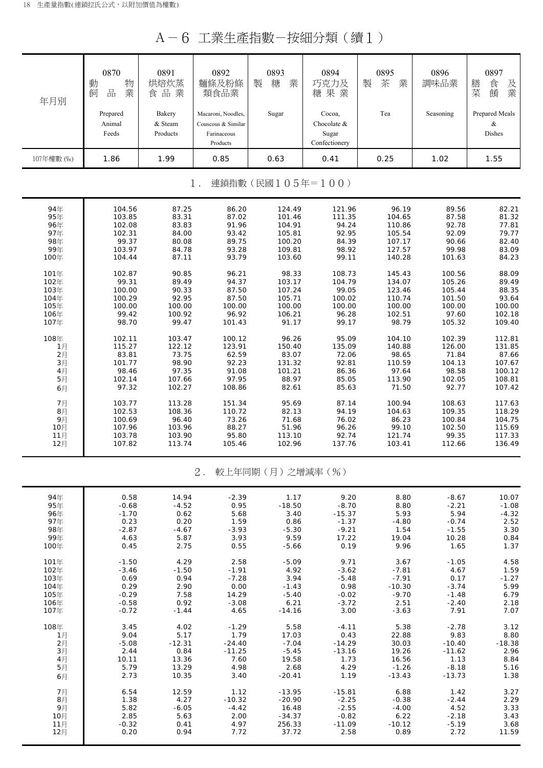# A－6 工業生產指數－按細分類（續１）

| 年月別 | 0870 動物飼品業 Prepared Animal Feeds | 0891 烘焙炊蒸食品業 Bakery & Steam Products | 0892 麵條及粉條類食品業 Macaroni, Noodles, Couscous & Similar Farinaceous Products | 0893 製糖業 Sugar | 0894 巧克力及糖果業 Cocoa, Chocolate & Sugar Confectionery | 0895 製茶業 Tea | 0896 調味品業 Seasoning | 0897 膳食及菜餚業 Prepared Meals & Dishes |
|---|---|---|---|---|---|---|---|---|
| 107年權數 (‰) | 1.86 | 1.99 | 0.85 | 0.63 | 0.41 | 0.25 | 1.02 | 1.55 |
| **1. 連鎖指數（民國105年＝100）** | | | | | | | | |
| 94年 | 104.56 | 87.25 | 86.20 | 124.49 | 121.96 | 96.19 | 89.56 | 82.21 |
| 95年 | 103.85 | 83.31 | 87.02 | 101.46 | 111.35 | 104.65 | 87.58 | 81.32 |
| 96年 | 102.08 | 83.83 | 91.96 | 104.91 | 94.24 | 110.86 | 92.78 | 77.81 |
| 97年 | 102.31 | 84.00 | 93.42 | 105.81 | 92.95 | 105.54 | 92.09 | 79.77 |
| 98年 | 99.37 | 80.08 | 89.75 | 100.20 | 84.39 | 107.17 | 90.66 | 82.40 |
| 99年 | 103.97 | 84.78 | 93.28 | 109.81 | 98.92 | 127.57 | 99.98 | 83.09 |
| 100年 | 104.44 | 87.11 | 93.79 | 103.60 | 99.11 | 140.28 | 101.63 | 84.23 |
| 101年 | 102.87 | 90.85 | 96.21 | 98.33 | 108.73 | 145.43 | 100.56 | 88.09 |
| 102年 | 99.31 | 89.49 | 94.37 | 103.17 | 104.79 | 134.07 | 105.26 | 89.49 |
| 103年 | 100.00 | 90.33 | 87.50 | 107.24 | 99.05 | 123.46 | 105.44 | 88.35 |
| 104年 | 100.29 | 92.95 | 87.50 | 105.71 | 100.02 | 110.74 | 101.50 | 93.64 |
| 105年 | 100.00 | 100.00 | 100.00 | 100.00 | 100.00 | 100.00 | 100.00 | 100.00 |
| 106年 | 99.42 | 100.92 | 96.92 | 106.21 | 96.28 | 102.51 | 97.60 | 102.18 |
| 107年 | 98.70 | 99.47 | 101.43 | 91.17 | 99.17 | 98.79 | 105.32 | 109.40 |
| 108年 | 102.11 | 103.47 | 100.12 | 96.26 | 95.09 | 104.10 | 102.39 | 112.81 |
| 1月 | 115.27 | 122.12 | 123.91 | 150.40 | 135.09 | 140.88 | 126.00 | 131.85 |
| 2月 | 83.81 | 73.75 | 62.59 | 83.07 | 72.06 | 98.65 | 71.84 | 87.66 |
| 3月 | 101.77 | 98.90 | 92.23 | 131.32 | 92.81 | 110.59 | 104.13 | 107.67 |
| 4月 | 98.46 | 97.35 | 91.08 | 101.21 | 86.36 | 97.64 | 98.58 | 100.12 |
| 5月 | 102.14 | 107.66 | 97.95 | 88.97 | 85.05 | 113.90 | 102.05 | 108.81 |
| 6月 | 97.32 | 102.27 | 108.86 | 82.61 | 85.63 | 71.50 | 92.77 | 107.42 |
| 7月 | 103.77 | 113.28 | 151.34 | 95.69 | 87.14 | 100.94 | 108.63 | 117.63 |
| 8月 | 102.53 | 108.36 | 110.72 | 82.13 | 94.19 | 104.63 | 109.35 | 118.29 |
| 9月 | 100.69 | 96.40 | 73.26 | 71.68 | 76.02 | 86.23 | 100.84 | 104.75 |
| 10月 | 107.96 | 103.96 | 88.27 | 51.96 | 96.26 | 99.10 | 102.50 | 115.69 |
| 11月 | 103.78 | 103.90 | 95.80 | 113.10 | 92.74 | 121.74 | 99.35 | 117.33 |
| 12月 | 107.82 | 113.74 | 105.46 | 102.96 | 137.76 | 103.41 | 112.66 | 136.49 |
| **2. 較上年同期（月）之增減率（%）** | | | | | | | | |
| 94年 | 0.58 | 14.94 | -2.39 | 1.17 | 9.20 | 8.80 | -8.67 | 10.07 |
| 95年 | -0.68 | -4.52 | 0.95 | -18.50 | -8.70 | 8.80 | -2.21 | -1.08 |
| 96年 | -1.70 | 0.62 | 5.68 | 3.40 | -15.37 | 5.93 | 5.94 | -4.32 |
| 97年 | 0.23 | 0.20 | 1.59 | 0.86 | -1.37 | -4.80 | -0.74 | 2.52 |
| 98年 | -2.87 | -4.67 | -3.93 | -5.30 | -9.21 | 1.54 | -1.55 | 3.30 |
| 99年 | 4.63 | 5.87 | 3.93 | 9.59 | 17.22 | 19.04 | 10.28 | 0.84 |
| 100年 | 0.45 | 2.75 | 0.55 | -5.66 | 0.19 | 9.96 | 1.65 | 1.37 |
| 101年 | -1.50 | 4.29 | 2.58 | -5.09 | 9.71 | 3.67 | -1.05 | 4.58 |
| 102年 | -3.46 | -1.50 | -1.91 | 4.92 | -3.62 | -7.81 | 4.67 | 1.59 |
| 103年 | 0.69 | 0.94 | -7.28 | 3.94 | -5.48 | -7.91 | 0.17 | -1.27 |
| 104年 | 0.29 | 2.90 | 0.00 | -1.43 | 0.98 | -10.30 | -3.74 | 5.99 |
| 105年 | -0.29 | 7.58 | 14.29 | -5.40 | -0.02 | -9.70 | -1.48 | 6.79 |
| 106年 | -0.58 | 0.92 | -3.08 | 6.21 | -3.72 | 2.51 | -2.40 | 2.18 |
| 107年 | -0.72 | -1.44 | 4.65 | -14.16 | 3.00 | -3.63 | 7.91 | 7.07 |
| 108年 | 3.45 | 4.02 | -1.29 | 5.58 | -4.11 | 5.38 | -2.78 | 3.12 |
| 1月 | 9.04 | 5.17 | 1.79 | 17.03 | 0.43 | 22.88 | 9.83 | 8.80 |
| 2月 | -5.08 | -12.31 | -24.40 | -7.04 | -14.29 | 30.03 | -10.40 | -18.38 |
| 3月 | 2.44 | 0.84 | -11.25 | -5.45 | -13.16 | 19.26 | -11.62 | 2.96 |
| 4月 | 10.11 | 13.36 | 7.60 | 19.58 | 1.73 | 16.56 | 1.13 | 8.84 |
| 5月 | 5.79 | 13.29 | 4.98 | 2.68 | 4.29 | -1.26 | -8.18 | 5.16 |
| 6月 | 2.73 | 10.35 | 3.40 | -20.41 | 1.19 | -13.43 | -13.73 | 1.38 |
| 7月 | 6.54 | 12.59 | 1.12 | -13.95 | -15.81 | 6.88 | 1.42 | 3.27 |
| 8月 | 1.38 | 4.27 | -10.32 | -20.90 | -2.25 | -0.38 | -2.44 | 2.29 |
| 9月 | 5.82 | -6.05 | -4.42 | 16.48 | -2.55 | -4.00 | 4.52 | 3.33 |
| 10月 | 2.85 | 5.63 | 2.00 | -34.37 | -0.82 | 6.22 | -2.18 | 3.43 |
| 11月 | -0.32 | 0.41 | 4.97 | 256.33 | -11.09 | -10.12 | -5.19 | 3.68 |
| 12月 | 0.20 | 0.94 | 7.72 | 37.72 | 2.58 | 0.89 | 2.72 | 11.59 |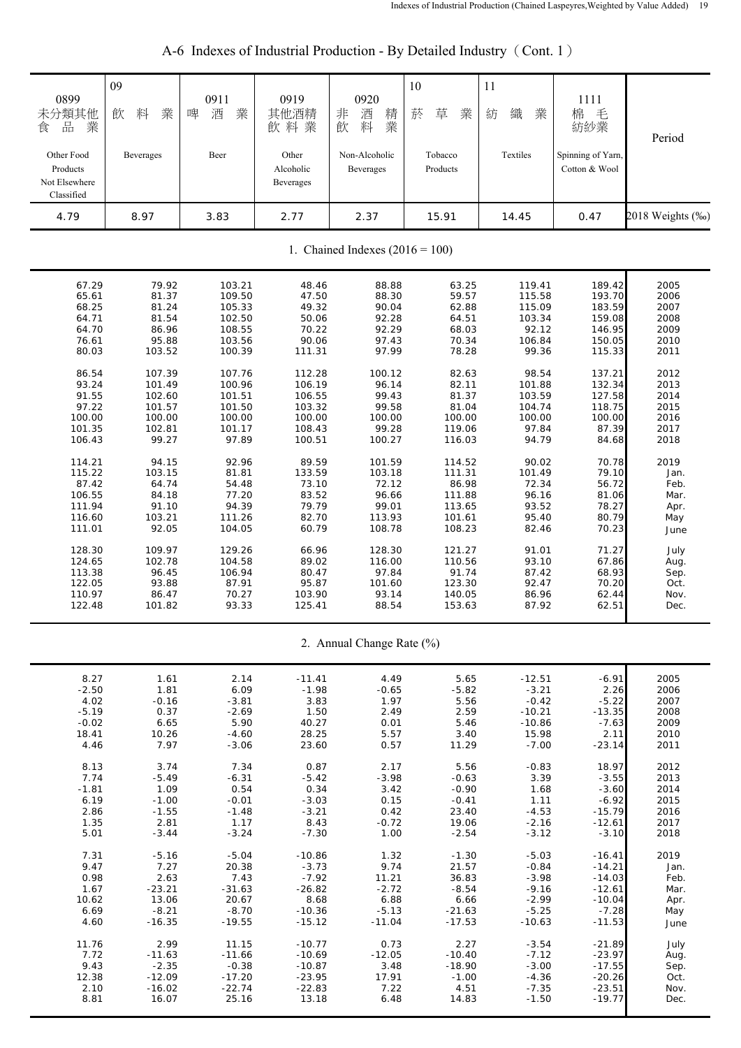# A-6 Indexes of Industrial Production - By Detailed Industry（Cont. 1）

| 0899 未分類其他食品業 Other Food Products Not Elsewhere Classified | 09 飲料業 Beverages | 0911 啤酒業 Beer | 0919 其他酒精飲料業 Other Alcoholic Beverages | 0920 非酒精飲料業 Non-Alcoholic Beverages | 10 菸草業 Tobacco Products | 11 紡織業 Textiles | 1111 棉毛紡紗業 Spinning of Yarn, Cotton & Wool | Period |
|---|---|---|---|---|---|---|---|---|
| 4.79 | 8.97 | 3.83 | 2.77 | 2.37 | 15.91 | 14.45 | 0.47 | 2018 Weights (‰) |
| **1. Chained Indexes (2016 = 100)** | | | | | | | | |
| 67.29 | 79.92 | 103.21 | 48.46 | 88.88 | 63.25 | 119.41 | 189.42 | 2005 |
| 65.61 | 81.37 | 109.50 | 47.50 | 88.30 | 59.57 | 115.58 | 193.70 | 2006 |
| 68.25 | 81.24 | 105.33 | 49.32 | 90.04 | 62.88 | 115.09 | 183.59 | 2007 |
| 64.71 | 81.54 | 102.50 | 50.06 | 92.28 | 64.51 | 103.34 | 159.08 | 2008 |
| 64.70 | 86.96 | 108.55 | 70.22 | 92.29 | 68.03 | 92.12 | 146.95 | 2009 |
| 76.61 | 95.88 | 103.56 | 90.06 | 97.43 | 70.34 | 106.84 | 150.05 | 2010 |
| 80.03 | 103.52 | 100.39 | 111.31 | 97.99 | 78.28 | 99.36 | 115.33 | 2011 |
| 86.54 | 107.39 | 107.76 | 112.28 | 100.12 | 82.63 | 98.54 | 137.21 | 2012 |
| 93.24 | 101.49 | 100.96 | 106.19 | 96.14 | 82.11 | 101.88 | 132.34 | 2013 |
| 91.55 | 102.60 | 101.51 | 106.55 | 99.43 | 81.37 | 103.59 | 127.58 | 2014 |
| 97.22 | 101.57 | 101.50 | 103.32 | 99.58 | 81.04 | 104.74 | 118.75 | 2015 |
| 100.00 | 100.00 | 100.00 | 100.00 | 100.00 | 100.00 | 100.00 | 100.00 | 2016 |
| 101.35 | 102.81 | 101.17 | 108.43 | 99.28 | 119.06 | 97.84 | 87.39 | 2017 |
| 106.43 | 99.27 | 97.89 | 100.51 | 100.27 | 116.03 | 94.79 | 84.68 | 2018 |
| 114.21 | 94.15 | 92.96 | 89.59 | 101.59 | 114.52 | 90.02 | 70.78 | 2019 |
| 115.22 | 103.15 | 81.81 | 133.59 | 103.18 | 111.31 | 101.49 | 79.10 | Jan. |
| 87.42 | 64.74 | 54.48 | 73.10 | 72.12 | 86.98 | 72.34 | 56.72 | Feb. |
| 106.55 | 84.18 | 77.20 | 83.52 | 96.66 | 111.88 | 96.16 | 81.06 | Mar. |
| 111.94 | 91.10 | 94.39 | 79.79 | 99.01 | 113.65 | 93.52 | 78.27 | Apr. |
| 116.60 | 103.21 | 111.26 | 82.70 | 113.93 | 101.61 | 95.40 | 80.79 | May |
| 111.01 | 92.05 | 104.05 | 60.79 | 108.78 | 108.23 | 82.46 | 70.23 | June |
| 128.30 | 109.97 | 129.26 | 66.96 | 128.30 | 121.27 | 91.01 | 71.27 | July |
| 124.65 | 102.78 | 104.58 | 89.02 | 116.00 | 110.56 | 93.10 | 67.86 | Aug. |
| 113.38 | 96.45 | 106.94 | 80.47 | 97.84 | 91.74 | 87.42 | 68.93 | Sep. |
| 122.05 | 93.88 | 87.91 | 95.87 | 101.60 | 123.30 | 92.47 | 70.20 | Oct. |
| 110.97 | 86.47 | 70.27 | 103.90 | 93.14 | 140.05 | 86.96 | 62.44 | Nov. |
| 122.48 | 101.82 | 93.33 | 125.41 | 88.54 | 153.63 | 87.92 | 62.51 | Dec. |
| **2. Annual Change Rate (%)** | | | | | | | | |
| 8.27 | 1.61 | 2.14 | -11.41 | 4.49 | 5.65 | -12.51 | -6.91 | 2005 |
| -2.50 | 1.81 | 6.09 | -1.98 | -0.65 | -5.82 | -3.21 | 2.26 | 2006 |
| 4.02 | -0.16 | -3.81 | 3.83 | 1.97 | 5.56 | -0.42 | -5.22 | 2007 |
| -5.19 | 0.37 | -2.69 | 1.50 | 2.49 | 2.59 | -10.21 | -13.35 | 2008 |
| -0.02 | 6.65 | 5.90 | 40.27 | 0.01 | 5.46 | -10.86 | -7.63 | 2009 |
| 18.41 | 10.26 | -4.60 | 28.25 | 5.57 | 3.40 | 15.98 | 2.11 | 2010 |
| 4.46 | 7.97 | -3.06 | 23.60 | 0.57 | 11.29 | -7.00 | -23.14 | 2011 |
| 8.13 | 3.74 | 7.34 | 0.87 | 2.17 | 5.56 | -0.83 | 18.97 | 2012 |
| 7.74 | -5.49 | -6.31 | -5.42 | -3.98 | -0.63 | 3.39 | -3.55 | 2013 |
| -1.81 | 1.09 | 0.54 | 0.34 | 3.42 | -0.90 | 1.68 | -3.60 | 2014 |
| 6.19 | -1.00 | -0.01 | -3.03 | 0.15 | -0.41 | 1.11 | -6.92 | 2015 |
| 2.86 | -1.55 | -1.48 | -3.21 | 0.42 | 23.40 | -4.53 | -15.79 | 2016 |
| 1.35 | 2.81 | 1.17 | 8.43 | -0.72 | 19.06 | -2.16 | -12.61 | 2017 |
| 5.01 | -3.44 | -3.24 | -7.30 | 1.00 | -2.54 | -3.12 | -3.10 | 2018 |
| 7.31 | -5.16 | -5.04 | -10.86 | 1.32 | -1.30 | -5.03 | -16.41 | 2019 |
| 9.47 | 7.27 | 20.38 | -3.73 | 9.74 | 21.57 | -0.84 | -14.21 | Jan. |
| 0.98 | 2.63 | 7.43 | -7.92 | 11.21 | 36.83 | -3.98 | -14.03 | Feb. |
| 1.67 | -23.21 | -31.63 | -26.82 | -2.72 | -8.54 | -9.16 | -12.61 | Mar. |
| 10.62 | 13.06 | 20.67 | 8.68 | 6.88 | 6.66 | -2.99 | -10.04 | Apr. |
| 6.69 | -8.21 | -8.70 | -10.36 | -5.13 | -21.63 | -5.25 | -7.28 | May |
| 4.60 | -16.35 | -19.55 | -15.12 | -11.04 | -17.53 | -10.63 | -11.53 | June |
| 11.76 | 2.99 | 11.15 | -10.77 | 0.73 | 2.27 | -3.54 | -21.89 | July |
| 7.72 | -11.63 | -11.66 | -10.69 | -12.05 | -10.40 | -7.12 | -23.97 | Aug. |
| 9.43 | -2.35 | -0.38 | -10.87 | 3.48 | -18.90 | -3.00 | -17.55 | Sep. |
| 12.38 | -12.09 | -17.20 | -23.95 | 17.91 | -1.00 | -4.36 | -20.26 | Oct. |
| 2.10 | -16.02 | -22.74 | -22.83 | 7.22 | 4.51 | -7.35 | -23.51 | Nov. |
| 8.81 | 16.07 | 25.16 | 13.18 | 6.48 | 14.83 | -1.50 | -19.77 | Dec. |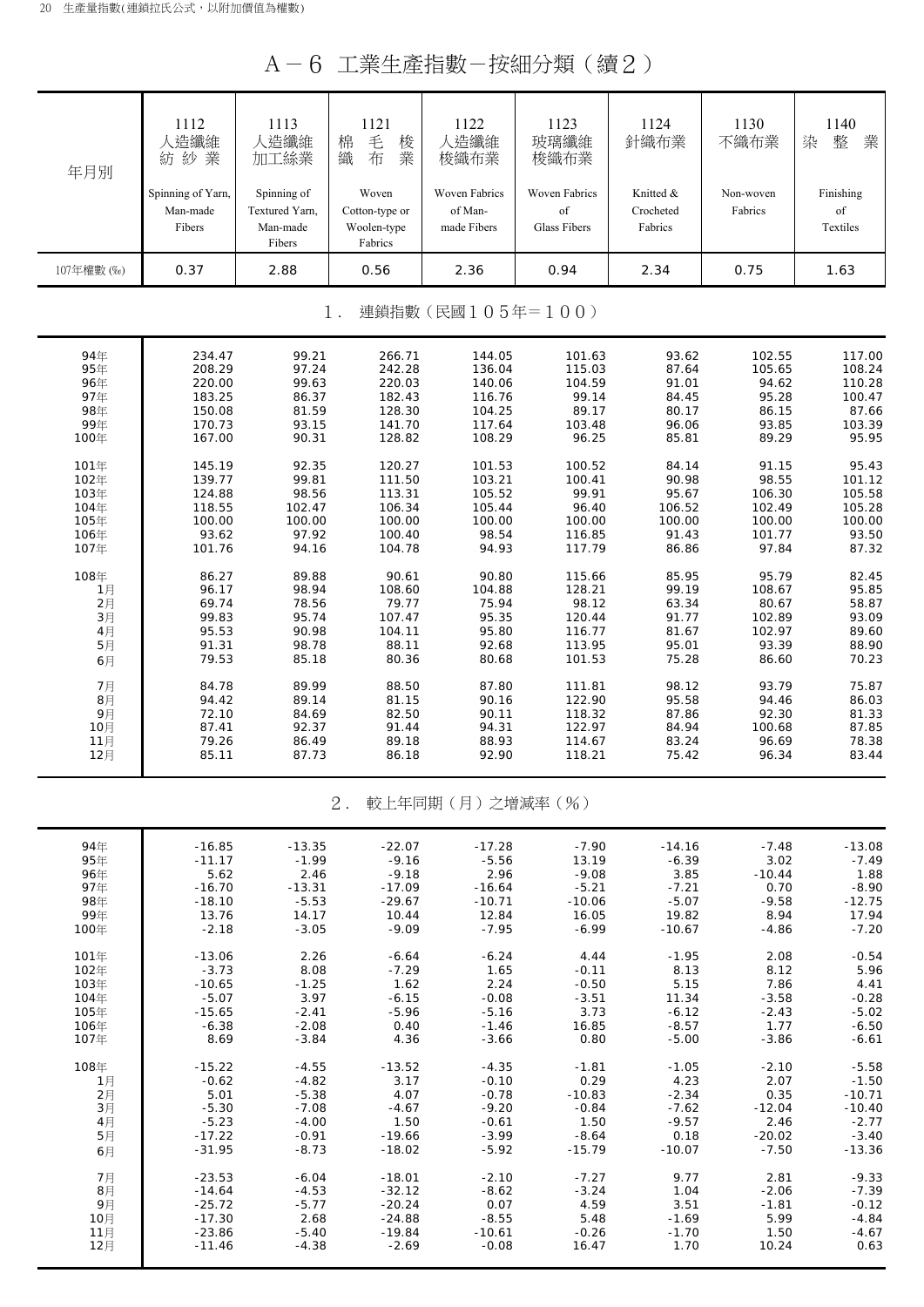# A－6 工業生產指數－按細分類（續2）

| 年月別 | 1112 人造纖維紡紗業 Spinning of Yarn, Man-made Fibers | 1113 人造纖維加工絲業 Spinning of Textured Yarn, Man-made Fibers | 1121 棉毛梭織布業 Woven Cotton-type or Woolen-type Fabrics | 1122 人造纖維梭織布業 Woven Fabrics of Man-made Fibers | 1123 玻璃纖維梭織布業 Woven Fabrics of Glass Fibers | 1124 針織布業 Knitted & Crocheted Fabrics | 1130 不織布業 Non-woven Fabrics | 1140 染整業 Finishing of Textiles |
|---|---|---|---|---|---|---|---|---|
| 107年權數 (‰) | 0.37 | 2.88 | 0.56 | 2.36 | 0.94 | 2.34 | 0.75 | 1.63 |
| **1. 連鎖指數（民國105年＝100）** | | | | | | | | |
| 94年 | 234.47 | 99.21 | 266.71 | 144.05 | 101.63 | 93.62 | 102.55 | 117.00 |
| 95年 | 208.29 | 97.24 | 242.28 | 136.04 | 115.03 | 87.64 | 105.65 | 108.24 |
| 96年 | 220.00 | 99.63 | 220.03 | 140.06 | 104.59 | 91.01 | 94.62 | 110.28 |
| 97年 | 183.25 | 86.37 | 182.43 | 116.76 | 99.14 | 84.45 | 95.28 | 100.47 |
| 98年 | 150.08 | 81.59 | 128.30 | 104.25 | 89.17 | 80.17 | 86.15 | 87.66 |
| 99年 | 170.73 | 93.15 | 141.70 | 117.64 | 103.48 | 96.06 | 93.85 | 103.39 |
| 100年 | 167.00 | 90.31 | 128.82 | 108.29 | 96.25 | 85.81 | 89.29 | 95.95 |
| 101年 | 145.19 | 92.35 | 120.27 | 101.53 | 100.52 | 84.14 | 91.15 | 95.43 |
| 102年 | 139.77 | 99.81 | 111.50 | 103.21 | 100.41 | 90.98 | 98.55 | 101.12 |
| 103年 | 124.88 | 98.56 | 113.31 | 105.52 | 99.91 | 95.67 | 106.30 | 105.58 |
| 104年 | 118.55 | 102.47 | 106.34 | 105.44 | 96.40 | 106.52 | 102.49 | 105.28 |
| 105年 | 100.00 | 100.00 | 100.00 | 100.00 | 100.00 | 100.00 | 100.00 | 100.00 |
| 106年 | 93.62 | 97.92 | 100.40 | 98.54 | 116.85 | 91.43 | 101.77 | 93.50 |
| 107年 | 101.76 | 94.16 | 104.78 | 94.93 | 117.79 | 86.86 | 97.84 | 87.32 |
| 108年 | 86.27 | 89.88 | 90.61 | 90.80 | 115.66 | 85.95 | 95.79 | 82.45 |
| 1月 | 96.17 | 98.94 | 108.60 | 104.88 | 128.21 | 99.19 | 108.67 | 95.85 |
| 2月 | 69.74 | 78.56 | 79.77 | 75.94 | 98.12 | 63.34 | 80.67 | 58.87 |
| 3月 | 99.83 | 95.74 | 107.47 | 95.35 | 120.44 | 91.77 | 102.89 | 93.09 |
| 4月 | 95.53 | 90.98 | 104.11 | 95.80 | 116.77 | 81.67 | 102.97 | 89.60 |
| 5月 | 91.31 | 98.78 | 88.11 | 92.68 | 113.95 | 95.01 | 93.39 | 88.90 |
| 6月 | 79.53 | 85.18 | 80.36 | 80.68 | 101.53 | 75.28 | 86.60 | 70.23 |
| 7月 | 84.78 | 89.99 | 88.50 | 87.80 | 111.81 | 98.12 | 93.79 | 75.87 |
| 8月 | 94.42 | 89.14 | 81.15 | 90.16 | 122.90 | 95.58 | 94.46 | 86.03 |
| 9月 | 72.10 | 84.69 | 82.50 | 90.11 | 118.32 | 87.86 | 92.30 | 81.33 |
| 10月 | 87.41 | 92.37 | 91.44 | 94.31 | 122.97 | 84.94 | 100.68 | 87.85 |
| 11月 | 79.26 | 86.49 | 89.18 | 88.93 | 114.67 | 83.24 | 96.69 | 78.38 |
| 12月 | 85.11 | 87.73 | 86.18 | 92.90 | 118.21 | 75.42 | 96.34 | 83.44 |
| **2. 較上年同期（月）之增減率（%）** | | | | | | | | |
| 94年 | -16.85 | -13.35 | -22.07 | -17.28 | -7.90 | -14.16 | -7.48 | -13.08 |
| 95年 | -11.17 | -1.99 | -9.16 | -5.56 | 13.19 | -6.39 | 3.02 | -7.49 |
| 96年 | 5.62 | 2.46 | -9.18 | 2.96 | -9.08 | 3.85 | -10.44 | 1.88 |
| 97年 | -16.70 | -13.31 | -17.09 | -16.64 | -5.21 | -7.21 | 0.70 | -8.90 |
| 98年 | -18.10 | -5.53 | -29.67 | -10.71 | -10.06 | -5.07 | -9.58 | -12.75 |
| 99年 | 13.76 | 14.17 | 10.44 | 12.84 | 16.05 | 19.82 | 8.94 | 17.94 |
| 100年 | -2.18 | -3.05 | -9.09 | -7.95 | -6.99 | -10.67 | -4.86 | -7.20 |
| 101年 | -13.06 | 2.26 | -6.64 | -6.24 | 4.44 | -1.95 | 2.08 | -0.54 |
| 102年 | -3.73 | 8.08 | -7.29 | 1.65 | -0.11 | 8.13 | 8.12 | 5.96 |
| 103年 | -10.65 | -1.25 | 1.62 | 2.24 | -0.50 | 5.15 | 7.86 | 4.41 |
| 104年 | -5.07 | 3.97 | -6.15 | -0.08 | -3.51 | 11.34 | -3.58 | -0.28 |
| 105年 | -15.65 | -2.41 | -5.96 | -5.16 | 3.73 | -6.12 | -2.43 | -5.02 |
| 106年 | -6.38 | -2.08 | 0.40 | -1.46 | 16.85 | -8.57 | 1.77 | -6.50 |
| 107年 | 8.69 | -3.84 | 4.36 | -3.66 | 0.80 | -5.00 | -3.86 | -6.61 |
| 108年 | -15.22 | -4.55 | -13.52 | -4.35 | -1.81 | -1.05 | -2.10 | -5.58 |
| 1月 | -0.62 | -4.82 | 3.17 | -0.10 | 0.29 | 4.23 | 2.07 | -1.50 |
| 2月 | 5.01 | -5.38 | 4.07 | -0.78 | -10.83 | -2.34 | 0.35 | -10.71 |
| 3月 | -5.30 | -7.08 | -4.67 | -9.20 | -0.84 | -7.62 | -12.04 | -10.40 |
| 4月 | -5.23 | -4.00 | 1.50 | -0.61 | 1.50 | -9.57 | 2.46 | -2.77 |
| 5月 | -17.22 | -0.91 | -19.66 | -3.99 | -8.64 | 0.18 | -20.02 | -3.40 |
| 6月 | -31.95 | -8.73 | -18.02 | -5.92 | -15.79 | -10.07 | -7.50 | -13.36 |
| 7月 | -23.53 | -6.04 | -18.01 | -2.10 | -7.27 | 9.77 | 2.81 | -9.33 |
| 8月 | -14.64 | -4.53 | -32.12 | -8.62 | -3.24 | 1.04 | -2.06 | -7.39 |
| 9月 | -25.72 | -5.77 | -20.24 | 0.07 | 4.59 | 3.51 | -1.81 | -0.12 |
| 10月 | -17.30 | 2.68 | -24.88 | -8.55 | 5.48 | -1.69 | 5.99 | -4.84 |
| 11月 | -23.86 | -5.40 | -19.84 | -10.61 | -0.26 | -1.70 | 1.50 | -4.67 |
| 12月 | -11.46 | -4.38 | -2.69 | -0.08 | 16.47 | 1.70 | 10.24 | 0.63 |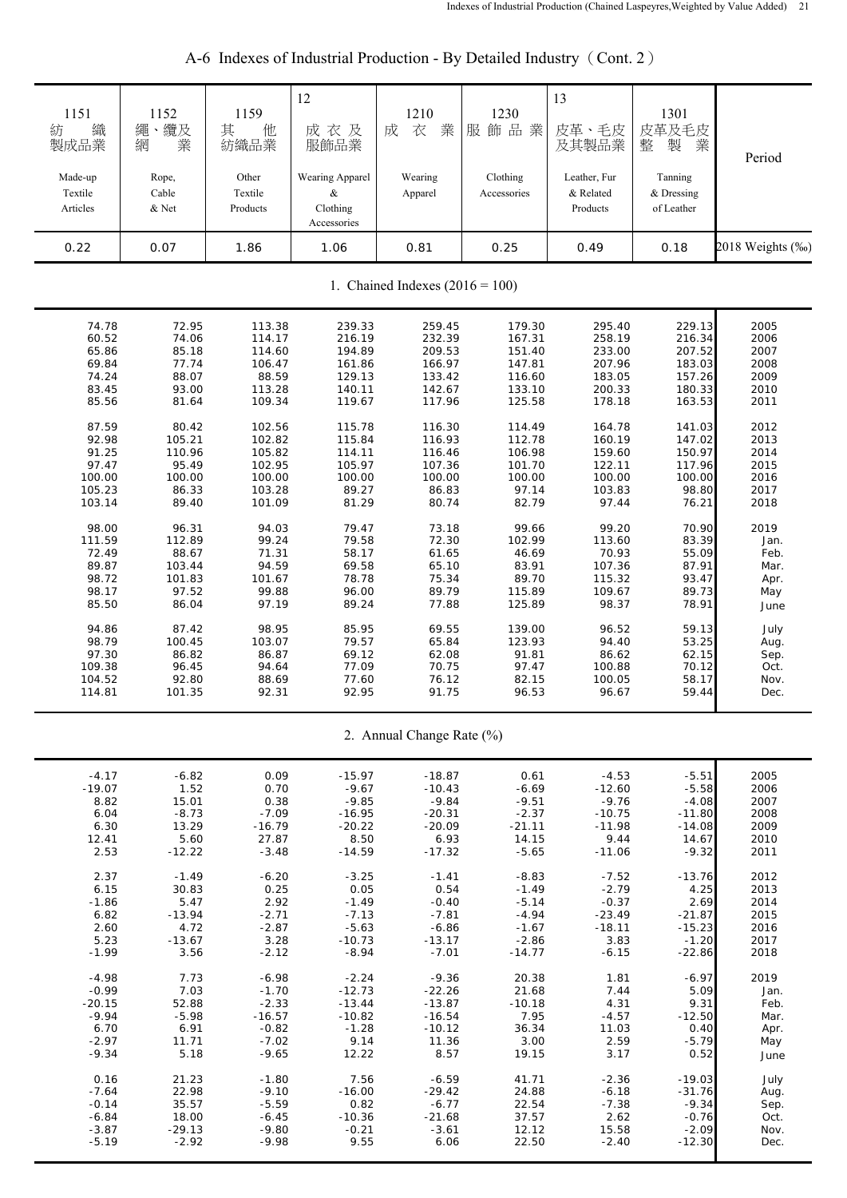## A-6 Indexes of Industrial Production - By Detailed Industry（Cont. 2）

| 1151 紡織製成品業 Made-up Textile Articles | 1152 繩、纜及網業 Rope, Cable & Net | 1159 其他紡織品業 Other Textile Products | 12 成衣及服飾品業 Wearing Apparel & Clothing Accessories | 1210 成衣業 Wearing Apparel | 1230 服飾品業 Clothing Accessories | 13 皮革、毛皮及其製品業 Leather, Fur & Related Products | 1301 皮革及毛皮整製業 Tanning & Dressing of Leather | Period |
|---|---|---|---|---|---|---|---|---|
| 0.22 | 0.07 | 1.86 | 1.06 | 0.81 | 0.25 | 0.49 | 0.18 | 2018 Weights (‰) |
| **1. Chained Indexes (2016 = 100)** | | | | | | | | |
| 74.78 | 72.95 | 113.38 | 239.33 | 259.45 | 179.30 | 295.40 | 229.13 | 2005 |
| 60.52 | 74.06 | 114.17 | 216.19 | 232.39 | 167.31 | 258.19 | 216.34 | 2006 |
| 65.86 | 85.18 | 114.60 | 194.89 | 209.53 | 151.40 | 233.00 | 207.52 | 2007 |
| 69.84 | 77.74 | 106.47 | 161.86 | 166.97 | 147.81 | 207.96 | 183.03 | 2008 |
| 74.24 | 88.07 | 88.59 | 129.13 | 133.42 | 116.60 | 183.05 | 157.26 | 2009 |
| 83.45 | 93.00 | 113.28 | 140.11 | 142.67 | 133.10 | 200.33 | 180.33 | 2010 |
| 85.56 | 81.64 | 109.34 | 119.67 | 117.96 | 125.58 | 178.18 | 163.53 | 2011 |
| 87.59 | 80.42 | 102.56 | 115.78 | 116.30 | 114.49 | 164.78 | 141.03 | 2012 |
| 92.98 | 105.21 | 102.82 | 115.84 | 116.93 | 112.78 | 160.19 | 147.02 | 2013 |
| 91.25 | 110.96 | 105.82 | 114.11 | 116.46 | 106.98 | 159.60 | 150.97 | 2014 |
| 97.47 | 95.49 | 102.95 | 105.97 | 107.36 | 101.70 | 122.11 | 117.96 | 2015 |
| 100.00 | 100.00 | 100.00 | 100.00 | 100.00 | 100.00 | 100.00 | 100.00 | 2016 |
| 105.23 | 86.33 | 103.28 | 89.27 | 86.83 | 97.14 | 103.83 | 98.80 | 2017 |
| 103.14 | 89.40 | 101.09 | 81.29 | 80.74 | 82.79 | 97.44 | 76.21 | 2018 |
| 98.00 | 96.31 | 94.03 | 79.47 | 73.18 | 99.66 | 99.20 | 70.90 | 2019 |
| 111.59 | 112.89 | 99.24 | 79.58 | 72.30 | 102.99 | 113.60 | 83.39 | Jan. |
| 72.49 | 88.67 | 71.31 | 58.17 | 61.65 | 46.69 | 70.93 | 55.09 | Feb. |
| 89.87 | 103.44 | 94.59 | 69.58 | 65.10 | 83.91 | 107.36 | 87.91 | Mar. |
| 98.72 | 101.83 | 101.67 | 78.78 | 75.34 | 89.70 | 115.32 | 93.47 | Apr. |
| 98.17 | 97.52 | 99.88 | 96.00 | 89.79 | 115.89 | 109.67 | 89.73 | May |
| 85.50 | 86.04 | 97.19 | 89.24 | 77.88 | 125.89 | 98.37 | 78.91 | June |
| 94.86 | 87.42 | 98.95 | 85.95 | 69.55 | 139.00 | 96.52 | 59.13 | July |
| 98.79 | 100.45 | 103.07 | 79.57 | 65.84 | 123.93 | 94.40 | 53.25 | Aug. |
| 97.30 | 86.82 | 86.87 | 69.12 | 62.08 | 91.81 | 86.62 | 62.15 | Sep. |
| 109.38 | 96.45 | 94.64 | 77.09 | 70.75 | 97.47 | 100.88 | 70.12 | Oct. |
| 104.52 | 92.80 | 88.69 | 77.60 | 76.12 | 82.15 | 100.05 | 58.17 | Nov. |
| 114.81 | 101.35 | 92.31 | 92.95 | 91.75 | 96.53 | 96.67 | 59.44 | Dec. |
| **2. Annual Change Rate (%)** | | | | | | | | |
| -4.17 | -6.82 | 0.09 | -15.97 | -18.87 | 0.61 | -4.53 | -5.51 | 2005 |
| -19.07 | 1.52 | 0.70 | -9.67 | -10.43 | -6.69 | -12.60 | -5.58 | 2006 |
| 8.82 | 15.01 | 0.38 | -9.85 | -9.84 | -9.51 | -9.76 | -4.08 | 2007 |
| 6.04 | -8.73 | -7.09 | -16.95 | -20.31 | -2.37 | -10.75 | -11.80 | 2008 |
| 6.30 | 13.29 | -16.79 | -20.22 | -20.09 | -21.11 | -11.98 | -14.08 | 2009 |
| 12.41 | 5.60 | 27.87 | 8.50 | 6.93 | 14.15 | 9.44 | 14.67 | 2010 |
| 2.53 | -12.22 | -3.48 | -14.59 | -17.32 | -5.65 | -11.06 | -9.32 | 2011 |
| 2.37 | -1.49 | -6.20 | -3.25 | -1.41 | -8.83 | -7.52 | -13.76 | 2012 |
| 6.15 | 30.83 | 0.25 | 0.05 | 0.54 | -1.49 | -2.79 | 4.25 | 2013 |
| -1.86 | 5.47 | 2.92 | -1.49 | -0.40 | -5.14 | -0.37 | 2.69 | 2014 |
| 6.82 | -13.94 | -2.71 | -7.13 | -7.81 | -4.94 | -23.49 | -21.87 | 2015 |
| 2.60 | 4.72 | -2.87 | -5.63 | -6.86 | -1.67 | -18.11 | -15.23 | 2016 |
| 5.23 | -13.67 | 3.28 | -10.73 | -13.17 | -2.86 | 3.83 | -1.20 | 2017 |
| -1.99 | 3.56 | -2.12 | -8.94 | -7.01 | -14.77 | -6.15 | -22.86 | 2018 |
| -4.98 | 7.73 | -6.98 | -2.24 | -9.36 | 20.38 | 1.81 | -6.97 | 2019 |
| -0.99 | 7.03 | -1.70 | -12.73 | -22.26 | 21.68 | 7.44 | 5.09 | Jan. |
| -20.15 | 52.88 | -2.33 | -13.44 | -13.87 | -10.18 | 4.31 | 9.31 | Feb. |
| -9.94 | -5.98 | -16.57 | -10.82 | -16.54 | 7.95 | -4.57 | -12.50 | Mar. |
| 6.70 | 6.91 | -0.82 | -1.28 | -10.12 | 36.34 | 11.03 | 0.40 | Apr. |
| -2.97 | 11.71 | -7.02 | 9.14 | 11.36 | 3.00 | 2.59 | -5.79 | May |
| -9.34 | 5.18 | -9.65 | 12.22 | 8.57 | 19.15 | 3.17 | 0.52 | June |
| 0.16 | 21.23 | -1.80 | 7.56 | -6.59 | 41.71 | -2.36 | -19.03 | July |
| -7.64 | 22.98 | -9.10 | -16.00 | -29.42 | 24.88 | -6.18 | -31.76 | Aug. |
| -0.14 | 35.57 | -5.59 | 0.82 | -6.77 | 22.54 | -7.38 | -9.34 | Sep. |
| -6.84 | 18.00 | -6.45 | -10.36 | -21.68 | 37.57 | 2.62 | -0.76 | Oct. |
| -3.87 | -29.13 | -9.80 | -0.21 | -3.61 | 12.12 | 15.58 | -2.09 | Nov. |
| -5.19 | -2.92 | -9.98 | 9.55 | 6.06 | 22.50 | -2.40 | -12.30 | Dec. |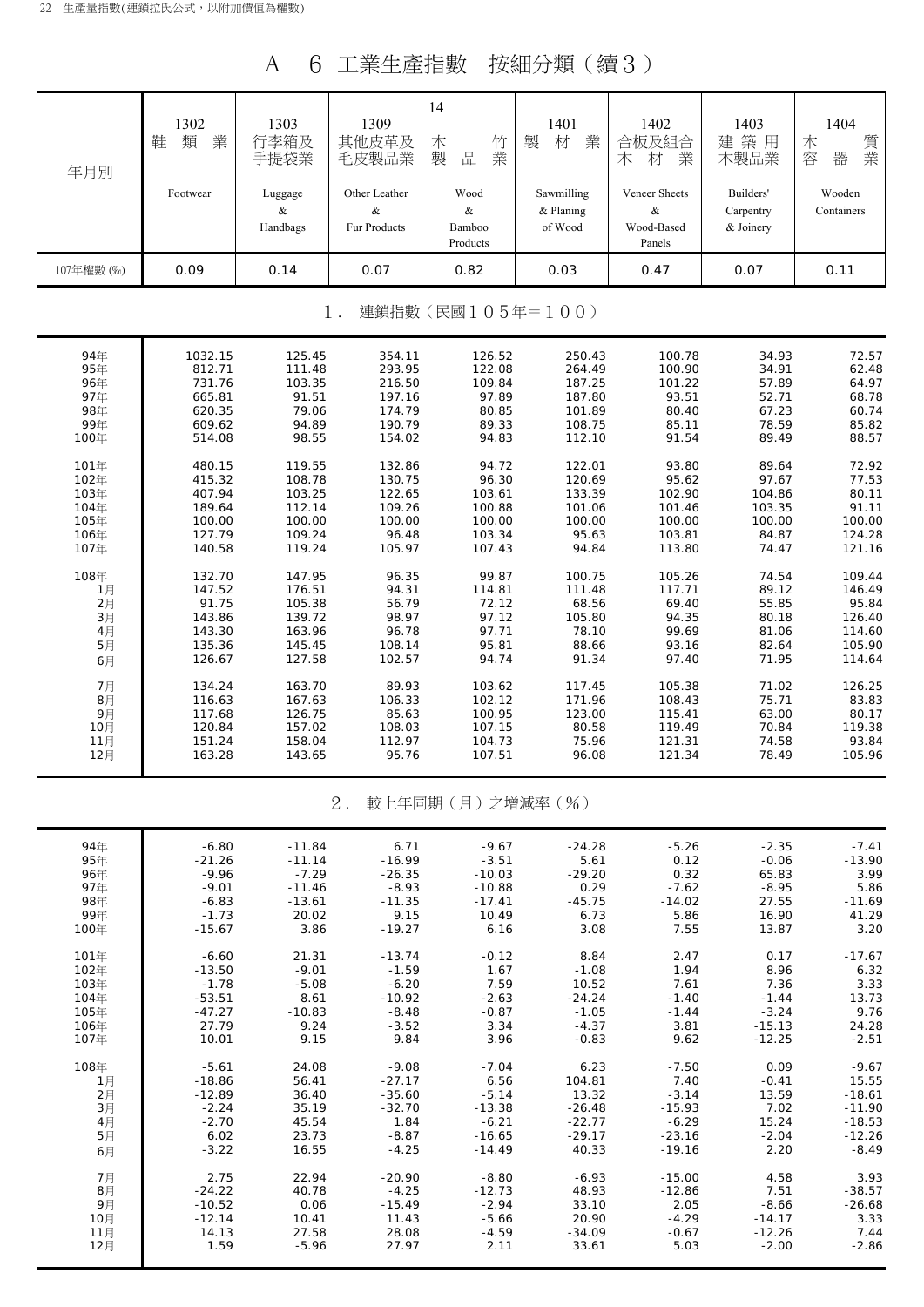# A－6 工業生產指數－按細分類（續3）

| 年月別 | 1302 鞋類業 Footwear | 1303 行李箱及手提袋業 Luggage & Handbags | 1309 其他皮革及毛皮製品業 Other Leather & Fur Products | 14 木竹製品業 Wood & Bamboo Products | 1401 製材業 Sawmilling & Planing of Wood | 1402 合板及組合木材業 Veneer Sheets & Wood-Based Panels | 1403 建築用木製品業 Builders' Carpentry & Joinery | 1404 木質容器業 Wooden Containers |
|---|---|---|---|---|---|---|---|---|
| 107年權數 (‰) | 0.09 | 0.14 | 0.07 | 0.82 | 0.03 | 0.47 | 0.07 | 0.11 |
| **1. 連鎖指數（民國105年＝100）** | | | | | | | | |
| 94年 | 1032.15 | 125.45 | 354.11 | 126.52 | 250.43 | 100.78 | 34.93 | 72.57 |
| 95年 | 812.71 | 111.48 | 293.95 | 122.08 | 264.49 | 100.90 | 34.91 | 62.48 |
| 96年 | 731.76 | 103.35 | 216.50 | 109.84 | 187.25 | 101.22 | 57.89 | 64.97 |
| 97年 | 665.81 | 91.51 | 197.16 | 97.89 | 187.80 | 93.51 | 52.71 | 68.78 |
| 98年 | 620.35 | 79.06 | 174.79 | 80.85 | 101.89 | 80.40 | 67.23 | 60.74 |
| 99年 | 609.62 | 94.89 | 190.79 | 89.33 | 108.75 | 85.11 | 78.59 | 85.82 |
| 100年 | 514.08 | 98.55 | 154.02 | 94.83 | 112.10 | 91.54 | 89.49 | 88.57 |
| 101年 | 480.15 | 119.55 | 132.86 | 94.72 | 122.01 | 93.80 | 89.64 | 72.92 |
| 102年 | 415.32 | 108.78 | 130.75 | 96.30 | 120.69 | 95.62 | 97.67 | 77.53 |
| 103年 | 407.94 | 103.25 | 122.65 | 103.61 | 133.39 | 102.90 | 104.86 | 80.11 |
| 104年 | 189.64 | 112.14 | 109.26 | 100.88 | 101.06 | 101.46 | 103.35 | 91.11 |
| 105年 | 100.00 | 100.00 | 100.00 | 100.00 | 100.00 | 100.00 | 100.00 | 100.00 |
| 106年 | 127.79 | 109.24 | 96.48 | 103.34 | 95.63 | 103.81 | 84.87 | 124.28 |
| 107年 | 140.58 | 119.24 | 105.97 | 107.43 | 94.84 | 113.80 | 74.47 | 121.16 |
| 108年 | 132.70 | 147.95 | 96.35 | 99.87 | 100.75 | 105.26 | 74.54 | 109.44 |
| 1月 | 147.52 | 176.51 | 94.31 | 114.81 | 111.48 | 117.71 | 89.12 | 146.49 |
| 2月 | 91.75 | 105.38 | 56.79 | 72.12 | 68.56 | 69.40 | 55.85 | 95.84 |
| 3月 | 143.86 | 139.72 | 98.97 | 97.12 | 105.80 | 94.35 | 80.18 | 126.40 |
| 4月 | 143.30 | 163.96 | 96.78 | 97.71 | 78.10 | 99.69 | 81.06 | 114.60 |
| 5月 | 135.36 | 145.45 | 108.14 | 95.81 | 88.66 | 93.16 | 82.64 | 105.90 |
| 6月 | 126.67 | 127.58 | 102.57 | 94.74 | 91.34 | 97.40 | 71.95 | 114.64 |
| 7月 | 134.24 | 163.70 | 89.93 | 103.62 | 117.45 | 105.38 | 71.02 | 126.25 |
| 8月 | 116.63 | 167.63 | 106.33 | 102.12 | 171.96 | 108.43 | 75.71 | 83.83 |
| 9月 | 117.68 | 126.75 | 85.63 | 100.95 | 123.00 | 115.41 | 63.00 | 80.17 |
| 10月 | 120.84 | 157.02 | 108.03 | 107.15 | 80.58 | 119.49 | 70.84 | 119.38 |
| 11月 | 151.24 | 158.04 | 112.97 | 104.73 | 75.96 | 121.31 | 74.58 | 93.84 |
| 12月 | 163.28 | 143.65 | 95.76 | 107.51 | 96.08 | 121.34 | 78.49 | 105.96 |
| **2. 較上年同期（月）之增減率（%）** | | | | | | | | |
| 94年 | -6.80 | -11.84 | 6.71 | -9.67 | -24.28 | -5.26 | -2.35 | -7.41 |
| 95年 | -21.26 | -11.14 | -16.99 | -3.51 | 5.61 | 0.12 | -0.06 | -13.90 |
| 96年 | -9.96 | -7.29 | -26.35 | -10.03 | -29.20 | 0.32 | 65.83 | 3.99 |
| 97年 | -9.01 | -11.46 | -8.93 | -10.88 | 0.29 | -7.62 | -8.95 | 5.86 |
| 98年 | -6.83 | -13.61 | -11.35 | -17.41 | -45.75 | -14.02 | 27.55 | -11.69 |
| 99年 | -1.73 | 20.02 | 9.15 | 10.49 | 6.73 | 5.86 | 16.90 | 41.29 |
| 100年 | -15.67 | 3.86 | -19.27 | 6.16 | 3.08 | 7.55 | 13.87 | 3.20 |
| 101年 | -6.60 | 21.31 | -13.74 | -0.12 | 8.84 | 2.47 | 0.17 | -17.67 |
| 102年 | -13.50 | -9.01 | -1.59 | 1.67 | -1.08 | 1.94 | 8.96 | 6.32 |
| 103年 | -1.78 | -5.08 | -6.20 | 7.59 | 10.52 | 7.61 | 7.36 | 3.33 |
| 104年 | -53.51 | 8.61 | -10.92 | -2.63 | -24.24 | -1.40 | -1.44 | 13.73 |
| 105年 | -47.27 | -10.83 | -8.48 | -0.87 | -1.05 | -1.44 | -3.24 | 9.76 |
| 106年 | 27.79 | 9.24 | -3.52 | 3.34 | -4.37 | 3.81 | -15.13 | 24.28 |
| 107年 | 10.01 | 9.15 | 9.84 | 3.96 | -0.83 | 9.62 | -12.25 | -2.51 |
| 108年 | -5.61 | 24.08 | -9.08 | -7.04 | 6.23 | -7.50 | 0.09 | -9.67 |
| 1月 | -18.86 | 56.41 | -27.17 | 6.56 | 104.81 | 7.40 | -0.41 | 15.55 |
| 2月 | -12.89 | 36.40 | -35.60 | -5.14 | 13.32 | -3.14 | 13.59 | -18.61 |
| 3月 | -2.24 | 35.19 | -32.70 | -13.38 | -26.48 | -15.93 | 7.02 | -11.90 |
| 4月 | -2.70 | 45.54 | 1.84 | -6.21 | -22.77 | -6.29 | 15.24 | -18.53 |
| 5月 | 6.02 | 23.73 | -8.87 | -16.65 | -29.17 | -23.16 | -2.04 | -12.26 |
| 6月 | -3.22 | 16.55 | -4.25 | -14.49 | 40.33 | -19.16 | 2.20 | -8.49 |
| 7月 | 2.75 | 22.94 | -20.90 | -8.80 | -6.93 | -15.00 | 4.58 | 3.93 |
| 8月 | -24.22 | 40.78 | -4.25 | -12.73 | 48.93 | -12.86 | 7.51 | -38.57 |
| 9月 | -10.52 | 0.06 | -15.49 | -2.94 | 33.10 | 2.05 | -8.66 | -26.68 |
| 10月 | -12.14 | 10.41 | 11.43 | -5.66 | 20.90 | -4.29 | -14.17 | 3.33 |
| 11月 | 14.13 | 27.58 | 28.08 | -4.59 | -34.09 | -0.67 | -12.26 | 7.44 |
| 12月 | 1.59 | -5.96 | 27.97 | 2.11 | 33.61 | 5.03 | -2.00 | -2.86 |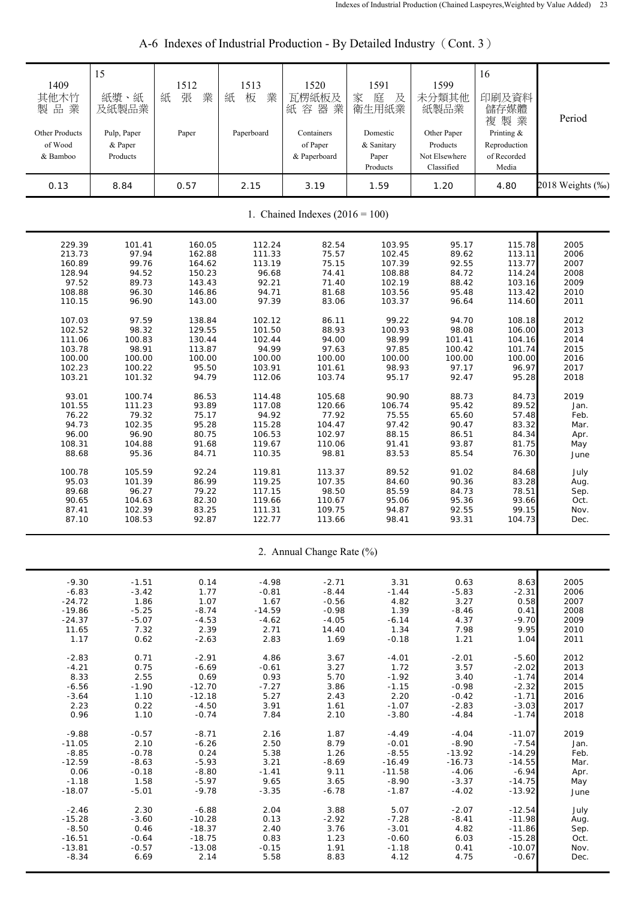# A-6 Indexes of Industrial Production - By Detailed Industry（Cont. 3）

| 1409 其他木竹製品業 Other Products of Wood & Bamboo | 15 紙漿、紙及紙製品業 Pulp, Paper & Paper Products | 1512 紙張業 Paper | 1513 紙板業 Paperboard | 1520 瓦楞紙板及紙容器業 Containers of Paper & Paperboard | 1591 家庭及衛生用紙業 Domestic & Sanitary Paper Products | 1599 未分類其他紙製品業 Other Paper Products Not Elsewhere Classified | 16 印刷及資料儲存媒體複製業 Printing & Reproduction of Recorded Media | Period |
|---|---|---|---|---|---|---|---|---|
| 0.13 | 8.84 | 0.57 | 2.15 | 3.19 | 1.59 | 1.20 | 4.80 | 2018 Weights (‰) |
| **1. Chained Indexes (2016 = 100)** | | | | | | | | |
| 229.39 | 101.41 | 160.05 | 112.24 | 82.54 | 103.95 | 95.17 | 115.78 | 2005 |
| 213.73 | 97.94 | 162.88 | 111.33 | 75.57 | 102.45 | 89.62 | 113.11 | 2006 |
| 160.89 | 99.76 | 164.62 | 113.19 | 75.15 | 107.39 | 92.55 | 113.77 | 2007 |
| 128.94 | 94.52 | 150.23 | 96.68 | 74.41 | 108.88 | 84.72 | 114.24 | 2008 |
| 97.52 | 89.73 | 143.43 | 92.21 | 71.40 | 102.19 | 88.42 | 103.16 | 2009 |
| 108.88 | 96.30 | 146.86 | 94.71 | 81.68 | 103.56 | 95.48 | 113.42 | 2010 |
| 110.15 | 96.90 | 143.00 | 97.39 | 83.06 | 103.37 | 96.64 | 114.60 | 2011 |
| 107.03 | 97.59 | 138.84 | 102.12 | 86.11 | 99.22 | 94.70 | 108.18 | 2012 |
| 102.52 | 98.32 | 129.55 | 101.50 | 88.93 | 100.93 | 98.08 | 106.00 | 2013 |
| 111.06 | 100.83 | 130.44 | 102.44 | 94.00 | 98.99 | 101.41 | 104.16 | 2014 |
| 103.78 | 98.91 | 113.87 | 94.99 | 97.63 | 97.85 | 100.42 | 101.74 | 2015 |
| 100.00 | 100.00 | 100.00 | 100.00 | 100.00 | 100.00 | 100.00 | 100.00 | 2016 |
| 102.23 | 100.22 | 95.50 | 103.91 | 101.61 | 98.93 | 97.17 | 96.97 | 2017 |
| 103.21 | 101.32 | 94.79 | 112.06 | 103.74 | 95.17 | 92.47 | 95.28 | 2018 |
| 93.01 | 100.74 | 86.53 | 114.48 | 105.68 | 90.90 | 88.73 | 84.73 | 2019 |
| 101.55 | 111.23 | 93.89 | 117.08 | 120.66 | 106.74 | 95.42 | 89.52 | Jan. |
| 76.22 | 79.32 | 75.17 | 94.92 | 77.92 | 75.55 | 65.60 | 57.48 | Feb. |
| 94.73 | 102.35 | 95.28 | 115.28 | 104.47 | 97.42 | 90.47 | 83.32 | Mar. |
| 96.00 | 96.90 | 80.75 | 106.53 | 102.97 | 88.15 | 86.51 | 84.34 | Apr. |
| 108.31 | 104.88 | 91.68 | 119.67 | 110.06 | 91.41 | 93.87 | 81.75 | May |
| 88.68 | 95.36 | 84.71 | 110.35 | 98.81 | 83.53 | 85.54 | 76.30 | June |
| 100.78 | 105.59 | 92.24 | 119.81 | 113.37 | 89.52 | 91.02 | 84.68 | July |
| 95.03 | 101.39 | 86.99 | 119.25 | 107.35 | 84.60 | 90.36 | 83.28 | Aug. |
| 89.68 | 96.27 | 79.22 | 117.15 | 98.50 | 85.59 | 84.73 | 78.51 | Sep. |
| 90.65 | 104.63 | 82.30 | 119.66 | 110.67 | 95.06 | 95.36 | 93.66 | Oct. |
| 87.41 | 102.39 | 83.25 | 111.31 | 109.75 | 94.87 | 92.55 | 99.15 | Nov. |
| 87.10 | 108.53 | 92.87 | 122.77 | 113.66 | 98.41 | 93.31 | 104.73 | Dec. |
| **2. Annual Change Rate (%)** | | | | | | | | |
| -9.30 | -1.51 | 0.14 | -4.98 | -2.71 | 3.31 | 0.63 | 8.63 | 2005 |
| -6.83 | -3.42 | 1.77 | -0.81 | -8.44 | -1.44 | -5.83 | -2.31 | 2006 |
| -24.72 | 1.86 | 1.07 | 1.67 | -0.56 | 4.82 | 3.27 | 0.58 | 2007 |
| -19.86 | -5.25 | -8.74 | -14.59 | -0.98 | 1.39 | -8.46 | 0.41 | 2008 |
| -24.37 | -5.07 | -4.53 | -4.62 | -4.05 | -6.14 | 4.37 | -9.70 | 2009 |
| 11.65 | 7.32 | 2.39 | 2.71 | 14.40 | 1.34 | 7.98 | 9.95 | 2010 |
| 1.17 | 0.62 | -2.63 | 2.83 | 1.69 | -0.18 | 1.21 | 1.04 | 2011 |
| -2.83 | 0.71 | -2.91 | 4.86 | 3.67 | -4.01 | -2.01 | -5.60 | 2012 |
| -4.21 | 0.75 | -6.69 | -0.61 | 3.27 | 1.72 | 3.57 | -2.02 | 2013 |
| 8.33 | 2.55 | 0.69 | 0.93 | 5.70 | -1.92 | 3.40 | -1.74 | 2014 |
| -6.56 | -1.90 | -12.70 | -7.27 | 3.86 | -1.15 | -0.98 | -2.32 | 2015 |
| -3.64 | 1.10 | -12.18 | 5.27 | 2.43 | 2.20 | -0.42 | -1.71 | 2016 |
| 2.23 | 0.22 | -4.50 | 3.91 | 1.61 | -1.07 | -2.83 | -3.03 | 2017 |
| 0.96 | 1.10 | -0.74 | 7.84 | 2.10 | -3.80 | -4.84 | -1.74 | 2018 |
| -9.88 | -0.57 | -8.71 | 2.16 | 1.87 | -4.49 | -4.04 | -11.07 | 2019 |
| -11.05 | 2.10 | -6.26 | 2.50 | 8.79 | -0.01 | -8.90 | -7.54 | Jan. |
| -8.85 | -0.78 | 0.24 | 5.38 | 1.26 | -8.55 | -13.92 | -14.29 | Feb. |
| -12.59 | -8.63 | -5.93 | 3.21 | -8.69 | -16.49 | -16.73 | -14.55 | Mar. |
| 0.06 | -0.18 | -8.80 | -1.41 | 9.11 | -11.58 | -4.06 | -6.94 | Apr. |
| -1.18 | 1.58 | -5.97 | 9.65 | 3.65 | -8.90 | -3.37 | -14.75 | May |
| -18.07 | -5.01 | -9.78 | -3.35 | -6.78 | -1.87 | -4.02 | -13.92 | June |
| -2.46 | 2.30 | -6.88 | 2.04 | 3.88 | 5.07 | -2.07 | -12.54 | July |
| -15.28 | -3.60 | -10.28 | 0.13 | -2.92 | -7.28 | -8.41 | -11.98 | Aug. |
| -8.50 | 0.46 | -18.37 | 2.40 | 3.76 | -3.01 | 4.82 | -11.86 | Sep. |
| -16.51 | -0.64 | -18.75 | 0.83 | 1.23 | -0.60 | 6.03 | -15.28 | Oct. |
| -13.81 | -0.57 | -13.08 | -0.15 | 1.91 | -1.18 | 0.41 | -10.07 | Nov. |
| -8.34 | 6.69 | 2.14 | 5.58 | 8.83 | 4.12 | 4.75 | -0.67 | Dec. |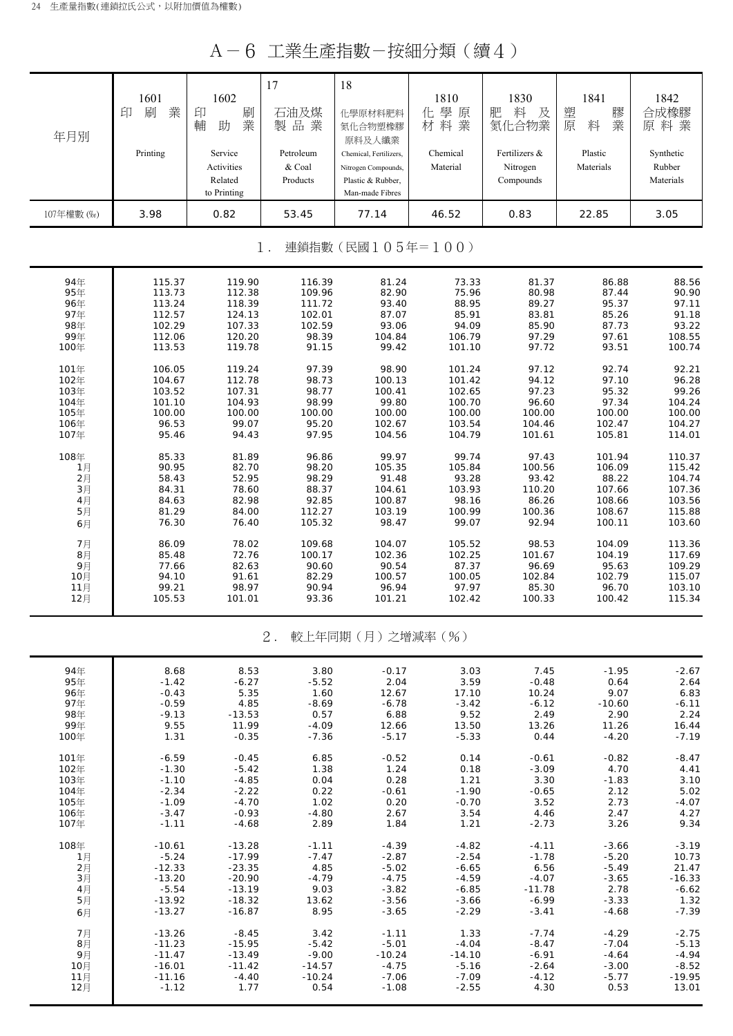# A－6 工業生產指數－按細分類（續４）

| 年月別 | 1601 印刷業 Printing | 1602 印刷輔助業 Service Activities Related to Printing | 17 石油及煤製品業 Petroleum & Coal Products | 18 化學原材料肥料氮化合物塑橡膠原料及人纖業 Chemical, Fertilizers, Nitrogen Compounds, Plastic & Rubber, Man-made Fibres | 1810 化學原材料業 Chemical Material | 1830 肥料及氮化合物業 Fertilizers & Nitrogen Compounds | 1841 塑膠原料業 Plastic Materials | 1842 合成橡膠原料業 Synthetic Rubber Materials |
|---|---|---|---|---|---|---|---|---|
| 107年權數 (‰) | 3.98 | 0.82 | 53.45 | 77.14 | 46.52 | 0.83 | 22.85 | 3.05 |
| **1. 連鎖指數（民國105年=100）** | | | | | | | | |
| 94年 | 115.37 | 119.90 | 116.39 | 81.24 | 73.33 | 81.37 | 86.88 | 88.56 |
| 95年 | 113.73 | 112.38 | 109.96 | 82.90 | 75.96 | 80.98 | 87.44 | 90.90 |
| 96年 | 113.24 | 118.39 | 111.72 | 93.40 | 88.95 | 89.27 | 95.37 | 97.11 |
| 97年 | 112.57 | 124.13 | 102.01 | 87.07 | 85.91 | 83.81 | 85.26 | 91.18 |
| 98年 | 102.29 | 107.33 | 102.59 | 93.06 | 94.09 | 85.90 | 87.73 | 93.22 |
| 99年 | 112.06 | 120.20 | 98.39 | 104.84 | 106.79 | 97.29 | 97.61 | 108.55 |
| 100年 | 113.53 | 119.78 | 91.15 | 99.42 | 101.10 | 97.72 | 93.51 | 100.74 |
| 101年 | 106.05 | 119.24 | 97.39 | 98.90 | 101.24 | 97.12 | 92.74 | 92.21 |
| 102年 | 104.67 | 112.78 | 98.73 | 100.13 | 101.42 | 94.12 | 97.10 | 96.28 |
| 103年 | 103.52 | 107.31 | 98.77 | 100.41 | 102.65 | 97.23 | 95.32 | 99.26 |
| 104年 | 101.10 | 104.93 | 98.99 | 99.80 | 100.70 | 96.60 | 97.34 | 104.24 |
| 105年 | 100.00 | 100.00 | 100.00 | 100.00 | 100.00 | 100.00 | 100.00 | 100.00 |
| 106年 | 96.53 | 99.07 | 95.20 | 102.67 | 103.54 | 104.46 | 102.47 | 104.27 |
| 107年 | 95.46 | 94.43 | 97.95 | 104.56 | 104.79 | 101.61 | 105.81 | 114.01 |
| 108年 | 85.33 | 81.89 | 96.86 | 99.97 | 99.74 | 97.43 | 101.94 | 110.37 |
| 1月 | 90.95 | 82.70 | 98.20 | 105.35 | 105.84 | 100.56 | 106.09 | 115.42 |
| 2月 | 58.43 | 52.95 | 98.29 | 91.48 | 93.28 | 93.42 | 88.22 | 104.74 |
| 3月 | 84.31 | 78.60 | 88.37 | 104.61 | 103.93 | 110.20 | 107.66 | 107.36 |
| 4月 | 84.63 | 82.98 | 92.85 | 100.87 | 98.16 | 86.26 | 108.66 | 103.56 |
| 5月 | 81.29 | 84.00 | 112.27 | 103.19 | 100.99 | 100.36 | 108.67 | 115.88 |
| 6月 | 76.30 | 76.40 | 105.32 | 98.47 | 99.07 | 92.94 | 100.11 | 103.60 |
| 7月 | 86.09 | 78.02 | 109.68 | 104.07 | 105.52 | 98.53 | 104.09 | 113.36 |
| 8月 | 85.48 | 72.76 | 100.17 | 102.36 | 102.25 | 101.67 | 104.19 | 117.69 |
| 9月 | 77.66 | 82.63 | 90.60 | 90.54 | 87.37 | 96.69 | 95.63 | 109.29 |
| 10月 | 94.10 | 91.61 | 82.29 | 100.57 | 100.05 | 102.84 | 102.79 | 115.07 |
| 11月 | 99.21 | 98.97 | 90.94 | 96.94 | 97.97 | 85.30 | 96.70 | 103.10 |
| 12月 | 105.53 | 101.01 | 93.36 | 101.21 | 102.42 | 100.33 | 100.42 | 115.34 |
| **2. 較上年同期（月）之增減率（%）** | | | | | | | | |
| 94年 | 8.68 | 8.53 | 3.80 | -0.17 | 3.03 | 7.45 | -1.95 | -2.67 |
| 95年 | -1.42 | -6.27 | -5.52 | 2.04 | 3.59 | -0.48 | 0.64 | 2.64 |
| 96年 | -0.43 | 5.35 | 1.60 | 12.67 | 17.10 | 10.24 | 9.07 | 6.83 |
| 97年 | -0.59 | 4.85 | -8.69 | -6.78 | -3.42 | -6.12 | -10.60 | -6.11 |
| 98年 | -9.13 | -13.53 | 0.57 | 6.88 | 9.52 | 2.49 | 2.90 | 2.24 |
| 99年 | 9.55 | 11.99 | -4.09 | 12.66 | 13.50 | 13.26 | 11.26 | 16.44 |
| 100年 | 1.31 | -0.35 | -7.36 | -5.17 | -5.33 | 0.44 | -4.20 | -7.19 |
| 101年 | -6.59 | -0.45 | 6.85 | -0.52 | 0.14 | -0.61 | -0.82 | -8.47 |
| 102年 | -1.30 | -5.42 | 1.38 | 1.24 | 0.18 | -3.09 | 4.70 | 4.41 |
| 103年 | -1.10 | -4.85 | 0.04 | 0.28 | 1.21 | 3.30 | -1.83 | 3.10 |
| 104年 | -2.34 | -2.22 | 0.22 | -0.61 | -1.90 | -0.65 | 2.12 | 5.02 |
| 105年 | -1.09 | -4.70 | 1.02 | 0.20 | -0.70 | 3.52 | 2.73 | -4.07 |
| 106年 | -3.47 | -0.93 | -4.80 | 2.67 | 3.54 | 4.46 | 2.47 | 4.27 |
| 107年 | -1.11 | -4.68 | 2.89 | 1.84 | 1.21 | -2.73 | 3.26 | 9.34 |
| 108年 | -10.61 | -13.28 | -1.11 | -4.39 | -4.82 | -4.11 | -3.66 | -3.19 |
| 1月 | -5.24 | -17.99 | -7.47 | -2.87 | -2.54 | -1.78 | -5.20 | 10.73 |
| 2月 | -12.33 | -23.35 | 4.85 | -5.02 | -6.65 | 6.56 | -5.49 | 21.47 |
| 3月 | -13.20 | -20.90 | -4.79 | -4.75 | -4.59 | -4.07 | -3.65 | -16.33 |
| 4月 | -5.54 | -13.19 | 9.03 | -3.82 | -6.85 | -11.78 | 2.78 | -6.62 |
| 5月 | -13.92 | -18.32 | 13.62 | -3.56 | -3.66 | -6.99 | -3.33 | 1.32 |
| 6月 | -13.27 | -16.87 | 8.95 | -3.65 | -2.29 | -3.41 | -4.68 | -7.39 |
| 7月 | -13.26 | -8.45 | 3.42 | -1.11 | 1.33 | -7.74 | -4.29 | -2.75 |
| 8月 | -11.23 | -15.95 | -5.42 | -5.01 | -4.04 | -8.47 | -7.04 | -5.13 |
| 9月 | -11.47 | -13.49 | -9.00 | -10.24 | -14.10 | -6.91 | -4.64 | -4.94 |
| 10月 | -16.01 | -11.42 | -14.57 | -4.75 | -5.16 | -2.64 | -3.00 | -8.52 |
| 11月 | -11.16 | -4.40 | -10.24 | -7.06 | -7.09 | -4.12 | -5.77 | -19.95 |
| 12月 | -1.12 | 1.77 | 0.54 | -1.08 | -2.55 | 4.30 | 0.53 | 13.01 |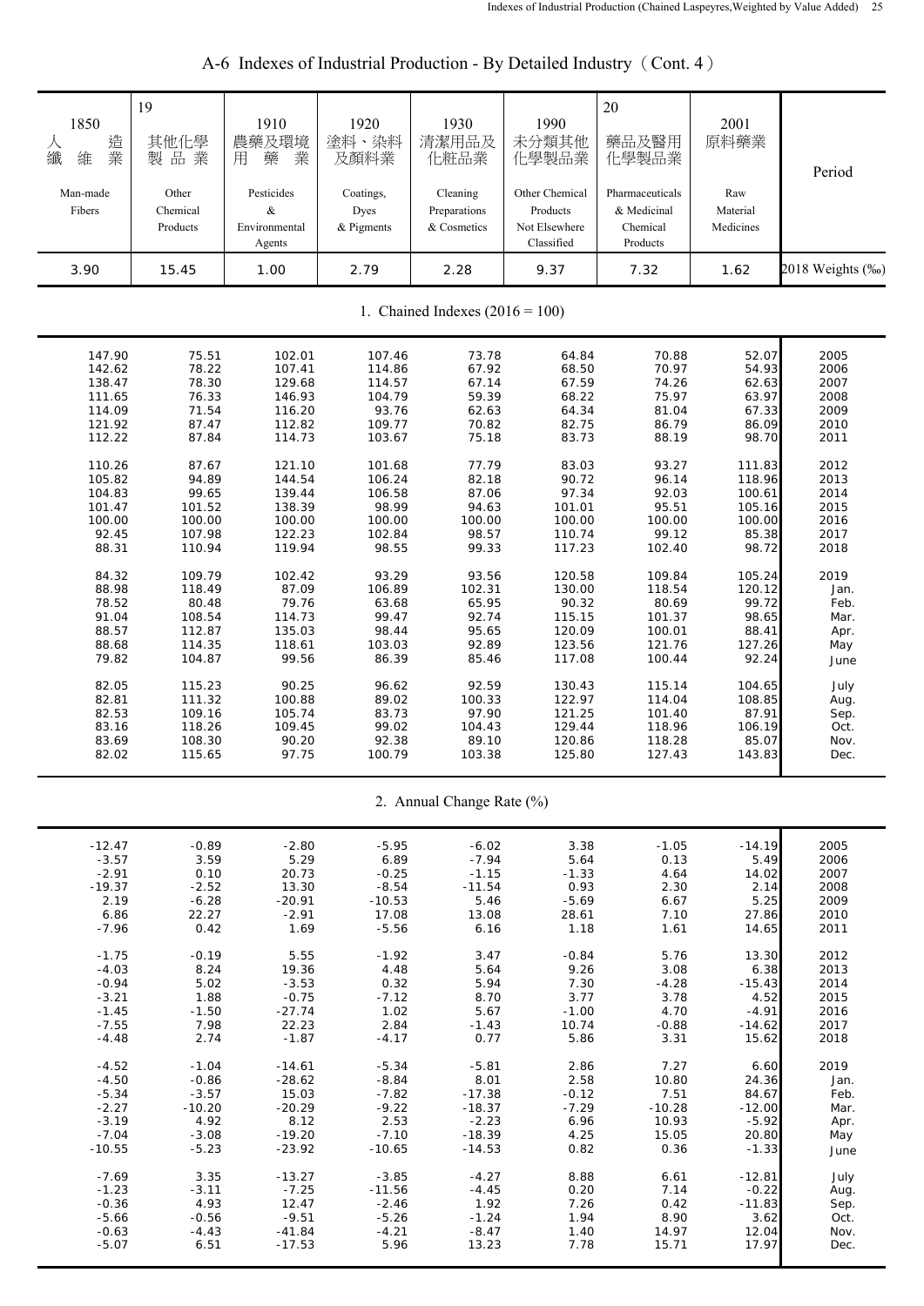## A-6 Indexes of Industrial Production - By Detailed Industry（Cont. 4）

| 1850 人造纖維業 Man-made Fibers | 19 其他化學製品業 Other Chemical Products | 1910 農藥及環境用藥業 Pesticides & Environmental Agents | 1920 塗料、染料及顏料業 Coatings, Dyes & Pigments | 1930 清潔用品及化粧品業 Cleaning Preparations & Cosmetics | 1990 未分類其他化學製品業 Other Chemical Products Not Elsewhere Classified | 20 藥品及醫用化學製品業 Pharmaceuticals & Medicinal Chemical Products | 2001 原料藥業 Raw Material Medicines | Period |
|---|---|---|---|---|---|---|---|---|
| 3.90 | 15.45 | 1.00 | 2.79 | 2.28 | 9.37 | 7.32 | 1.62 | 2018 Weights (‰) |
| | | | | 1. Chained Indexes (2016 = 100) | | | | |
| 147.90 | 75.51 | 102.01 | 107.46 | 73.78 | 64.84 | 70.88 | 52.07 | 2005 |
| 142.62 | 78.22 | 107.41 | 114.86 | 67.92 | 68.50 | 70.97 | 54.93 | 2006 |
| 138.47 | 78.30 | 129.68 | 114.57 | 67.14 | 67.59 | 74.26 | 62.63 | 2007 |
| 111.65 | 76.33 | 146.93 | 104.79 | 59.39 | 68.22 | 75.97 | 63.97 | 2008 |
| 114.09 | 71.54 | 116.20 | 93.76 | 62.63 | 64.34 | 81.04 | 67.33 | 2009 |
| 121.92 | 87.47 | 112.82 | 109.77 | 70.82 | 82.75 | 86.79 | 86.09 | 2010 |
| 112.22 | 87.84 | 114.73 | 103.67 | 75.18 | 83.73 | 88.19 | 98.70 | 2011 |
| 110.26 | 87.67 | 121.10 | 101.68 | 77.79 | 83.03 | 93.27 | 111.83 | 2012 |
| 105.82 | 94.89 | 144.54 | 106.24 | 82.18 | 90.72 | 96.14 | 118.96 | 2013 |
| 104.83 | 99.65 | 139.44 | 106.58 | 87.06 | 97.34 | 92.03 | 100.61 | 2014 |
| 101.47 | 101.52 | 138.39 | 98.99 | 94.63 | 101.01 | 95.51 | 105.16 | 2015 |
| 100.00 | 100.00 | 100.00 | 100.00 | 100.00 | 100.00 | 100.00 | 100.00 | 2016 |
| 92.45 | 107.98 | 122.23 | 102.84 | 98.57 | 110.74 | 99.12 | 85.38 | 2017 |
| 88.31 | 110.94 | 119.94 | 98.55 | 99.33 | 117.23 | 102.40 | 98.72 | 2018 |
| 84.32 | 109.79 | 102.42 | 93.29 | 93.56 | 120.58 | 109.84 | 105.24 | 2019 |
| 88.98 | 118.49 | 87.09 | 106.89 | 102.31 | 130.00 | 118.54 | 120.12 | Jan. |
| 78.52 | 80.48 | 79.76 | 63.68 | 65.95 | 90.32 | 80.69 | 99.72 | Feb. |
| 91.04 | 108.54 | 114.73 | 99.47 | 92.74 | 115.15 | 101.37 | 98.65 | Mar. |
| 88.57 | 112.87 | 135.03 | 98.44 | 95.65 | 120.09 | 100.01 | 88.41 | Apr. |
| 88.68 | 114.35 | 118.61 | 103.03 | 92.89 | 123.56 | 121.76 | 127.26 | May |
| 79.82 | 104.87 | 99.56 | 86.39 | 85.46 | 117.08 | 100.44 | 92.24 | June |
| 82.05 | 115.23 | 90.25 | 96.62 | 92.59 | 130.43 | 115.14 | 104.65 | July |
| 82.81 | 111.32 | 100.88 | 89.02 | 100.33 | 122.97 | 114.04 | 108.85 | Aug. |
| 82.53 | 109.16 | 105.74 | 83.73 | 97.90 | 121.25 | 101.40 | 87.91 | Sep. |
| 83.16 | 118.26 | 109.45 | 99.02 | 104.43 | 129.44 | 118.96 | 106.19 | Oct. |
| 83.69 | 108.30 | 90.20 | 92.38 | 89.10 | 120.86 | 118.28 | 85.07 | Nov. |
| 82.02 | 115.65 | 97.75 | 100.79 | 103.38 | 125.80 | 127.43 | 143.83 | Dec. |
| | | | | 2. Annual Change Rate (%) | | | | |
| -12.47 | -0.89 | -2.80 | -5.95 | -6.02 | 3.38 | -1.05 | -14.19 | 2005 |
| -3.57 | 3.59 | 5.29 | 6.89 | -7.94 | 5.64 | 0.13 | 5.49 | 2006 |
| -2.91 | 0.10 | 20.73 | -0.25 | -1.15 | -1.33 | 4.64 | 14.02 | 2007 |
| -19.37 | -2.52 | 13.30 | -8.54 | -11.54 | 0.93 | 2.30 | 2.14 | 2008 |
| 2.19 | -6.28 | -20.91 | -10.53 | 5.46 | -5.69 | 6.67 | 5.25 | 2009 |
| 6.86 | 22.27 | -2.91 | 17.08 | 13.08 | 28.61 | 7.10 | 27.86 | 2010 |
| -7.96 | 0.42 | 1.69 | -5.56 | 6.16 | 1.18 | 1.61 | 14.65 | 2011 |
| -1.75 | -0.19 | 5.55 | -1.92 | 3.47 | -0.84 | 5.76 | 13.30 | 2012 |
| -4.03 | 8.24 | 19.36 | 4.48 | 5.64 | 9.26 | 3.08 | 6.38 | 2013 |
| -0.94 | 5.02 | -3.53 | 0.32 | 5.94 | 7.30 | -4.28 | -15.43 | 2014 |
| -3.21 | 1.88 | -0.75 | -7.12 | 8.70 | 3.77 | 3.78 | 4.52 | 2015 |
| -1.45 | -1.50 | -27.74 | 1.02 | 5.67 | -1.00 | 4.70 | -4.91 | 2016 |
| -7.55 | 7.98 | 22.23 | 2.84 | -1.43 | 10.74 | -0.88 | -14.62 | 2017 |
| -4.48 | 2.74 | -1.87 | -4.17 | 0.77 | 5.86 | 3.31 | 15.62 | 2018 |
| -4.52 | -1.04 | -14.61 | -5.34 | -5.81 | 2.86 | 7.27 | 6.60 | 2019 |
| -4.50 | -0.86 | -28.62 | -8.84 | 8.01 | 2.58 | 10.80 | 24.36 | Jan. |
| -5.34 | -3.57 | 15.03 | -7.82 | -17.38 | -0.12 | 7.51 | 84.67 | Feb. |
| -2.27 | -10.20 | -20.29 | -9.22 | -18.37 | -7.29 | -10.28 | -12.00 | Mar. |
| -3.19 | 4.92 | 8.12 | 2.53 | -2.23 | 6.96 | 10.93 | -5.92 | Apr. |
| -7.04 | -3.08 | -19.20 | -7.10 | -18.39 | 4.25 | 15.05 | 20.80 | May |
| -10.55 | -5.23 | -23.92 | -10.65 | -14.53 | 0.82 | 0.36 | -1.33 | June |
| -7.69 | 3.35 | -13.27 | -3.85 | -4.27 | 8.88 | 6.61 | -12.81 | July |
| -1.23 | -3.11 | -7.25 | -11.56 | -4.45 | 0.20 | 7.14 | -0.22 | Aug. |
| -0.36 | 4.93 | 12.47 | -2.46 | 1.92 | 7.26 | 0.42 | -11.83 | Sep. |
| -5.66 | -0.56 | -9.51 | -5.26 | -1.24 | 1.94 | 8.90 | 3.62 | Oct. |
| -0.63 | -4.43 | -41.84 | -4.21 | -8.47 | 1.40 | 14.97 | 12.04 | Nov. |
| -5.07 | 6.51 | -17.53 | 5.96 | 13.23 | 7.78 | 15.71 | 17.97 | Dec. |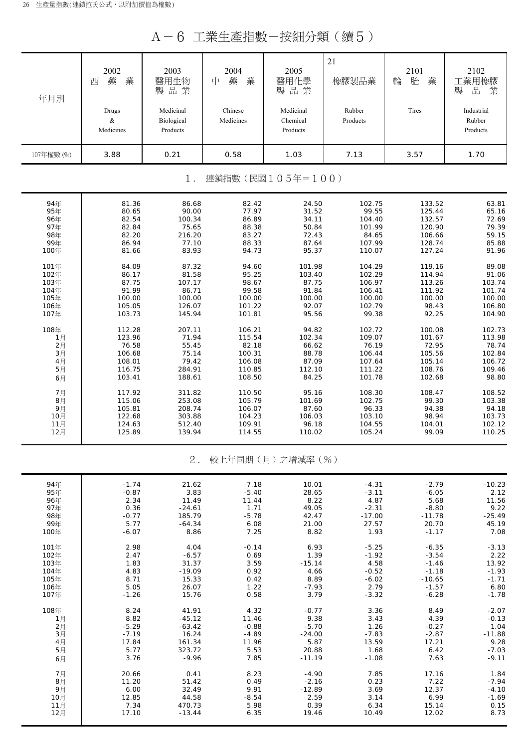# A－6 工業生產指數－按細分類（續5）

| 年月別 | 2002 西藥業 Drugs & Medicines | 2003 醫用生物製品業 Medicinal Biological Products | 2004 中藥業 Chinese Medicines | 2005 醫用化學製品業 Medicinal Chemical Products | 21 橡膠製品業 Rubber Products | 2101 輪胎業 Tires | 2102 工業用橡膠製品業 Industrial Rubber Products |
|---|---|---|---|---|---|---|---|
| 107年權數 (‰) | 3.88 | 0.21 | 0.58 | 1.03 | 7.13 | 3.57 | 1.70 |
| **1．連鎖指數（民國105年＝100）** | | | | | | | |
| 94年 | 81.36 | 86.68 | 82.42 | 24.50 | 102.75 | 133.52 | 63.81 |
| 95年 | 80.65 | 90.00 | 77.97 | 31.52 | 99.55 | 125.44 | 65.16 |
| 96年 | 82.54 | 100.34 | 86.89 | 34.11 | 104.40 | 132.57 | 72.69 |
| 97年 | 82.84 | 75.65 | 88.38 | 50.84 | 101.99 | 120.90 | 79.39 |
| 98年 | 82.20 | 216.20 | 83.27 | 72.43 | 84.65 | 106.66 | 59.15 |
| 99年 | 86.94 | 77.10 | 88.33 | 87.64 | 107.99 | 128.74 | 85.88 |
| 100年 | 81.66 | 83.93 | 94.73 | 95.37 | 110.07 | 127.24 | 91.96 |
| 101年 | 84.09 | 87.32 | 94.60 | 101.98 | 104.29 | 119.16 | 89.08 |
| 102年 | 86.17 | 81.58 | 95.25 | 103.40 | 102.29 | 114.94 | 91.06 |
| 103年 | 87.75 | 107.17 | 98.67 | 87.75 | 106.97 | 113.26 | 103.74 |
| 104年 | 91.99 | 86.71 | 99.58 | 91.84 | 106.41 | 111.92 | 101.74 |
| 105年 | 100.00 | 100.00 | 100.00 | 100.00 | 100.00 | 100.00 | 100.00 |
| 106年 | 105.05 | 126.07 | 101.22 | 92.07 | 102.79 | 98.43 | 106.80 |
| 107年 | 103.73 | 145.94 | 101.81 | 95.56 | 99.38 | 92.25 | 104.90 |
| 108年 | 112.28 | 207.11 | 106.21 | 94.82 | 102.72 | 100.08 | 102.73 |
| 1月 | 123.96 | 71.94 | 115.54 | 102.34 | 109.07 | 101.67 | 113.98 |
| 2月 | 76.58 | 55.45 | 82.18 | 66.62 | 76.19 | 72.95 | 78.74 |
| 3月 | 106.68 | 75.14 | 100.31 | 88.78 | 106.44 | 105.56 | 102.84 |
| 4月 | 108.01 | 79.42 | 106.08 | 87.09 | 107.64 | 105.14 | 106.72 |
| 5月 | 116.75 | 284.91 | 110.85 | 112.10 | 111.22 | 108.76 | 109.46 |
| 6月 | 103.41 | 188.61 | 108.50 | 84.25 | 101.78 | 102.68 | 98.80 |
| 7月 | 117.92 | 311.82 | 110.50 | 95.16 | 108.30 | 108.47 | 108.52 |
| 8月 | 115.06 | 253.08 | 105.79 | 101.69 | 102.75 | 99.30 | 103.38 |
| 9月 | 105.81 | 208.74 | 106.07 | 87.60 | 96.33 | 94.38 | 94.18 |
| 10月 | 122.68 | 303.88 | 104.23 | 106.03 | 103.10 | 98.94 | 103.73 |
| 11月 | 124.63 | 512.40 | 109.91 | 96.18 | 104.55 | 104.01 | 102.12 |
| 12月 | 125.89 | 139.94 | 114.55 | 110.02 | 105.24 | 99.09 | 110.25 |
| **2．較上年同期（月）之增減率（%）** | | | | | | | |
| 94年 | -1.74 | 21.62 | 7.18 | 10.01 | -4.31 | -2.79 | -10.23 |
| 95年 | -0.87 | 3.83 | -5.40 | 28.65 | -3.11 | -6.05 | 2.12 |
| 96年 | 2.34 | 11.49 | 11.44 | 8.22 | 4.87 | 5.68 | 11.56 |
| 97年 | 0.36 | -24.61 | 1.71 | 49.05 | -2.31 | -8.80 | 9.22 |
| 98年 | -0.77 | 185.79 | -5.78 | 42.47 | -17.00 | -11.78 | -25.49 |
| 99年 | 5.77 | -64.34 | 6.08 | 21.00 | 27.57 | 20.70 | 45.19 |
| 100年 | -6.07 | 8.86 | 7.25 | 8.82 | 1.93 | -1.17 | 7.08 |
| 101年 | 2.98 | 4.04 | -0.14 | 6.93 | -5.25 | -6.35 | -3.13 |
| 102年 | 2.47 | -6.57 | 0.69 | 1.39 | -1.92 | -3.54 | 2.22 |
| 103年 | 1.83 | 31.37 | 3.59 | -15.14 | 4.58 | -1.46 | 13.92 |
| 104年 | 4.83 | -19.09 | 0.92 | 4.66 | -0.52 | -1.18 | -1.93 |
| 105年 | 8.71 | 15.33 | 0.42 | 8.89 | -6.02 | -10.65 | -1.71 |
| 106年 | 5.05 | 26.07 | 1.22 | -7.93 | 2.79 | -1.57 | 6.80 |
| 107年 | -1.26 | 15.76 | 0.58 | 3.79 | -3.32 | -6.28 | -1.78 |
| 108年 | 8.24 | 41.91 | 4.32 | -0.77 | 3.36 | 8.49 | -2.07 |
| 1月 | 8.82 | -45.12 | 11.46 | 9.38 | 3.43 | 4.39 | -0.13 |
| 2月 | -5.29 | -63.42 | -0.88 | -5.70 | 1.26 | -0.27 | 1.04 |
| 3月 | -7.19 | 16.24 | -4.89 | -24.00 | -7.83 | -2.87 | -11.88 |
| 4月 | 17.84 | 161.34 | 11.96 | 5.87 | 13.59 | 17.21 | 9.28 |
| 5月 | 5.77 | 323.72 | 5.53 | 20.88 | 1.68 | 6.42 | -7.03 |
| 6月 | 3.76 | -9.96 | 7.85 | -11.19 | -1.08 | 7.63 | -9.11 |
| 7月 | 20.66 | 0.41 | 8.23 | -4.90 | 7.85 | 17.16 | 1.84 |
| 8月 | 11.20 | 51.42 | 0.49 | -2.16 | 0.23 | 7.22 | -7.94 |
| 9月 | 6.00 | 32.49 | 9.91 | -12.89 | 3.69 | 12.37 | -4.10 |
| 10月 | 12.85 | 44.58 | -8.54 | 2.59 | 3.14 | 6.99 | -1.69 |
| 11月 | 7.34 | 470.73 | 5.98 | 0.39 | 6.34 | 15.14 | 0.15 |
| 12月 | 17.10 | -13.44 | 6.35 | 19.46 | 10.49 | 12.02 | 8.73 |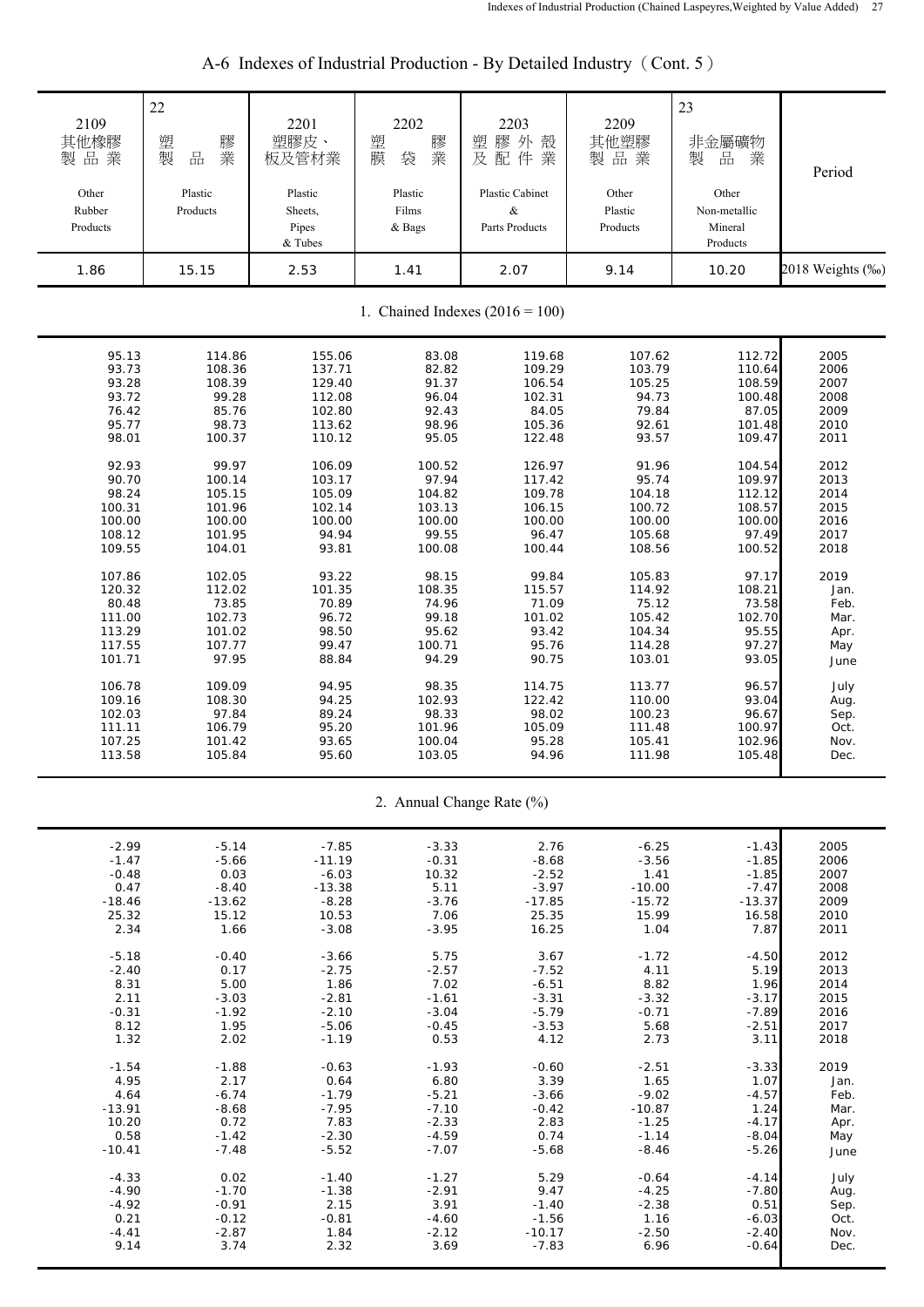# A-6 Indexes of Industrial Production - By Detailed Industry（Cont. 5）

| 2109 其他橡膠製品業 Other Rubber Products | 22 塑膠製品業 Plastic Products | 2201 塑膠皮、板及管材業 Plastic Sheets, Pipes & Tubes | 2202 塑膠膜袋業 Plastic Films & Bags | 2203 塑膠外殼及配件業 Plastic Cabinet & Parts Products | 2209 其他塑膠製品業 Other Plastic Products | 23 非金屬礦物製品業 Other Non-metallic Mineral Products | Period |
|---|---|---|---|---|---|---|---|
| 1.86 | 15.15 | 2.53 | 1.41 | 2.07 | 9.14 | 10.20 | 2018 Weights (‰) |
| **1. Chained Indexes (2016 = 100)** | | | | | | | |
| 95.13 | 114.86 | 155.06 | 83.08 | 119.68 | 107.62 | 112.72 | 2005 |
| 93.73 | 108.36 | 137.71 | 82.82 | 109.29 | 103.79 | 110.64 | 2006 |
| 93.28 | 108.39 | 129.40 | 91.37 | 106.54 | 105.25 | 108.59 | 2007 |
| 93.72 | 99.28 | 112.08 | 96.04 | 102.31 | 94.73 | 100.48 | 2008 |
| 76.42 | 85.76 | 102.80 | 92.43 | 84.05 | 79.84 | 87.05 | 2009 |
| 95.77 | 98.73 | 113.62 | 98.96 | 105.36 | 92.61 | 101.48 | 2010 |
| 98.01 | 100.37 | 110.12 | 95.05 | 122.48 | 93.57 | 109.47 | 2011 |
| 92.93 | 99.97 | 106.09 | 100.52 | 126.97 | 91.96 | 104.54 | 2012 |
| 90.70 | 100.14 | 103.17 | 97.94 | 117.42 | 95.74 | 109.97 | 2013 |
| 98.24 | 105.15 | 105.09 | 104.82 | 109.78 | 104.18 | 112.12 | 2014 |
| 100.31 | 101.96 | 102.14 | 103.13 | 106.15 | 100.72 | 108.57 | 2015 |
| 100.00 | 100.00 | 100.00 | 100.00 | 100.00 | 100.00 | 100.00 | 2016 |
| 108.12 | 101.95 | 94.94 | 99.55 | 96.47 | 105.68 | 97.49 | 2017 |
| 109.55 | 104.01 | 93.81 | 100.08 | 100.44 | 108.56 | 100.52 | 2018 |
| 107.86 | 102.05 | 93.22 | 98.15 | 99.84 | 105.83 | 97.17 | 2019 |
| 120.32 | 112.02 | 101.35 | 108.35 | 115.57 | 114.92 | 108.21 | Jan. |
| 80.48 | 73.85 | 70.89 | 74.96 | 71.09 | 75.12 | 73.58 | Feb. |
| 111.00 | 102.73 | 96.72 | 99.18 | 101.02 | 105.42 | 102.70 | Mar. |
| 113.29 | 101.02 | 98.50 | 95.62 | 93.42 | 104.34 | 95.55 | Apr. |
| 117.55 | 107.77 | 99.47 | 100.71 | 95.76 | 114.28 | 97.27 | May |
| 101.71 | 97.95 | 88.84 | 94.29 | 90.75 | 103.01 | 93.05 | June |
| 106.78 | 109.09 | 94.95 | 98.35 | 114.75 | 113.77 | 96.57 | July |
| 109.16 | 108.30 | 94.25 | 102.93 | 122.42 | 110.00 | 93.04 | Aug. |
| 102.03 | 97.84 | 89.24 | 98.33 | 98.02 | 100.23 | 96.67 | Sep. |
| 111.11 | 106.79 | 95.20 | 101.96 | 105.09 | 111.48 | 100.97 | Oct. |
| 107.25 | 101.42 | 93.65 | 100.04 | 95.28 | 105.41 | 102.96 | Nov. |
| 113.58 | 105.84 | 95.60 | 103.05 | 94.96 | 111.98 | 105.48 | Dec. |
| **2. Annual Change Rate (%)** | | | | | | | |
| -2.99 | -5.14 | -7.85 | -3.33 | 2.76 | -6.25 | -1.43 | 2005 |
| -1.47 | -5.66 | -11.19 | -0.31 | -8.68 | -3.56 | -1.85 | 2006 |
| -0.48 | 0.03 | -6.03 | 10.32 | -2.52 | 1.41 | -1.85 | 2007 |
| 0.47 | -8.40 | -13.38 | 5.11 | -3.97 | -10.00 | -7.47 | 2008 |
| -18.46 | -13.62 | -8.28 | -3.76 | -17.85 | -15.72 | -13.37 | 2009 |
| 25.32 | 15.12 | 10.53 | 7.06 | 25.35 | 15.99 | 16.58 | 2010 |
| 2.34 | 1.66 | -3.08 | -3.95 | 16.25 | 1.04 | 7.87 | 2011 |
| -5.18 | -0.40 | -3.66 | 5.75 | 3.67 | -1.72 | -4.50 | 2012 |
| -2.40 | 0.17 | -2.75 | -2.57 | -7.52 | 4.11 | 5.19 | 2013 |
| 8.31 | 5.00 | 1.86 | 7.02 | -6.51 | 8.82 | 1.96 | 2014 |
| 2.11 | -3.03 | -2.81 | -1.61 | -3.31 | -3.32 | -3.17 | 2015 |
| -0.31 | -1.92 | -2.10 | -3.04 | -5.79 | -0.71 | -7.89 | 2016 |
| 8.12 | 1.95 | -5.06 | -0.45 | -3.53 | 5.68 | -2.51 | 2017 |
| 1.32 | 2.02 | -1.19 | 0.53 | 4.12 | 2.73 | 3.11 | 2018 |
| -1.54 | -1.88 | -0.63 | -1.93 | -0.60 | -2.51 | -3.33 | 2019 |
| 4.95 | 2.17 | 0.64 | 6.80 | 3.39 | 1.65 | 1.07 | Jan. |
| 4.64 | -6.74 | -1.79 | -5.21 | -3.66 | -9.02 | -4.57 | Feb. |
| -13.91 | -8.68 | -7.95 | -7.10 | -0.42 | -10.87 | 1.24 | Mar. |
| 10.20 | 0.72 | 7.83 | -2.33 | 2.83 | -1.25 | -4.17 | Apr. |
| 0.58 | -1.42 | -2.30 | -4.59 | 0.74 | -1.14 | -8.04 | May |
| -10.41 | -7.48 | -5.52 | -7.07 | -5.68 | -8.46 | -5.26 | June |
| -4.33 | 0.02 | -1.40 | -1.27 | 5.29 | -0.64 | -4.14 | July |
| -4.90 | -1.70 | -1.38 | -2.91 | 9.47 | -4.25 | -7.80 | Aug. |
| -4.92 | -0.91 | 2.15 | 3.91 | -1.40 | -2.38 | 0.51 | Sep. |
| 0.21 | -0.12 | -0.81 | -4.60 | -1.56 | 1.16 | -6.03 | Oct. |
| -4.41 | -2.87 | 1.84 | -2.12 | -10.17 | -2.50 | -2.40 | Nov. |
| 9.14 | 3.74 | 2.32 | 3.69 | -7.83 | 6.96 | -0.64 | Dec. |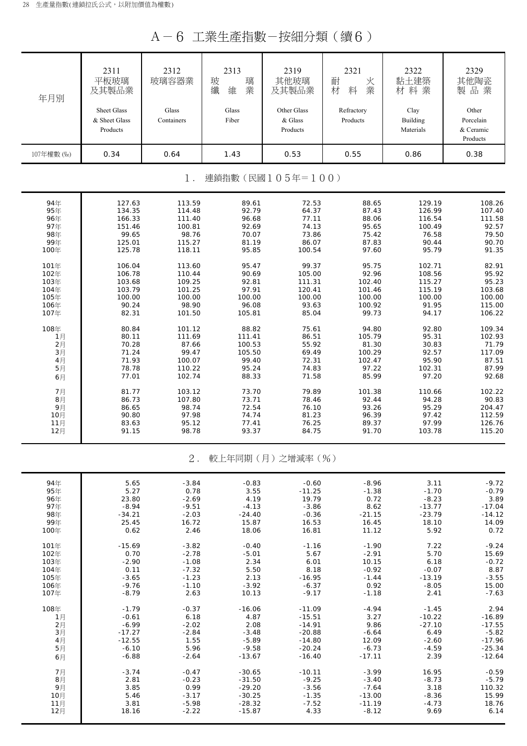# A－6 工業生產指數－按細分類（續6）

| 年月別 | 2311 平板玻璃及其製品業 Sheet Glass & Sheet Glass Products | 2312 玻璃容器業 Glass Containers | 2313 玻璃纖維業 Glass Fiber | 2319 其他玻璃及其製品業 Other Glass & Glass Products | 2321 耐火材料業 Refractory Products | 2322 黏土建築材料業 Clay Building Materials | 2329 其他陶瓷製品業 Other Porcelain & Ceramic Products |
|---|---|---|---|---|---|---|---|
| 107年權數 (‰) | 0.34 | 0.64 | 1.43 | 0.53 | 0.55 | 0.86 | 0.38 |
| **1. 連鎖指數（民國105年＝100）** | | | | | | | |
| 94年 | 127.63 | 113.59 | 89.61 | 72.53 | 88.65 | 129.19 | 108.26 |
| 95年 | 134.35 | 114.48 | 92.79 | 64.37 | 87.43 | 126.99 | 107.40 |
| 96年 | 166.33 | 111.40 | 96.68 | 77.11 | 88.06 | 116.54 | 111.58 |
| 97年 | 151.46 | 100.81 | 92.69 | 74.13 | 95.65 | 100.49 | 92.57 |
| 98年 | 99.65 | 98.76 | 70.07 | 73.86 | 75.42 | 76.58 | 79.50 |
| 99年 | 125.01 | 115.27 | 81.19 | 86.07 | 87.83 | 90.44 | 90.70 |
| 100年 | 125.78 | 118.11 | 95.85 | 100.54 | 97.60 | 95.79 | 91.35 |
| 101年 | 106.04 | 113.60 | 95.47 | 99.37 | 95.75 | 102.71 | 82.91 |
| 102年 | 106.78 | 110.44 | 90.69 | 105.00 | 92.96 | 108.56 | 95.92 |
| 103年 | 103.68 | 109.25 | 92.81 | 111.31 | 102.40 | 115.27 | 95.23 |
| 104年 | 103.79 | 101.25 | 97.91 | 120.41 | 101.46 | 115.19 | 103.68 |
| 105年 | 100.00 | 100.00 | 100.00 | 100.00 | 100.00 | 100.00 | 100.00 |
| 106年 | 90.24 | 98.90 | 96.08 | 93.63 | 100.92 | 91.95 | 115.00 |
| 107年 | 82.31 | 101.50 | 105.81 | 85.04 | 99.73 | 94.17 | 106.22 |
| 108年 | 80.84 | 101.12 | 88.82 | 75.61 | 94.80 | 92.80 | 109.34 |
| 1月 | 80.11 | 111.69 | 111.41 | 86.51 | 105.79 | 95.31 | 102.93 |
| 2月 | 70.28 | 87.66 | 100.53 | 55.92 | 81.30 | 30.83 | 71.79 |
| 3月 | 71.24 | 99.47 | 105.50 | 69.49 | 100.29 | 92.57 | 117.09 |
| 4月 | 71.93 | 100.07 | 99.40 | 72.31 | 102.47 | 95.90 | 87.51 |
| 5月 | 78.78 | 110.22 | 95.24 | 74.83 | 97.22 | 102.31 | 87.99 |
| 6月 | 77.01 | 102.74 | 88.33 | 71.58 | 85.99 | 97.20 | 92.68 |
| 7月 | 81.77 | 103.12 | 73.70 | 79.89 | 101.38 | 110.66 | 102.22 |
| 8月 | 86.73 | 107.80 | 73.71 | 78.46 | 92.44 | 94.28 | 90.83 |
| 9月 | 86.65 | 98.74 | 72.54 | 76.10 | 93.26 | 95.29 | 204.47 |
| 10月 | 90.80 | 97.98 | 74.74 | 81.23 | 96.39 | 97.42 | 112.59 |
| 11月 | 83.63 | 95.12 | 77.41 | 76.25 | 89.37 | 97.99 | 126.76 |
| 12月 | 91.15 | 98.78 | 93.37 | 84.75 | 91.70 | 103.78 | 115.20 |
| **2. 較上年同期（月）之增減率（%）** | | | | | | | |
| 94年 | 5.65 | -3.84 | -0.83 | -0.60 | -8.96 | 3.11 | -9.72 |
| 95年 | 5.27 | 0.78 | 3.55 | -11.25 | -1.38 | -1.70 | -0.79 |
| 96年 | 23.80 | -2.69 | 4.19 | 19.79 | 0.72 | -8.23 | 3.89 |
| 97年 | -8.94 | -9.51 | -4.13 | -3.86 | 8.62 | -13.77 | -17.04 |
| 98年 | -34.21 | -2.03 | -24.40 | -0.36 | -21.15 | -23.79 | -14.12 |
| 99年 | 25.45 | 16.72 | 15.87 | 16.53 | 16.45 | 18.10 | 14.09 |
| 100年 | 0.62 | 2.46 | 18.06 | 16.81 | 11.12 | 5.92 | 0.72 |
| 101年 | -15.69 | -3.82 | -0.40 | -1.16 | -1.90 | 7.22 | -9.24 |
| 102年 | 0.70 | -2.78 | -5.01 | 5.67 | -2.91 | 5.70 | 15.69 |
| 103年 | -2.90 | -1.08 | 2.34 | 6.01 | 10.15 | 6.18 | -0.72 |
| 104年 | 0.11 | -7.32 | 5.50 | 8.18 | -0.92 | -0.07 | 8.87 |
| 105年 | -3.65 | -1.23 | 2.13 | -16.95 | -1.44 | -13.19 | -3.55 |
| 106年 | -9.76 | -1.10 | -3.92 | -6.37 | 0.92 | -8.05 | 15.00 |
| 107年 | -8.79 | 2.63 | 10.13 | -9.17 | -1.18 | 2.41 | -7.63 |
| 108年 | -1.79 | -0.37 | -16.06 | -11.09 | -4.94 | -1.45 | 2.94 |
| 1月 | -0.61 | 6.18 | 4.87 | -15.51 | 3.27 | -10.22 | -16.89 |
| 2月 | -6.99 | -2.02 | 2.08 | -14.91 | 9.86 | -27.10 | -17.55 |
| 3月 | -17.27 | -2.84 | -3.48 | -20.88 | -6.64 | 6.49 | -5.82 |
| 4月 | -12.55 | 1.55 | -5.89 | -14.80 | 12.09 | -2.60 | -17.96 |
| 5月 | -6.10 | 5.96 | -9.58 | -20.24 | -6.73 | -4.59 | -25.34 |
| 6月 | -6.88 | -2.64 | -13.67 | -16.40 | -17.11 | 2.39 | -12.64 |
| 7月 | -3.74 | -0.47 | -30.65 | -10.11 | -3.99 | 16.95 | -0.59 |
| 8月 | 2.81 | -0.23 | -31.50 | -9.25 | -3.40 | -8.73 | -5.79 |
| 9月 | 3.85 | 0.99 | -29.20 | -3.56 | -7.64 | 3.18 | 110.32 |
| 10月 | 5.46 | -3.17 | -30.25 | -1.35 | -13.00 | -8.36 | 15.99 |
| 11月 | 3.81 | -5.98 | -28.32 | -7.52 | -11.19 | -4.73 | 18.76 |
| 12月 | 18.16 | -2.22 | -15.87 | 4.33 | -8.12 | 9.69 | 6.14 |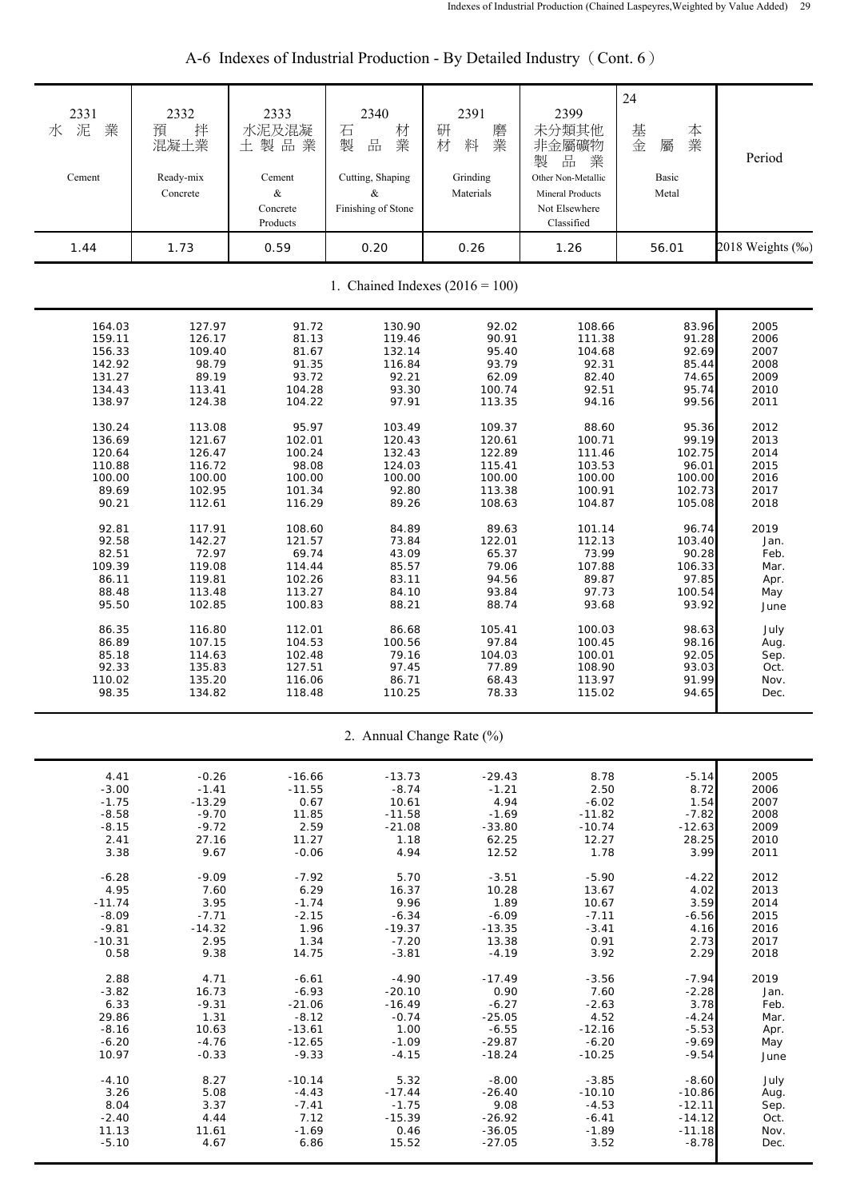## A-6 Indexes of Industrial Production - By Detailed Industry（Cont. 6）

| 2331 水泥業 Cement | 2332 預拌混凝土業 Ready-mix Concrete | 2333 水泥及混凝土製品業 Cement & Concrete Products | 2340 石材製品業 Cutting, Shaping & Finishing of Stone | 2391 研磨材料業 Grinding Materials | 2399 未分類其他非金屬礦物製品業 Other Non-Metallic Mineral Products Not Elsewhere Classified | 24 基本金屬業 Basic Metal | Period |
|---|---|---|---|---|---|---|---|
| 1.44 | 1.73 | 0.59 | 0.20 | 0.26 | 1.26 | 56.01 | 2018 Weights (‰) |
| **1. Chained Indexes (2016 = 100)** | | | | | | | |
| 164.03 | 127.97 | 91.72 | 130.90 | 92.02 | 108.66 | 83.96 | 2005 |
| 159.11 | 126.17 | 81.13 | 119.46 | 90.91 | 111.38 | 91.28 | 2006 |
| 156.33 | 109.40 | 81.67 | 132.14 | 95.40 | 104.68 | 92.69 | 2007 |
| 142.92 | 98.79 | 91.35 | 116.84 | 93.79 | 92.31 | 85.44 | 2008 |
| 131.27 | 89.19 | 93.72 | 92.21 | 62.09 | 82.40 | 74.65 | 2009 |
| 134.43 | 113.41 | 104.28 | 93.30 | 100.74 | 92.51 | 95.74 | 2010 |
| 138.97 | 124.38 | 104.22 | 97.91 | 113.35 | 94.16 | 99.56 | 2011 |
| 130.24 | 113.08 | 95.97 | 103.49 | 109.37 | 88.60 | 95.36 | 2012 |
| 136.69 | 121.67 | 102.01 | 120.43 | 120.61 | 100.71 | 99.19 | 2013 |
| 120.64 | 126.47 | 100.24 | 132.43 | 122.89 | 111.46 | 102.75 | 2014 |
| 110.88 | 116.72 | 98.08 | 124.03 | 115.41 | 103.53 | 96.01 | 2015 |
| 100.00 | 100.00 | 100.00 | 100.00 | 100.00 | 100.00 | 100.00 | 2016 |
| 89.69 | 102.95 | 101.34 | 92.80 | 113.38 | 100.91 | 102.73 | 2017 |
| 90.21 | 112.61 | 116.29 | 89.26 | 108.63 | 104.87 | 105.08 | 2018 |
| 92.81 | 117.91 | 108.60 | 84.89 | 89.63 | 101.14 | 96.74 | 2019 |
| 92.58 | 142.27 | 121.57 | 73.84 | 122.01 | 112.13 | 103.40 | Jan. |
| 82.51 | 72.97 | 69.74 | 43.09 | 65.37 | 73.99 | 90.28 | Feb. |
| 109.39 | 119.08 | 114.44 | 85.57 | 79.06 | 107.88 | 106.33 | Mar. |
| 86.11 | 119.81 | 102.26 | 83.11 | 94.56 | 89.87 | 97.85 | Apr. |
| 88.48 | 113.48 | 113.27 | 84.10 | 93.84 | 97.73 | 100.54 | May |
| 95.50 | 102.85 | 100.83 | 88.21 | 88.74 | 93.68 | 93.92 | June |
| 86.35 | 116.80 | 112.01 | 86.68 | 105.41 | 100.03 | 98.63 | July |
| 86.89 | 107.15 | 104.53 | 100.56 | 97.84 | 100.45 | 98.16 | Aug. |
| 85.18 | 114.63 | 102.48 | 79.16 | 104.03 | 100.01 | 92.05 | Sep. |
| 92.33 | 135.83 | 127.51 | 97.45 | 77.89 | 108.90 | 93.03 | Oct. |
| 110.02 | 135.20 | 116.06 | 86.71 | 68.43 | 113.97 | 91.99 | Nov. |
| 98.35 | 134.82 | 118.48 | 110.25 | 78.33 | 115.02 | 94.65 | Dec. |
| **2. Annual Change Rate (%)** | | | | | | | |
| 4.41 | -0.26 | -16.66 | -13.73 | -29.43 | 8.78 | -5.14 | 2005 |
| -3.00 | -1.41 | -11.55 | -8.74 | -1.21 | 2.50 | 8.72 | 2006 |
| -1.75 | -13.29 | 0.67 | 10.61 | 4.94 | -6.02 | 1.54 | 2007 |
| -8.58 | -9.70 | 11.85 | -11.58 | -1.69 | -11.82 | -7.82 | 2008 |
| -8.15 | -9.72 | 2.59 | -21.08 | -33.80 | -10.74 | -12.63 | 2009 |
| 2.41 | 27.16 | 11.27 | 1.18 | 62.25 | 12.27 | 28.25 | 2010 |
| 3.38 | 9.67 | -0.06 | 4.94 | 12.52 | 1.78 | 3.99 | 2011 |
| -6.28 | -9.09 | -7.92 | 5.70 | -3.51 | -5.90 | -4.22 | 2012 |
| 4.95 | 7.60 | 6.29 | 16.37 | 10.28 | 13.67 | 4.02 | 2013 |
| -11.74 | 3.95 | -1.74 | 9.96 | 1.89 | 10.67 | 3.59 | 2014 |
| -8.09 | -7.71 | -2.15 | -6.34 | -6.09 | -7.11 | -6.56 | 2015 |
| -9.81 | -14.32 | 1.96 | -19.37 | -13.35 | -3.41 | 4.16 | 2016 |
| -10.31 | 2.95 | 1.34 | -7.20 | 13.38 | 0.91 | 2.73 | 2017 |
| 0.58 | 9.38 | 14.75 | -3.81 | -4.19 | 3.92 | 2.29 | 2018 |
| 2.88 | 4.71 | -6.61 | -4.90 | -17.49 | -3.56 | -7.94 | 2019 |
| -3.82 | 16.73 | -6.93 | -20.10 | 0.90 | 7.60 | -2.28 | Jan. |
| 6.33 | -9.31 | -21.06 | -16.49 | -6.27 | -2.63 | 3.78 | Feb. |
| 29.86 | 1.31 | -8.12 | -0.74 | -25.05 | 4.52 | -4.24 | Mar. |
| -8.16 | 10.63 | -13.61 | 1.00 | -6.55 | -12.16 | -5.53 | Apr. |
| -6.20 | -4.76 | -12.65 | -1.09 | -29.87 | -6.20 | -9.69 | May |
| 10.97 | -0.33 | -9.33 | -4.15 | -18.24 | -10.25 | -9.54 | June |
| -4.10 | 8.27 | -10.14 | 5.32 | -8.00 | -3.85 | -8.60 | July |
| 3.26 | 5.08 | -4.43 | -17.44 | -26.40 | -10.10 | -10.86 | Aug. |
| 8.04 | 3.37 | -7.41 | -1.75 | 9.08 | -4.53 | -12.11 | Sep. |
| -2.40 | 4.44 | 7.12 | -15.39 | -26.92 | -6.41 | -14.12 | Oct. |
| 11.13 | 11.61 | -1.69 | 0.46 | -36.05 | -1.89 | -11.18 | Nov. |
| -5.10 | 4.67 | 6.86 | 15.52 | -27.05 | 3.52 | -8.78 | Dec. |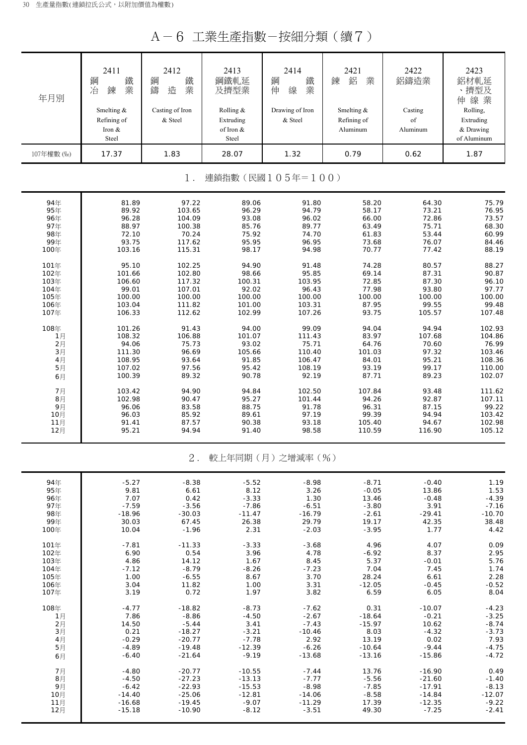# A－6 工業生產指數－按細分類（續7）

| 年月別 | 2411 鋼鐵冶鍊業 Smelting & Refining of Iron & Steel | 2412 鋼鐵鑄造業 Casting of Iron & Steel | 2413 鋼鐵軋延及擠型業 Rolling & Extruding of Iron & Steel | 2414 鋼鐵伸線業 Drawing of Iron & Steel | 2421 鍊鋁業 Smelting & Refining of Aluminum | 2422 鋁鑄造業 Casting of Aluminum | 2423 鋁材軋延、擠型及伸線業 Rolling, Extruding & Drawing of Aluminum |
|---|---|---|---|---|---|---|---|
| 107年權數 (‰) | 17.37 | 1.83 | 28.07 | 1.32 | 0.79 | 0.62 | 1.87 |
| **1．連鎖指數（民國105年＝100）** | | | | | | | |
| 94年 | 81.89 | 97.22 | 89.06 | 91.80 | 58.20 | 64.30 | 75.79 |
| 95年 | 89.92 | 103.65 | 96.29 | 94.79 | 58.17 | 73.21 | 76.95 |
| 96年 | 96.28 | 104.09 | 93.08 | 96.02 | 66.00 | 72.86 | 73.57 |
| 97年 | 88.97 | 100.38 | 85.76 | 89.77 | 63.49 | 75.71 | 68.30 |
| 98年 | 72.10 | 70.24 | 75.92 | 74.70 | 61.83 | 53.44 | 60.99 |
| 99年 | 93.75 | 117.62 | 95.95 | 96.95 | 73.68 | 76.07 | 84.46 |
| 100年 | 103.16 | 115.31 | 98.17 | 94.98 | 70.77 | 77.42 | 88.19 |
| 101年 | 95.10 | 102.25 | 94.90 | 91.48 | 74.28 | 80.57 | 88.27 |
| 102年 | 101.66 | 102.80 | 98.66 | 95.85 | 69.14 | 87.31 | 90.87 |
| 103年 | 106.60 | 117.32 | 100.31 | 103.95 | 72.85 | 87.30 | 96.10 |
| 104年 | 99.01 | 107.01 | 92.02 | 96.43 | 77.98 | 93.80 | 97.77 |
| 105年 | 100.00 | 100.00 | 100.00 | 100.00 | 100.00 | 100.00 | 100.00 |
| 106年 | 103.04 | 111.82 | 101.00 | 103.31 | 87.95 | 99.55 | 99.48 |
| 107年 | 106.33 | 112.62 | 102.99 | 107.26 | 93.75 | 105.57 | 107.48 |
| 108年 | 101.26 | 91.43 | 94.00 | 99.09 | 94.04 | 94.94 | 102.93 |
| 1月 | 108.32 | 106.88 | 101.07 | 111.43 | 83.97 | 107.68 | 104.86 |
| 2月 | 94.06 | 75.73 | 93.02 | 75.71 | 64.76 | 70.60 | 76.99 |
| 3月 | 111.30 | 96.69 | 105.66 | 110.40 | 101.03 | 97.32 | 103.46 |
| 4月 | 108.95 | 93.64 | 91.85 | 106.47 | 84.01 | 95.21 | 108.36 |
| 5月 | 107.02 | 97.56 | 95.42 | 108.19 | 93.19 | 99.17 | 110.00 |
| 6月 | 100.39 | 89.32 | 90.78 | 92.19 | 87.71 | 89.23 | 102.07 |
| 7月 | 103.42 | 94.90 | 94.84 | 102.50 | 107.84 | 93.48 | 111.62 |
| 8月 | 102.98 | 90.47 | 95.27 | 101.44 | 94.26 | 92.87 | 107.11 |
| 9月 | 96.06 | 83.58 | 88.75 | 91.78 | 96.31 | 87.15 | 99.22 |
| 10月 | 96.03 | 85.92 | 89.61 | 97.19 | 99.39 | 94.94 | 103.42 |
| 11月 | 91.41 | 87.57 | 90.38 | 93.18 | 105.40 | 94.67 | 102.98 |
| 12月 | 95.21 | 94.94 | 91.40 | 98.58 | 110.59 | 116.90 | 105.12 |
| **2．較上年同期（月）之增減率（%）** | | | | | | | |
| 94年 | -5.27 | -8.38 | -5.52 | -8.98 | -8.71 | -0.40 | 1.19 |
| 95年 | 9.81 | 6.61 | 8.12 | 3.26 | -0.05 | 13.86 | 1.53 |
| 96年 | 7.07 | 0.42 | -3.33 | 1.30 | 13.46 | -0.48 | -4.39 |
| 97年 | -7.59 | -3.56 | -7.86 | -6.51 | -3.80 | 3.91 | -7.16 |
| 98年 | -18.96 | -30.03 | -11.47 | -16.79 | -2.61 | -29.41 | -10.70 |
| 99年 | 30.03 | 67.45 | 26.38 | 29.79 | 19.17 | 42.35 | 38.48 |
| 100年 | 10.04 | -1.96 | 2.31 | -2.03 | -3.95 | 1.77 | 4.42 |
| 101年 | -7.81 | -11.33 | -3.33 | -3.68 | 4.96 | 4.07 | 0.09 |
| 102年 | 6.90 | 0.54 | 3.96 | 4.78 | -6.92 | 8.37 | 2.95 |
| 103年 | 4.86 | 14.12 | 1.67 | 8.45 | 5.37 | -0.01 | 5.76 |
| 104年 | -7.12 | -8.79 | -8.26 | -7.23 | 7.04 | 7.45 | 1.74 |
| 105年 | 1.00 | -6.55 | 8.67 | 3.70 | 28.24 | 6.61 | 2.28 |
| 106年 | 3.04 | 11.82 | 1.00 | 3.31 | -12.05 | -0.45 | -0.52 |
| 107年 | 3.19 | 0.72 | 1.97 | 3.82 | 6.59 | 6.05 | 8.04 |
| 108年 | -4.77 | -18.82 | -8.73 | -7.62 | 0.31 | -10.07 | -4.23 |
| 1月 | 7.86 | -8.86 | -4.50 | -2.67 | -18.64 | -0.21 | -3.25 |
| 2月 | 14.50 | -5.44 | 3.41 | -7.43 | -15.97 | 10.62 | -8.74 |
| 3月 | 0.21 | -18.27 | -3.21 | -10.46 | 8.03 | -4.32 | -3.73 |
| 4月 | -0.29 | -20.77 | -7.78 | 2.92 | 13.19 | 0.02 | 7.93 |
| 5月 | -4.89 | -19.48 | -12.39 | -6.26 | -10.64 | -9.44 | -4.75 |
| 6月 | -6.40 | -21.64 | -9.19 | -13.68 | -13.16 | -15.86 | -4.72 |
| 7月 | -4.80 | -20.77 | -10.55 | -7.44 | 13.76 | -16.90 | 0.49 |
| 8月 | -4.50 | -27.23 | -13.13 | -7.77 | -5.56 | -21.60 | -1.40 |
| 9月 | -6.42 | -22.93 | -15.53 | -8.98 | -7.85 | -17.91 | -8.13 |
| 10月 | -14.40 | -25.06 | -12.81 | -14.06 | -8.58 | -14.84 | -12.07 |
| 11月 | -16.68 | -19.45 | -9.07 | -11.29 | 17.39 | -12.35 | -9.22 |
| 12月 | -15.18 | -10.90 | -8.12 | -3.51 | 49.30 | -7.25 | -2.41 |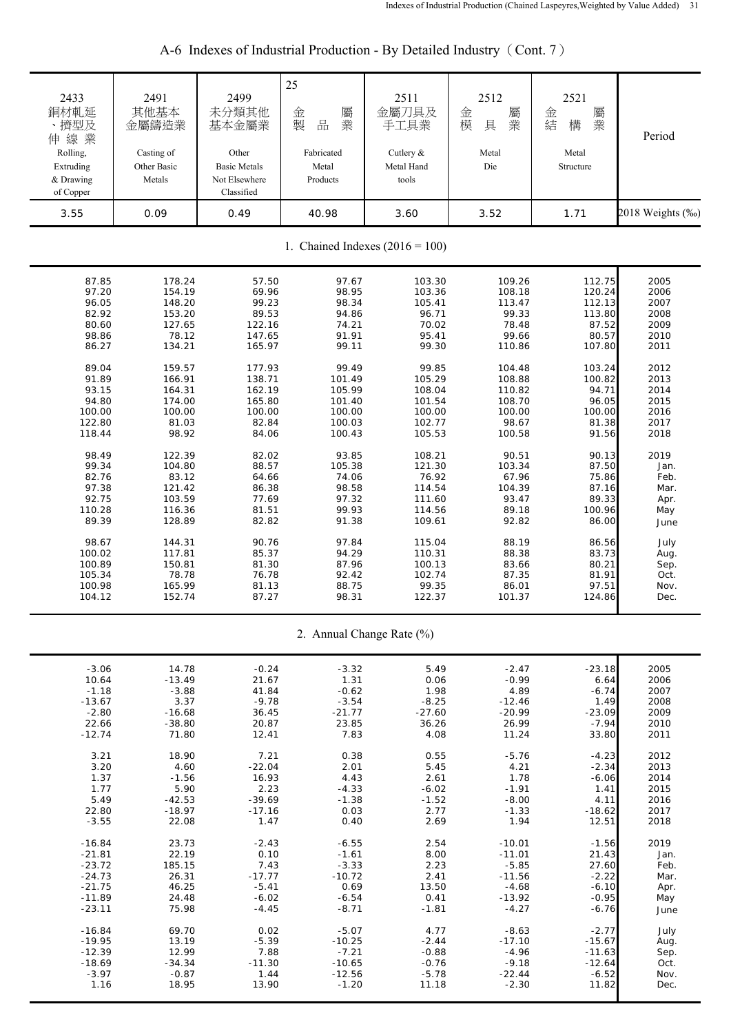# A-6 Indexes of Industrial Production - By Detailed Industry（Cont. 7）

| 2433 銅材軋延、擠型及伸線業 Rolling, Extruding & Drawing of Copper | 2491 其他基本金屬鑄造業 Casting of Other Basic Metals | 2499 未分類其他基本金屬業 Other Basic Metals Not Elsewhere Classified | 25 金屬製品業 Fabricated Metal Products | 2511 金屬刀具及手工具業 Cutlery & Metal Hand tools | 2512 金屬模具業 Metal Die | 2521 金屬結構業 Metal Structure | Period |
|---|---|---|---|---|---|---|---|
| 3.55 | 0.09 | 0.49 | 40.98 | 3.60 | 3.52 | 1.71 | 2018 Weights (‰) |
| **1. Chained Indexes (2016 = 100)** | | | | | | | |
| 87.85 | 178.24 | 57.50 | 97.67 | 103.30 | 109.26 | 112.75 | 2005 |
| 97.20 | 154.19 | 69.96 | 98.95 | 103.36 | 108.18 | 120.24 | 2006 |
| 96.05 | 148.20 | 99.23 | 98.34 | 105.41 | 113.47 | 112.13 | 2007 |
| 82.92 | 153.20 | 89.53 | 94.86 | 96.71 | 99.33 | 113.80 | 2008 |
| 80.60 | 127.65 | 122.16 | 74.21 | 70.02 | 78.48 | 87.52 | 2009 |
| 98.86 | 78.12 | 147.65 | 91.91 | 95.41 | 99.66 | 80.57 | 2010 |
| 86.27 | 134.21 | 165.97 | 99.11 | 99.30 | 110.86 | 107.80 | 2011 |
| 89.04 | 159.57 | 177.93 | 99.49 | 99.85 | 104.48 | 103.24 | 2012 |
| 91.89 | 166.91 | 138.71 | 101.49 | 105.29 | 108.88 | 100.82 | 2013 |
| 93.15 | 164.31 | 162.19 | 105.99 | 108.04 | 110.82 | 94.71 | 2014 |
| 94.80 | 174.00 | 165.80 | 101.40 | 101.54 | 108.70 | 96.05 | 2015 |
| 100.00 | 100.00 | 100.00 | 100.00 | 100.00 | 100.00 | 100.00 | 2016 |
| 122.80 | 81.03 | 82.84 | 100.03 | 102.77 | 98.67 | 81.38 | 2017 |
| 118.44 | 98.92 | 84.06 | 100.43 | 105.53 | 100.58 | 91.56 | 2018 |
| 98.49 | 122.39 | 82.02 | 93.85 | 108.21 | 90.51 | 90.13 | 2019 |
| 99.34 | 104.80 | 88.57 | 105.38 | 121.30 | 103.34 | 87.50 | Jan. |
| 82.76 | 83.12 | 64.66 | 74.06 | 76.92 | 67.96 | 75.86 | Feb. |
| 97.38 | 121.42 | 86.38 | 98.58 | 114.54 | 104.39 | 87.16 | Mar. |
| 92.75 | 103.59 | 77.69 | 97.32 | 111.60 | 93.47 | 89.33 | Apr. |
| 110.28 | 116.36 | 81.51 | 99.93 | 114.56 | 89.18 | 100.96 | May |
| 89.39 | 128.89 | 82.82 | 91.38 | 109.61 | 92.82 | 86.00 | June |
| 98.67 | 144.31 | 90.76 | 97.84 | 115.04 | 88.19 | 86.56 | July |
| 100.02 | 117.81 | 85.37 | 94.29 | 110.31 | 88.38 | 83.73 | Aug. |
| 100.89 | 150.81 | 81.30 | 87.96 | 100.13 | 83.66 | 80.21 | Sep. |
| 105.34 | 78.78 | 76.78 | 92.42 | 102.74 | 87.35 | 81.91 | Oct. |
| 100.98 | 165.99 | 81.13 | 88.75 | 99.35 | 86.01 | 97.51 | Nov. |
| 104.12 | 152.74 | 87.27 | 98.31 | 122.37 | 101.37 | 124.86 | Dec. |
| **2. Annual Change Rate (%)** | | | | | | | |
| -3.06 | 14.78 | -0.24 | -3.32 | 5.49 | -2.47 | -23.18 | 2005 |
| 10.64 | -13.49 | 21.67 | 1.31 | 0.06 | -0.99 | 6.64 | 2006 |
| -1.18 | -3.88 | 41.84 | -0.62 | 1.98 | 4.89 | -6.74 | 2007 |
| -13.67 | 3.37 | -9.78 | -3.54 | -8.25 | -12.46 | 1.49 | 2008 |
| -2.80 | -16.68 | 36.45 | -21.77 | -27.60 | -20.99 | -23.09 | 2009 |
| 22.66 | -38.80 | 20.87 | 23.85 | 36.26 | 26.99 | -7.94 | 2010 |
| -12.74 | 71.80 | 12.41 | 7.83 | 4.08 | 11.24 | 33.80 | 2011 |
| 3.21 | 18.90 | 7.21 | 0.38 | 0.55 | -5.76 | -4.23 | 2012 |
| 3.20 | 4.60 | -22.04 | 2.01 | 5.45 | 4.21 | -2.34 | 2013 |
| 1.37 | -1.56 | 16.93 | 4.43 | 2.61 | 1.78 | -6.06 | 2014 |
| 1.77 | 5.90 | 2.23 | -4.33 | -6.02 | -1.91 | 1.41 | 2015 |
| 5.49 | -42.53 | -39.69 | -1.38 | -1.52 | -8.00 | 4.11 | 2016 |
| 22.80 | -18.97 | -17.16 | 0.03 | 2.77 | -1.33 | -18.62 | 2017 |
| -3.55 | 22.08 | 1.47 | 0.40 | 2.69 | 1.94 | 12.51 | 2018 |
| -16.84 | 23.73 | -2.43 | -6.55 | 2.54 | -10.01 | -1.56 | 2019 |
| -21.81 | 22.19 | 0.10 | -1.61 | 8.00 | -11.01 | 21.43 | Jan. |
| -23.72 | 185.15 | 7.43 | -3.33 | 2.23 | -5.85 | 27.60 | Feb. |
| -24.73 | 26.31 | -17.77 | -10.72 | 2.41 | -11.56 | -2.22 | Mar. |
| -21.75 | 46.25 | -5.41 | 0.69 | 13.50 | -4.68 | -6.10 | Apr. |
| -11.89 | 24.48 | -6.02 | -6.54 | 0.41 | -13.92 | -0.95 | May |
| -23.11 | 75.98 | -4.45 | -8.71 | -1.81 | -4.27 | -6.76 | June |
| -16.84 | 69.70 | 0.02 | -5.07 | 4.77 | -8.63 | -2.77 | July |
| -19.95 | 13.19 | -5.39 | -10.25 | -2.44 | -17.10 | -15.67 | Aug. |
| -12.39 | 12.99 | 7.88 | -7.21 | -0.88 | -4.96 | -11.63 | Sep. |
| -18.69 | -34.34 | -11.30 | -10.65 | -0.76 | -9.18 | -12.64 | Oct. |
| -3.97 | -0.87 | 1.44 | -12.56 | -5.78 | -22.44 | -6.52 | Nov. |
| 1.16 | 18.95 | 13.90 | -1.20 | 11.18 | -2.30 | 11.82 | Dec. |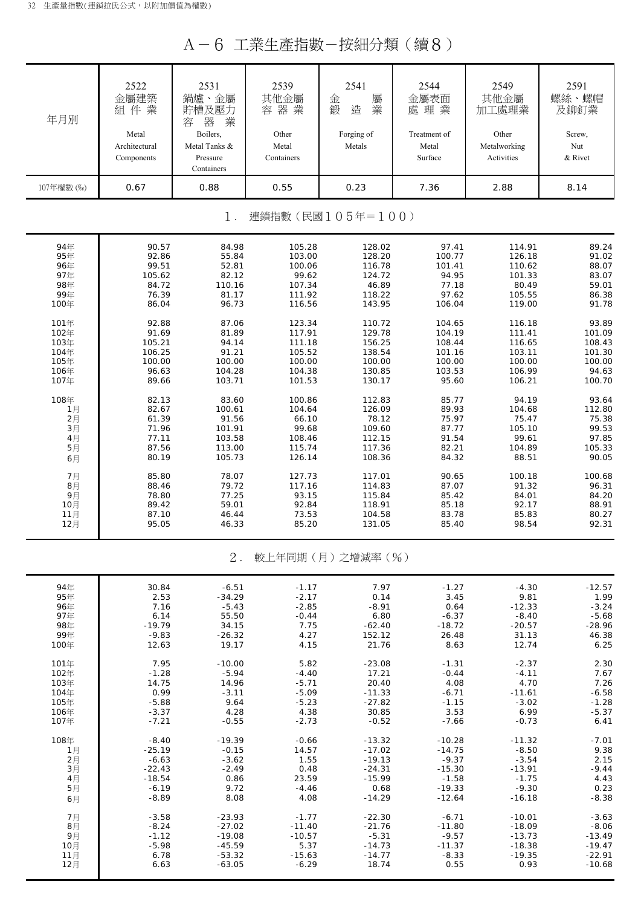# A－6 工業生產指數－按細分類（續8）

| 年月別 | 2522 金屬建築組件業 Metal Architectural Components | 2531 鍋爐、金屬貯槽及壓力容器業 Boilers, Metal Tanks & Pressure Containers | 2539 其他金屬容器業 Other Metal Containers | 2541 金屬鍛造業 Forging of Metals | 2544 金屬表面處理業 Treatment of Metal Surface | 2549 其他金屬加工處理業 Other Metalworking Activities | 2591 螺絲、螺帽及鉚釘業 Screw, Nut & Rivet |
|---|---|---|---|---|---|---|---|
| 107年權數 (‰) | 0.67 | 0.88 | 0.55 | 0.23 | 7.36 | 2.88 | 8.14 |
| **1. 連鎖指數（民國105年＝100）** | | | | | | | |
| 94年 | 90.57 | 84.98 | 105.28 | 128.02 | 97.41 | 114.91 | 89.24 |
| 95年 | 92.86 | 55.84 | 103.00 | 128.20 | 100.77 | 126.18 | 91.02 |
| 96年 | 99.51 | 52.81 | 100.06 | 116.78 | 101.41 | 110.62 | 88.07 |
| 97年 | 105.62 | 82.12 | 99.62 | 124.72 | 94.95 | 101.33 | 83.07 |
| 98年 | 84.72 | 110.16 | 107.34 | 46.89 | 77.18 | 80.49 | 59.01 |
| 99年 | 76.39 | 81.17 | 111.92 | 118.22 | 97.62 | 105.55 | 86.38 |
| 100年 | 86.04 | 96.73 | 116.56 | 143.95 | 106.04 | 119.00 | 91.78 |
| 101年 | 92.88 | 87.06 | 123.34 | 110.72 | 104.65 | 116.18 | 93.89 |
| 102年 | 91.69 | 81.89 | 117.91 | 129.78 | 104.19 | 111.41 | 101.09 |
| 103年 | 105.21 | 94.14 | 111.18 | 156.25 | 108.43 | 116.65 | 108.43 |
| 104年 | 106.25 | 91.21 | 105.52 | 138.54 | 101.16 | 103.11 | 101.30 |
| 105年 | 100.00 | 100.00 | 100.00 | 100.00 | 100.00 | 100.00 | 100.00 |
| 106年 | 96.63 | 104.28 | 104.38 | 130.85 | 103.53 | 106.99 | 94.63 |
| 107年 | 89.66 | 103.71 | 101.53 | 130.17 | 95.60 | 106.21 | 100.70 |
| 108年 | 82.13 | 83.60 | 100.86 | 112.83 | 85.77 | 94.19 | 93.64 |
| 1月 | 82.67 | 100.61 | 104.64 | 126.09 | 89.93 | 104.68 | 112.80 |
| 2月 | 61.39 | 91.56 | 66.10 | 78.12 | 75.97 | 75.47 | 75.38 |
| 3月 | 71.96 | 101.91 | 99.68 | 109.60 | 87.77 | 105.10 | 99.53 |
| 4月 | 77.11 | 103.58 | 108.46 | 112.15 | 91.54 | 99.61 | 97.85 |
| 5月 | 87.56 | 113.00 | 115.74 | 117.36 | 82.21 | 104.89 | 105.33 |
| 6月 | 80.19 | 105.73 | 126.14 | 108.36 | 84.32 | 88.51 | 90.05 |
| 7月 | 85.80 | 78.07 | 127.73 | 117.01 | 90.65 | 100.18 | 100.68 |
| 8月 | 88.46 | 79.72 | 117.16 | 114.83 | 87.07 | 91.32 | 96.31 |
| 9月 | 78.80 | 77.25 | 93.15 | 115.84 | 85.42 | 84.01 | 84.20 |
| 10月 | 89.42 | 59.01 | 92.84 | 118.91 | 85.18 | 92.17 | 88.91 |
| 11月 | 87.10 | 46.44 | 73.53 | 104.58 | 83.78 | 85.83 | 80.27 |
| 12月 | 95.05 | 46.33 | 85.20 | 131.05 | 85.40 | 98.54 | 92.31 |
| **2. 較上年同期（月）之增減率（%）** | | | | | | | |
| 94年 | 30.84 | -6.51 | -1.17 | 7.97 | -1.27 | -4.30 | -12.57 |
| 95年 | 2.53 | -34.29 | -2.17 | 0.14 | 3.45 | 9.81 | 1.99 |
| 96年 | 7.16 | -5.43 | -2.85 | -8.91 | 0.64 | -12.33 | -3.24 |
| 97年 | 6.14 | 55.50 | -0.44 | 6.80 | -6.37 | -8.40 | -5.68 |
| 98年 | -19.79 | 34.15 | 7.75 | -62.40 | -18.72 | -20.57 | -28.96 |
| 99年 | -9.83 | -26.32 | 4.27 | 152.12 | 26.48 | 31.13 | 46.38 |
| 100年 | 12.63 | 19.17 | 4.15 | 21.76 | 8.63 | 12.74 | 6.25 |
| 101年 | 7.95 | -10.00 | 5.82 | -23.08 | -1.31 | -2.37 | 2.30 |
| 102年 | -1.28 | -5.94 | -4.40 | 17.21 | -0.44 | -4.11 | 7.67 |
| 103年 | 14.75 | 14.96 | -5.71 | 20.40 | 4.08 | 4.70 | 7.26 |
| 104年 | 0.99 | -3.11 | -5.09 | -11.33 | -6.71 | -11.61 | -6.58 |
| 105年 | -5.88 | 9.64 | -5.23 | -27.82 | -1.15 | -3.02 | -1.28 |
| 106年 | -3.37 | 4.28 | 4.38 | 30.85 | 3.53 | 6.99 | -5.37 |
| 107年 | -7.21 | -0.55 | -2.73 | -0.52 | -7.66 | -0.73 | 6.41 |
| 108年 | -8.40 | -19.39 | -0.66 | -13.32 | -10.28 | -11.32 | -7.01 |
| 1月 | -25.19 | -0.15 | 14.57 | -17.02 | -14.75 | -8.50 | 9.38 |
| 2月 | -6.63 | -3.62 | 1.55 | -19.13 | -9.37 | -3.54 | 2.15 |
| 3月 | -22.43 | -2.49 | 0.48 | -24.31 | -15.30 | -13.91 | -9.44 |
| 4月 | -18.54 | 0.86 | 23.59 | -15.99 | -1.58 | -1.75 | 4.43 |
| 5月 | -6.19 | 9.72 | -4.46 | 0.68 | -19.33 | -9.30 | 0.23 |
| 6月 | -8.89 | 8.08 | 4.08 | -14.29 | -12.64 | -16.18 | -8.38 |
| 7月 | -3.58 | -23.93 | -1.77 | -22.30 | -6.71 | -10.01 | -3.63 |
| 8月 | -8.24 | -27.02 | -11.40 | -21.76 | -11.80 | -18.09 | -8.06 |
| 9月 | -1.12 | -19.08 | -10.57 | -5.31 | -9.57 | -13.73 | -13.49 |
| 10月 | -5.98 | -45.59 | 5.37 | -14.73 | -11.37 | -18.38 | -19.47 |
| 11月 | 6.78 | -53.32 | -15.63 | -14.77 | -8.33 | -19.35 | -22.91 |
| 12月 | 6.63 | -63.05 | -6.29 | 18.74 | 0.55 | 0.93 | -10.68 |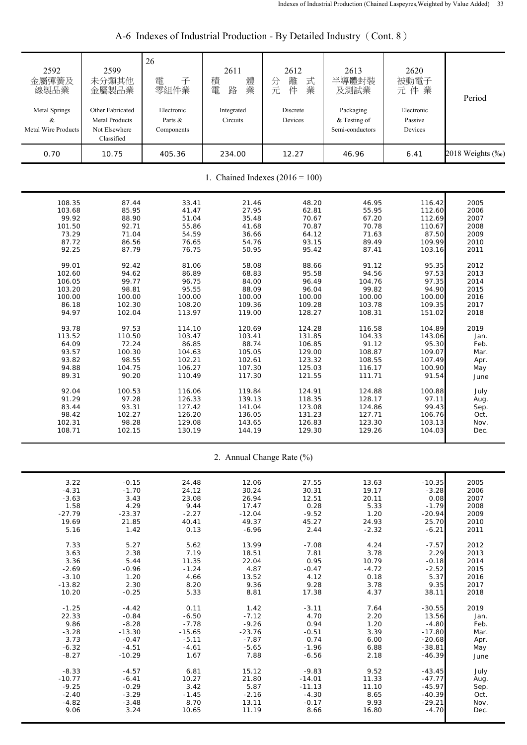# A-6 Indexes of Industrial Production - By Detailed Industry（Cont. 8）

| 2592 金屬彈簧及線製品業 Metal Springs & Metal Wire Products | 2599 未分類其他金屬製品業 Other Fabricated Metal Products Not Elsewhere Classified | 26 電子零組件業 Electronic Parts & Components | 2611 積體電路業 Integrated Circuits | 2612 分離式元件業 Discrete Devices | 2613 半導體封裝及測試業 Packaging & Testing of Semi-conductors | 2620 被動電子元件業 Electronic Passive Devices | Period |
|---|---|---|---|---|---|---|---|
| 0.70 | 10.75 | 405.36 | 234.00 | 12.27 | 46.96 | 6.41 | 2018 Weights (‰) |
| **1. Chained Indexes (2016 = 100)** | | | | | | | |
| 108.35 | 87.44 | 33.41 | 21.46 | 48.20 | 46.95 | 116.42 | 2005 |
| 103.68 | 85.95 | 41.47 | 27.95 | 62.81 | 55.95 | 112.60 | 2006 |
| 99.92 | 88.90 | 51.04 | 35.48 | 70.67 | 67.20 | 112.69 | 2007 |
| 101.50 | 92.71 | 55.86 | 41.68 | 70.87 | 70.78 | 110.67 | 2008 |
| 73.29 | 71.04 | 54.59 | 36.66 | 64.12 | 71.63 | 87.50 | 2009 |
| 87.72 | 86.56 | 76.65 | 54.76 | 93.15 | 89.49 | 109.99 | 2010 |
| 92.25 | 87.79 | 76.75 | 50.95 | 95.42 | 87.41 | 103.16 | 2011 |
| 99.01 | 92.42 | 81.06 | 58.08 | 88.66 | 91.12 | 95.35 | 2012 |
| 102.60 | 94.62 | 86.89 | 68.83 | 95.58 | 94.56 | 97.53 | 2013 |
| 106.05 | 99.77 | 96.75 | 84.00 | 96.49 | 104.76 | 97.35 | 2014 |
| 103.20 | 98.81 | 95.55 | 88.09 | 96.04 | 99.82 | 94.90 | 2015 |
| 100.00 | 100.00 | 100.00 | 100.00 | 100.00 | 100.00 | 100.00 | 2016 |
| 86.18 | 102.30 | 108.20 | 109.36 | 109.28 | 103.78 | 109.35 | 2017 |
| 94.97 | 102.04 | 113.97 | 119.00 | 128.27 | 108.31 | 151.02 | 2018 |
| 93.78 | 97.53 | 114.10 | 120.69 | 124.28 | 116.58 | 104.89 | 2019 |
| 113.52 | 110.50 | 103.47 | 103.41 | 131.85 | 104.33 | 143.06 | Jan. |
| 64.09 | 72.24 | 86.85 | 88.74 | 106.85 | 91.12 | 95.30 | Feb. |
| 93.57 | 100.30 | 104.63 | 105.05 | 129.00 | 108.87 | 109.07 | Mar. |
| 93.82 | 98.55 | 102.21 | 102.61 | 123.32 | 108.55 | 107.49 | Apr. |
| 94.88 | 104.75 | 106.27 | 107.30 | 125.03 | 116.17 | 100.90 | May |
| 89.31 | 90.20 | 110.49 | 117.30 | 121.55 | 111.71 | 91.54 | June |
| 92.04 | 100.53 | 116.06 | 119.84 | 124.91 | 124.88 | 100.88 | July |
| 91.29 | 97.28 | 126.33 | 139.13 | 118.35 | 128.17 | 97.11 | Aug. |
| 83.44 | 93.31 | 127.42 | 141.04 | 123.08 | 124.86 | 99.43 | Sep. |
| 98.42 | 102.27 | 126.20 | 136.05 | 131.23 | 127.71 | 106.76 | Oct. |
| 102.31 | 98.28 | 129.08 | 143.65 | 126.83 | 123.30 | 103.13 | Nov. |
| 108.71 | 102.15 | 130.19 | 144.19 | 129.30 | 129.26 | 104.03 | Dec. |
| **2. Annual Change Rate (%)** | | | | | | | |
| 3.22 | -0.15 | 24.48 | 12.06 | 27.55 | 13.63 | -10.35 | 2005 |
| -4.31 | -1.70 | 24.12 | 30.24 | 30.31 | 19.17 | -3.28 | 2006 |
| -3.63 | 3.43 | 23.08 | 26.94 | 12.51 | 20.11 | 0.08 | 2007 |
| 1.58 | 4.29 | 9.44 | 17.47 | 0.28 | 5.33 | -1.79 | 2008 |
| -27.79 | -23.37 | -2.27 | -12.04 | -9.52 | 1.20 | -20.94 | 2009 |
| 19.69 | 21.85 | 40.41 | 49.37 | 45.27 | 24.93 | 25.70 | 2010 |
| 5.16 | 1.42 | 0.13 | -6.96 | 2.44 | -2.32 | -6.21 | 2011 |
| 7.33 | 5.27 | 5.62 | 13.99 | -7.08 | 4.24 | -7.57 | 2012 |
| 3.63 | 2.38 | 7.19 | 18.51 | 7.81 | 3.78 | 2.29 | 2013 |
| 3.36 | 5.44 | 11.35 | 22.04 | 0.95 | 10.79 | -0.18 | 2014 |
| -2.69 | -0.96 | -1.24 | 4.87 | -0.47 | -4.72 | -2.52 | 2015 |
| -3.10 | 1.20 | 4.66 | 13.52 | 4.12 | 0.18 | 5.37 | 2016 |
| -13.82 | 2.30 | 8.20 | 9.36 | 9.28 | 3.78 | 9.35 | 2017 |
| 10.20 | -0.25 | 5.33 | 8.81 | 17.38 | 4.37 | 38.11 | 2018 |
| -1.25 | -4.42 | 0.11 | 1.42 | -3.11 | 7.64 | -30.55 | 2019 |
| 22.33 | -0.84 | -6.50 | -7.12 | 4.70 | 2.20 | 13.56 | Jan. |
| 9.86 | -8.28 | -7.78 | -9.26 | 0.94 | 1.20 | -4.80 | Feb. |
| -3.28 | -13.30 | -15.65 | -23.76 | -0.51 | 3.39 | -17.80 | Mar. |
| 3.73 | -0.47 | -5.11 | -7.87 | 0.74 | 6.00 | -20.68 | Apr. |
| -6.32 | -4.51 | -4.61 | -5.65 | -1.96 | 6.88 | -38.81 | May |
| -8.27 | -10.29 | 1.67 | 7.88 | -6.56 | 2.18 | -46.39 | June |
| -8.33 | -4.57 | 6.81 | 15.12 | -9.83 | 9.52 | -43.45 | July |
| -10.77 | -6.41 | 10.27 | 21.80 | -14.01 | 11.33 | -47.77 | Aug. |
| -9.25 | -0.29 | 3.42 | 5.87 | -11.13 | 11.10 | -45.97 | Sep. |
| -2.40 | -3.29 | -1.45 | -2.16 | -4.30 | 8.65 | -40.39 | Oct. |
| -4.82 | -3.48 | 8.70 | 13.11 | -0.17 | 9.93 | -29.21 | Nov. |
| 9.06 | 3.24 | 10.65 | 11.19 | 8.66 | 16.80 | -4.70 | Dec. |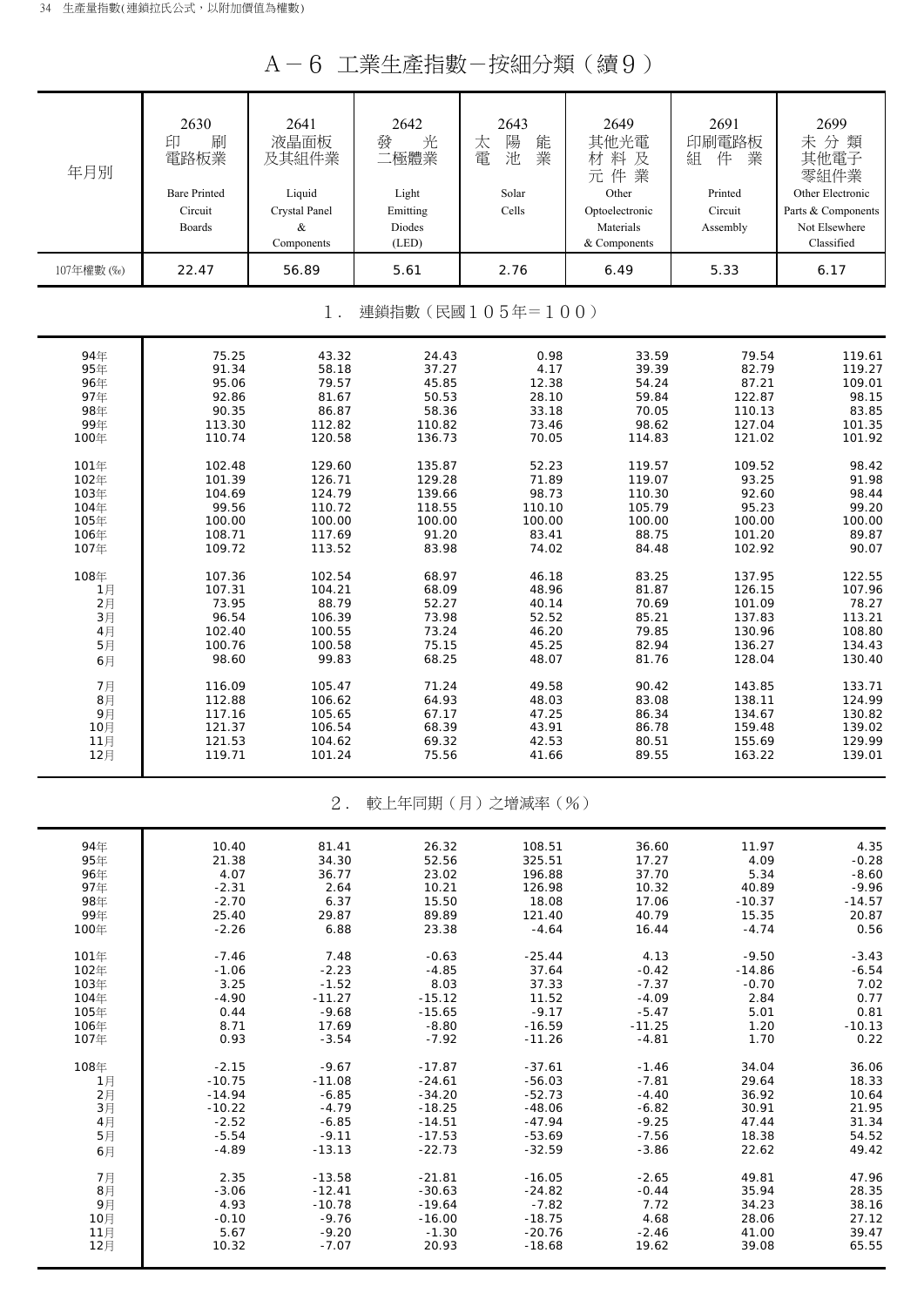# A－6 工業生產指數－按細分類（續9）

| 年月別 | 2630 印刷電路板業 Bare Printed Circuit Boards | 2641 液晶面板及其組件業 Liquid Crystal Panel & Components | 2642 發光二極體業 Light Emitting Diodes (LED) | 2643 太陽能電池業 Solar Cells | 2649 其他光電材料及元件業 Other Optoelectronic Materials & Components | 2691 印刷電路板組件業 Printed Circuit Assembly | 2699 未分類其他電子零組件業 Other Electronic Parts & Components Not Elsewhere Classified |
|---|---|---|---|---|---|---|---|
| 107年權數 (‰) | 22.47 | 56.89 | 5.61 | 2.76 | 6.49 | 5.33 | 6.17 |
| **1．連鎖指數（民國105年＝100）** | | | | | | | |
| 94年 | 75.25 | 43.32 | 24.43 | 0.98 | 33.59 | 79.54 | 119.61 |
| 95年 | 91.34 | 58.18 | 37.27 | 4.17 | 39.39 | 82.79 | 119.27 |
| 96年 | 95.06 | 79.57 | 45.85 | 12.38 | 54.24 | 87.21 | 109.01 |
| 97年 | 92.86 | 81.67 | 50.53 | 28.10 | 59.84 | 122.87 | 98.15 |
| 98年 | 90.35 | 86.87 | 58.36 | 33.18 | 70.05 | 110.13 | 83.85 |
| 99年 | 113.30 | 112.82 | 110.82 | 73.46 | 98.62 | 127.04 | 101.35 |
| 100年 | 110.74 | 120.58 | 136.73 | 70.05 | 114.83 | 121.02 | 101.92 |
| 101年 | 102.48 | 129.60 | 135.87 | 52.23 | 119.57 | 109.52 | 98.42 |
| 102年 | 101.39 | 126.71 | 129.28 | 71.89 | 119.07 | 93.25 | 91.98 |
| 103年 | 104.69 | 124.79 | 139.66 | 98.73 | 110.30 | 92.60 | 98.44 |
| 104年 | 99.56 | 110.72 | 118.55 | 110.10 | 105.79 | 95.23 | 99.20 |
| 105年 | 100.00 | 100.00 | 100.00 | 100.00 | 100.00 | 100.00 | 100.00 |
| 106年 | 108.71 | 117.69 | 91.20 | 83.41 | 88.75 | 101.20 | 89.87 |
| 107年 | 109.72 | 113.52 | 83.98 | 74.02 | 84.48 | 102.92 | 90.07 |
| 108年 | 107.36 | 102.54 | 68.97 | 46.18 | 83.25 | 137.95 | 122.55 |
| 1月 | 107.31 | 104.21 | 68.09 | 48.96 | 81.87 | 126.15 | 107.96 |
| 2月 | 73.95 | 88.79 | 52.27 | 40.14 | 70.69 | 101.09 | 78.27 |
| 3月 | 96.54 | 106.39 | 73.98 | 52.52 | 85.21 | 137.83 | 113.21 |
| 4月 | 102.40 | 100.55 | 73.24 | 46.20 | 79.85 | 130.96 | 108.80 |
| 5月 | 100.76 | 100.58 | 75.15 | 45.25 | 82.94 | 136.27 | 134.43 |
| 6月 | 98.60 | 99.83 | 68.25 | 48.07 | 81.76 | 128.04 | 130.40 |
| 7月 | 116.09 | 105.47 | 71.24 | 49.58 | 90.42 | 143.85 | 133.71 |
| 8月 | 112.88 | 106.62 | 64.93 | 48.03 | 83.08 | 138.11 | 124.99 |
| 9月 | 117.16 | 105.65 | 67.17 | 47.25 | 86.34 | 134.67 | 130.82 |
| 10月 | 121.37 | 106.54 | 68.39 | 43.91 | 86.78 | 159.48 | 139.02 |
| 11月 | 121.53 | 104.62 | 69.32 | 42.53 | 80.51 | 155.69 | 129.99 |
| 12月 | 119.71 | 101.24 | 75.56 | 41.66 | 89.55 | 163.22 | 139.01 |
| **2．較上年同期（月）之增減率（%）** | | | | | | | |
| 94年 | 10.40 | 81.41 | 26.32 | 108.51 | 36.60 | 11.97 | 4.35 |
| 95年 | 21.38 | 34.30 | 52.56 | 325.51 | 17.27 | 4.09 | -0.28 |
| 96年 | 4.07 | 36.77 | 23.02 | 196.88 | 37.70 | 5.34 | -8.60 |
| 97年 | -2.31 | 2.64 | 10.21 | 126.98 | 10.32 | 40.89 | -9.96 |
| 98年 | -2.70 | 6.37 | 15.50 | 18.08 | 17.06 | -10.37 | -14.57 |
| 99年 | 25.40 | 29.87 | 89.89 | 121.40 | 40.79 | 15.35 | 20.87 |
| 100年 | -2.26 | 6.88 | 23.38 | -4.64 | 16.44 | -4.74 | 0.56 |
| 101年 | -7.46 | 7.48 | -0.63 | -25.44 | 4.13 | -9.50 | -3.43 |
| 102年 | -1.06 | -2.23 | -4.85 | 37.64 | -0.42 | -14.86 | -6.54 |
| 103年 | 3.25 | -1.52 | 8.03 | 37.33 | -7.37 | -0.70 | 7.02 |
| 104年 | -4.90 | -11.27 | -15.12 | 11.52 | -4.09 | 2.84 | 0.77 |
| 105年 | 0.44 | -9.68 | -15.65 | -9.17 | -5.47 | 5.01 | 0.81 |
| 106年 | 8.71 | 17.69 | -8.80 | -16.59 | -11.25 | 1.20 | -10.13 |
| 107年 | 0.93 | -3.54 | -7.92 | -11.26 | -4.81 | 1.70 | 0.22 |
| 108年 | -2.15 | -9.67 | -17.87 | -37.61 | -1.46 | 34.04 | 36.06 |
| 1月 | -10.75 | -11.08 | -24.61 | -56.03 | -7.81 | 29.64 | 18.33 |
| 2月 | -14.94 | -6.85 | -34.20 | -52.73 | -4.40 | 36.92 | 10.64 |
| 3月 | -10.22 | -4.79 | -18.25 | -48.06 | -6.82 | 30.91 | 21.95 |
| 4月 | -2.52 | -6.85 | -14.51 | -47.94 | -9.25 | 47.44 | 31.34 |
| 5月 | -5.54 | -9.11 | -17.53 | -53.69 | -7.56 | 18.38 | 54.52 |
| 6月 | -4.89 | -13.13 | -22.73 | -32.59 | -3.86 | 22.62 | 49.42 |
| 7月 | 2.35 | -13.58 | -21.81 | -16.05 | -2.65 | 49.81 | 47.96 |
| 8月 | -3.06 | -12.41 | -30.63 | -24.82 | -0.44 | 35.94 | 28.35 |
| 9月 | 4.93 | -10.78 | -19.64 | -7.82 | 7.72 | 34.23 | 38.16 |
| 10月 | -0.10 | -9.76 | -16.00 | -18.75 | 4.68 | 28.06 | 27.12 |
| 11月 | 5.67 | -9.20 | -1.30 | -20.76 | -2.46 | 41.00 | 39.47 |
| 12月 | 10.32 | -7.07 | 20.93 | -18.68 | 19.62 | 39.08 | 65.55 |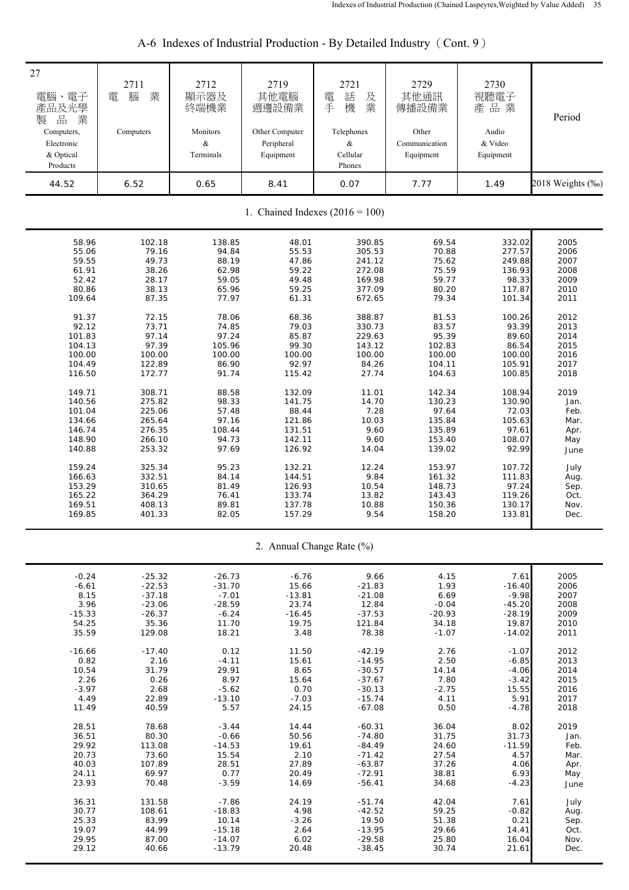## A-6 Indexes of Industrial Production - By Detailed Industry（Cont. 9）

| 27 電腦、電子產品及光學製品業 Computers, Electronic & Optical Products | 2711 電腦業 Computers | 2712 顯示器及終端機業 Monitors & Terminals | 2719 其他電腦週邊設備業 Other Computer Peripheral Equipment | 2721 電話及手機業 Telephones & Cellular Phones | 2729 其他通訊傳播設備業 Other Communication Equipment | 2730 視聽電子產品業 Audio & Video Equipment | Period |
|---|---|---|---|---|---|---|---|
| 44.52 | 6.52 | 0.65 | 8.41 | 0.07 | 7.77 | 1.49 | 2018 Weights (‰) |
| **1. Chained Indexes (2016 = 100)** | | | | | | | |
| 58.96 | 102.18 | 138.85 | 48.01 | 390.85 | 69.54 | 332.02 | 2005 |
| 55.06 | 79.16 | 94.84 | 55.53 | 305.53 | 70.88 | 277.57 | 2006 |
| 59.55 | 49.73 | 88.19 | 47.86 | 241.12 | 75.62 | 249.88 | 2007 |
| 61.91 | 38.26 | 62.98 | 59.22 | 272.08 | 75.59 | 136.93 | 2008 |
| 52.42 | 28.17 | 59.05 | 49.48 | 169.98 | 59.77 | 98.33 | 2009 |
| 80.86 | 38.13 | 65.96 | 59.25 | 377.09 | 80.20 | 117.87 | 2010 |
| 109.64 | 87.35 | 77.97 | 61.31 | 672.65 | 79.34 | 101.34 | 2011 |
| 91.37 | 72.15 | 78.06 | 68.36 | 388.87 | 81.53 | 100.26 | 2012 |
| 92.12 | 73.71 | 74.85 | 79.03 | 330.73 | 83.57 | 93.39 | 2013 |
| 101.83 | 97.14 | 97.24 | 85.87 | 229.63 | 95.39 | 89.60 | 2014 |
| 104.13 | 97.39 | 105.96 | 99.30 | 143.12 | 102.83 | 86.54 | 2015 |
| 100.00 | 100.00 | 100.00 | 100.00 | 100.00 | 100.00 | 100.00 | 2016 |
| 104.49 | 122.89 | 86.90 | 92.97 | 84.26 | 104.11 | 105.91 | 2017 |
| 116.50 | 172.77 | 91.74 | 115.42 | 27.74 | 104.63 | 100.85 | 2018 |
| 149.71 | 308.71 | 88.58 | 132.09 | 11.01 | 142.34 | 108.94 | 2019 |
| 140.56 | 275.82 | 98.33 | 141.75 | 14.70 | 130.23 | 130.90 | Jan. |
| 101.04 | 225.06 | 57.48 | 88.44 | 7.28 | 97.64 | 72.03 | Feb. |
| 134.66 | 265.64 | 97.16 | 121.86 | 10.03 | 135.84 | 105.63 | Mar. |
| 146.74 | 276.35 | 108.44 | 131.51 | 9.60 | 135.89 | 97.61 | Apr. |
| 148.90 | 266.10 | 94.73 | 142.11 | 9.60 | 153.40 | 108.07 | May |
| 140.88 | 253.32 | 97.69 | 126.92 | 14.04 | 139.02 | 92.99 | June |
| 159.24 | 325.34 | 95.23 | 132.21 | 12.24 | 153.97 | 107.72 | July |
| 166.63 | 332.51 | 84.14 | 144.51 | 9.84 | 161.32 | 111.83 | Aug. |
| 153.29 | 310.65 | 81.49 | 126.93 | 10.54 | 148.73 | 97.24 | Sep. |
| 165.22 | 364.29 | 76.41 | 133.74 | 13.82 | 143.43 | 119.26 | Oct. |
| 169.51 | 408.13 | 89.81 | 137.78 | 10.88 | 150.36 | 130.17 | Nov. |
| 169.85 | 401.33 | 82.05 | 157.29 | 9.54 | 158.20 | 133.81 | Dec. |
| **2. Annual Change Rate (%)** | | | | | | | |
| -0.24 | -25.32 | -26.73 | -6.76 | 9.66 | 4.15 | 7.61 | 2005 |
| -6.61 | -22.53 | -31.70 | 15.66 | -21.83 | 1.93 | -16.40 | 2006 |
| 8.15 | -37.18 | -7.01 | -13.81 | -21.08 | 6.69 | -9.98 | 2007 |
| 3.96 | -23.06 | -28.59 | 23.74 | 12.84 | -0.04 | -45.20 | 2008 |
| -15.33 | -26.37 | -6.24 | -16.45 | -37.53 | -20.93 | -28.19 | 2009 |
| 54.25 | 35.36 | 11.70 | 19.75 | 121.84 | 34.18 | 19.87 | 2010 |
| 35.59 | 129.08 | 18.21 | 3.48 | 78.38 | -1.07 | -14.02 | 2011 |
| -16.66 | -17.40 | 0.12 | 11.50 | -42.19 | 2.76 | -1.07 | 2012 |
| 0.82 | 2.16 | -4.11 | 15.61 | -14.95 | 2.50 | -6.85 | 2013 |
| 10.54 | 31.79 | 29.91 | 8.65 | -30.57 | 14.14 | -4.06 | 2014 |
| 2.26 | 0.26 | 8.97 | 15.64 | -37.67 | 7.80 | -3.42 | 2015 |
| -3.97 | 2.68 | -5.62 | 0.70 | -30.13 | -2.75 | 15.55 | 2016 |
| 4.49 | 22.89 | -13.10 | -7.03 | -15.74 | 4.11 | 5.91 | 2017 |
| 11.49 | 40.59 | 5.57 | 24.15 | -67.08 | 0.50 | -4.78 | 2018 |
| 28.51 | 78.68 | -3.44 | 14.44 | -60.31 | 36.04 | 8.02 | 2019 |
| 36.51 | 80.30 | -0.66 | 50.56 | -74.80 | 31.75 | 31.73 | Jan. |
| 29.92 | 113.08 | -14.53 | 19.61 | -84.49 | 24.60 | -11.59 | Feb. |
| 20.73 | 73.60 | 15.54 | 2.10 | -71.42 | 27.54 | 4.57 | Mar. |
| 40.03 | 107.89 | 28.51 | 27.89 | -63.87 | 37.26 | 4.06 | Apr. |
| 24.11 | 69.97 | 0.77 | 20.49 | -72.91 | 38.81 | 6.93 | May |
| 23.93 | 70.48 | -3.59 | 14.69 | -56.41 | 34.68 | -4.23 | June |
| 36.31 | 131.58 | -7.86 | 24.19 | -51.74 | 42.04 | 7.61 | July |
| 30.77 | 108.61 | -18.83 | 4.98 | -42.52 | 59.25 | -0.82 | Aug. |
| 25.33 | 83.99 | 10.14 | -3.26 | 19.50 | 51.38 | 0.21 | Sep. |
| 19.07 | 44.99 | -15.18 | 2.64 | -13.95 | 29.66 | 14.41 | Oct. |
| 29.95 | 87.00 | -14.07 | 6.02 | -29.58 | 25.80 | 16.04 | Nov. |
| 29.12 | 40.66 | -13.79 | 20.48 | -38.45 | 30.74 | 21.61 | Dec. |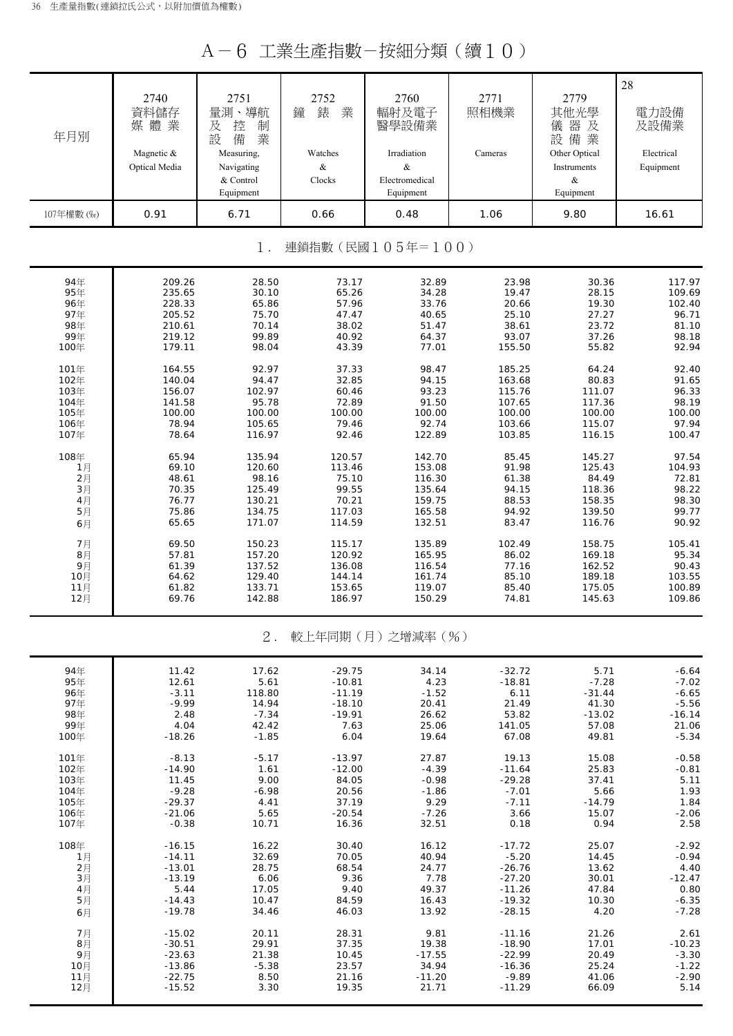# A－6 工業生產指數－按細分類（續１０）

| 年月別 | 2740 資料儲存媒體業 Magnetic & Optical Media | 2751 量測、導航及控制設備業 Measuring, Navigating & Control Equipment | 2752 鐘錶業 Watches & Clocks | 2760 輻射及電子醫學設備業 Irradiation & Electromedical Equipment | 2771 照相機業 Cameras | 2779 其他光學儀器及設備業 Other Optical Instruments & Equipment | 28 電力設備及設備業 Electrical Equipment |
|---|---|---|---|---|---|---|---|
| 107年權數 (‰) | 0.91 | 6.71 | 0.66 | 0.48 | 1.06 | 9.80 | 16.61 |
| **1. 連鎖指數（民國105年＝100）** | | | | | | | |
| 94年 | 209.26 | 28.50 | 73.17 | 32.89 | 23.98 | 30.36 | 117.97 |
| 95年 | 235.65 | 30.10 | 65.26 | 34.28 | 19.47 | 28.15 | 109.69 |
| 96年 | 228.33 | 65.86 | 57.96 | 33.76 | 20.66 | 19.30 | 102.40 |
| 97年 | 205.52 | 75.70 | 47.47 | 40.65 | 25.10 | 27.27 | 96.71 |
| 98年 | 210.61 | 70.14 | 38.02 | 51.47 | 38.61 | 23.72 | 81.10 |
| 99年 | 219.12 | 99.89 | 40.92 | 64.37 | 93.07 | 37.26 | 98.18 |
| 100年 | 179.11 | 98.04 | 43.39 | 77.01 | 155.50 | 55.82 | 92.94 |
| 101年 | 164.55 | 92.97 | 37.33 | 98.47 | 185.25 | 64.24 | 92.40 |
| 102年 | 140.04 | 94.47 | 32.85 | 94.15 | 163.68 | 80.83 | 91.65 |
| 103年 | 156.07 | 102.97 | 60.46 | 93.23 | 115.76 | 111.07 | 96.33 |
| 104年 | 141.58 | 95.78 | 72.89 | 91.50 | 107.65 | 117.36 | 98.19 |
| 105年 | 100.00 | 100.00 | 100.00 | 100.00 | 100.00 | 100.00 | 100.00 |
| 106年 | 78.94 | 105.65 | 79.46 | 92.74 | 103.66 | 115.07 | 97.94 |
| 107年 | 78.64 | 116.97 | 92.46 | 122.89 | 103.85 | 116.15 | 100.47 |
| 108年 | 65.94 | 135.94 | 120.57 | 142.70 | 85.45 | 145.27 | 97.54 |
| 1月 | 69.10 | 120.60 | 113.46 | 153.08 | 91.98 | 125.43 | 104.93 |
| 2月 | 48.61 | 98.16 | 75.10 | 116.30 | 61.38 | 84.49 | 72.81 |
| 3月 | 70.35 | 125.49 | 99.55 | 135.64 | 94.15 | 118.36 | 98.22 |
| 4月 | 76.77 | 130.21 | 70.21 | 159.75 | 88.53 | 158.35 | 98.30 |
| 5月 | 75.86 | 134.75 | 117.03 | 165.58 | 94.92 | 139.50 | 99.77 |
| 6月 | 65.65 | 171.07 | 114.59 | 132.51 | 83.47 | 116.76 | 90.92 |
| 7月 | 69.50 | 150.23 | 115.17 | 135.89 | 102.49 | 158.75 | 105.41 |
| 8月 | 57.81 | 157.20 | 120.92 | 165.95 | 86.02 | 169.18 | 95.34 |
| 9月 | 61.39 | 137.52 | 136.08 | 116.54 | 77.16 | 162.52 | 90.43 |
| 10月 | 64.62 | 129.40 | 144.14 | 161.74 | 85.10 | 189.18 | 103.55 |
| 11月 | 61.82 | 133.71 | 153.65 | 119.07 | 85.40 | 175.05 | 100.89 |
| 12月 | 69.76 | 142.88 | 186.97 | 150.29 | 74.81 | 145.63 | 109.86 |
| **2. 較上年同期（月）之增減率（%）** | | | | | | | |
| 94年 | 11.42 | 17.62 | -29.75 | 34.14 | -32.72 | 5.71 | -6.64 |
| 95年 | 12.61 | 5.61 | -10.81 | 4.23 | -18.81 | -7.28 | -7.02 |
| 96年 | -3.11 | 118.80 | -11.19 | -1.52 | 6.11 | -31.44 | -6.65 |
| 97年 | -9.99 | 14.94 | -18.10 | 20.41 | 21.49 | 41.30 | -5.56 |
| 98年 | 2.48 | -7.34 | -19.91 | 26.62 | 53.82 | -13.02 | -16.14 |
| 99年 | 4.04 | 42.42 | 7.63 | 25.06 | 141.05 | 57.08 | 21.06 |
| 100年 | -18.26 | -1.85 | 6.04 | 19.64 | 67.08 | 49.81 | -5.34 |
| 101年 | -8.13 | -5.17 | -13.97 | 27.87 | 19.13 | 15.08 | -0.58 |
| 102年 | -14.90 | 1.61 | -12.00 | -4.39 | -11.64 | 25.83 | -0.81 |
| 103年 | 11.45 | 9.00 | 84.05 | -0.98 | -29.28 | 37.41 | 5.11 |
| 104年 | -9.28 | -6.98 | 20.56 | -1.86 | -7.01 | 5.66 | 1.93 |
| 105年 | -29.37 | 4.41 | 37.19 | 9.29 | -7.11 | -14.79 | 1.84 |
| 106年 | -21.06 | 5.65 | -20.54 | -7.26 | 3.66 | 15.07 | -2.06 |
| 107年 | -0.38 | 10.71 | 16.36 | 32.51 | 0.18 | 0.94 | 2.58 |
| 108年 | -16.15 | 16.22 | 30.40 | 16.12 | -17.72 | 25.07 | -2.92 |
| 1月 | -14.11 | 32.69 | 70.05 | 40.94 | -5.20 | 14.45 | -0.94 |
| 2月 | -13.01 | 28.75 | 68.54 | 24.77 | -26.76 | 13.62 | 4.40 |
| 3月 | -13.19 | 6.06 | 9.36 | 7.78 | -27.20 | 30.01 | -12.47 |
| 4月 | 5.44 | 17.05 | 9.40 | 49.37 | -11.26 | 47.84 | 0.80 |
| 5月 | -14.43 | 10.47 | 84.59 | 16.43 | -19.32 | 10.30 | -6.35 |
| 6月 | -19.78 | 34.46 | 46.03 | 13.92 | -28.15 | 4.20 | -7.28 |
| 7月 | -15.02 | 20.11 | 28.31 | 9.81 | -11.16 | 21.26 | 2.61 |
| 8月 | -30.51 | 29.91 | 37.35 | 19.38 | -18.90 | 17.01 | -10.23 |
| 9月 | -23.63 | 21.38 | 10.45 | -17.55 | -22.99 | 20.49 | -3.30 |
| 10月 | -13.86 | -5.38 | 23.57 | 34.94 | -16.36 | 25.24 | -1.22 |
| 11月 | -22.75 | 8.50 | 21.16 | -11.20 | -9.89 | 41.06 | -2.90 |
| 12月 | -15.52 | 3.30 | 19.35 | 21.71 | -11.29 | 66.09 | 5.14 |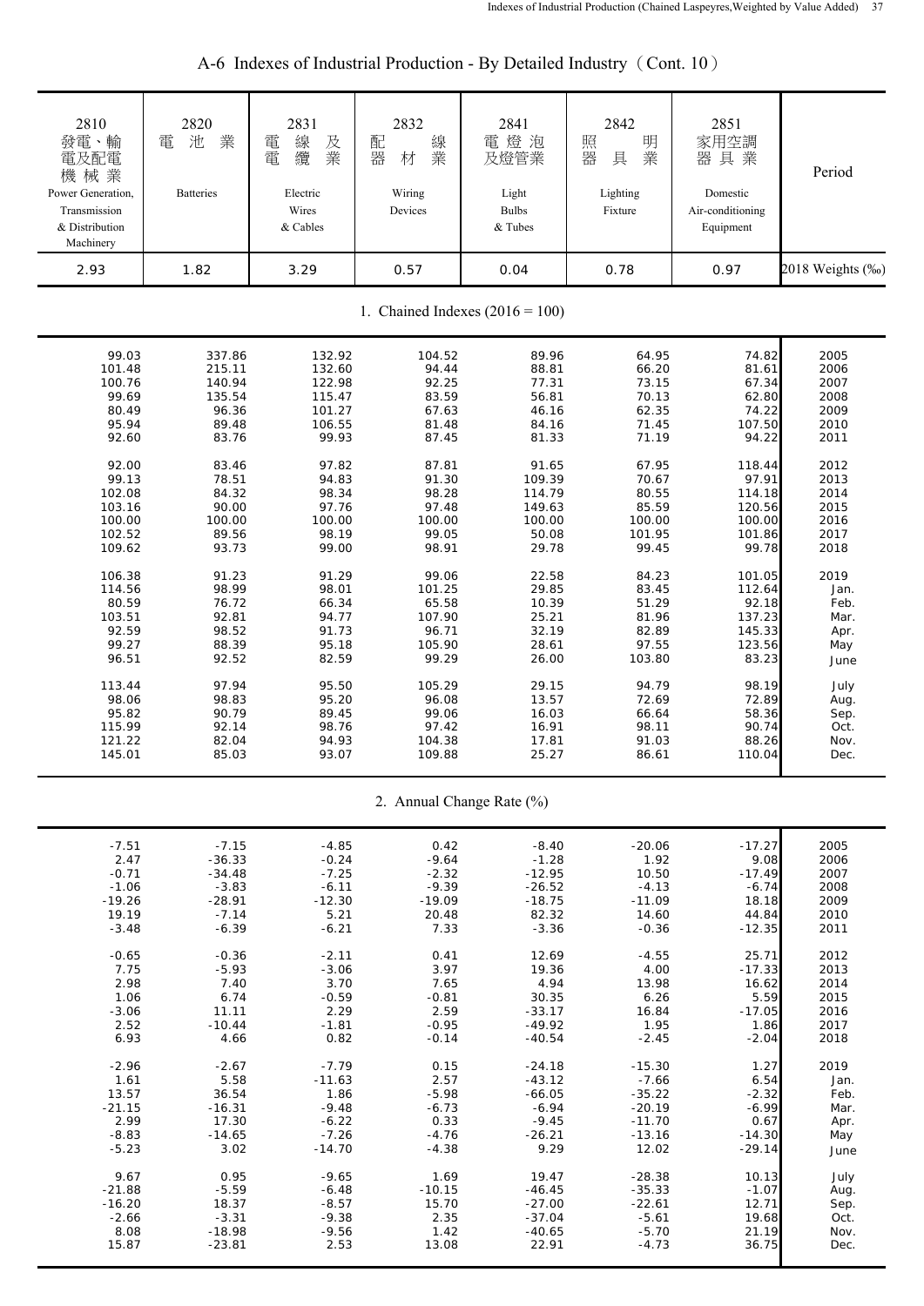# A-6 Indexes of Industrial Production - By Detailed Industry（Cont. 10）

| 2810 發電、輸電及配電機械業 Power Generation, Transmission & Distribution Machinery | 2820 電池業 Batteries | 2831 電線及電纜業 Electric Wires & Cables | 2832 配線器材業 Wiring Devices | 2841 電燈泡及燈管業 Light Bulbs & Tubes | 2842 照明器具業 Lighting Fixture | 2851 家用空調器具業 Domestic Air-conditioning Equipment | Period |
|---|---|---|---|---|---|---|---|
| 2.93 | 1.82 | 3.29 | 0.57 | 0.04 | 0.78 | 0.97 | 2018 Weights (‰) |
| **1. Chained Indexes (2016 = 100)** | | | | | | | |
| 99.03 | 337.86 | 132.92 | 104.52 | 89.96 | 64.95 | 74.82 | 2005 |
| 101.48 | 215.11 | 132.60 | 94.44 | 88.81 | 66.20 | 81.61 | 2006 |
| 100.76 | 140.94 | 122.98 | 92.25 | 77.31 | 73.15 | 67.34 | 2007 |
| 99.69 | 135.54 | 115.47 | 83.59 | 56.81 | 70.13 | 62.80 | 2008 |
| 80.49 | 96.36 | 101.27 | 67.63 | 46.16 | 62.35 | 74.22 | 2009 |
| 95.94 | 89.48 | 106.55 | 81.48 | 84.16 | 71.45 | 107.50 | 2010 |
| 92.60 | 83.76 | 99.93 | 87.45 | 81.33 | 71.19 | 94.22 | 2011 |
| 92.00 | 83.46 | 97.82 | 87.81 | 91.65 | 67.95 | 118.44 | 2012 |
| 99.13 | 78.51 | 94.83 | 91.30 | 109.39 | 70.67 | 97.91 | 2013 |
| 102.08 | 84.32 | 98.34 | 98.28 | 114.79 | 80.55 | 114.18 | 2014 |
| 103.16 | 90.00 | 97.76 | 97.48 | 149.63 | 85.59 | 120.56 | 2015 |
| 100.00 | 100.00 | 100.00 | 100.00 | 100.00 | 100.00 | 100.00 | 2016 |
| 102.52 | 89.56 | 98.19 | 99.05 | 50.08 | 101.95 | 101.86 | 2017 |
| 109.62 | 93.73 | 99.00 | 98.91 | 29.78 | 99.45 | 99.78 | 2018 |
| 106.38 | 91.23 | 91.29 | 99.06 | 22.58 | 84.23 | 101.05 | 2019 |
| 114.56 | 98.99 | 98.01 | 101.25 | 29.85 | 83.45 | 112.64 | Jan. |
| 80.59 | 76.72 | 66.34 | 65.58 | 10.39 | 51.29 | 92.18 | Feb. |
| 103.51 | 92.81 | 94.77 | 107.90 | 25.21 | 81.96 | 137.23 | Mar. |
| 92.59 | 98.52 | 91.73 | 96.71 | 32.19 | 82.89 | 145.33 | Apr. |
| 99.27 | 88.39 | 95.18 | 105.90 | 28.61 | 97.55 | 123.56 | May |
| 96.51 | 92.52 | 82.59 | 99.29 | 26.00 | 103.80 | 83.23 | June |
| 113.44 | 97.94 | 95.50 | 105.29 | 29.15 | 94.79 | 98.19 | July |
| 98.06 | 98.83 | 95.20 | 96.08 | 13.57 | 72.69 | 72.89 | Aug. |
| 95.82 | 90.79 | 89.45 | 99.06 | 16.03 | 66.64 | 58.36 | Sep. |
| 115.99 | 92.14 | 98.76 | 97.42 | 16.91 | 98.11 | 90.74 | Oct. |
| 121.22 | 82.04 | 94.93 | 104.38 | 17.81 | 91.03 | 88.26 | Nov. |
| 145.01 | 85.03 | 93.07 | 109.88 | 25.27 | 86.61 | 110.04 | Dec. |
| **2. Annual Change Rate (%)** | | | | | | | |
| -7.51 | -7.15 | -4.85 | 0.42 | -8.40 | -20.06 | -17.27 | 2005 |
| 2.47 | -36.33 | -0.24 | -9.64 | -1.28 | 1.92 | 9.08 | 2006 |
| -0.71 | -34.48 | -7.25 | -2.32 | -12.95 | 10.50 | -17.49 | 2007 |
| -1.06 | -3.83 | -6.11 | -9.39 | -26.52 | -4.13 | -6.74 | 2008 |
| -19.26 | -28.91 | -12.30 | -19.09 | -18.75 | -11.09 | 18.18 | 2009 |
| 19.19 | -7.14 | 5.21 | 20.48 | 82.32 | 14.60 | 44.84 | 2010 |
| -3.48 | -6.39 | -6.21 | 7.33 | -3.36 | -0.36 | -12.35 | 2011 |
| -0.65 | -0.36 | -2.11 | 0.41 | 12.69 | -4.55 | 25.71 | 2012 |
| 7.75 | -5.93 | -3.06 | 3.97 | 19.36 | 4.00 | -17.33 | 2013 |
| 2.98 | 7.40 | 3.70 | 7.65 | 4.94 | 13.98 | 16.62 | 2014 |
| 1.06 | 6.74 | -0.59 | -0.81 | 30.35 | 6.26 | 5.59 | 2015 |
| -3.06 | 11.11 | 2.29 | 2.59 | -33.17 | 16.84 | -17.05 | 2016 |
| 2.52 | -10.44 | -1.81 | -0.95 | -49.92 | 1.95 | 1.86 | 2017 |
| 6.93 | 4.66 | 0.82 | -0.14 | -40.54 | -2.45 | -2.04 | 2018 |
| -2.96 | -2.67 | -7.79 | 0.15 | -24.18 | -15.30 | 1.27 | 2019 |
| 1.61 | 5.58 | -11.63 | 2.57 | -43.12 | -7.66 | 6.54 | Jan. |
| 13.57 | 36.54 | 1.86 | -5.98 | -66.05 | -35.22 | -2.32 | Feb. |
| -21.15 | -16.31 | -9.48 | -6.73 | -6.94 | -20.19 | -6.99 | Mar. |
| 2.99 | 17.30 | -6.22 | 0.33 | -9.45 | -11.70 | 0.67 | Apr. |
| -8.83 | -14.65 | -7.26 | -4.76 | -26.21 | -13.16 | -14.30 | May |
| -5.23 | 3.02 | -14.70 | -4.38 | 9.29 | 12.02 | -29.14 | June |
| 9.67 | 0.95 | -9.65 | 1.69 | 19.47 | -28.38 | 10.13 | July |
| -21.88 | -5.59 | -6.48 | -10.15 | -46.45 | -35.33 | -1.07 | Aug. |
| -16.20 | 18.37 | -8.57 | 15.70 | -27.00 | -22.61 | 12.71 | Sep. |
| -2.66 | -3.31 | -9.38 | 2.35 | -37.04 | -5.61 | 19.68 | Oct. |
| 8.08 | -18.98 | -9.56 | 1.42 | -40.65 | -5.70 | 21.19 | Nov. |
| 15.87 | -23.81 | 2.53 | 13.08 | 22.91 | -4.73 | 36.75 | Dec. |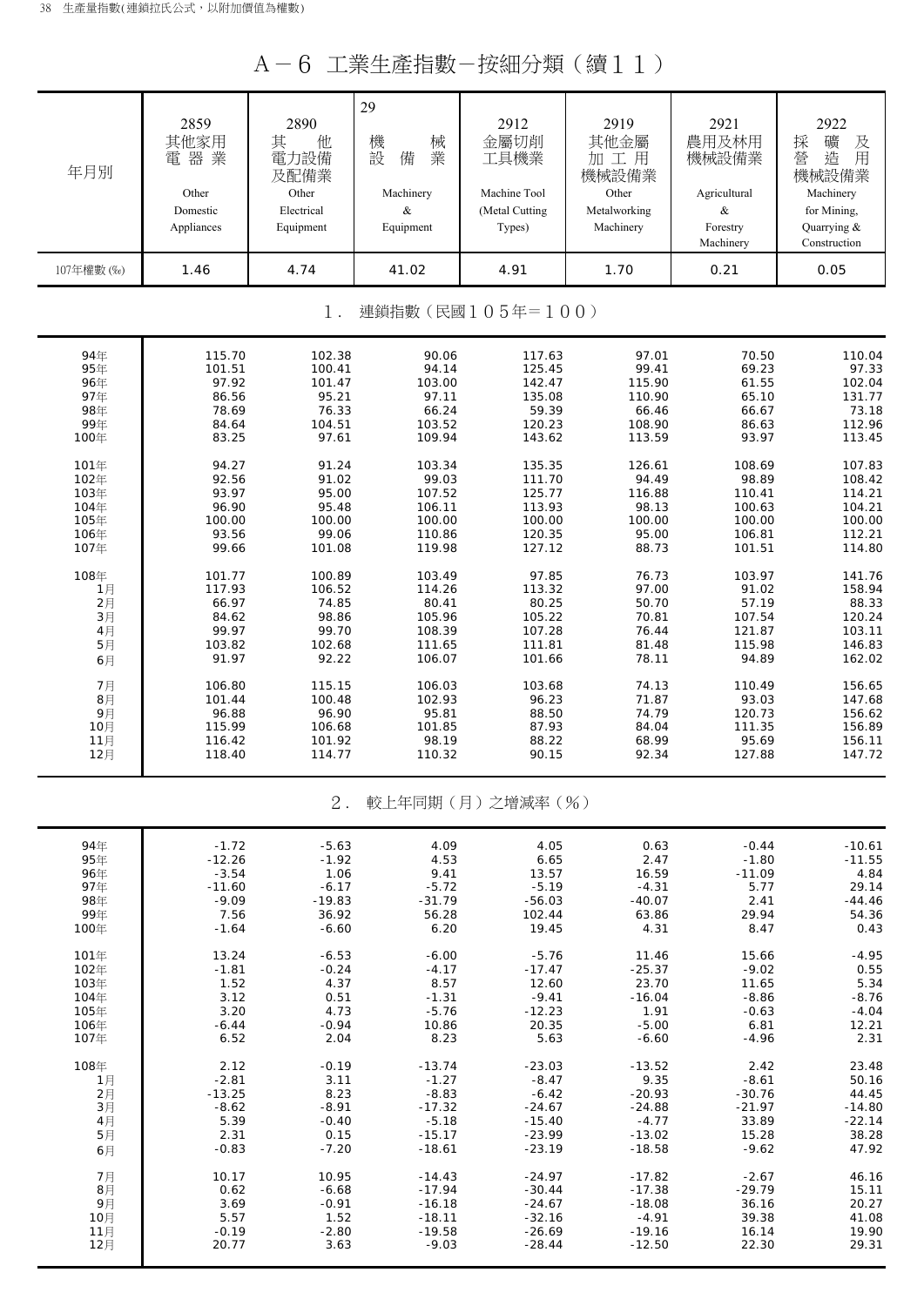# A－6 工業生產指數－按細分類（續11）

| 年月別 | 2859 其他家用電器業 Other Domestic Appliances | 2890 其他電力設備及配備業 Other Electrical Equipment | 29 機械設備業 Machinery & Equipment | 2912 金屬切削工具機業 Machine Tool (Metal Cutting Types) | 2919 其他金屬加工用機械設備業 Other Metalworking Machinery | 2921 農用及林用機械設備業 Agricultural & Forestry Machinery | 2922 採礦及營造用機械設備業 Machinery for Mining, Quarrying & Construction |
|---|---|---|---|---|---|---|---|
| 107年權數 (‰) | 1.46 | 4.74 | 41.02 | 4.91 | 1.70 | 0.21 | 0.05 |
| **1. 連鎖指數（民國105年＝100）** | | | | | | | |
| 94年 | 115.70 | 102.38 | 90.06 | 117.63 | 97.01 | 70.50 | 110.04 |
| 95年 | 101.51 | 100.41 | 94.14 | 125.45 | 99.41 | 69.23 | 97.33 |
| 96年 | 97.92 | 101.47 | 103.00 | 142.47 | 115.90 | 61.55 | 102.04 |
| 97年 | 86.56 | 95.21 | 97.11 | 135.08 | 110.90 | 65.10 | 131.77 |
| 98年 | 78.69 | 76.33 | 66.24 | 59.39 | 66.46 | 66.67 | 73.18 |
| 99年 | 84.64 | 104.51 | 103.52 | 120.23 | 108.90 | 86.63 | 112.96 |
| 100年 | 83.25 | 97.61 | 109.94 | 143.62 | 113.59 | 93.97 | 113.45 |
| 101年 | 94.27 | 91.24 | 103.34 | 135.35 | 126.61 | 108.69 | 107.83 |
| 102年 | 92.56 | 91.02 | 99.03 | 111.70 | 94.49 | 98.89 | 108.42 |
| 103年 | 93.97 | 95.00 | 107.52 | 125.77 | 116.88 | 110.41 | 114.21 |
| 104年 | 96.90 | 95.48 | 106.11 | 113.93 | 98.13 | 100.63 | 104.21 |
| 105年 | 100.00 | 100.00 | 100.00 | 100.00 | 100.00 | 100.00 | 100.00 |
| 106年 | 93.56 | 99.06 | 110.86 | 120.35 | 95.00 | 106.81 | 112.21 |
| 107年 | 99.66 | 101.08 | 119.98 | 127.12 | 88.73 | 101.51 | 114.80 |
| 108年 | 101.77 | 100.89 | 103.49 | 97.85 | 76.73 | 103.97 | 141.76 |
| 1月 | 117.93 | 106.52 | 114.26 | 113.32 | 97.00 | 91.02 | 158.94 |
| 2月 | 66.97 | 74.85 | 80.41 | 80.25 | 50.70 | 57.19 | 88.33 |
| 3月 | 84.62 | 98.86 | 105.96 | 105.22 | 70.81 | 107.54 | 120.24 |
| 4月 | 99.97 | 99.70 | 108.39 | 107.28 | 76.44 | 121.87 | 103.11 |
| 5月 | 103.82 | 102.68 | 111.65 | 111.81 | 81.48 | 115.98 | 146.83 |
| 6月 | 91.97 | 92.22 | 106.07 | 101.66 | 78.11 | 94.89 | 162.02 |
| 7月 | 106.80 | 115.15 | 106.03 | 103.68 | 74.13 | 110.49 | 156.65 |
| 8月 | 101.44 | 100.48 | 102.93 | 96.23 | 71.87 | 93.03 | 147.68 |
| 9月 | 96.88 | 96.90 | 95.81 | 88.50 | 74.79 | 120.73 | 156.62 |
| 10月 | 115.99 | 106.68 | 101.85 | 87.93 | 84.04 | 111.35 | 156.89 |
| 11月 | 116.42 | 101.92 | 98.19 | 88.22 | 68.99 | 95.69 | 156.11 |
| 12月 | 118.40 | 114.77 | 110.32 | 90.15 | 92.34 | 127.88 | 147.72 |
| **2. 較上年同期（月）之增減率（%）** | | | | | | | |
| 94年 | -1.72 | -5.63 | 4.09 | 4.05 | 0.63 | -0.44 | -10.61 |
| 95年 | -12.26 | -1.92 | 4.53 | 6.65 | 2.47 | -1.80 | -11.55 |
| 96年 | -3.54 | 1.06 | 9.41 | 13.57 | 16.59 | -11.09 | 4.84 |
| 97年 | -11.60 | -6.17 | -5.72 | -5.19 | -4.31 | 5.77 | 29.14 |
| 98年 | -9.09 | -19.83 | -31.79 | -56.03 | -40.07 | 2.41 | -44.46 |
| 99年 | 7.56 | 36.92 | 56.28 | 102.44 | 63.86 | 29.94 | 54.36 |
| 100年 | -1.64 | -6.60 | 6.20 | 19.45 | 4.31 | 8.47 | 0.43 |
| 101年 | 13.24 | -6.53 | -6.00 | -5.76 | 11.46 | 15.66 | -4.95 |
| 102年 | -1.81 | -0.24 | -4.17 | -17.47 | -25.37 | -9.02 | 0.55 |
| 103年 | 1.52 | 4.37 | 8.57 | 12.60 | 23.70 | 11.65 | 5.34 |
| 104年 | 3.12 | 0.51 | -1.31 | -9.41 | -16.04 | -8.86 | -8.76 |
| 105年 | 3.20 | 4.73 | -5.76 | -12.23 | 1.91 | -0.63 | -4.04 |
| 106年 | -6.44 | -0.94 | 10.86 | 20.35 | -5.00 | 6.81 | 12.21 |
| 107年 | 6.52 | 2.04 | 8.23 | 5.63 | -6.60 | -4.96 | 2.31 |
| 108年 | 2.12 | -0.19 | -13.74 | -23.03 | -13.52 | 2.42 | 23.48 |
| 1月 | -2.81 | 3.11 | -1.27 | -8.47 | 9.35 | -8.61 | 50.16 |
| 2月 | -13.25 | 8.23 | -8.83 | -6.42 | -20.93 | -30.76 | 44.45 |
| 3月 | -8.62 | -8.91 | -17.32 | -24.67 | -24.88 | -21.97 | -14.80 |
| 4月 | 5.39 | -0.40 | -5.18 | -15.40 | -4.77 | 33.89 | -22.14 |
| 5月 | 2.31 | 0.15 | -15.17 | -23.99 | -13.02 | 15.28 | 38.28 |
| 6月 | -0.83 | -7.20 | -18.61 | -23.19 | -18.58 | -9.62 | 47.92 |
| 7月 | 10.17 | 10.95 | -14.43 | -24.97 | -17.82 | -2.67 | 46.16 |
| 8月 | 0.62 | -6.68 | -17.94 | -30.44 | -17.38 | -29.79 | 15.11 |
| 9月 | 3.69 | -0.91 | -16.18 | -24.67 | -18.08 | 36.16 | 20.27 |
| 10月 | 5.57 | 1.52 | -18.11 | -32.16 | -4.91 | 39.38 | 41.08 |
| 11月 | -0.19 | -2.80 | -19.58 | -26.69 | -19.16 | 16.14 | 19.90 |
| 12月 | 20.77 | 3.63 | -9.03 | -28.44 | -12.50 | 22.30 | 29.31 |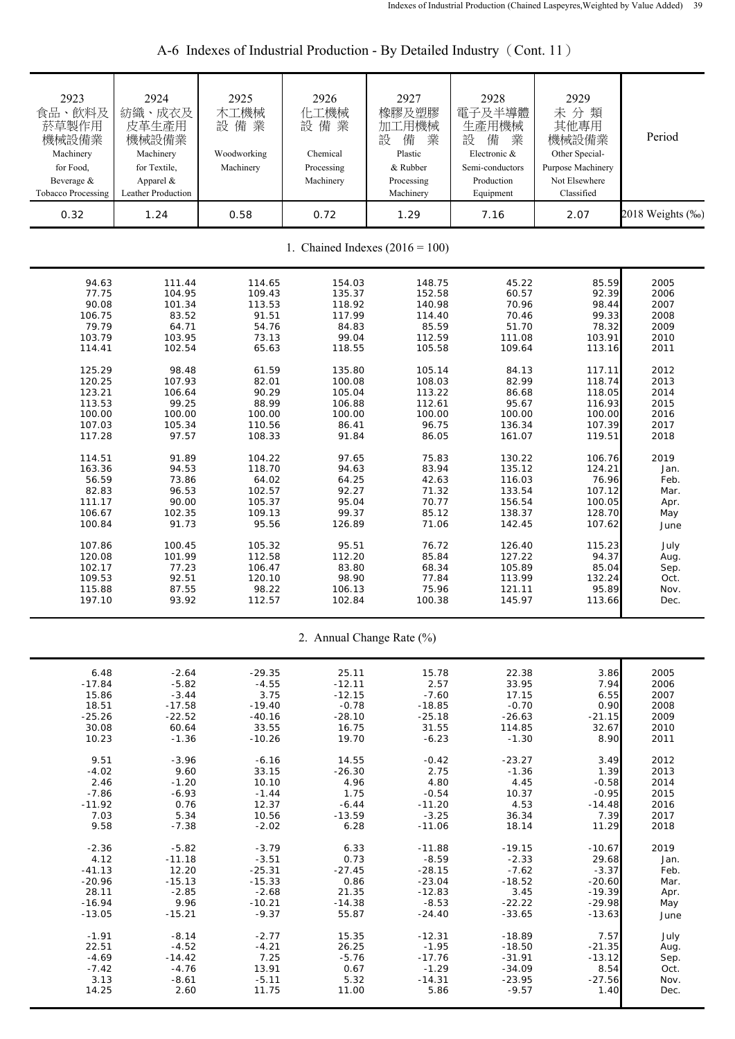# A-6 Indexes of Industrial Production - By Detailed Industry（Cont. 11）

| 2923 食品、飲料及菸草製作用機械設備業 Machinery for Food, Beverage & Tobacco Processing | 2924 紡織、成衣及皮革生產用機械設備業 Machinery for Textile, Apparel & Leather Production | 2925 木工機械設備業 Woodworking Machinery | 2926 化工機械設備業 Chemical Processing Machinery | 2927 橡膠及塑膠加工用機械設備業 Plastic & Rubber Processing Machinery | 2928 電子及半導體生產用機械設備業 Electronic & Semi-conductors Production Equipment | 2929 未分類其他專用機械設備業 Other Special-Purpose Machinery Not Elsewhere Classified | Period |
|---|---|---|---|---|---|---|---|
| 0.32 | 1.24 | 0.58 | 0.72 | 1.29 | 7.16 | 2.07 | 2018 Weights (‰) |
| **1. Chained Indexes (2016 = 100)** | | | | | | | |
| 94.63 | 111.44 | 114.65 | 154.03 | 148.75 | 45.22 | 85.59 | 2005 |
| 77.75 | 104.95 | 109.43 | 135.37 | 152.58 | 60.57 | 92.39 | 2006 |
| 90.08 | 101.34 | 113.53 | 118.92 | 140.98 | 70.96 | 98.44 | 2007 |
| 106.75 | 83.52 | 91.51 | 117.99 | 114.40 | 70.46 | 99.33 | 2008 |
| 79.79 | 64.71 | 54.76 | 84.83 | 85.59 | 51.70 | 78.32 | 2009 |
| 103.79 | 103.95 | 73.13 | 99.04 | 112.59 | 111.08 | 103.91 | 2010 |
| 114.41 | 102.54 | 65.63 | 118.55 | 105.58 | 109.64 | 113.16 | 2011 |
| 125.29 | 98.48 | 61.59 | 135.80 | 105.14 | 84.13 | 117.11 | 2012 |
| 120.25 | 107.93 | 82.01 | 100.08 | 108.03 | 82.99 | 118.74 | 2013 |
| 123.21 | 106.64 | 90.29 | 105.04 | 113.22 | 86.68 | 118.05 | 2014 |
| 113.53 | 99.25 | 88.99 | 106.88 | 112.61 | 95.67 | 116.93 | 2015 |
| 100.00 | 100.00 | 100.00 | 100.00 | 100.00 | 100.00 | 100.00 | 2016 |
| 107.03 | 105.34 | 110.56 | 86.41 | 96.75 | 136.34 | 107.39 | 2017 |
| 117.28 | 97.57 | 108.33 | 91.84 | 86.05 | 161.07 | 119.51 | 2018 |
| 114.51 | 91.89 | 104.22 | 97.65 | 75.83 | 130.22 | 106.76 | 2019 |
| 163.36 | 94.53 | 118.70 | 94.63 | 83.94 | 135.12 | 124.21 | Jan. |
| 56.59 | 73.86 | 64.02 | 64.25 | 42.63 | 116.03 | 76.96 | Feb. |
| 82.83 | 96.53 | 102.57 | 92.27 | 71.32 | 133.54 | 107.12 | Mar. |
| 111.17 | 90.00 | 105.37 | 95.04 | 70.77 | 156.54 | 100.05 | Apr. |
| 106.67 | 102.35 | 109.13 | 99.37 | 85.12 | 138.37 | 128.70 | May |
| 100.84 | 91.73 | 95.56 | 126.89 | 71.06 | 142.45 | 107.62 | June |
| 107.86 | 100.45 | 105.32 | 95.51 | 76.72 | 126.40 | 115.23 | July |
| 120.08 | 101.99 | 112.58 | 112.20 | 85.84 | 127.22 | 94.37 | Aug. |
| 102.17 | 77.23 | 106.47 | 83.80 | 68.34 | 105.89 | 85.04 | Sep. |
| 109.53 | 92.51 | 120.10 | 98.90 | 77.84 | 113.99 | 132.24 | Oct. |
| 115.88 | 87.55 | 98.22 | 106.13 | 75.96 | 121.11 | 95.89 | Nov. |
| 197.10 | 93.92 | 112.57 | 102.84 | 100.38 | 145.97 | 113.66 | Dec. |
| **2. Annual Change Rate (%)** | | | | | | | |
| 6.48 | -2.64 | -29.35 | 25.11 | 15.78 | 22.38 | 3.86 | 2005 |
| -17.84 | -5.82 | -4.55 | -12.11 | 2.57 | 33.95 | 7.94 | 2006 |
| 15.86 | -3.44 | 3.75 | -12.15 | -7.60 | 17.15 | 6.55 | 2007 |
| 18.51 | -17.58 | -19.40 | -0.78 | -18.85 | -0.70 | 0.90 | 2008 |
| -25.26 | -22.52 | -40.16 | -28.10 | -25.18 | -26.63 | -21.15 | 2009 |
| 30.08 | 60.64 | 33.55 | 16.75 | 31.55 | 114.85 | 32.67 | 2010 |
| 10.23 | -1.36 | -10.26 | 19.70 | -6.23 | -1.30 | 8.90 | 2011 |
| 9.51 | -3.96 | -6.16 | 14.55 | -0.42 | -23.27 | 3.49 | 2012 |
| -4.02 | 9.60 | 33.15 | -26.30 | 2.75 | -1.36 | 1.39 | 2013 |
| 2.46 | -1.20 | 10.10 | 4.96 | 4.80 | 4.45 | -0.58 | 2014 |
| -7.86 | -6.93 | -1.44 | 1.75 | -0.54 | 10.37 | -0.95 | 2015 |
| -11.92 | 0.76 | 12.37 | -6.44 | -11.20 | 4.53 | -14.48 | 2016 |
| 7.03 | 5.34 | 10.56 | -13.59 | -3.25 | 36.34 | 7.39 | 2017 |
| 9.58 | -7.38 | -2.02 | 6.28 | -11.06 | 18.14 | 11.29 | 2018 |
| -2.36 | -5.82 | -3.79 | 6.33 | -11.88 | -19.15 | -10.67 | 2019 |
| 4.12 | -11.18 | -3.51 | 0.73 | -8.59 | -2.33 | 29.68 | Jan. |
| -41.13 | 12.20 | -25.31 | -27.45 | -28.15 | -7.62 | -3.37 | Feb. |
| -20.96 | -15.13 | -15.33 | 0.86 | -23.04 | -18.52 | -20.60 | Mar. |
| 28.11 | -2.85 | -2.68 | 21.35 | -12.83 | 3.45 | -19.39 | Apr. |
| -16.94 | 9.96 | -10.21 | -14.38 | -8.53 | -22.22 | -29.98 | May |
| -13.05 | -15.21 | -9.37 | 55.87 | -24.40 | -33.65 | -13.63 | June |
| -1.91 | -8.14 | -2.77 | 15.35 | -12.31 | -18.89 | 7.57 | July |
| 22.51 | -4.52 | -4.21 | 26.25 | -1.95 | -18.50 | -21.35 | Aug. |
| -4.69 | -14.42 | 7.25 | -5.76 | -17.76 | -31.91 | -13.12 | Sep. |
| -7.42 | -4.76 | 13.91 | 0.67 | -1.29 | -34.09 | 8.54 | Oct. |
| 3.13 | -8.61 | -5.11 | 5.32 | -14.31 | -23.95 | -27.56 | Nov. |
| 14.25 | 2.60 | 11.75 | 11.00 | 5.86 | -9.57 | 1.40 | Dec. |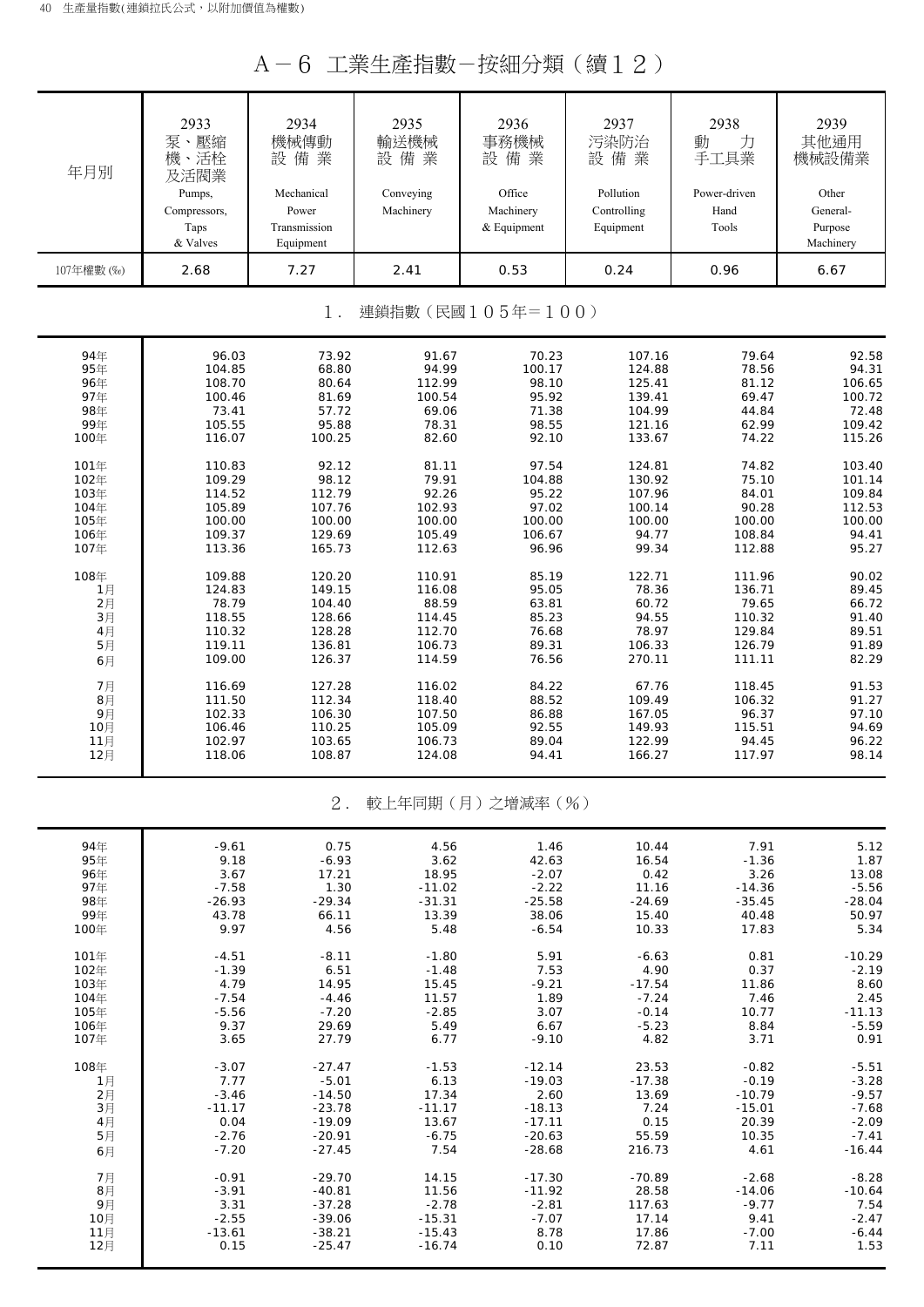# A－6 工業生產指數－按細分類（續１２）

| 年月別 | 2933 泵、壓縮機、活栓及活閥業 Pumps, Compressors, Taps & Valves | 2934 機械傳動設備業 Mechanical Power Transmission Equipment | 2935 輸送機械設備業 Conveying Machinery | 2936 事務機械設備業 Office Machinery & Equipment | 2937 污染防治設備業 Pollution Controlling Equipment | 2938 動力手工具業 Power-driven Hand Tools | 2939 其他通用機械設備業 Other General-Purpose Machinery |
|---|---|---|---|---|---|---|---|
| 107年權數 (‰) | 2.68 | 7.27 | 2.41 | 0.53 | 0.24 | 0.96 | 6.67 |
| **１. 連鎖指數（民國１０５年＝１００）** | | | | | | | |
| 94年 | 96.03 | 73.92 | 91.67 | 70.23 | 107.16 | 79.64 | 92.58 |
| 95年 | 104.85 | 68.80 | 94.99 | 100.17 | 124.88 | 78.56 | 94.31 |
| 96年 | 108.70 | 80.64 | 112.99 | 98.10 | 125.41 | 81.12 | 106.65 |
| 97年 | 100.46 | 81.69 | 100.54 | 95.92 | 139.41 | 69.47 | 100.72 |
| 98年 | 73.41 | 57.72 | 69.06 | 71.38 | 104.99 | 44.84 | 72.48 |
| 99年 | 105.55 | 95.88 | 78.31 | 98.55 | 121.16 | 62.99 | 109.42 |
| 100年 | 116.07 | 100.25 | 82.60 | 92.10 | 133.67 | 74.22 | 115.26 |
| 101年 | 110.83 | 92.12 | 81.11 | 97.54 | 124.81 | 74.82 | 103.40 |
| 102年 | 109.29 | 98.12 | 79.91 | 104.88 | 130.92 | 75.10 | 101.14 |
| 103年 | 114.52 | 112.79 | 92.26 | 95.22 | 107.96 | 84.01 | 109.84 |
| 104年 | 105.89 | 107.76 | 102.93 | 97.02 | 100.14 | 90.28 | 112.53 |
| 105年 | 100.00 | 100.00 | 100.00 | 100.00 | 100.00 | 100.00 | 100.00 |
| 106年 | 109.37 | 129.69 | 105.49 | 106.67 | 94.77 | 108.84 | 94.41 |
| 107年 | 113.36 | 165.73 | 112.63 | 96.96 | 99.34 | 112.88 | 95.27 |
| 108年 | 109.88 | 120.20 | 110.91 | 85.19 | 122.71 | 111.96 | 90.02 |
| 1月 | 124.83 | 149.15 | 116.08 | 95.05 | 78.36 | 136.71 | 89.45 |
| 2月 | 78.79 | 104.40 | 88.59 | 63.81 | 60.72 | 79.65 | 66.72 |
| 3月 | 118.55 | 128.66 | 114.45 | 85.23 | 94.55 | 110.32 | 91.40 |
| 4月 | 110.32 | 128.28 | 112.70 | 76.68 | 78.97 | 129.84 | 89.51 |
| 5月 | 119.11 | 136.81 | 106.73 | 89.31 | 106.33 | 126.79 | 91.89 |
| 6月 | 109.00 | 126.37 | 114.59 | 76.56 | 270.11 | 111.11 | 82.29 |
| 7月 | 116.69 | 127.28 | 116.02 | 84.22 | 67.76 | 118.45 | 91.53 |
| 8月 | 111.50 | 112.34 | 118.40 | 88.52 | 109.49 | 106.32 | 91.27 |
| 9月 | 102.33 | 106.30 | 107.50 | 86.88 | 167.05 | 96.37 | 97.10 |
| 10月 | 106.46 | 110.25 | 105.09 | 92.55 | 149.93 | 115.51 | 94.69 |
| 11月 | 102.97 | 103.65 | 106.73 | 89.04 | 122.99 | 94.45 | 96.22 |
| 12月 | 118.06 | 108.87 | 124.08 | 94.41 | 166.27 | 117.97 | 98.14 |
| **２. 較上年同期（月）之增減率（％）** | | | | | | | |
| 94年 | -9.61 | 0.75 | 4.56 | 1.46 | 10.44 | 7.91 | 5.12 |
| 95年 | 9.18 | -6.93 | 3.62 | 42.63 | 16.54 | -1.36 | 1.87 |
| 96年 | 3.67 | 17.21 | 18.95 | -2.07 | 0.42 | 3.26 | 13.08 |
| 97年 | -7.58 | 1.30 | -11.02 | -2.22 | 11.16 | -14.36 | -5.56 |
| 98年 | -26.93 | -29.34 | -31.31 | -25.58 | -24.69 | -35.45 | -28.04 |
| 99年 | 43.78 | 66.11 | 13.39 | 38.06 | 15.40 | 40.48 | 50.97 |
| 100年 | 9.97 | 4.56 | 5.48 | -6.54 | 10.33 | 17.83 | 5.34 |
| 101年 | -4.51 | -8.11 | -1.80 | 5.91 | -6.63 | 0.81 | -10.29 |
| 102年 | -1.39 | 6.51 | -1.48 | 7.53 | 4.90 | 0.37 | -2.19 |
| 103年 | 4.79 | 14.95 | 15.45 | -9.21 | -17.54 | 11.86 | 8.60 |
| 104年 | -7.54 | -4.46 | 11.57 | 1.89 | -7.24 | 7.46 | 2.45 |
| 105年 | -5.56 | -7.20 | -2.85 | 3.07 | -0.14 | 10.77 | -11.13 |
| 106年 | 9.37 | 29.69 | 5.49 | 6.67 | -5.23 | 8.84 | -5.59 |
| 107年 | 3.65 | 27.79 | 6.77 | -9.10 | 4.82 | 3.71 | 0.91 |
| 108年 | -3.07 | -27.47 | -1.53 | -12.14 | 23.53 | -0.82 | -5.51 |
| 1月 | 7.77 | -5.01 | 6.13 | -19.03 | -17.38 | -0.19 | -3.28 |
| 2月 | -3.46 | -14.50 | 17.34 | 2.60 | 13.69 | -10.79 | -9.57 |
| 3月 | -11.17 | -23.78 | -11.17 | -18.13 | 7.24 | -15.01 | -7.68 |
| 4月 | 0.04 | -19.09 | 13.67 | -17.11 | 0.15 | 20.39 | -2.09 |
| 5月 | -2.76 | -20.91 | -6.75 | -20.63 | 55.59 | 10.35 | -7.41 |
| 6月 | -7.20 | -27.45 | 7.54 | -28.68 | 216.73 | 4.61 | -16.44 |
| 7月 | -0.91 | -29.70 | 14.15 | -17.30 | -70.89 | -2.68 | -8.28 |
| 8月 | -3.91 | -40.81 | 11.56 | -11.92 | 28.58 | -14.06 | -10.64 |
| 9月 | 3.31 | -37.28 | -2.78 | -2.81 | 117.63 | -9.77 | 7.54 |
| 10月 | -2.55 | -39.06 | -15.31 | -7.07 | 17.14 | 9.41 | -2.47 |
| 11月 | -13.61 | -38.21 | -15.43 | 8.78 | 17.86 | -7.00 | -6.44 |
| 12月 | 0.15 | -25.47 | -16.74 | 0.10 | 72.87 | 7.11 | 1.53 |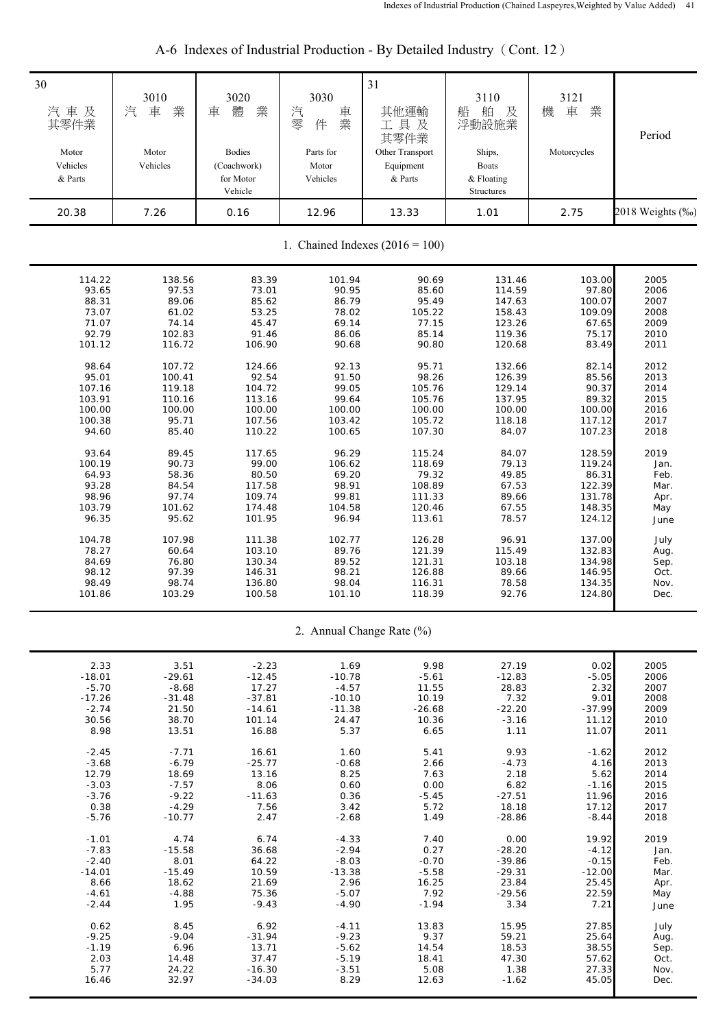# A-6 Indexes of Industrial Production - By Detailed Industry（Cont. 12）

| 30 汽車及其零件業 Motor Vehicles & Parts | 3010 汽車業 Motor Vehicles | 3020 車體業 Bodies (Coachwork) for Motor Vehicle | 3030 汽車零件業 Parts for Motor Vehicles | 31 其他運輸工具及其零件業 Other Transport Equipment & Parts | 3110 船舶及浮動設施業 Ships, Boats & Floating Structures | 3121 機車業 Motorcycles | Period |
|---|---|---|---|---|---|---|---|
| 20.38 | 7.26 | 0.16 | 12.96 | 13.33 | 1.01 | 2.75 | 2018 Weights (‰) |
| **1. Chained Indexes (2016 = 100)** | | | | | | | |
| 114.22 | 138.56 | 83.39 | 101.94 | 90.69 | 131.46 | 103.00 | 2005 |
| 93.65 | 97.53 | 73.01 | 90.95 | 85.60 | 114.59 | 97.80 | 2006 |
| 88.31 | 89.06 | 85.62 | 86.79 | 95.49 | 147.63 | 100.07 | 2007 |
| 73.07 | 61.02 | 53.25 | 78.02 | 105.22 | 158.43 | 109.09 | 2008 |
| 71.07 | 74.14 | 45.47 | 69.14 | 77.15 | 123.26 | 67.65 | 2009 |
| 92.79 | 102.83 | 91.46 | 86.06 | 85.14 | 119.36 | 75.17 | 2010 |
| 101.12 | 116.72 | 106.90 | 90.68 | 90.80 | 120.68 | 83.49 | 2011 |
| 98.64 | 107.72 | 124.66 | 92.13 | 95.71 | 132.66 | 82.14 | 2012 |
| 95.01 | 100.41 | 92.54 | 91.50 | 98.26 | 126.39 | 85.56 | 2013 |
| 107.16 | 119.18 | 104.72 | 99.05 | 105.76 | 129.14 | 90.37 | 2014 |
| 103.91 | 110.16 | 113.16 | 99.64 | 105.76 | 137.95 | 89.32 | 2015 |
| 100.00 | 100.00 | 100.00 | 100.00 | 100.00 | 100.00 | 100.00 | 2016 |
| 100.38 | 95.71 | 107.56 | 103.42 | 105.72 | 118.18 | 117.12 | 2017 |
| 94.60 | 85.40 | 110.22 | 100.65 | 107.30 | 84.07 | 107.23 | 2018 |
| 93.64 | 89.45 | 117.65 | 96.29 | 115.24 | 84.07 | 128.59 | 2019 |
| 100.19 | 90.73 | 99.00 | 106.62 | 118.69 | 79.13 | 119.24 | Jan. |
| 64.93 | 58.36 | 80.50 | 69.20 | 79.32 | 49.85 | 86.31 | Feb. |
| 93.28 | 84.54 | 117.58 | 98.91 | 108.89 | 67.53 | 122.39 | Mar. |
| 98.96 | 97.74 | 109.74 | 99.81 | 111.33 | 89.66 | 131.78 | Apr. |
| 103.79 | 101.62 | 174.48 | 104.58 | 120.46 | 67.55 | 148.35 | May |
| 96.35 | 95.62 | 101.95 | 96.94 | 113.61 | 78.57 | 124.12 | June |
| 104.78 | 107.98 | 111.38 | 102.77 | 126.28 | 96.91 | 137.00 | July |
| 78.27 | 60.64 | 103.10 | 89.76 | 121.39 | 115.49 | 132.83 | Aug. |
| 84.69 | 76.80 | 130.34 | 89.52 | 121.31 | 103.18 | 134.98 | Sep. |
| 98.12 | 97.39 | 146.31 | 98.21 | 126.88 | 89.66 | 146.95 | Oct. |
| 98.49 | 98.74 | 136.80 | 98.04 | 116.31 | 78.58 | 134.35 | Nov. |
| 101.86 | 103.29 | 100.58 | 101.10 | 118.39 | 92.76 | 124.80 | Dec. |
| **2. Annual Change Rate (%)** | | | | | | | |
| 2.33 | 3.51 | -2.23 | 1.69 | 9.98 | 27.19 | 0.02 | 2005 |
| -18.01 | -29.61 | -12.45 | -10.78 | -5.61 | -12.83 | -5.05 | 2006 |
| -5.70 | -8.68 | 17.27 | -4.57 | 11.55 | 28.83 | 2.32 | 2007 |
| -17.26 | -31.48 | -37.81 | -10.10 | 10.19 | 7.32 | 9.01 | 2008 |
| -2.74 | 21.50 | -14.61 | -11.38 | -26.68 | -22.20 | -37.99 | 2009 |
| 30.56 | 38.70 | 101.14 | 24.47 | 10.36 | -3.16 | 11.12 | 2010 |
| 8.98 | 13.51 | 16.88 | 5.37 | 6.65 | 1.11 | 11.07 | 2011 |
| -2.45 | -7.71 | 16.61 | 1.60 | 5.41 | 9.93 | -1.62 | 2012 |
| -3.68 | -6.79 | -25.77 | -0.68 | 2.66 | -4.73 | 4.16 | 2013 |
| 12.79 | 18.69 | 13.16 | 8.25 | 7.63 | 2.18 | 5.62 | 2014 |
| -3.03 | -7.57 | 8.06 | 0.60 | 0.00 | 6.82 | -1.16 | 2015 |
| -3.76 | -9.22 | -11.63 | 0.36 | -5.45 | -27.51 | 11.96 | 2016 |
| 0.38 | -4.29 | 7.56 | 3.42 | 5.72 | 18.18 | 17.12 | 2017 |
| -5.76 | -10.77 | 2.47 | -2.68 | 1.49 | -28.86 | -8.44 | 2018 |
| -1.01 | 4.74 | 6.74 | -4.33 | 7.40 | 0.00 | 19.92 | 2019 |
| -7.83 | -15.58 | 36.68 | -2.94 | 0.27 | -28.20 | -4.12 | Jan. |
| -2.40 | 8.01 | 64.22 | -8.03 | -0.70 | -39.86 | -0.15 | Feb. |
| -14.01 | -15.49 | 10.59 | -13.38 | -5.58 | -29.31 | -12.00 | Mar. |
| 8.66 | 18.62 | 21.69 | 2.96 | 16.25 | 23.84 | 25.45 | Apr. |
| -4.61 | -4.88 | 75.36 | -5.07 | 7.92 | -29.56 | 22.59 | May |
| -2.44 | 1.95 | -9.43 | -4.90 | -1.94 | 3.34 | 7.21 | June |
| 0.62 | 8.45 | 6.92 | -4.11 | 13.83 | 15.95 | 27.85 | July |
| -9.25 | -9.04 | -31.94 | -9.23 | 9.37 | 59.21 | 25.64 | Aug. |
| -1.19 | 6.96 | 13.71 | -5.62 | 14.54 | 18.53 | 38.55 | Sep. |
| 2.03 | 14.48 | 37.47 | -5.19 | 18.41 | 47.30 | 57.62 | Oct. |
| 5.77 | 24.22 | -16.30 | -3.51 | 5.08 | 1.38 | 27.33 | Nov. |
| 16.46 | 32.97 | -34.03 | 8.29 | 12.63 | -1.62 | 45.05 | Dec. |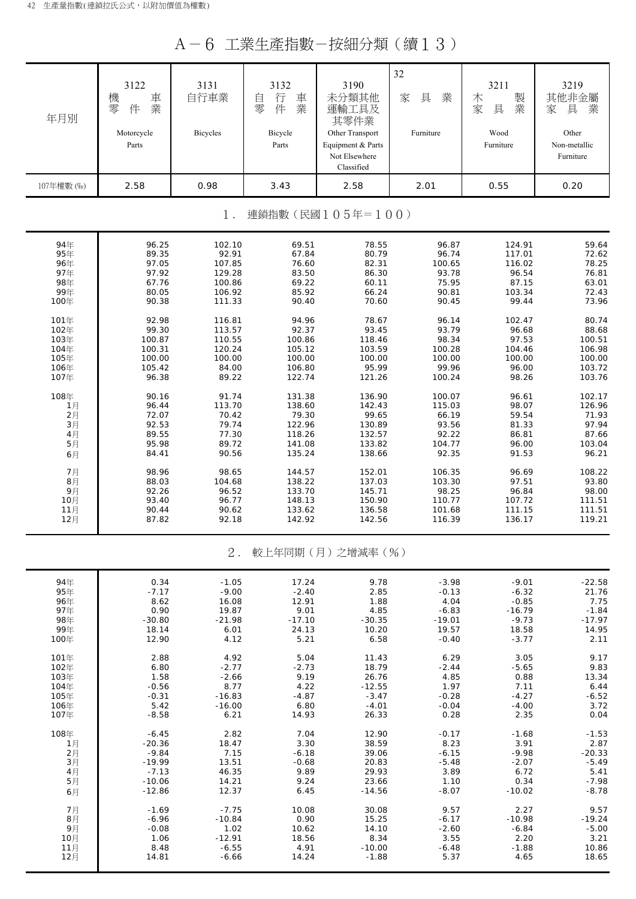# A－6 工業生產指數－按細分類（續13）

| 年月別 | 3122 機車零件業 Motorcycle Parts | 3131 自行車業 Bicycles | 3132 自行車零件業 Bicycle Parts | 3190 未分類其他運輸工具及其零件業 Other Transport Equipment & Parts Not Elsewhere Classified | 32 家具業 Furniture | 3211 木製家具業 Wood Furniture | 3219 其他非金屬家具業 Other Non-metallic Furniture |
|---|---|---|---|---|---|---|---|
| 107年權數 (‰) | 2.58 | 0.98 | 3.43 | 2.58 | 2.01 | 0.55 | 0.20 |
| **1. 連鎖指數（民國105年＝100）** | | | | | | | |
| 94年 | 96.25 | 102.10 | 69.51 | 78.55 | 96.87 | 124.91 | 59.64 |
| 95年 | 89.35 | 92.91 | 67.84 | 80.79 | 96.74 | 117.01 | 72.62 |
| 96年 | 97.05 | 107.85 | 76.60 | 82.31 | 100.65 | 116.02 | 78.25 |
| 97年 | 97.92 | 129.28 | 83.50 | 86.30 | 93.78 | 96.54 | 76.81 |
| 98年 | 67.76 | 100.86 | 69.22 | 60.11 | 75.95 | 87.15 | 63.01 |
| 99年 | 80.05 | 106.92 | 85.92 | 66.24 | 90.81 | 103.34 | 72.43 |
| 100年 | 90.38 | 111.33 | 90.40 | 70.60 | 90.45 | 99.44 | 73.96 |
| 101年 | 92.98 | 116.81 | 94.96 | 78.67 | 96.14 | 102.47 | 80.74 |
| 102年 | 99.30 | 113.57 | 92.37 | 93.45 | 93.79 | 96.68 | 88.68 |
| 103年 | 100.87 | 110.55 | 100.86 | 118.46 | 98.34 | 97.53 | 100.51 |
| 104年 | 100.31 | 120.24 | 105.12 | 103.59 | 100.28 | 104.46 | 106.98 |
| 105年 | 100.00 | 100.00 | 100.00 | 100.00 | 100.00 | 100.00 | 100.00 |
| 106年 | 105.42 | 84.00 | 106.80 | 95.99 | 99.96 | 96.00 | 103.72 |
| 107年 | 96.38 | 89.22 | 122.74 | 121.26 | 100.24 | 98.26 | 103.76 |
| 108年 | 90.16 | 91.74 | 131.38 | 136.90 | 100.07 | 96.61 | 102.17 |
| 1月 | 96.44 | 113.70 | 138.60 | 142.43 | 115.03 | 98.07 | 126.96 |
| 2月 | 72.07 | 70.42 | 79.30 | 99.65 | 66.19 | 59.54 | 71.93 |
| 3月 | 92.53 | 79.74 | 122.96 | 130.89 | 93.56 | 81.33 | 97.94 |
| 4月 | 89.55 | 77.30 | 118.26 | 132.57 | 92.22 | 86.81 | 87.66 |
| 5月 | 95.98 | 89.72 | 141.08 | 133.82 | 104.77 | 96.00 | 103.04 |
| 6月 | 84.41 | 90.56 | 135.24 | 138.66 | 92.35 | 91.53 | 96.21 |
| 7月 | 98.96 | 98.65 | 144.57 | 152.01 | 106.35 | 96.69 | 108.22 |
| 8月 | 88.03 | 104.68 | 138.22 | 137.03 | 103.30 | 97.51 | 93.80 |
| 9月 | 92.26 | 96.52 | 133.70 | 145.71 | 98.25 | 96.84 | 98.00 |
| 10月 | 93.40 | 96.77 | 148.13 | 150.90 | 110.77 | 107.72 | 111.51 |
| 11月 | 90.44 | 90.62 | 133.62 | 136.58 | 101.68 | 111.15 | 111.51 |
| 12月 | 87.82 | 92.18 | 142.92 | 142.56 | 116.39 | 136.17 | 119.21 |
| **2. 較上年同期（月）之增減率（%）** | | | | | | | |
| 94年 | 0.34 | -1.05 | 17.24 | 9.78 | -3.98 | -9.01 | -22.58 |
| 95年 | -7.17 | -9.00 | -2.40 | 2.85 | -0.13 | -6.32 | 21.76 |
| 96年 | 8.62 | 16.08 | 12.91 | 1.88 | 4.04 | -0.85 | 7.75 |
| 97年 | 0.90 | 19.87 | 9.01 | 4.85 | -6.83 | -16.79 | -1.84 |
| 98年 | -30.80 | -21.98 | -17.10 | -30.35 | -19.01 | -9.73 | -17.97 |
| 99年 | 18.14 | 6.01 | 24.13 | 10.20 | 19.57 | 18.58 | 14.95 |
| 100年 | 12.90 | 4.12 | 5.21 | 6.58 | -0.40 | -3.77 | 2.11 |
| 101年 | 2.88 | 4.92 | 5.04 | 11.43 | 6.29 | 3.05 | 9.17 |
| 102年 | 6.80 | -2.77 | -2.73 | 18.79 | -2.44 | -5.65 | 9.83 |
| 103年 | 1.58 | -2.66 | 9.19 | 26.76 | 4.85 | 0.88 | 13.34 |
| 104年 | -0.56 | 8.77 | 4.22 | -12.55 | 1.97 | 7.11 | 6.44 |
| 105年 | -0.31 | -16.83 | -4.87 | -3.47 | -0.28 | -4.27 | -6.52 |
| 106年 | 5.42 | -16.00 | 6.80 | -4.01 | -0.04 | -4.00 | 3.72 |
| 107年 | -8.58 | 6.21 | 14.93 | 26.33 | 0.28 | 2.35 | 0.04 |
| 108年 | -6.45 | 2.82 | 7.04 | 12.90 | -0.17 | -1.68 | -1.53 |
| 1月 | -20.36 | 18.47 | 3.30 | 38.59 | 8.23 | 3.91 | 2.87 |
| 2月 | -9.84 | 7.15 | -6.18 | 39.06 | -6.15 | -9.98 | -20.33 |
| 3月 | -19.99 | 13.51 | -0.68 | 20.83 | -5.48 | -2.07 | -5.49 |
| 4月 | -7.13 | 46.35 | 9.89 | 29.93 | 3.89 | 6.72 | 5.41 |
| 5月 | -10.06 | 14.21 | 9.24 | 23.66 | 1.10 | 0.34 | -7.98 |
| 6月 | -12.86 | 12.37 | 6.45 | -14.56 | -8.07 | -10.02 | -8.78 |
| 7月 | -1.69 | -7.75 | 10.08 | 30.08 | 9.57 | 2.27 | 9.57 |
| 8月 | -6.96 | -10.84 | 0.90 | 15.25 | -6.17 | -10.98 | -19.24 |
| 9月 | -0.08 | 1.02 | 10.62 | 14.10 | -2.60 | -6.84 | -5.00 |
| 10月 | 1.06 | -12.91 | 18.56 | 8.34 | 3.55 | 2.20 | 3.21 |
| 11月 | 8.48 | -6.55 | 4.91 | -10.00 | -6.48 | -1.88 | 10.86 |
| 12月 | 14.81 | -6.66 | 14.24 | -1.88 | 5.37 | 4.65 | 18.65 |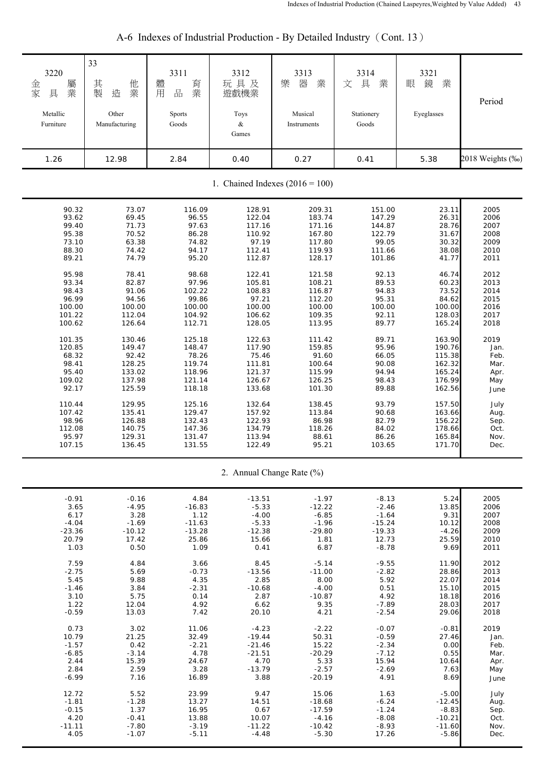# A-6 Indexes of Industrial Production - By Detailed Industry（Cont. 13）

| 3220 金屬家具業 Metallic Furniture | 33 其他製造業 Other Manufacturing | 3311 體育用品業 Sports Goods | 3312 玩具及遊戲機業 Toys & Games | 3313 樂器業 Musical Instruments | 3314 文具業 Stationery Goods | 3321 眼鏡業 Eyeglasses | Period |
|---|---|---|---|---|---|---|---|
| 1.26 | 12.98 | 2.84 | 0.40 | 0.27 | 0.41 | 5.38 | 2018 Weights (‰) |
| **1. Chained Indexes (2016 = 100)** | | | | | | | |
| 90.32 | 73.07 | 116.09 | 128.91 | 209.31 | 151.00 | 23.11 | 2005 |
| 93.62 | 69.45 | 96.55 | 122.04 | 183.74 | 147.29 | 26.31 | 2006 |
| 99.40 | 71.73 | 97.63 | 117.16 | 171.16 | 144.87 | 28.76 | 2007 |
| 95.38 | 70.52 | 86.28 | 110.92 | 167.80 | 122.79 | 31.67 | 2008 |
| 73.10 | 63.38 | 74.82 | 97.19 | 117.80 | 99.05 | 30.32 | 2009 |
| 88.30 | 74.42 | 94.17 | 112.41 | 119.93 | 111.66 | 38.08 | 2010 |
| 89.21 | 74.79 | 95.20 | 112.87 | 128.17 | 101.86 | 41.77 | 2011 |
| 95.98 | 78.41 | 98.68 | 122.41 | 121.58 | 92.13 | 46.74 | 2012 |
| 93.34 | 82.87 | 97.96 | 105.81 | 108.21 | 89.53 | 60.23 | 2013 |
| 98.43 | 91.06 | 102.22 | 108.83 | 116.87 | 94.83 | 73.52 | 2014 |
| 96.99 | 94.56 | 99.86 | 97.21 | 112.20 | 95.31 | 84.62 | 2015 |
| 100.00 | 100.00 | 100.00 | 100.00 | 100.00 | 100.00 | 100.00 | 2016 |
| 101.22 | 112.04 | 104.92 | 106.62 | 109.35 | 92.11 | 128.03 | 2017 |
| 100.62 | 126.64 | 112.71 | 128.05 | 113.95 | 89.77 | 165.24 | 2018 |
| 101.35 | 130.46 | 125.18 | 122.63 | 111.42 | 89.71 | 163.90 | 2019 |
| 120.85 | 149.47 | 148.47 | 117.90 | 159.85 | 95.96 | 190.76 | Jan. |
| 68.32 | 92.42 | 78.26 | 75.46 | 91.60 | 66.05 | 115.38 | Feb. |
| 98.41 | 128.25 | 119.74 | 111.81 | 100.64 | 90.08 | 162.32 | Mar. |
| 95.40 | 133.02 | 118.96 | 121.37 | 115.99 | 94.94 | 165.24 | Apr. |
| 109.02 | 137.98 | 121.14 | 126.67 | 126.25 | 98.43 | 176.99 | May |
| 92.17 | 125.59 | 118.18 | 133.68 | 101.30 | 89.88 | 162.56 | June |
| 110.44 | 129.95 | 125.16 | 132.64 | 138.45 | 93.79 | 157.50 | July |
| 107.42 | 135.41 | 129.47 | 157.92 | 113.84 | 90.68 | 163.66 | Aug. |
| 98.96 | 126.88 | 132.43 | 122.93 | 86.98 | 82.79 | 156.22 | Sep. |
| 112.08 | 140.75 | 147.36 | 134.79 | 118.26 | 84.02 | 178.66 | Oct. |
| 95.97 | 129.31 | 131.47 | 113.94 | 88.61 | 86.26 | 165.84 | Nov. |
| 107.15 | 136.45 | 131.55 | 122.49 | 95.21 | 103.65 | 171.70 | Dec. |
| **2. Annual Change Rate (%)** | | | | | | | |
| -0.91 | -0.16 | 4.84 | -13.51 | -1.97 | -8.13 | 5.24 | 2005 |
| 3.65 | -4.95 | -16.83 | -5.33 | -12.22 | -2.46 | 13.85 | 2006 |
| 6.17 | 3.28 | 1.12 | -4.00 | -6.85 | -1.64 | 9.31 | 2007 |
| -4.04 | -1.69 | -11.63 | -5.33 | -1.96 | -15.24 | 10.12 | 2008 |
| -23.36 | -10.12 | -13.28 | -12.38 | -29.80 | -19.33 | -4.26 | 2009 |
| 20.79 | 17.42 | 25.86 | 15.66 | 1.81 | 12.73 | 25.59 | 2010 |
| 1.03 | 0.50 | 1.09 | 0.41 | 6.87 | -8.78 | 9.69 | 2011 |
| 7.59 | 4.84 | 3.66 | 8.45 | -5.14 | -9.55 | 11.90 | 2012 |
| -2.75 | 5.69 | -0.73 | -13.56 | -11.00 | -2.82 | 28.86 | 2013 |
| 5.45 | 9.88 | 4.35 | 2.85 | 8.00 | 5.92 | 22.07 | 2014 |
| -1.46 | 3.84 | -2.31 | -10.68 | -4.00 | 0.51 | 15.10 | 2015 |
| 3.10 | 5.75 | 0.14 | 2.87 | -10.87 | 4.92 | 18.18 | 2016 |
| 1.22 | 12.04 | 4.92 | 6.62 | 9.35 | -7.89 | 28.03 | 2017 |
| -0.59 | 13.03 | 7.42 | 20.10 | 4.21 | -2.54 | 29.06 | 2018 |
| 0.73 | 3.02 | 11.06 | -4.23 | -2.22 | -0.07 | -0.81 | 2019 |
| 10.79 | 21.25 | 32.49 | -19.44 | 50.31 | -0.59 | 27.46 | Jan. |
| -1.57 | 0.42 | -2.21 | -21.46 | 15.22 | -2.34 | 0.00 | Feb. |
| -6.85 | -3.14 | 4.78 | -21.51 | -20.29 | -7.12 | 0.55 | Mar. |
| 2.44 | 15.39 | 24.67 | 4.70 | 5.33 | 15.94 | 10.64 | Apr. |
| 2.84 | 2.59 | 3.28 | -13.79 | -2.57 | -2.69 | 7.63 | May |
| -6.99 | 7.16 | 16.89 | 3.88 | -20.19 | 4.91 | 8.69 | June |
| 12.72 | 5.52 | 23.99 | 9.47 | 15.06 | 1.63 | -5.00 | July |
| -1.81 | -1.28 | 13.27 | 14.51 | -18.68 | -6.24 | -12.45 | Aug. |
| -0.15 | 1.37 | 16.95 | 0.67 | -17.59 | -1.24 | -8.83 | Sep. |
| 4.20 | -0.41 | 13.88 | 10.07 | -4.16 | -8.08 | -10.21 | Oct. |
| -11.11 | -7.80 | -3.19 | -11.22 | -10.42 | -8.93 | -11.60 | Nov. |
| 4.05 | -1.07 | -5.11 | -4.48 | -5.30 | 17.26 | -5.86 | Dec. |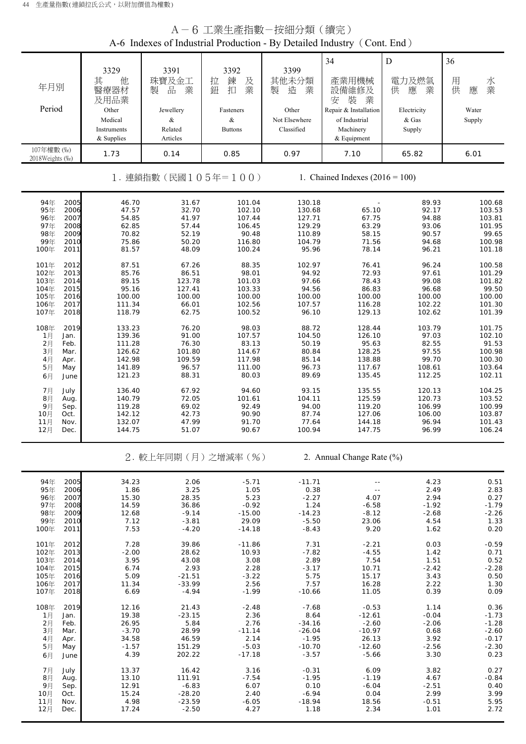# A－6 工業生產指數－按細分類（續完）

## A-6 Indexes of Industrial Production - By Detailed Industry（Cont. End）

| 年月別 Period | | 3329 其他醫療器材及用品業 Other Medical Instruments & Supplies | 3391 珠寶及金工製品業 Jewellery & Related Articles | 3392 拉鍊及鈕扣業 Fasteners & Buttons | 3399 其他未分類製造業 Other Not Elsewhere Classified | 34 產業用機械設備維修及安裝業 Repair & Installation of Industrial Machinery & Equipment | D 電力及燃氣供應業 Electricity & Gas Supply | 36 用水供應業 Water Supply |
|---|---|---|---|---|---|---|---|---|
| 107年權數 (‰) 2018Weights (‰) | | 1.73 | 0.14 | 0.85 | 0.97 | 7.10 | 65.82 | 6.01 |
| **1. 連鎖指數（民國105年＝100）** | | | | **1. Chained Indexes (2016 = 100)** | | | | |
| 94年 | 2005 | 46.70 | 31.67 | 101.04 | 130.18 | - | 89.93 | 100.68 |
| 95年 | 2006 | 47.57 | 32.70 | 102.10 | 130.68 | 65.10 | 92.17 | 103.53 |
| 96年 | 2007 | 54.85 | 41.97 | 107.44 | 127.71 | 67.75 | 94.88 | 103.81 |
| 97年 | 2008 | 62.85 | 57.44 | 106.45 | 129.29 | 63.29 | 93.06 | 101.95 |
| 98年 | 2009 | 70.82 | 52.19 | 90.48 | 110.89 | 58.15 | 90.57 | 99.65 |
| 99年 | 2010 | 75.86 | 50.20 | 116.80 | 104.79 | 71.56 | 94.68 | 100.98 |
| 100年 | 2011 | 81.57 | 48.09 | 100.24 | 95.96 | 78.14 | 96.21 | 101.18 |
| 101年 | 2012 | 87.51 | 67.26 | 88.35 | 102.97 | 76.41 | 96.24 | 100.58 |
| 102年 | 2013 | 85.76 | 86.51 | 98.01 | 94.92 | 72.93 | 97.61 | 101.29 |
| 103年 | 2014 | 89.15 | 123.78 | 101.03 | 97.66 | 78.43 | 99.08 | 101.82 |
| 104年 | 2015 | 95.16 | 127.41 | 103.33 | 94.56 | 86.83 | 96.68 | 99.50 |
| 105年 | 2016 | 100.00 | 100.00 | 100.00 | 100.00 | 100.00 | 100.00 | 100.00 |
| 106年 | 2017 | 111.34 | 66.01 | 102.56 | 107.57 | 116.28 | 102.22 | 101.30 |
| 107年 | 2018 | 118.79 | 62.75 | 100.52 | 96.10 | 129.13 | 102.62 | 101.39 |
| 108年 | 2019 | 133.23 | 76.20 | 98.03 | 88.72 | 128.44 | 103.79 | 101.75 |
| 1月 | Jan. | 139.36 | 91.00 | 107.57 | 104.50 | 126.10 | 97.03 | 102.10 |
| 2月 | Feb. | 111.28 | 76.30 | 83.13 | 50.19 | 95.63 | 82.55 | 91.53 |
| 3月 | Mar. | 126.62 | 101.80 | 114.67 | 80.84 | 128.25 | 97.55 | 100.98 |
| 4月 | Apr. | 142.98 | 109.59 | 117.98 | 85.14 | 138.88 | 99.70 | 100.30 |
| 5月 | May | 141.89 | 96.57 | 111.00 | 96.73 | 117.67 | 108.61 | 103.64 |
| 6月 | June | 121.23 | 88.31 | 80.03 | 89.69 | 135.45 | 112.25 | 102.11 |
| 7月 | July | 136.40 | 67.92 | 94.60 | 93.15 | 135.55 | 120.13 | 104.25 |
| 8月 | Aug. | 140.79 | 72.05 | 101.61 | 104.11 | 125.59 | 120.73 | 103.52 |
| 9月 | Sep. | 119.28 | 69.02 | 92.49 | 94.00 | 119.20 | 106.99 | 100.99 |
| 10月 | Oct. | 142.12 | 42.73 | 90.90 | 87.74 | 127.06 | 106.00 | 103.87 |
| 11月 | Nov. | 132.07 | 47.99 | 91.70 | 77.64 | 144.18 | 96.94 | 101.43 |
| 12月 | Dec. | 144.75 | 51.07 | 90.67 | 100.94 | 147.75 | 96.99 | 106.24 |
| **2. 較上年同期（月）之增減率（%）** | | | | **2. Annual Change Rate (%)** | | | | |
| 94年 | 2005 | 34.23 | 2.06 | -5.71 | -11.71 | -- | 4.23 | 0.51 |
| 95年 | 2006 | 1.86 | 3.25 | 1.05 | 0.38 | -- | 2.49 | 2.83 |
| 96年 | 2007 | 15.30 | 28.35 | 5.23 | -2.27 | 4.07 | 2.94 | 0.27 |
| 97年 | 2008 | 14.59 | 36.86 | -0.92 | 1.24 | -6.58 | -1.92 | -1.79 |
| 98年 | 2009 | 12.68 | -9.14 | -15.00 | -14.23 | -8.12 | -2.68 | -2.26 |
| 99年 | 2010 | 7.12 | -3.81 | 29.09 | -5.50 | 23.06 | 4.54 | 1.33 |
| 100年 | 2011 | 7.53 | -4.20 | -14.18 | -8.43 | 9.20 | 1.62 | 0.20 |
| 101年 | 2012 | 7.28 | 39.86 | -11.86 | 7.31 | -2.21 | 0.03 | -0.59 |
| 102年 | 2013 | -2.00 | 28.62 | 10.93 | -7.82 | -4.55 | 1.42 | 0.71 |
| 103年 | 2014 | 3.95 | 43.08 | 3.08 | 2.89 | 7.54 | 1.51 | 0.52 |
| 104年 | 2015 | 6.74 | 2.93 | 2.28 | -3.17 | 10.71 | -2.42 | -2.28 |
| 105年 | 2016 | 5.09 | -21.51 | -3.22 | 5.75 | 15.17 | 3.43 | 0.50 |
| 106年 | 2017 | 11.34 | -33.99 | 2.56 | 7.57 | 16.28 | 2.22 | 1.30 |
| 107年 | 2018 | 6.69 | -4.94 | -1.99 | -10.66 | 11.05 | 0.39 | 0.09 |
| 108年 | 2019 | 12.16 | 21.43 | -2.48 | -7.68 | -0.53 | 1.14 | 0.36 |
| 1月 | Jan. | 19.38 | -23.15 | 2.36 | 8.64 | -12.61 | -0.04 | -1.73 |
| 2月 | Feb. | 26.95 | 5.84 | 2.76 | -34.16 | -2.60 | -2.06 | -1.28 |
| 3月 | Mar. | -3.70 | 28.99 | -11.14 | -26.04 | -10.97 | 0.68 | -2.60 |
| 4月 | Apr. | 34.58 | 46.59 | 2.14 | -1.95 | 26.13 | 3.92 | -0.17 |
| 5月 | May | -1.57 | 151.29 | -5.03 | -10.70 | -12.60 | -2.56 | -2.30 |
| 6月 | June | 4.39 | 202.22 | -17.18 | -3.57 | -5.66 | 3.30 | 0.23 |
| 7月 | July | 13.37 | 16.42 | 3.16 | -0.31 | 6.09 | 3.82 | 0.27 |
| 8月 | Aug. | 13.10 | 111.91 | -7.54 | -1.95 | -1.19 | 4.67 | -0.84 |
| 9月 | Sep. | 12.91 | -6.83 | 6.07 | 0.10 | -6.04 | -2.51 | 0.40 |
| 10月 | Oct. | 15.24 | -28.20 | 2.40 | -6.94 | 0.04 | 2.99 | 3.99 |
| 11月 | Nov. | 4.98 | -23.59 | -6.05 | -18.94 | 18.56 | -0.51 | 5.95 |
| 12月 | Dec. | 17.24 | -2.50 | 4.27 | 1.18 | 2.34 | 1.01 | 2.72 |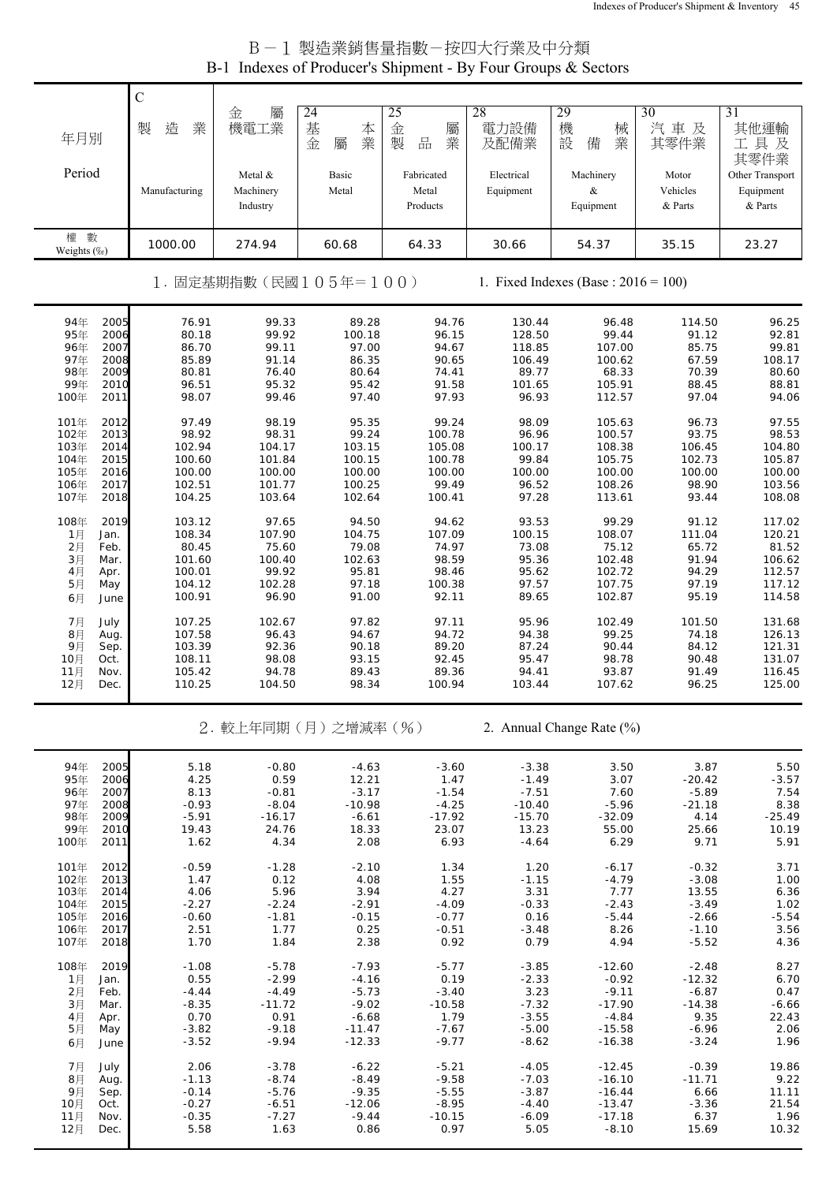# B－1 製造業銷售量指數－按四大行業及中分類
## B-1 Indexes of Producer's Shipment - By Four Groups & Sectors

| 年月別 Period | C 製造業 Manufacturing | 金屬機電工業 Metal & Machinery Industry | 24 基本金屬業 Basic Metal | 25 金屬製品業 Fabricated Metal Products | 28 電力設備及配備業 Electrical Equipment | 29 機械設備業 Machinery & Equipment | 30 汽車及其零件業 Motor Vehicles & Parts | 31 其他運輸工具及其零件業 Other Transport Equipment & Parts |
|---|---|---|---|---|---|---|---|---|
| 權數 Weights (‰) | 1000.00 | 274.94 | 60.68 | 64.33 | 30.66 | 54.37 | 35.15 | 23.27 |
| **1. 固定基期指數（民國105年＝100） 1. Fixed Indexes (Base : 2016 = 100)** | | | | | | | | |
| 94年 2005 | 76.91 | 99.33 | 89.28 | 94.76 | 130.44 | 96.48 | 114.50 | 96.25 |
| 95年 2006 | 80.18 | 99.92 | 100.18 | 96.15 | 128.50 | 99.44 | 91.12 | 92.81 |
| 96年 2007 | 86.70 | 99.11 | 97.00 | 94.67 | 118.85 | 107.00 | 85.75 | 99.81 |
| 97年 2008 | 85.89 | 91.14 | 86.35 | 90.65 | 106.49 | 100.62 | 67.59 | 108.17 |
| 98年 2009 | 80.81 | 76.40 | 80.64 | 74.41 | 89.77 | 68.33 | 70.39 | 80.60 |
| 99年 2010 | 96.51 | 95.32 | 95.42 | 91.58 | 101.65 | 105.91 | 88.45 | 88.81 |
| 100年 2011 | 98.07 | 99.46 | 97.40 | 97.93 | 96.93 | 112.57 | 97.04 | 94.06 |
| 101年 2012 | 97.49 | 98.19 | 95.35 | 99.24 | 98.09 | 105.63 | 96.73 | 97.55 |
| 102年 2013 | 98.92 | 98.31 | 99.24 | 100.78 | 96.96 | 100.57 | 93.75 | 98.53 |
| 103年 2014 | 102.94 | 104.17 | 103.15 | 105.08 | 100.17 | 108.38 | 106.45 | 104.80 |
| 104年 2015 | 100.60 | 101.84 | 100.15 | 100.78 | 99.84 | 105.75 | 102.73 | 105.87 |
| 105年 2016 | 100.00 | 100.00 | 100.00 | 100.00 | 100.00 | 100.00 | 100.00 | 100.00 |
| 106年 2017 | 102.51 | 101.77 | 100.25 | 99.49 | 96.52 | 108.26 | 98.90 | 103.56 |
| 107年 2018 | 104.25 | 103.64 | 102.64 | 100.41 | 97.28 | 113.61 | 93.44 | 108.08 |
| 108年 2019 | 103.12 | 97.65 | 94.50 | 94.62 | 93.53 | 99.29 | 91.12 | 117.02 |
| 1月 Jan. | 108.34 | 107.90 | 104.75 | 107.09 | 100.15 | 108.07 | 111.04 | 120.21 |
| 2月 Feb. | 80.45 | 75.60 | 79.08 | 74.97 | 73.08 | 75.12 | 65.72 | 81.52 |
| 3月 Mar. | 101.60 | 100.40 | 102.63 | 98.59 | 95.36 | 102.48 | 91.94 | 106.62 |
| 4月 Apr. | 100.01 | 99.92 | 95.81 | 98.46 | 95.62 | 102.72 | 94.29 | 112.57 |
| 5月 May | 104.12 | 102.28 | 97.18 | 100.38 | 97.57 | 107.75 | 97.19 | 117.12 |
| 6月 June | 100.91 | 96.90 | 91.00 | 92.11 | 89.65 | 102.87 | 95.19 | 114.58 |
| 7月 July | 107.25 | 102.67 | 97.82 | 97.11 | 95.96 | 102.49 | 101.50 | 131.68 |
| 8月 Aug. | 107.58 | 96.43 | 94.67 | 94.72 | 94.38 | 99.25 | 74.18 | 126.13 |
| 9月 Sep. | 103.39 | 92.36 | 90.18 | 89.20 | 87.24 | 90.44 | 84.12 | 121.31 |
| 10月 Oct. | 108.11 | 98.08 | 93.15 | 92.45 | 95.47 | 98.78 | 90.48 | 131.07 |
| 11月 Nov. | 105.42 | 94.78 | 89.43 | 89.36 | 94.41 | 93.87 | 91.49 | 116.45 |
| 12月 Dec. | 110.25 | 104.50 | 98.34 | 100.94 | 103.44 | 107.62 | 96.25 | 125.00 |
| **2. 較上年同期（月）之增減率（%） 2. Annual Change Rate (%)** | | | | | | | | |
| 94年 2005 | 5.18 | -0.80 | -4.63 | -3.60 | -3.38 | 3.50 | 3.87 | 5.50 |
| 95年 2006 | 4.25 | 0.59 | 12.21 | 1.47 | -1.49 | 3.07 | -20.42 | -3.57 |
| 96年 2007 | 8.13 | -0.81 | -3.17 | -1.54 | -7.51 | 7.60 | -5.89 | 7.54 |
| 97年 2008 | -0.93 | -8.04 | -10.98 | -4.25 | -10.40 | -5.96 | -21.18 | 8.38 |
| 98年 2009 | -5.91 | -16.17 | -6.61 | -17.92 | -15.70 | -32.09 | 4.14 | -25.49 |
| 99年 2010 | 19.43 | 24.76 | 18.33 | 23.07 | 13.23 | 55.00 | 25.66 | 10.19 |
| 100年 2011 | 1.62 | 4.34 | 2.08 | 6.93 | -4.64 | 6.29 | 9.71 | 5.91 |
| 101年 2012 | -0.59 | -1.28 | -2.10 | 1.34 | 1.20 | -6.17 | -0.32 | 3.71 |
| 102年 2013 | 1.47 | 0.12 | 4.08 | 1.55 | -1.15 | -4.79 | -3.08 | 1.00 |
| 103年 2014 | 4.06 | 5.96 | 3.94 | 4.27 | 3.31 | 7.77 | 13.55 | 6.36 |
| 104年 2015 | -2.27 | -2.24 | -2.91 | -4.09 | -0.33 | -2.43 | -3.49 | 1.02 |
| 105年 2016 | -0.60 | -1.81 | -0.15 | -0.77 | 0.16 | -5.44 | -2.66 | -5.54 |
| 106年 2017 | 2.51 | 1.77 | 0.25 | -0.51 | -3.48 | 8.26 | -1.10 | 3.56 |
| 107年 2018 | 1.70 | 1.84 | 2.38 | 0.92 | 0.79 | 4.94 | -5.52 | 4.36 |
| 108年 2019 | -1.08 | -5.78 | -7.93 | -5.77 | -3.85 | -12.60 | -2.48 | 8.27 |
| 1月 Jan. | 0.55 | -2.99 | -4.16 | 0.19 | -2.33 | -0.92 | -12.32 | 6.70 |
| 2月 Feb. | -4.44 | -4.49 | -5.73 | -3.40 | 3.23 | -9.11 | -6.87 | 0.47 |
| 3月 Mar. | -8.35 | -11.72 | -9.02 | -10.58 | -7.32 | -17.90 | -14.38 | -6.66 |
| 4月 Apr. | 0.70 | 0.91 | -6.68 | 1.79 | -3.55 | -4.84 | 9.35 | 22.43 |
| 5月 May | -3.82 | -9.18 | -11.47 | -7.67 | -5.00 | -15.58 | -6.96 | 2.06 |
| 6月 June | -3.52 | -9.94 | -12.33 | -9.77 | -8.62 | -16.38 | -3.24 | 1.96 |
| 7月 July | 2.06 | -3.78 | -6.22 | -5.21 | -4.05 | -12.45 | -0.39 | 19.86 |
| 8月 Aug. | -1.13 | -8.74 | -8.49 | -9.58 | -7.03 | -16.10 | -11.71 | 9.22 |
| 9月 Sep. | -0.14 | -5.76 | -9.35 | -5.55 | -3.87 | -16.44 | 6.66 | 11.11 |
| 10月 Oct. | -0.27 | -6.51 | -12.06 | -8.95 | -4.40 | -13.47 | -3.36 | 21.54 |
| 11月 Nov. | -0.35 | -7.27 | -9.44 | -10.15 | -6.09 | -17.18 | 6.37 | 1.96 |
| 12月 Dec. | 5.58 | 1.63 | 0.86 | 0.97 | 5.05 | -8.10 | 15.69 | 10.32 |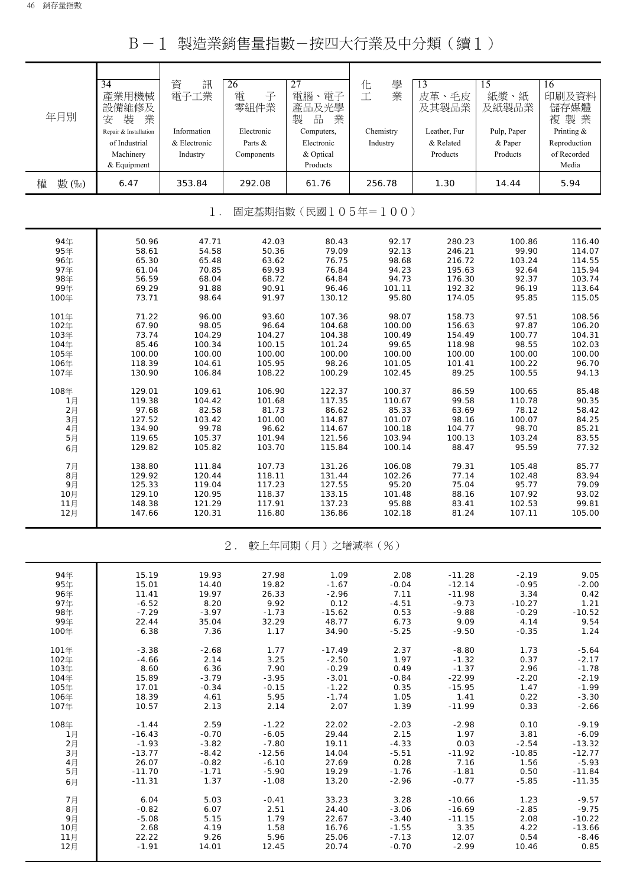# B－1 製造業銷售量指數－按四大行業及中分類（續1）

| 年月別 | 34 產業用機械設備維修及安裝業 Repair & Installation of Industrial Machinery & Equipment | 資訊電子工業 Information & Electronic Industry | 26 電子零組件業 Electronic Parts & Components | 27 電腦、電子產品及光學製品業 Computers, Electronic & Optical Products | 化學工業 Chemistry Industry | 13 皮革、毛皮及其製品業 Leather, Fur & Related Products | 15 紙漿、紙及紙製品業 Pulp, Paper & Paper Products | 16 印刷及資料儲存媒體複製業 Printing & Reproduction of Recorded Media |
|---|---|---|---|---|---|---|---|---|
| 權數(‰) | 6.47 | 353.84 | 292.08 | 61.76 | 256.78 | 1.30 | 14.44 | 5.94 |
| **1．固定基期指數（民國105年＝100）** | | | | | | | | |
| 94年 | 50.96 | 47.71 | 42.03 | 80.43 | 92.17 | 280.23 | 100.86 | 116.40 |
| 95年 | 58.61 | 54.58 | 50.36 | 79.09 | 92.13 | 246.21 | 99.90 | 114.07 |
| 96年 | 65.30 | 65.48 | 63.62 | 76.75 | 98.68 | 216.72 | 103.24 | 114.55 |
| 97年 | 61.04 | 70.85 | 69.93 | 76.84 | 94.23 | 195.63 | 92.64 | 115.94 |
| 98年 | 56.59 | 68.04 | 68.72 | 64.84 | 94.73 | 176.30 | 92.37 | 103.74 |
| 99年 | 69.29 | 91.88 | 90.91 | 96.46 | 101.11 | 192.32 | 96.19 | 113.64 |
| 100年 | 73.71 | 98.64 | 91.97 | 130.12 | 95.80 | 174.05 | 95.85 | 115.05 |
| 101年 | 71.22 | 96.00 | 93.60 | 107.36 | 98.07 | 158.73 | 97.51 | 108.56 |
| 102年 | 67.90 | 98.05 | 96.64 | 104.68 | 100.00 | 156.63 | 97.87 | 106.20 |
| 103年 | 73.74 | 104.29 | 104.27 | 104.38 | 100.49 | 154.49 | 100.77 | 104.31 |
| 104年 | 85.46 | 100.34 | 100.15 | 101.24 | 99.65 | 118.98 | 98.55 | 102.03 |
| 105年 | 100.00 | 100.00 | 100.00 | 100.00 | 100.00 | 100.00 | 100.00 | 100.00 |
| 106年 | 118.39 | 104.61 | 105.95 | 98.26 | 101.05 | 101.41 | 100.22 | 96.70 |
| 107年 | 130.90 | 106.84 | 108.22 | 100.29 | 102.45 | 89.25 | 100.55 | 94.13 |
| 108年 | 129.01 | 109.61 | 106.90 | 122.37 | 100.37 | 86.59 | 100.65 | 85.48 |
| 1月 | 119.38 | 104.42 | 101.68 | 117.35 | 110.67 | 99.58 | 110.78 | 90.35 |
| 2月 | 97.68 | 82.58 | 81.73 | 86.62 | 85.33 | 63.69 | 78.12 | 58.42 |
| 3月 | 127.52 | 103.42 | 101.00 | 114.87 | 101.07 | 98.16 | 100.07 | 84.25 |
| 4月 | 134.90 | 99.78 | 96.62 | 114.67 | 100.18 | 104.77 | 98.70 | 85.21 |
| 5月 | 119.65 | 105.37 | 101.94 | 121.56 | 103.94 | 100.13 | 103.24 | 83.55 |
| 6月 | 129.82 | 105.82 | 103.70 | 115.84 | 100.14 | 88.47 | 95.59 | 77.32 |
| 7月 | 138.80 | 111.84 | 107.73 | 131.26 | 106.08 | 79.31 | 105.48 | 85.77 |
| 8月 | 129.92 | 120.44 | 118.11 | 131.44 | 102.26 | 77.14 | 102.48 | 83.94 |
| 9月 | 125.33 | 119.04 | 117.23 | 127.55 | 95.20 | 75.04 | 95.77 | 79.09 |
| 10月 | 129.10 | 120.95 | 118.37 | 133.15 | 101.48 | 88.16 | 107.92 | 93.02 |
| 11月 | 148.38 | 121.29 | 117.91 | 137.23 | 95.88 | 83.41 | 102.53 | 99.81 |
| 12月 | 147.66 | 120.31 | 116.80 | 136.86 | 102.18 | 81.24 | 107.11 | 105.00 |
| **2．較上年同期（月）之增減率（%）** | | | | | | | | |
| 94年 | 15.19 | 19.93 | 27.98 | 1.09 | 2.08 | -11.28 | -2.19 | 9.05 |
| 95年 | 15.01 | 14.40 | 19.82 | -1.67 | -0.04 | -12.14 | -0.95 | -2.00 |
| 96年 | 11.41 | 19.97 | 26.33 | -2.96 | 7.11 | -11.98 | 3.34 | 0.42 |
| 97年 | -6.52 | 8.20 | 9.92 | 0.12 | -4.51 | -9.73 | -10.27 | 1.21 |
| 98年 | -7.29 | -3.97 | -1.73 | -15.62 | 0.53 | -9.88 | -0.29 | -10.52 |
| 99年 | 22.44 | 35.04 | 32.29 | 48.77 | 6.73 | 9.09 | 4.14 | 9.54 |
| 100年 | 6.38 | 7.36 | 1.17 | 34.90 | -5.25 | -9.50 | -0.35 | 1.24 |
| 101年 | -3.38 | -2.68 | 1.77 | -17.49 | 2.37 | -8.80 | 1.73 | -5.64 |
| 102年 | -4.66 | 2.14 | 3.25 | -2.50 | 1.97 | -1.32 | 0.37 | -2.17 |
| 103年 | 8.60 | 6.36 | 7.90 | -0.29 | 0.49 | -1.37 | 2.96 | -1.78 |
| 104年 | 15.89 | -3.79 | -3.95 | -3.01 | -0.84 | -22.99 | -2.20 | -2.19 |
| 105年 | 17.01 | -0.34 | -0.15 | -1.22 | 0.35 | -15.95 | 1.47 | -1.99 |
| 106年 | 18.39 | 4.61 | 5.95 | -1.74 | 1.05 | 1.41 | 0.22 | -3.30 |
| 107年 | 10.57 | 2.13 | 2.14 | 2.07 | 1.39 | -11.99 | 0.33 | -2.66 |
| 108年 | -1.44 | 2.59 | -1.22 | 22.02 | -2.03 | -2.98 | 0.10 | -9.19 |
| 1月 | -16.43 | -0.70 | -6.05 | 29.44 | 2.15 | 1.97 | 3.81 | -6.09 |
| 2月 | -1.93 | -3.82 | -7.80 | 19.11 | -4.33 | 0.03 | -2.54 | -13.32 |
| 3月 | -13.77 | -8.42 | -12.56 | 14.04 | -5.51 | -11.92 | -10.85 | -12.77 |
| 4月 | 26.07 | -0.82 | -6.10 | 27.69 | 0.28 | 7.16 | 1.56 | -5.93 |
| 5月 | -11.70 | -1.71 | -5.90 | 19.29 | -1.76 | -1.81 | 0.50 | -11.84 |
| 6月 | -11.31 | 1.37 | -1.08 | 13.20 | -2.96 | -0.77 | -5.85 | -11.35 |
| 7月 | 6.04 | 5.03 | -0.41 | 33.23 | 3.28 | -10.66 | 1.23 | -9.57 |
| 8月 | -0.82 | 6.07 | 2.51 | 24.40 | -3.06 | -16.69 | -2.85 | -9.75 |
| 9月 | -5.08 | 5.15 | 1.79 | 22.67 | -3.40 | -11.15 | 2.08 | -10.22 |
| 10月 | 2.68 | 4.19 | 1.58 | 16.76 | -1.55 | 3.35 | 4.22 | -13.66 |
| 11月 | 22.22 | 9.26 | 5.96 | 25.06 | -7.13 | 12.07 | 0.54 | -8.46 |
| 12月 | -1.91 | 14.01 | 12.45 | 20.74 | -0.70 | -2.99 | 10.46 | 0.85 |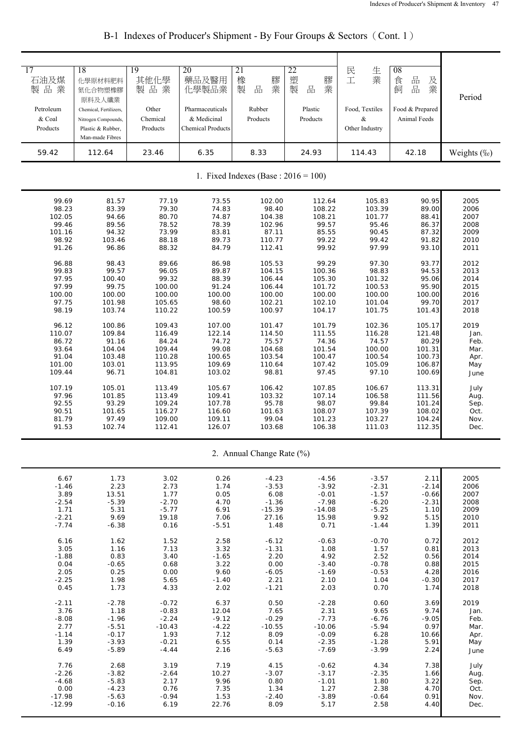## B-1 Indexes of Producer's Shipment - By Four Groups & Sectors（Cont. 1）

| 17 石油及煤製品業 Petroleum & Coal Products | 18 化學原材料肥料氮化合物塑橡膠原料及人纖業 Chemical, Fertilizers, Nitrogen Compounds, Plastic & Rubber, Man-made Fibres | 19 其他化學製品業 Other Chemical Products | 20 藥品及醫用化學製品業 Pharmaceuticals & Medicinal Chemical Products | 21 橡膠製品業 Rubber Products | 22 塑膠製品業 Plastic Products | 民生工業 Food, Textiles & Other Industry | 08 食品及飼品業 Food & Prepared Animal Feeds | Period |
|---|---|---|---|---|---|---|---|---|
| 59.42 | 112.64 | 23.46 | 6.35 | 8.33 | 24.93 | 114.43 | 42.18 | Weights (‰) |
| **1. Fixed Indexes (Base : 2016 = 100)** | | | | | | | | |
| 99.69 | 81.57 | 77.19 | 73.55 | 102.00 | 112.64 | 105.83 | 90.95 | 2005 |
| 98.23 | 83.39 | 79.30 | 74.83 | 98.40 | 108.22 | 103.39 | 89.00 | 2006 |
| 102.05 | 94.66 | 80.70 | 74.87 | 104.38 | 108.21 | 101.77 | 88.41 | 2007 |
| 99.46 | 89.56 | 78.52 | 78.39 | 102.96 | 99.57 | 95.46 | 86.37 | 2008 |
| 101.16 | 94.32 | 73.99 | 83.81 | 87.11 | 85.55 | 90.45 | 87.32 | 2009 |
| 98.92 | 103.46 | 88.18 | 89.73 | 110.77 | 99.22 | 99.42 | 91.82 | 2010 |
| 91.26 | 96.86 | 88.32 | 84.79 | 112.41 | 99.92 | 97.99 | 93.10 | 2011 |
| 96.88 | 98.43 | 89.66 | 86.98 | 105.53 | 99.29 | 97.30 | 93.77 | 2012 |
| 99.83 | 99.57 | 96.05 | 89.87 | 104.15 | 100.36 | 98.83 | 94.53 | 2013 |
| 97.95 | 100.40 | 99.32 | 88.39 | 106.44 | 105.30 | 101.32 | 95.06 | 2014 |
| 97.99 | 99.75 | 100.00 | 91.24 | 106.44 | 101.72 | 100.53 | 95.90 | 2015 |
| 100.00 | 100.00 | 100.00 | 100.00 | 100.00 | 100.00 | 100.00 | 100.00 | 2016 |
| 97.75 | 101.98 | 105.65 | 98.60 | 102.21 | 102.10 | 101.04 | 99.70 | 2017 |
| 98.19 | 103.74 | 110.22 | 100.59 | 100.97 | 104.17 | 101.75 | 101.43 | 2018 |
| 96.12 | 100.86 | 109.43 | 107.00 | 101.47 | 101.79 | 102.36 | 105.17 | 2019 |
| 110.07 | 109.84 | 116.49 | 122.14 | 114.50 | 111.55 | 116.28 | 121.48 | Jan. |
| 86.72 | 91.16 | 84.24 | 74.72 | 75.57 | 74.36 | 74.57 | 80.29 | Feb. |
| 93.64 | 104.04 | 109.44 | 99.08 | 104.68 | 101.54 | 100.00 | 101.31 | Mar. |
| 91.04 | 103.48 | 110.28 | 100.65 | 103.54 | 100.47 | 100.54 | 100.73 | Apr. |
| 101.00 | 103.01 | 113.95 | 109.69 | 110.64 | 107.42 | 105.09 | 106.87 | May |
| 109.44 | 96.71 | 104.81 | 103.02 | 98.81 | 97.45 | 97.10 | 100.69 | June |
| 107.19 | 105.01 | 113.49 | 105.67 | 106.42 | 107.85 | 106.67 | 113.31 | July |
| 97.96 | 101.85 | 113.49 | 109.41 | 103.32 | 107.14 | 106.58 | 111.56 | Aug. |
| 92.55 | 93.29 | 109.24 | 107.78 | 95.78 | 98.07 | 99.84 | 101.24 | Sep. |
| 90.51 | 101.65 | 116.27 | 116.60 | 101.63 | 108.07 | 107.39 | 108.02 | Oct. |
| 81.79 | 97.49 | 109.00 | 109.11 | 99.04 | 101.23 | 103.27 | 104.24 | Nov. |
| 91.53 | 102.74 | 112.41 | 126.07 | 103.68 | 106.38 | 111.03 | 112.35 | Dec. |
| **2. Annual Change Rate (%)** | | | | | | | | |
| 6.67 | 1.73 | 3.02 | 0.26 | -4.23 | -4.56 | -3.57 | 2.11 | 2005 |
| -1.46 | 2.23 | 2.73 | 1.74 | -3.53 | -3.92 | -2.31 | -2.14 | 2006 |
| 3.89 | 13.51 | 1.77 | 0.05 | 6.08 | -0.01 | -1.57 | -0.66 | 2007 |
| -2.54 | -5.39 | -2.70 | 4.70 | -1.36 | -7.98 | -6.20 | -2.31 | 2008 |
| 1.71 | 5.31 | -5.77 | 6.91 | -15.39 | -14.08 | -5.25 | 1.10 | 2009 |
| -2.21 | 9.69 | 19.18 | 7.06 | 27.16 | 15.98 | 9.92 | 5.15 | 2010 |
| -7.74 | -6.38 | 0.16 | -5.51 | 1.48 | 0.71 | -1.44 | 1.39 | 2011 |
| 6.16 | 1.62 | 1.52 | 2.58 | -6.12 | -0.63 | -0.70 | 0.72 | 2012 |
| 3.05 | 1.16 | 7.13 | 3.32 | -1.31 | 1.08 | 1.57 | 0.81 | 2013 |
| -1.88 | 0.83 | 3.40 | -1.65 | 2.20 | 4.92 | 2.52 | 0.56 | 2014 |
| 0.04 | -0.65 | 0.68 | 3.22 | 0.00 | -3.40 | -0.78 | 0.88 | 2015 |
| 2.05 | 0.25 | 0.00 | 9.60 | -6.05 | -1.69 | -0.53 | 4.28 | 2016 |
| -2.25 | 1.98 | 5.65 | -1.40 | 2.21 | 2.10 | 1.04 | -0.30 | 2017 |
| 0.45 | 1.73 | 4.33 | 2.02 | -1.21 | 2.03 | 0.70 | 1.74 | 2018 |
| -2.11 | -2.78 | -0.72 | 6.37 | 0.50 | -2.28 | 0.60 | 3.69 | 2019 |
| 3.76 | 1.18 | -0.83 | 12.04 | 7.65 | 2.31 | 9.65 | 9.74 | Jan. |
| -8.08 | -1.96 | -2.24 | -9.12 | -0.29 | -7.73 | -6.76 | -9.05 | Feb. |
| 2.77 | -5.51 | -10.43 | -4.22 | -10.55 | -10.06 | -5.94 | 0.97 | Mar. |
| -1.14 | -0.17 | 1.93 | 7.12 | 8.09 | -0.09 | 6.28 | 10.66 | Apr. |
| 1.39 | -3.93 | -0.21 | 6.55 | 0.14 | -2.35 | -1.28 | 5.91 | May |
| 6.49 | -5.89 | -4.44 | 2.16 | -5.63 | -7.69 | -3.99 | 2.24 | June |
| 7.76 | 2.68 | 3.19 | 7.19 | 4.15 | -0.62 | 4.34 | 7.38 | July |
| -2.26 | -3.82 | -2.64 | 10.27 | -3.07 | -3.17 | -2.35 | 1.66 | Aug. |
| -4.68 | -5.83 | 2.17 | 9.96 | 0.80 | -1.01 | 1.80 | 3.22 | Sep. |
| 0.00 | -4.23 | 0.76 | 7.35 | 1.34 | 1.27 | 2.38 | 4.70 | Oct. |
| -17.98 | -5.63 | -0.94 | 1.53 | -2.40 | -3.89 | -0.64 | 0.91 | Nov. |
| -12.99 | -0.16 | 6.19 | 22.76 | 8.09 | 5.17 | 2.58 | 4.40 | Dec. |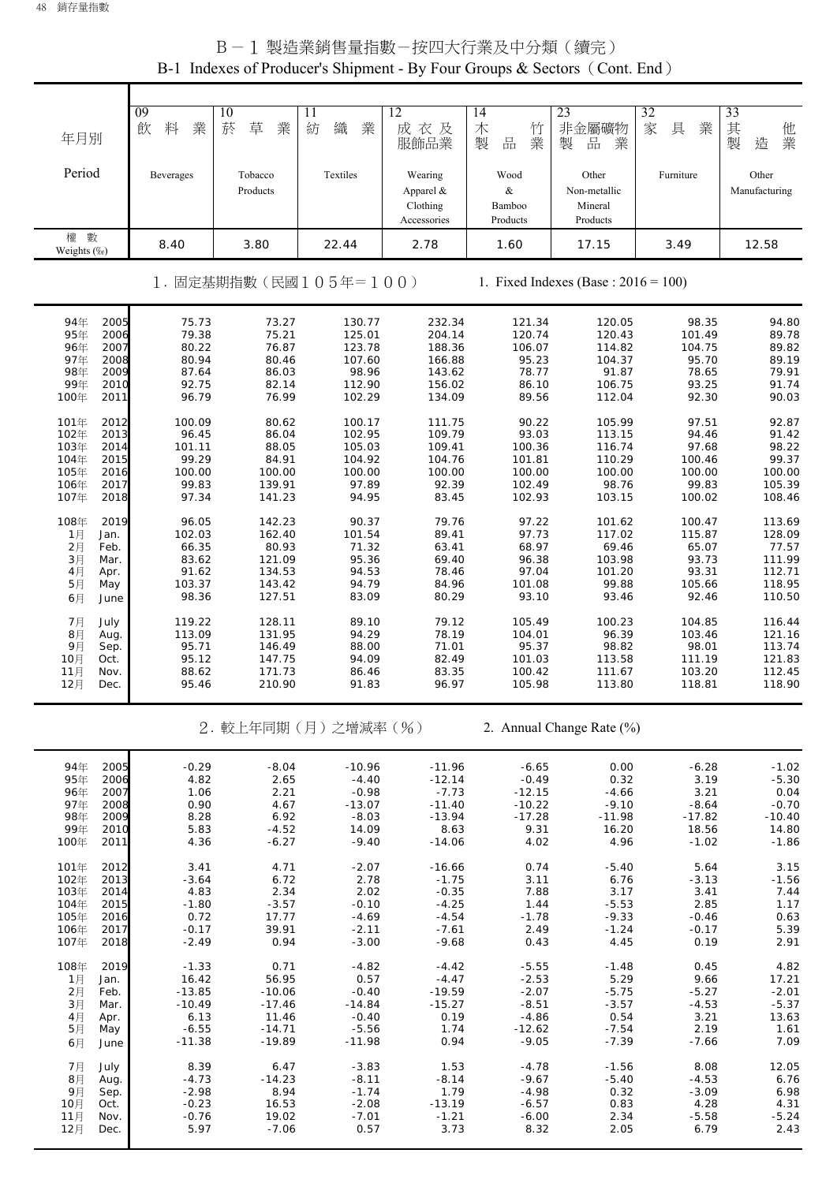# B－1 製造業銷售量指數－按四大行業及中分類（續完）

## B-1 Indexes of Producer's Shipment - By Four Groups & Sectors（Cont. End）

| 年月別 Period | 09 飲料業 Beverages | 10 菸草業 Tobacco Products | 11 紡織業 Textiles | 12 成衣及服飾品業 Wearing Apparel & Clothing Accessories | 14 木竹製品業 Wood & Bamboo Products | 23 非金屬礦物製品業 Other Non-metallic Mineral Products | 32 家具業 Furniture | 33 其他製造業 Other Manufacturing |
|---|---|---|---|---|---|---|---|---|
| 權數 Weights (‰) | 8.40 | 3.80 | 22.44 | 2.78 | 1.60 | 17.15 | 3.49 | 12.58 |
| **1. 固定基期指數（民國105年＝100） 1. Fixed Indexes (Base : 2016 = 100)** | | | | | | | | |
| 94年 2005 | 75.73 | 73.27 | 130.77 | 232.34 | 121.34 | 120.05 | 98.35 | 94.80 |
| 95年 2006 | 79.38 | 75.21 | 125.01 | 204.14 | 120.74 | 120.43 | 101.49 | 89.78 |
| 96年 2007 | 80.22 | 76.87 | 123.78 | 188.36 | 106.07 | 114.82 | 104.75 | 89.82 |
| 97年 2008 | 80.94 | 80.46 | 107.60 | 166.88 | 95.23 | 104.37 | 95.70 | 89.19 |
| 98年 2009 | 87.64 | 86.03 | 98.96 | 143.62 | 78.77 | 91.87 | 78.65 | 79.91 |
| 99年 2010 | 92.75 | 82.14 | 112.90 | 156.02 | 86.10 | 106.75 | 93.25 | 91.74 |
| 100年 2011 | 96.79 | 76.99 | 102.29 | 134.09 | 89.56 | 112.04 | 92.30 | 90.03 |
| 101年 2012 | 100.09 | 80.62 | 100.17 | 111.75 | 90.22 | 105.99 | 97.51 | 92.87 |
| 102年 2013 | 96.45 | 86.04 | 102.95 | 109.79 | 93.03 | 113.15 | 94.46 | 91.42 |
| 103年 2014 | 101.11 | 88.05 | 105.03 | 109.41 | 100.36 | 116.74 | 97.68 | 98.22 |
| 104年 2015 | 99.29 | 84.91 | 104.92 | 104.76 | 101.81 | 110.29 | 100.46 | 99.37 |
| 105年 2016 | 100.00 | 100.00 | 100.00 | 100.00 | 100.00 | 100.00 | 100.00 | 100.00 |
| 106年 2017 | 99.83 | 139.91 | 97.89 | 92.39 | 102.49 | 98.76 | 99.83 | 105.39 |
| 107年 2018 | 97.34 | 141.23 | 94.95 | 83.45 | 102.93 | 103.15 | 100.02 | 108.46 |
| 108年 2019 | 96.05 | 142.23 | 90.37 | 79.76 | 97.22 | 101.62 | 100.47 | 113.69 |
| 1月 Jan. | 102.03 | 162.40 | 101.54 | 89.41 | 97.73 | 117.02 | 115.87 | 128.09 |
| 2月 Feb. | 66.35 | 80.93 | 71.32 | 63.41 | 68.97 | 69.46 | 65.07 | 77.57 |
| 3月 Mar. | 83.62 | 121.09 | 95.36 | 69.40 | 96.38 | 103.98 | 93.73 | 111.99 |
| 4月 Apr. | 91.62 | 134.53 | 94.53 | 78.46 | 97.04 | 101.20 | 93.31 | 112.71 |
| 5月 May | 103.37 | 143.42 | 94.79 | 84.96 | 101.08 | 99.88 | 105.66 | 118.95 |
| 6月 June | 98.36 | 127.51 | 83.09 | 80.29 | 93.10 | 93.46 | 92.46 | 110.50 |
| 7月 July | 119.22 | 128.11 | 89.10 | 79.12 | 105.49 | 100.23 | 104.85 | 116.44 |
| 8月 Aug. | 113.09 | 131.95 | 94.29 | 78.19 | 104.01 | 96.39 | 103.46 | 121.16 |
| 9月 Sep. | 95.71 | 146.49 | 88.00 | 71.01 | 95.37 | 98.82 | 98.01 | 113.74 |
| 10月 Oct. | 95.12 | 147.75 | 94.09 | 82.49 | 101.03 | 113.58 | 111.19 | 121.83 |
| 11月 Nov. | 88.62 | 171.73 | 86.46 | 83.35 | 100.42 | 111.67 | 103.20 | 112.45 |
| 12月 Dec. | 95.46 | 210.90 | 91.83 | 96.97 | 105.98 | 113.80 | 118.81 | 118.90 |
| **2. 較上年同期（月）之增減率（%） 2. Annual Change Rate (%)** | | | | | | | | |
| 94年 2005 | -0.29 | -8.04 | -10.96 | -11.96 | -6.65 | 0.00 | -6.28 | -1.02 |
| 95年 2006 | 4.82 | 2.65 | -4.40 | -12.14 | -0.49 | 0.32 | 3.19 | -5.30 |
| 96年 2007 | 1.06 | 2.21 | -0.98 | -7.73 | -12.15 | -4.66 | 3.21 | 0.04 |
| 97年 2008 | 0.90 | 4.67 | -13.07 | -11.40 | -10.22 | -9.10 | -8.64 | -0.70 |
| 98年 2009 | 8.28 | 6.92 | -8.03 | -13.94 | -17.28 | -11.98 | -17.82 | -10.40 |
| 99年 2010 | 5.83 | -4.52 | 14.09 | 8.63 | 9.31 | 16.20 | 18.56 | 14.80 |
| 100年 2011 | 4.36 | -6.27 | -9.40 | -14.06 | 4.02 | 4.96 | -1.02 | -1.86 |
| 101年 2012 | 3.41 | 4.71 | -2.07 | -16.66 | 0.74 | -5.40 | 5.64 | 3.15 |
| 102年 2013 | -3.64 | 6.72 | 2.78 | -1.75 | 3.11 | 6.76 | -3.13 | -1.56 |
| 103年 2014 | 4.83 | 2.34 | 2.02 | -0.35 | 7.88 | 3.17 | 3.41 | 7.44 |
| 104年 2015 | -1.80 | -3.57 | -0.10 | -4.25 | 1.44 | -5.53 | 2.85 | 1.17 |
| 105年 2016 | 0.72 | 17.77 | -4.69 | -4.54 | -1.78 | -9.33 | -0.46 | 0.63 |
| 106年 2017 | -0.17 | 39.91 | -2.11 | -7.61 | 2.49 | -1.24 | -0.17 | 5.39 |
| 107年 2018 | -2.49 | 0.94 | -3.00 | -9.68 | 0.43 | 4.45 | 0.19 | 2.91 |
| 108年 2019 | -1.33 | 0.71 | -4.82 | -4.42 | -5.55 | -1.48 | 0.45 | 4.82 |
| 1月 Jan. | 16.42 | 56.95 | 0.57 | -4.47 | -2.53 | 5.29 | 9.66 | 17.21 |
| 2月 Feb. | -13.85 | -10.06 | -0.40 | -19.59 | -2.07 | -5.75 | -5.27 | -2.01 |
| 3月 Mar. | -10.49 | -17.46 | -14.84 | -15.27 | -8.51 | -3.57 | -4.53 | -5.37 |
| 4月 Apr. | 6.13 | 11.46 | -0.40 | 0.19 | -4.86 | 0.54 | 3.21 | 13.63 |
| 5月 May | -6.55 | -14.71 | -5.56 | 1.74 | -12.62 | -7.54 | 2.19 | 1.61 |
| 6月 June | -11.38 | -19.89 | -11.98 | 0.94 | -9.05 | -7.39 | -7.66 | 7.09 |
| 7月 July | 8.39 | 6.47 | -3.83 | 1.53 | -4.78 | -1.56 | 8.08 | 12.05 |
| 8月 Aug. | -4.73 | -14.23 | -8.11 | -8.14 | -9.67 | -5.40 | -4.53 | 6.76 |
| 9月 Sep. | -2.98 | 8.94 | -1.74 | 1.79 | -4.98 | 0.32 | -3.09 | 6.98 |
| 10月 Oct. | -0.23 | 16.53 | -2.08 | -13.19 | -6.57 | 0.83 | 4.28 | 4.31 |
| 11月 Nov. | -0.76 | 19.02 | -7.01 | -1.21 | -6.00 | 2.34 | -5.58 | -5.24 |
| 12月 Dec. | 5.97 | -7.06 | 0.57 | 3.73 | 8.32 | 2.05 | 6.79 | 2.43 |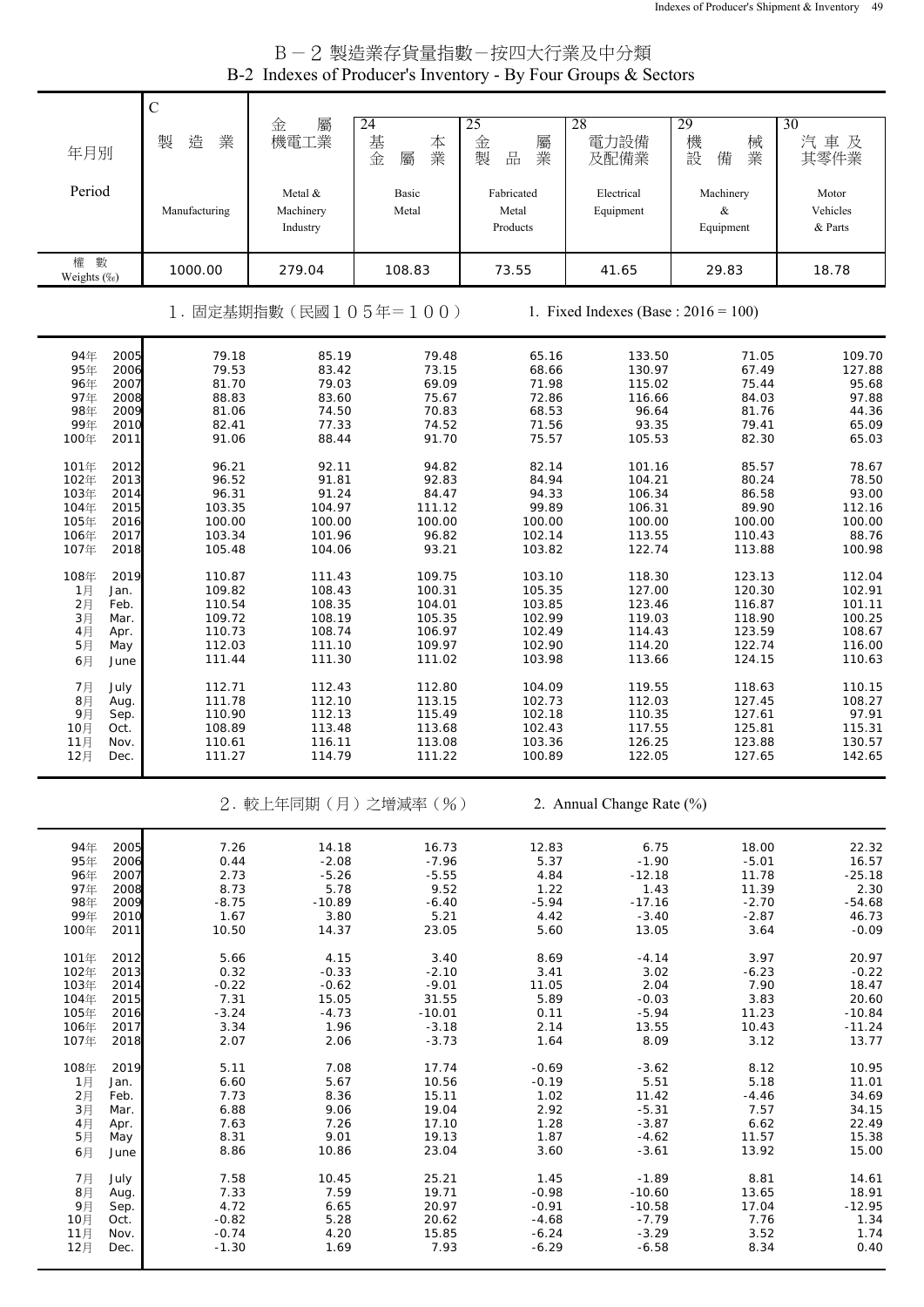# B－2 製造業存貨量指數－按四大行業及中分類

## B-2 Indexes of Producer's Inventory - By Four Groups & Sectors

| 年月別 Period | | C 製造業 Manufacturing | 金屬機電工業 Metal & Machinery Industry | 24 基本金屬業 Basic Metal | 25 金屬製品業 Fabricated Metal Products | 28 電力設備及配備業 Electrical Equipment | 29 機械設備業 Machinery & Equipment | 30 汽車及其零件業 Motor Vehicles & Parts |
|---|---|---|---|---|---|---|---|---|
| 權數 Weights (‰) | | 1000.00 | 279.04 | 108.83 | 73.55 | 41.65 | 29.83 | 18.78 |
| **1. 固定基期指數（民國105年＝100） 1. Fixed Indexes (Base : 2016 = 100)** | | | | | | | | |
| 94年 | 2005 | 79.18 | 85.19 | 79.48 | 65.16 | 133.50 | 71.05 | 109.70 |
| 95年 | 2006 | 79.53 | 83.42 | 73.15 | 68.66 | 130.97 | 67.49 | 127.88 |
| 96年 | 2007 | 81.70 | 79.03 | 69.09 | 71.98 | 115.02 | 75.44 | 95.68 |
| 97年 | 2008 | 88.83 | 83.60 | 75.67 | 72.86 | 116.66 | 84.03 | 97.88 |
| 98年 | 2009 | 81.06 | 74.50 | 70.83 | 68.53 | 96.64 | 81.76 | 44.36 |
| 99年 | 2010 | 82.41 | 77.33 | 74.52 | 71.56 | 93.35 | 79.41 | 65.09 |
| 100年 | 2011 | 91.06 | 88.44 | 91.70 | 75.57 | 105.53 | 82.30 | 65.03 |
| 101年 | 2012 | 96.21 | 92.11 | 94.82 | 82.14 | 101.16 | 85.57 | 78.67 |
| 102年 | 2013 | 96.52 | 91.81 | 92.83 | 84.94 | 104.21 | 80.24 | 78.50 |
| 103年 | 2014 | 96.31 | 91.24 | 84.47 | 94.33 | 106.34 | 86.58 | 93.00 |
| 104年 | 2015 | 103.35 | 104.97 | 111.12 | 99.89 | 106.31 | 89.90 | 112.16 |
| 105年 | 2016 | 100.00 | 100.00 | 100.00 | 100.00 | 100.00 | 100.00 | 100.00 |
| 106年 | 2017 | 103.34 | 101.96 | 96.82 | 102.14 | 113.55 | 110.43 | 88.76 |
| 107年 | 2018 | 105.48 | 104.06 | 93.21 | 103.82 | 122.74 | 113.88 | 100.98 |
| 108年 | 2019 | 110.87 | 111.43 | 109.75 | 103.10 | 118.30 | 123.13 | 112.04 |
| 1月 | Jan. | 109.82 | 108.43 | 100.31 | 105.35 | 127.00 | 120.30 | 102.91 |
| 2月 | Feb. | 110.54 | 108.35 | 104.01 | 103.85 | 123.46 | 116.87 | 101.11 |
| 3月 | Mar. | 109.72 | 108.19 | 105.35 | 102.99 | 119.03 | 118.90 | 100.25 |
| 4月 | Apr. | 110.73 | 108.74 | 106.97 | 102.49 | 114.43 | 123.59 | 108.67 |
| 5月 | May | 112.03 | 111.10 | 109.97 | 102.90 | 114.20 | 122.74 | 116.00 |
| 6月 | June | 111.44 | 111.30 | 111.02 | 103.98 | 113.66 | 124.15 | 110.63 |
| 7月 | July | 112.71 | 112.43 | 112.80 | 104.09 | 119.55 | 118.63 | 110.15 |
| 8月 | Aug. | 111.78 | 112.10 | 113.15 | 102.73 | 112.03 | 127.45 | 108.27 |
| 9月 | Sep. | 110.90 | 112.13 | 115.49 | 102.18 | 110.35 | 127.61 | 97.91 |
| 10月 | Oct. | 108.89 | 113.48 | 113.68 | 102.43 | 117.55 | 125.81 | 115.31 |
| 11月 | Nov. | 110.61 | 116.11 | 113.08 | 103.36 | 126.25 | 123.88 | 130.57 |
| 12月 | Dec. | 111.27 | 114.79 | 111.22 | 100.89 | 122.05 | 127.65 | 142.65 |
| **2. 較上年同期（月）之增減率（%） 2. Annual Change Rate (%)** | | | | | | | | |
| 94年 | 2005 | 7.26 | 14.18 | 16.73 | 12.83 | 6.75 | 18.00 | 22.32 |
| 95年 | 2006 | 0.44 | -2.08 | -7.96 | 5.37 | -1.90 | -5.01 | 16.57 |
| 96年 | 2007 | 2.73 | -5.26 | -5.55 | 4.84 | -12.18 | 11.78 | -25.18 |
| 97年 | 2008 | 8.73 | 5.78 | 9.52 | 1.22 | 1.43 | 11.39 | 2.30 |
| 98年 | 2009 | -8.75 | -10.89 | -6.40 | -5.94 | -17.16 | -2.70 | -54.68 |
| 99年 | 2010 | 1.67 | 3.80 | 5.21 | 4.42 | -3.40 | -2.87 | 46.73 |
| 100年 | 2011 | 10.50 | 14.37 | 23.05 | 5.60 | 13.05 | 3.64 | -0.09 |
| 101年 | 2012 | 5.66 | 4.15 | 3.40 | 8.69 | -4.14 | 3.97 | 20.97 |
| 102年 | 2013 | 0.32 | -0.33 | -2.10 | 3.41 | 3.02 | -6.23 | -0.22 |
| 103年 | 2014 | -0.22 | -0.62 | -9.01 | 11.05 | 2.04 | 7.90 | 18.47 |
| 104年 | 2015 | 7.31 | 15.05 | 31.55 | 5.89 | -0.03 | 3.83 | 20.60 |
| 105年 | 2016 | -3.24 | -4.73 | -10.01 | 0.11 | -5.94 | 11.23 | -10.84 |
| 106年 | 2017 | 3.34 | 1.96 | -3.18 | 2.14 | 13.55 | 10.43 | -11.24 |
| 107年 | 2018 | 2.07 | 2.06 | -3.73 | 1.64 | 8.09 | 3.12 | 13.77 |
| 108年 | 2019 | 5.11 | 7.08 | 17.74 | -0.69 | -3.62 | 8.12 | 10.95 |
| 1月 | Jan. | 6.60 | 5.67 | 10.56 | -0.19 | 5.51 | 5.18 | 11.01 |
| 2月 | Feb. | 7.73 | 8.36 | 15.11 | 1.02 | 11.42 | -4.46 | 34.69 |
| 3月 | Mar. | 6.88 | 9.06 | 19.04 | 2.92 | -5.31 | 7.57 | 34.15 |
| 4月 | Apr. | 7.63 | 7.26 | 17.10 | 1.28 | -3.87 | 6.62 | 22.49 |
| 5月 | May | 8.31 | 9.01 | 19.13 | 1.87 | -4.62 | 11.57 | 15.38 |
| 6月 | June | 8.86 | 10.86 | 23.04 | 3.60 | -3.61 | 13.92 | 15.00 |
| 7月 | July | 7.58 | 10.45 | 25.21 | 1.45 | -1.89 | 8.81 | 14.61 |
| 8月 | Aug. | 7.33 | 7.59 | 19.71 | -0.98 | -10.60 | 13.65 | 18.91 |
| 9月 | Sep. | 4.72 | 6.65 | 20.97 | -0.91 | -10.58 | 17.04 | -12.95 |
| 10月 | Oct. | -0.82 | 5.28 | 20.62 | -4.68 | -7.79 | 7.76 | 1.34 |
| 11月 | Nov. | -0.74 | 4.20 | 15.85 | -6.24 | -3.29 | 3.52 | 1.74 |
| 12月 | Dec. | -1.30 | 1.69 | 7.93 | -6.29 | -6.58 | 8.34 | 0.40 |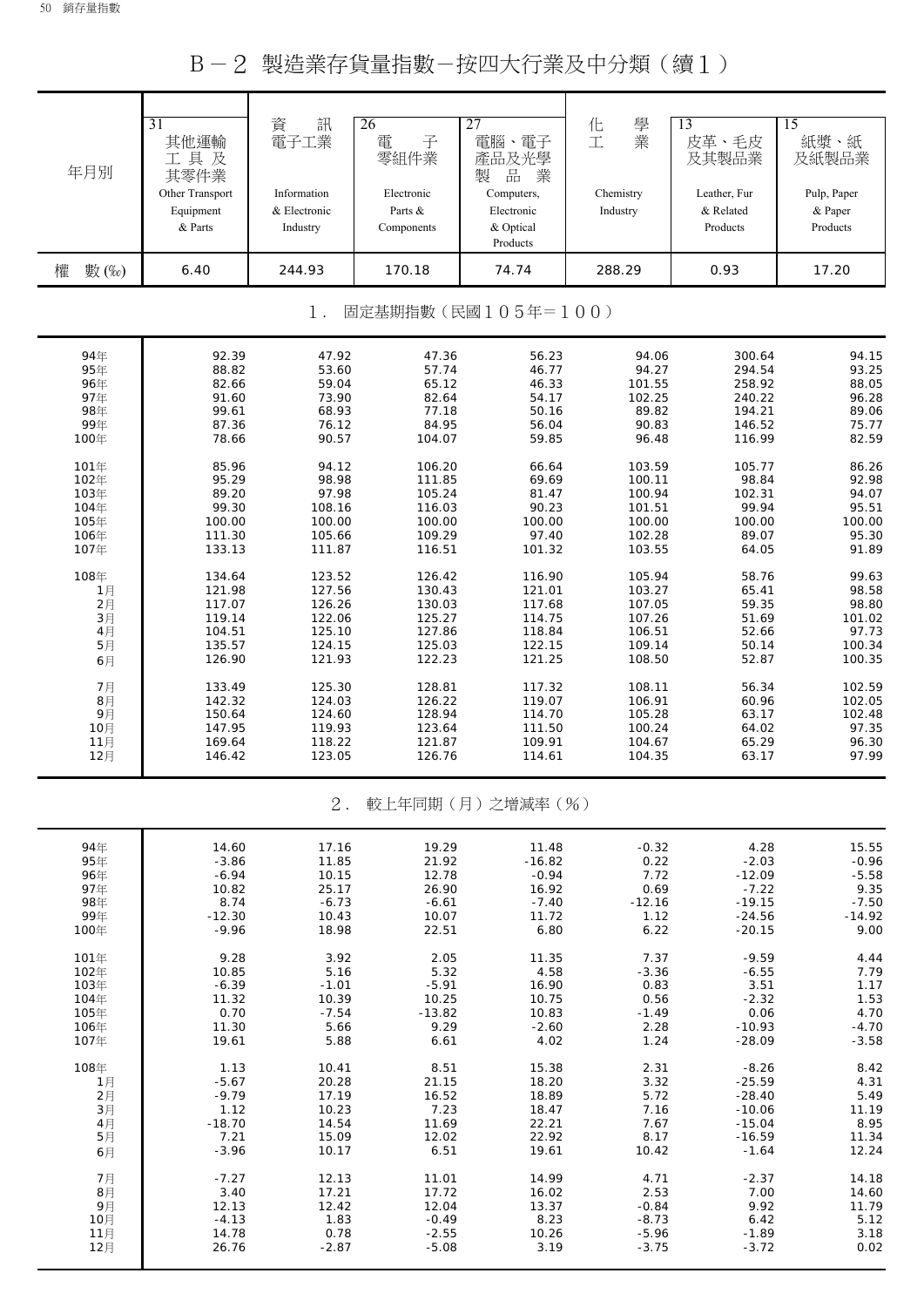# B－2 製造業存貨量指數－按四大行業及中分類（續1）

| 年月別 | 31 其他運輸工具及其零件業 Other Transport Equipment & Parts | 資訊電子工業 Information & Electronic Industry | 26 電子零組件業 Electronic Parts & Components | 27 電腦、電子產品及光學製品業 Computers, Electronic & Optical Products | 化學工業 Chemistry Industry | 13 皮革、毛皮及其製品業 Leather, Fur & Related Products | 15 紙漿、紙及紙製品業 Pulp, Paper & Paper Products |
|---|---|---|---|---|---|---|---|
| 權　數(‰) | 6.40 | 244.93 | 170.18 | 74.74 | 288.29 | 0.93 | 17.20 |
| **1. 固定基期指數（民國105年＝100）** | | | | | | | |
| 94年 | 92.39 | 47.92 | 47.36 | 56.23 | 94.06 | 300.64 | 94.15 |
| 95年 | 88.82 | 53.60 | 57.74 | 46.77 | 94.27 | 294.54 | 93.25 |
| 96年 | 82.66 | 59.04 | 65.12 | 46.33 | 101.55 | 258.92 | 88.05 |
| 97年 | 91.60 | 73.90 | 82.64 | 54.17 | 102.25 | 240.22 | 96.28 |
| 98年 | 99.61 | 68.93 | 77.18 | 50.16 | 89.82 | 194.21 | 89.06 |
| 99年 | 87.36 | 76.12 | 84.95 | 56.04 | 90.83 | 146.52 | 75.77 |
| 100年 | 78.66 | 90.57 | 104.07 | 59.85 | 96.48 | 116.99 | 82.59 |
| 101年 | 85.96 | 94.12 | 106.20 | 66.64 | 103.59 | 105.77 | 86.26 |
| 102年 | 95.29 | 98.98 | 111.85 | 69.69 | 100.11 | 98.84 | 92.98 |
| 103年 | 89.20 | 97.98 | 105.24 | 81.47 | 100.94 | 102.31 | 94.07 |
| 104年 | 99.30 | 108.16 | 116.03 | 90.23 | 101.51 | 99.94 | 95.51 |
| 105年 | 100.00 | 100.00 | 100.00 | 100.00 | 100.00 | 100.00 | 100.00 |
| 106年 | 111.30 | 105.66 | 109.29 | 97.40 | 102.28 | 89.07 | 95.30 |
| 107年 | 133.13 | 111.87 | 116.51 | 101.32 | 103.55 | 64.05 | 91.89 |
| 108年 | 134.64 | 123.52 | 126.42 | 116.90 | 105.94 | 58.76 | 99.63 |
| 1月 | 121.98 | 127.56 | 130.43 | 121.01 | 103.27 | 65.41 | 98.58 |
| 2月 | 117.07 | 126.26 | 130.03 | 117.68 | 107.05 | 59.35 | 98.80 |
| 3月 | 119.14 | 122.06 | 125.27 | 114.75 | 107.26 | 51.69 | 101.02 |
| 4月 | 104.51 | 125.10 | 127.86 | 118.84 | 106.51 | 52.66 | 97.73 |
| 5月 | 135.57 | 124.15 | 125.03 | 122.15 | 109.14 | 50.14 | 100.34 |
| 6月 | 126.90 | 121.93 | 122.23 | 121.25 | 108.50 | 52.87 | 100.35 |
| 7月 | 133.49 | 125.30 | 128.81 | 117.32 | 108.11 | 56.34 | 102.59 |
| 8月 | 142.32 | 124.03 | 126.22 | 119.07 | 106.91 | 60.96 | 102.05 |
| 9月 | 150.64 | 124.60 | 128.94 | 114.70 | 105.28 | 63.17 | 102.48 |
| 10月 | 147.95 | 119.93 | 123.64 | 111.50 | 100.24 | 64.02 | 97.35 |
| 11月 | 169.64 | 118.22 | 121.87 | 109.91 | 104.67 | 65.29 | 96.30 |
| 12月 | 146.42 | 123.05 | 126.76 | 114.61 | 104.35 | 63.17 | 97.99 |
| **2. 較上年同期（月）之增減率（%）** | | | | | | | |
| 94年 | 14.60 | 17.16 | 19.29 | 11.48 | -0.32 | 4.28 | 15.55 |
| 95年 | -3.86 | 11.85 | 21.92 | -16.82 | 0.22 | -2.03 | -0.96 |
| 96年 | -6.94 | 10.15 | 12.78 | -0.94 | 7.72 | -12.09 | -5.58 |
| 97年 | 10.82 | 25.17 | 26.90 | 16.92 | 0.69 | -7.22 | 9.35 |
| 98年 | 8.74 | -6.73 | -6.61 | -7.40 | -12.16 | -19.15 | -7.50 |
| 99年 | -12.30 | 10.43 | 10.07 | 11.72 | 1.12 | -24.56 | -14.92 |
| 100年 | -9.96 | 18.98 | 22.51 | 6.80 | 6.22 | -20.15 | 9.00 |
| 101年 | 9.28 | 3.92 | 2.05 | 11.35 | 7.37 | -9.59 | 4.44 |
| 102年 | 10.85 | 5.16 | 5.32 | 4.58 | -3.36 | -6.55 | 7.79 |
| 103年 | -6.39 | -1.01 | -5.91 | 16.90 | 0.83 | 3.51 | 1.17 |
| 104年 | 11.32 | 10.39 | 10.25 | 10.75 | 0.56 | -2.32 | 1.53 |
| 105年 | 0.70 | -7.54 | -13.82 | 10.83 | -1.49 | 0.06 | 4.70 |
| 106年 | 11.30 | 5.66 | 9.29 | -2.60 | 2.28 | -10.93 | -4.70 |
| 107年 | 19.61 | 5.88 | 6.61 | 4.02 | 1.24 | -28.09 | -3.58 |
| 108年 | 1.13 | 10.41 | 8.51 | 15.38 | 2.31 | -8.26 | 8.42 |
| 1月 | -5.67 | 20.28 | 21.15 | 18.20 | 3.32 | -25.59 | 4.31 |
| 2月 | -9.79 | 17.19 | 16.52 | 18.89 | 5.72 | -28.40 | 5.49 |
| 3月 | 1.12 | 10.23 | 7.23 | 18.47 | 7.16 | -10.06 | 11.19 |
| 4月 | -18.70 | 14.54 | 11.69 | 22.21 | 7.67 | -15.04 | 8.95 |
| 5月 | 7.21 | 15.09 | 12.02 | 22.92 | 8.17 | -16.59 | 11.34 |
| 6月 | -3.96 | 10.17 | 6.51 | 19.61 | 10.42 | -1.64 | 12.24 |
| 7月 | -7.27 | 12.13 | 11.01 | 14.99 | 4.71 | -2.37 | 14.18 |
| 8月 | 3.40 | 17.21 | 17.72 | 16.02 | 2.53 | 7.00 | 14.60 |
| 9月 | 12.13 | 12.42 | 12.04 | 13.37 | -0.84 | 9.92 | 11.79 |
| 10月 | -4.13 | 1.83 | -0.49 | 8.23 | -8.73 | 6.42 | 5.12 |
| 11月 | 14.78 | 0.78 | -2.55 | 10.26 | -5.96 | -1.89 | 3.18 |
| 12月 | 26.76 | -2.87 | -5.08 | 3.19 | -3.75 | -3.72 | 0.02 |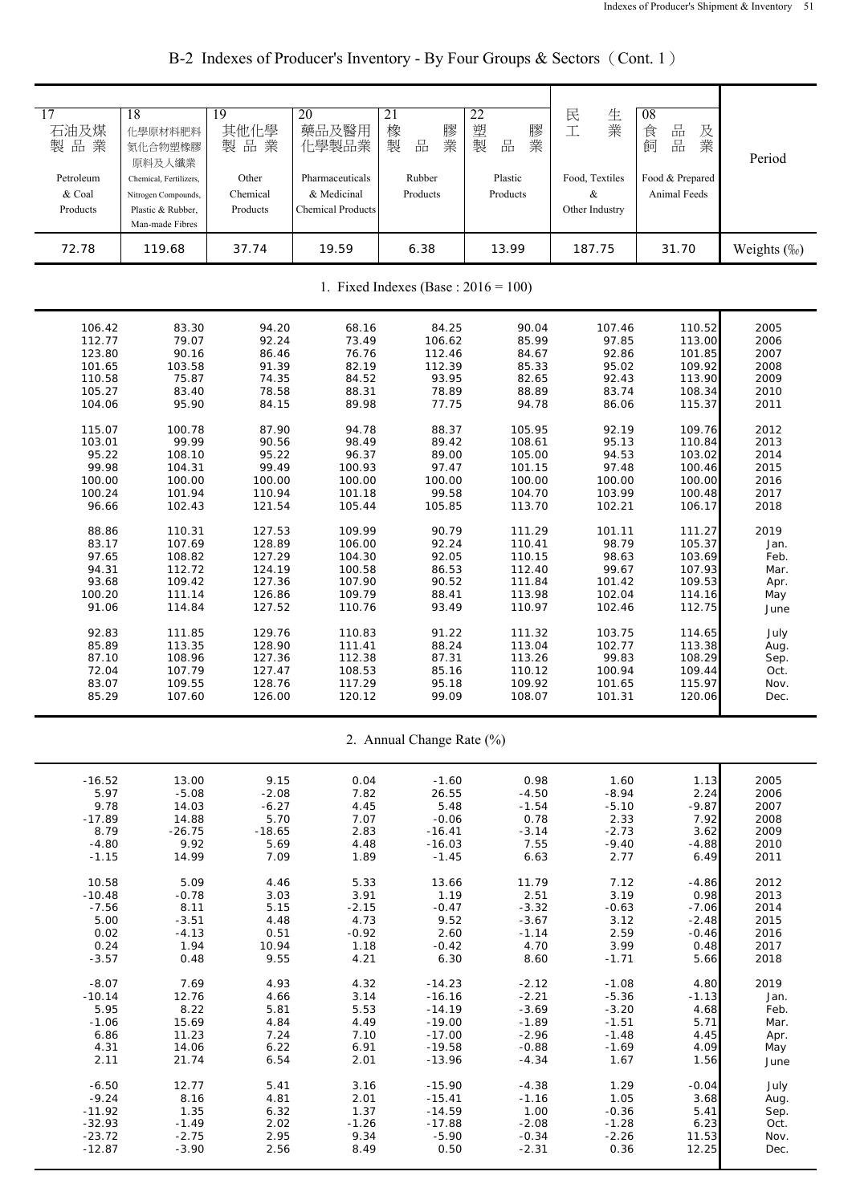## B-2 Indexes of Producer's Inventory - By Four Groups & Sectors（Cont. 1）

| 17 石油及煤製品業 Petroleum & Coal Products | 18 化學原材料肥料氮化合物塑橡膠原料及人纖業 Chemical, Fertilizers, Nitrogen Compounds, Plastic & Rubber, Man-made Fibres | 19 其他化學製品業 Other Chemical Products | 20 藥品及醫用化學製品業 Pharmaceuticals & Medicinal Chemical Products | 21 橡膠製品業 Rubber Products | 22 塑膠製品業 Plastic Products | 民生工業 Food, Textiles & Other Industry | 08 食品及飼品業 Food & Prepared Animal Feeds | Period |
|---|---|---|---|---|---|---|---|---|
| 72.78 | 119.68 | 37.74 | 19.59 | 6.38 | 13.99 | 187.75 | 31.70 | Weights (‰) |
| **1. Fixed Indexes (Base : 2016 = 100)** | | | | | | | | |
| 106.42 | 83.30 | 94.20 | 68.16 | 84.25 | 90.04 | 107.46 | 110.52 | 2005 |
| 112.77 | 79.07 | 92.24 | 73.49 | 106.62 | 85.99 | 97.85 | 113.00 | 2006 |
| 123.80 | 90.16 | 86.46 | 76.76 | 112.46 | 84.67 | 92.86 | 101.85 | 2007 |
| 101.65 | 103.58 | 91.39 | 82.19 | 112.39 | 85.33 | 95.02 | 109.92 | 2008 |
| 110.58 | 75.87 | 74.35 | 84.52 | 93.95 | 82.65 | 92.43 | 113.90 | 2009 |
| 105.27 | 83.40 | 78.58 | 88.31 | 78.89 | 88.89 | 83.74 | 108.34 | 2010 |
| 104.06 | 95.90 | 84.15 | 89.98 | 77.75 | 94.78 | 86.06 | 115.37 | 2011 |
| 115.07 | 100.78 | 87.90 | 94.78 | 88.37 | 105.95 | 92.19 | 109.76 | 2012 |
| 103.01 | 99.99 | 90.56 | 98.49 | 89.42 | 108.61 | 95.13 | 110.84 | 2013 |
| 95.22 | 108.10 | 95.22 | 96.37 | 89.00 | 105.00 | 94.53 | 103.02 | 2014 |
| 99.98 | 104.31 | 99.49 | 100.93 | 97.47 | 101.15 | 97.48 | 100.46 | 2015 |
| 100.00 | 100.00 | 100.00 | 100.00 | 100.00 | 100.00 | 100.00 | 100.00 | 2016 |
| 100.24 | 101.94 | 110.94 | 101.18 | 99.58 | 104.70 | 103.99 | 100.48 | 2017 |
| 96.66 | 102.43 | 121.54 | 105.44 | 105.85 | 113.70 | 102.21 | 106.17 | 2018 |
| 88.86 | 110.31 | 127.53 | 109.99 | 90.79 | 111.29 | 101.11 | 111.27 | 2019 |
| 83.17 | 107.69 | 128.89 | 106.00 | 92.24 | 110.41 | 98.79 | 105.37 | Jan. |
| 97.65 | 108.82 | 127.29 | 104.30 | 92.05 | 110.15 | 98.63 | 103.69 | Feb. |
| 94.31 | 112.72 | 124.19 | 100.58 | 86.53 | 112.40 | 99.67 | 107.93 | Mar. |
| 93.68 | 109.42 | 127.36 | 107.90 | 90.52 | 111.84 | 101.42 | 109.53 | Apr. |
| 100.20 | 111.14 | 126.86 | 109.79 | 88.41 | 113.98 | 102.04 | 114.16 | May |
| 91.06 | 114.84 | 127.52 | 110.76 | 93.49 | 110.97 | 102.46 | 112.75 | June |
| 92.83 | 111.85 | 129.76 | 110.83 | 91.22 | 111.32 | 103.75 | 114.65 | July |
| 85.89 | 113.35 | 128.90 | 111.41 | 88.24 | 113.04 | 102.77 | 113.38 | Aug. |
| 87.10 | 108.96 | 127.36 | 112.38 | 87.31 | 113.26 | 99.83 | 108.29 | Sep. |
| 72.04 | 107.79 | 127.47 | 108.53 | 85.16 | 110.12 | 100.94 | 109.44 | Oct. |
| 83.07 | 109.55 | 128.76 | 117.29 | 95.18 | 109.92 | 101.65 | 115.97 | Nov. |
| 85.29 | 107.60 | 126.00 | 120.12 | 99.09 | 108.07 | 101.31 | 120.06 | Dec. |
| **2. Annual Change Rate (%)** | | | | | | | | |
| -16.52 | 13.00 | 9.15 | 0.04 | -1.60 | 0.98 | 1.60 | 1.13 | 2005 |
| 5.97 | -5.08 | -2.08 | 7.82 | 26.55 | -4.50 | -8.94 | 2.24 | 2006 |
| 9.78 | 14.03 | -6.27 | 4.45 | 5.48 | -1.54 | -5.10 | -9.87 | 2007 |
| -17.89 | 14.88 | 5.70 | 7.07 | -0.06 | 0.78 | 2.33 | 7.92 | 2008 |
| 8.79 | -26.75 | -18.65 | 2.83 | -16.41 | -3.14 | -2.73 | 3.62 | 2009 |
| -4.80 | 9.92 | 5.69 | 4.48 | -16.03 | 7.55 | -9.40 | -4.88 | 2010 |
| -1.15 | 14.99 | 7.09 | 1.89 | -1.45 | 6.63 | 2.77 | 6.49 | 2011 |
| 10.58 | 5.09 | 4.46 | 5.33 | 13.66 | 11.79 | 7.12 | -4.86 | 2012 |
| -10.48 | -0.78 | 3.03 | 3.91 | 1.19 | 2.51 | 3.19 | 0.98 | 2013 |
| -7.56 | 8.11 | 5.15 | -2.15 | -0.47 | -3.32 | -0.63 | -7.06 | 2014 |
| 5.00 | -3.51 | 4.48 | 4.73 | 9.52 | -3.67 | 3.12 | -2.48 | 2015 |
| 0.02 | -4.13 | 0.51 | -0.92 | 2.60 | -1.14 | 2.59 | -0.46 | 2016 |
| 0.24 | 1.94 | 10.94 | 1.18 | -0.42 | 4.70 | 3.99 | 0.48 | 2017 |
| -3.57 | 0.48 | 9.55 | 4.21 | 6.30 | 8.60 | -1.71 | 5.66 | 2018 |
| -8.07 | 7.69 | 4.93 | 4.32 | -14.23 | -2.12 | -1.08 | 4.80 | 2019 |
| -10.14 | 12.76 | 4.66 | 3.14 | -16.16 | -2.21 | -5.36 | -1.13 | Jan. |
| 5.95 | 8.22 | 5.81 | 5.53 | -14.19 | -3.69 | -3.20 | 4.68 | Feb. |
| -1.06 | 15.69 | 4.84 | 4.49 | -19.00 | -1.89 | -1.51 | 5.71 | Mar. |
| 6.86 | 11.23 | 7.24 | 7.10 | -17.00 | -2.96 | -1.48 | 4.45 | Apr. |
| 4.31 | 14.06 | 6.22 | 6.91 | -19.58 | -0.88 | -1.69 | 4.09 | May |
| 2.11 | 21.74 | 6.54 | 2.01 | -13.96 | -4.34 | 1.67 | 1.56 | June |
| -6.50 | 12.77 | 5.41 | 3.16 | -15.90 | -4.38 | 1.29 | -0.04 | July |
| -9.24 | 8.16 | 4.81 | 2.01 | -15.41 | -1.16 | 1.05 | 3.68 | Aug. |
| -11.92 | 1.35 | 6.32 | 1.37 | -14.59 | 1.00 | -0.36 | 5.41 | Sep. |
| -32.93 | -1.49 | 2.02 | -1.26 | -17.88 | -2.08 | -1.28 | 6.23 | Oct. |
| -23.72 | -2.75 | 2.95 | 9.34 | -5.90 | -0.34 | -2.26 | 11.53 | Nov. |
| -12.87 | -3.90 | 2.56 | 8.49 | 0.50 | -2.31 | 0.36 | 12.25 | Dec. |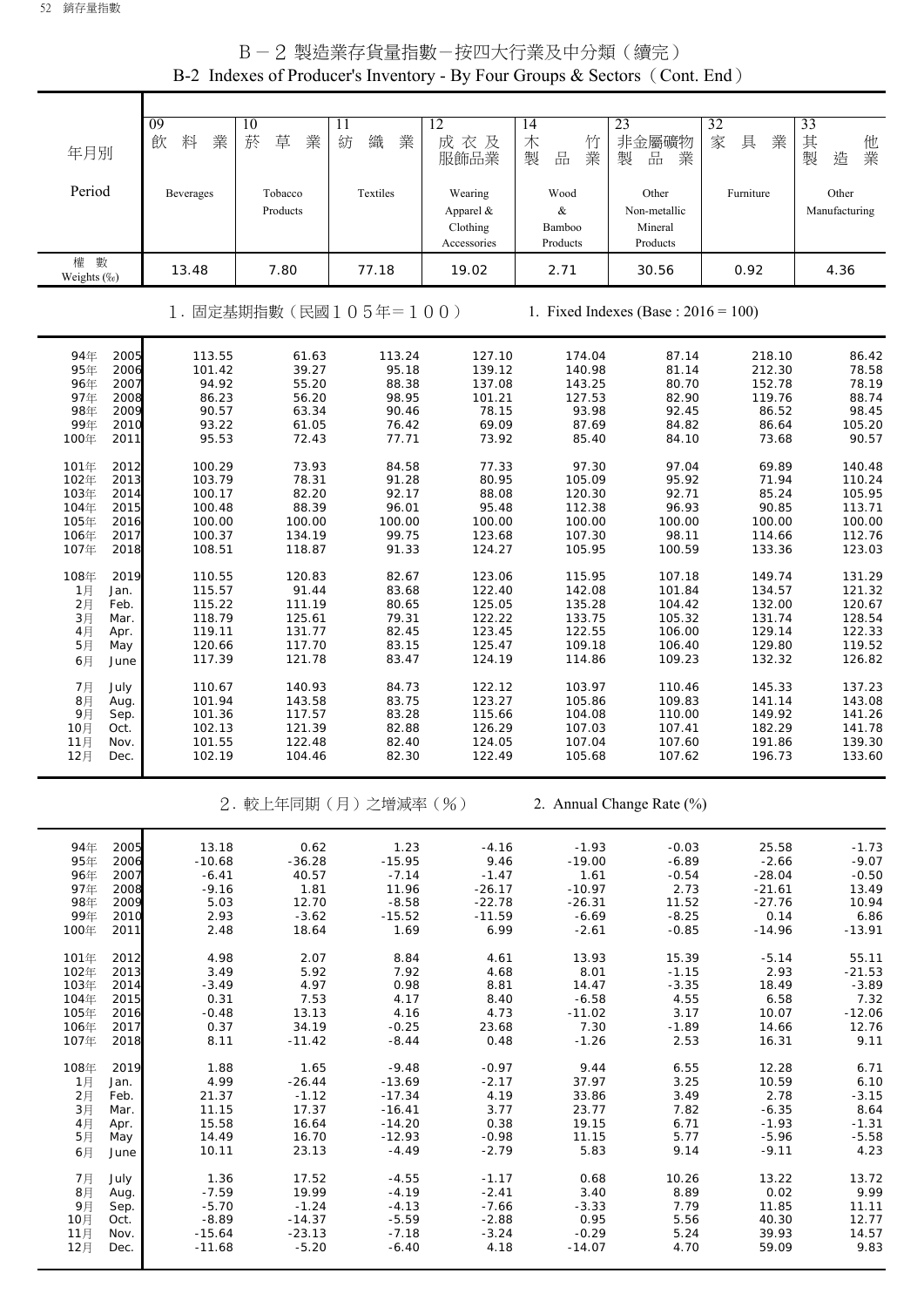# B－2 製造業存貨量指數－按四大行業及中分類（續完）

## B-2 Indexes of Producer's Inventory - By Four Groups & Sectors（Cont. End）

| 年月別 Period | 09 飲料業 Beverages | 10 菸草業 Tobacco Products | 11 紡織業 Textiles | 12 成衣及服飾品業 Wearing Apparel & Clothing Accessories | 14 木竹製品業 Wood & Bamboo Products | 23 非金屬礦物製品業 Other Non-metallic Mineral Products | 32 家具業 Furniture | 33 其他製造業 Other Manufacturing |
|---|---|---|---|---|---|---|---|---|
| 權數 Weights (‰) | 13.48 | 7.80 | 77.18 | 19.02 | 2.71 | 30.56 | 0.92 | 4.36 |
| **1. 固定基期指數（民國105年＝100） 1. Fixed Indexes (Base : 2016 = 100)** | | | | | | | | |
| 94年 2005 | 113.55 | 61.63 | 113.24 | 127.10 | 174.04 | 87.14 | 218.10 | 86.42 |
| 95年 2006 | 101.42 | 39.27 | 95.18 | 139.12 | 140.98 | 81.14 | 212.30 | 78.58 |
| 96年 2007 | 94.92 | 55.20 | 88.38 | 137.08 | 143.25 | 80.70 | 152.78 | 78.19 |
| 97年 2008 | 86.23 | 56.20 | 98.95 | 101.21 | 127.53 | 82.90 | 119.76 | 88.74 |
| 98年 2009 | 90.57 | 63.34 | 90.46 | 78.15 | 93.98 | 92.45 | 86.52 | 98.45 |
| 99年 2010 | 93.22 | 61.05 | 76.42 | 69.09 | 87.69 | 84.82 | 86.64 | 105.20 |
| 100年 2011 | 95.53 | 72.43 | 77.71 | 73.92 | 85.40 | 84.10 | 73.68 | 90.57 |
| 101年 2012 | 100.29 | 73.93 | 84.58 | 77.33 | 97.30 | 97.04 | 69.89 | 140.48 |
| 102年 2013 | 103.79 | 78.31 | 91.28 | 80.95 | 105.09 | 95.92 | 71.94 | 110.24 |
| 103年 2014 | 100.17 | 82.20 | 92.17 | 88.08 | 120.30 | 92.71 | 85.24 | 105.95 |
| 104年 2015 | 100.48 | 88.39 | 96.01 | 95.48 | 112.38 | 96.93 | 90.85 | 113.71 |
| 105年 2016 | 100.00 | 100.00 | 100.00 | 100.00 | 100.00 | 100.00 | 100.00 | 100.00 |
| 106年 2017 | 100.37 | 134.19 | 99.75 | 123.68 | 107.30 | 98.11 | 114.66 | 112.76 |
| 107年 2018 | 108.51 | 118.87 | 91.33 | 124.27 | 105.95 | 100.59 | 133.36 | 123.03 |
| 108年 2019 | 110.55 | 120.83 | 82.67 | 123.06 | 115.95 | 107.18 | 149.74 | 131.29 |
| 1月 Jan. | 115.57 | 91.44 | 83.68 | 122.40 | 142.08 | 101.84 | 134.57 | 121.32 |
| 2月 Feb. | 115.22 | 111.19 | 80.65 | 125.05 | 135.28 | 104.42 | 132.00 | 120.67 |
| 3月 Mar. | 118.79 | 125.61 | 79.31 | 122.22 | 133.75 | 105.32 | 131.74 | 128.54 |
| 4月 Apr. | 119.11 | 131.77 | 82.45 | 123.45 | 122.55 | 106.00 | 129.14 | 122.33 |
| 5月 May | 120.66 | 117.70 | 83.15 | 125.47 | 109.18 | 106.40 | 129.80 | 119.52 |
| 6月 June | 117.39 | 121.78 | 83.47 | 124.19 | 114.86 | 109.23 | 132.32 | 126.82 |
| 7月 July | 110.67 | 140.93 | 84.73 | 122.12 | 103.97 | 110.46 | 145.33 | 137.23 |
| 8月 Aug. | 101.94 | 143.58 | 83.75 | 123.27 | 105.86 | 109.83 | 141.14 | 143.08 |
| 9月 Sep. | 101.36 | 117.57 | 83.28 | 115.66 | 104.08 | 110.00 | 149.92 | 141.26 |
| 10月 Oct. | 102.13 | 121.39 | 82.88 | 126.29 | 107.03 | 107.41 | 182.29 | 141.78 |
| 11月 Nov. | 101.55 | 122.48 | 82.40 | 124.05 | 107.04 | 107.60 | 191.86 | 139.30 |
| 12月 Dec. | 102.19 | 104.46 | 82.30 | 122.49 | 105.68 | 107.62 | 196.73 | 133.60 |
| **2. 較上年同期（月）之增減率（%） 2. Annual Change Rate (%)** | | | | | | | | |
| 94年 2005 | 13.18 | 0.62 | 1.23 | -4.16 | -1.93 | -0.03 | 25.58 | -1.73 |
| 95年 2006 | -10.68 | -36.28 | -15.95 | 9.46 | -19.00 | -6.89 | -2.66 | -9.07 |
| 96年 2007 | -6.41 | 40.57 | -7.14 | -1.47 | 1.61 | -0.54 | -28.04 | -0.50 |
| 97年 2008 | -9.16 | 1.81 | 11.96 | -26.17 | -10.97 | 2.73 | -21.61 | 13.49 |
| 98年 2009 | 5.03 | 12.70 | -8.58 | -22.78 | -26.31 | 11.52 | -27.76 | 10.94 |
| 99年 2010 | 2.93 | -3.62 | -15.52 | -11.59 | -6.69 | -8.25 | 0.14 | 6.86 |
| 100年 2011 | 2.48 | 18.64 | 1.69 | 6.99 | -2.61 | -0.85 | -14.96 | -13.91 |
| 101年 2012 | 4.98 | 2.07 | 8.84 | 4.61 | 13.93 | 15.39 | -5.14 | 55.11 |
| 102年 2013 | 3.49 | 5.92 | 7.92 | 4.68 | 8.01 | -1.15 | 2.93 | -21.53 |
| 103年 2014 | -3.49 | 4.97 | 0.98 | 8.81 | 14.47 | -3.35 | 18.49 | -3.89 |
| 104年 2015 | 0.31 | 7.53 | 4.17 | 8.40 | -6.58 | 4.55 | 6.58 | 7.32 |
| 105年 2016 | -0.48 | 13.13 | 4.16 | 4.73 | -11.02 | 3.17 | 10.07 | -12.06 |
| 106年 2017 | 0.37 | 34.19 | -0.25 | 23.68 | 7.30 | -1.89 | 14.66 | 12.76 |
| 107年 2018 | 8.11 | -11.42 | -8.44 | 0.48 | -1.26 | 2.53 | 16.31 | 9.11 |
| 108年 2019 | 1.88 | 1.65 | -9.48 | -0.97 | 9.44 | 6.55 | 12.28 | 6.71 |
| 1月 Jan. | 4.99 | -26.44 | -13.69 | -2.17 | 37.97 | 3.25 | 10.59 | 6.10 |
| 2月 Feb. | 21.37 | -1.12 | -17.34 | 4.19 | 33.86 | 3.49 | 2.78 | -3.15 |
| 3月 Mar. | 11.15 | 17.37 | -16.41 | 3.77 | 23.77 | 7.82 | -6.35 | 8.64 |
| 4月 Apr. | 15.58 | 16.64 | -14.20 | 0.38 | 19.15 | 6.71 | -1.93 | -1.31 |
| 5月 May | 14.49 | 16.70 | -12.93 | -0.98 | 11.15 | 5.77 | -5.96 | -5.58 |
| 6月 June | 10.11 | 23.13 | -4.49 | -2.79 | 5.83 | 9.14 | -9.11 | 4.23 |
| 7月 July | 1.36 | 17.52 | -4.55 | -1.17 | 0.68 | 10.26 | 13.22 | 13.72 |
| 8月 Aug. | -7.59 | 19.99 | -4.19 | -2.41 | 3.40 | 8.89 | 0.02 | 9.99 |
| 9月 Sep. | -5.70 | -1.24 | -4.13 | -7.66 | -3.33 | 7.79 | 11.85 | 11.11 |
| 10月 Oct. | -8.89 | -14.37 | -5.59 | -2.88 | 0.95 | 5.56 | 40.30 | 12.77 |
| 11月 Nov. | -15.64 | -23.13 | -7.18 | -3.24 | -0.29 | 5.24 | 39.93 | 14.57 |
| 12月 Dec. | -11.68 | -5.20 | -6.40 | 4.18 | -14.07 | 4.70 | 59.09 | 9.83 |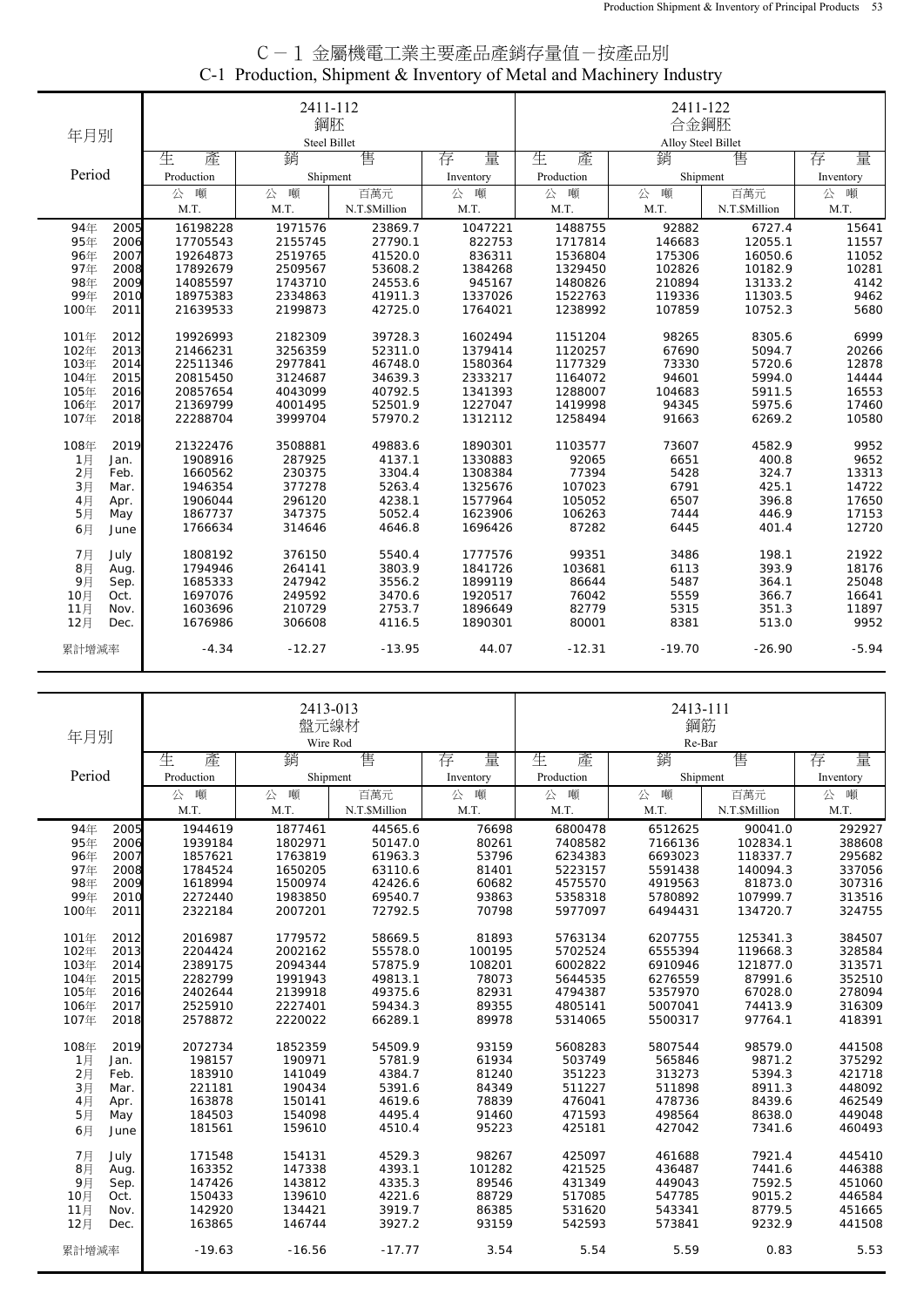# C－1 金屬機電工業主要產品產銷存量值－按產品別
## C-1 Production, Shipment & Inventory of Metal and Machinery Industry

| 年月別 Period | 2411-112 鋼胚 Steel Billet 生產 Production 公噸 M.T. | 銷售 Shipment 公噸 M.T. | 銷售 Shipment 百萬元 N.T.$Million | 存量 Inventory 公噸 M.T. | 2411-122 合金鋼胚 Alloy Steel Billet 生產 Production 公噸 M.T. | 銷售 Shipment 公噸 M.T. | 銷售 Shipment 百萬元 N.T.$Million | 存量 Inventory 公噸 M.T. |
|---|---|---|---|---|---|---|---|---|
| 94年 2005 | 16198228 | 1971576 | 23869.7 | 1047221 | 1488755 | 92882 | 6727.4 | 15641 |
| 95年 2006 | 17705543 | 2155745 | 27790.1 | 822753 | 1717814 | 146683 | 12055.1 | 11557 |
| 96年 2007 | 19264873 | 2519765 | 41520.0 | 836311 | 1536804 | 175306 | 16050.6 | 11052 |
| 97年 2008 | 17892679 | 2509567 | 53608.2 | 1384268 | 1329450 | 102826 | 10182.9 | 10281 |
| 98年 2009 | 14085597 | 1743710 | 24553.6 | 945167 | 1480826 | 210894 | 13133.2 | 4142 |
| 99年 2010 | 18975383 | 2334863 | 41911.3 | 1337026 | 1522763 | 119336 | 11303.5 | 9462 |
| 100年 2011 | 21639533 | 2199873 | 42725.0 | 1764021 | 1238992 | 107859 | 10752.3 | 5680 |
| 101年 2012 | 19926993 | 2182309 | 39728.3 | 1602494 | 1151204 | 98265 | 8305.6 | 6999 |
| 102年 2013 | 21466231 | 3256359 | 52311.0 | 1379414 | 1120257 | 67690 | 5094.7 | 20266 |
| 103年 2014 | 22511346 | 2977841 | 46748.0 | 1580364 | 1177329 | 73330 | 5720.6 | 12878 |
| 104年 2015 | 20815450 | 3124687 | 34639.3 | 2333217 | 1164072 | 94601 | 5994.0 | 14444 |
| 105年 2016 | 20857654 | 4043099 | 40792.5 | 1341393 | 1288007 | 104683 | 5911.5 | 16553 |
| 106年 2017 | 21369799 | 4001495 | 52501.9 | 1227047 | 1419998 | 94345 | 5975.6 | 17460 |
| 107年 2018 | 22288704 | 3999704 | 57970.2 | 1312112 | 1258494 | 91663 | 6269.2 | 10580 |
| 108年 2019 | 21322476 | 3508881 | 49883.6 | 1890301 | 1103577 | 73607 | 4582.9 | 9952 |
| 1月 Jan. | 1908916 | 287925 | 4137.1 | 1330883 | 92065 | 6651 | 400.8 | 9652 |
| 2月 Feb. | 1660562 | 230375 | 3304.4 | 1308384 | 77394 | 5428 | 324.7 | 13313 |
| 3月 Mar. | 1946354 | 377278 | 5263.4 | 1325676 | 107023 | 6791 | 425.1 | 14722 |
| 4月 Apr. | 1906044 | 296120 | 4238.1 | 1577964 | 105052 | 6507 | 396.8 | 17650 |
| 5月 May | 1867737 | 347375 | 5052.4 | 1623906 | 106263 | 7444 | 446.9 | 17153 |
| 6月 June | 1766634 | 314646 | 4646.8 | 1696426 | 87282 | 6445 | 401.4 | 12720 |
| 7月 July | 1808192 | 376150 | 5540.4 | 1777576 | 99351 | 3486 | 198.1 | 21922 |
| 8月 Aug. | 1794946 | 264141 | 3803.9 | 1841726 | 103681 | 6113 | 393.9 | 18176 |
| 9月 Sep. | 1685333 | 247942 | 3556.2 | 1899119 | 86644 | 5487 | 364.1 | 25048 |
| 10月 Oct. | 1697076 | 249592 | 3470.6 | 1920517 | 76042 | 5559 | 366.7 | 16641 |
| 11月 Nov. | 1603696 | 210729 | 2753.7 | 1896649 | 82779 | 5315 | 351.3 | 11897 |
| 12月 Dec. | 1676986 | 306608 | 4116.5 | 1890301 | 80001 | 8381 | 513.0 | 9952 |
| 累計增減率 | -4.34 | -12.27 | -13.95 | 44.07 | -12.31 | -19.70 | -26.90 | -5.94 |

| 年月別 Period | 2413-013 盤元線材 Wire Rod 生產 Production 公噸 M.T. | 銷售 Shipment 公噸 M.T. | 銷售 Shipment 百萬元 N.T.$Million | 存量 Inventory 公噸 M.T. | 2413-111 鋼筋 Re-Bar 生產 Production 公噸 M.T. | 銷售 Shipment 公噸 M.T. | 銷售 Shipment 百萬元 N.T.$Million | 存量 Inventory 公噸 M.T. |
|---|---|---|---|---|---|---|---|---|
| 94年 2005 | 1944619 | 1877461 | 44565.6 | 76698 | 6800478 | 6512625 | 90041.0 | 292927 |
| 95年 2006 | 1939184 | 1802971 | 50147.0 | 80261 | 7408582 | 7166136 | 102834.1 | 388608 |
| 96年 2007 | 1857621 | 1763819 | 61963.3 | 53796 | 6234383 | 6693023 | 118337.7 | 295682 |
| 97年 2008 | 1784524 | 1650205 | 63110.6 | 81401 | 5223157 | 5591438 | 140094.3 | 337056 |
| 98年 2009 | 1618994 | 1500974 | 42426.6 | 60682 | 4575570 | 4919563 | 81873.0 | 307316 |
| 99年 2010 | 2272440 | 1983850 | 69540.7 | 93863 | 5358318 | 5780892 | 107999.7 | 313516 |
| 100年 2011 | 2322184 | 2007201 | 72792.5 | 70798 | 5977097 | 6494431 | 134720.7 | 324755 |
| 101年 2012 | 2016987 | 1779572 | 58669.5 | 81893 | 5763134 | 6207755 | 125341.3 | 384507 |
| 102年 2013 | 2204424 | 2002162 | 55578.0 | 100195 | 5702524 | 6555394 | 119668.3 | 328584 |
| 103年 2014 | 2389175 | 2094344 | 57875.9 | 108201 | 6002822 | 6910946 | 121877.0 | 313571 |
| 104年 2015 | 2282799 | 1991943 | 49813.1 | 78073 | 5644535 | 6276559 | 87991.6 | 352510 |
| 105年 2016 | 2402644 | 2139918 | 49375.6 | 82931 | 4794387 | 5357970 | 67028.0 | 278094 |
| 106年 2017 | 2525910 | 2227401 | 59434.3 | 89355 | 4805141 | 5007041 | 74413.9 | 316309 |
| 107年 2018 | 2578872 | 2220022 | 66289.1 | 89978 | 5314065 | 5500317 | 97764.1 | 418391 |
| 108年 2019 | 2072734 | 1852359 | 54509.9 | 93159 | 5608283 | 5807544 | 98579.0 | 441508 |
| 1月 Jan. | 198157 | 190971 | 5781.9 | 61934 | 503749 | 565846 | 9871.2 | 375292 |
| 2月 Feb. | 183910 | 141049 | 4384.7 | 81240 | 351223 | 313273 | 5394.3 | 421718 |
| 3月 Mar. | 221181 | 190434 | 5391.6 | 84349 | 511227 | 511898 | 8911.3 | 448092 |
| 4月 Apr. | 163878 | 150141 | 4619.6 | 78839 | 476041 | 478736 | 8439.6 | 462549 |
| 5月 May | 184503 | 154098 | 4495.4 | 91460 | 471593 | 498564 | 8638.0 | 449048 |
| 6月 June | 181561 | 159610 | 4510.4 | 95223 | 425181 | 427042 | 7341.6 | 460493 |
| 7月 July | 171548 | 154131 | 4529.3 | 98267 | 425097 | 461688 | 7921.4 | 445410 |
| 8月 Aug. | 163352 | 147338 | 4393.1 | 101282 | 421525 | 436487 | 7441.6 | 446388 |
| 9月 Sep. | 147426 | 143812 | 4335.3 | 89546 | 431349 | 449043 | 7592.5 | 451060 |
| 10月 Oct. | 150433 | 139610 | 4221.6 | 88729 | 517085 | 547785 | 9015.2 | 446584 |
| 11月 Nov. | 142920 | 134421 | 3919.7 | 86385 | 531620 | 543341 | 8779.5 | 451665 |
| 12月 Dec. | 163865 | 146744 | 3927.2 | 93159 | 542593 | 573841 | 9232.9 | 441508 |
| 累計增減率 | -19.63 | -16.56 | -17.77 | 3.54 | 5.54 | 5.59 | 0.83 | 5.53 |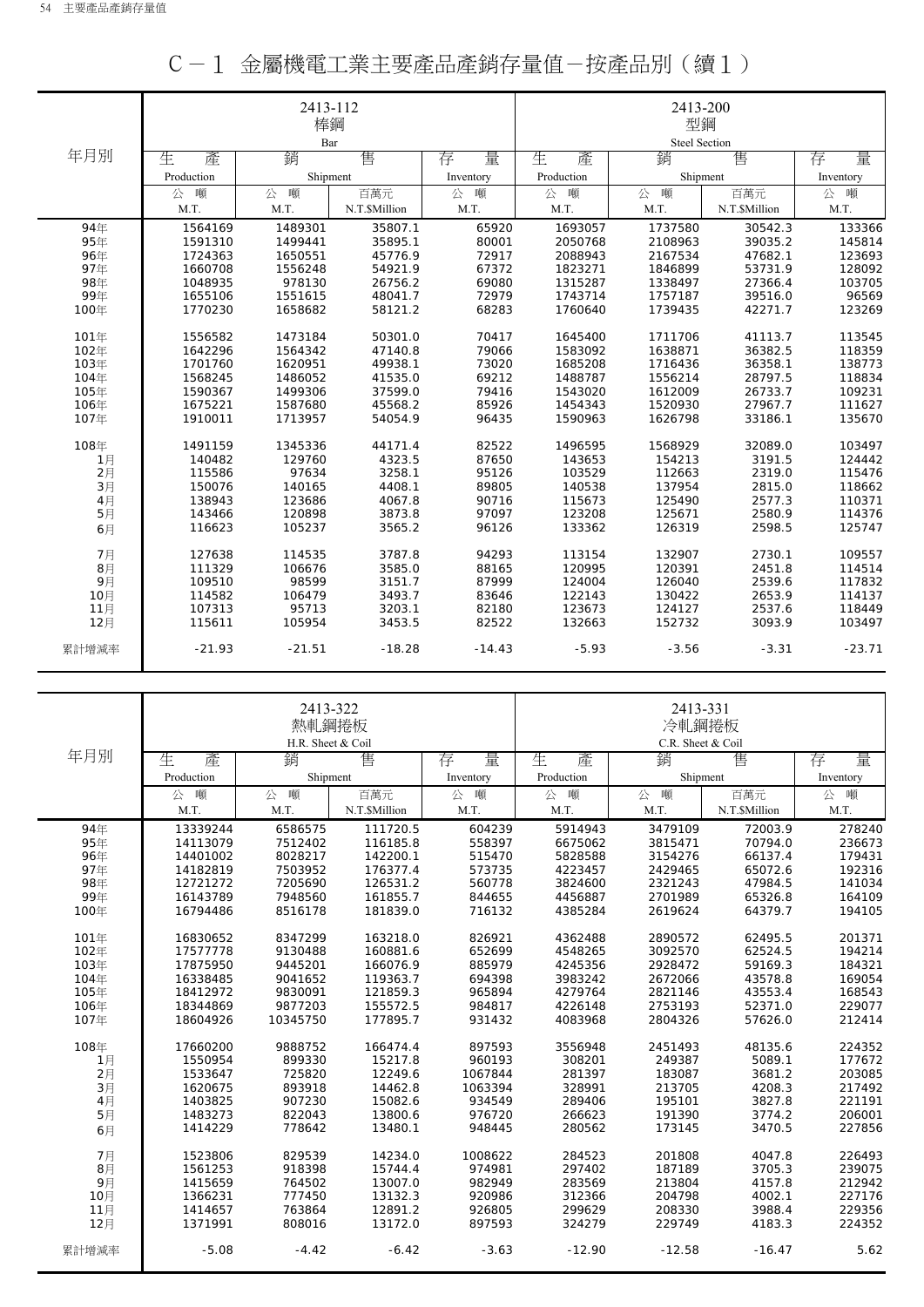# C－1 金屬機電工業主要產品產銷存量值－按產品別（續1）

| 年月別 | 2413-112 棒鋼 Bar | | | | 2413-200 型鋼 Steel Section | | | |
|---|---|---|---|---|---|---|---|---|
| | 生產 Production | 銷售 Shipment | | 存量 Inventory | 生產 Production | 銷售 Shipment | | 存量 Inventory |
| | 公噸 M.T. | 公噸 M.T. | 百萬元 N.T.$Million | 公噸 M.T. | 公噸 M.T. | 公噸 M.T. | 百萬元 N.T.$Million | 公噸 M.T. |
| 94年 | 1564169 | 1489301 | 35807.1 | 65920 | 1693057 | 1737580 | 30542.3 | 133366 |
| 95年 | 1591310 | 1499441 | 35895.1 | 80001 | 2050768 | 2108963 | 39035.2 | 145814 |
| 96年 | 1724363 | 1650551 | 45776.9 | 72917 | 2088943 | 2167534 | 47682.1 | 123693 |
| 97年 | 1660708 | 1556248 | 54921.9 | 67372 | 1823271 | 1846899 | 53731.9 | 128092 |
| 98年 | 1048935 | 978130 | 26756.2 | 69080 | 1315287 | 1338497 | 27366.4 | 103705 |
| 99年 | 1655106 | 1551615 | 48041.7 | 72979 | 1743714 | 1757187 | 39516.0 | 96569 |
| 100年 | 1770230 | 1658682 | 58121.2 | 68283 | 1760640 | 1739435 | 42271.7 | 123269 |
| 101年 | 1556582 | 1473184 | 50301.0 | 70417 | 1645400 | 1711706 | 41113.7 | 113545 |
| 102年 | 1642296 | 1564342 | 47140.8 | 79066 | 1583092 | 1638871 | 36382.5 | 118359 |
| 103年 | 1701760 | 1620951 | 49938.1 | 73020 | 1685208 | 1716436 | 36358.1 | 138773 |
| 104年 | 1568245 | 1486052 | 41535.0 | 69212 | 1488787 | 1556214 | 28797.5 | 118834 |
| 105年 | 1590367 | 1499306 | 37599.0 | 79416 | 1543020 | 1612009 | 26733.7 | 109231 |
| 106年 | 1675221 | 1587680 | 45568.2 | 85926 | 1454343 | 1520930 | 27967.7 | 111627 |
| 107年 | 1910011 | 1713957 | 54054.9 | 96435 | 1590963 | 1626798 | 33186.1 | 135670 |
| 108年 | 1491159 | 1345336 | 44171.4 | 82522 | 1496595 | 1568929 | 32089.0 | 103497 |
| 1月 | 140482 | 129760 | 4323.5 | 87650 | 143653 | 154213 | 3191.5 | 124442 |
| 2月 | 115586 | 97634 | 3258.1 | 95126 | 103529 | 112663 | 2319.0 | 115476 |
| 3月 | 150076 | 140165 | 4408.1 | 89805 | 140538 | 137954 | 2815.0 | 118662 |
| 4月 | 138943 | 123686 | 4067.8 | 90716 | 115673 | 125490 | 2577.3 | 110371 |
| 5月 | 143466 | 120898 | 3873.8 | 97097 | 123208 | 125671 | 2580.9 | 114376 |
| 6月 | 116623 | 105237 | 3565.2 | 96126 | 133362 | 126319 | 2598.5 | 125747 |
| 7月 | 127638 | 114535 | 3787.8 | 94293 | 113154 | 132907 | 2730.1 | 109557 |
| 8月 | 111329 | 106676 | 3585.0 | 88165 | 120995 | 120391 | 2451.8 | 114514 |
| 9月 | 109510 | 98599 | 3151.7 | 87999 | 124004 | 126040 | 2539.6 | 117832 |
| 10月 | 114582 | 106479 | 3493.7 | 83646 | 122143 | 130422 | 2653.9 | 114137 |
| 11月 | 107313 | 95713 | 3203.1 | 82180 | 123673 | 124127 | 2537.6 | 118449 |
| 12月 | 115611 | 105954 | 3453.5 | 82522 | 132663 | 152732 | 3093.9 | 103497 |
| 累計增減率 | -21.93 | -21.51 | -18.28 | -14.43 | -5.93 | -3.56 | -3.31 | -23.71 |

| 年月別 | 2413-322 熱軋鋼捲板 H.R. Sheet & Coil | | | | 2413-331 冷軋鋼捲板 C.R. Sheet & Coil | | | |
|---|---|---|---|---|---|---|---|---|
| | 生產 Production | 銷售 Shipment | | 存量 Inventory | 生產 Production | 銷售 Shipment | | 存量 Inventory |
| | 公噸 M.T. | 公噸 M.T. | 百萬元 N.T.$Million | 公噸 M.T. | 公噸 M.T. | 公噸 M.T. | 百萬元 N.T.$Million | 公噸 M.T. |
| 94年 | 13339244 | 6586575 | 111720.5 | 604239 | 5914943 | 3479109 | 72003.9 | 278240 |
| 95年 | 14113079 | 7512402 | 116185.8 | 558397 | 6675062 | 3815471 | 70794.0 | 236673 |
| 96年 | 14401002 | 8028217 | 142200.1 | 515470 | 5828588 | 3154276 | 66137.4 | 179431 |
| 97年 | 14182819 | 7503952 | 176377.4 | 573735 | 4223457 | 2429465 | 65072.6 | 192316 |
| 98年 | 12721272 | 7205690 | 126531.2 | 560778 | 3824600 | 2321243 | 47984.5 | 141034 |
| 99年 | 16143789 | 7948560 | 161855.7 | 844655 | 4456887 | 2701989 | 65326.8 | 164109 |
| 100年 | 16794486 | 8516178 | 181839.0 | 716132 | 4385284 | 2619624 | 64379.7 | 194105 |
| 101年 | 16830652 | 8347299 | 163218.0 | 826921 | 4362488 | 2890572 | 62495.5 | 201371 |
| 102年 | 17577778 | 9130488 | 160881.6 | 652699 | 4548265 | 3092570 | 62524.5 | 194214 |
| 103年 | 17875950 | 9445201 | 166076.9 | 885979 | 4245356 | 2928472 | 59169.3 | 184321 |
| 104年 | 16338485 | 9041652 | 119363.7 | 694398 | 3983242 | 2672066 | 43578.8 | 169054 |
| 105年 | 18412972 | 9830091 | 121859.3 | 965894 | 4279764 | 2821146 | 43553.4 | 168543 |
| 106年 | 18344869 | 9877203 | 155572.5 | 984817 | 4226148 | 2753193 | 52371.0 | 229077 |
| 107年 | 18604926 | 10345750 | 177895.7 | 931432 | 4083968 | 2804326 | 57626.0 | 212414 |
| 108年 | 17660200 | 9888752 | 166474.4 | 897593 | 3556948 | 2451493 | 48135.6 | 224352 |
| 1月 | 1550954 | 899330 | 15217.8 | 960193 | 308201 | 249387 | 5089.1 | 177672 |
| 2月 | 1533647 | 725820 | 12249.6 | 1067844 | 281397 | 183087 | 3681.2 | 203085 |
| 3月 | 1620675 | 893918 | 14462.8 | 1063394 | 328991 | 213705 | 4208.3 | 217492 |
| 4月 | 1403825 | 907230 | 15082.6 | 934549 | 289406 | 195101 | 3827.8 | 221191 |
| 5月 | 1483273 | 822043 | 13800.6 | 976720 | 266623 | 191390 | 3774.2 | 206001 |
| 6月 | 1414229 | 778642 | 13480.1 | 948445 | 280562 | 173145 | 3470.5 | 227856 |
| 7月 | 1523806 | 829539 | 14234.0 | 1008622 | 284523 | 201808 | 4047.8 | 226493 |
| 8月 | 1561253 | 918398 | 15744.4 | 974981 | 297402 | 187189 | 3705.3 | 239075 |
| 9月 | 1415659 | 764502 | 13007.0 | 982949 | 283569 | 213804 | 4157.8 | 212942 |
| 10月 | 1366231 | 777450 | 13132.3 | 920986 | 312366 | 204798 | 4002.1 | 227176 |
| 11月 | 1414657 | 763864 | 12891.2 | 926805 | 299629 | 208330 | 3988.4 | 229356 |
| 12月 | 1371991 | 808016 | 13172.0 | 897593 | 324279 | 229749 | 4183.3 | 224352 |
| 累計增減率 | -5.08 | -4.42 | -6.42 | -3.63 | -12.90 | -12.58 | -16.47 | 5.62 |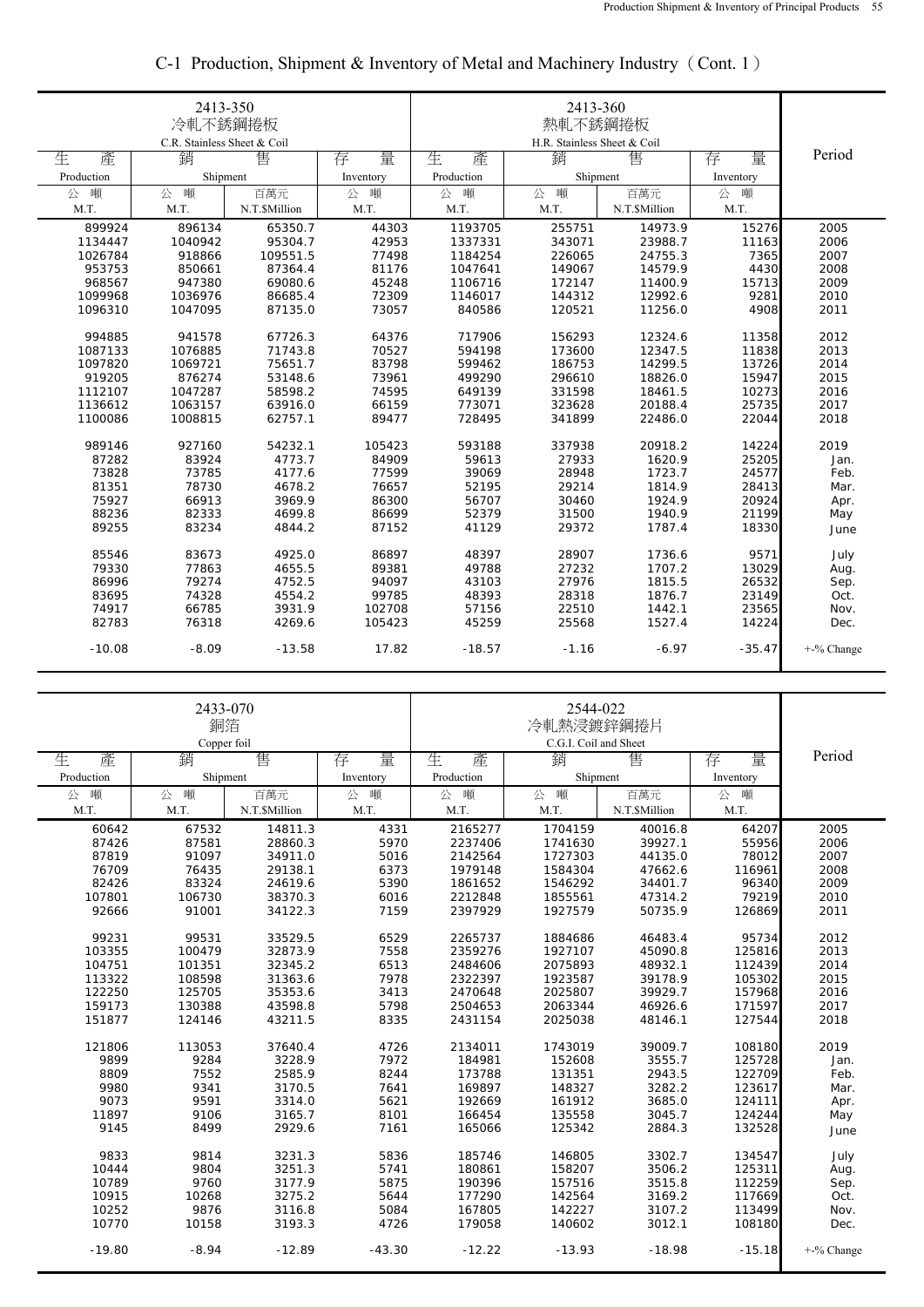# C-1 Production, Shipment & Inventory of Metal and Machinery Industry（Cont. 1）

| 2413-350 冷軋不銹鋼捲板 C.R. Stainless Sheet & Coil | | | | 2413-360 熱軋不銹鋼捲板 H.R. Stainless Sheet & Coil | | | | Period |
|---|---|---|---|---|---|---|---|---|
| 生產 Production | 銷售 Shipment | | 存量 Inventory | 生產 Production | 銷售 Shipment | | 存量 Inventory | |
| 公噸 M.T. | 公噸 M.T. | 百萬元 N.T.$Million | 公噸 M.T. | 公噸 M.T. | 公噸 M.T. | 百萬元 N.T.$Million | 公噸 M.T. | |
| 899924 | 896134 | 65350.7 | 44303 | 1193705 | 255751 | 14973.9 | 15276 | 2005 |
| 1134447 | 1040942 | 95304.7 | 42953 | 1337331 | 343071 | 23988.7 | 11163 | 2006 |
| 1026784 | 918866 | 109551.5 | 77498 | 1184254 | 226065 | 24755.3 | 7365 | 2007 |
| 953753 | 850661 | 87364.4 | 81176 | 1047641 | 149067 | 14579.9 | 4430 | 2008 |
| 968567 | 947380 | 69080.6 | 45248 | 1106716 | 172147 | 11400.9 | 15713 | 2009 |
| 1099968 | 1036976 | 86685.4 | 72309 | 1146017 | 144312 | 12992.6 | 9281 | 2010 |
| 1096310 | 1047095 | 87135.0 | 73057 | 840586 | 120521 | 11256.0 | 4908 | 2011 |
| 994885 | 941578 | 67726.3 | 64376 | 717906 | 156293 | 12324.6 | 11358 | 2012 |
| 1087133 | 1076885 | 71743.8 | 70527 | 594198 | 173600 | 12347.5 | 11838 | 2013 |
| 1097820 | 1069721 | 75651.7 | 83798 | 599462 | 186753 | 14299.5 | 13726 | 2014 |
| 919205 | 876274 | 53148.6 | 73961 | 499290 | 296610 | 18826.0 | 15947 | 2015 |
| 1112107 | 1047287 | 58598.2 | 74595 | 649139 | 331598 | 18461.5 | 10273 | 2016 |
| 1136612 | 1063157 | 63916.0 | 66159 | 773071 | 323628 | 20188.4 | 25735 | 2017 |
| 1100086 | 1008815 | 62757.1 | 89477 | 728495 | 341899 | 22486.0 | 22044 | 2018 |
| 989146 | 927160 | 54232.1 | 105423 | 593188 | 337938 | 20918.2 | 14224 | 2019 |
| 87282 | 83924 | 4773.7 | 84909 | 59613 | 27933 | 1620.9 | 25205 | Jan. |
| 73828 | 73785 | 4177.6 | 77599 | 39069 | 28948 | 1723.7 | 24577 | Feb. |
| 81351 | 78730 | 4678.2 | 76657 | 52195 | 29214 | 1814.9 | 28413 | Mar. |
| 75927 | 66913 | 3969.9 | 86300 | 56707 | 30460 | 1924.9 | 20924 | Apr. |
| 88236 | 82333 | 4699.8 | 86699 | 52379 | 31500 | 1940.9 | 21199 | May |
| 89255 | 83234 | 4844.2 | 87152 | 41129 | 29372 | 1787.4 | 18330 | June |
| 85546 | 83673 | 4925.0 | 86897 | 48397 | 28907 | 1736.6 | 9571 | July |
| 79330 | 77863 | 4655.5 | 89381 | 49788 | 27232 | 1707.2 | 13029 | Aug. |
| 86996 | 79274 | 4752.5 | 94097 | 43103 | 27976 | 1815.5 | 26532 | Sep. |
| 83695 | 74328 | 4554.2 | 99785 | 48393 | 28318 | 1876.7 | 23149 | Oct. |
| 74917 | 66785 | 3931.9 | 102708 | 57156 | 22510 | 1442.1 | 23565 | Nov. |
| 82783 | 76318 | 4269.6 | 105423 | 45259 | 25568 | 1527.4 | 14224 | Dec. |
| -10.08 | -8.09 | -13.58 | 17.82 | -18.57 | -1.16 | -6.97 | -35.47 | +-% Change |

| 2433-070 銅箔 Copper foil | | | | 2544-022 冷軋熱浸鍍鋅鋼捲片 C.G.I. Coil and Sheet | | | | Period |
|---|---|---|---|---|---|---|---|---|
| 生產 Production | 銷售 Shipment | | 存量 Inventory | 生產 Production | 銷售 Shipment | | 存量 Inventory | |
| 公噸 M.T. | 公噸 M.T. | 百萬元 N.T.$Million | 公噸 M.T. | 公噸 M.T. | 公噸 M.T. | 百萬元 N.T.$Million | 公噸 M.T. | |
| 60642 | 67532 | 14811.3 | 4331 | 2165277 | 1704159 | 40016.8 | 64207 | 2005 |
| 87426 | 87581 | 28860.3 | 5970 | 2237406 | 1741630 | 39927.1 | 55956 | 2006 |
| 87819 | 91097 | 34911.0 | 5016 | 2142564 | 1727303 | 44135.0 | 78012 | 2007 |
| 76709 | 76435 | 29138.1 | 6373 | 1979148 | 1584304 | 47662.6 | 116961 | 2008 |
| 82426 | 83324 | 24619.6 | 5390 | 1861652 | 1546292 | 34401.7 | 96340 | 2009 |
| 107801 | 106730 | 38370.3 | 6016 | 2212848 | 1855561 | 47314.2 | 79219 | 2010 |
| 92666 | 91001 | 34122.3 | 7159 | 2397929 | 1927579 | 50735.9 | 126869 | 2011 |
| 99231 | 99531 | 33529.5 | 6529 | 2265737 | 1884686 | 46483.4 | 95734 | 2012 |
| 103355 | 100479 | 32873.9 | 7558 | 2359276 | 1927107 | 45090.8 | 125816 | 2013 |
| 104751 | 101351 | 32345.2 | 6513 | 2484606 | 2075893 | 48932.1 | 112439 | 2014 |
| 113322 | 108598 | 31363.6 | 7978 | 2322397 | 1923587 | 39178.9 | 105302 | 2015 |
| 122250 | 125705 | 35353.6 | 3413 | 2470648 | 2025807 | 39929.7 | 157968 | 2016 |
| 159173 | 130388 | 43598.8 | 5798 | 2504653 | 2063344 | 46926.6 | 171597 | 2017 |
| 151877 | 124146 | 43211.5 | 8335 | 2431154 | 2025038 | 48146.1 | 127544 | 2018 |
| 121806 | 113053 | 37640.4 | 4726 | 2134011 | 1743019 | 39009.7 | 108180 | 2019 |
| 9899 | 9284 | 3228.9 | 7972 | 184981 | 152608 | 3555.7 | 125728 | Jan. |
| 8809 | 7552 | 2585.9 | 8244 | 173788 | 131351 | 2943.5 | 122709 | Feb. |
| 9980 | 9341 | 3170.5 | 7641 | 169897 | 148327 | 3282.2 | 123617 | Mar. |
| 9073 | 9591 | 3314.0 | 5621 | 192669 | 161912 | 3685.0 | 124111 | Apr. |
| 11897 | 9106 | 3165.7 | 8101 | 166454 | 135558 | 3045.7 | 124244 | May |
| 9145 | 8499 | 2929.6 | 7161 | 165066 | 125342 | 2884.3 | 132528 | June |
| 9833 | 9814 | 3231.3 | 5836 | 185746 | 146805 | 3302.7 | 134547 | July |
| 10444 | 9804 | 3251.3 | 5741 | 180861 | 158207 | 3506.2 | 125311 | Aug. |
| 10789 | 9760 | 3177.9 | 5875 | 190396 | 157516 | 3515.8 | 112259 | Sep. |
| 10915 | 10268 | 3275.2 | 5644 | 177290 | 142564 | 3169.2 | 117669 | Oct. |
| 10252 | 9876 | 3116.8 | 5084 | 167805 | 142227 | 3107.2 | 113499 | Nov. |
| 10770 | 10158 | 3193.3 | 4726 | 179058 | 140602 | 3012.1 | 108180 | Dec. |
| -19.80 | -8.94 | -12.89 | -43.30 | -12.22 | -13.93 | -18.98 | -15.18 | +-% Change |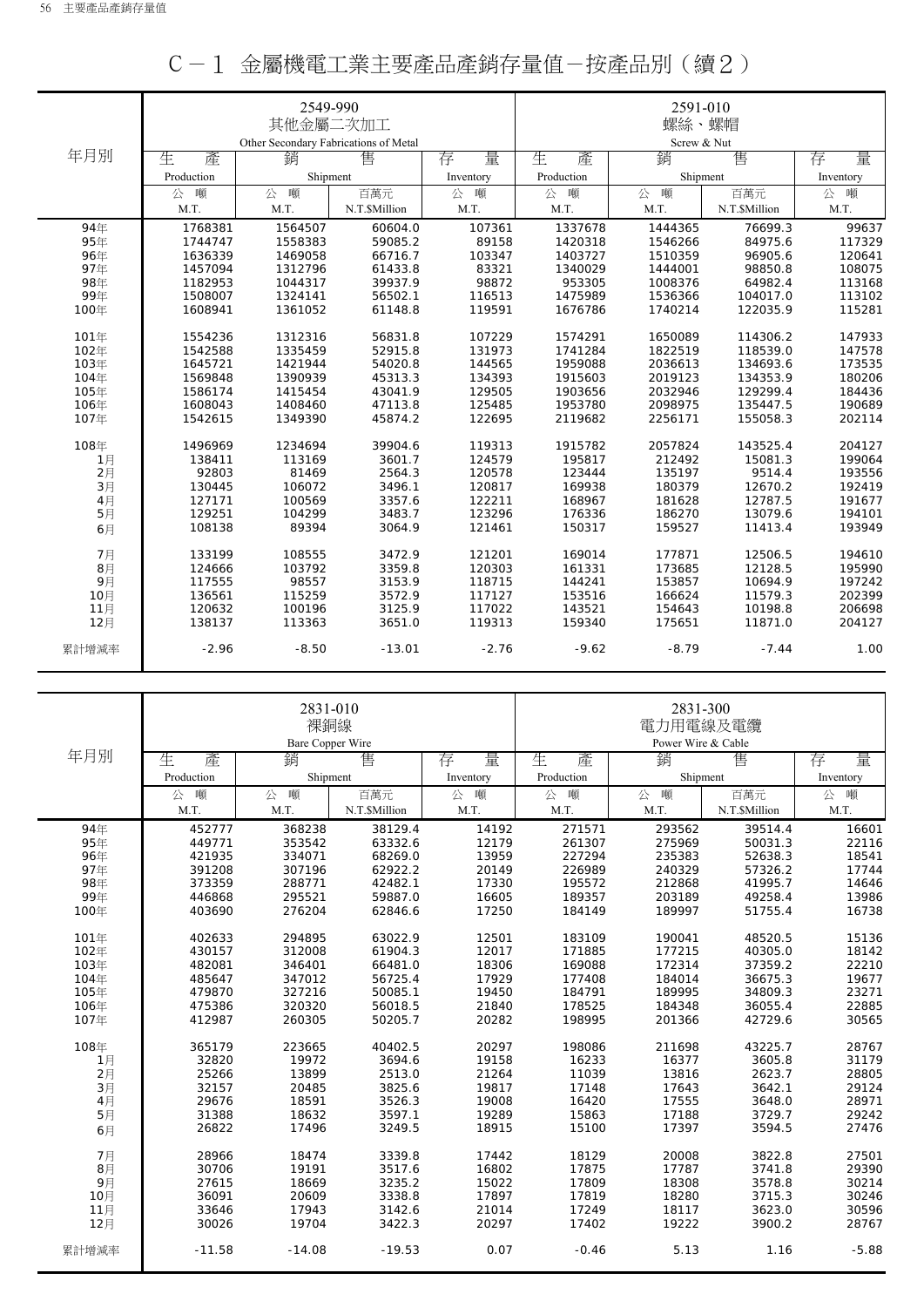# C－1 金屬機電工業主要產品產銷存量值－按產品別（續2）

| 年月別 | 2549-990 其他金屬二次加工 Other Secondary Fabrications of Metal | | | | 2591-010 螺絲、螺帽 Screw & Nut | | | |
|---|---|---|---|---|---|---|---|---|
| | 生產 Production | 銷售 Shipment | | 存量 Inventory | 生產 Production | 銷售 Shipment | | 存量 Inventory |
| | 公噸 M.T. | 公噸 M.T. | 百萬元 N.T.$Million | 公噸 M.T. | 公噸 M.T. | 公噸 M.T. | 百萬元 N.T.$Million | 公噸 M.T. |
| 94年 | 1768381 | 1564507 | 60604.0 | 107361 | 1337678 | 1444365 | 76699.3 | 99637 |
| 95年 | 1744747 | 1558383 | 59085.2 | 89158 | 1420318 | 1546266 | 84975.6 | 117329 |
| 96年 | 1636339 | 1469058 | 66716.7 | 103347 | 1403727 | 1510359 | 96905.6 | 120641 |
| 97年 | 1457094 | 1312796 | 61433.8 | 83321 | 1340029 | 1444001 | 98850.8 | 108075 |
| 98年 | 1182953 | 1044317 | 39937.9 | 98872 | 953305 | 1008376 | 64982.4 | 113168 |
| 99年 | 1508007 | 1324141 | 56502.1 | 116513 | 1475989 | 1536366 | 104017.0 | 113102 |
| 100年 | 1608941 | 1361052 | 61148.8 | 119591 | 1676786 | 1740214 | 122035.9 | 115281 |
| 101年 | 1554236 | 1312316 | 56831.8 | 107229 | 1574291 | 1650089 | 114306.2 | 147933 |
| 102年 | 1542588 | 1335459 | 52915.8 | 131973 | 1741284 | 1822519 | 118539.0 | 147578 |
| 103年 | 1645721 | 1421944 | 54020.8 | 144565 | 1959088 | 2036613 | 134693.6 | 173535 |
| 104年 | 1569848 | 1390939 | 45313.3 | 134393 | 1915603 | 2019123 | 134353.9 | 180206 |
| 105年 | 1586174 | 1415454 | 43041.9 | 129505 | 1903656 | 2032946 | 129299.4 | 184436 |
| 106年 | 1608043 | 1408460 | 47113.8 | 125485 | 1953780 | 2098975 | 135447.5 | 190689 |
| 107年 | 1542615 | 1349390 | 45874.2 | 122695 | 2119682 | 2256171 | 155058.3 | 202114 |
| 108年 | 1496969 | 1234694 | 39904.6 | 119313 | 1915782 | 2057824 | 143525.4 | 204127 |
| 1月 | 138411 | 113169 | 3601.7 | 124579 | 195817 | 212492 | 15081.3 | 199064 |
| 2月 | 92803 | 81469 | 2564.3 | 120578 | 123444 | 135197 | 9514.4 | 193556 |
| 3月 | 130445 | 106072 | 3496.1 | 120817 | 169938 | 180379 | 12670.2 | 192419 |
| 4月 | 127171 | 100569 | 3357.6 | 122211 | 168967 | 181628 | 12787.5 | 191677 |
| 5月 | 129251 | 104299 | 3483.7 | 123296 | 176336 | 186270 | 13079.6 | 194101 |
| 6月 | 108138 | 89394 | 3064.9 | 121461 | 150317 | 159527 | 11413.4 | 193949 |
| 7月 | 133199 | 108555 | 3472.9 | 121201 | 169014 | 177871 | 12506.5 | 194610 |
| 8月 | 124666 | 103792 | 3359.8 | 120303 | 161331 | 173685 | 12128.5 | 195990 |
| 9月 | 117555 | 98557 | 3153.9 | 118715 | 144241 | 153857 | 10694.9 | 197242 |
| 10月 | 136561 | 115259 | 3572.9 | 117127 | 153516 | 166624 | 11579.3 | 202399 |
| 11月 | 120632 | 100196 | 3125.9 | 117022 | 143521 | 154643 | 10198.8 | 206698 |
| 12月 | 138137 | 113363 | 3651.0 | 119313 | 159340 | 175651 | 11871.0 | 204127 |
| 累計增減率 | -2.96 | -8.50 | -13.01 | -2.76 | -9.62 | -8.79 | -7.44 | 1.00 |

| 年月別 | 2831-010 裸銅線 Bare Copper Wire | | | | 2831-300 電力用電線及電纜 Power Wire & Cable | | | |
|---|---|---|---|---|---|---|---|---|
| | 生產 Production | 銷售 Shipment | | 存量 Inventory | 生產 Production | 銷售 Shipment | | 存量 Inventory |
| | 公噸 M.T. | 公噸 M.T. | 百萬元 N.T.$Million | 公噸 M.T. | 公噸 M.T. | 公噸 M.T. | 百萬元 N.T.$Million | 公噸 M.T. |
| 94年 | 452777 | 368238 | 38129.4 | 14192 | 271571 | 293562 | 39514.4 | 16601 |
| 95年 | 449771 | 353542 | 63332.6 | 12179 | 261307 | 275969 | 50031.3 | 22116 |
| 96年 | 421935 | 334071 | 68269.0 | 13959 | 227294 | 235383 | 52638.3 | 18541 |
| 97年 | 391208 | 307196 | 62922.2 | 20149 | 226989 | 240329 | 57326.2 | 17744 |
| 98年 | 373359 | 288771 | 42482.1 | 17330 | 195572 | 212868 | 41995.7 | 14646 |
| 99年 | 446868 | 295521 | 59887.0 | 16605 | 189357 | 203189 | 49258.4 | 13986 |
| 100年 | 403690 | 276204 | 62846.6 | 17250 | 184149 | 189997 | 51755.4 | 16738 |
| 101年 | 402633 | 294895 | 63022.9 | 12501 | 183109 | 190041 | 48520.5 | 15136 |
| 102年 | 430157 | 312008 | 61904.3 | 12017 | 171885 | 177215 | 40305.0 | 18142 |
| 103年 | 482081 | 346401 | 66481.0 | 18306 | 169088 | 172314 | 37359.2 | 22210 |
| 104年 | 485647 | 347012 | 56725.4 | 17929 | 177408 | 184014 | 36675.3 | 19677 |
| 105年 | 479870 | 327216 | 50085.1 | 19450 | 184791 | 189995 | 34809.3 | 23271 |
| 106年 | 475386 | 320320 | 56018.5 | 21840 | 178525 | 184348 | 36055.4 | 22885 |
| 107年 | 412987 | 260305 | 50205.7 | 20282 | 198995 | 201366 | 42729.6 | 30565 |
| 108年 | 365179 | 223665 | 40402.5 | 20297 | 198086 | 211698 | 43225.7 | 28767 |
| 1月 | 32820 | 19972 | 3694.6 | 19158 | 16233 | 16377 | 3605.8 | 31179 |
| 2月 | 25266 | 13899 | 2513.0 | 21264 | 11039 | 13816 | 2623.7 | 28805 |
| 3月 | 32157 | 20485 | 3825.6 | 19817 | 17148 | 17643 | 3642.1 | 29124 |
| 4月 | 29676 | 18591 | 3526.3 | 19008 | 16420 | 17555 | 3648.0 | 28971 |
| 5月 | 31388 | 18632 | 3597.1 | 19289 | 15863 | 17188 | 3729.7 | 29242 |
| 6月 | 26822 | 17496 | 3249.5 | 18915 | 15100 | 17397 | 3594.5 | 27476 |
| 7月 | 28966 | 18474 | 3339.8 | 17442 | 18129 | 20008 | 3822.8 | 27501 |
| 8月 | 30706 | 19191 | 3517.6 | 16802 | 17875 | 17787 | 3741.8 | 29390 |
| 9月 | 27615 | 18669 | 3235.2 | 15022 | 17809 | 18308 | 3578.8 | 30214 |
| 10月 | 36091 | 20609 | 3338.8 | 17897 | 17819 | 18280 | 3715.3 | 30246 |
| 11月 | 33646 | 17943 | 3142.6 | 21014 | 17249 | 18117 | 3623.0 | 30596 |
| 12月 | 30026 | 19704 | 3422.3 | 20297 | 17402 | 19222 | 3900.2 | 28767 |
| 累計增減率 | -11.58 | -14.08 | -19.53 | 0.07 | -0.46 | 5.13 | 1.16 | -5.88 |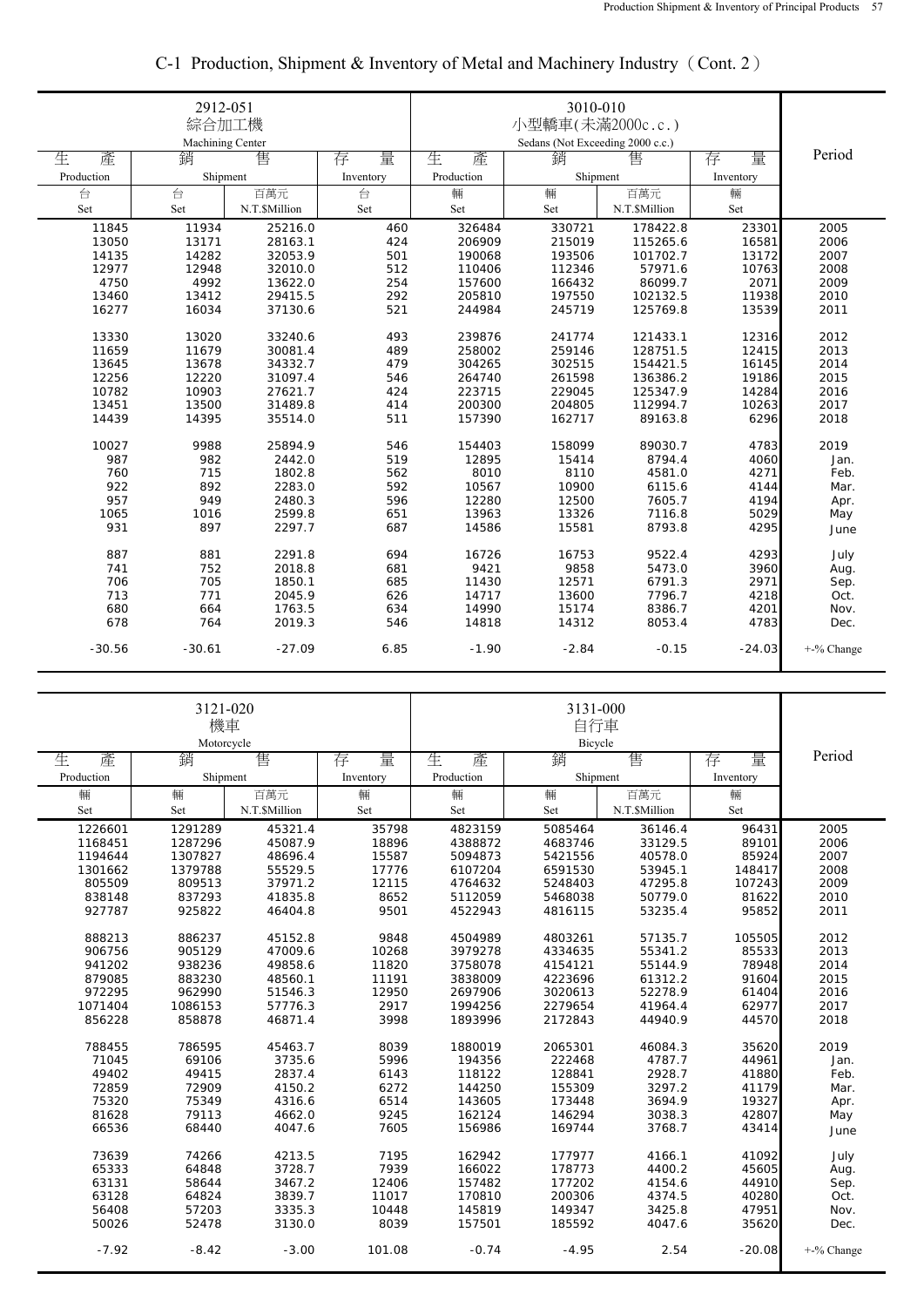# C-1 Production, Shipment & Inventory of Metal and Machinery Industry（Cont. 2）

| 2912-051 綜合加工機 Machining Center | | | | 3010-010 小型轎車(未滿2000c.c.) Sedans (Not Exceeding 2000 c.c.) | | | | Period |
|---|---|---|---|---|---|---|---|---|
| 生產 Production | 銷售 Shipment | | 存量 Inventory | 生產 Production | 銷售 Shipment | | 存量 Inventory | |
| 台 Set | 台 Set | 百萬元 N.T.$Million | 台 Set | 輛 Set | 輛 Set | 百萬元 N.T.$Million | 輛 Set | |
| 11845 | 11934 | 25216.0 | 460 | 326484 | 330721 | 178422.8 | 23301 | 2005 |
| 13050 | 13171 | 28163.1 | 424 | 206909 | 215019 | 115265.6 | 16581 | 2006 |
| 14135 | 14282 | 32053.9 | 501 | 190068 | 193506 | 101702.7 | 13172 | 2007 |
| 12977 | 12948 | 32010.0 | 512 | 110406 | 112346 | 57971.6 | 10763 | 2008 |
| 4750 | 4992 | 13622.0 | 254 | 157600 | 166432 | 86099.7 | 2071 | 2009 |
| 13460 | 13412 | 29415.5 | 292 | 205810 | 197550 | 102132.5 | 11938 | 2010 |
| 16277 | 16034 | 37130.6 | 521 | 244984 | 245719 | 125769.8 | 13539 | 2011 |
| 13330 | 13020 | 33240.6 | 493 | 239876 | 241774 | 121433.1 | 12316 | 2012 |
| 11659 | 11679 | 30081.4 | 489 | 258002 | 259146 | 128751.5 | 12415 | 2013 |
| 13645 | 13678 | 34332.7 | 479 | 304265 | 302515 | 154421.5 | 16145 | 2014 |
| 12256 | 12220 | 31097.4 | 546 | 264740 | 261598 | 136386.2 | 19186 | 2015 |
| 10782 | 10903 | 27621.7 | 424 | 223715 | 229045 | 125347.9 | 14284 | 2016 |
| 13451 | 13500 | 31489.8 | 414 | 200300 | 204805 | 112994.7 | 10263 | 2017 |
| 14439 | 14395 | 35514.0 | 511 | 157390 | 162717 | 89163.8 | 6296 | 2018 |
| 10027 | 9988 | 25894.9 | 546 | 154403 | 158099 | 89030.7 | 4783 | 2019 |
| 987 | 982 | 2442.0 | 519 | 12895 | 15414 | 8794.4 | 4060 | Jan. |
| 760 | 715 | 1802.8 | 562 | 8010 | 8110 | 4581.0 | 4271 | Feb. |
| 922 | 892 | 2283.0 | 592 | 10567 | 10900 | 6115.6 | 4144 | Mar. |
| 957 | 949 | 2480.3 | 596 | 12280 | 12500 | 7605.7 | 4194 | Apr. |
| 1065 | 1016 | 2599.8 | 651 | 13963 | 13326 | 7116.8 | 5029 | May |
| 931 | 897 | 2297.7 | 687 | 14586 | 15581 | 8793.8 | 4295 | June |
| 887 | 881 | 2291.8 | 694 | 16726 | 16753 | 9522.4 | 4293 | July |
| 741 | 752 | 2018.8 | 681 | 9421 | 9858 | 5473.0 | 3960 | Aug. |
| 706 | 705 | 1850.1 | 685 | 11430 | 12571 | 6791.3 | 2971 | Sep. |
| 713 | 771 | 2045.9 | 626 | 14717 | 13600 | 7796.7 | 4218 | Oct. |
| 680 | 664 | 1763.5 | 634 | 14990 | 15174 | 8386.7 | 4201 | Nov. |
| 678 | 764 | 2019.3 | 546 | 14818 | 14312 | 8053.4 | 4783 | Dec. |
| -30.56 | -30.61 | -27.09 | 6.85 | -1.90 | -2.84 | -0.15 | -24.03 | +-% Change |

| 3121-020 機車 Motorcycle | | | | 3131-000 自行車 Bicycle | | | | Period |
|---|---|---|---|---|---|---|---|---|
| 生產 Production | 銷售 Shipment | | 存量 Inventory | 生產 Production | 銷售 Shipment | | 存量 Inventory | |
| 輛 Set | 輛 Set | 百萬元 N.T.$Million | 輛 Set | 輛 Set | 輛 Set | 百萬元 N.T.$Million | 輛 Set | |
| 1226601 | 1291289 | 45321.4 | 35798 | 4823159 | 5085464 | 36146.4 | 96431 | 2005 |
| 1168451 | 1287296 | 45087.9 | 18896 | 4388872 | 4683746 | 33129.5 | 89101 | 2006 |
| 1194644 | 1307827 | 48696.4 | 15587 | 5094873 | 5421556 | 40578.0 | 85924 | 2007 |
| 1301662 | 1379788 | 55529.5 | 17776 | 6107204 | 6591530 | 53945.1 | 148417 | 2008 |
| 805509 | 809513 | 37971.2 | 12115 | 4764632 | 5248403 | 47295.8 | 107243 | 2009 |
| 838148 | 837293 | 41835.8 | 8652 | 5112059 | 5468038 | 50779.0 | 81622 | 2010 |
| 927787 | 925822 | 46404.8 | 9501 | 4522943 | 4816115 | 53235.4 | 95852 | 2011 |
| 888213 | 886237 | 45152.8 | 9848 | 4504989 | 4803261 | 57135.7 | 105505 | 2012 |
| 906756 | 905129 | 47009.6 | 10268 | 3979278 | 4334635 | 55341.2 | 85533 | 2013 |
| 941202 | 938236 | 49858.6 | 11820 | 3758078 | 4154121 | 55144.9 | 78948 | 2014 |
| 879085 | 883230 | 48560.1 | 11191 | 3838009 | 4223696 | 61312.2 | 91604 | 2015 |
| 972295 | 962990 | 51546.3 | 12950 | 2697906 | 3020613 | 52278.9 | 61404 | 2016 |
| 1071404 | 1086153 | 57776.3 | 2917 | 1994256 | 2279654 | 41964.4 | 62977 | 2017 |
| 856228 | 858878 | 46871.4 | 3998 | 1893996 | 2172843 | 44940.9 | 44570 | 2018 |
| 788455 | 786595 | 45463.7 | 8039 | 1880019 | 2065301 | 46084.3 | 35620 | 2019 |
| 71045 | 69106 | 3735.6 | 5996 | 194356 | 222468 | 4787.7 | 44961 | Jan. |
| 49402 | 49415 | 2837.4 | 6143 | 118122 | 128841 | 2928.7 | 41880 | Feb. |
| 72859 | 72909 | 4150.2 | 6272 | 144250 | 155309 | 3297.2 | 41179 | Mar. |
| 75320 | 75349 | 4316.6 | 6514 | 143605 | 173448 | 3694.9 | 19327 | Apr. |
| 81628 | 79113 | 4662.0 | 9245 | 162124 | 146294 | 3038.3 | 42807 | May |
| 66536 | 68440 | 4047.6 | 7605 | 156986 | 169744 | 3768.7 | 43414 | June |
| 73639 | 74266 | 4213.5 | 7195 | 162942 | 177977 | 4166.1 | 41092 | July |
| 65333 | 64848 | 3728.7 | 7939 | 166022 | 178773 | 4400.2 | 45605 | Aug. |
| 63131 | 58644 | 3467.2 | 12406 | 157482 | 177202 | 4154.6 | 44910 | Sep. |
| 63128 | 64824 | 3839.7 | 11017 | 170810 | 200306 | 4374.5 | 40280 | Oct. |
| 56408 | 57203 | 3335.3 | 10448 | 145819 | 149347 | 3425.8 | 47951 | Nov. |
| 50026 | 52478 | 3130.0 | 8039 | 157501 | 185592 | 4047.6 | 35620 | Dec. |
| -7.92 | -8.42 | -3.00 | 101.08 | -0.74 | -4.95 | 2.54 | -20.08 | +-% Change |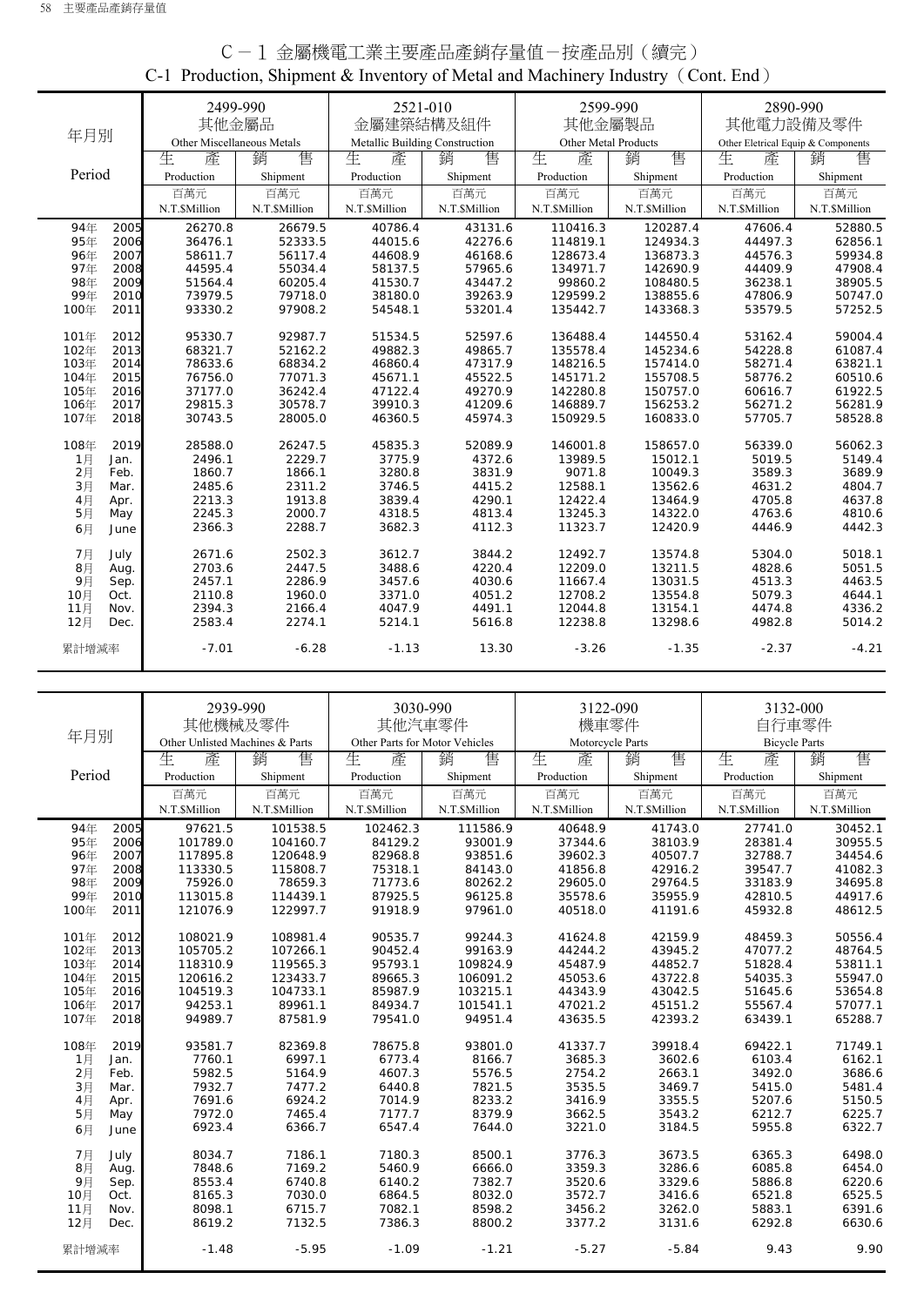# C－1 金屬機電工業主要產品產銷存量值－按產品別（續完）

## C-1 Production, Shipment & Inventory of Metal and Machinery Industry （Cont. End）

| 年月別 Period | | 2499-990 其他金屬品 Other Miscellaneous Metals | | 2521-010 金屬建築結構及組件 Metallic Building Construction | | 2599-990 其他金屬製品 Other Metal Products | | 2890-990 其他電力設備及零件 Other Eletrical Equip & Components | |
|---|---|---|---|---|---|---|---|---|---|
| | | 生產 Production | 銷售 Shipment | 生產 Production | 銷售 Shipment | 生產 Production | 銷售 Shipment | 生產 Production | 銷售 Shipment |
| | | 百萬元 N.T.$Million | 百萬元 N.T.$Million | 百萬元 N.T.$Million | 百萬元 N.T.$Million | 百萬元 N.T.$Million | 百萬元 N.T.$Million | 百萬元 N.T.$Million | 百萬元 N.T.$Million |
| 94年 | 2005 | 26270.8 | 26679.5 | 40786.4 | 43131.6 | 110416.3 | 120287.4 | 47606.4 | 52880.5 |
| 95年 | 2006 | 36476.1 | 52333.5 | 44015.6 | 42276.6 | 114819.1 | 124934.3 | 44497.3 | 62856.1 |
| 96年 | 2007 | 58611.7 | 56117.4 | 44608.9 | 46168.6 | 128673.4 | 136873.3 | 44576.3 | 59934.8 |
| 97年 | 2008 | 44595.4 | 55034.4 | 58137.5 | 57965.6 | 134971.7 | 142690.9 | 44409.9 | 47908.4 |
| 98年 | 2009 | 51564.4 | 60205.4 | 41530.7 | 43447.2 | 99860.2 | 108480.5 | 36238.1 | 38905.5 |
| 99年 | 2010 | 73979.5 | 79718.0 | 38180.0 | 39263.9 | 129599.2 | 138855.6 | 47806.9 | 50747.0 |
| 100年 | 2011 | 93330.2 | 97908.2 | 54548.1 | 53201.4 | 135442.7 | 143368.3 | 53579.5 | 57252.5 |
| 101年 | 2012 | 95330.7 | 92987.7 | 51534.5 | 52597.6 | 136488.4 | 144550.4 | 53162.4 | 59004.4 |
| 102年 | 2013 | 68321.7 | 52162.2 | 49882.3 | 49865.7 | 135578.4 | 145234.6 | 54228.8 | 61087.4 |
| 103年 | 2014 | 78633.6 | 68834.2 | 46860.4 | 47317.9 | 148216.5 | 157414.0 | 58271.4 | 63821.1 |
| 104年 | 2015 | 76756.0 | 77071.3 | 45671.1 | 45522.5 | 145171.2 | 155708.5 | 58776.2 | 60510.6 |
| 105年 | 2016 | 37177.0 | 36242.4 | 47122.4 | 49270.9 | 142280.8 | 150757.0 | 60616.7 | 61922.5 |
| 106年 | 2017 | 29815.3 | 30578.7 | 39910.3 | 41209.6 | 146889.7 | 156253.2 | 56271.2 | 56281.9 |
| 107年 | 2018 | 30743.5 | 28005.0 | 46360.5 | 45974.3 | 150929.5 | 160833.0 | 57705.7 | 58528.8 |
| 108年 | 2019 | 28588.0 | 26247.5 | 45835.3 | 52089.9 | 146001.8 | 158657.0 | 56339.0 | 56062.3 |
| 1月 | Jan. | 2496.1 | 2229.7 | 3775.9 | 4372.6 | 13989.5 | 15012.1 | 5019.5 | 5149.4 |
| 2月 | Feb. | 1860.7 | 1866.1 | 3280.8 | 3831.9 | 9071.8 | 10049.3 | 3589.3 | 3689.9 |
| 3月 | Mar. | 2485.6 | 2311.2 | 3746.5 | 4415.2 | 12588.1 | 13562.6 | 4631.2 | 4804.7 |
| 4月 | Apr. | 2213.3 | 1913.8 | 3839.4 | 4290.1 | 12422.4 | 13464.9 | 4705.8 | 4637.8 |
| 5月 | May | 2245.3 | 2000.7 | 4318.5 | 4813.4 | 13245.3 | 14322.0 | 4763.6 | 4810.6 |
| 6月 | June | 2366.3 | 2288.7 | 3682.3 | 4112.3 | 11323.7 | 12420.9 | 4446.9 | 4442.3 |
| 7月 | July | 2671.6 | 2502.3 | 3612.7 | 3844.2 | 12492.7 | 13574.8 | 5304.0 | 5018.1 |
| 8月 | Aug. | 2703.6 | 2447.5 | 3488.6 | 4220.4 | 12209.0 | 13211.5 | 4828.6 | 5051.5 |
| 9月 | Sep. | 2457.1 | 2286.9 | 3457.6 | 4030.6 | 11667.4 | 13031.5 | 4513.3 | 4463.5 |
| 10月 | Oct. | 2110.8 | 1960.0 | 3371.0 | 4051.2 | 12708.2 | 13554.8 | 5079.3 | 4644.1 |
| 11月 | Nov. | 2394.3 | 2166.4 | 4047.9 | 4491.1 | 12044.8 | 13154.1 | 4474.8 | 4336.2 |
| 12月 | Dec. | 2583.4 | 2274.1 | 5214.1 | 5616.8 | 12238.8 | 13298.6 | 4982.8 | 5014.2 |
| 累計增減率 | | -7.01 | -6.28 | -1.13 | 13.30 | -3.26 | -1.35 | -2.37 | -4.21 |

| 年月別 Period | | 2939-990 其他機械及零件 Other Unlisted Machines & Parts | | 3030-990 其他汽車零件 Other Parts for Motor Vehicles | | 3122-090 機車零件 Motorcycle Parts | | 3132-000 自行車零件 Bicycle Parts | |
|---|---|---|---|---|---|---|---|---|---|
| | | 生產 Production | 銷售 Shipment | 生產 Production | 銷售 Shipment | 生產 Production | 銷售 Shipment | 生產 Production | 銷售 Shipment |
| | | 百萬元 N.T.$Million | 百萬元 N.T.$Million | 百萬元 N.T.$Million | 百萬元 N.T.$Million | 百萬元 N.T.$Million | 百萬元 N.T.$Million | 百萬元 N.T.$Million | 百萬元 N.T.$Million |
| 94年 | 2005 | 97621.5 | 101538.5 | 102462.3 | 111586.9 | 40648.9 | 41743.0 | 27741.0 | 30452.1 |
| 95年 | 2006 | 101789.0 | 104160.7 | 84129.2 | 93001.9 | 37344.6 | 38103.9 | 28381.4 | 30955.5 |
| 96年 | 2007 | 117895.8 | 120648.9 | 82968.8 | 93851.6 | 39602.3 | 40507.7 | 32788.7 | 34454.6 |
| 97年 | 2008 | 113330.5 | 115808.7 | 75318.1 | 84143.0 | 41856.8 | 42916.2 | 39547.7 | 41082.3 |
| 98年 | 2009 | 75926.0 | 78659.3 | 71773.6 | 80262.2 | 29605.0 | 29764.5 | 33183.9 | 34695.8 |
| 99年 | 2010 | 113015.8 | 114439.1 | 87925.5 | 96125.8 | 35578.6 | 35955.9 | 42810.5 | 44917.6 |
| 100年 | 2011 | 121076.9 | 122997.7 | 91918.9 | 97961.0 | 40518.0 | 41191.6 | 45932.8 | 48612.5 |
| 101年 | 2012 | 108021.9 | 108981.4 | 90535.7 | 99244.3 | 41624.8 | 42159.9 | 48459.3 | 50556.4 |
| 102年 | 2013 | 105705.2 | 107266.1 | 90452.4 | 99163.9 | 44244.2 | 43945.2 | 47077.2 | 48764.5 |
| 103年 | 2014 | 118310.9 | 119565.3 | 95793.1 | 109824.9 | 45487.9 | 44852.7 | 51828.4 | 53811.1 |
| 104年 | 2015 | 120616.2 | 123433.7 | 89665.3 | 106091.2 | 45053.6 | 43722.8 | 54035.3 | 55947.0 |
| 105年 | 2016 | 104519.3 | 104733.1 | 85987.9 | 103215.1 | 44343.9 | 43042.5 | 51645.6 | 53654.8 |
| 106年 | 2017 | 94253.1 | 89961.1 | 84934.7 | 101541.1 | 47021.2 | 45151.2 | 55567.4 | 57077.1 |
| 107年 | 2018 | 94989.7 | 87581.9 | 79541.0 | 94951.4 | 43635.5 | 42393.2 | 63439.1 | 65288.7 |
| 108年 | 2019 | 93581.7 | 82369.8 | 78675.8 | 93801.0 | 41337.7 | 39918.4 | 69422.1 | 71749.1 |
| 1月 | Jan. | 7760.1 | 6997.1 | 6773.4 | 8166.7 | 3685.3 | 3602.6 | 6103.4 | 6162.1 |
| 2月 | Feb. | 5982.5 | 5164.9 | 4607.3 | 5576.5 | 2754.2 | 2663.1 | 3492.0 | 3686.6 |
| 3月 | Mar. | 7932.7 | 7477.2 | 6440.8 | 7821.5 | 3535.5 | 3469.7 | 5415.0 | 5481.4 |
| 4月 | Apr. | 7691.6 | 6924.2 | 7014.9 | 8233.2 | 3416.9 | 3355.5 | 5207.6 | 5150.5 |
| 5月 | May | 7972.0 | 7465.4 | 7177.7 | 8379.9 | 3662.5 | 3543.2 | 6212.7 | 6225.7 |
| 6月 | June | 6923.4 | 6366.7 | 6547.4 | 7644.0 | 3221.0 | 3184.5 | 5955.8 | 6322.7 |
| 7月 | July | 8034.7 | 7186.1 | 7180.3 | 8500.1 | 3776.3 | 3673.5 | 6365.3 | 6498.0 |
| 8月 | Aug. | 7848.6 | 7169.2 | 5460.9 | 6666.0 | 3359.3 | 3286.6 | 6085.8 | 6454.0 |
| 9月 | Sep. | 8553.4 | 6740.8 | 6140.2 | 7382.7 | 3520.6 | 3329.6 | 5886.8 | 6220.6 |
| 10月 | Oct. | 8165.3 | 7030.0 | 6864.5 | 8032.0 | 3572.7 | 3416.6 | 6521.8 | 6525.5 |
| 11月 | Nov. | 8098.1 | 6715.7 | 7082.1 | 8598.2 | 3456.2 | 3262.0 | 5883.1 | 6391.6 |
| 12月 | Dec. | 8619.2 | 7132.5 | 7386.3 | 8800.2 | 3377.2 | 3131.6 | 6292.8 | 6630.6 |
| 累計增減率 | | -1.48 | -5.95 | -1.09 | -1.21 | -5.27 | -5.84 | 9.43 | 9.90 |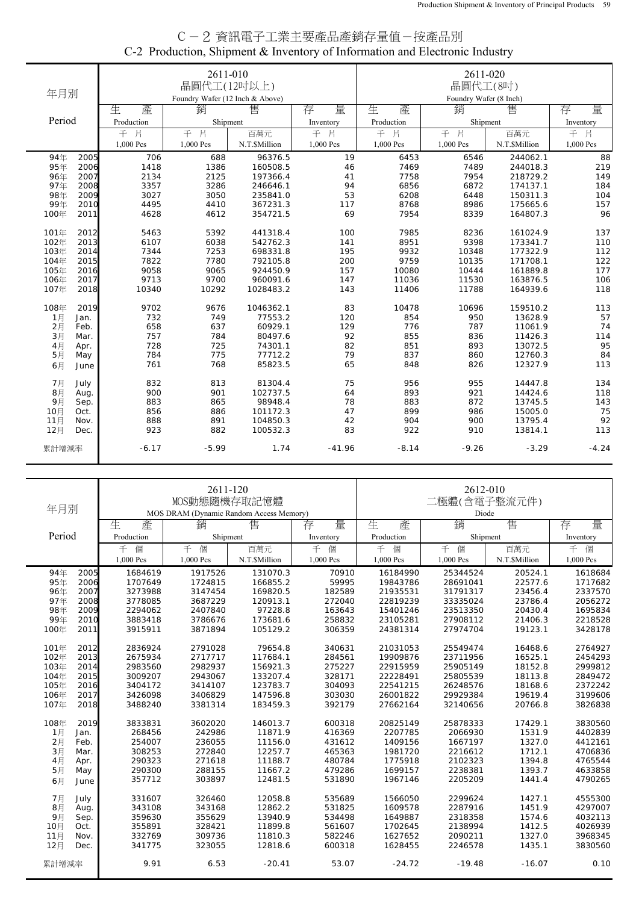# C－2 資訊電子工業主要產品產銷存量值－按產品別
## C-2 Production, Shipment & Inventory of Information and Electronic Industry

| 年月別 Period | 2611-010 晶圓代工(12吋以上) Foundry Wafer (12 Inch & Above) 生產 Production 千片 1,000 Pcs | 銷售 Shipment 千片 1,000 Pcs | 銷售 Shipment 百萬元 N.T.$Million | 存量 Inventory 千片 1,000 Pcs | 2611-020 晶圓代工(8吋) Foundry Wafer (8 Inch) 生產 Production 千片 1,000 Pcs | 銷售 Shipment 千片 1,000 Pcs | 銷售 Shipment 百萬元 N.T.$Million | 存量 Inventory 千片 1,000 Pcs |
|---|---|---|---|---|---|---|---|---|
| 94年 2005 | 706 | 688 | 96376.5 | 19 | 6453 | 6546 | 244062.1 | 88 |
| 95年 2006 | 1418 | 1386 | 160508.5 | 46 | 7469 | 7489 | 244018.3 | 219 |
| 96年 2007 | 2134 | 2125 | 197366.4 | 41 | 7758 | 7954 | 218729.2 | 149 |
| 97年 2008 | 3357 | 3286 | 246646.1 | 94 | 6856 | 6872 | 174137.1 | 184 |
| 98年 2009 | 3027 | 3050 | 235841.0 | 53 | 6208 | 6448 | 150311.3 | 104 |
| 99年 2010 | 4495 | 4410 | 367231.3 | 117 | 8768 | 8986 | 175665.6 | 157 |
| 100年 2011 | 4628 | 4612 | 354721.5 | 69 | 7954 | 8339 | 164807.3 | 96 |
| 101年 2012 | 5463 | 5392 | 441318.4 | 100 | 7985 | 8236 | 161024.9 | 137 |
| 102年 2013 | 6107 | 6038 | 542762.3 | 141 | 8951 | 9398 | 173341.7 | 110 |
| 103年 2014 | 7344 | 7253 | 698331.8 | 195 | 9932 | 10348 | 177322.9 | 112 |
| 104年 2015 | 7822 | 7780 | 792105.8 | 200 | 9759 | 10135 | 171708.1 | 122 |
| 105年 2016 | 9058 | 9065 | 924450.9 | 157 | 10080 | 10444 | 161889.8 | 177 |
| 106年 2017 | 9713 | 9700 | 960091.6 | 147 | 11036 | 11530 | 163876.5 | 106 |
| 107年 2018 | 10340 | 10292 | 1028483.2 | 143 | 11406 | 11788 | 164939.6 | 118 |
| 108年 2019 | 9702 | 9676 | 1046362.1 | 83 | 10478 | 10696 | 159510.2 | 113 |
| 1月 Jan. | 732 | 749 | 77553.2 | 120 | 854 | 950 | 13628.9 | 57 |
| 2月 Feb. | 658 | 637 | 60929.1 | 129 | 776 | 787 | 11061.9 | 74 |
| 3月 Mar. | 757 | 784 | 80497.6 | 92 | 855 | 836 | 11426.3 | 114 |
| 4月 Apr. | 728 | 725 | 74301.1 | 82 | 851 | 893 | 13072.5 | 95 |
| 5月 May | 784 | 775 | 77712.2 | 79 | 837 | 860 | 12760.3 | 84 |
| 6月 June | 761 | 768 | 85823.5 | 65 | 848 | 826 | 12327.9 | 113 |
| 7月 July | 832 | 813 | 81304.4 | 75 | 956 | 955 | 14447.8 | 134 |
| 8月 Aug. | 900 | 901 | 102737.5 | 64 | 893 | 921 | 14424.6 | 118 |
| 9月 Sep. | 883 | 865 | 98948.4 | 78 | 883 | 872 | 13745.5 | 143 |
| 10月 Oct. | 856 | 886 | 101172.3 | 47 | 899 | 986 | 15005.0 | 75 |
| 11月 Nov. | 888 | 891 | 104850.3 | 42 | 904 | 900 | 13795.4 | 92 |
| 12月 Dec. | 923 | 882 | 100532.3 | 83 | 922 | 910 | 13814.1 | 113 |
| 累計增減率 | -6.17 | -5.99 | 1.74 | -41.96 | -8.14 | -9.26 | -3.29 | -4.24 |

| 年月別 Period | 2611-120 MOS動態隨機存取記憶體 MOS DRAM (Dynamic Random Access Memory) 生產 Production 千個 1,000 Pcs | 銷售 Shipment 千個 1,000 Pcs | 銷售 Shipment 百萬元 N.T.$Million | 存量 Inventory 千個 1,000 Pcs | 2612-010 二極體(含電子整流元件) Diode 生產 Production 千個 1,000 Pcs | 銷售 Shipment 千個 1,000 Pcs | 銷售 Shipment 百萬元 N.T.$Million | 存量 Inventory 千個 1,000 Pcs |
|---|---|---|---|---|---|---|---|---|
| 94年 2005 | 1684619 | 1917526 | 131070.3 | 70910 | 16184990 | 25344524 | 20524.1 | 1618684 |
| 95年 2006 | 1707649 | 1724815 | 166855.2 | 59995 | 19843786 | 28691041 | 22577.6 | 1717682 |
| 96年 2007 | 3273988 | 3147454 | 169820.5 | 182589 | 21935531 | 31791317 | 23456.4 | 2337570 |
| 97年 2008 | 3778085 | 3687229 | 120913.1 | 272040 | 22819239 | 33335024 | 23786.4 | 2056272 |
| 98年 2009 | 2294062 | 2407840 | 97228.8 | 163643 | 15401246 | 23513350 | 20430.4 | 1695834 |
| 99年 2010 | 3883418 | 3786676 | 173681.6 | 258832 | 23105281 | 27908112 | 21406.3 | 2218528 |
| 100年 2011 | 3915911 | 3871894 | 105129.2 | 306359 | 24381314 | 27974704 | 19123.1 | 3428178 |
| 101年 2012 | 2836924 | 2791028 | 79654.8 | 340631 | 21031053 | 25549474 | 16468.6 | 2764927 |
| 102年 2013 | 2675934 | 2717717 | 117684.1 | 284561 | 19909876 | 23711956 | 16525.1 | 2454293 |
| 103年 2014 | 2983560 | 2982937 | 156921.3 | 275227 | 22915959 | 25905149 | 18152.8 | 2999812 |
| 104年 2015 | 3009207 | 2943067 | 133207.4 | 328171 | 22228491 | 25805539 | 18113.8 | 2849472 |
| 105年 2016 | 3404172 | 3414107 | 123783.7 | 304093 | 22541215 | 26248576 | 18168.6 | 2372242 |
| 106年 2017 | 3426098 | 3406829 | 147596.8 | 303030 | 26001822 | 29929384 | 19619.4 | 3199606 |
| 107年 2018 | 3488240 | 3381314 | 183459.3 | 392179 | 27662164 | 32140656 | 20766.8 | 3826838 |
| 108年 2019 | 3833831 | 3602020 | 146013.7 | 600318 | 20825149 | 25878333 | 17429.1 | 3830560 |
| 1月 Jan. | 268456 | 242986 | 11871.9 | 416369 | 2207785 | 2066930 | 1531.9 | 4402839 |
| 2月 Feb. | 254007 | 236055 | 11156.0 | 431612 | 1409156 | 1667197 | 1327.0 | 4412161 |
| 3月 Mar. | 308253 | 272840 | 12257.7 | 465363 | 1981720 | 2216612 | 1712.1 | 4706836 |
| 4月 Apr. | 290323 | 271618 | 11188.7 | 480784 | 1775918 | 2102323 | 1394.8 | 4765544 |
| 5月 May | 290300 | 288155 | 11667.2 | 479286 | 1699157 | 2238381 | 1393.7 | 4633858 |
| 6月 June | 357712 | 303897 | 12481.5 | 531890 | 1967146 | 2205209 | 1441.4 | 4790265 |
| 7月 July | 331607 | 326460 | 12058.8 | 535689 | 1566050 | 2299624 | 1427.1 | 4555300 |
| 8月 Aug. | 343108 | 343168 | 12862.2 | 531825 | 1609578 | 2287916 | 1451.9 | 4297007 |
| 9月 Sep. | 359630 | 355629 | 13940.9 | 534498 | 1649887 | 2318358 | 1574.6 | 4032113 |
| 10月 Oct. | 355891 | 328421 | 11899.8 | 561607 | 1702645 | 2138994 | 1412.5 | 4026939 |
| 11月 Nov. | 332769 | 309736 | 11810.3 | 582246 | 1627652 | 2090211 | 1327.0 | 3968345 |
| 12月 Dec. | 341775 | 323055 | 12818.6 | 600318 | 1628455 | 2246578 | 1435.1 | 3830560 |
| 累計增減率 | 9.91 | 6.53 | -20.41 | 53.07 | -24.72 | -19.48 | -16.07 | 0.10 |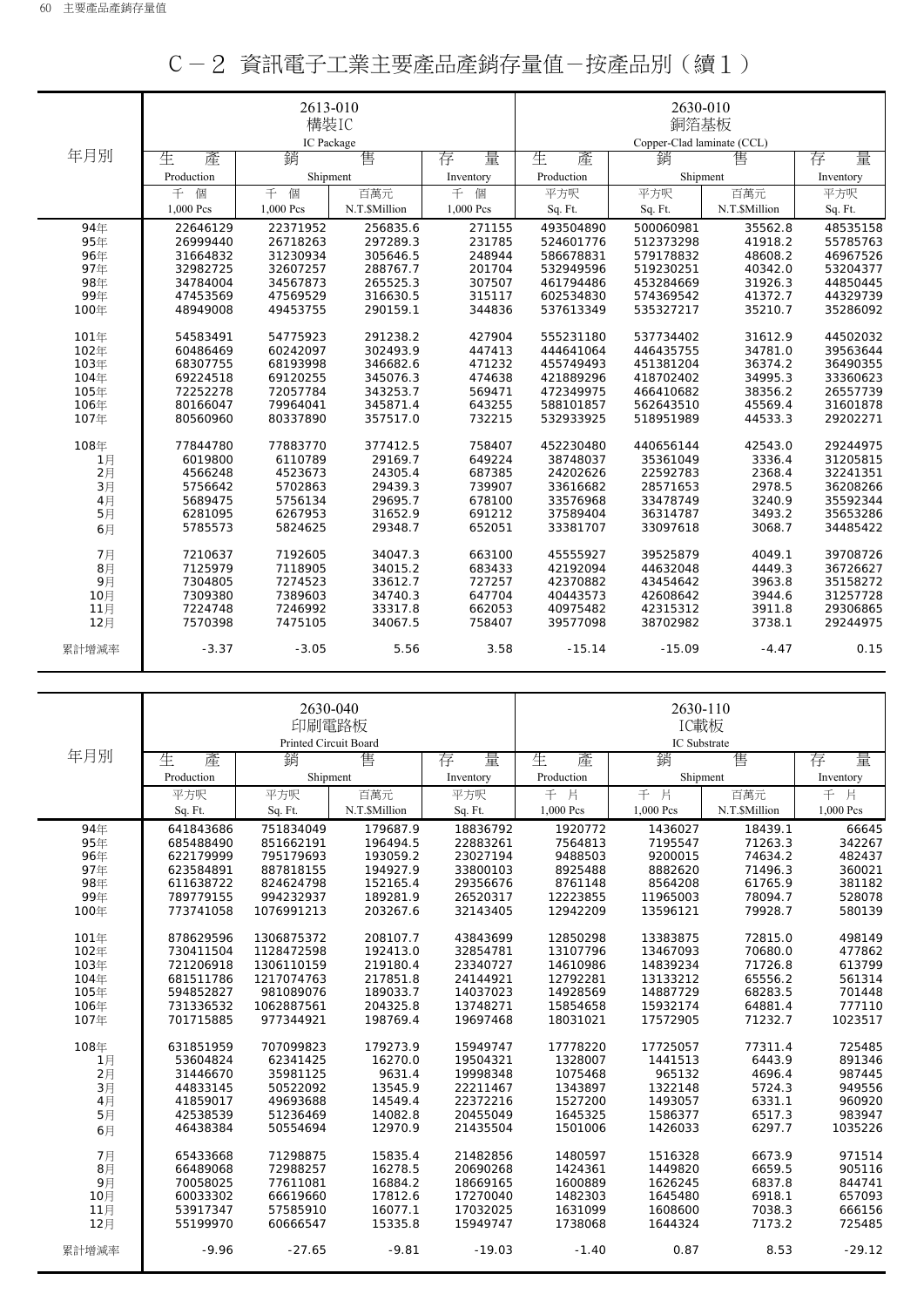# C－2 資訊電子工業主要產品產銷存量值－按產品別（續1）

| 年月別 | 2613-010 構裝IC IC Package 生產 Production 千個 1,000 Pcs | 銷售 Shipment 千個 1,000 Pcs | 銷售 Shipment 百萬元 N.T.$Million | 存量 Inventory 千個 1,000 Pcs | 2630-010 銅箔基板 Copper-Clad laminate (CCL) 生產 Production 平方呎 Sq. Ft. | 銷售 Shipment 平方呎 Sq. Ft. | 銷售 Shipment 百萬元 N.T.$Million | 存量 Inventory 平方呎 Sq. Ft. |
|---|---|---|---|---|---|---|---|---|
| 94年 | 22646129 | 22371952 | 256835.6 | 271155 | 493504890 | 500060981 | 35562.8 | 48535158 |
| 95年 | 26999440 | 26718263 | 297289.3 | 231785 | 524601776 | 512373298 | 41918.2 | 55785763 |
| 96年 | 31664832 | 31230934 | 305646.5 | 248944 | 586678831 | 579178832 | 48608.2 | 46967526 |
| 97年 | 32982725 | 32607257 | 288767.7 | 201704 | 532949596 | 519230251 | 40342.0 | 53204377 |
| 98年 | 34784004 | 34567873 | 265525.3 | 307507 | 461794486 | 453284669 | 31926.3 | 44850445 |
| 99年 | 47453569 | 47569529 | 316630.5 | 315117 | 602534830 | 574369542 | 41372.7 | 44329739 |
| 100年 | 48949008 | 49453755 | 290159.1 | 344836 | 537613349 | 535327217 | 35210.7 | 35286092 |
| 101年 | 54583491 | 54775923 | 291238.2 | 427904 | 555231180 | 537734402 | 31612.9 | 44502032 |
| 102年 | 60486469 | 60242097 | 302493.9 | 447413 | 444641064 | 446435755 | 34781.0 | 39563644 |
| 103年 | 68307755 | 68193998 | 346682.6 | 471232 | 455749493 | 451381204 | 36374.2 | 36490355 |
| 104年 | 69224518 | 69120255 | 345076.3 | 474638 | 421889296 | 418702402 | 34995.3 | 33360623 |
| 105年 | 72252278 | 72057784 | 343253.7 | 569471 | 472349975 | 466410682 | 38356.2 | 26557739 |
| 106年 | 80166047 | 79964041 | 345871.4 | 643255 | 588101857 | 562643510 | 45569.4 | 31601878 |
| 107年 | 80560960 | 80337890 | 357517.0 | 732215 | 532933925 | 518951989 | 44533.3 | 29202271 |
| 108年 | 77844780 | 77883770 | 377412.5 | 758407 | 452230480 | 440656144 | 42543.0 | 29244975 |
| 1月 | 6019800 | 6110789 | 29169.7 | 649224 | 38748037 | 35361049 | 3336.4 | 31205815 |
| 2月 | 4566248 | 4523673 | 24305.4 | 687385 | 24202626 | 22592783 | 2368.4 | 32241351 |
| 3月 | 5756642 | 5702863 | 29439.3 | 739907 | 33616682 | 28571653 | 2978.5 | 36208266 |
| 4月 | 5689475 | 5756134 | 29695.7 | 678100 | 33576968 | 33478749 | 3240.9 | 35592344 |
| 5月 | 6281095 | 6267953 | 31652.9 | 691212 | 37589404 | 36314787 | 3493.2 | 35653286 |
| 6月 | 5785573 | 5824625 | 29348.7 | 652051 | 33381707 | 33097618 | 3068.7 | 34485422 |
| 7月 | 7210637 | 7192605 | 34047.3 | 663100 | 45555927 | 39525879 | 4049.1 | 39708726 |
| 8月 | 7125979 | 7118905 | 34015.2 | 683433 | 42192094 | 44632048 | 4449.3 | 36726627 |
| 9月 | 7304805 | 7274523 | 33612.7 | 727257 | 42370882 | 43454642 | 3963.8 | 35158272 |
| 10月 | 7309380 | 7389603 | 34740.3 | 647704 | 40443573 | 42608642 | 3944.6 | 31257728 |
| 11月 | 7224748 | 7246992 | 33317.8 | 662053 | 40975482 | 42315312 | 3911.8 | 29306865 |
| 12月 | 7570398 | 7475105 | 34067.5 | 758407 | 39577098 | 38702982 | 3738.1 | 29244975 |
| 累計增減率 | -3.37 | -3.05 | 5.56 | 3.58 | -15.14 | -15.09 | -4.47 | 0.15 |

| 年月別 | 2630-040 印刷電路板 Printed Circuit Board 生產 Production 平方呎 Sq. Ft. | 銷售 Shipment 平方呎 Sq. Ft. | 銷售 Shipment 百萬元 N.T.$Million | 存量 Inventory 平方呎 Sq. Ft. | 2630-110 IC載板 IC Substrate 生產 Production 千片 1,000 Pcs | 銷售 Shipment 千片 1,000 Pcs | 銷售 Shipment 百萬元 N.T.$Million | 存量 Inventory 千片 1,000 Pcs |
|---|---|---|---|---|---|---|---|---|
| 94年 | 641843686 | 751834049 | 179687.9 | 18836792 | 1920772 | 1436027 | 18439.1 | 66645 |
| 95年 | 685488490 | 851662191 | 196494.5 | 22883261 | 7564813 | 7195547 | 71263.3 | 342267 |
| 96年 | 622179999 | 795179693 | 193059.2 | 23027194 | 9488503 | 9200015 | 74634.2 | 482437 |
| 97年 | 623584891 | 887818155 | 194927.9 | 33800103 | 8925488 | 8882620 | 71496.3 | 360021 |
| 98年 | 611638722 | 824624798 | 152165.4 | 29356676 | 8761148 | 8564208 | 61765.9 | 381182 |
| 99年 | 789779155 | 994232937 | 189281.9 | 26520317 | 12223855 | 11965003 | 78094.7 | 528078 |
| 100年 | 773741058 | 1076991213 | 203267.6 | 32143405 | 12942209 | 13596121 | 79928.7 | 580139 |
| 101年 | 878629596 | 1306875372 | 208107.7 | 43843699 | 12850298 | 13383875 | 72815.0 | 498149 |
| 102年 | 730411504 | 1128472598 | 192413.0 | 32854781 | 13107796 | 13467093 | 70680.0 | 477862 |
| 103年 | 721206918 | 1306110159 | 219180.4 | 23340727 | 14610986 | 14839234 | 71726.8 | 613799 |
| 104年 | 681511786 | 1217074763 | 217851.8 | 24144921 | 12792281 | 13133212 | 65556.2 | 561314 |
| 105年 | 594852827 | 981089076 | 189033.7 | 14037023 | 14928569 | 14887729 | 68283.5 | 701448 |
| 106年 | 731336532 | 1062887561 | 204325.8 | 13748271 | 15854658 | 15932174 | 64881.4 | 777110 |
| 107年 | 701715885 | 977344921 | 198769.4 | 19697468 | 18031021 | 17572905 | 71232.7 | 1023517 |
| 108年 | 631851959 | 707099823 | 179273.9 | 15949747 | 17778220 | 17725057 | 77311.4 | 725485 |
| 1月 | 53604824 | 62341425 | 16270.0 | 19504321 | 1328007 | 1441513 | 6443.9 | 891346 |
| 2月 | 31446670 | 35981125 | 9631.4 | 19998348 | 1075468 | 965132 | 4696.4 | 987445 |
| 3月 | 44833145 | 50522092 | 13545.9 | 22211467 | 1343897 | 1322148 | 5724.3 | 949556 |
| 4月 | 41859017 | 49693688 | 14549.4 | 22372216 | 1527200 | 1493057 | 6331.1 | 960920 |
| 5月 | 42538539 | 51236469 | 14082.8 | 20455049 | 1645325 | 1586377 | 6517.3 | 983947 |
| 6月 | 46438384 | 50554694 | 12970.9 | 21435504 | 1501006 | 1426033 | 6297.7 | 1035226 |
| 7月 | 65433668 | 71298875 | 15835.4 | 21482856 | 1480597 | 1516328 | 6673.9 | 971514 |
| 8月 | 66489068 | 72988257 | 16278.5 | 20690268 | 1424361 | 1449820 | 6659.5 | 905116 |
| 9月 | 70058025 | 77611081 | 16884.2 | 18669165 | 1600889 | 1626245 | 6837.8 | 844741 |
| 10月 | 60033302 | 66619660 | 17812.6 | 17270040 | 1482303 | 1645480 | 6918.1 | 657093 |
| 11月 | 53917347 | 57585910 | 16077.1 | 17032025 | 1631099 | 1608600 | 7038.3 | 666156 |
| 12月 | 55199970 | 60666547 | 15335.8 | 15949747 | 1738068 | 1644324 | 7173.2 | 725485 |
| 累計增減率 | -9.96 | -27.65 | -9.81 | -19.03 | -1.40 | 0.87 | 8.53 | -29.12 |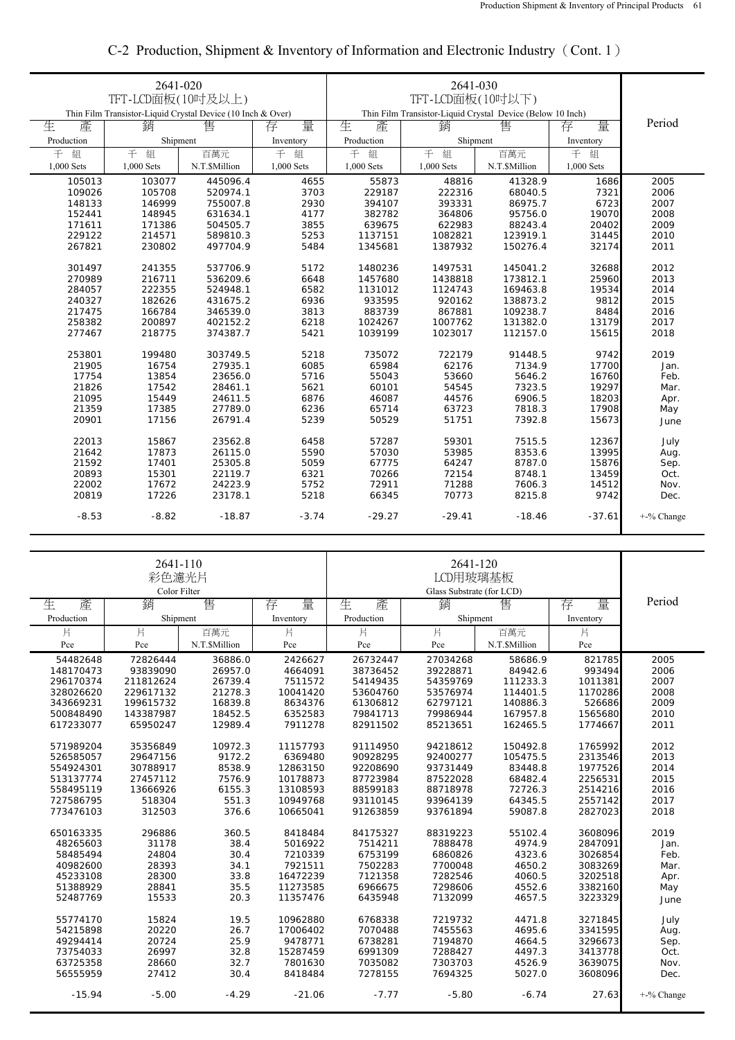# C-2 Production, Shipment & Inventory of Information and Electronic Industry（Cont. 1）

| 2641-020 TFT-LCD面板(10吋及以上) Thin Film Transistor-Liquid Crystal Device (10 Inch & Over) | | | | 2641-030 TFT-LCD面板(10吋以下) Thin Film Transistor-Liquid Crystal Device (Below 10 Inch) | | | | Period |
|---|---|---|---|---|---|---|---|---|
| 生 產 Production | 銷 售 Shipment | | 存 量 Inventory | 生 產 Production | 銷 售 Shipment | | 存 量 Inventory | |
| 千 組 1,000 Sets | 千 組 1,000 Sets | 百萬元 N.T.$Million | 千 組 1,000 Sets | 千 組 1,000 Sets | 千 組 1,000 Sets | 百萬元 N.T.$Million | 千 組 1,000 Sets | |
| 105013 | 103077 | 445096.4 | 4655 | 55873 | 48816 | 41328.9 | 1686 | 2005 |
| 109026 | 105708 | 520974.1 | 3703 | 229187 | 222316 | 68040.5 | 7321 | 2006 |
| 148133 | 146999 | 755007.8 | 2930 | 394107 | 393331 | 86975.7 | 6723 | 2007 |
| 152441 | 148945 | 631634.1 | 4177 | 382782 | 364806 | 95756.0 | 19070 | 2008 |
| 171611 | 171386 | 504505.7 | 3855 | 639675 | 622983 | 88243.4 | 20402 | 2009 |
| 229122 | 214571 | 589810.3 | 5253 | 1137151 | 1082821 | 123919.1 | 31445 | 2010 |
| 267821 | 230802 | 497704.9 | 5484 | 1345681 | 1387932 | 150276.4 | 32174 | 2011 |
| 301497 | 241355 | 537706.9 | 5172 | 1480236 | 1497531 | 145041.2 | 32688 | 2012 |
| 270989 | 216711 | 536209.6 | 6648 | 1457680 | 1438818 | 173812.1 | 25960 | 2013 |
| 284057 | 222355 | 524948.1 | 6582 | 1131012 | 1124743 | 169463.8 | 19534 | 2014 |
| 240327 | 182626 | 431675.2 | 6936 | 933595 | 920162 | 138873.2 | 9812 | 2015 |
| 217475 | 166784 | 346539.0 | 3813 | 883739 | 867881 | 109238.7 | 8484 | 2016 |
| 258382 | 200897 | 402152.2 | 6218 | 1024267 | 1007762 | 131382.0 | 13179 | 2017 |
| 277467 | 218775 | 374387.7 | 5421 | 1039199 | 1023017 | 112157.0 | 15615 | 2018 |
| 253801 | 199480 | 303749.5 | 5218 | 735072 | 722179 | 91448.5 | 9742 | 2019 |
| 21905 | 16754 | 27935.1 | 6085 | 65984 | 62176 | 7134.9 | 17700 | Jan. |
| 17754 | 13854 | 23656.0 | 5716 | 55043 | 53660 | 5646.2 | 16760 | Feb. |
| 21826 | 17542 | 28461.1 | 5621 | 60101 | 54545 | 7323.5 | 19297 | Mar. |
| 21095 | 15449 | 24611.5 | 6876 | 46087 | 44576 | 6906.5 | 18203 | Apr. |
| 21359 | 17385 | 27789.0 | 6236 | 65714 | 63723 | 7818.3 | 17908 | May |
| 20901 | 17156 | 26791.4 | 5239 | 50529 | 51751 | 7392.8 | 15673 | June |
| 22013 | 15867 | 23562.8 | 6458 | 57287 | 59301 | 7515.5 | 12367 | July |
| 21642 | 17873 | 26115.0 | 5590 | 57030 | 53985 | 8353.6 | 13995 | Aug. |
| 21592 | 17401 | 25305.8 | 5059 | 67775 | 64247 | 8787.0 | 15876 | Sep. |
| 20893 | 15301 | 22119.7 | 6321 | 70266 | 72154 | 8748.1 | 13459 | Oct. |
| 22002 | 17672 | 24223.9 | 5752 | 72911 | 71288 | 7606.3 | 14512 | Nov. |
| 20819 | 17226 | 23178.1 | 5218 | 66345 | 70773 | 8215.8 | 9742 | Dec. |
| -8.53 | -8.82 | -18.87 | -3.74 | -29.27 | -29.41 | -18.46 | -37.61 | +-% Change |

| 2641-110 彩色濾光片 Color Filter | | | | 2641-120 LCD用玻璃基板 Glass Substrate (for LCD) | | | | Period |
|---|---|---|---|---|---|---|---|---|
| 生 產 Production | 銷 售 Shipment | | 存 量 Inventory | 生 產 Production | 銷 售 Shipment | | 存 量 Inventory | |
| 片 Pce | 片 Pce | 百萬元 N.T.$Million | 片 Pce | 片 Pce | 片 Pce | 百萬元 N.T.$Million | 片 Pce | |
| 54482648 | 72826444 | 36886.0 | 2426627 | 26732447 | 27034268 | 58686.9 | 821785 | 2005 |
| 148170473 | 93839090 | 26957.0 | 4664091 | 38736452 | 39228871 | 84942.6 | 993494 | 2006 |
| 296170374 | 211812624 | 26739.4 | 7511572 | 54149435 | 54359769 | 111233.3 | 1011381 | 2007 |
| 328026620 | 229617132 | 21278.3 | 10041420 | 53604760 | 53576974 | 114401.5 | 1170286 | 2008 |
| 343669231 | 199615732 | 16839.8 | 8634376 | 61306812 | 62797121 | 140886.3 | 526686 | 2009 |
| 500848490 | 143387987 | 18452.5 | 6352583 | 79841713 | 79986944 | 167957.8 | 1565680 | 2010 |
| 617233077 | 65950247 | 12989.4 | 7911278 | 82911502 | 85213651 | 162465.5 | 1774667 | 2011 |
| 571989204 | 35356849 | 10972.3 | 11157793 | 91114950 | 94218612 | 150492.8 | 1765992 | 2012 |
| 526585057 | 29647156 | 9172.2 | 6369480 | 90928295 | 92400277 | 105475.5 | 2313546 | 2013 |
| 554924301 | 30788917 | 8538.9 | 12863150 | 92208690 | 93731449 | 83448.8 | 1977526 | 2014 |
| 513137774 | 27457112 | 7576.9 | 10178873 | 87723984 | 87522028 | 68482.4 | 2256531 | 2015 |
| 558495119 | 13666926 | 6155.3 | 13108593 | 88599183 | 88718978 | 72726.3 | 2514216 | 2016 |
| 727586795 | 518304 | 551.3 | 10949768 | 93110145 | 93964139 | 64345.5 | 2557142 | 2017 |
| 773476103 | 312503 | 376.6 | 10665041 | 91263859 | 93761894 | 59087.8 | 2827023 | 2018 |
| 650163335 | 296886 | 360.5 | 8418484 | 84175327 | 88319223 | 55102.4 | 3608096 | 2019 |
| 48265603 | 31178 | 38.4 | 5016922 | 7514211 | 7888478 | 4974.9 | 2847091 | Jan. |
| 58485494 | 24804 | 30.4 | 7210339 | 6753199 | 6860826 | 4323.6 | 3026854 | Feb. |
| 40982600 | 28393 | 34.1 | 7921511 | 7502283 | 7700048 | 4650.2 | 3083269 | Mar. |
| 45233108 | 28300 | 33.8 | 16472239 | 7121358 | 7282546 | 4060.5 | 3202518 | Apr. |
| 51388929 | 28841 | 35.5 | 11273585 | 6966675 | 7298606 | 4552.6 | 3382160 | May |
| 52487769 | 15533 | 20.3 | 11357476 | 6435948 | 7132099 | 4657.5 | 3223329 | June |
| 55774170 | 15824 | 19.5 | 10962880 | 6768338 | 7219732 | 4471.8 | 3271845 | July |
| 54215898 | 20220 | 26.7 | 17006402 | 7070488 | 7455563 | 4695.6 | 3341595 | Aug. |
| 49294414 | 20724 | 25.9 | 9478771 | 6738281 | 7194870 | 4664.5 | 3296673 | Sep. |
| 73754033 | 26997 | 32.8 | 15287459 | 6991309 | 7288427 | 4497.3 | 3413778 | Oct. |
| 63725358 | 28660 | 32.7 | 7801630 | 7035082 | 7303703 | 4526.9 | 3639075 | Nov. |
| 56555959 | 27412 | 30.4 | 8418484 | 7278155 | 7694325 | 5027.0 | 3608096 | Dec. |
| -15.94 | -5.00 | -4.29 | -21.06 | -7.77 | -5.80 | -6.74 | 27.63 | +-% Change |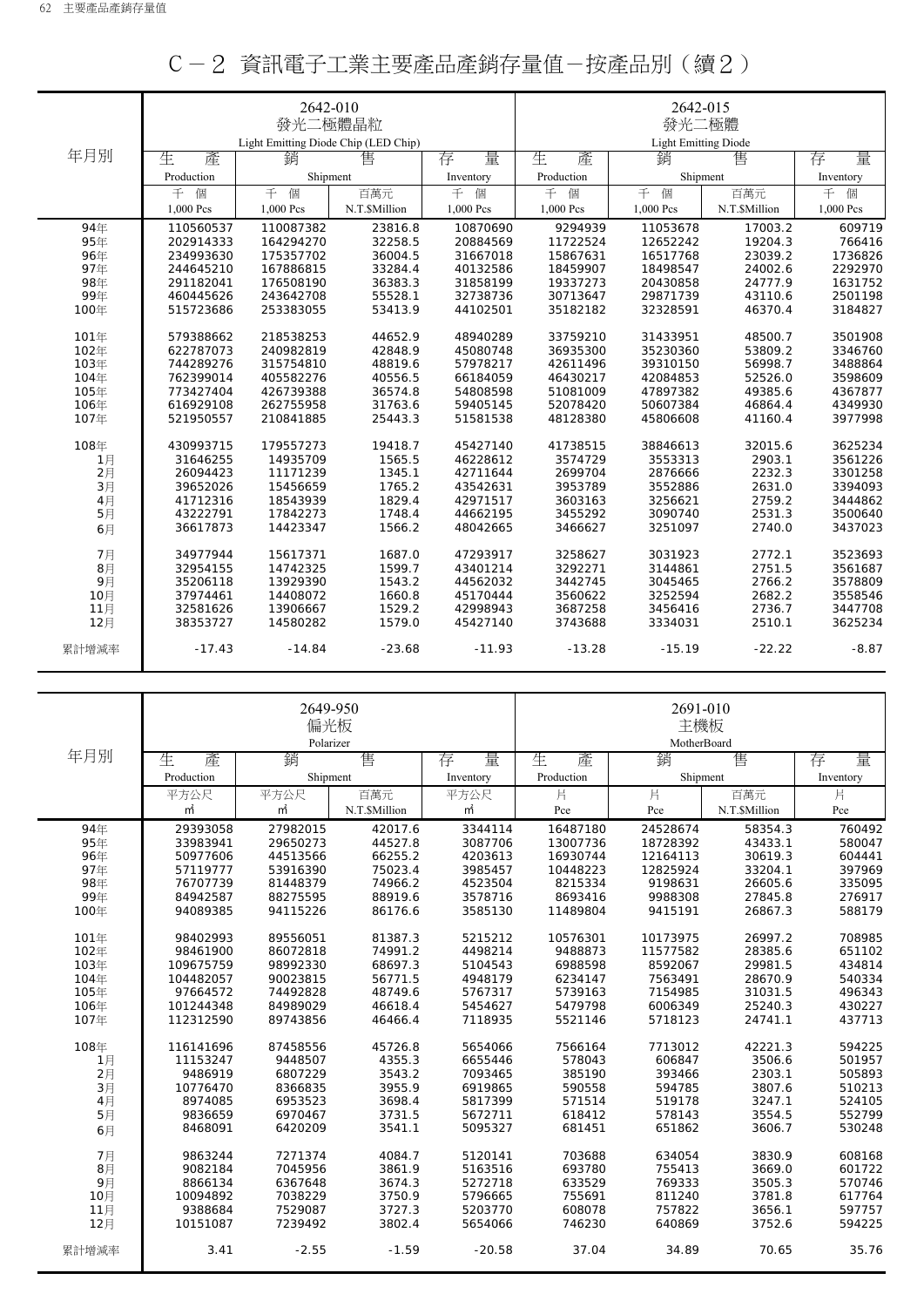# C－2 資訊電子工業主要產品產銷存量值－按產品別（續2）

| 年月別 | 2642-010 發光二極體晶粒 Light Emitting Diode Chip (LED Chip) 生產 Production 千個 1,000 Pcs | 銷售 Shipment 千個 1,000 Pcs | 銷售 Shipment 百萬元 N.T.$Million | 存量 Inventory 千個 1,000 Pcs | 2642-015 發光二極體 Light Emitting Diode 生產 Production 千個 1,000 Pcs | 銷售 Shipment 千個 1,000 Pcs | 銷售 Shipment 百萬元 N.T.$Million | 存量 Inventory 千個 1,000 Pcs |
|---|---|---|---|---|---|---|---|---|
| 94年 | 110560537 | 110087382 | 23816.8 | 10870690 | 9294939 | 11053678 | 17003.2 | 609719 |
| 95年 | 202914333 | 164294270 | 32258.5 | 20884569 | 11722524 | 12652242 | 19204.3 | 766416 |
| 96年 | 234993630 | 175357702 | 36004.5 | 31667018 | 15867631 | 16517768 | 23039.2 | 1736826 |
| 97年 | 244645210 | 167868815 | 33284.4 | 40132586 | 18459907 | 18498547 | 24002.6 | 2292970 |
| 98年 | 291182041 | 176508190 | 36383.3 | 31858199 | 19337273 | 20430858 | 24777.9 | 1631752 |
| 99年 | 460445626 | 243642708 | 55528.1 | 32738736 | 30713647 | 29871739 | 43110.6 | 2501198 |
| 100年 | 515723686 | 253383055 | 53413.9 | 44102501 | 35182182 | 32328591 | 46370.4 | 3184827 |
| 101年 | 579388662 | 218538253 | 44652.9 | 48940289 | 33759210 | 31433951 | 48500.7 | 3501908 |
| 102年 | 622787073 | 240982819 | 42848.9 | 45080748 | 36935300 | 35230360 | 53809.2 | 3346760 |
| 103年 | 744289276 | 315754810 | 48819.6 | 57978217 | 42611496 | 39310150 | 56998.7 | 3488864 |
| 104年 | 762399014 | 405582276 | 40556.5 | 66184059 | 46430217 | 42084853 | 52526.0 | 3598609 |
| 105年 | 773427404 | 426739388 | 36574.8 | 54808598 | 51081009 | 47897382 | 49385.6 | 4367877 |
| 106年 | 616929108 | 262755958 | 31763.6 | 59405145 | 52078420 | 50607384 | 46864.4 | 4349930 |
| 107年 | 521950557 | 210841885 | 25443.3 | 51581538 | 48128380 | 45806608 | 41160.4 | 3977998 |
| 108年 | 430993715 | 179557273 | 19418.7 | 45427140 | 41738515 | 38846613 | 32015.6 | 3625234 |
| 1月 | 31646255 | 14935709 | 1565.5 | 46228612 | 3574729 | 3553313 | 2903.1 | 3561226 |
| 2月 | 26094423 | 11171239 | 1345.1 | 42711644 | 2699704 | 2876666 | 2232.3 | 3301258 |
| 3月 | 39652026 | 15456659 | 1765.2 | 43542631 | 3953789 | 3552886 | 2631.0 | 3394093 |
| 4月 | 41712316 | 18543939 | 1829.4 | 42971517 | 3603163 | 3256621 | 2759.2 | 3444862 |
| 5月 | 43222791 | 17842273 | 1748.4 | 44662195 | 3455292 | 3090740 | 2531.3 | 3500640 |
| 6月 | 36617873 | 14423347 | 1566.2 | 48042665 | 3466627 | 3251097 | 2740.0 | 3437023 |
| 7月 | 34977944 | 15617371 | 1687.0 | 47293917 | 3258627 | 3031923 | 2772.1 | 3523693 |
| 8月 | 32954155 | 14742325 | 1599.7 | 43401214 | 3292271 | 3144861 | 2751.5 | 3561687 |
| 9月 | 35206118 | 13929390 | 1543.2 | 44562032 | 3442745 | 3045465 | 2766.2 | 3578809 |
| 10月 | 37974461 | 14408072 | 1660.8 | 45170444 | 3560622 | 3252594 | 2682.2 | 3558546 |
| 11月 | 32581626 | 13906667 | 1529.2 | 42998943 | 3687258 | 3456416 | 2736.7 | 3447708 |
| 12月 | 38353727 | 14580282 | 1579.0 | 45427140 | 3743688 | 3334031 | 2510.1 | 3625234 |
| 累計增減率 | -17.43 | -14.84 | -23.68 | -11.93 | -13.28 | -15.19 | -22.22 | -8.87 |

| 年月別 | 2649-950 偏光板 Polarizer 生產 Production 平方公尺 ㎡ | 銷售 Shipment 平方公尺 ㎡ | 銷售 Shipment 百萬元 N.T.$Million | 存量 Inventory 平方公尺 ㎡ | 2691-010 主機板 MotherBoard 生產 Production 片 Pce | 銷售 Shipment 片 Pce | 銷售 Shipment 百萬元 N.T.$Million | 存量 Inventory 片 Pce |
|---|---|---|---|---|---|---|---|---|
| 94年 | 29393058 | 27982015 | 42017.6 | 3344114 | 16487180 | 24528674 | 58354.3 | 760492 |
| 95年 | 33983941 | 29650273 | 44527.8 | 3087706 | 13007736 | 18728392 | 43433.1 | 580047 |
| 96年 | 50977606 | 44513566 | 66255.2 | 4203613 | 16930744 | 12164113 | 30619.3 | 604441 |
| 97年 | 57119777 | 53916390 | 75023.4 | 3985457 | 10448223 | 12825924 | 33204.1 | 397969 |
| 98年 | 76707739 | 81448379 | 74966.2 | 4523504 | 8215334 | 9198631 | 26605.6 | 335095 |
| 99年 | 84942587 | 88275595 | 88919.6 | 3578716 | 8693416 | 9988308 | 27845.8 | 276917 |
| 100年 | 94089385 | 94115226 | 86176.6 | 3585130 | 11489804 | 9415191 | 26867.3 | 588179 |
| 101年 | 98402993 | 89556051 | 81387.3 | 5215212 | 10576301 | 10173975 | 26997.2 | 708985 |
| 102年 | 98461900 | 86072818 | 74991.2 | 4498214 | 9488873 | 11577582 | 28385.6 | 651102 |
| 103年 | 109675759 | 98992330 | 68697.3 | 5104543 | 6988598 | 8592067 | 29981.5 | 434814 |
| 104年 | 104482057 | 90023815 | 56771.5 | 4948179 | 6234147 | 7563491 | 28670.9 | 540334 |
| 105年 | 97664572 | 74492828 | 48749.6 | 5767317 | 5739163 | 7154985 | 31031.5 | 496343 |
| 106年 | 101244348 | 84989029 | 46618.4 | 5454627 | 5479798 | 6006349 | 25240.3 | 430227 |
| 107年 | 112312590 | 89743856 | 46466.4 | 7118935 | 5521146 | 5718123 | 24741.1 | 437713 |
| 108年 | 116141696 | 87458556 | 45726.8 | 5654066 | 7566164 | 7713012 | 42221.3 | 594225 |
| 1月 | 11153247 | 9448507 | 4355.3 | 6655446 | 578043 | 606847 | 3506.6 | 501957 |
| 2月 | 9486919 | 6807229 | 3543.2 | 7093465 | 385190 | 393466 | 2303.1 | 505893 |
| 3月 | 10776470 | 8366835 | 3955.9 | 6919865 | 590558 | 594785 | 3807.6 | 510213 |
| 4月 | 8974085 | 6953523 | 3698.4 | 5817399 | 571514 | 519178 | 3247.1 | 524105 |
| 5月 | 9836659 | 6970467 | 3731.5 | 5672711 | 618412 | 578143 | 3554.5 | 552799 |
| 6月 | 8468091 | 6420209 | 3541.1 | 5095327 | 681451 | 651862 | 3606.7 | 530248 |
| 7月 | 9863244 | 7271374 | 4084.7 | 5120141 | 703688 | 634054 | 3830.9 | 608168 |
| 8月 | 9082184 | 7045956 | 3861.9 | 5163516 | 693780 | 755413 | 3669.0 | 601722 |
| 9月 | 8866134 | 6367648 | 3674.3 | 5272718 | 633529 | 769333 | 3505.3 | 570746 |
| 10月 | 10094892 | 7038229 | 3750.9 | 5796665 | 755691 | 811240 | 3781.8 | 617764 |
| 11月 | 9388684 | 7529087 | 3727.3 | 5203770 | 608078 | 757822 | 3656.1 | 597757 |
| 12月 | 10151087 | 7239492 | 3802.4 | 5654066 | 746230 | 640869 | 3752.6 | 594225 |
| 累計增減率 | 3.41 | -2.55 | -1.59 | -20.58 | 37.04 | 34.89 | 70.65 | 35.76 |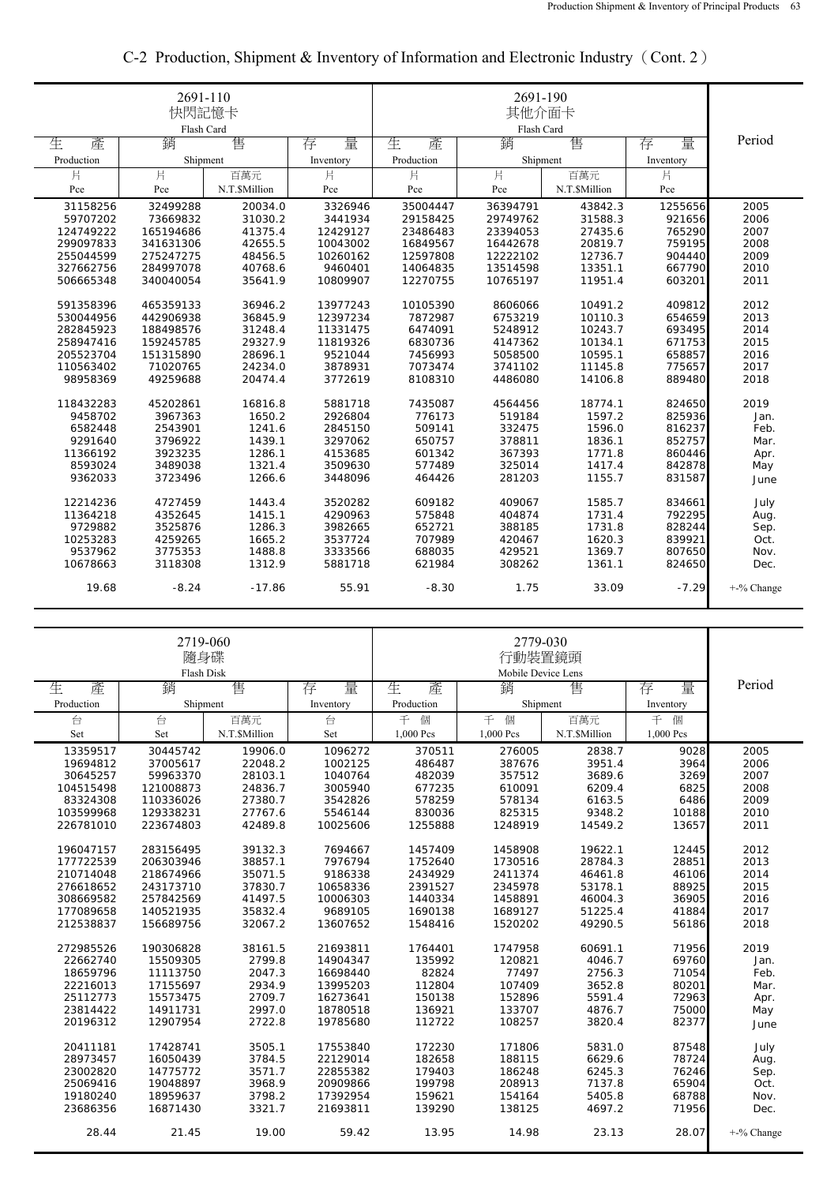# C-2 Production, Shipment & Inventory of Information and Electronic Industry（Cont. 2）

| 2691-110 快閃記憶卡 Flash Card | | | | 2691-190 其他介面卡 Flash Card | | | | Period |
|---|---|---|---|---|---|---|---|---|
| 生產 Production | 銷售 Shipment | | 存量 Inventory | 生產 Production | 銷售 Shipment | | 存量 Inventory | |
| 片 Pce | 片 Pce | 百萬元 N.T.$Million | 片 Pce | 片 Pce | 片 Pce | 百萬元 N.T.$Million | 片 Pce | |
| 31158256 | 32499288 | 20034.0 | 3326946 | 35004447 | 36394791 | 43842.3 | 1255656 | 2005 |
| 59707202 | 73669832 | 31030.2 | 3441934 | 29158425 | 29749762 | 31588.3 | 921656 | 2006 |
| 124749222 | 165194686 | 41375.4 | 12429127 | 23486483 | 23394053 | 27435.6 | 765290 | 2007 |
| 299097833 | 341631306 | 42655.5 | 10043002 | 16849567 | 16442678 | 20819.7 | 759195 | 2008 |
| 255044599 | 275247275 | 48456.5 | 10260162 | 12597808 | 12222102 | 12736.7 | 904440 | 2009 |
| 327662756 | 284997078 | 40768.6 | 9460401 | 14064835 | 13514598 | 13351.1 | 667790 | 2010 |
| 506665348 | 340040054 | 35641.9 | 10809907 | 12270755 | 10765197 | 11951.4 | 603201 | 2011 |
| 591358396 | 465359133 | 36946.2 | 13977243 | 10105390 | 8606066 | 10491.2 | 409812 | 2012 |
| 530044956 | 442906938 | 36845.9 | 12397234 | 7872987 | 6753219 | 10110.3 | 654659 | 2013 |
| 282845923 | 188498576 | 31248.4 | 11331475 | 6474091 | 5248912 | 10243.7 | 693495 | 2014 |
| 258947416 | 159245785 | 29327.9 | 11819326 | 6830736 | 4147362 | 10134.1 | 671753 | 2015 |
| 205523704 | 151315890 | 28696.1 | 9521044 | 7456993 | 5058500 | 10595.1 | 658857 | 2016 |
| 110563402 | 71020765 | 24234.0 | 3878931 | 7073474 | 3741102 | 11145.8 | 775657 | 2017 |
| 98958369 | 49259688 | 20474.4 | 3772619 | 8108310 | 4486080 | 14106.8 | 889480 | 2018 |
| 118432283 | 45202861 | 16816.8 | 5881718 | 7435087 | 4564456 | 18774.1 | 824650 | 2019 |
| 9458702 | 3967363 | 1650.2 | 2926804 | 776173 | 519184 | 1597.2 | 825936 | Jan. |
| 6582448 | 2543901 | 1241.6 | 2845150 | 509141 | 332475 | 1596.0 | 816237 | Feb. |
| 9291640 | 3796922 | 1439.1 | 3297062 | 650757 | 378811 | 1836.1 | 852757 | Mar. |
| 11366192 | 3923235 | 1286.1 | 4153685 | 601342 | 367393 | 1771.8 | 860446 | Apr. |
| 8593024 | 3489038 | 1321.4 | 3509630 | 577489 | 325014 | 1417.4 | 842878 | May |
| 9362033 | 3723496 | 1266.6 | 3448096 | 464426 | 281203 | 1155.7 | 831587 | June |
| 12214236 | 4727459 | 1443.4 | 3520282 | 609182 | 409067 | 1585.7 | 834661 | July |
| 11364218 | 4352645 | 1415.1 | 4290963 | 575848 | 404874 | 1731.4 | 792295 | Aug. |
| 9729882 | 3525876 | 1286.3 | 3982665 | 652721 | 388185 | 1731.8 | 828244 | Sep. |
| 10253283 | 4259265 | 1665.2 | 3537724 | 707989 | 420467 | 1620.3 | 839921 | Oct. |
| 9537962 | 3775353 | 1488.8 | 3333566 | 688035 | 429521 | 1369.7 | 807650 | Nov. |
| 10678663 | 3118308 | 1312.9 | 5881718 | 621984 | 308262 | 1361.1 | 824650 | Dec. |
| 19.68 | -8.24 | -17.86 | 55.91 | -8.30 | 1.75 | 33.09 | -7.29 | +-% Change |

| 2719-060 隨身碟 Flash Disk | | | | 2779-030 行動裝置鏡頭 Mobile Device Lens | | | | Period |
|---|---|---|---|---|---|---|---|---|
| 生產 Production | 銷售 Shipment | | 存量 Inventory | 生產 Production | 銷售 Shipment | | 存量 Inventory | |
| 台 Set | 台 Set | 百萬元 N.T.$Million | 台 Set | 千個 1,000 Pcs | 千個 1,000 Pcs | 百萬元 N.T.$Million | 千個 1,000 Pcs | |
| 13359517 | 30445742 | 19906.0 | 1096272 | 370511 | 276005 | 2838.7 | 9028 | 2005 |
| 19694812 | 37005617 | 22048.2 | 1002125 | 486487 | 387676 | 3951.4 | 3964 | 2006 |
| 30645257 | 59963370 | 28103.1 | 1040764 | 482039 | 357512 | 3689.6 | 3269 | 2007 |
| 104515498 | 121008873 | 24836.7 | 3005940 | 677235 | 610091 | 6209.4 | 6825 | 2008 |
| 83324308 | 110336026 | 27380.7 | 3542826 | 578259 | 578134 | 6163.5 | 6486 | 2009 |
| 103599968 | 129338231 | 27767.6 | 5546144 | 830036 | 825315 | 9348.2 | 10188 | 2010 |
| 226781010 | 223674803 | 42489.8 | 10025606 | 1255888 | 1248919 | 14549.2 | 13657 | 2011 |
| 196047157 | 283156495 | 39132.3 | 7694667 | 1457409 | 1458908 | 19622.1 | 12445 | 2012 |
| 177722539 | 206303946 | 38857.1 | 7976794 | 1752640 | 1730516 | 28784.3 | 28851 | 2013 |
| 210714048 | 218674966 | 35071.5 | 9186338 | 2434929 | 2411374 | 46461.8 | 46106 | 2014 |
| 276618652 | 243173710 | 37830.7 | 10658336 | 2391527 | 2345978 | 53178.1 | 88925 | 2015 |
| 308669582 | 257842569 | 41497.5 | 10006303 | 1440334 | 1458891 | 46004.3 | 36905 | 2016 |
| 177089658 | 140521935 | 35832.4 | 9689105 | 1690138 | 1689127 | 51225.4 | 41884 | 2017 |
| 212538837 | 156689756 | 32067.2 | 13607652 | 1548416 | 1520202 | 49290.5 | 56186 | 2018 |
| 272985526 | 190306828 | 38161.5 | 21693811 | 1764401 | 1747958 | 60691.1 | 71956 | 2019 |
| 22662740 | 15509305 | 2799.8 | 14904347 | 135992 | 120821 | 4046.7 | 69760 | Jan. |
| 18659796 | 11113750 | 2047.3 | 16698440 | 82824 | 77497 | 2756.3 | 71054 | Feb. |
| 22216013 | 17155697 | 2934.9 | 13995203 | 112804 | 107409 | 3652.8 | 80201 | Mar. |
| 25112773 | 15573475 | 2709.7 | 16273641 | 150138 | 152896 | 5591.4 | 72963 | Apr. |
| 23814422 | 14911731 | 2997.0 | 18780518 | 136921 | 133707 | 4876.7 | 75000 | May |
| 20196312 | 12907954 | 2722.8 | 19785680 | 112722 | 108257 | 3820.4 | 82377 | June |
| 20411181 | 17428741 | 3505.1 | 17553840 | 172230 | 171806 | 5831.0 | 87548 | July |
| 28973457 | 16050439 | 3784.5 | 22129014 | 182658 | 188115 | 6629.6 | 78724 | Aug. |
| 23002820 | 14775772 | 3571.7 | 22855382 | 179403 | 186248 | 6245.3 | 76246 | Sep. |
| 25069416 | 19048897 | 3968.9 | 20909866 | 199798 | 208913 | 7137.8 | 65904 | Oct. |
| 19180240 | 18959637 | 3798.2 | 17392954 | 159621 | 154164 | 5405.8 | 68788 | Nov. |
| 23686356 | 16871430 | 3321.7 | 21693811 | 139290 | 138125 | 4697.2 | 71956 | Dec. |
| 28.44 | 21.45 | 19.00 | 59.42 | 13.95 | 14.98 | 23.13 | 28.07 | +-% Change |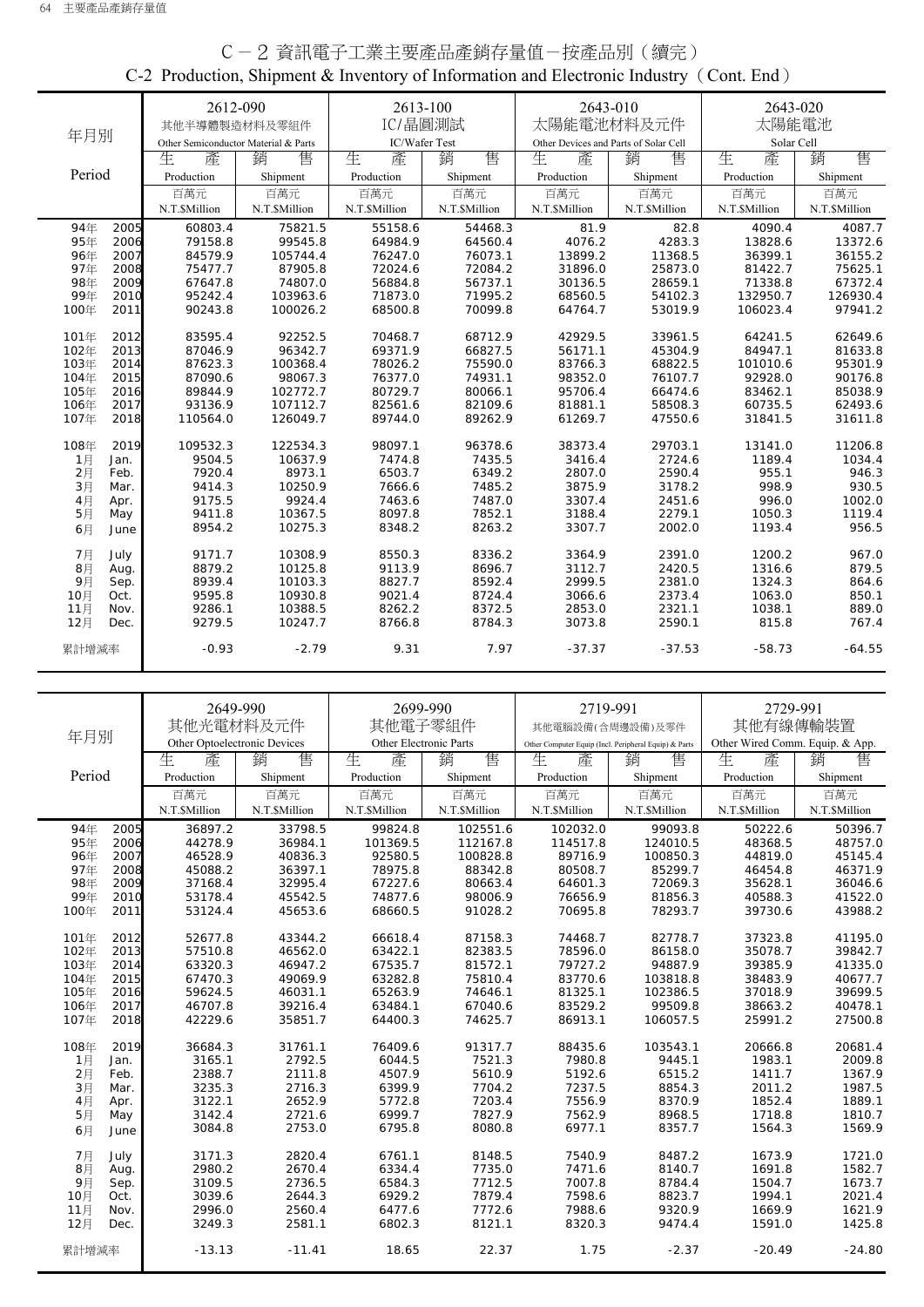# C－2 資訊電子工業主要產品產銷存量值－按產品別（續完）

## C-2 Production, Shipment & Inventory of Information and Electronic Industry（Cont. End）

| 年月別 Period | | 2612-090 其他半導體製造材料及零組件 Other Semiconductor Material & Parts | | 2613-100 IC/晶圓測試 IC/Wafer Test | | 2643-010 太陽能電池材料及元件 Other Devices and Parts of Solar Cell | | 2643-020 太陽能電池 Solar Cell | |
|---|---|---|---|---|---|---|---|---|---|
| | | 生產 Production | 銷售 Shipment | 生產 Production | 銷售 Shipment | 生產 Production | 銷售 Shipment | 生產 Production | 銷售 Shipment |
| | | 百萬元 N.T.$Million | 百萬元 N.T.$Million | 百萬元 N.T.$Million | 百萬元 N.T.$Million | 百萬元 N.T.$Million | 百萬元 N.T.$Million | 百萬元 N.T.$Million | 百萬元 N.T.$Million |
| 94年 | 2005 | 60803.4 | 75821.5 | 55158.6 | 54468.3 | 81.9 | 82.8 | 4090.4 | 4087.7 |
| 95年 | 2006 | 79158.8 | 99545.8 | 64984.9 | 64560.4 | 4076.2 | 4283.3 | 13828.6 | 13372.6 |
| 96年 | 2007 | 84579.9 | 105744.4 | 76247.0 | 76073.1 | 13899.2 | 11368.5 | 36399.1 | 36155.2 |
| 97年 | 2008 | 75477.7 | 87905.8 | 72024.6 | 72084.2 | 31896.0 | 25873.0 | 81422.7 | 75625.1 |
| 98年 | 2009 | 67647.8 | 74807.0 | 56884.8 | 56737.1 | 30136.5 | 28659.1 | 71338.8 | 67372.4 |
| 99年 | 2010 | 95242.4 | 103963.6 | 71873.0 | 71995.2 | 68560.5 | 54102.3 | 132950.7 | 126930.4 |
| 100年 | 2011 | 90243.8 | 100026.2 | 68500.8 | 70099.8 | 64764.7 | 53019.9 | 106023.4 | 97941.2 |
| 101年 | 2012 | 83595.4 | 92252.5 | 70468.7 | 68712.9 | 42929.5 | 33961.5 | 64241.5 | 62649.6 |
| 102年 | 2013 | 87046.9 | 96342.7 | 69371.9 | 66827.5 | 56171.1 | 45304.9 | 84947.1 | 81633.8 |
| 103年 | 2014 | 87623.3 | 100368.4 | 78026.2 | 75590.0 | 83766.3 | 68822.5 | 101010.6 | 95301.9 |
| 104年 | 2015 | 87090.6 | 98067.3 | 76377.0 | 74931.1 | 98352.0 | 76107.7 | 92928.0 | 90176.8 |
| 105年 | 2016 | 89844.9 | 102772.7 | 80729.7 | 80066.1 | 95706.4 | 66474.6 | 83462.1 | 85038.9 |
| 106年 | 2017 | 93136.9 | 107112.7 | 82561.6 | 82109.6 | 81881.1 | 58508.3 | 60735.5 | 62493.6 |
| 107年 | 2018 | 110564.0 | 126049.7 | 89744.0 | 89262.9 | 61269.7 | 47550.6 | 31841.5 | 31611.8 |
| 108年 | 2019 | 109532.3 | 122534.3 | 98097.1 | 96378.6 | 38373.4 | 29703.1 | 13141.0 | 11206.8 |
| 1月 | Jan. | 9504.5 | 10637.9 | 7474.8 | 7435.5 | 3416.4 | 2724.6 | 1189.4 | 1034.4 |
| 2月 | Feb. | 7920.4 | 8973.1 | 6503.7 | 6349.2 | 2807.0 | 2590.4 | 955.1 | 946.3 |
| 3月 | Mar. | 9414.3 | 10250.9 | 7666.6 | 7485.2 | 3875.9 | 3178.2 | 998.9 | 930.5 |
| 4月 | Apr. | 9175.5 | 9924.4 | 7463.6 | 7487.0 | 3307.4 | 2451.6 | 996.0 | 1002.0 |
| 5月 | May | 9411.8 | 10367.5 | 8097.8 | 7852.1 | 3188.4 | 2279.1 | 1050.3 | 1119.4 |
| 6月 | June | 8954.2 | 10275.3 | 8348.2 | 8263.2 | 3307.7 | 2002.0 | 1193.4 | 956.5 |
| 7月 | July | 9171.7 | 10308.9 | 8550.3 | 8336.2 | 3364.9 | 2391.0 | 1200.2 | 967.0 |
| 8月 | Aug. | 8879.2 | 10125.8 | 9113.9 | 8696.7 | 3112.7 | 2420.5 | 1316.6 | 879.5 |
| 9月 | Sep. | 8939.4 | 10103.3 | 8827.7 | 8592.4 | 2999.5 | 2381.0 | 1324.3 | 864.6 |
| 10月 | Oct. | 9595.8 | 10930.8 | 9021.4 | 8724.4 | 3066.6 | 2373.4 | 1063.0 | 850.1 |
| 11月 | Nov. | 9286.1 | 10388.5 | 8262.2 | 8372.5 | 2853.0 | 2321.1 | 1038.1 | 889.0 |
| 12月 | Dec. | 9279.5 | 10247.7 | 8766.8 | 8784.3 | 3073.8 | 2590.1 | 815.8 | 767.4 |
| 累計增減率 | | -0.93 | -2.79 | 9.31 | 7.97 | -37.37 | -37.53 | -58.73 | -64.55 |

| 年月別 Period | | 2649-990 其他光電材料及元件 Other Optoelectronic Devices | | 2699-990 其他電子零組件 Other Electronic Parts | | 2719-991 其他電腦設備(含周邊設備)及零件 Other Computer Equip (Incl. Peripheral Equip) & Parts | | 2729-991 其他有線傳輸裝置 Other Wired Comm. Equip. & App. | |
|---|---|---|---|---|---|---|---|---|---|
| | | 生產 Production | 銷售 Shipment | 生產 Production | 銷售 Shipment | 生產 Production | 銷售 Shipment | 生產 Production | 銷售 Shipment |
| | | 百萬元 N.T.$Million | 百萬元 N.T.$Million | 百萬元 N.T.$Million | 百萬元 N.T.$Million | 百萬元 N.T.$Million | 百萬元 N.T.$Million | 百萬元 N.T.$Million | 百萬元 N.T.$Million |
| 94年 | 2005 | 36897.2 | 33798.5 | 99824.8 | 102551.6 | 102032.0 | 99093.8 | 50222.6 | 50396.7 |
| 95年 | 2006 | 44278.9 | 36984.1 | 101369.5 | 112167.8 | 114517.8 | 124010.5 | 48368.5 | 48757.0 |
| 96年 | 2007 | 46528.9 | 40836.3 | 92580.5 | 100828.8 | 89716.9 | 100850.3 | 44819.0 | 45145.4 |
| 97年 | 2008 | 45088.2 | 36397.1 | 78975.8 | 88342.8 | 80508.7 | 85299.7 | 46454.8 | 46371.9 |
| 98年 | 2009 | 37168.4 | 32995.4 | 67227.6 | 80663.4 | 64601.3 | 72069.3 | 35628.1 | 36046.6 |
| 99年 | 2010 | 53178.4 | 45542.5 | 74877.6 | 98006.9 | 76656.9 | 81856.3 | 40588.3 | 41522.0 |
| 100年 | 2011 | 53124.4 | 45653.6 | 68660.5 | 91028.2 | 70695.8 | 78293.7 | 39730.6 | 43988.2 |
| 101年 | 2012 | 52677.8 | 43344.2 | 66618.4 | 87158.3 | 74468.7 | 82778.7 | 37323.8 | 41195.0 |
| 102年 | 2013 | 57510.8 | 46562.0 | 63422.1 | 82383.5 | 78596.0 | 86158.0 | 35078.7 | 39842.7 |
| 103年 | 2014 | 63320.3 | 46947.2 | 67535.7 | 81572.1 | 79727.2 | 94887.9 | 39385.9 | 41335.0 |
| 104年 | 2015 | 67470.3 | 49069.9 | 63282.8 | 75810.4 | 83770.6 | 103818.8 | 38483.9 | 40677.7 |
| 105年 | 2016 | 59624.5 | 46031.1 | 65263.9 | 74646.1 | 81325.1 | 102386.5 | 37018.9 | 39699.5 |
| 106年 | 2017 | 46707.8 | 39216.4 | 63484.1 | 67040.6 | 83529.2 | 99509.8 | 38663.2 | 40478.1 |
| 107年 | 2018 | 42229.6 | 35851.7 | 64400.3 | 74625.7 | 86913.1 | 106057.5 | 25991.2 | 27500.8 |
| 108年 | 2019 | 36684.3 | 31761.1 | 76409.6 | 91317.7 | 88435.6 | 103543.1 | 20666.8 | 20681.4 |
| 1月 | Jan. | 3165.1 | 2792.5 | 6044.5 | 7521.3 | 7980.8 | 9445.1 | 1983.1 | 2009.8 |
| 2月 | Feb. | 2388.7 | 2111.8 | 4507.9 | 5610.9 | 5192.6 | 6515.2 | 1411.7 | 1367.9 |
| 3月 | Mar. | 3235.3 | 2716.3 | 6399.9 | 7704.2 | 7237.5 | 8854.3 | 2011.2 | 1987.5 |
| 4月 | Apr. | 3122.1 | 2652.9 | 5772.8 | 7203.4 | 7556.9 | 8370.9 | 1852.4 | 1889.1 |
| 5月 | May | 3142.4 | 2721.6 | 6999.7 | 7827.9 | 7562.9 | 8968.5 | 1718.8 | 1810.7 |
| 6月 | June | 3084.8 | 2753.0 | 6795.8 | 8080.8 | 6977.1 | 8357.7 | 1564.3 | 1569.9 |
| 7月 | July | 3171.3 | 2820.4 | 6761.1 | 8148.5 | 7540.9 | 8487.2 | 1673.9 | 1721.0 |
| 8月 | Aug. | 2980.2 | 2670.4 | 6334.4 | 7735.0 | 7471.6 | 8140.7 | 1691.8 | 1582.7 |
| 9月 | Sep. | 3109.5 | 2736.5 | 6584.3 | 7712.5 | 7007.8 | 8784.4 | 1504.7 | 1673.7 |
| 10月 | Oct. | 3039.6 | 2644.3 | 6929.2 | 7879.4 | 7598.6 | 8823.7 | 1994.1 | 2021.4 |
| 11月 | Nov. | 2996.0 | 2560.4 | 6477.6 | 7772.6 | 7988.6 | 9320.9 | 1669.9 | 1621.9 |
| 12月 | Dec. | 3249.3 | 2581.1 | 6802.3 | 8121.1 | 8320.3 | 9474.4 | 1591.0 | 1425.8 |
| 累計增減率 | | -13.13 | -11.41 | 18.65 | 22.37 | 1.75 | -2.37 | -20.49 | -24.80 |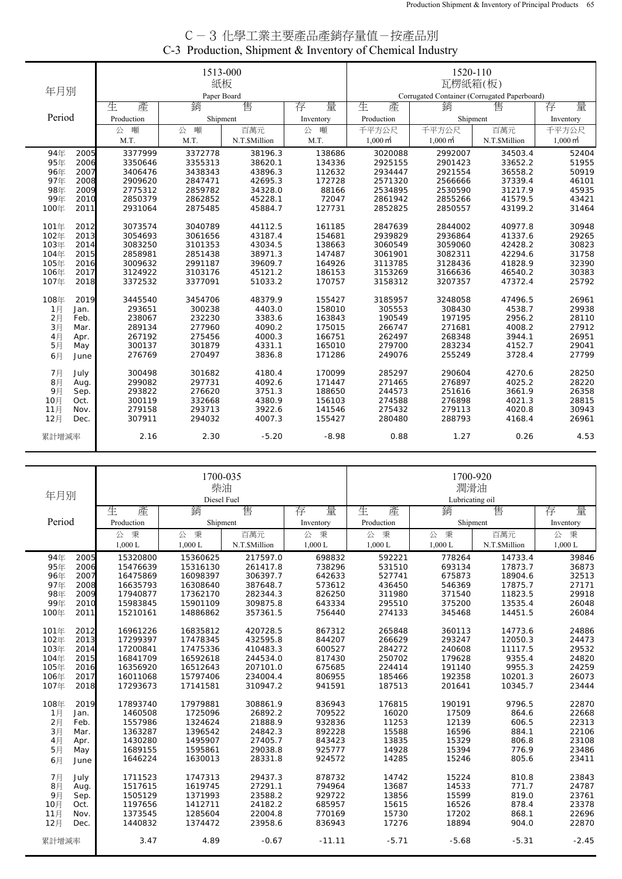# C－3 化學工業主要產品產銷存量值－按產品別
## C-3 Production, Shipment & Inventory of Chemical Industry

| 年月別 Period | 1513-000 紙板 Paper Board 生產 Production 公噸 M.T. | 銷售 Shipment 公噸 M.T. | 銷售 Shipment 百萬元 N.T.$Million | 存量 Inventory 公噸 M.T. | 1520-110 瓦楞紙箱(板) Corrugated Container (Corrugated Paperboard) 生產 Production 千平方公尺 1,000㎡ | 銷售 Shipment 千平方公尺 1,000㎡ | 銷售 Shipment 百萬元 N.T.$Million | 存量 Inventory 千平方公尺 1,000㎡ |
|---|---|---|---|---|---|---|---|---|
| 94年 2005 | 3377999 | 3372778 | 38196.3 | 138686 | 3020088 | 2992007 | 34503.4 | 52404 |
| 95年 2006 | 3350646 | 3355313 | 38620.1 | 134336 | 2925155 | 2901423 | 33652.2 | 51955 |
| 96年 2007 | 3406476 | 3438343 | 43896.3 | 112632 | 2934447 | 2921554 | 36558.2 | 50919 |
| 97年 2008 | 2909620 | 2847471 | 42695.3 | 172728 | 2571320 | 2566666 | 37339.4 | 46101 |
| 98年 2009 | 2775312 | 2859782 | 34328.0 | 88166 | 2534895 | 2530590 | 31217.9 | 45935 |
| 99年 2010 | 2850379 | 2862852 | 45228.1 | 72047 | 2861942 | 2855266 | 41579.5 | 43421 |
| 100年 2011 | 2931064 | 2875485 | 45884.7 | 127731 | 2852825 | 2850557 | 43199.2 | 31464 |
| 101年 2012 | 3073574 | 3040789 | 44112.5 | 161185 | 2847639 | 2844002 | 40977.8 | 30948 |
| 102年 2013 | 3054693 | 3061656 | 43187.4 | 154681 | 2939829 | 2936864 | 41337.6 | 29265 |
| 103年 2014 | 3083250 | 3101353 | 43034.5 | 138663 | 3060549 | 3059060 | 42428.2 | 30823 |
| 104年 2015 | 2858981 | 2851438 | 38971.3 | 147487 | 3061901 | 3082311 | 42294.6 | 31758 |
| 105年 2016 | 3009632 | 2991187 | 39609.7 | 164926 | 3113785 | 3128436 | 41828.9 | 32390 |
| 106年 2017 | 3124922 | 3103176 | 45121.2 | 186153 | 3153269 | 3166636 | 46540.2 | 30383 |
| 107年 2018 | 3372532 | 3377091 | 51033.2 | 170757 | 3158312 | 3207357 | 47372.4 | 25792 |
| 108年 2019 | 3445540 | 3454706 | 48379.9 | 155427 | 3185957 | 3248058 | 47496.5 | 26961 |
| 1月 Jan. | 293651 | 300238 | 4403.0 | 158010 | 305553 | 308430 | 4538.7 | 29938 |
| 2月 Feb. | 238067 | 232230 | 3383.6 | 163843 | 190549 | 197195 | 2956.2 | 28110 |
| 3月 Mar. | 289134 | 277960 | 4090.2 | 175015 | 266747 | 271681 | 4008.2 | 27912 |
| 4月 Apr. | 267192 | 275456 | 4000.3 | 166751 | 262497 | 268348 | 3944.1 | 26951 |
| 5月 May | 300137 | 301879 | 4331.1 | 165010 | 279700 | 283234 | 4152.7 | 29041 |
| 6月 June | 276769 | 270497 | 3836.8 | 171286 | 249076 | 255249 | 3728.4 | 27799 |
| 7月 July | 300498 | 301682 | 4180.4 | 170099 | 285297 | 290604 | 4270.6 | 28250 |
| 8月 Aug. | 299082 | 297731 | 4092.6 | 171447 | 271465 | 276897 | 4025.2 | 28220 |
| 9月 Sep. | 293822 | 276620 | 3751.3 | 188650 | 244573 | 251616 | 3661.9 | 26358 |
| 10月 Oct. | 300119 | 332668 | 4380.9 | 156103 | 274588 | 276898 | 4021.3 | 28815 |
| 11月 Nov. | 279158 | 293713 | 3922.6 | 141546 | 275432 | 279113 | 4020.8 | 30943 |
| 12月 Dec. | 307911 | 294032 | 4007.3 | 155427 | 280480 | 288793 | 4168.4 | 26961 |
| 累計增減率 | 2.16 | 2.30 | -5.20 | -8.98 | 0.88 | 1.27 | 0.26 | 4.53 |

| 年月別 Period | 1700-035 柴油 Diesel Fuel 生產 Production 公秉 1,000 L | 銷售 Shipment 公秉 1,000 L | 銷售 Shipment 百萬元 N.T.$Million | 存量 Inventory 公秉 1,000 L | 1700-920 潤滑油 Lubricating oil 生產 Production 公秉 1,000 L | 銷售 Shipment 公秉 1,000 L | 銷售 Shipment 百萬元 N.T.$Million | 存量 Inventory 公秉 1,000 L |
|---|---|---|---|---|---|---|---|---|
| 94年 2005 | 15320800 | 15360625 | 217597.0 | 698832 | 592221 | 778264 | 14733.4 | 39846 |
| 95年 2006 | 15476639 | 15316130 | 261417.8 | 738296 | 531510 | 693134 | 17873.7 | 36873 |
| 96年 2007 | 16475869 | 16098397 | 306397.7 | 642633 | 527741 | 675873 | 18904.6 | 32513 |
| 97年 2008 | 16635793 | 16308640 | 387648.7 | 573612 | 436450 | 546369 | 17875.7 | 27171 |
| 98年 2009 | 17940877 | 17362170 | 282344.3 | 826250 | 311980 | 371540 | 11823.5 | 29918 |
| 99年 2010 | 15983845 | 15901109 | 309875.8 | 643334 | 295510 | 375200 | 13535.4 | 26048 |
| 100年 2011 | 15210161 | 14886862 | 357361.5 | 756440 | 274133 | 345468 | 14451.5 | 26084 |
| 101年 2012 | 16961226 | 16835812 | 420728.5 | 867312 | 265848 | 360113 | 14773.6 | 24886 |
| 102年 2013 | 17299397 | 17478345 | 432595.8 | 844207 | 266629 | 293247 | 12050.3 | 24473 |
| 103年 2014 | 17200841 | 17475336 | 410483.3 | 600527 | 284272 | 240608 | 11117.5 | 29532 |
| 104年 2015 | 16841709 | 16592618 | 244534.0 | 817430 | 250702 | 179628 | 9355.4 | 24820 |
| 105年 2016 | 16356920 | 16512643 | 207101.0 | 675685 | 224414 | 191140 | 9955.3 | 24259 |
| 106年 2017 | 16011068 | 15797706 | 234004.4 | 806955 | 185466 | 192358 | 10201.3 | 26073 |
| 107年 2018 | 17293673 | 17141581 | 310947.2 | 941591 | 187513 | 201641 | 10345.7 | 23444 |
| 108年 2019 | 17893740 | 17979881 | 308861.9 | 836943 | 176815 | 190191 | 9796.5 | 22870 |
| 1月 Jan. | 1460508 | 1725096 | 26892.2 | 709522 | 16020 | 17509 | 864.6 | 22668 |
| 2月 Feb. | 1557986 | 1324624 | 21888.9 | 932836 | 11253 | 12139 | 606.5 | 22313 |
| 3月 Mar. | 1363287 | 1396542 | 24842.3 | 892228 | 15588 | 16596 | 884.1 | 22106 |
| 4月 Apr. | 1430280 | 1495907 | 27405.7 | 843423 | 13835 | 15329 | 806.8 | 23108 |
| 5月 May | 1689155 | 1595861 | 29038.8 | 925777 | 14928 | 15394 | 776.9 | 23486 |
| 6月 June | 1646224 | 1630013 | 28331.8 | 924572 | 14285 | 15246 | 805.6 | 23411 |
| 7月 July | 1711523 | 1747313 | 29437.3 | 878732 | 14742 | 15224 | 810.8 | 23843 |
| 8月 Aug. | 1517615 | 1619745 | 27291.1 | 794964 | 13687 | 14533 | 771.7 | 24787 |
| 9月 Sep. | 1505129 | 1371993 | 23588.2 | 929722 | 13856 | 15599 | 819.0 | 23761 |
| 10月 Oct. | 1197656 | 1412711 | 24182.2 | 685957 | 15615 | 16526 | 878.4 | 23378 |
| 11月 Nov. | 1373545 | 1285604 | 22004.8 | 770169 | 15730 | 17202 | 868.1 | 22696 |
| 12月 Dec. | 1440832 | 1374472 | 23958.6 | 836943 | 17276 | 18894 | 904.0 | 22870 |
| 累計增減率 | 3.47 | 4.89 | -0.67 | -11.11 | -5.71 | -5.68 | -5.31 | -2.45 |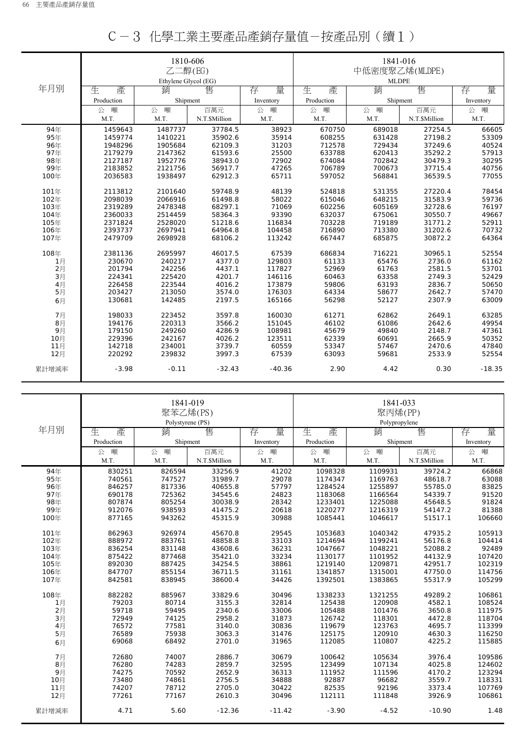# C－3 化學工業主要產品產銷存量值－按產品別（續1）

| 年月別 | 1810-606 乙二醇(EG) Ethylene Glycol (EG) | | | | 1841-016 中低密度聚乙烯(MLDPE) MLDPE | | | |
|---|---|---|---|---|---|---|---|---|
| | 生產 Production | 銷售 Shipment | | 存量 Inventory | 生產 Production | 銷售 Shipment | | 存量 Inventory |
| | 公噸 M.T. | 公噸 M.T. | 百萬元 N.T.$Million | 公噸 M.T. | 公噸 M.T. | 公噸 M.T. | 百萬元 N.T.$Million | 公噸 M.T. |
| 94年 | 1459643 | 1487737 | 37784.5 | 38923 | 670750 | 689018 | 27254.5 | 66605 |
| 95年 | 1459774 | 1410221 | 35902.6 | 35914 | 608255 | 631428 | 27198.2 | 53309 |
| 96年 | 1948296 | 1905684 | 62109.3 | 31203 | 712578 | 729434 | 37249.6 | 40524 |
| 97年 | 2179279 | 2147362 | 61593.6 | 25500 | 633788 | 620413 | 35292.2 | 57913 |
| 98年 | 2127187 | 1952776 | 38943.0 | 72902 | 674084 | 702842 | 30479.3 | 30295 |
| 99年 | 2183852 | 2121756 | 56917.7 | 47265 | 706789 | 700673 | 37715.4 | 40756 |
| 100年 | 2036583 | 1938497 | 62912.3 | 65711 | 597052 | 568841 | 36539.5 | 77055 |
| 101年 | 2113812 | 2101640 | 59748.9 | 48139 | 524818 | 531355 | 27220.4 | 78454 |
| 102年 | 2098039 | 2066916 | 61498.8 | 58022 | 615046 | 648215 | 31583.9 | 59736 |
| 103年 | 2319289 | 2478348 | 68297.1 | 71069 | 602256 | 605169 | 32728.6 | 76197 |
| 104年 | 2360033 | 2514459 | 58364.3 | 93390 | 632037 | 675061 | 30550.7 | 49667 |
| 105年 | 2371824 | 2528020 | 51218.6 | 116834 | 703228 | 719189 | 31771.2 | 52911 |
| 106年 | 2393737 | 2697941 | 64964.8 | 104458 | 716890 | 713380 | 31202.6 | 70732 |
| 107年 | 2479709 | 2698928 | 68106.2 | 113242 | 667447 | 685875 | 30872.2 | 64364 |
| 108年 | 2381136 | 2695997 | 46017.5 | 67539 | 686834 | 716221 | 30965.1 | 52554 |
| 1月 | 230670 | 240217 | 4377.0 | 129803 | 61133 | 65476 | 2736.0 | 61162 |
| 2月 | 201794 | 242256 | 4437.1 | 117827 | 52969 | 61763 | 2581.5 | 53701 |
| 3月 | 224341 | 225420 | 4201.7 | 146116 | 60463 | 63358 | 2749.3 | 52429 |
| 4月 | 226458 | 223544 | 4016.2 | 173879 | 59806 | 63193 | 2836.7 | 50650 |
| 5月 | 203427 | 213050 | 3574.0 | 176303 | 64334 | 58677 | 2642.7 | 57470 |
| 6月 | 130681 | 142485 | 2197.5 | 165166 | 56298 | 52127 | 2307.9 | 63009 |
| 7月 | 198033 | 223452 | 3597.8 | 160030 | 61271 | 62862 | 2649.1 | 63285 |
| 8月 | 194176 | 220313 | 3566.2 | 151045 | 46102 | 61086 | 2642.6 | 49954 |
| 9月 | 179150 | 249260 | 4286.9 | 108981 | 45679 | 49840 | 2148.7 | 47361 |
| 10月 | 229396 | 242167 | 4026.2 | 123511 | 62339 | 60691 | 2665.9 | 50352 |
| 11月 | 142718 | 234001 | 3739.7 | 60559 | 53347 | 57467 | 2470.6 | 47840 |
| 12月 | 220292 | 239832 | 3997.3 | 67539 | 63093 | 59681 | 2533.9 | 52554 |
| 累計增減率 | -3.98 | -0.11 | -32.43 | -40.36 | 2.90 | 4.42 | 0.30 | -18.35 |

| 年月別 | 1841-019 聚苯乙烯(PS) Polystyrene (PS) | | | | 1841-033 聚丙烯(PP) Polypropylene | | | |
|---|---|---|---|---|---|---|---|---|
| | 生產 Production | 銷售 Shipment | | 存量 Inventory | 生產 Production | 銷售 Shipment | | 存量 Inventory |
| | 公噸 M.T. | 公噸 M.T. | 百萬元 N.T.$Million | 公噸 M.T. | 公噸 M.T. | 公噸 M.T. | 百萬元 N.T.$Million | 公噸 M.T. |
| 94年 | 830251 | 826594 | 33256.9 | 41202 | 1098328 | 1109931 | 39724.2 | 66868 |
| 95年 | 740561 | 747527 | 31989.7 | 29078 | 1174347 | 1169763 | 48618.7 | 63088 |
| 96年 | 846257 | 817336 | 40655.8 | 57797 | 1284524 | 1255897 | 55785.0 | 83825 |
| 97年 | 690178 | 725362 | 34545.6 | 24823 | 1183068 | 1166564 | 54339.7 | 91520 |
| 98年 | 807874 | 805254 | 30038.9 | 28342 | 1233401 | 1225088 | 45648.5 | 91824 |
| 99年 | 912076 | 938593 | 41475.2 | 20618 | 1220277 | 1216319 | 54147.2 | 81388 |
| 100年 | 877165 | 943262 | 45315.9 | 30988 | 1085441 | 1046617 | 51517.1 | 106660 |
| 101年 | 862963 | 926974 | 45670.8 | 29545 | 1053683 | 1040342 | 47935.2 | 105913 |
| 102年 | 888972 | 883761 | 48858.8 | 33103 | 1214694 | 1199241 | 56176.8 | 104414 |
| 103年 | 836254 | 831148 | 43608.6 | 36231 | 1047667 | 1048221 | 52088.2 | 92489 |
| 104年 | 875422 | 877468 | 35421.0 | 33234 | 1130177 | 1101952 | 44132.9 | 107420 |
| 105年 | 892030 | 887425 | 34254.5 | 38861 | 1219140 | 1209871 | 42951.7 | 102319 |
| 106年 | 847707 | 855154 | 36711.5 | 31161 | 1341857 | 1315001 | 47750.0 | 114756 |
| 107年 | 842581 | 838945 | 38600.4 | 34426 | 1392501 | 1383865 | 55317.9 | 105299 |
| 108年 | 882282 | 885967 | 33829.6 | 30496 | 1338233 | 1321255 | 49289.2 | 106861 |
| 1月 | 79203 | 80714 | 3155.3 | 32814 | 125438 | 120908 | 4582.1 | 108524 |
| 2月 | 59718 | 59495 | 2340.6 | 33006 | 105488 | 101476 | 3650.8 | 111975 |
| 3月 | 72949 | 74125 | 2958.2 | 31873 | 126742 | 118301 | 4472.8 | 118704 |
| 4月 | 76572 | 77581 | 3140.0 | 30836 | 119679 | 123763 | 4695.7 | 113399 |
| 5月 | 76589 | 75938 | 3063.3 | 31476 | 125175 | 120910 | 4630.3 | 116250 |
| 6月 | 69068 | 68492 | 2701.0 | 31965 | 112085 | 110807 | 4225.2 | 115885 |
| 7月 | 72680 | 74007 | 2886.7 | 30679 | 100642 | 105634 | 3976.4 | 109586 |
| 8月 | 76280 | 74283 | 2859.7 | 32595 | 123499 | 107134 | 4025.8 | 124602 |
| 9月 | 74275 | 70592 | 2652.9 | 36313 | 111952 | 111596 | 4170.2 | 123294 |
| 10月 | 73480 | 74861 | 2756.5 | 34888 | 92887 | 96682 | 3559.7 | 118331 |
| 11月 | 74207 | 78712 | 2705.0 | 30422 | 82535 | 92196 | 3373.4 | 107769 |
| 12月 | 77261 | 77167 | 2610.3 | 30496 | 112111 | 111848 | 3926.9 | 106861 |
| 累計增減率 | 4.71 | 5.60 | -12.36 | -11.42 | -3.90 | -4.52 | -10.90 | 1.48 |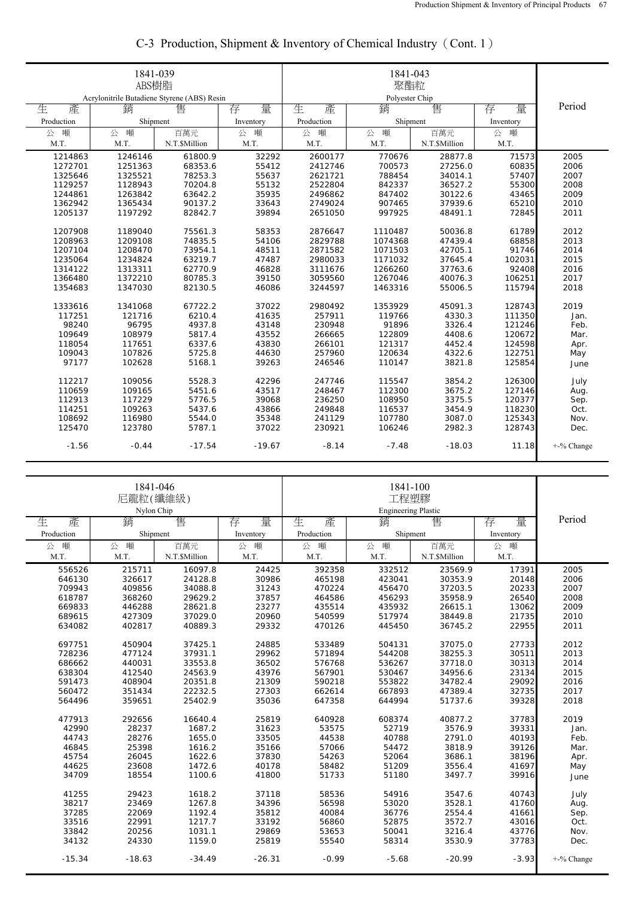# C-3 Production, Shipment & Inventory of Chemical Industry（Cont. 1）

| 1841-039 ABS樹脂 Acrylonitrile Butadiene Styrene (ABS) Resin | | | | 1841-043 聚酯粒 Polyester Chip | | | | Period |
|---|---|---|---|---|---|---|---|---|
| 生產 Production | 銷售 Shipment | | 存量 Inventory | 生產 Production | 銷售 Shipment | | 存量 Inventory | |
| 公噸 M.T. | 公噸 M.T. | 百萬元 N.T.$Million | 公噸 M.T. | 公噸 M.T. | 公噸 M.T. | 百萬元 N.T.$Million | 公噸 M.T. | |
| 1214863 | 1246146 | 61800.9 | 32292 | 2600177 | 770676 | 28877.8 | 71573 | 2005 |
| 1272701 | 1251363 | 68353.6 | 55412 | 2412746 | 700573 | 27256.0 | 60835 | 2006 |
| 1325646 | 1325521 | 78253.3 | 55637 | 2621721 | 788454 | 34014.1 | 57407 | 2007 |
| 1129257 | 1128943 | 70204.8 | 55132 | 2522804 | 842337 | 36527.2 | 55300 | 2008 |
| 1244861 | 1263842 | 63642.2 | 35935 | 2496862 | 847402 | 30122.6 | 43465 | 2009 |
| 1362942 | 1365434 | 90137.2 | 33643 | 2749024 | 907465 | 37939.6 | 65210 | 2010 |
| 1205137 | 1197292 | 82842.7 | 39894 | 2651050 | 997925 | 48491.1 | 72845 | 2011 |
| 1207908 | 1189040 | 75561.3 | 58353 | 2876647 | 1110487 | 50036.8 | 61789 | 2012 |
| 1208963 | 1209108 | 74835.5 | 54106 | 2829788 | 1074368 | 47439.4 | 68858 | 2013 |
| 1207104 | 1208470 | 73954.1 | 48511 | 2871582 | 1071503 | 42705.1 | 91746 | 2014 |
| 1235064 | 1234824 | 63219.7 | 47487 | 2980033 | 1171032 | 37645.4 | 102031 | 2015 |
| 1314122 | 1313311 | 62770.9 | 46828 | 3111676 | 1266260 | 37763.6 | 92408 | 2016 |
| 1366480 | 1372210 | 80785.3 | 39150 | 3059560 | 1267046 | 40076.3 | 106251 | 2017 |
| 1354683 | 1347030 | 82130.5 | 46086 | 3244597 | 1463316 | 55006.5 | 115794 | 2018 |
| 1333616 | 1341068 | 67722.2 | 37022 | 2980492 | 1353929 | 45091.3 | 128743 | 2019 |
| 117251 | 121716 | 6210.4 | 41635 | 257911 | 119766 | 4330.3 | 111350 | Jan. |
| 98240 | 96795 | 4937.8 | 43148 | 230948 | 91896 | 3326.4 | 121246 | Feb. |
| 109649 | 108979 | 5817.4 | 43552 | 266665 | 122809 | 4408.6 | 120672 | Mar. |
| 118054 | 117651 | 6337.6 | 43830 | 266101 | 121317 | 4452.4 | 124598 | Apr. |
| 109043 | 107826 | 5725.8 | 44630 | 257960 | 120634 | 4322.6 | 122751 | May |
| 97177 | 102628 | 5168.1 | 39263 | 246546 | 110147 | 3821.8 | 125854 | June |
| 112217 | 109056 | 5528.3 | 42296 | 247746 | 115547 | 3854.2 | 126300 | July |
| 110659 | 109165 | 5451.6 | 43517 | 248467 | 112300 | 3675.2 | 127146 | Aug. |
| 112913 | 117229 | 5776.5 | 39068 | 236250 | 108950 | 3375.5 | 120377 | Sep. |
| 114251 | 109263 | 5437.6 | 43866 | 249848 | 116537 | 3454.9 | 118230 | Oct. |
| 108692 | 116980 | 5544.0 | 35348 | 241129 | 107780 | 3087.0 | 125343 | Nov. |
| 125470 | 123780 | 5787.1 | 37022 | 230921 | 106246 | 2982.3 | 128743 | Dec. |
| -1.56 | -0.44 | -17.54 | -19.67 | -8.14 | -7.48 | -18.03 | 11.18 | +-% Change |

| 1841-046 尼龍粒(纖維級) Nylon Chip | | | | 1841-100 工程塑膠 Engineering Plastic | | | | Period |
|---|---|---|---|---|---|---|---|---|
| 生產 Production | 銷售 Shipment | | 存量 Inventory | 生產 Production | 銷售 Shipment | | 存量 Inventory | |
| 公噸 M.T. | 公噸 M.T. | 百萬元 N.T.$Million | 公噸 M.T. | 公噸 M.T. | 公噸 M.T. | 百萬元 N.T.$Million | 公噸 M.T. | |
| 556526 | 215711 | 16097.8 | 24425 | 392358 | 332512 | 23569.9 | 17391 | 2005 |
| 646130 | 326617 | 24128.8 | 30986 | 465198 | 423041 | 30353.9 | 20148 | 2006 |
| 709943 | 409856 | 34088.8 | 31243 | 470224 | 456470 | 37203.5 | 20233 | 2007 |
| 618787 | 368260 | 29629.2 | 37857 | 464586 | 456293 | 35958.9 | 26540 | 2008 |
| 669833 | 446288 | 28621.8 | 23277 | 435514 | 435932 | 26615.1 | 13062 | 2009 |
| 689615 | 427309 | 37029.0 | 20960 | 540599 | 517974 | 38449.8 | 21735 | 2010 |
| 634082 | 402817 | 40889.3 | 29332 | 470126 | 445450 | 36745.2 | 22955 | 2011 |
| 697751 | 450904 | 37425.1 | 24885 | 533489 | 504131 | 37075.0 | 27733 | 2012 |
| 728236 | 477124 | 37931.1 | 29962 | 571894 | 544208 | 38255.3 | 30511 | 2013 |
| 686662 | 440031 | 33553.8 | 36502 | 576768 | 536267 | 37718.0 | 30313 | 2014 |
| 638304 | 412540 | 24563.9 | 43976 | 567901 | 530467 | 34956.6 | 23134 | 2015 |
| 591473 | 408904 | 20351.8 | 21309 | 590218 | 553822 | 34782.4 | 29092 | 2016 |
| 560472 | 351434 | 22232.5 | 27303 | 662614 | 667893 | 47389.4 | 32735 | 2017 |
| 564496 | 359651 | 25402.9 | 35036 | 647358 | 644994 | 51737.6 | 39328 | 2018 |
| 477913 | 292656 | 16640.4 | 25819 | 640928 | 608374 | 40877.2 | 37783 | 2019 |
| 42990 | 28237 | 1687.2 | 31623 | 53575 | 52719 | 3576.9 | 39331 | Jan. |
| 44743 | 28276 | 1655.0 | 33505 | 44538 | 40788 | 2791.0 | 40193 | Feb. |
| 46845 | 25398 | 1616.2 | 35166 | 57066 | 54472 | 3818.9 | 39126 | Mar. |
| 45754 | 26045 | 1622.6 | 37830 | 54263 | 52064 | 3686.1 | 38196 | Apr. |
| 44625 | 23608 | 1472.6 | 40178 | 58482 | 51209 | 3556.4 | 41697 | May |
| 34709 | 18554 | 1100.6 | 41800 | 51733 | 51180 | 3497.7 | 39916 | June |
| 41255 | 29423 | 1618.2 | 37118 | 58536 | 54916 | 3547.6 | 40743 | July |
| 38217 | 23469 | 1267.8 | 34396 | 56598 | 53020 | 3528.1 | 41760 | Aug. |
| 37285 | 22069 | 1192.4 | 35812 | 40084 | 36776 | 2554.4 | 41661 | Sep. |
| 33516 | 22991 | 1217.7 | 33192 | 56860 | 52875 | 3572.7 | 43016 | Oct. |
| 33842 | 20256 | 1031.1 | 29869 | 53653 | 50041 | 3216.4 | 43776 | Nov. |
| 34132 | 24330 | 1159.0 | 25819 | 55540 | 58314 | 3530.9 | 37783 | Dec. |
| -15.34 | -18.63 | -34.49 | -26.31 | -0.99 | -5.68 | -20.99 | -3.93 | +-% Change |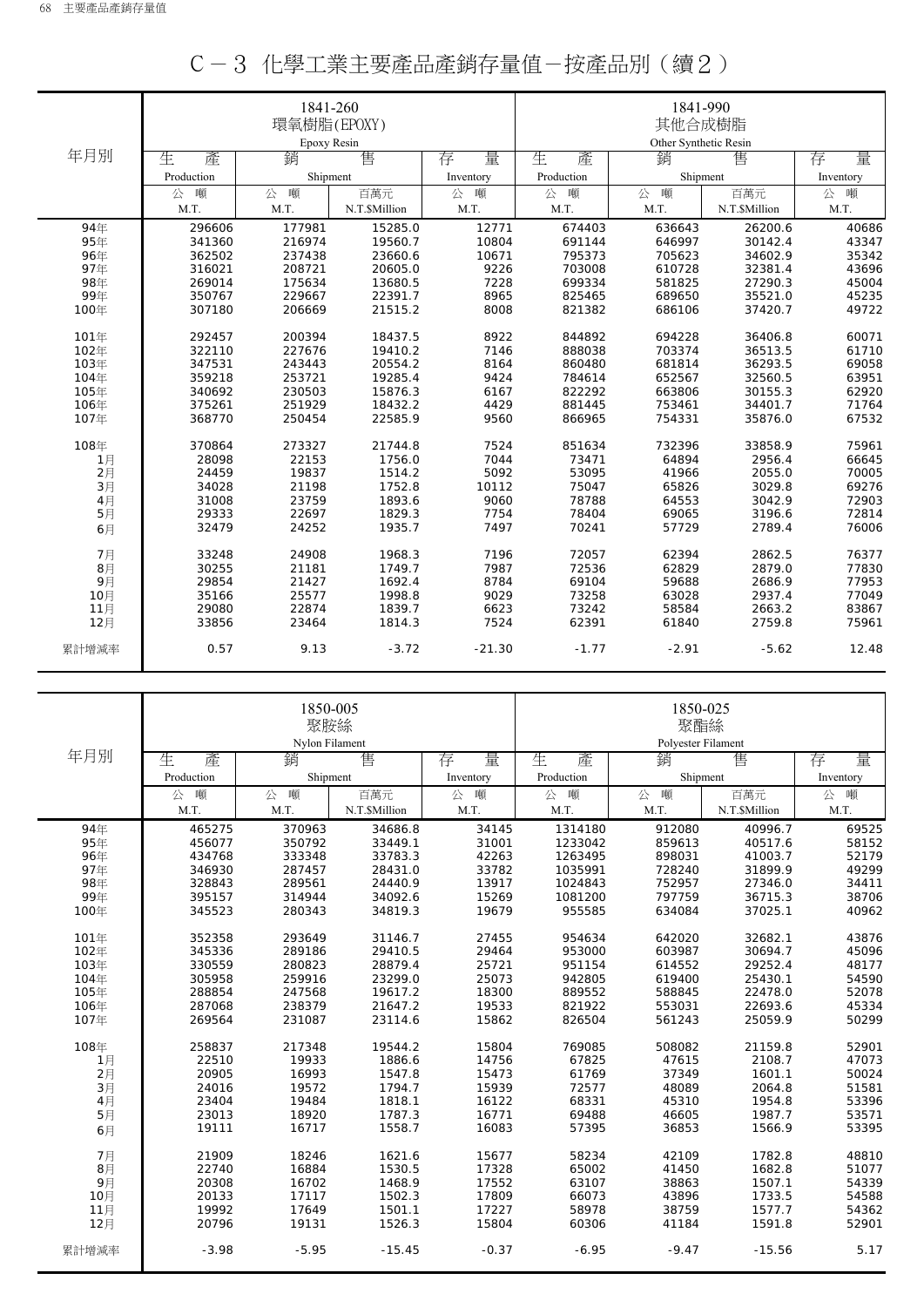# C－3 化學工業主要產品產銷存量值－按產品別（續2）

| 年月別 | 1841-260 環氧樹脂(EPOXY) Epoxy Resin 生產 Production 公噸 M.T. | 銷售 Shipment 公噸 M.T. | 銷售 Shipment 百萬元 N.T.$Million | 存量 Inventory 公噸 M.T. | 1841-990 其他合成樹脂 Other Synthetic Resin 生產 Production 公噸 M.T. | 銷售 Shipment 公噸 M.T. | 銷售 Shipment 百萬元 N.T.$Million | 存量 Inventory 公噸 M.T. |
|---|---|---|---|---|---|---|---|---|
| 94年 | 296606 | 177981 | 15285.0 | 12771 | 674403 | 636643 | 26200.6 | 40686 |
| 95年 | 341360 | 216974 | 19560.7 | 10804 | 691144 | 646997 | 30142.4 | 43347 |
| 96年 | 362502 | 237438 | 23660.6 | 10671 | 795373 | 705623 | 34602.9 | 35342 |
| 97年 | 316021 | 208721 | 20605.0 | 9226 | 703008 | 610728 | 32381.4 | 43696 |
| 98年 | 269014 | 175634 | 13680.5 | 7228 | 699334 | 581825 | 27290.3 | 45004 |
| 99年 | 350767 | 229667 | 22391.7 | 8965 | 825465 | 689650 | 35521.0 | 45235 |
| 100年 | 307180 | 206669 | 21515.2 | 8008 | 821382 | 686106 | 37420.7 | 49722 |
| 101年 | 292457 | 200394 | 18437.5 | 8922 | 844892 | 694228 | 36406.8 | 60071 |
| 102年 | 322110 | 227676 | 19410.2 | 7146 | 888038 | 703374 | 36513.5 | 61710 |
| 103年 | 347531 | 243443 | 20554.2 | 8164 | 860480 | 681814 | 36293.5 | 69058 |
| 104年 | 359218 | 253721 | 19285.4 | 9424 | 784614 | 652567 | 32560.5 | 63951 |
| 105年 | 340692 | 230503 | 15876.3 | 6167 | 822292 | 663806 | 30155.3 | 62920 |
| 106年 | 375261 | 251929 | 18432.2 | 4429 | 881445 | 753461 | 34401.7 | 71764 |
| 107年 | 368770 | 250454 | 22585.9 | 9560 | 866965 | 754331 | 35876.0 | 67532 |
| 108年 | 370864 | 273327 | 21744.8 | 7524 | 851634 | 732396 | 33858.9 | 75961 |
| 1月 | 28098 | 22153 | 1756.0 | 7044 | 73471 | 64894 | 2956.4 | 66645 |
| 2月 | 24459 | 19837 | 1514.2 | 5092 | 53095 | 41966 | 2055.0 | 70005 |
| 3月 | 34028 | 21198 | 1752.8 | 10112 | 75047 | 65826 | 3029.8 | 69276 |
| 4月 | 31008 | 23759 | 1893.6 | 9060 | 78788 | 64553 | 3042.9 | 72903 |
| 5月 | 29333 | 22697 | 1829.3 | 7754 | 78404 | 69065 | 3196.6 | 72814 |
| 6月 | 32479 | 24252 | 1935.7 | 7497 | 70241 | 57729 | 2789.4 | 76006 |
| 7月 | 33248 | 24908 | 1968.3 | 7196 | 72057 | 62394 | 2862.5 | 76377 |
| 8月 | 30255 | 21181 | 1749.7 | 7987 | 72536 | 62829 | 2879.0 | 77830 |
| 9月 | 29854 | 21427 | 1692.4 | 8784 | 69104 | 59688 | 2686.9 | 77953 |
| 10月 | 35166 | 25577 | 1998.8 | 9029 | 73258 | 63028 | 2937.4 | 77049 |
| 11月 | 29080 | 22874 | 1839.7 | 6623 | 73242 | 58584 | 2663.2 | 83867 |
| 12月 | 33856 | 23464 | 1814.3 | 7524 | 62391 | 61840 | 2759.8 | 75961 |
| 累計增減率 | 0.57 | 9.13 | -3.72 | -21.30 | -1.77 | -2.91 | -5.62 | 12.48 |

| 年月別 | 1850-005 聚胺絲 Nylon Filament 生產 Production 公噸 M.T. | 銷售 Shipment 公噸 M.T. | 銷售 Shipment 百萬元 N.T.$Million | 存量 Inventory 公噸 M.T. | 1850-025 聚酯絲 Polyester Filament 生產 Production 公噸 M.T. | 銷售 Shipment 公噸 M.T. | 銷售 Shipment 百萬元 N.T.$Million | 存量 Inventory 公噸 M.T. |
|---|---|---|---|---|---|---|---|---|
| 94年 | 465275 | 370963 | 34686.8 | 34145 | 1314180 | 912080 | 40996.7 | 69525 |
| 95年 | 456077 | 350792 | 33449.1 | 31001 | 1233042 | 859613 | 40517.6 | 58152 |
| 96年 | 434768 | 333348 | 33783.3 | 42263 | 1263495 | 898031 | 41003.7 | 52179 |
| 97年 | 346930 | 287457 | 28431.0 | 33782 | 1035991 | 728240 | 31899.9 | 49299 |
| 98年 | 328843 | 289561 | 24440.9 | 13917 | 1024843 | 752957 | 27346.0 | 34411 |
| 99年 | 395157 | 314944 | 34092.6 | 15269 | 1081200 | 797759 | 36715.3 | 38706 |
| 100年 | 345523 | 280343 | 34819.3 | 19679 | 955585 | 634084 | 37025.1 | 40962 |
| 101年 | 352358 | 293649 | 31146.7 | 27455 | 954634 | 642020 | 32682.1 | 43876 |
| 102年 | 345336 | 289186 | 29410.5 | 29464 | 953000 | 603987 | 30694.7 | 45096 |
| 103年 | 330559 | 280823 | 28879.4 | 25721 | 951154 | 614552 | 29252.4 | 48177 |
| 104年 | 305958 | 259916 | 23299.0 | 25073 | 942805 | 619400 | 25430.1 | 54590 |
| 105年 | 288854 | 247568 | 19617.2 | 18300 | 889552 | 588845 | 22478.0 | 52078 |
| 106年 | 287068 | 238379 | 21647.2 | 19533 | 821922 | 553031 | 22693.6 | 45334 |
| 107年 | 269564 | 231087 | 23114.6 | 15862 | 826504 | 561243 | 25059.9 | 50299 |
| 108年 | 258837 | 217348 | 19544.2 | 15804 | 769085 | 508082 | 21159.8 | 52901 |
| 1月 | 22510 | 19933 | 1886.6 | 14756 | 67825 | 47615 | 2108.7 | 47073 |
| 2月 | 20905 | 16993 | 1547.8 | 15473 | 61769 | 37349 | 1601.1 | 50024 |
| 3月 | 24016 | 19572 | 1794.7 | 15939 | 72577 | 48089 | 2064.8 | 51581 |
| 4月 | 23404 | 19484 | 1818.1 | 16122 | 68331 | 45310 | 1954.8 | 53396 |
| 5月 | 23013 | 18920 | 1787.3 | 16771 | 69488 | 46605 | 1987.7 | 53571 |
| 6月 | 19111 | 16717 | 1558.7 | 16083 | 57395 | 36853 | 1566.9 | 53395 |
| 7月 | 21909 | 18246 | 1621.6 | 15677 | 58234 | 42109 | 1782.8 | 48810 |
| 8月 | 22740 | 16884 | 1530.5 | 17328 | 65002 | 41450 | 1682.8 | 51077 |
| 9月 | 20308 | 16702 | 1468.9 | 17552 | 63107 | 38863 | 1507.1 | 54339 |
| 10月 | 20133 | 17117 | 1502.3 | 17809 | 66073 | 43896 | 1733.5 | 54588 |
| 11月 | 19992 | 17649 | 1501.1 | 17227 | 58978 | 38759 | 1577.7 | 54362 |
| 12月 | 20796 | 19131 | 1526.3 | 15804 | 60306 | 41184 | 1591.8 | 52901 |
| 累計增減率 | -3.98 | -5.95 | -15.45 | -0.37 | -6.95 | -9.47 | -15.56 | 5.17 |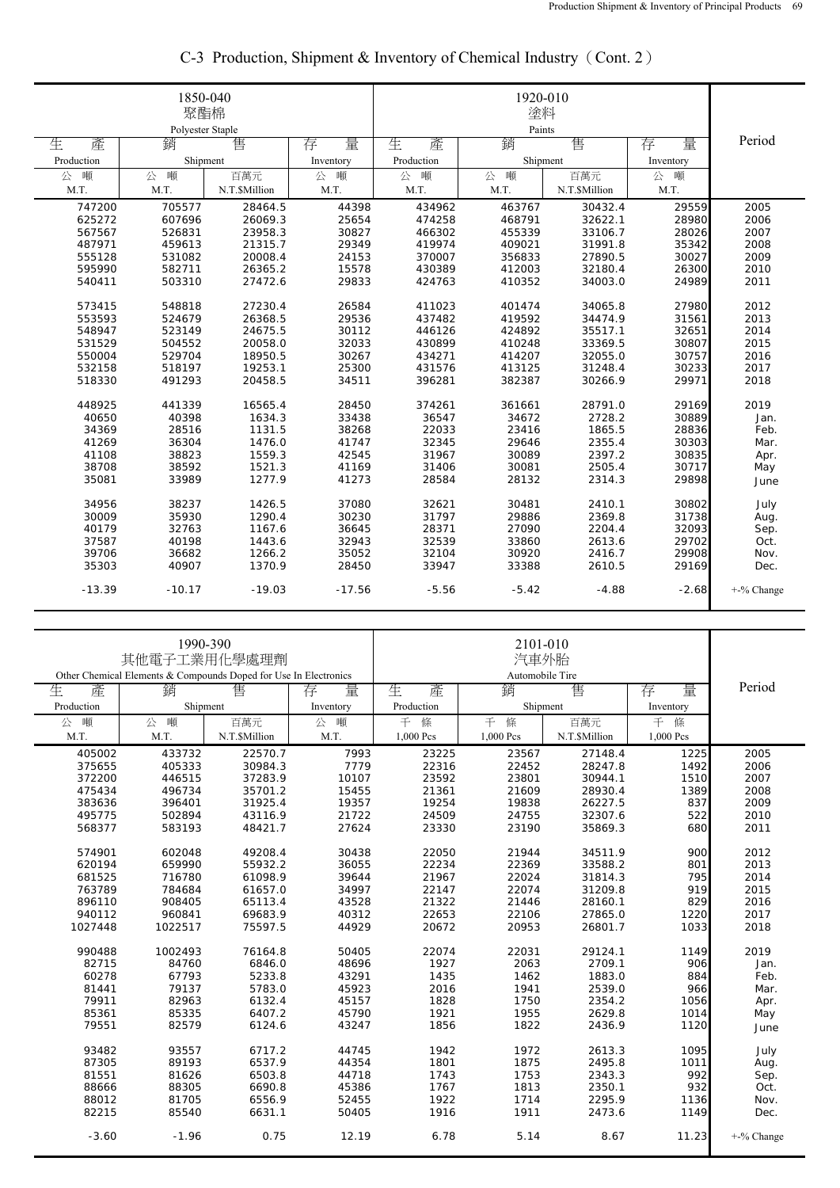# C-3 Production, Shipment & Inventory of Chemical Industry（Cont. 2）

| 1850-040 聚酯棉 Polyester Staple | | | | 1920-010 塗料 Paints | | | | Period |
|---|---|---|---|---|---|---|---|---|
| 生產 Production | 銷售 Shipment | | 存量 Inventory | 生產 Production | 銷售 Shipment | | 存量 Inventory | |
| 公噸 M.T. | 公噸 M.T. | 百萬元 N.T.$Million | 公噸 M.T. | 公噸 M.T. | 公噸 M.T. | 百萬元 N.T.$Million | 公噸 M.T. | |
| 747200 | 705577 | 28464.5 | 44398 | 434962 | 463767 | 30432.4 | 29559 | 2005 |
| 625272 | 607696 | 26069.3 | 25654 | 474258 | 468791 | 32622.1 | 28980 | 2006 |
| 567567 | 526831 | 23958.3 | 30827 | 466302 | 455339 | 33106.7 | 28026 | 2007 |
| 487971 | 459613 | 21315.7 | 29349 | 419974 | 409021 | 31991.8 | 35342 | 2008 |
| 555128 | 531082 | 20008.4 | 24153 | 370007 | 356833 | 27890.5 | 30027 | 2009 |
| 595990 | 582711 | 26365.2 | 15578 | 430389 | 412003 | 32180.4 | 26300 | 2010 |
| 540411 | 503310 | 27472.6 | 29833 | 424763 | 410352 | 34003.0 | 24989 | 2011 |
| 573415 | 548818 | 27230.4 | 26584 | 411023 | 401474 | 34065.8 | 27980 | 2012 |
| 553593 | 524679 | 26368.5 | 29536 | 437482 | 419592 | 34474.9 | 31561 | 2013 |
| 548947 | 523149 | 24675.5 | 30112 | 446126 | 424892 | 35517.1 | 32651 | 2014 |
| 531529 | 504552 | 20058.0 | 32033 | 430899 | 410248 | 33369.5 | 30807 | 2015 |
| 550004 | 529704 | 18950.5 | 30267 | 434271 | 414207 | 32055.0 | 30757 | 2016 |
| 532158 | 518197 | 19253.1 | 25300 | 431576 | 413125 | 31248.4 | 30233 | 2017 |
| 518330 | 491293 | 20458.5 | 34511 | 396281 | 382387 | 30266.9 | 29971 | 2018 |
| 448925 | 441339 | 16565.4 | 28450 | 374261 | 361661 | 28791.0 | 29169 | 2019 |
| 40650 | 40398 | 1634.3 | 33438 | 36547 | 34672 | 2728.2 | 30889 | Jan. |
| 34369 | 28516 | 1131.5 | 38268 | 22033 | 23416 | 1865.5 | 28836 | Feb. |
| 41269 | 36304 | 1476.0 | 41747 | 32345 | 29646 | 2355.4 | 30303 | Mar. |
| 41108 | 38823 | 1559.3 | 42545 | 31967 | 30089 | 2397.2 | 30835 | Apr. |
| 38708 | 38592 | 1521.3 | 41169 | 31406 | 30081 | 2505.4 | 30717 | May |
| 35081 | 33989 | 1277.9 | 41273 | 28584 | 28132 | 2314.3 | 29898 | June |
| 34956 | 38237 | 1426.5 | 37080 | 32621 | 30481 | 2410.1 | 30802 | July |
| 30009 | 35930 | 1290.4 | 30230 | 31797 | 29886 | 2369.8 | 31738 | Aug. |
| 40179 | 32763 | 1167.6 | 36645 | 28371 | 27090 | 2204.4 | 32093 | Sep. |
| 37587 | 40198 | 1443.6 | 32943 | 32539 | 33860 | 2613.6 | 29702 | Oct. |
| 39706 | 36682 | 1266.2 | 35052 | 32104 | 30920 | 2416.7 | 29908 | Nov. |
| 35303 | 40907 | 1370.9 | 28450 | 33947 | 33388 | 2610.5 | 29169 | Dec. |
| -13.39 | -10.17 | -19.03 | -17.56 | -5.56 | -5.42 | -4.88 | -2.68 | +-% Change |

| 1990-390 其他電子工業用化學處理劑 Other Chemical Elements & Compounds Doped for Use In Electronics | | | | 2101-010 汽車外胎 Automobile Tire | | | | Period |
|---|---|---|---|---|---|---|---|---|
| 生產 Production | 銷售 Shipment | | 存量 Inventory | 生產 Production | 銷售 Shipment | | 存量 Inventory | |
| 公噸 M.T. | 公噸 M.T. | 百萬元 N.T.$Million | 公噸 M.T. | 千條 1,000 Pcs | 千條 1,000 Pcs | 百萬元 N.T.$Million | 千條 1,000 Pcs | |
| 405002 | 433732 | 22570.7 | 7993 | 23225 | 23567 | 27148.4 | 1225 | 2005 |
| 375655 | 405333 | 30984.3 | 7779 | 22316 | 22452 | 28247.8 | 1492 | 2006 |
| 372200 | 446515 | 37283.9 | 10107 | 23592 | 23801 | 30944.1 | 1510 | 2007 |
| 475434 | 496734 | 35701.2 | 15455 | 21361 | 21609 | 28930.4 | 1389 | 2008 |
| 383636 | 396401 | 31925.4 | 19357 | 19254 | 19838 | 26227.5 | 837 | 2009 |
| 495775 | 502894 | 43116.9 | 21722 | 24509 | 24755 | 32307.6 | 522 | 2010 |
| 568377 | 583193 | 48421.7 | 27624 | 23330 | 23190 | 35869.3 | 680 | 2011 |
| 574901 | 602048 | 49208.4 | 30438 | 22050 | 21944 | 34511.9 | 900 | 2012 |
| 620194 | 659990 | 55932.2 | 36055 | 22234 | 22369 | 33588.2 | 801 | 2013 |
| 681525 | 716780 | 61098.9 | 39644 | 21967 | 22024 | 31814.3 | 795 | 2014 |
| 763789 | 784684 | 61657.0 | 34997 | 22147 | 22074 | 31209.8 | 919 | 2015 |
| 896110 | 908405 | 65113.4 | 43528 | 21322 | 21446 | 28160.1 | 829 | 2016 |
| 940112 | 960841 | 69683.9 | 40312 | 22653 | 22106 | 27865.0 | 1220 | 2017 |
| 1027448 | 1022517 | 75597.5 | 44929 | 20672 | 20953 | 26801.7 | 1033 | 2018 |
| 990488 | 1002493 | 76164.8 | 50405 | 22074 | 22031 | 29124.1 | 1149 | 2019 |
| 82715 | 84760 | 6846.0 | 48696 | 1927 | 2063 | 2709.1 | 906 | Jan. |
| 60278 | 67793 | 5233.8 | 43291 | 1435 | 1462 | 1883.0 | 884 | Feb. |
| 81441 | 79137 | 5783.0 | 45923 | 2016 | 1941 | 2539.0 | 966 | Mar. |
| 79911 | 82963 | 6132.4 | 45157 | 1828 | 1750 | 2354.2 | 1056 | Apr. |
| 85361 | 85335 | 6407.2 | 45790 | 1921 | 1955 | 2629.8 | 1014 | May |
| 79551 | 82579 | 6124.6 | 43247 | 1856 | 1822 | 2436.9 | 1120 | June |
| 93482 | 93557 | 6717.2 | 44745 | 1942 | 1972 | 2613.3 | 1095 | July |
| 87305 | 89193 | 6537.9 | 44354 | 1801 | 1875 | 2495.8 | 1011 | Aug. |
| 81551 | 81626 | 6503.8 | 44718 | 1743 | 1753 | 2343.3 | 992 | Sep. |
| 88666 | 88305 | 6690.8 | 45386 | 1767 | 1813 | 2350.1 | 932 | Oct. |
| 88012 | 81705 | 6556.9 | 52455 | 1922 | 1714 | 2295.9 | 1136 | Nov. |
| 82215 | 85540 | 6631.1 | 50405 | 1916 | 1911 | 2473.6 | 1149 | Dec. |
| -3.60 | -1.96 | 0.75 | 12.19 | 6.78 | 5.14 | 8.67 | 11.23 | +-% Change |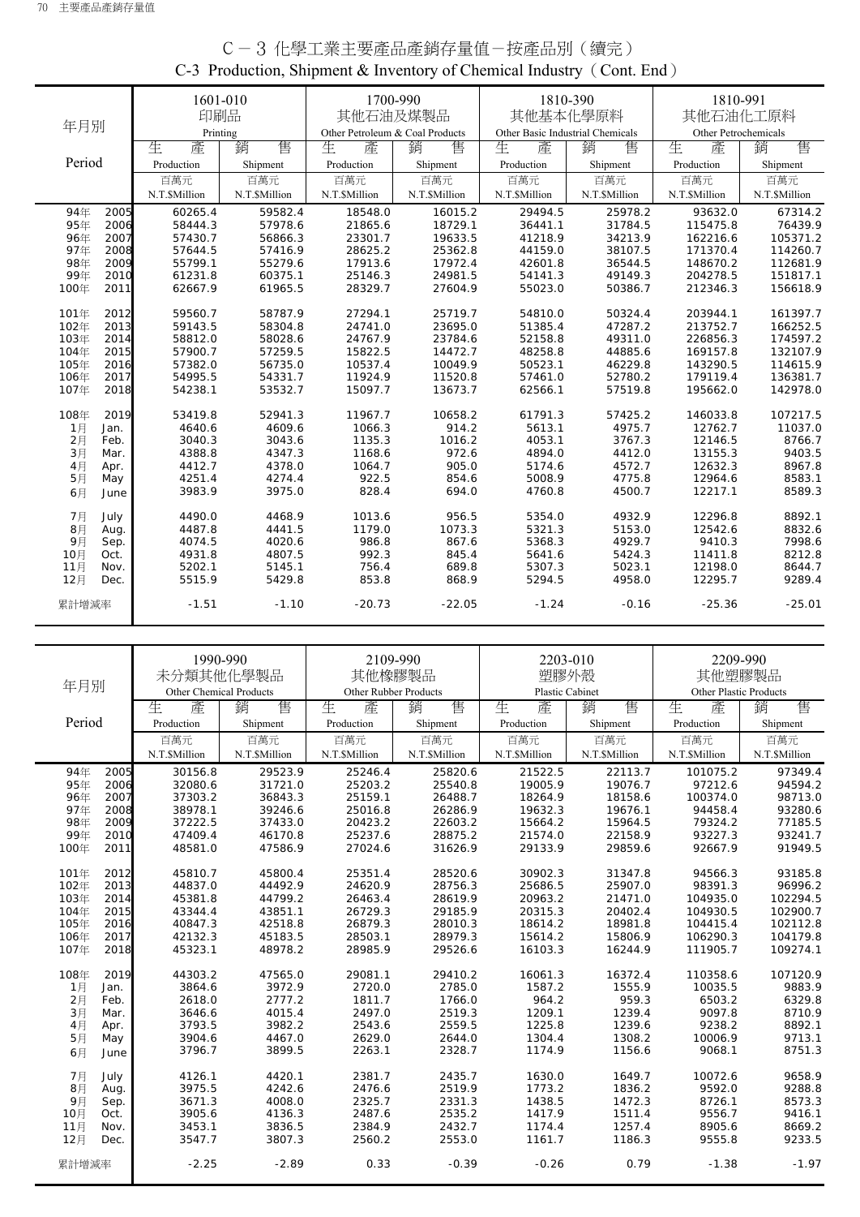# C－3 化學工業主要產品產銷存量值－按產品別（續完）
## C-3 Production, Shipment & Inventory of Chemical Industry（Cont. End）

| 年月別 Period | 1601-010 印刷品 Printing 生產 Production 百萬元 N.T.$Million | 銷售 Shipment 百萬元 N.T.$Million | 1700-990 其他石油及煤製品 Other Petroleum & Coal Products 生產 Production 百萬元 N.T.$Million | 銷售 Shipment 百萬元 N.T.$Million | 1810-390 其他基本化學原料 Other Basic Industrial Chemicals 生產 Production 百萬元 N.T.$Million | 銷售 Shipment 百萬元 N.T.$Million | 1810-991 其他石油化工原料 Other Petrochemicals 生產 Production 百萬元 N.T.$Million | 銷售 Shipment 百萬元 N.T.$Million |
|---|---|---|---|---|---|---|---|---|
| 94年 2005 | 60265.4 | 59582.4 | 18548.0 | 16015.2 | 29494.5 | 25978.2 | 93632.0 | 67314.2 |
| 95年 2006 | 58444.3 | 57978.6 | 21865.6 | 18729.1 | 36441.1 | 31784.5 | 115475.8 | 76439.9 |
| 96年 2007 | 57430.7 | 56866.3 | 23301.7 | 19633.5 | 41218.9 | 34213.9 | 162216.6 | 105371.2 |
| 97年 2008 | 57644.5 | 57416.9 | 28625.2 | 25362.8 | 44159.0 | 38107.5 | 171370.4 | 114260.7 |
| 98年 2009 | 55799.1 | 55279.6 | 17913.6 | 17972.4 | 42601.8 | 36544.5 | 148670.2 | 112681.9 |
| 99年 2010 | 61231.8 | 60375.1 | 25146.3 | 24981.5 | 54141.3 | 49149.3 | 204278.5 | 151817.1 |
| 100年 2011 | 62667.9 | 61965.5 | 28329.7 | 27604.9 | 55023.0 | 50386.7 | 212346.3 | 156618.9 |
| 101年 2012 | 59560.7 | 58787.9 | 27294.1 | 25719.7 | 54810.0 | 50324.4 | 203944.1 | 161397.7 |
| 102年 2013 | 59143.5 | 58304.8 | 24741.0 | 23695.0 | 51385.4 | 47287.2 | 213752.7 | 166252.5 |
| 103年 2014 | 58812.0 | 58028.6 | 24767.9 | 23784.6 | 52158.8 | 49311.0 | 226856.3 | 174597.2 |
| 104年 2015 | 57900.7 | 57259.5 | 15822.5 | 14472.7 | 48258.8 | 44885.6 | 169157.8 | 132107.9 |
| 105年 2016 | 57382.0 | 56735.0 | 10537.4 | 10049.9 | 50523.1 | 46229.8 | 143290.5 | 114615.9 |
| 106年 2017 | 54995.5 | 54331.7 | 11924.9 | 11520.8 | 57461.0 | 52780.2 | 179119.4 | 136381.7 |
| 107年 2018 | 54238.1 | 53532.7 | 15097.7 | 13673.7 | 62566.1 | 57519.8 | 195662.0 | 142978.0 |
| 108年 2019 | 53419.8 | 52941.3 | 11967.7 | 10658.2 | 61791.3 | 57425.2 | 146033.8 | 107217.5 |
| 1月 Jan. | 4640.6 | 4609.6 | 1066.3 | 914.2 | 5613.1 | 4975.7 | 12762.7 | 11037.0 |
| 2月 Feb. | 3040.3 | 3043.6 | 1135.3 | 1016.2 | 4053.1 | 3767.3 | 12146.5 | 8766.7 |
| 3月 Mar. | 4388.8 | 4347.3 | 1168.6 | 972.6 | 4894.0 | 4412.0 | 13155.3 | 9403.5 |
| 4月 Apr. | 4412.7 | 4378.0 | 1064.7 | 905.0 | 5174.6 | 4572.7 | 12632.3 | 8967.8 |
| 5月 May | 4251.4 | 4274.4 | 922.5 | 854.6 | 5008.9 | 4775.8 | 12964.6 | 8583.1 |
| 6月 June | 3983.9 | 3975.0 | 828.4 | 694.0 | 4760.8 | 4500.7 | 12217.1 | 8589.3 |
| 7月 July | 4490.0 | 4468.9 | 1013.6 | 956.5 | 5354.0 | 4932.9 | 12296.8 | 8892.1 |
| 8月 Aug. | 4487.8 | 4441.5 | 1179.0 | 1073.3 | 5321.3 | 5153.0 | 12542.6 | 8832.6 |
| 9月 Sep. | 4074.5 | 4020.6 | 986.8 | 867.6 | 5368.3 | 4929.7 | 9410.3 | 7998.6 |
| 10月 Oct. | 4931.8 | 4807.5 | 992.3 | 845.4 | 5641.6 | 5424.3 | 11411.8 | 8212.8 |
| 11月 Nov. | 5202.1 | 5145.1 | 756.4 | 689.8 | 5307.3 | 5023.1 | 12198.0 | 8644.7 |
| 12月 Dec. | 5515.9 | 5429.8 | 853.8 | 868.9 | 5294.5 | 4958.0 | 12295.7 | 9289.4 |
| 累計增減率 | -1.51 | -1.10 | -20.73 | -22.05 | -1.24 | -0.16 | -25.36 | -25.01 |

| 年月別 Period | 1990-990 未分類其他化學製品 Other Chemical Products 生產 Production 百萬元 N.T.$Million | 銷售 Shipment 百萬元 N.T.$Million | 2109-990 其他橡膠製品 Other Rubber Products 生產 Production 百萬元 N.T.$Million | 銷售 Shipment 百萬元 N.T.$Million | 2203-010 塑膠外殼 Plastic Cabinet 生產 Production 百萬元 N.T.$Million | 銷售 Shipment 百萬元 N.T.$Million | 2209-990 其他塑膠製品 Other Plastic Products 生產 Production 百萬元 N.T.$Million | 銷售 Shipment 百萬元 N.T.$Million |
|---|---|---|---|---|---|---|---|---|
| 94年 2005 | 30156.8 | 29523.9 | 25246.4 | 25820.6 | 21522.5 | 22113.7 | 101075.2 | 97349.4 |
| 95年 2006 | 32080.6 | 31721.0 | 25203.2 | 25540.8 | 19005.9 | 19076.7 | 97212.6 | 94594.2 |
| 96年 2007 | 37303.2 | 36843.3 | 25159.1 | 26488.7 | 18264.9 | 18158.6 | 100374.0 | 98713.0 |
| 97年 2008 | 38978.1 | 39246.6 | 25016.8 | 26286.9 | 19632.3 | 19676.1 | 94458.4 | 93280.6 |
| 98年 2009 | 37222.5 | 37433.0 | 20423.2 | 22603.2 | 15664.2 | 15964.5 | 79324.2 | 77185.5 |
| 99年 2010 | 47409.4 | 46170.8 | 25237.6 | 28875.2 | 21574.0 | 22158.9 | 93227.3 | 93241.7 |
| 100年 2011 | 48581.0 | 47586.9 | 27024.6 | 31626.9 | 29133.9 | 29859.6 | 92667.9 | 91949.5 |
| 101年 2012 | 45810.7 | 45800.4 | 25351.4 | 28520.6 | 30902.3 | 31347.8 | 94566.3 | 93185.8 |
| 102年 2013 | 44837.0 | 44492.9 | 24620.9 | 28756.3 | 25686.5 | 25907.0 | 98391.3 | 96996.2 |
| 103年 2014 | 45381.8 | 44799.2 | 26463.4 | 28619.9 | 20963.2 | 21471.0 | 104935.0 | 102294.5 |
| 104年 2015 | 43344.4 | 43851.1 | 26729.3 | 29185.9 | 20315.3 | 20402.4 | 104930.5 | 102900.7 |
| 105年 2016 | 40847.3 | 42518.8 | 26879.3 | 28010.3 | 18614.2 | 18981.8 | 104415.4 | 102112.8 |
| 106年 2017 | 42132.3 | 45183.5 | 28503.1 | 28979.3 | 15614.2 | 15806.9 | 106290.3 | 104179.8 |
| 107年 2018 | 45323.1 | 48978.2 | 28985.9 | 29526.6 | 16103.3 | 16244.9 | 111905.7 | 109274.1 |
| 108年 2019 | 44303.2 | 47565.0 | 29081.1 | 29410.2 | 16061.3 | 16372.4 | 110358.6 | 107120.9 |
| 1月 Jan. | 3864.6 | 3972.9 | 2720.0 | 2785.0 | 1587.2 | 1555.9 | 10035.5 | 9883.9 |
| 2月 Feb. | 2618.0 | 2777.2 | 1811.7 | 1766.0 | 964.2 | 959.3 | 6503.2 | 6329.8 |
| 3月 Mar. | 3646.6 | 4015.4 | 2497.0 | 2519.3 | 1209.1 | 1239.4 | 9097.8 | 8710.9 |
| 4月 Apr. | 3793.5 | 3982.2 | 2543.6 | 2559.5 | 1225.8 | 1239.6 | 9238.2 | 8892.1 |
| 5月 May | 3904.6 | 4467.0 | 2629.0 | 2644.0 | 1304.4 | 1308.2 | 10006.9 | 9713.1 |
| 6月 June | 3796.7 | 3899.5 | 2263.1 | 2328.7 | 1174.9 | 1156.6 | 9068.1 | 8751.3 |
| 7月 July | 4126.1 | 4420.1 | 2381.7 | 2435.7 | 1630.0 | 1649.7 | 10072.6 | 9658.9 |
| 8月 Aug. | 3975.5 | 4242.6 | 2476.6 | 2519.9 | 1773.2 | 1836.2 | 9592.0 | 9288.8 |
| 9月 Sep. | 3671.3 | 4008.0 | 2325.7 | 2331.3 | 1438.5 | 1472.3 | 8726.1 | 8573.3 |
| 10月 Oct. | 3905.6 | 4136.3 | 2487.6 | 2535.2 | 1417.9 | 1511.4 | 9556.7 | 9416.1 |
| 11月 Nov. | 3453.1 | 3836.5 | 2384.9 | 2432.7 | 1174.4 | 1257.4 | 8905.6 | 8669.2 |
| 12月 Dec. | 3547.7 | 3807.3 | 2560.2 | 2553.0 | 1161.7 | 1186.3 | 9555.8 | 9233.5 |
| 累計增減率 | -2.25 | -2.89 | 0.33 | -0.39 | -0.26 | 0.79 | -1.38 | -1.97 |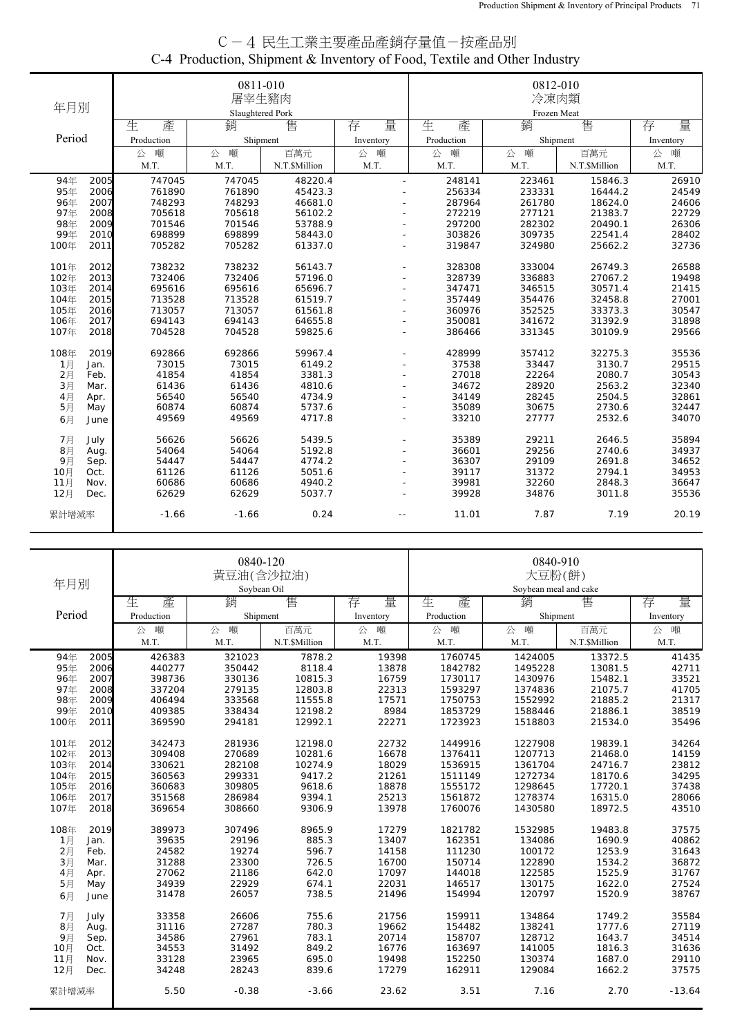# C－4 民生工業主要產品產銷存量值－按產品別
## C-4 Production, Shipment & Inventory of Food, Textile and Other Industry

| 年月別 Period | 0811-010 屠宰生豬肉 Slaughtered Pork 生產 Production 公噸 M.T. | 銷售 Shipment 公噸 M.T. | 銷售 Shipment 百萬元 N.T.$Million | 存量 Inventory 公噸 M.T. | 0812-010 冷凍肉類 Frozen Meat 生產 Production 公噸 M.T. | 銷售 Shipment 公噸 M.T. | 銷售 Shipment 百萬元 N.T.$Million | 存量 Inventory 公噸 M.T. |
|---|---|---|---|---|---|---|---|---|
| 94年 2005 | 747045 | 747045 | 48220.4 | - | 248141 | 223461 | 15846.3 | 26910 |
| 95年 2006 | 761890 | 761890 | 45423.3 | - | 256334 | 233331 | 16444.2 | 24549 |
| 96年 2007 | 748293 | 748293 | 46681.0 | - | 287964 | 261780 | 18624.0 | 24606 |
| 97年 2008 | 705618 | 705618 | 56102.2 | - | 272219 | 277121 | 21383.7 | 22729 |
| 98年 2009 | 701546 | 701546 | 53788.9 | - | 297200 | 282302 | 20490.1 | 26306 |
| 99年 2010 | 698899 | 698899 | 58443.0 | - | 303826 | 309735 | 22541.4 | 28402 |
| 100年 2011 | 705282 | 705282 | 61337.0 | - | 319847 | 324980 | 25662.2 | 32736 |
| 101年 2012 | 738232 | 738232 | 56143.7 | - | 328308 | 333004 | 26749.3 | 26588 |
| 102年 2013 | 732406 | 732406 | 57196.0 | - | 328739 | 336883 | 27067.2 | 19498 |
| 103年 2014 | 695616 | 695616 | 65696.7 | - | 347471 | 346515 | 30571.4 | 21415 |
| 104年 2015 | 713528 | 713528 | 61519.7 | - | 357449 | 354476 | 32458.8 | 27001 |
| 105年 2016 | 713057 | 713057 | 61561.8 | - | 360976 | 352525 | 33373.3 | 30547 |
| 106年 2017 | 694143 | 694143 | 64655.8 | - | 350081 | 341672 | 31392.9 | 31898 |
| 107年 2018 | 704528 | 704528 | 59825.6 | - | 386466 | 331345 | 30109.9 | 29566 |
| 108年 2019 | 692866 | 692866 | 59967.4 | - | 428999 | 357412 | 32275.3 | 35536 |
| 1月 Jan. | 73015 | 73015 | 6149.2 | - | 37538 | 33447 | 3130.7 | 29515 |
| 2月 Feb. | 41854 | 41854 | 3381.3 | - | 27018 | 22264 | 2080.7 | 30543 |
| 3月 Mar. | 61436 | 61436 | 4810.6 | - | 34672 | 28920 | 2563.2 | 32340 |
| 4月 Apr. | 56540 | 56540 | 4734.9 | - | 34149 | 28245 | 2504.5 | 32861 |
| 5月 May | 60874 | 60874 | 5737.6 | - | 35089 | 30675 | 2730.6 | 32447 |
| 6月 June | 49569 | 49569 | 4717.8 | - | 33210 | 27777 | 2532.6 | 34070 |
| 7月 July | 56626 | 56626 | 5439.5 | - | 35389 | 29211 | 2646.5 | 35894 |
| 8月 Aug. | 54064 | 54064 | 5192.8 | - | 36601 | 29256 | 2740.6 | 34937 |
| 9月 Sep. | 54447 | 54447 | 4774.2 | - | 36307 | 29109 | 2691.8 | 34652 |
| 10月 Oct. | 61126 | 61126 | 5051.6 | - | 39117 | 31372 | 2794.1 | 34953 |
| 11月 Nov. | 60686 | 60686 | 4940.2 | - | 39981 | 32260 | 2848.3 | 36647 |
| 12月 Dec. | 62629 | 62629 | 5037.7 | - | 39928 | 34876 | 3011.8 | 35536 |
| 累計增減率 | -1.66 | -1.66 | 0.24 | -- | 11.01 | 7.87 | 7.19 | 20.19 |

| 年月別 Period | 0840-120 黃豆油(含沙拉油) Soybean Oil 生產 Production 公噸 M.T. | 銷售 Shipment 公噸 M.T. | 銷售 Shipment 百萬元 N.T.$Million | 存量 Inventory 公噸 M.T. | 0840-910 大豆粉(餅) Soybean meal and cake 生產 Production 公噸 M.T. | 銷售 Shipment 公噸 M.T. | 銷售 Shipment 百萬元 N.T.$Million | 存量 Inventory 公噸 M.T. |
|---|---|---|---|---|---|---|---|---|
| 94年 2005 | 426383 | 321023 | 7878.2 | 19398 | 1760745 | 1424005 | 13372.5 | 41435 |
| 95年 2006 | 440277 | 350442 | 8118.4 | 13878 | 1842782 | 1495228 | 13081.5 | 42711 |
| 96年 2007 | 398736 | 330136 | 10815.3 | 16759 | 1730117 | 1430976 | 15482.1 | 33521 |
| 97年 2008 | 337204 | 279135 | 12803.8 | 22313 | 1593297 | 1374836 | 21075.7 | 41705 |
| 98年 2009 | 406494 | 333568 | 11555.8 | 17571 | 1750753 | 1552992 | 21885.2 | 21317 |
| 99年 2010 | 409385 | 338434 | 12198.2 | 8984 | 1853729 | 1588446 | 21886.1 | 38519 |
| 100年 2011 | 369590 | 294181 | 12992.1 | 22271 | 1723923 | 1518803 | 21534.0 | 35496 |
| 101年 2012 | 342473 | 281936 | 12198.0 | 22732 | 1449916 | 1227908 | 19839.1 | 34264 |
| 102年 2013 | 309408 | 270689 | 10281.6 | 16678 | 1376411 | 1207713 | 21468.0 | 14159 |
| 103年 2014 | 330621 | 282108 | 10274.9 | 18029 | 1536915 | 1361704 | 24716.7 | 23812 |
| 104年 2015 | 360563 | 299331 | 9417.2 | 21261 | 1511149 | 1272734 | 18170.6 | 34295 |
| 105年 2016 | 360683 | 309805 | 9618.6 | 18878 | 1555172 | 1298645 | 17720.1 | 37438 |
| 106年 2017 | 351568 | 286984 | 9394.1 | 25213 | 1561872 | 1278374 | 16315.0 | 28066 |
| 107年 2018 | 369654 | 308660 | 9306.9 | 13978 | 1760076 | 1430580 | 18972.5 | 43510 |
| 108年 2019 | 389973 | 307496 | 8965.9 | 17279 | 1821782 | 1532985 | 19483.8 | 37575 |
| 1月 Jan. | 39635 | 29196 | 885.3 | 13407 | 162351 | 134086 | 1690.9 | 40862 |
| 2月 Feb. | 24582 | 19274 | 596.7 | 14158 | 111230 | 100172 | 1253.9 | 31643 |
| 3月 Mar. | 31288 | 23300 | 726.5 | 16700 | 150714 | 122890 | 1534.2 | 36872 |
| 4月 Apr. | 27062 | 21186 | 642.0 | 17097 | 144018 | 122585 | 1525.9 | 31767 |
| 5月 May | 34939 | 22929 | 674.1 | 22031 | 146517 | 130175 | 1622.0 | 27524 |
| 6月 June | 31478 | 26057 | 738.5 | 21496 | 154994 | 120797 | 1520.9 | 38767 |
| 7月 July | 33358 | 26606 | 755.6 | 21756 | 159911 | 134864 | 1749.2 | 35584 |
| 8月 Aug. | 31116 | 27287 | 780.3 | 19662 | 154482 | 138241 | 1777.6 | 27119 |
| 9月 Sep. | 34586 | 27961 | 783.1 | 20714 | 158707 | 128712 | 1643.7 | 34514 |
| 10月 Oct. | 34553 | 31492 | 849.2 | 16776 | 163697 | 141005 | 1816.3 | 31636 |
| 11月 Nov. | 33128 | 23965 | 695.0 | 19498 | 152250 | 130374 | 1687.0 | 29110 |
| 12月 Dec. | 34248 | 28243 | 839.6 | 17279 | 162911 | 129084 | 1662.2 | 37575 |
| 累計增減率 | 5.50 | -0.38 | -3.66 | 23.62 | 3.51 | 7.16 | 2.70 | -13.64 |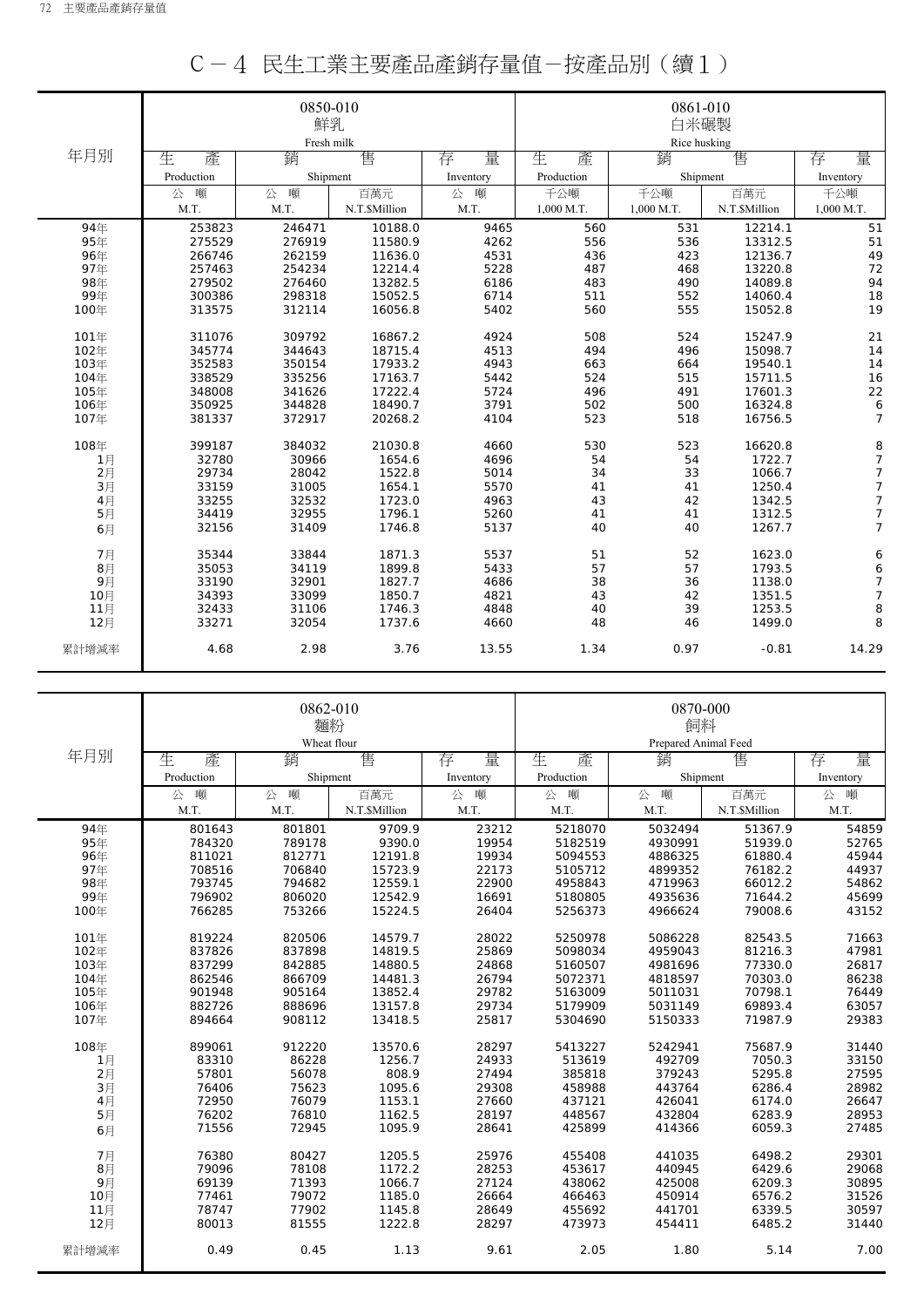# C－4 民生工業主要產品產銷存量值－按產品別（續1）

| 年月別 | 0850-010 鮮乳 Fresh milk | | | | 0861-010 白米碾製 Rice husking | | | |
|---|---|---|---|---|---|---|---|---|
| | 生產 Production | 銷售 Shipment | | 存量 Inventory | 生產 Production | 銷售 Shipment | | 存量 Inventory |
| | 公噸 M.T. | 公噸 M.T. | 百萬元 N.T.$Million | 公噸 M.T. | 千公噸 1,000 M.T. | 千公噸 1,000 M.T. | 百萬元 N.T.$Million | 千公噸 1,000 M.T. |
| 94年 | 253823 | 246471 | 10188.0 | 9465 | 560 | 531 | 12214.1 | 51 |
| 95年 | 275529 | 276919 | 11580.9 | 4262 | 556 | 536 | 13312.5 | 51 |
| 96年 | 266746 | 262159 | 11636.0 | 4531 | 436 | 423 | 12136.7 | 49 |
| 97年 | 257463 | 254234 | 12214.4 | 5228 | 487 | 468 | 13220.8 | 72 |
| 98年 | 279502 | 276460 | 13282.5 | 6186 | 483 | 490 | 14089.8 | 94 |
| 99年 | 300386 | 298318 | 15052.5 | 6714 | 511 | 552 | 14060.4 | 18 |
| 100年 | 313575 | 312114 | 16056.8 | 5402 | 560 | 555 | 15052.8 | 19 |
| 101年 | 311076 | 309792 | 16867.2 | 4924 | 508 | 524 | 15247.9 | 21 |
| 102年 | 345774 | 344643 | 18715.4 | 4513 | 494 | 496 | 15098.7 | 14 |
| 103年 | 352583 | 350154 | 17933.2 | 4943 | 663 | 664 | 19540.1 | 14 |
| 104年 | 338529 | 335256 | 17163.7 | 5442 | 524 | 515 | 15711.5 | 16 |
| 105年 | 348008 | 341626 | 17222.4 | 5724 | 496 | 491 | 17601.3 | 22 |
| 106年 | 350925 | 344828 | 18490.7 | 3791 | 502 | 500 | 16324.8 | 6 |
| 107年 | 381337 | 372917 | 20268.2 | 4104 | 523 | 518 | 16756.5 | 7 |
| 108年 | 399187 | 384032 | 21030.8 | 4660 | 530 | 523 | 16620.8 | 8 |
| 1月 | 32780 | 30966 | 1654.6 | 4696 | 54 | 54 | 1722.7 | 7 |
| 2月 | 29734 | 28042 | 1522.8 | 5014 | 34 | 33 | 1066.7 | 7 |
| 3月 | 33159 | 31005 | 1654.1 | 5570 | 41 | 41 | 1250.4 | 7 |
| 4月 | 33255 | 32532 | 1723.0 | 4963 | 43 | 42 | 1342.5 | 7 |
| 5月 | 34419 | 32955 | 1796.1 | 5260 | 41 | 41 | 1312.5 | 7 |
| 6月 | 32156 | 31409 | 1746.8 | 5137 | 40 | 40 | 1267.7 | 7 |
| 7月 | 35344 | 33844 | 1871.3 | 5537 | 51 | 52 | 1623.0 | 6 |
| 8月 | 35053 | 34119 | 1899.8 | 5433 | 57 | 57 | 1793.5 | 6 |
| 9月 | 33190 | 32901 | 1827.7 | 4686 | 38 | 36 | 1138.0 | 7 |
| 10月 | 34393 | 33099 | 1850.7 | 4821 | 43 | 42 | 1351.5 | 7 |
| 11月 | 32433 | 31106 | 1746.3 | 4848 | 40 | 39 | 1253.5 | 8 |
| 12月 | 33271 | 32054 | 1737.6 | 4660 | 48 | 46 | 1499.0 | 8 |
| 累計增減率 | 4.68 | 2.98 | 3.76 | 13.55 | 1.34 | 0.97 | -0.81 | 14.29 |

| 年月別 | 0862-010 麵粉 Wheat flour | | | | 0870-000 飼料 Prepared Animal Feed | | | |
|---|---|---|---|---|---|---|---|---|
| | 生產 Production | 銷售 Shipment | | 存量 Inventory | 生產 Production | 銷售 Shipment | | 存量 Inventory |
| | 公噸 M.T. | 公噸 M.T. | 百萬元 N.T.$Million | 公噸 M.T. | 公噸 M.T. | 公噸 M.T. | 百萬元 N.T.$Million | 公噸 M.T. |
| 94年 | 801643 | 801801 | 9709.9 | 23212 | 5218070 | 5032494 | 51367.9 | 54859 |
| 95年 | 784320 | 789178 | 9390.0 | 19954 | 5182519 | 4930991 | 51939.0 | 52765 |
| 96年 | 811021 | 812771 | 12191.8 | 19934 | 5094553 | 4886325 | 61880.4 | 45944 |
| 97年 | 708516 | 706840 | 15723.9 | 22173 | 5105712 | 4899352 | 76182.2 | 44937 |
| 98年 | 793745 | 794682 | 12559.1 | 22900 | 4958843 | 4719963 | 66012.2 | 54862 |
| 99年 | 796902 | 806020 | 12542.9 | 16691 | 5180805 | 4935636 | 71644.2 | 45699 |
| 100年 | 766285 | 753266 | 15224.5 | 26404 | 5256373 | 4966624 | 79008.6 | 43152 |
| 101年 | 819224 | 820506 | 14579.7 | 28022 | 5250978 | 5086228 | 82543.5 | 71663 |
| 102年 | 837826 | 837898 | 14819.5 | 25869 | 5098034 | 4959043 | 81216.3 | 47981 |
| 103年 | 837299 | 842885 | 14880.5 | 24868 | 5160507 | 4981696 | 77330.0 | 26817 |
| 104年 | 862546 | 866709 | 14481.3 | 26794 | 5072371 | 4818597 | 70303.0 | 86238 |
| 105年 | 901948 | 905164 | 13852.4 | 29782 | 5163009 | 5011031 | 70798.1 | 76449 |
| 106年 | 882726 | 888696 | 13157.8 | 29734 | 5179909 | 5031149 | 69893.4 | 63057 |
| 107年 | 894664 | 908112 | 13418.5 | 25817 | 5304690 | 5150333 | 71987.9 | 29383 |
| 108年 | 899061 | 912220 | 13570.6 | 28297 | 5413227 | 5242941 | 75687.9 | 31440 |
| 1月 | 83310 | 86228 | 1256.7 | 24933 | 513619 | 492709 | 7050.3 | 33150 |
| 2月 | 57801 | 56078 | 808.9 | 27494 | 385818 | 379243 | 5295.8 | 27595 |
| 3月 | 76406 | 75623 | 1095.6 | 29308 | 458988 | 443764 | 6286.4 | 28982 |
| 4月 | 72950 | 76079 | 1153.1 | 27660 | 437121 | 426041 | 6174.0 | 26647 |
| 5月 | 76202 | 76810 | 1162.5 | 28197 | 448567 | 432804 | 6283.9 | 28953 |
| 6月 | 71556 | 72945 | 1095.9 | 28641 | 425899 | 414366 | 6059.3 | 27485 |
| 7月 | 76380 | 80427 | 1205.5 | 25976 | 455408 | 441035 | 6498.2 | 29301 |
| 8月 | 79096 | 78108 | 1172.2 | 28253 | 453617 | 440945 | 6429.6 | 29068 |
| 9月 | 69139 | 71393 | 1066.7 | 27124 | 438062 | 425008 | 6209.3 | 30895 |
| 10月 | 77461 | 79072 | 1185.0 | 26664 | 466463 | 450914 | 6576.2 | 31526 |
| 11月 | 78747 | 77902 | 1145.8 | 28649 | 455692 | 441701 | 6339.5 | 30597 |
| 12月 | 80013 | 81555 | 1222.8 | 28297 | 473973 | 454411 | 6485.2 | 31440 |
| 累計增減率 | 0.49 | 0.45 | 1.13 | 9.61 | 2.05 | 1.80 | 5.14 | 7.00 |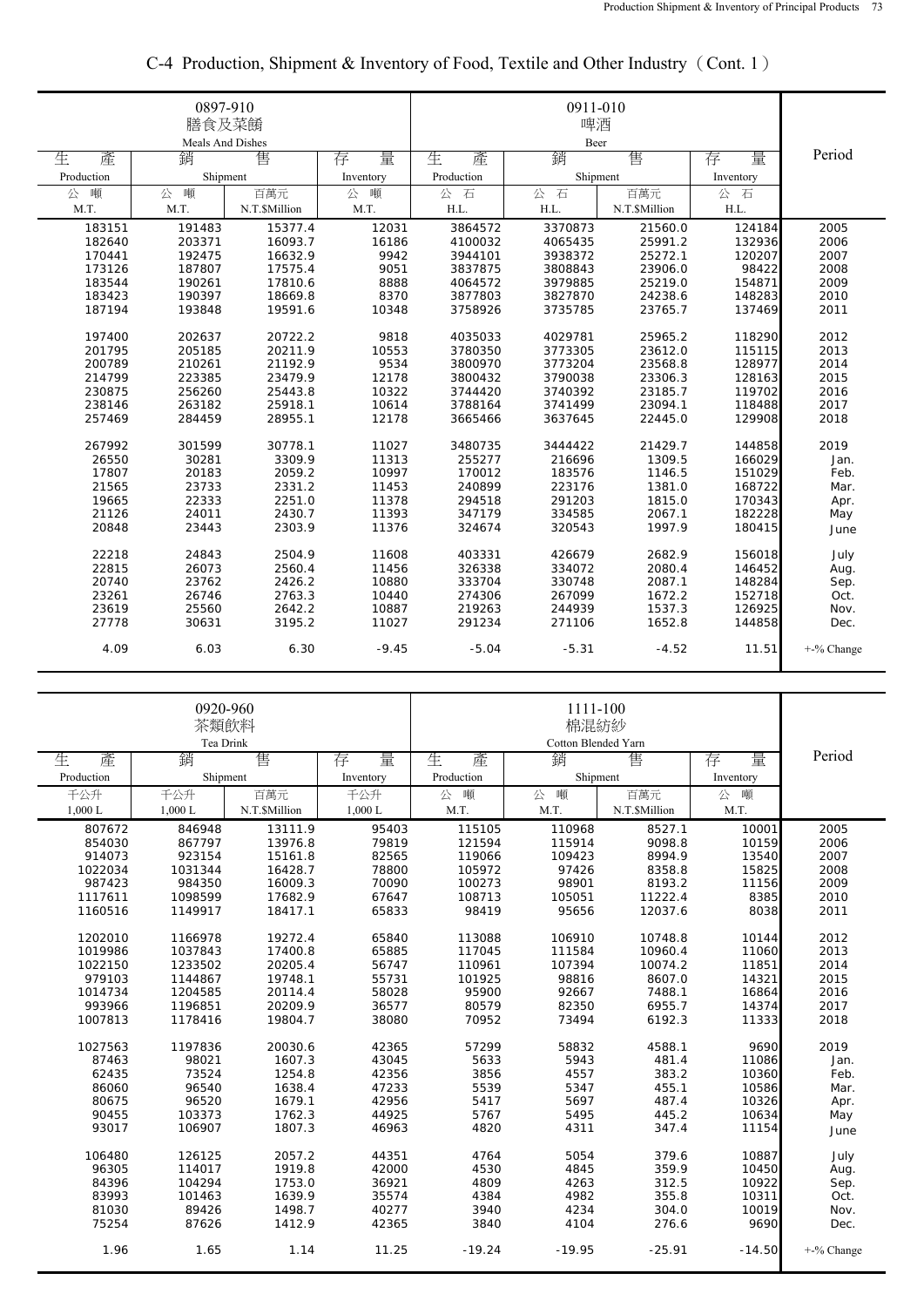# C-4 Production, Shipment & Inventory of Food, Textile and Other Industry（Cont. 1）

| 0897-910 膳食及菜餚 Meals And Dishes | | | | 0911-010 啤酒 Beer | | | | Period |
|---|---|---|---|---|---|---|---|---|
| 生產 Production | 銷售 Shipment | | 存量 Inventory | 生產 Production | 銷售 Shipment | | 存量 Inventory | |
| 公噸 M.T. | 公噸 M.T. | 百萬元 N.T.$Million | 公噸 M.T. | 公石 H.L. | 公石 H.L. | 百萬元 N.T.$Million | 公石 H.L. | |
| 183151 | 191483 | 15377.4 | 12031 | 3864572 | 3370873 | 21560.0 | 124184 | 2005 |
| 182640 | 203371 | 16093.7 | 16186 | 4100032 | 4065435 | 25991.2 | 132936 | 2006 |
| 170441 | 192475 | 16632.9 | 9942 | 3944101 | 3938372 | 25272.1 | 120207 | 2007 |
| 173126 | 187807 | 17575.4 | 9051 | 3837875 | 3808843 | 23906.0 | 98422 | 2008 |
| 183544 | 190261 | 17810.6 | 8888 | 4064572 | 3979885 | 25219.0 | 154871 | 2009 |
| 183423 | 190397 | 18669.8 | 8370 | 3877803 | 3827870 | 24238.6 | 148283 | 2010 |
| 187194 | 193848 | 19591.6 | 10348 | 3758926 | 3735785 | 23765.7 | 137469 | 2011 |
| 197400 | 202637 | 20722.2 | 9818 | 4035033 | 4029781 | 25965.2 | 118290 | 2012 |
| 201795 | 205185 | 20211.9 | 10553 | 3780350 | 3773305 | 23612.0 | 115115 | 2013 |
| 200789 | 210261 | 21192.9 | 9534 | 3800970 | 3773204 | 23568.8 | 128977 | 2014 |
| 214799 | 223385 | 23479.9 | 12178 | 3800432 | 3790038 | 23306.3 | 128163 | 2015 |
| 230875 | 256260 | 25443.8 | 10322 | 3744420 | 3740392 | 23185.7 | 119702 | 2016 |
| 238146 | 263182 | 25918.1 | 10614 | 3788164 | 3741499 | 23094.1 | 118488 | 2017 |
| 257469 | 284459 | 28955.1 | 12178 | 3665466 | 3637645 | 22445.0 | 129908 | 2018 |
| 267992 | 301599 | 30778.1 | 11027 | 3480735 | 3444422 | 21429.7 | 144858 | 2019 |
| 26550 | 30281 | 3309.9 | 11313 | 255277 | 216696 | 1309.5 | 166029 | Jan. |
| 17807 | 20183 | 2059.2 | 10997 | 170012 | 183576 | 1146.5 | 151029 | Feb. |
| 21565 | 23733 | 2331.2 | 11453 | 240899 | 223176 | 1381.0 | 168722 | Mar. |
| 19665 | 22333 | 2251.0 | 11378 | 294518 | 291203 | 1815.0 | 170343 | Apr. |
| 21126 | 24011 | 2430.7 | 11393 | 347179 | 334585 | 2067.1 | 182228 | May |
| 20848 | 23443 | 2303.9 | 11376 | 324674 | 320543 | 1997.9 | 180415 | June |
| 22218 | 24843 | 2504.9 | 11608 | 403331 | 426679 | 2682.9 | 156018 | July |
| 22815 | 26073 | 2560.4 | 11456 | 326338 | 334072 | 2080.4 | 146452 | Aug. |
| 20740 | 23762 | 2426.2 | 10880 | 333704 | 330748 | 2087.1 | 148284 | Sep. |
| 23261 | 26746 | 2763.3 | 10440 | 274306 | 267099 | 1672.2 | 152718 | Oct. |
| 23619 | 25560 | 2642.2 | 10887 | 219263 | 244939 | 1537.3 | 126925 | Nov. |
| 27778 | 30631 | 3195.2 | 11027 | 291234 | 271106 | 1652.8 | 144858 | Dec. |
| 4.09 | 6.03 | 6.30 | -9.45 | -5.04 | -5.31 | -4.52 | 11.51 | +-% Change |

| 0920-960 茶類飲料 Tea Drink | | | | 1111-100 棉混紡紗 Cotton Blended Yarn | | | | Period |
|---|---|---|---|---|---|---|---|---|
| 生產 Production | 銷售 Shipment | | 存量 Inventory | 生產 Production | 銷售 Shipment | | 存量 Inventory | |
| 千公升 1,000 L | 千公升 1,000 L | 百萬元 N.T.$Million | 千公升 1,000 L | 公噸 M.T. | 公噸 M.T. | 百萬元 N.T.$Million | 公噸 M.T. | |
| 807672 | 846948 | 13111.9 | 95403 | 115105 | 110968 | 8527.1 | 10001 | 2005 |
| 854030 | 867797 | 13976.8 | 79819 | 121594 | 115914 | 9098.8 | 10159 | 2006 |
| 914073 | 923154 | 15161.8 | 82565 | 119066 | 109423 | 8994.9 | 13540 | 2007 |
| 1022034 | 1031344 | 16428.7 | 78800 | 105972 | 97426 | 8358.8 | 15825 | 2008 |
| 987423 | 984350 | 16009.3 | 70090 | 100273 | 98901 | 8193.2 | 11156 | 2009 |
| 1117611 | 1098599 | 17682.9 | 67647 | 108713 | 105051 | 11222.4 | 8385 | 2010 |
| 1160516 | 1149917 | 18417.1 | 65833 | 98419 | 95656 | 12037.6 | 8038 | 2011 |
| 1202010 | 1166978 | 19272.4 | 65840 | 113088 | 106910 | 10748.8 | 10144 | 2012 |
| 1019986 | 1037843 | 17400.8 | 65885 | 117045 | 111584 | 10960.4 | 11060 | 2013 |
| 1022150 | 1233502 | 20205.4 | 56747 | 110961 | 107394 | 10074.2 | 11851 | 2014 |
| 979103 | 1144867 | 19748.1 | 55731 | 101925 | 98816 | 8607.0 | 14321 | 2015 |
| 1014734 | 1204585 | 20114.4 | 58028 | 95900 | 92667 | 7488.1 | 16864 | 2016 |
| 993966 | 1196851 | 20209.9 | 36577 | 80579 | 82350 | 6955.7 | 14374 | 2017 |
| 1007813 | 1178416 | 19804.7 | 38080 | 70952 | 73494 | 6192.3 | 11333 | 2018 |
| 1027563 | 1197836 | 20030.6 | 42365 | 57299 | 58832 | 4588.1 | 9690 | 2019 |
| 87463 | 98021 | 1607.3 | 43045 | 5633 | 5943 | 481.4 | 11086 | Jan. |
| 62435 | 73524 | 1254.8 | 42356 | 3856 | 4557 | 383.2 | 10360 | Feb. |
| 86060 | 96540 | 1638.4 | 47233 | 5539 | 5347 | 455.1 | 10586 | Mar. |
| 80675 | 96520 | 1679.1 | 42956 | 5417 | 5697 | 487.4 | 10326 | Apr. |
| 90455 | 103373 | 1762.3 | 44925 | 5767 | 5495 | 445.2 | 10634 | May |
| 93017 | 106907 | 1807.3 | 46963 | 4820 | 4311 | 347.4 | 11154 | June |
| 106480 | 126125 | 2057.2 | 44351 | 4764 | 5054 | 379.6 | 10887 | July |
| 96305 | 114017 | 1919.8 | 42000 | 4530 | 4845 | 359.9 | 10450 | Aug. |
| 84396 | 104294 | 1753.0 | 36921 | 4809 | 4263 | 312.5 | 10922 | Sep. |
| 83993 | 101463 | 1639.9 | 35574 | 4384 | 4982 | 355.8 | 10311 | Oct. |
| 81030 | 89426 | 1498.7 | 40277 | 3940 | 4234 | 304.0 | 10019 | Nov. |
| 75254 | 87626 | 1412.9 | 42365 | 3840 | 4104 | 276.6 | 9690 | Dec. |
| 1.96 | 1.65 | 1.14 | 11.25 | -19.24 | -19.95 | -25.91 | -14.50 | +-% Change |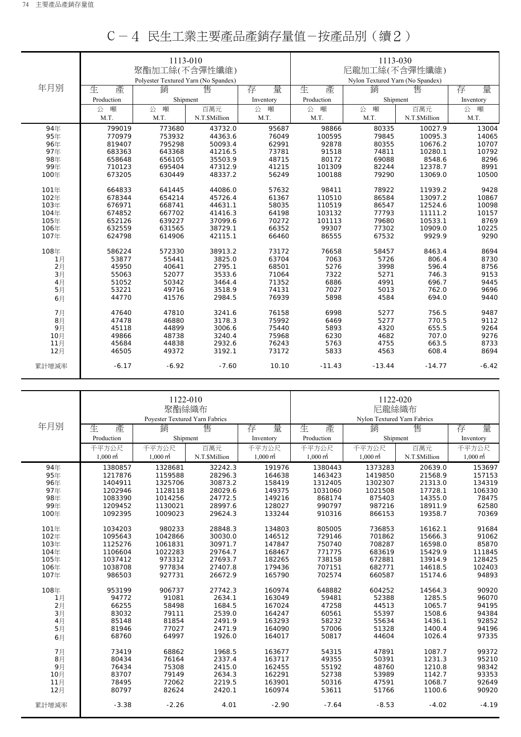# C－4 民生工業主要產品產銷存量值－按產品別（續2）

| 年月別 | 1113-010 聚酯加工絲(不含彈性纖維) Polyester Textured Yarn (No Spandex) | | | | 1113-030 尼龍加工絲(不含彈性纖維) Nylon Textured Yarn (No Spandex) | | | |
|---|---|---|---|---|---|---|---|---|
| | 生產 Production | 銷售 Shipment | | 存量 Inventory | 生產 Production | 銷售 Shipment | | 存量 Inventory |
| | 公噸 M.T. | 公噸 M.T. | 百萬元 N.T.$Million | 公噸 M.T. | 公噸 M.T. | 公噸 M.T. | 百萬元 N.T.$Million | 公噸 M.T. |
| 94年 | 799019 | 773680 | 43732.0 | 95687 | 98866 | 80335 | 10027.9 | 13004 |
| 95年 | 770979 | 753932 | 44363.6 | 76049 | 100595 | 79845 | 10095.3 | 14065 |
| 96年 | 819407 | 795298 | 50093.4 | 62991 | 92878 | 80355 | 10676.2 | 10707 |
| 97年 | 683363 | 643368 | 41216.5 | 73781 | 91518 | 74811 | 10280.1 | 10792 |
| 98年 | 658648 | 656105 | 35503.9 | 48715 | 80172 | 69088 | 8548.6 | 8296 |
| 99年 | 710123 | 695404 | 47312.9 | 41215 | 101309 | 82244 | 12378.7 | 8991 |
| 100年 | 673205 | 630449 | 48337.2 | 56249 | 100188 | 79290 | 13069.0 | 10500 |
| 101年 | 664833 | 641445 | 44086.0 | 57632 | 98411 | 78922 | 11939.2 | 9428 |
| 102年 | 678344 | 654214 | 45726.4 | 61367 | 110510 | 86584 | 13097.2 | 10867 |
| 103年 | 676971 | 668741 | 44631.1 | 58035 | 110519 | 86547 | 12524.6 | 10098 |
| 104年 | 674852 | 667702 | 41416.3 | 64198 | 103132 | 77793 | 11111.2 | 10157 |
| 105年 | 652126 | 639227 | 37099.6 | 70272 | 101113 | 79680 | 10533.1 | 8769 |
| 106年 | 632559 | 631565 | 38729.1 | 66352 | 99307 | 77302 | 10909.0 | 10225 |
| 107年 | 624798 | 614906 | 42115.1 | 66460 | 86555 | 67532 | 9929.9 | 9290 |
| 108年 | 586224 | 572330 | 38913.2 | 73172 | 76658 | 58457 | 8463.4 | 8694 |
| 1月 | 53877 | 55441 | 3825.0 | 63704 | 7063 | 5726 | 806.4 | 8730 |
| 2月 | 45950 | 40641 | 2795.1 | 68501 | 5276 | 3998 | 596.4 | 8756 |
| 3月 | 55063 | 52077 | 3533.6 | 71064 | 7322 | 5271 | 746.3 | 9153 |
| 4月 | 51052 | 50342 | 3464.4 | 71352 | 6886 | 4991 | 696.7 | 9445 |
| 5月 | 53221 | 49716 | 3518.9 | 74131 | 7027 | 5013 | 762.0 | 9696 |
| 6月 | 44770 | 41576 | 2984.5 | 76939 | 5898 | 4584 | 694.0 | 9440 |
| 7月 | 47640 | 47810 | 3241.6 | 76158 | 6998 | 5277 | 756.5 | 9487 |
| 8月 | 47478 | 46880 | 3178.3 | 75992 | 6469 | 5277 | 770.5 | 9112 |
| 9月 | 45118 | 44899 | 3006.6 | 75440 | 5893 | 4320 | 655.5 | 9264 |
| 10月 | 49866 | 48738 | 3240.4 | 75968 | 6230 | 4682 | 707.0 | 9276 |
| 11月 | 45684 | 44838 | 2932.6 | 76243 | 5763 | 4755 | 663.5 | 8733 |
| 12月 | 46505 | 49372 | 3192.1 | 73172 | 5833 | 4563 | 608.4 | 8694 |
| 累計增減率 | -6.17 | -6.92 | -7.60 | 10.10 | -11.43 | -13.44 | -14.77 | -6.42 |

| 年月別 | 1122-010 聚酯絲織布 Poyester Textured Yarn Fabrics | | | | 1122-020 尼龍絲織布 Nylon Textured Yarn Fabrics | | | |
|---|---|---|---|---|---|---|---|---|
| | 生產 Production | 銷售 Shipment | | 存量 Inventory | 生產 Production | 銷售 Shipment | | 存量 Inventory |
| | 千平方公尺 1,000㎡ | 千平方公尺 1,000㎡ | 百萬元 N.T.$Million | 千平方公尺 1,000㎡ | 千平方公尺 1,000㎡ | 千平方公尺 1,000㎡ | 百萬元 N.T.$Million | 千平方公尺 1,000㎡ |
| 94年 | 1380857 | 1328681 | 32242.3 | 191976 | 1380443 | 1373283 | 20639.0 | 153697 |
| 95年 | 1217876 | 1159588 | 28296.3 | 164638 | 1463423 | 1419850 | 21568.9 | 157153 |
| 96年 | 1404911 | 1325706 | 30873.2 | 158419 | 1312405 | 1302307 | 21313.0 | 134319 |
| 97年 | 1202946 | 1128118 | 28029.6 | 149375 | 1031060 | 1021508 | 17728.1 | 106330 |
| 98年 | 1083390 | 1014256 | 24772.5 | 149216 | 868174 | 875403 | 14355.0 | 78475 |
| 99年 | 1209452 | 1130021 | 28997.6 | 128027 | 990797 | 987216 | 18911.9 | 62580 |
| 100年 | 1092395 | 1009023 | 29624.3 | 133244 | 910316 | 866153 | 19358.7 | 70369 |
| 101年 | 1034203 | 980233 | 28848.3 | 134803 | 805005 | 736853 | 16162.1 | 91684 |
| 102年 | 1095643 | 1042866 | 30030.0 | 146512 | 729146 | 701862 | 15666.3 | 91062 |
| 103年 | 1125276 | 1061831 | 30971.7 | 147847 | 750740 | 708287 | 16598.0 | 85870 |
| 104年 | 1106604 | 1022283 | 29764.7 | 168467 | 771775 | 683619 | 15429.9 | 111845 |
| 105年 | 1037412 | 973312 | 27693.7 | 182265 | 738158 | 672881 | 13914.9 | 128425 |
| 106年 | 1038708 | 977834 | 27407.8 | 179436 | 707151 | 682771 | 14618.5 | 102403 |
| 107年 | 986503 | 927731 | 26672.9 | 165790 | 702574 | 660587 | 15174.6 | 94893 |
| 108年 | 953199 | 906737 | 27742.3 | 160974 | 648882 | 604252 | 14564.3 | 90920 |
| 1月 | 94772 | 91081 | 2634.1 | 163049 | 59481 | 52388 | 1285.5 | 96070 |
| 2月 | 66255 | 58498 | 1684.5 | 167024 | 47258 | 44513 | 1065.7 | 94195 |
| 3月 | 83032 | 79111 | 2539.0 | 164247 | 60561 | 55397 | 1508.6 | 94384 |
| 4月 | 85148 | 81854 | 2491.9 | 163293 | 58232 | 55634 | 1436.1 | 92852 |
| 5月 | 81946 | 77027 | 2471.9 | 164090 | 57006 | 51328 | 1400.4 | 94196 |
| 6月 | 68760 | 64997 | 1926.0 | 164017 | 50817 | 44604 | 1026.4 | 97335 |
| 7月 | 73419 | 68862 | 1968.5 | 163677 | 54315 | 47891 | 1087.7 | 99372 |
| 8月 | 80434 | 76164 | 2337.4 | 163717 | 49355 | 50391 | 1231.3 | 95210 |
| 9月 | 76434 | 75308 | 2415.0 | 162455 | 55192 | 48760 | 1210.8 | 98342 |
| 10月 | 83707 | 79149 | 2634.3 | 162291 | 52738 | 53989 | 1142.7 | 93353 |
| 11月 | 78495 | 72062 | 2219.5 | 163901 | 50316 | 47591 | 1068.7 | 92649 |
| 12月 | 80797 | 82624 | 2420.1 | 160974 | 53611 | 51766 | 1100.6 | 90920 |
| 累計增減率 | -3.38 | -2.26 | 4.01 | -2.90 | -7.64 | -8.53 | -4.02 | -4.19 |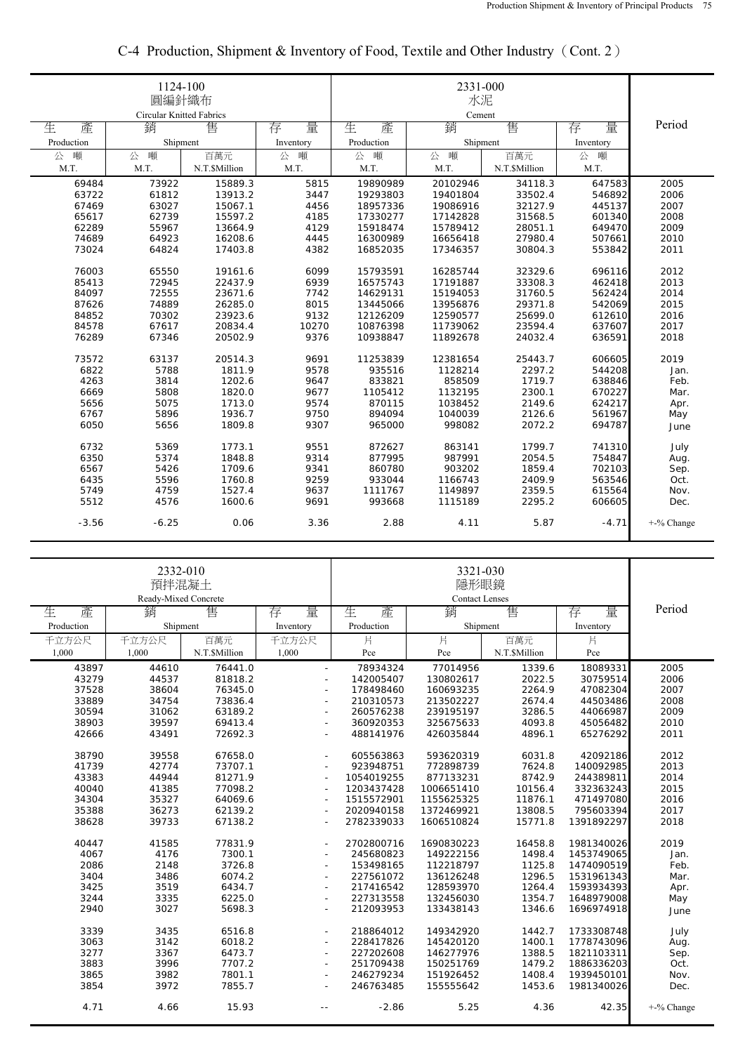# C-4 Production, Shipment & Inventory of Food, Textile and Other Industry（Cont. 2）

| 1124-100 圓編針織布 Circular Knitted Fabrics | | | | 2331-000 水泥 Cement | | | | Period |
|---|---|---|---|---|---|---|---|---|
| 生產 Production | 銷售 Shipment | | 存量 Inventory | 生產 Production | 銷售 Shipment | | 存量 Inventory | |
| 公噸 M.T. | 公噸 M.T. | 百萬元 N.T.$Million | 公噸 M.T. | 公噸 M.T. | 公噸 M.T. | 百萬元 N.T.$Million | 公噸 M.T. | |
| 69484 | 73922 | 15889.3 | 5815 | 19890989 | 20102946 | 34118.3 | 647583 | 2005 |
| 63722 | 61812 | 13913.2 | 3447 | 19293803 | 19401804 | 33502.4 | 546892 | 2006 |
| 67469 | 63027 | 15067.1 | 4456 | 18957336 | 19086916 | 32127.9 | 445137 | 2007 |
| 65617 | 62739 | 15597.2 | 4185 | 17330277 | 17142828 | 31568.5 | 601340 | 2008 |
| 62289 | 55967 | 13664.9 | 4129 | 15918474 | 15789412 | 28051.1 | 649470 | 2009 |
| 74689 | 64923 | 16208.6 | 4445 | 16300989 | 16656418 | 27980.4 | 507661 | 2010 |
| 73024 | 64824 | 17403.8 | 4382 | 16852035 | 17346357 | 30804.3 | 553842 | 2011 |
| 76003 | 65550 | 19161.6 | 6099 | 15793591 | 16285744 | 32329.6 | 696116 | 2012 |
| 85413 | 72945 | 22437.9 | 6939 | 16575743 | 17191887 | 33308.3 | 462418 | 2013 |
| 84097 | 72555 | 23671.6 | 7742 | 14629131 | 15194053 | 31760.5 | 562424 | 2014 |
| 87626 | 74889 | 26285.0 | 8015 | 13445066 | 13956876 | 29371.8 | 542069 | 2015 |
| 84852 | 70302 | 23923.6 | 9132 | 12126209 | 12590577 | 25699.0 | 612610 | 2016 |
| 84578 | 67617 | 20834.4 | 10270 | 10876398 | 11739062 | 23594.4 | 637607 | 2017 |
| 76289 | 67346 | 20502.9 | 9376 | 10938847 | 11892678 | 24032.4 | 636591 | 2018 |
| 73572 | 63137 | 20514.3 | 9691 | 11253839 | 12381654 | 25443.7 | 606605 | 2019 |
| 6822 | 5788 | 1811.9 | 9578 | 935516 | 1128214 | 2297.2 | 544208 | Jan. |
| 4263 | 3814 | 1202.6 | 9647 | 833821 | 858509 | 1719.7 | 638846 | Feb. |
| 6669 | 5808 | 1820.0 | 9677 | 1105412 | 1132195 | 2300.1 | 670227 | Mar. |
| 5656 | 5075 | 1713.0 | 9574 | 870115 | 1038452 | 2149.6 | 624217 | Apr. |
| 6767 | 5896 | 1936.7 | 9750 | 894094 | 1040039 | 2126.6 | 561967 | May |
| 6050 | 5656 | 1809.8 | 9307 | 965000 | 998082 | 2072.2 | 694787 | June |
| 6732 | 5369 | 1773.1 | 9551 | 872627 | 863141 | 1799.7 | 741310 | July |
| 6350 | 5374 | 1848.8 | 9314 | 877995 | 987991 | 2054.5 | 754847 | Aug. |
| 6567 | 5426 | 1709.6 | 9341 | 860780 | 903202 | 1859.4 | 702103 | Sep. |
| 6435 | 5596 | 1760.8 | 9259 | 933044 | 1166743 | 2409.9 | 563546 | Oct. |
| 5749 | 4759 | 1527.4 | 9637 | 1111767 | 1149897 | 2359.5 | 615564 | Nov. |
| 5512 | 4576 | 1600.6 | 9691 | 993668 | 1115189 | 2295.2 | 606605 | Dec. |
| -3.56 | -6.25 | 0.06 | 3.36 | 2.88 | 4.11 | 5.87 | -4.71 | +-% Change |

| 2332-010 預拌混凝土 Ready-Mixed Concrete | | | | 3321-030 隱形眼鏡 Contact Lenses | | | | Period |
|---|---|---|---|---|---|---|---|---|
| 生產 Production | 銷售 Shipment | | 存量 Inventory | 生產 Production | 銷售 Shipment | | 存量 Inventory | |
| 千立方公尺 1,000 | 千立方公尺 1,000 | 百萬元 N.T.$Million | 千立方公尺 1,000 | 片 Pce | 片 Pce | 百萬元 N.T.$Million | 片 Pce | |
| 43897 | 44610 | 76441.0 | - | 78934324 | 77014956 | 1339.6 | 18089331 | 2005 |
| 43279 | 44537 | 81818.2 | - | 142005407 | 130802617 | 2022.5 | 30759514 | 2006 |
| 37528 | 38604 | 76345.0 | - | 178498460 | 160693235 | 2264.9 | 47082304 | 2007 |
| 33889 | 34754 | 73836.4 | - | 210310573 | 213502227 | 2674.4 | 44503486 | 2008 |
| 30594 | 31062 | 63189.2 | - | 260576238 | 239195197 | 3286.5 | 44066987 | 2009 |
| 38903 | 39597 | 69413.4 | - | 360920353 | 325675633 | 4093.8 | 45056482 | 2010 |
| 42666 | 43491 | 72692.3 | - | 488141976 | 426035844 | 4896.1 | 65276292 | 2011 |
| 38790 | 39558 | 67658.0 | - | 605563863 | 593620319 | 6031.8 | 42092186 | 2012 |
| 41739 | 42774 | 73707.1 | - | 923948751 | 772898739 | 7624.8 | 140092985 | 2013 |
| 43383 | 44944 | 81271.9 | - | 1054019255 | 877133231 | 8742.9 | 244389811 | 2014 |
| 40040 | 41385 | 77098.2 | - | 1203437428 | 1006651410 | 10156.4 | 332363243 | 2015 |
| 34304 | 35327 | 64069.6 | - | 1515572901 | 1155625325 | 11876.1 | 471497080 | 2016 |
| 35388 | 36273 | 62139.2 | - | 2020940158 | 1372469921 | 13808.5 | 795603394 | 2017 |
| 38628 | 39733 | 67138.2 | - | 2782339033 | 1606510824 | 15771.8 | 1391892297 | 2018 |
| 40447 | 41585 | 77831.9 | - | 2702800716 | 1690830223 | 16458.8 | 1981340026 | 2019 |
| 4067 | 4176 | 7300.1 | - | 245680823 | 149222156 | 1498.4 | 1453749065 | Jan. |
| 2086 | 2148 | 3726.8 | - | 153498165 | 112218797 | 1125.8 | 1474090519 | Feb. |
| 3404 | 3486 | 6074.2 | - | 227561072 | 136126248 | 1296.5 | 1531961343 | Mar. |
| 3425 | 3519 | 6434.7 | - | 217416542 | 128593970 | 1264.4 | 1593934393 | Apr. |
| 3244 | 3335 | 6225.0 | - | 227313558 | 132456030 | 1354.7 | 1648979008 | May |
| 2940 | 3027 | 5698.3 | - | 212093953 | 133438143 | 1346.6 | 1696974918 | June |
| 3339 | 3435 | 6516.8 | - | 218864012 | 149342920 | 1442.7 | 1733308748 | July |
| 3063 | 3142 | 6018.2 | - | 228417826 | 145420120 | 1400.1 | 1778743096 | Aug. |
| 3277 | 3367 | 6473.7 | - | 227202608 | 146277976 | 1388.5 | 1821103311 | Sep. |
| 3883 | 3996 | 7707.2 | - | 251709438 | 150251769 | 1479.2 | 1886336203 | Oct. |
| 3865 | 3982 | 7801.1 | - | 246279234 | 151926452 | 1408.4 | 1939450101 | Nov. |
| 3854 | 3972 | 7855.7 | - | 246763485 | 155555642 | 1453.6 | 1981340026 | Dec. |
| 4.71 | 4.66 | 15.93 | -- | -2.86 | 5.25 | 4.36 | 42.35 | +-% Change |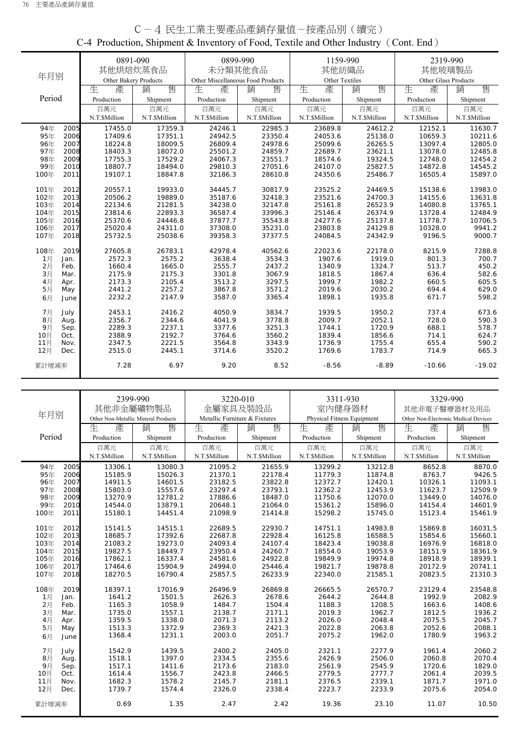# C－4 民生工業主要產品產銷存量值－按產品別（續完）

## C-4 Production, Shipment & Inventory of Food, Textile and Other Industry（Cont. End）

| 年月別 Period | 0891-090 其他烘焙炊蒸食品 Other Bakery Products | | 0899-990 未分類其他食品 Other Miscellaneous Food Products | | 1159-990 其他紡織品 Other Textiles | | 2319-990 其他玻璃製品 Other Glass Products | |
|---|---|---|---|---|---|---|---|---|
| | 生產 Production | 銷售 Shipment | 生產 Production | 銷售 Shipment | 生產 Production | 銷售 Shipment | 生產 Production | 銷售 Shipment |
| | 百萬元 N.T.$Million | 百萬元 N.T.$Million | 百萬元 N.T.$Million | 百萬元 N.T.$Million | 百萬元 N.T.$Million | 百萬元 N.T.$Million | 百萬元 N.T.$Million | 百萬元 N.T.$Million |
| 94年 2005 | 17455.0 | 17359.3 | 24246.1 | 22985.3 | 23689.8 | 24612.2 | 12152.1 | 11630.7 |
| 95年 2006 | 17409.6 | 17351.1 | 24942.5 | 23350.4 | 24053.6 | 25138.0 | 10659.3 | 10211.6 |
| 96年 2007 | 18224.8 | 18009.5 | 26809.4 | 24978.6 | 25099.6 | 26265.5 | 13097.4 | 12805.0 |
| 97年 2008 | 18403.3 | 18072.0 | 25501.2 | 24859.7 | 22689.7 | 23621.1 | 13078.0 | 12485.8 |
| 98年 2009 | 17755.3 | 17529.2 | 24067.3 | 23551.7 | 18574.6 | 19324.5 | 12748.0 | 12454.2 |
| 99年 2010 | 18807.7 | 18494.0 | 29810.3 | 27051.6 | 24107.0 | 25827.5 | 14872.8 | 14545.2 |
| 100年 2011 | 19107.1 | 18847.8 | 32186.3 | 28610.8 | 24350.6 | 25486.7 | 16505.4 | 15897.0 |
| 101年 2012 | 20557.1 | 19933.0 | 34445.7 | 30817.9 | 23525.2 | 24469.5 | 15138.6 | 13983.0 |
| 102年 2013 | 20506.2 | 19889.0 | 35187.6 | 32418.3 | 23521.6 | 24700.3 | 14155.6 | 13631.8 |
| 103年 2014 | 22134.6 | 21281.5 | 34238.0 | 32147.8 | 25161.8 | 26523.9 | 14080.8 | 13765.1 |
| 104年 2015 | 23814.6 | 22893.3 | 36587.4 | 33996.3 | 25146.4 | 26374.9 | 13728.4 | 12484.9 |
| 105年 2016 | 25370.6 | 24446.8 | 37877.7 | 35543.8 | 24277.6 | 25137.8 | 11778.7 | 10706.5 |
| 106年 2017 | 25020.4 | 24311.0 | 37308.0 | 35231.0 | 23803.8 | 24129.8 | 10328.0 | 9941.2 |
| 107年 2018 | 25732.5 | 25038.6 | 39358.3 | 37377.5 | 24084.5 | 24342.9 | 9196.5 | 9000.7 |
| 108年 2019 | 27605.8 | 26783.1 | 42978.4 | 40562.6 | 22023.6 | 22178.0 | 8215.9 | 7288.8 |
| 1月 Jan. | 2572.3 | 2575.2 | 3638.4 | 3534.3 | 1907.6 | 1919.0 | 801.3 | 700.7 |
| 2月 Feb. | 1660.4 | 1665.0 | 2555.7 | 2437.2 | 1340.9 | 1324.7 | 513.7 | 450.2 |
| 3月 Mar. | 2175.9 | 2175.3 | 3301.8 | 3067.9 | 1818.5 | 1867.4 | 636.4 | 582.6 |
| 4月 Apr. | 2173.3 | 2105.4 | 3513.2 | 3297.5 | 1999.7 | 1982.2 | 660.5 | 605.5 |
| 5月 May | 2441.2 | 2257.2 | 3867.8 | 3571.2 | 2019.6 | 2030.2 | 694.4 | 629.0 |
| 6月 June | 2232.2 | 2147.9 | 3587.0 | 3365.4 | 1898.1 | 1935.8 | 671.7 | 598.2 |
| 7月 July | 2453.1 | 2416.2 | 4050.9 | 3834.7 | 1939.5 | 1950.2 | 737.4 | 673.6 |
| 8月 Aug. | 2356.7 | 2344.6 | 4041.9 | 3778.8 | 2009.7 | 2052.1 | 728.0 | 590.3 |
| 9月 Sep. | 2289.3 | 2237.1 | 3377.6 | 3251.3 | 1744.1 | 1720.9 | 688.1 | 578.7 |
| 10月 Oct. | 2388.9 | 2192.7 | 3764.6 | 3560.2 | 1839.4 | 1856.6 | 714.1 | 624.7 |
| 11月 Nov. | 2347.5 | 2221.5 | 3564.8 | 3343.9 | 1736.9 | 1755.4 | 655.4 | 590.2 |
| 12月 Dec. | 2515.0 | 2445.1 | 3714.6 | 3520.2 | 1769.6 | 1783.7 | 714.9 | 665.3 |
| 累計增減率 | 7.28 | 6.97 | 9.20 | 8.52 | -8.56 | -8.89 | -10.66 | -19.02 |

| 年月別 Period | 2399-990 其他非金屬礦物製品 Other Non-Metallic Mineral Products | | 3220-010 金屬家具及裝設品 Metallic Furniture & Fixtures | | 3311-930 室內健身器材 Physical Fitness Equipment | | 3329-990 其他非電子醫療器材及用品 Other Non-Electronic Medical Devices | |
|---|---|---|---|---|---|---|---|---|
| | 生產 Production | 銷售 Shipment | 生產 Production | 銷售 Shipment | 生產 Production | 銷售 Shipment | 生產 Production | 銷售 Shipment |
| | 百萬元 N.T.$Million | 百萬元 N.T.$Million | 百萬元 N.T.$Million | 百萬元 N.T.$Million | 百萬元 N.T.$Million | 百萬元 N.T.$Million | 百萬元 N.T.$Million | 百萬元 N.T.$Million |
| 94年 2005 | 13306.1 | 13080.3 | 21095.2 | 21655.9 | 13299.2 | 13212.8 | 8652.8 | 8870.0 |
| 95年 2006 | 15185.9 | 15026.3 | 21370.1 | 22178.4 | 11779.3 | 11874.8 | 8763.7 | 9426.5 |
| 96年 2007 | 14911.5 | 14601.5 | 23182.5 | 23822.8 | 12372.7 | 12420.1 | 10326.1 | 11093.1 |
| 97年 2008 | 15803.0 | 15557.6 | 23297.4 | 23793.1 | 12362.2 | 12453.9 | 11623.7 | 12509.9 |
| 98年 2009 | 13270.9 | 12781.2 | 17886.6 | 18487.0 | 11750.6 | 12070.0 | 13449.0 | 14076.0 |
| 99年 2010 | 14544.0 | 13879.1 | 20648.1 | 21064.0 | 15361.2 | 15896.0 | 14154.4 | 14601.9 |
| 100年 2011 | 15180.1 | 14451.4 | 21098.9 | 21414.8 | 15298.2 | 15745.0 | 15123.4 | 15461.9 |
| 101年 2012 | 15141.5 | 14515.1 | 22689.5 | 22930.7 | 14751.1 | 14983.8 | 15869.8 | 16031.5 |
| 102年 2013 | 18685.7 | 17392.6 | 22687.8 | 22928.4 | 16125.8 | 16588.5 | 15854.6 | 15660.1 |
| 103年 2014 | 21083.2 | 19273.0 | 24093.4 | 24107.4 | 18423.4 | 19038.8 | 16976.9 | 16818.0 |
| 104年 2015 | 19827.5 | 18449.7 | 23950.4 | 24260.7 | 18554.0 | 19053.9 | 18151.9 | 18361.9 |
| 105年 2016 | 17862.1 | 16337.4 | 24581.6 | 24922.8 | 19849.9 | 19974.8 | 18918.9 | 18939.1 |
| 106年 2017 | 17464.6 | 15904.9 | 24994.0 | 25446.4 | 19821.7 | 19878.8 | 20172.9 | 20741.1 |
| 107年 2018 | 18270.5 | 16790.4 | 25857.5 | 26233.9 | 22340.0 | 21585.1 | 20823.5 | 21310.3 |
| 108年 2019 | 18397.1 | 17016.9 | 26496.9 | 26869.8 | 26665.5 | 26570.7 | 23129.4 | 23548.8 |
| 1月 Jan. | 1641.2 | 1501.5 | 2626.3 | 2678.6 | 2644.2 | 2644.8 | 1992.9 | 2082.9 |
| 2月 Feb. | 1165.3 | 1058.9 | 1484.7 | 1504.4 | 1188.3 | 1208.5 | 1663.6 | 1408.6 |
| 3月 Mar. | 1735.0 | 1557.1 | 2138.7 | 2171.1 | 2019.3 | 1962.7 | 1812.5 | 1936.2 |
| 4月 Apr. | 1359.5 | 1338.0 | 2071.3 | 2113.2 | 2026.0 | 2048.4 | 2075.5 | 2045.7 |
| 5月 May | 1513.3 | 1372.9 | 2369.3 | 2421.3 | 2022.8 | 2063.8 | 2052.6 | 2088.1 |
| 6月 June | 1368.4 | 1231.1 | 2003.0 | 2051.7 | 2075.2 | 1962.0 | 1780.9 | 1963.2 |
| 7月 July | 1542.9 | 1439.5 | 2400.2 | 2405.0 | 2321.1 | 2277.9 | 1961.4 | 2060.2 |
| 8月 Aug. | 1518.1 | 1397.0 | 2334.5 | 2355.6 | 2426.9 | 2506.0 | 2060.8 | 2070.4 |
| 9月 Sep. | 1517.1 | 1411.6 | 2173.6 | 2183.0 | 2561.9 | 2545.9 | 1720.6 | 1829.0 |
| 10月 Oct. | 1614.4 | 1556.7 | 2423.8 | 2466.5 | 2779.5 | 2777.7 | 2061.4 | 2039.5 |
| 11月 Nov. | 1682.3 | 1578.2 | 2145.7 | 2181.1 | 2376.5 | 2339.1 | 1871.7 | 1971.0 |
| 12月 Dec. | 1739.7 | 1574.4 | 2326.0 | 2338.4 | 2223.7 | 2233.9 | 2075.6 | 2054.0 |
| 累計增減率 | 0.69 | 1.35 | 2.47 | 2.42 | 19.36 | 23.10 | 11.07 | 10.50 |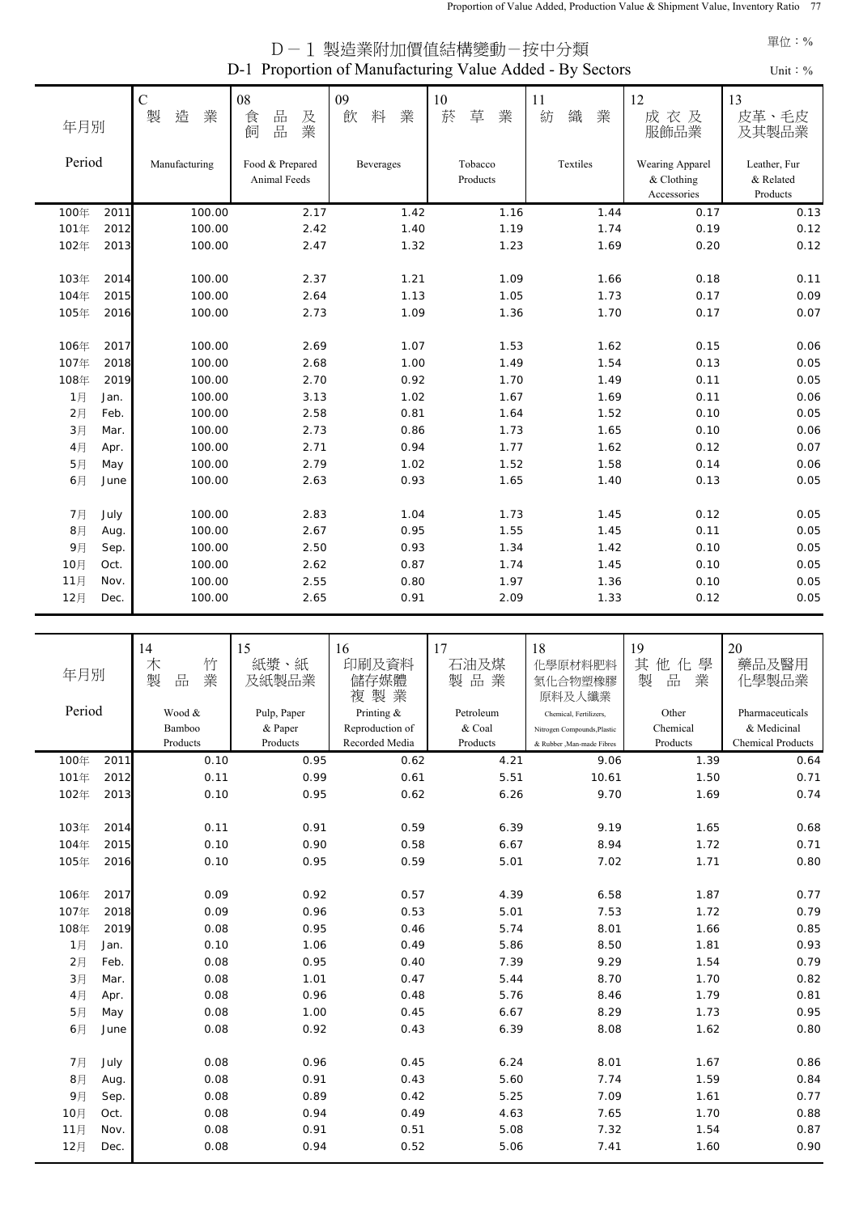# D－1 製造業附加價值結構變動－按中分類
## D-1 Proportion of Manufacturing Value Added - By Sectors

單位：% Unit：%

| 年月別 Period | | C 製造業 Manufacturing | 08 食品及飼品業 Food & Prepared Animal Feeds | 09 飲料業 Beverages | 10 菸草業 Tobacco Products | 11 紡織業 Textiles | 12 成衣及服飾品業 Wearing Apparel & Clothing Accessories | 13 皮革、毛皮及其製品業 Leather, Fur & Related Products |
|---|---|---|---|---|---|---|---|---|
| 100年 | 2011 | 100.00 | 2.17 | 1.42 | 1.16 | 1.44 | 0.17 | 0.13 |
| 101年 | 2012 | 100.00 | 2.42 | 1.40 | 1.19 | 1.74 | 0.19 | 0.12 |
| 102年 | 2013 | 100.00 | 2.47 | 1.32 | 1.23 | 1.69 | 0.20 | 0.12 |
| 103年 | 2014 | 100.00 | 2.37 | 1.21 | 1.09 | 1.66 | 0.18 | 0.11 |
| 104年 | 2015 | 100.00 | 2.64 | 1.13 | 1.05 | 1.73 | 0.17 | 0.09 |
| 105年 | 2016 | 100.00 | 2.73 | 1.09 | 1.36 | 1.70 | 0.17 | 0.07 |
| 106年 | 2017 | 100.00 | 2.69 | 1.07 | 1.53 | 1.62 | 0.15 | 0.06 |
| 107年 | 2018 | 100.00 | 2.68 | 1.00 | 1.49 | 1.54 | 0.13 | 0.05 |
| 108年 | 2019 | 100.00 | 2.70 | 0.92 | 1.70 | 1.49 | 0.11 | 0.05 |
| 1月 | Jan. | 100.00 | 3.13 | 1.02 | 1.67 | 1.69 | 0.11 | 0.06 |
| 2月 | Feb. | 100.00 | 2.58 | 0.81 | 1.64 | 1.52 | 0.10 | 0.05 |
| 3月 | Mar. | 100.00 | 2.73 | 0.86 | 1.73 | 1.65 | 0.10 | 0.06 |
| 4月 | Apr. | 100.00 | 2.71 | 0.94 | 1.77 | 1.62 | 0.12 | 0.07 |
| 5月 | May | 100.00 | 2.79 | 1.02 | 1.52 | 1.58 | 0.14 | 0.06 |
| 6月 | June | 100.00 | 2.63 | 0.93 | 1.65 | 1.40 | 0.13 | 0.05 |
| 7月 | July | 100.00 | 2.83 | 1.04 | 1.73 | 1.45 | 0.12 | 0.05 |
| 8月 | Aug. | 100.00 | 2.67 | 0.95 | 1.55 | 1.45 | 0.11 | 0.05 |
| 9月 | Sep. | 100.00 | 2.50 | 0.93 | 1.34 | 1.42 | 0.10 | 0.05 |
| 10月 | Oct. | 100.00 | 2.62 | 0.87 | 1.74 | 1.45 | 0.10 | 0.05 |
| 11月 | Nov. | 100.00 | 2.55 | 0.80 | 1.97 | 1.36 | 0.10 | 0.05 |
| 12月 | Dec. | 100.00 | 2.65 | 0.91 | 2.09 | 1.33 | 0.12 | 0.05 |

| 年月別 Period | | 14 木竹製品業 Wood & Bamboo Products | 15 紙漿、紙及紙製品業 Pulp, Paper & Paper Products | 16 印刷及資料儲存媒體複製業 Printing & Reproduction of Recorded Media | 17 石油及煤製品業 Petroleum & Coal Products | 18 化學原材料肥料氮化合物塑橡膠原料及人纖業 Chemical, Fertilizers, Nitrogen Compounds, Plastic & Rubber, Man-made Fibres | 19 其他化學製品業 Other Chemical Products | 20 藥品及醫用化學製品業 Pharmaceuticals & Medicinal Chemical Products |
|---|---|---|---|---|---|---|---|---|
| 100年 | 2011 | 0.10 | 0.95 | 0.62 | 4.21 | 9.06 | 1.39 | 0.64 |
| 101年 | 2012 | 0.11 | 0.99 | 0.61 | 5.51 | 10.61 | 1.50 | 0.71 |
| 102年 | 2013 | 0.10 | 0.95 | 0.62 | 6.26 | 9.70 | 1.69 | 0.74 |
| 103年 | 2014 | 0.11 | 0.91 | 0.59 | 6.39 | 9.19 | 1.65 | 0.68 |
| 104年 | 2015 | 0.10 | 0.90 | 0.58 | 6.67 | 8.94 | 1.72 | 0.71 |
| 105年 | 2016 | 0.10 | 0.95 | 0.59 | 5.01 | 7.02 | 1.71 | 0.80 |
| 106年 | 2017 | 0.09 | 0.92 | 0.57 | 4.39 | 6.58 | 1.87 | 0.77 |
| 107年 | 2018 | 0.09 | 0.96 | 0.53 | 5.01 | 7.53 | 1.72 | 0.79 |
| 108年 | 2019 | 0.08 | 0.95 | 0.46 | 5.74 | 8.01 | 1.66 | 0.85 |
| 1月 | Jan. | 0.10 | 1.06 | 0.49 | 5.86 | 8.50 | 1.81 | 0.93 |
| 2月 | Feb. | 0.08 | 0.95 | 0.40 | 7.39 | 9.29 | 1.54 | 0.79 |
| 3月 | Mar. | 0.08 | 1.01 | 0.47 | 5.44 | 8.70 | 1.70 | 0.82 |
| 4月 | Apr. | 0.08 | 0.96 | 0.48 | 5.76 | 8.46 | 1.79 | 0.81 |
| 5月 | May | 0.08 | 1.00 | 0.45 | 6.67 | 8.29 | 1.73 | 0.95 |
| 6月 | June | 0.08 | 0.92 | 0.43 | 6.39 | 8.08 | 1.62 | 0.80 |
| 7月 | July | 0.08 | 0.96 | 0.45 | 6.24 | 8.01 | 1.67 | 0.86 |
| 8月 | Aug. | 0.08 | 0.91 | 0.43 | 5.60 | 7.74 | 1.59 | 0.84 |
| 9月 | Sep. | 0.08 | 0.89 | 0.42 | 5.25 | 7.09 | 1.61 | 0.77 |
| 10月 | Oct. | 0.08 | 0.94 | 0.49 | 4.63 | 7.65 | 1.70 | 0.88 |
| 11月 | Nov. | 0.08 | 0.91 | 0.51 | 5.08 | 7.32 | 1.54 | 0.87 |
| 12月 | Dec. | 0.08 | 0.94 | 0.52 | 5.06 | 7.41 | 1.60 | 0.90 |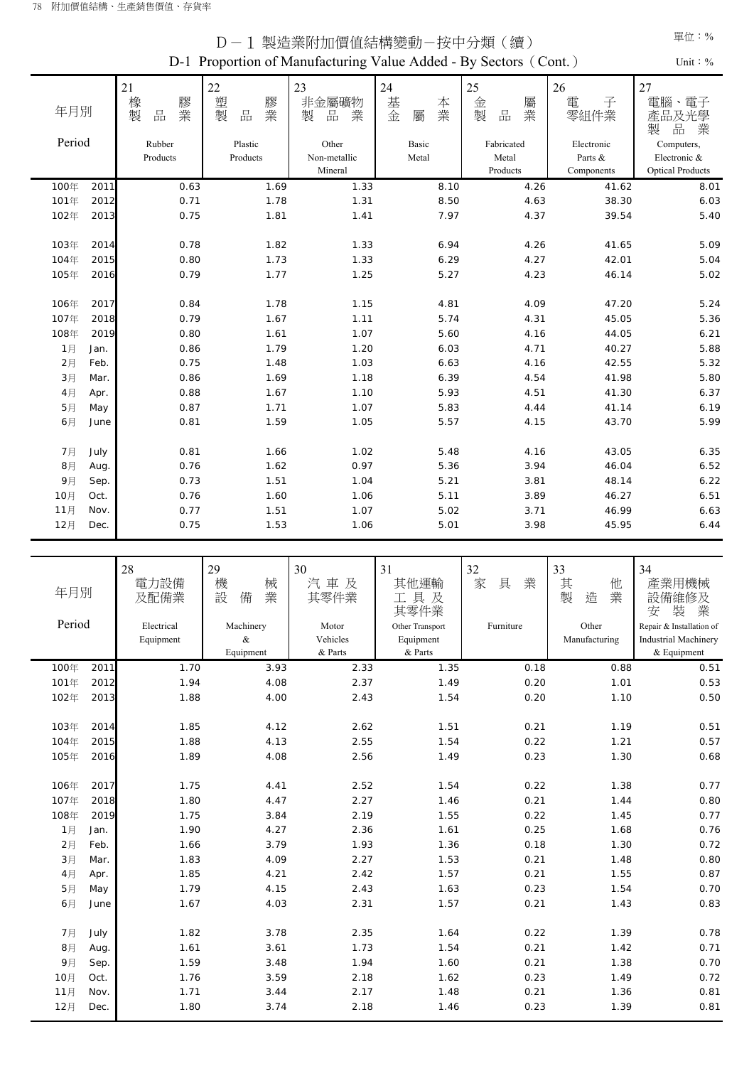# D－1 製造業附加價值結構變動－按中分類（續）

D-1 Proportion of Manufacturing Value Added - By Sectors (Cont.)

單位：%

Unit：%

| 年月別 Period | | 21 橡膠製品業 Rubber Products | 22 塑膠製品業 Plastic Products | 23 非金屬礦物製品業 Other Non-metallic Mineral | 24 基本金屬業 Basic Metal | 25 金屬製品業 Fabricated Metal Products | 26 電子零組件業 Electronic Parts & Components | 27 電腦、電子產品及光學製品業 Computers, Electronic & Optical Products |
|---|---|---|---|---|---|---|---|---|
| 100年 | 2011 | 0.63 | 1.69 | 1.33 | 8.10 | 4.26 | 41.62 | 8.01 |
| 101年 | 2012 | 0.71 | 1.78 | 1.31 | 8.50 | 4.63 | 38.30 | 6.03 |
| 102年 | 2013 | 0.75 | 1.81 | 1.41 | 7.97 | 4.37 | 39.54 | 5.40 |
| 103年 | 2014 | 0.78 | 1.82 | 1.33 | 6.94 | 4.26 | 41.65 | 5.09 |
| 104年 | 2015 | 0.80 | 1.73 | 1.33 | 6.29 | 4.27 | 42.01 | 5.04 |
| 105年 | 2016 | 0.79 | 1.77 | 1.25 | 5.27 | 4.23 | 46.14 | 5.02 |
| 106年 | 2017 | 0.84 | 1.78 | 1.15 | 4.81 | 4.09 | 47.20 | 5.24 |
| 107年 | 2018 | 0.79 | 1.67 | 1.11 | 5.74 | 4.31 | 45.05 | 5.36 |
| 108年 | 2019 | 0.80 | 1.61 | 1.07 | 5.60 | 4.16 | 44.05 | 6.21 |
| 1月 | Jan. | 0.86 | 1.79 | 1.20 | 6.03 | 4.71 | 40.27 | 5.88 |
| 2月 | Feb. | 0.75 | 1.48 | 1.03 | 6.63 | 4.16 | 42.55 | 5.32 |
| 3月 | Mar. | 0.86 | 1.69 | 1.18 | 6.39 | 4.54 | 41.98 | 5.80 |
| 4月 | Apr. | 0.88 | 1.67 | 1.10 | 5.93 | 4.51 | 41.30 | 6.37 |
| 5月 | May | 0.87 | 1.71 | 1.07 | 5.83 | 4.44 | 41.14 | 6.19 |
| 6月 | June | 0.81 | 1.59 | 1.05 | 5.57 | 4.15 | 43.70 | 5.99 |
| 7月 | July | 0.81 | 1.66 | 1.02 | 5.48 | 4.16 | 43.05 | 6.35 |
| 8月 | Aug. | 0.76 | 1.62 | 0.97 | 5.36 | 3.94 | 46.04 | 6.52 |
| 9月 | Sep. | 0.73 | 1.51 | 1.04 | 5.21 | 3.81 | 48.14 | 6.22 |
| 10月 | Oct. | 0.76 | 1.60 | 1.06 | 5.11 | 3.89 | 46.27 | 6.51 |
| 11月 | Nov. | 0.77 | 1.51 | 1.07 | 5.02 | 3.71 | 46.99 | 6.63 |
| 12月 | Dec. | 0.75 | 1.53 | 1.06 | 5.01 | 3.98 | 45.95 | 6.44 |

| 年月別 Period | | 28 電力設備及配備業 Electrical Equipment | 29 機械設備業 Machinery & Equipment | 30 汽車及其零件業 Motor Vehicles & Parts | 31 其他運輸工具及其零件業 Other Transport Equipment & Parts | 32 家具業 Furniture | 33 其他製造業 Other Manufacturing | 34 產業用機械設備維修及安裝業 Repair & Installation of Industrial Machinery & Equipment |
|---|---|---|---|---|---|---|---|---|
| 100年 | 2011 | 1.70 | 3.93 | 2.33 | 1.35 | 0.18 | 0.88 | 0.51 |
| 101年 | 2012 | 1.94 | 4.08 | 2.37 | 1.49 | 0.20 | 1.01 | 0.53 |
| 102年 | 2013 | 1.88 | 4.00 | 2.43 | 1.54 | 0.20 | 1.10 | 0.50 |
| 103年 | 2014 | 1.85 | 4.12 | 2.62 | 1.51 | 0.21 | 1.19 | 0.51 |
| 104年 | 2015 | 1.88 | 4.13 | 2.55 | 1.54 | 0.22 | 1.21 | 0.57 |
| 105年 | 2016 | 1.89 | 4.08 | 2.56 | 1.49 | 0.23 | 1.30 | 0.68 |
| 106年 | 2017 | 1.75 | 4.41 | 2.52 | 1.54 | 0.22 | 1.38 | 0.77 |
| 107年 | 2018 | 1.80 | 4.47 | 2.27 | 1.46 | 0.21 | 1.44 | 0.80 |
| 108年 | 2019 | 1.75 | 3.84 | 2.19 | 1.55 | 0.22 | 1.45 | 0.77 |
| 1月 | Jan. | 1.90 | 4.27 | 2.36 | 1.61 | 0.25 | 1.68 | 0.76 |
| 2月 | Feb. | 1.66 | 3.79 | 1.93 | 1.36 | 0.18 | 1.30 | 0.72 |
| 3月 | Mar. | 1.83 | 4.09 | 2.27 | 1.53 | 0.21 | 1.48 | 0.80 |
| 4月 | Apr. | 1.85 | 4.21 | 2.42 | 1.57 | 0.21 | 1.55 | 0.87 |
| 5月 | May | 1.79 | 4.15 | 2.43 | 1.63 | 0.23 | 1.54 | 0.70 |
| 6月 | June | 1.67 | 4.03 | 2.31 | 1.57 | 0.21 | 1.43 | 0.83 |
| 7月 | July | 1.82 | 3.78 | 2.35 | 1.64 | 0.22 | 1.39 | 0.78 |
| 8月 | Aug. | 1.61 | 3.61 | 1.73 | 1.54 | 0.21 | 1.42 | 0.71 |
| 9月 | Sep. | 1.59 | 3.48 | 1.94 | 1.60 | 0.21 | 1.38 | 0.70 |
| 10月 | Oct. | 1.76 | 3.59 | 2.18 | 1.62 | 0.23 | 1.49 | 0.72 |
| 11月 | Nov. | 1.71 | 3.44 | 2.17 | 1.48 | 0.21 | 1.36 | 0.81 |
| 12月 | Dec. | 1.80 | 3.74 | 2.18 | 1.46 | 0.23 | 1.39 | 0.81 |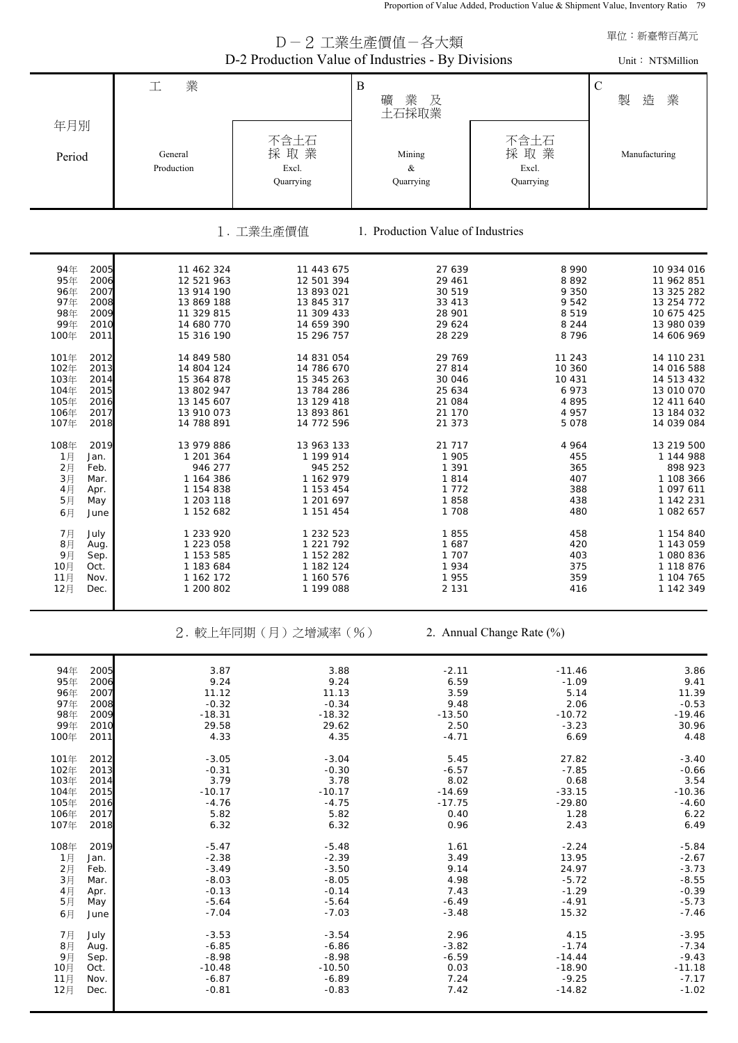# D－2 工業生產價值－各大類
# D-2 Production Value of Industries - By Divisions

單位：新臺幣百萬元

Unit：NT$Million

| 年月別 Period | | 工業 General Production | 不含土石採取業 Excl. Quarrying | B 礦業及土石採取業 Mining & Quarrying | 不含土石採取業 Excl. Quarrying | C 製造業 Manufacturing |
|---|---|---|---|---|---|---|
| **1．工業生產價值 1. Production Value of Industries** | | | | | | |
| 94年 | 2005 | 11 462 324 | 11 443 675 | 27 639 | 8 990 | 10 934 016 |
| 95年 | 2006 | 12 521 963 | 12 501 394 | 29 461 | 8 892 | 11 962 851 |
| 96年 | 2007 | 13 914 190 | 13 893 021 | 30 519 | 9 350 | 13 325 282 |
| 97年 | 2008 | 13 869 188 | 13 845 317 | 33 413 | 9 542 | 13 254 772 |
| 98年 | 2009 | 11 329 815 | 11 309 433 | 28 901 | 8 519 | 10 675 425 |
| 99年 | 2010 | 14 680 770 | 14 659 390 | 29 624 | 8 244 | 13 980 039 |
| 100年 | 2011 | 15 316 190 | 15 296 757 | 28 229 | 8 796 | 14 606 969 |
| 101年 | 2012 | 14 849 580 | 14 831 054 | 29 769 | 11 243 | 14 110 231 |
| 102年 | 2013 | 14 804 124 | 14 786 670 | 27 814 | 10 360 | 14 016 588 |
| 103年 | 2014 | 15 364 878 | 15 345 263 | 30 046 | 10 431 | 14 513 432 |
| 104年 | 2015 | 13 802 947 | 13 784 286 | 25 634 | 6 973 | 13 010 070 |
| 105年 | 2016 | 13 145 607 | 13 129 418 | 21 084 | 4 895 | 12 411 640 |
| 106年 | 2017 | 13 910 073 | 13 893 861 | 21 170 | 4 957 | 13 184 032 |
| 107年 | 2018 | 14 788 891 | 14 772 596 | 21 373 | 5 078 | 14 039 084 |
| 108年 | 2019 | 13 979 886 | 13 963 133 | 21 717 | 4 964 | 13 219 500 |
| 1月 | Jan. | 1 201 364 | 1 199 914 | 1 905 | 455 | 1 144 988 |
| 2月 | Feb. | 946 277 | 945 252 | 1 391 | 365 | 898 923 |
| 3月 | Mar. | 1 164 386 | 1 162 979 | 1 814 | 407 | 1 108 366 |
| 4月 | Apr. | 1 154 838 | 1 153 454 | 1 772 | 388 | 1 097 611 |
| 5月 | May | 1 203 118 | 1 201 697 | 1 858 | 438 | 1 142 231 |
| 6月 | June | 1 152 682 | 1 151 454 | 1 708 | 480 | 1 082 657 |
| 7月 | July | 1 233 920 | 1 232 523 | 1 855 | 458 | 1 154 840 |
| 8月 | Aug. | 1 223 058 | 1 221 792 | 1 687 | 420 | 1 143 059 |
| 9月 | Sep. | 1 153 585 | 1 152 282 | 1 707 | 403 | 1 080 836 |
| 10月 | Oct. | 1 183 684 | 1 182 124 | 1 934 | 375 | 1 118 876 |
| 11月 | Nov. | 1 162 172 | 1 160 576 | 1 955 | 359 | 1 104 765 |
| 12月 | Dec. | 1 200 802 | 1 199 088 | 2 131 | 416 | 1 142 349 |
| **2．較上年同期（月）之增減率（%） 2. Annual Change Rate (%)** | | | | | | |
| 94年 | 2005 | 3.87 | 3.88 | -2.11 | -11.46 | 3.86 |
| 95年 | 2006 | 9.24 | 9.24 | 6.59 | -1.09 | 9.41 |
| 96年 | 2007 | 11.12 | 11.13 | 3.59 | 5.14 | 11.39 |
| 97年 | 2008 | -0.32 | -0.34 | 9.48 | 2.06 | -0.53 |
| 98年 | 2009 | -18.31 | -18.32 | -13.50 | -10.72 | -19.46 |
| 99年 | 2010 | 29.58 | 29.62 | 2.50 | -3.23 | 30.96 |
| 100年 | 2011 | 4.33 | 4.35 | -4.71 | 6.69 | 4.48 |
| 101年 | 2012 | -3.05 | -3.04 | 5.45 | 27.82 | -3.40 |
| 102年 | 2013 | -0.31 | -0.30 | -6.57 | -7.85 | -0.66 |
| 103年 | 2014 | 3.79 | 3.78 | 8.02 | 0.68 | 3.54 |
| 104年 | 2015 | -10.17 | -10.17 | -14.69 | -33.15 | -10.36 |
| 105年 | 2016 | -4.76 | -4.75 | -17.75 | -29.80 | -4.60 |
| 106年 | 2017 | 5.82 | 5.82 | 0.40 | 1.28 | 6.22 |
| 107年 | 2018 | 6.32 | 6.32 | 0.96 | 2.43 | 6.49 |
| 108年 | 2019 | -5.47 | -5.48 | 1.61 | -2.24 | -5.84 |
| 1月 | Jan. | -2.38 | -2.39 | 3.49 | 13.95 | -2.67 |
| 2月 | Feb. | -3.49 | -3.50 | 9.14 | 24.97 | -3.73 |
| 3月 | Mar. | -8.03 | -8.05 | 4.98 | -5.72 | -8.55 |
| 4月 | Apr. | -0.13 | -0.14 | 7.43 | -1.29 | -0.39 |
| 5月 | May | -5.64 | -5.64 | -6.49 | -4.91 | -5.73 |
| 6月 | June | -7.04 | -7.03 | -3.48 | 15.32 | -7.46 |
| 7月 | July | -3.53 | -3.54 | 2.96 | 4.15 | -3.95 |
| 8月 | Aug. | -6.85 | -6.86 | -3.82 | -1.74 | -7.34 |
| 9月 | Sep. | -8.98 | -8.98 | -6.59 | -14.44 | -9.43 |
| 10月 | Oct. | -10.48 | -10.50 | 0.03 | -18.90 | -11.18 |
| 11月 | Nov. | -6.87 | -6.89 | 7.24 | -9.25 | -7.17 |
| 12月 | Dec. | -0.81 | -0.83 | 7.42 | -14.82 | -1.02 |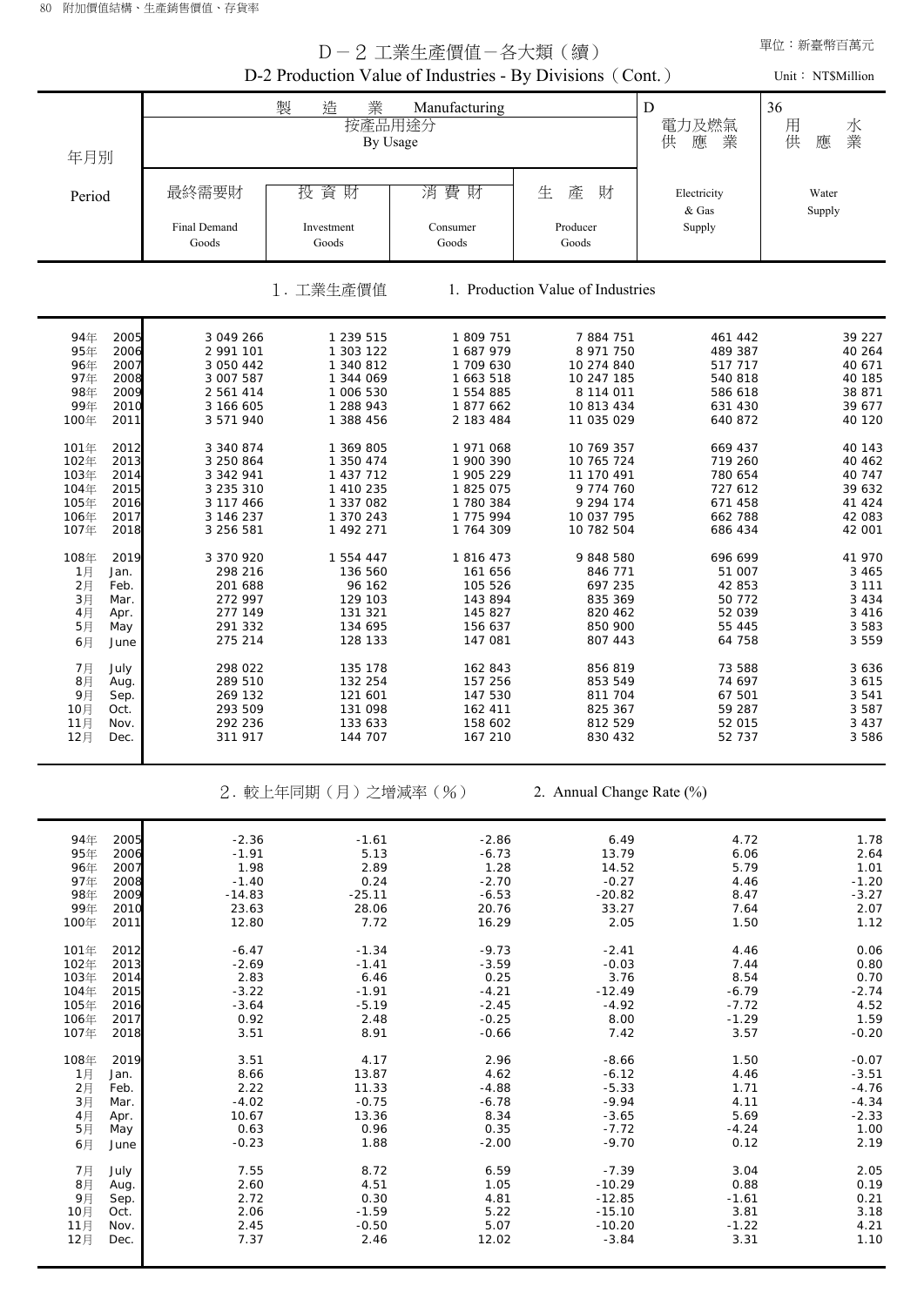# D－2 工業生產價值－各大類（續）

## D-2 Production Value of Industries - By Divisions (Cont.)

單位：新臺幣百萬元 Unit： NT$Million

| 年月別 Period | 製造業 Manufacturing 按產品用途分 By Usage | | | | D 電力及燃氣供應業 Electricity & Gas Supply | 36 用水供應業 Water Supply |
|---|---|---|---|---|---|---|
| | 最終需要財 Final Demand Goods | 投資財 Investment Goods | 消費財 Consumer Goods | 生產財 Producer Goods | | |
| **1. 工業生產價值 1. Production Value of Industries** | | | | | | |
| 94年 2005 | 3 049 266 | 1 239 515 | 1 809 751 | 7 884 751 | 461 442 | 39 227 |
| 95年 2006 | 2 991 101 | 1 303 122 | 1 687 979 | 8 971 750 | 489 387 | 40 264 |
| 96年 2007 | 3 050 442 | 1 340 812 | 1 709 630 | 10 274 840 | 517 717 | 40 671 |
| 97年 2008 | 3 007 587 | 1 344 069 | 1 663 518 | 10 247 185 | 540 818 | 40 185 |
| 98年 2009 | 2 561 414 | 1 006 530 | 1 554 885 | 8 114 011 | 586 618 | 38 871 |
| 99年 2010 | 3 166 605 | 1 288 943 | 1 877 662 | 10 813 434 | 631 430 | 39 677 |
| 100年 2011 | 3 571 940 | 1 388 456 | 2 183 484 | 11 035 029 | 640 872 | 40 120 |
| 101年 2012 | 3 340 874 | 1 369 805 | 1 971 068 | 10 769 357 | 669 437 | 40 143 |
| 102年 2013 | 3 250 864 | 1 350 474 | 1 900 390 | 10 765 724 | 719 260 | 40 462 |
| 103年 2014 | 3 342 941 | 1 437 712 | 1 905 229 | 11 170 491 | 780 654 | 40 747 |
| 104年 2015 | 3 235 310 | 1 410 235 | 1 825 075 | 9 774 760 | 727 612 | 39 632 |
| 105年 2016 | 3 117 466 | 1 337 082 | 1 780 384 | 9 294 174 | 671 458 | 41 424 |
| 106年 2017 | 3 146 237 | 1 370 243 | 1 775 994 | 10 037 795 | 662 788 | 42 083 |
| 107年 2018 | 3 256 581 | 1 492 271 | 1 764 309 | 10 782 504 | 686 434 | 42 001 |
| 108年 2019 | 3 370 920 | 1 554 447 | 1 816 473 | 9 848 580 | 696 699 | 41 970 |
| 1月 Jan. | 298 216 | 136 560 | 161 656 | 846 771 | 51 007 | 3 465 |
| 2月 Feb. | 201 688 | 96 162 | 105 526 | 697 235 | 42 853 | 3 111 |
| 3月 Mar. | 272 997 | 129 103 | 143 894 | 835 369 | 50 772 | 3 434 |
| 4月 Apr. | 277 149 | 131 321 | 145 827 | 820 462 | 52 039 | 3 416 |
| 5月 May | 291 332 | 134 695 | 156 637 | 850 900 | 55 445 | 3 583 |
| 6月 June | 275 214 | 128 133 | 147 081 | 807 443 | 64 758 | 3 559 |
| 7月 July | 298 022 | 135 178 | 162 843 | 856 819 | 73 588 | 3 636 |
| 8月 Aug. | 289 510 | 132 254 | 157 256 | 853 549 | 74 697 | 3 615 |
| 9月 Sep. | 269 132 | 121 601 | 147 530 | 811 704 | 67 501 | 3 541 |
| 10月 Oct. | 293 509 | 131 098 | 162 411 | 825 367 | 59 287 | 3 587 |
| 11月 Nov. | 292 236 | 133 633 | 158 602 | 812 529 | 52 015 | 3 437 |
| 12月 Dec. | 311 917 | 144 707 | 167 210 | 830 432 | 52 737 | 3 586 |
| **2. 較上年同期（月）之增減率（%） 2. Annual Change Rate (%)** | | | | | | |
| 94年 2005 | -2.36 | -1.61 | -2.86 | 6.49 | 4.72 | 1.78 |
| 95年 2006 | -1.91 | 5.13 | -6.73 | 13.79 | 6.06 | 2.64 |
| 96年 2007 | 1.98 | 2.89 | 1.28 | 14.52 | 5.79 | 1.01 |
| 97年 2008 | -1.40 | 0.24 | -2.70 | -0.27 | 4.46 | -1.20 |
| 98年 2009 | -14.83 | -25.11 | -6.53 | -20.82 | 8.47 | -3.27 |
| 99年 2010 | 23.63 | 28.06 | 20.76 | 33.27 | 7.64 | 2.07 |
| 100年 2011 | 12.80 | 7.72 | 16.29 | 2.05 | 1.50 | 1.12 |
| 101年 2012 | -6.47 | -1.34 | -9.73 | -2.41 | 4.46 | 0.06 |
| 102年 2013 | -2.69 | -1.41 | -3.59 | -0.03 | 7.44 | 0.80 |
| 103年 2014 | 2.83 | 6.46 | 0.25 | 3.76 | 8.54 | 0.70 |
| 104年 2015 | -3.22 | -1.91 | -4.21 | -12.49 | -6.79 | -2.74 |
| 105年 2016 | -3.64 | -5.19 | -2.45 | -4.92 | -7.72 | 4.52 |
| 106年 2017 | 0.92 | 2.48 | -0.25 | 8.00 | -1.29 | 1.59 |
| 107年 2018 | 3.51 | 8.91 | -0.66 | 7.42 | 3.57 | -0.20 |
| 108年 2019 | 3.51 | 4.17 | 2.96 | -8.66 | 1.50 | -0.07 |
| 1月 Jan. | 8.66 | 13.87 | 4.62 | -6.12 | 4.46 | -3.51 |
| 2月 Feb. | 2.22 | 11.33 | -4.88 | -5.33 | 1.71 | -4.76 |
| 3月 Mar. | -4.02 | -0.75 | -6.78 | -9.94 | 4.11 | -4.34 |
| 4月 Apr. | 10.67 | 13.36 | 8.34 | -3.65 | 5.69 | -2.33 |
| 5月 May | 0.63 | 0.96 | 0.35 | -7.72 | -4.24 | 1.00 |
| 6月 June | -0.23 | 1.88 | -2.00 | -9.70 | 0.12 | 2.19 |
| 7月 July | 7.55 | 8.72 | 6.59 | -7.39 | 3.04 | 2.05 |
| 8月 Aug. | 2.60 | 4.51 | 1.05 | -10.29 | 0.88 | 0.19 |
| 9月 Sep. | 2.72 | 0.30 | 4.81 | -12.85 | -1.61 | 0.21 |
| 10月 Oct. | 2.06 | -1.59 | 5.22 | -15.10 | 3.81 | 3.18 |
| 11月 Nov. | 2.45 | -0.50 | 5.07 | -10.20 | -1.22 | 4.21 |
| 12月 Dec. | 7.37 | 2.46 | 12.02 | -3.84 | 3.31 | 1.10 |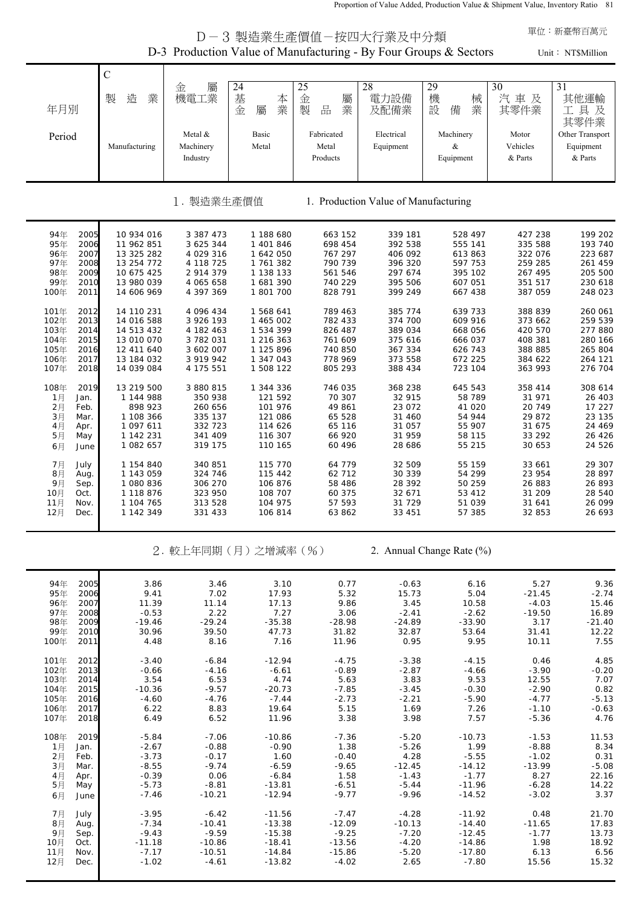# D－3 製造業生產價值－按四大行業及中分類
# D-3 Production Value of Manufacturing - By Four Groups & Sectors

單位：新臺幣百萬元
Unit： NT$Million

| 年月別 Period | | C 製造業 Manufacturing | 金屬機電工業 Metal & Machinery Industry | 24 基本金屬業 Basic Metal | 25 金屬製品業 Fabricated Metal Products | 28 電力設備及配備業 Electrical Equipment | 29 機械設備業 Machinery & Equipment | 30 汽車及其零件業 Motor Vehicles & Parts | 31 其他運輸工具及其零件業 Other Transport Equipment & Parts |
|---|---|---|---|---|---|---|---|---|---|
| **1. 製造業生產價值** | | **1. Production Value of Manufacturing** | | | | | | | |
| 94年 | 2005 | 10 934 016 | 3 387 473 | 1 188 680 | 663 152 | 339 181 | 528 497 | 427 238 | 199 202 |
| 95年 | 2006 | 11 962 851 | 3 625 344 | 1 401 846 | 698 454 | 392 538 | 555 141 | 335 588 | 193 740 |
| 96年 | 2007 | 13 325 282 | 4 029 316 | 1 642 050 | 767 297 | 406 092 | 613 863 | 322 076 | 223 687 |
| 97年 | 2008 | 13 254 772 | 4 118 725 | 1 761 382 | 790 739 | 396 320 | 597 753 | 259 285 | 261 459 |
| 98年 | 2009 | 10 675 425 | 2 914 379 | 1 138 133 | 561 546 | 297 674 | 395 102 | 267 495 | 205 500 |
| 99年 | 2010 | 13 980 039 | 4 065 658 | 1 681 390 | 740 229 | 395 506 | 607 051 | 351 517 | 230 618 |
| 100年 | 2011 | 14 606 969 | 4 397 369 | 1 801 700 | 828 791 | 399 249 | 667 438 | 387 059 | 248 023 |
| 101年 | 2012 | 14 110 231 | 4 096 434 | 1 568 641 | 789 463 | 385 774 | 639 733 | 388 839 | 260 061 |
| 102年 | 2013 | 14 016 588 | 3 926 193 | 1 465 002 | 782 433 | 374 700 | 609 916 | 373 662 | 259 539 |
| 103年 | 2014 | 14 513 432 | 4 182 463 | 1 534 399 | 826 487 | 389 034 | 668 056 | 420 570 | 277 880 |
| 104年 | 2015 | 13 010 070 | 3 782 031 | 1 216 363 | 761 609 | 375 616 | 666 037 | 408 381 | 280 166 |
| 105年 | 2016 | 12 411 640 | 3 602 007 | 1 125 896 | 740 850 | 367 334 | 626 743 | 388 885 | 265 804 |
| 106年 | 2017 | 13 184 032 | 3 919 942 | 1 347 043 | 778 969 | 373 558 | 672 225 | 384 622 | 264 121 |
| 107年 | 2018 | 14 039 084 | 4 175 551 | 1 508 122 | 805 293 | 388 434 | 723 104 | 363 993 | 276 704 |
| 108年 | 2019 | 13 219 500 | 3 880 815 | 1 344 336 | 746 035 | 368 238 | 645 543 | 358 414 | 308 614 |
| 1月 | Jan. | 1 144 988 | 350 938 | 121 592 | 70 307 | 32 915 | 58 789 | 31 971 | 26 403 |
| 2月 | Feb. | 898 923 | 260 656 | 101 976 | 49 861 | 23 072 | 41 020 | 20 749 | 17 227 |
| 3月 | Mar. | 1 108 366 | 335 137 | 121 086 | 65 528 | 31 460 | 54 944 | 29 872 | 23 135 |
| 4月 | Apr. | 1 097 611 | 332 723 | 114 626 | 65 116 | 31 057 | 55 907 | 31 675 | 24 469 |
| 5月 | May | 1 142 231 | 341 409 | 116 307 | 66 920 | 31 959 | 58 115 | 33 292 | 26 426 |
| 6月 | June | 1 082 657 | 319 175 | 110 165 | 60 496 | 28 686 | 55 215 | 30 653 | 24 526 |
| 7月 | July | 1 154 840 | 340 851 | 115 770 | 64 779 | 32 509 | 55 159 | 33 661 | 29 307 |
| 8月 | Aug. | 1 143 059 | 324 746 | 115 442 | 62 712 | 30 339 | 54 299 | 23 954 | 28 897 |
| 9月 | Sep. | 1 080 836 | 306 270 | 106 876 | 58 486 | 28 392 | 50 259 | 26 883 | 26 893 |
| 10月 | Oct. | 1 118 876 | 323 950 | 108 707 | 60 375 | 32 671 | 53 412 | 31 209 | 28 540 |
| 11月 | Nov. | 1 104 765 | 313 528 | 104 975 | 57 593 | 31 729 | 51 039 | 31 641 | 26 099 |
| 12月 | Dec. | 1 142 349 | 331 433 | 106 814 | 63 862 | 33 451 | 57 385 | 32 853 | 26 693 |
| **2. 較上年同期（月）之增減率（%）** | | **2. Annual Change Rate (%)** | | | | | | | |
| 94年 | 2005 | 3.86 | 3.46 | 3.10 | 0.77 | -0.63 | 6.16 | 5.27 | 9.36 |
| 95年 | 2006 | 9.41 | 7.02 | 17.93 | 5.32 | 15.73 | 5.04 | -21.45 | -2.74 |
| 96年 | 2007 | 11.39 | 11.14 | 17.13 | 9.86 | 3.45 | 10.58 | -4.03 | 15.46 |
| 97年 | 2008 | -0.53 | 2.22 | 7.27 | 3.06 | -2.41 | -2.62 | -19.50 | 16.89 |
| 98年 | 2009 | -19.46 | -29.24 | -35.38 | -28.98 | -24.89 | -33.90 | 3.17 | -21.40 |
| 99年 | 2010 | 30.96 | 39.50 | 47.73 | 31.82 | 32.87 | 53.64 | 31.41 | 12.22 |
| 100年 | 2011 | 4.48 | 8.16 | 7.16 | 11.96 | 0.95 | 9.95 | 10.11 | 7.55 |
| 101年 | 2012 | -3.40 | -6.84 | -12.94 | -4.75 | -3.38 | -4.15 | 0.46 | 4.85 |
| 102年 | 2013 | -0.66 | -4.16 | -6.61 | -0.89 | -2.87 | -4.66 | -3.90 | -0.20 |
| 103年 | 2014 | 3.54 | 6.53 | 4.74 | 5.63 | 3.83 | 9.53 | 12.55 | 7.07 |
| 104年 | 2015 | -10.36 | -9.57 | -20.73 | -7.85 | -3.45 | -0.30 | -2.90 | 0.82 |
| 105年 | 2016 | -4.60 | -4.76 | -7.44 | -2.73 | -2.21 | -5.90 | -4.77 | -5.13 |
| 106年 | 2017 | 6.22 | 8.83 | 19.64 | 5.15 | 1.69 | 7.26 | -1.10 | -0.63 |
| 107年 | 2018 | 6.49 | 6.52 | 11.96 | 3.38 | 3.98 | 7.57 | -5.36 | 4.76 |
| 108年 | 2019 | -5.84 | -7.06 | -10.86 | -7.36 | -5.20 | -10.73 | -1.53 | 11.53 |
| 1月 | Jan. | -2.67 | -0.88 | -0.90 | 1.38 | -5.26 | 1.99 | -8.88 | 8.34 |
| 2月 | Feb. | -3.73 | -0.17 | 1.60 | -0.40 | 4.28 | -5.55 | -1.02 | 0.31 |
| 3月 | Mar. | -8.55 | -9.74 | -6.59 | -9.65 | -12.45 | -14.12 | -13.99 | -5.08 |
| 4月 | Apr. | -0.39 | 0.06 | -6.84 | 1.58 | -1.43 | -1.77 | 8.27 | 22.16 |
| 5月 | May | -5.73 | -8.81 | -13.81 | -6.51 | -5.44 | -11.96 | -6.28 | 14.22 |
| 6月 | June | -7.46 | -10.21 | -12.94 | -9.77 | -9.96 | -14.52 | -3.02 | 3.37 |
| 7月 | July | -3.95 | -6.42 | -11.56 | -7.47 | -4.28 | -11.92 | 0.48 | 21.70 |
| 8月 | Aug. | -7.34 | -10.41 | -13.38 | -12.09 | -10.13 | -14.40 | -11.65 | 17.83 |
| 9月 | Sep. | -9.43 | -9.59 | -15.38 | -9.25 | -7.20 | -12.45 | -1.77 | 13.73 |
| 10月 | Oct. | -11.18 | -10.86 | -18.41 | -13.56 | -4.20 | -14.86 | 1.98 | 18.92 |
| 11月 | Nov. | -7.17 | -10.51 | -14.84 | -15.86 | -5.20 | -17.80 | 6.13 | 6.56 |
| 12月 | Dec. | -1.02 | -4.61 | -13.82 | -4.02 | 2.65 | -7.80 | 15.56 | 15.32 |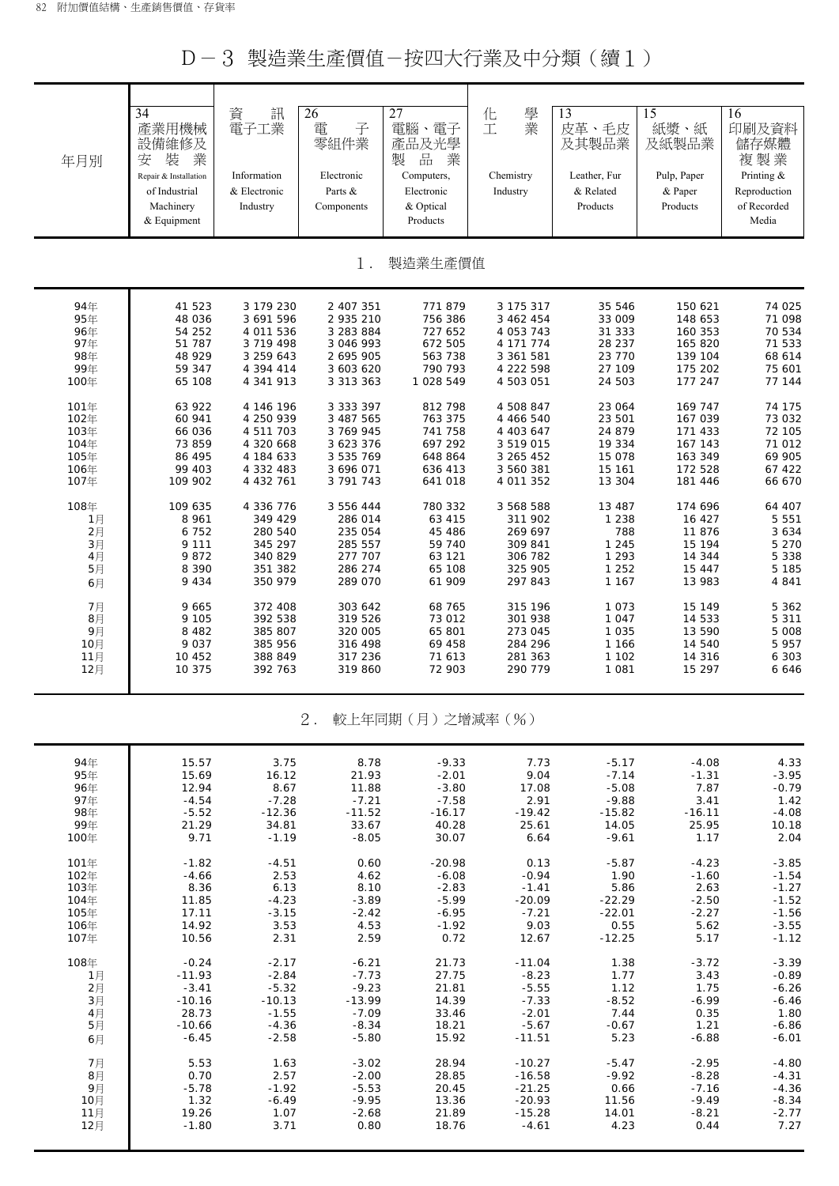# D－3 製造業生產價值－按四大行業及中分類（續1）

| 年月別 | 34 產業用機械設備維修及安裝業 Repair & Installation of Industrial Machinery & Equipment | 資訊電子工業 Information & Electronic Industry | 26 電子零組件業 Electronic Parts & Components | 27 電腦、電子產品及光學製品業 Computers, Electronic & Optical Products | 化學工業 Chemistry Industry | 13 皮革、毛皮及其製品業 Leather, Fur & Related Products | 15 紙漿、紙及紙製品業 Pulp, Paper & Paper Products | 16 印刷及資料儲存媒體複製業 Printing & Reproduction of Recorded Media |
|---|---|---|---|---|---|---|---|---|
| **1. 製造業生產價值** | | | | | | | | |
| 94年 | 41 523 | 3 179 230 | 2 407 351 | 771 879 | 3 175 317 | 35 546 | 150 621 | 74 025 |
| 95年 | 48 036 | 3 691 596 | 2 935 210 | 756 386 | 3 462 454 | 33 009 | 148 653 | 71 098 |
| 96年 | 54 252 | 4 011 536 | 3 283 884 | 727 652 | 4 053 743 | 31 333 | 160 353 | 70 534 |
| 97年 | 51 787 | 3 719 498 | 3 046 993 | 672 505 | 4 171 774 | 28 237 | 165 820 | 71 533 |
| 98年 | 48 929 | 3 259 643 | 2 695 905 | 563 738 | 3 361 581 | 23 770 | 139 104 | 68 614 |
| 99年 | 59 347 | 4 394 414 | 3 603 620 | 790 793 | 4 222 598 | 27 109 | 175 202 | 75 601 |
| 100年 | 65 108 | 4 341 913 | 3 313 363 | 1 028 549 | 4 503 051 | 24 503 | 177 247 | 77 144 |
| 101年 | 63 922 | 4 146 196 | 3 333 397 | 812 798 | 4 508 847 | 23 064 | 169 747 | 74 175 |
| 102年 | 60 941 | 4 250 939 | 3 487 565 | 763 375 | 4 466 540 | 23 501 | 167 039 | 73 032 |
| 103年 | 66 036 | 4 511 703 | 3 769 945 | 741 758 | 4 403 647 | 24 879 | 171 433 | 72 105 |
| 104年 | 73 859 | 4 320 668 | 3 623 376 | 697 292 | 3 519 015 | 19 334 | 167 143 | 71 012 |
| 105年 | 86 495 | 4 184 633 | 3 535 769 | 648 864 | 3 265 452 | 15 078 | 163 349 | 69 905 |
| 106年 | 99 403 | 4 332 483 | 3 696 071 | 636 413 | 3 560 381 | 15 161 | 172 528 | 67 422 |
| 107年 | 109 902 | 4 432 761 | 3 791 743 | 641 018 | 4 011 352 | 13 304 | 181 446 | 66 670 |
| 108年 | 109 635 | 4 336 776 | 3 556 444 | 780 332 | 3 568 588 | 13 487 | 174 696 | 64 407 |
| 1月 | 8 961 | 349 429 | 286 014 | 63 415 | 311 902 | 1 238 | 16 427 | 5 551 |
| 2月 | 6 752 | 280 540 | 235 054 | 45 486 | 269 697 | 788 | 11 876 | 3 634 |
| 3月 | 9 111 | 345 297 | 285 557 | 59 740 | 309 841 | 1 245 | 15 194 | 5 270 |
| 4月 | 9 872 | 340 829 | 277 707 | 63 121 | 306 782 | 1 293 | 14 344 | 5 338 |
| 5月 | 8 390 | 351 382 | 286 274 | 65 108 | 325 905 | 1 252 | 15 447 | 5 185 |
| 6月 | 9 434 | 350 979 | 289 070 | 61 909 | 297 843 | 1 167 | 13 983 | 4 841 |
| 7月 | 9 665 | 372 408 | 303 642 | 68 765 | 315 196 | 1 073 | 15 149 | 5 362 |
| 8月 | 9 105 | 392 538 | 319 526 | 73 012 | 301 938 | 1 047 | 14 533 | 5 311 |
| 9月 | 8 482 | 385 807 | 320 005 | 65 801 | 273 045 | 1 035 | 13 590 | 5 008 |
| 10月 | 9 037 | 385 956 | 316 498 | 69 458 | 284 296 | 1 166 | 14 540 | 5 957 |
| 11月 | 10 452 | 388 849 | 317 236 | 71 613 | 281 363 | 1 102 | 14 316 | 6 303 |
| 12月 | 10 375 | 392 763 | 319 860 | 72 903 | 290 779 | 1 081 | 15 297 | 6 646 |
| **2. 較上年同期（月）之增減率（%）** | | | | | | | | |
| 94年 | 15.57 | 3.75 | 8.78 | -9.33 | 7.73 | -5.17 | -4.08 | 4.33 |
| 95年 | 15.69 | 16.12 | 21.93 | -2.01 | 9.04 | -7.14 | -1.31 | -3.95 |
| 96年 | 12.94 | 8.67 | 11.88 | -3.80 | 17.08 | -5.08 | 7.87 | -0.79 |
| 97年 | -4.54 | -7.28 | -7.21 | -7.58 | 2.91 | -9.88 | 3.41 | 1.42 |
| 98年 | -5.52 | -12.36 | -11.52 | -16.17 | -19.42 | -15.82 | -16.11 | -4.08 |
| 99年 | 21.29 | 34.81 | 33.67 | 40.28 | 25.61 | 14.05 | 25.95 | 10.18 |
| 100年 | 9.71 | -1.19 | -8.05 | 30.07 | 6.64 | -9.61 | 1.17 | 2.04 |
| 101年 | -1.82 | -4.51 | 0.60 | -20.98 | 0.13 | -5.87 | -4.23 | -3.85 |
| 102年 | -4.66 | 2.53 | 4.62 | -6.08 | -0.94 | 1.90 | -1.60 | -1.54 |
| 103年 | 8.36 | 6.13 | 8.10 | -2.83 | -1.41 | 5.86 | 2.63 | -1.27 |
| 104年 | 11.85 | -4.23 | -3.89 | -5.99 | -20.09 | -22.29 | -2.50 | -1.52 |
| 105年 | 17.11 | -3.15 | -2.42 | -6.95 | -7.21 | -22.01 | -2.27 | -1.56 |
| 106年 | 14.92 | 3.53 | 4.53 | -1.92 | 9.03 | 0.55 | 5.62 | -3.55 |
| 107年 | 10.56 | 2.31 | 2.59 | 0.72 | 12.67 | -12.25 | 5.17 | -1.12 |
| 108年 | -0.24 | -2.17 | -6.21 | 21.73 | -11.04 | 1.38 | -3.72 | -3.39 |
| 1月 | -11.93 | -2.84 | -7.73 | 27.75 | -8.23 | 1.77 | 3.43 | -0.89 |
| 2月 | -3.41 | -5.32 | -9.23 | 21.81 | -5.55 | 1.12 | 1.75 | -6.26 |
| 3月 | -10.16 | -10.13 | -13.99 | 14.39 | -7.33 | -8.52 | -6.99 | -6.46 |
| 4月 | 28.73 | -1.55 | -7.09 | 33.46 | -2.01 | 7.44 | 0.35 | 1.80 |
| 5月 | -10.66 | -4.36 | -8.34 | 18.21 | -5.67 | -0.67 | 1.21 | -6.86 |
| 6月 | -6.45 | -2.58 | -5.80 | 15.92 | -11.51 | 5.23 | -6.88 | -6.01 |
| 7月 | 5.53 | 1.63 | -3.02 | 28.94 | -10.27 | -5.47 | -2.95 | -4.80 |
| 8月 | 0.70 | 2.57 | -2.00 | 28.85 | -16.58 | -9.92 | -8.28 | -4.31 |
| 9月 | -5.78 | -1.92 | -5.53 | 20.45 | -21.25 | 0.66 | -7.16 | -4.36 |
| 10月 | 1.32 | -6.49 | -9.95 | 13.36 | -20.93 | 11.56 | -9.49 | -8.34 |
| 11月 | 19.26 | 1.07 | -2.68 | 21.89 | -15.28 | 14.01 | -8.21 | -2.77 |
| 12月 | -1.80 | 3.71 | 0.80 | 18.76 | -4.61 | 4.23 | 0.44 | 7.27 |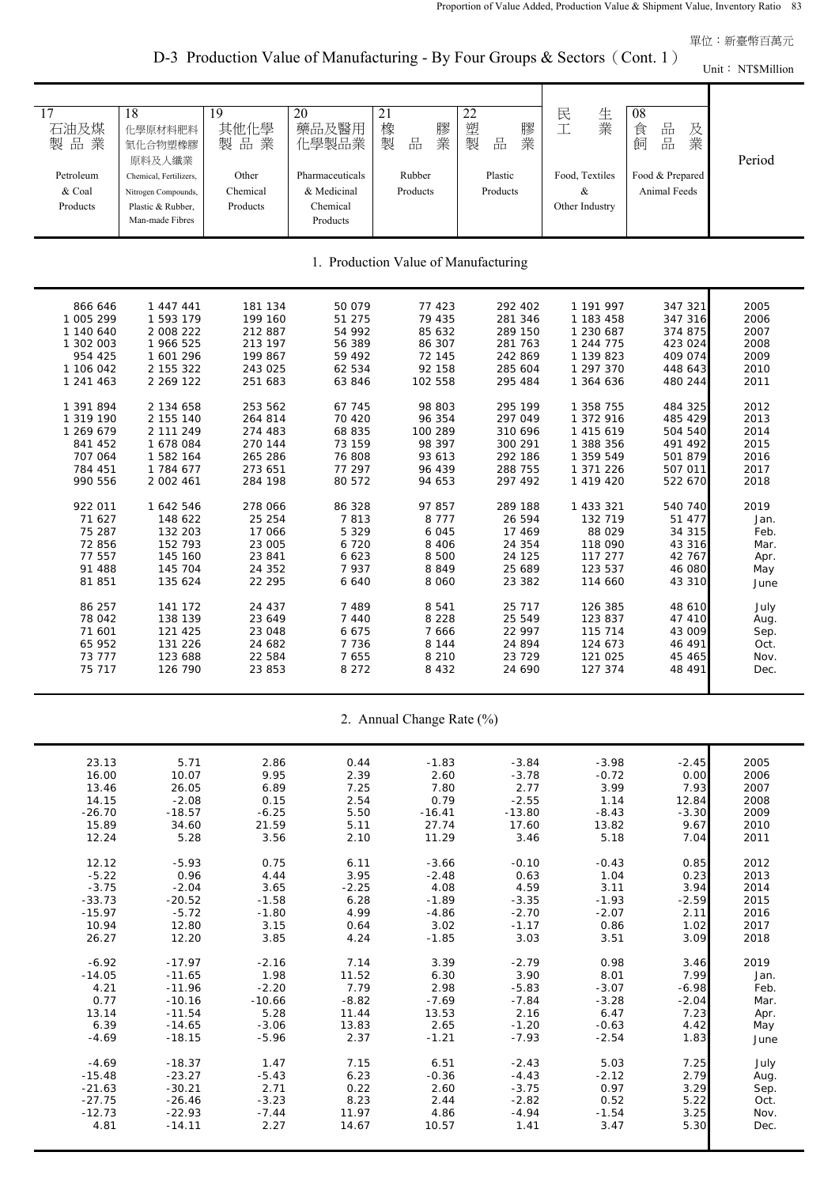單位：新臺幣百萬元

# D-3 Production Value of Manufacturing - By Four Groups & Sectors（Cont. 1）

Unit： NT$Million

| 17 石油及煤製品業 Petroleum & Coal Products | 18 化學原材料肥料氮化合物塑橡膠原料及人纖業 Chemical, Fertilizers, Nitrogen Compounds, Plastic & Rubber, Man-made Fibres | 19 其他化學製品業 Other Chemical Products | 20 藥品及醫用化學製品業 Pharmaceuticals & Medicinal Chemical Products | 21 橡膠製品業 Rubber Products | 22 塑膠製品業 Plastic Products | 民生工業 Food, Textiles & Other Industry | 08 食品及飼品業 Food & Prepared Animal Feeds | Period |
|---|---|---|---|---|---|---|---|---|
| **1. Production Value of Manufacturing** | | | | | | | | |
| 866 646 | 1 447 441 | 181 134 | 50 079 | 77 423 | 292 402 | 1 191 997 | 347 321 | 2005 |
| 1 005 299 | 1 593 179 | 199 160 | 51 275 | 79 435 | 281 346 | 1 183 458 | 347 316 | 2006 |
| 1 140 640 | 2 008 222 | 212 887 | 54 992 | 85 632 | 289 150 | 1 230 687 | 374 875 | 2007 |
| 1 302 003 | 1 966 525 | 213 197 | 56 389 | 86 307 | 281 763 | 1 244 775 | 423 024 | 2008 |
| 954 425 | 1 601 296 | 199 867 | 59 492 | 72 145 | 242 869 | 1 139 823 | 409 074 | 2009 |
| 1 106 042 | 2 155 322 | 243 025 | 62 534 | 92 158 | 285 604 | 1 297 370 | 448 643 | 2010 |
| 1 241 463 | 2 269 122 | 251 683 | 63 846 | 102 558 | 295 484 | 1 364 636 | 480 244 | 2011 |
| 1 391 894 | 2 134 658 | 253 562 | 67 745 | 98 803 | 295 199 | 1 358 755 | 484 325 | 2012 |
| 1 319 190 | 2 155 140 | 264 814 | 70 420 | 96 354 | 297 049 | 1 372 916 | 485 429 | 2013 |
| 1 269 679 | 2 111 249 | 274 483 | 68 835 | 100 289 | 310 696 | 1 415 619 | 504 540 | 2014 |
| 841 452 | 1 678 084 | 270 144 | 73 159 | 98 397 | 300 291 | 1 388 356 | 491 492 | 2015 |
| 707 064 | 1 582 164 | 265 286 | 76 808 | 93 613 | 292 186 | 1 359 549 | 501 879 | 2016 |
| 784 451 | 1 784 677 | 273 651 | 77 297 | 96 439 | 288 755 | 1 371 226 | 507 011 | 2017 |
| 990 556 | 2 002 461 | 284 198 | 80 572 | 94 653 | 297 492 | 1 419 420 | 522 670 | 2018 |
| 922 011 | 1 642 546 | 278 066 | 86 328 | 97 857 | 289 188 | 1 433 321 | 540 740 | 2019 |
| 71 627 | 148 622 | 25 254 | 7 813 | 8 777 | 26 594 | 132 719 | 51 477 | Jan. |
| 75 287 | 132 203 | 17 066 | 5 329 | 6 045 | 17 469 | 88 029 | 34 315 | Feb. |
| 72 856 | 152 793 | 23 005 | 6 720 | 8 406 | 24 354 | 118 090 | 43 316 | Mar. |
| 77 557 | 145 160 | 23 841 | 6 623 | 8 500 | 24 125 | 117 277 | 42 767 | Apr. |
| 91 488 | 145 704 | 24 352 | 7 937 | 8 849 | 25 689 | 123 537 | 46 080 | May |
| 81 851 | 135 624 | 22 295 | 6 640 | 8 060 | 23 382 | 114 660 | 43 310 | June |
| 86 257 | 141 172 | 24 437 | 7 489 | 8 541 | 25 717 | 126 385 | 48 610 | July |
| 78 042 | 138 139 | 23 649 | 7 440 | 8 228 | 25 549 | 123 837 | 47 410 | Aug. |
| 71 601 | 121 425 | 23 048 | 6 675 | 7 666 | 22 997 | 115 714 | 43 009 | Sep. |
| 65 952 | 131 226 | 24 682 | 7 736 | 8 144 | 24 894 | 124 673 | 46 491 | Oct. |
| 73 777 | 123 688 | 22 584 | 7 655 | 8 210 | 23 729 | 121 025 | 45 465 | Nov. |
| 75 717 | 126 790 | 23 853 | 8 272 | 8 432 | 24 690 | 127 374 | 48 491 | Dec. |
| **2. Annual Change Rate (%)** | | | | | | | | |
| 23.13 | 5.71 | 2.86 | 0.44 | -1.83 | -3.84 | -3.98 | -2.45 | 2005 |
| 16.00 | 10.07 | 9.95 | 2.39 | 2.60 | -3.78 | -0.72 | 0.00 | 2006 |
| 13.46 | 26.05 | 6.89 | 7.25 | 7.80 | 2.77 | 3.99 | 7.93 | 2007 |
| 14.15 | -2.08 | 0.15 | 2.54 | 0.79 | -2.55 | 1.14 | 12.84 | 2008 |
| -26.70 | -18.57 | -6.25 | 5.50 | -16.41 | -13.80 | -8.43 | -3.30 | 2009 |
| 15.89 | 34.60 | 21.59 | 5.11 | 27.74 | 17.60 | 13.82 | 9.67 | 2010 |
| 12.24 | 5.28 | 3.56 | 2.10 | 11.29 | 3.46 | 5.18 | 7.04 | 2011 |
| 12.12 | -5.93 | 0.75 | 6.11 | -3.66 | -0.10 | -0.43 | 0.85 | 2012 |
| -5.22 | 0.96 | 4.44 | 3.95 | -2.48 | 0.63 | 1.04 | 0.23 | 2013 |
| -3.75 | -2.04 | 3.65 | -2.25 | 4.08 | 4.59 | 3.11 | 3.94 | 2014 |
| -33.73 | -20.52 | -1.58 | 6.28 | -1.89 | -3.35 | -1.93 | -2.59 | 2015 |
| -15.97 | -5.72 | -1.80 | 4.99 | -4.86 | -2.70 | -2.07 | 2.11 | 2016 |
| 10.94 | 12.80 | 3.15 | 0.64 | 3.02 | -1.17 | 0.86 | 1.02 | 2017 |
| 26.27 | 12.20 | 3.85 | 4.24 | -1.85 | 3.03 | 3.51 | 3.09 | 2018 |
| -6.92 | -17.97 | -2.16 | 7.14 | 3.39 | -2.79 | 0.98 | 3.46 | 2019 |
| -14.05 | -11.65 | 1.98 | 11.52 | 6.30 | 3.90 | 8.01 | 7.99 | Jan. |
| 4.21 | -11.96 | -2.20 | 7.79 | 2.98 | -5.83 | -3.07 | -6.98 | Feb. |
| 0.77 | -10.16 | -10.66 | -8.82 | -7.69 | -7.84 | -3.28 | -2.04 | Mar. |
| 13.14 | -11.54 | 5.28 | 11.44 | 13.53 | 2.16 | 6.47 | 7.23 | Apr. |
| 6.39 | -14.65 | -3.06 | 13.83 | 2.65 | -1.20 | -0.63 | 4.42 | May |
| -4.69 | -18.15 | -5.96 | 2.37 | -1.21 | -7.93 | -2.54 | 1.83 | June |
| -4.69 | -18.37 | 1.47 | 7.15 | 6.51 | -2.43 | 5.03 | 7.25 | July |
| -15.48 | -23.27 | -5.43 | 6.23 | -0.36 | -4.43 | -2.12 | 2.79 | Aug. |
| -21.63 | -30.21 | 2.71 | 0.22 | 2.60 | -3.75 | 0.97 | 3.29 | Sep. |
| -27.75 | -26.46 | -3.23 | 8.23 | 2.44 | -2.82 | 0.52 | 5.22 | Oct. |
| -12.73 | -22.93 | -7.44 | 11.97 | 4.86 | -4.94 | -1.54 | 3.25 | Nov. |
| 4.81 | -14.11 | 2.27 | 14.67 | 10.57 | 1.41 | 3.47 | 5.30 | Dec. |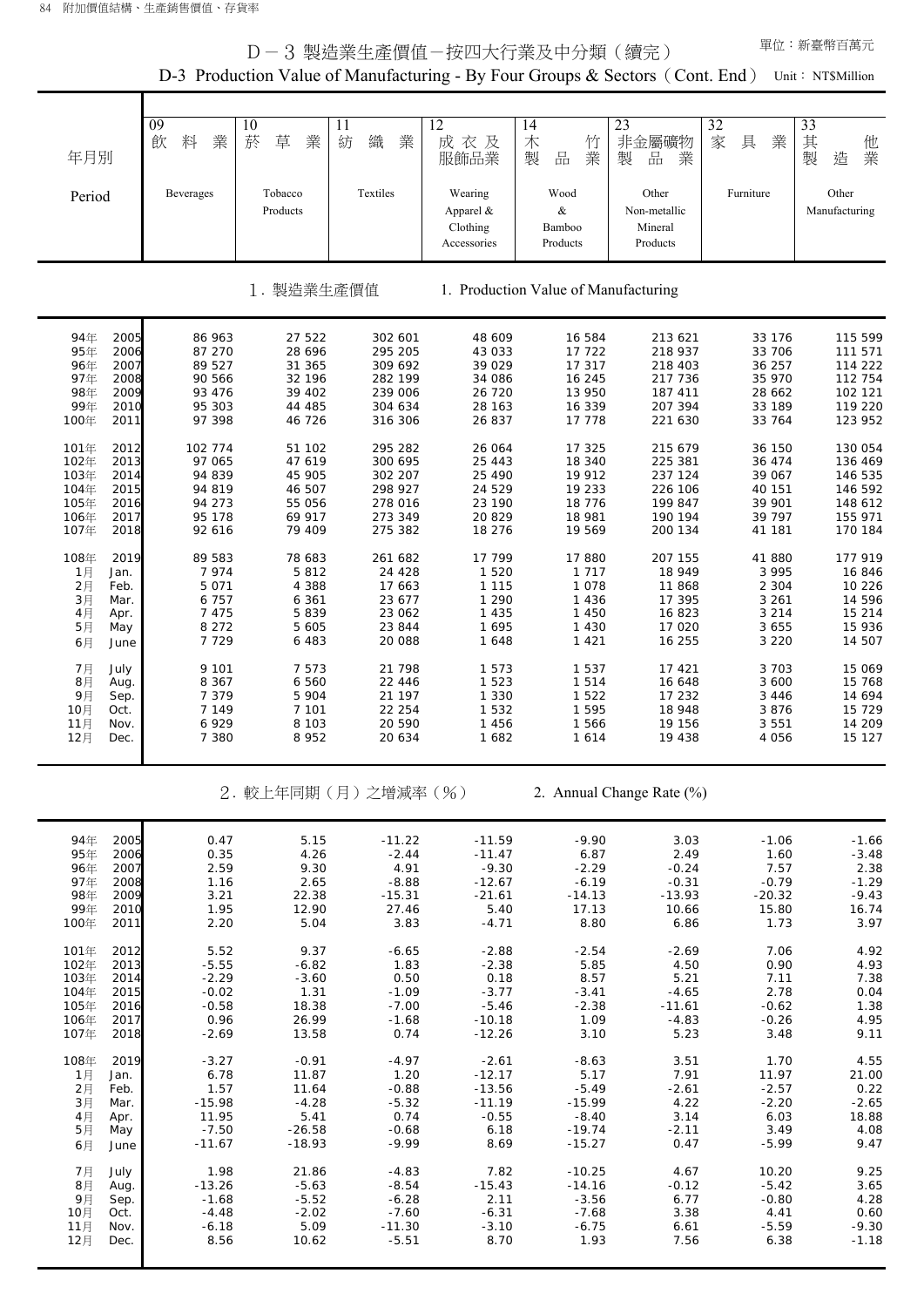# D－3 製造業生產價值－按四大行業及中分類（續完）

## D-3 Production Value of Manufacturing - By Four Groups & Sectors（Cont. End）

單位：新臺幣百萬元 Unit： NT$Million

| 年月別 Period | | 09 飲料業 Beverages | 10 菸草業 Tobacco Products | 11 紡織業 Textiles | 12 成衣及服飾品業 Wearing Apparel & Clothing Accessories | 14 木竹製品業 Wood & Bamboo Products | 23 非金屬礦物製品業 Other Non-metallic Mineral Products | 32 家具業 Furniture | 33 其他製造業 Other Manufacturing |
|---|---|---|---|---|---|---|---|---|---|
| **1. 製造業生產價值** | **1. Production Value of Manufacturing** | | | | | | | | |
| 94年 | 2005 | 86 963 | 27 522 | 302 601 | 48 609 | 16 584 | 213 621 | 33 176 | 115 599 |
| 95年 | 2006 | 87 270 | 28 696 | 295 205 | 43 033 | 17 722 | 218 937 | 33 706 | 111 571 |
| 96年 | 2007 | 89 527 | 31 365 | 309 692 | 39 029 | 17 317 | 218 403 | 36 257 | 114 222 |
| 97年 | 2008 | 90 566 | 32 196 | 282 199 | 34 086 | 16 245 | 217 736 | 35 970 | 112 754 |
| 98年 | 2009 | 93 476 | 39 402 | 239 006 | 26 720 | 13 950 | 187 411 | 28 662 | 102 121 |
| 99年 | 2010 | 95 303 | 44 485 | 304 634 | 28 163 | 16 339 | 207 394 | 33 189 | 119 220 |
| 100年 | 2011 | 97 398 | 46 726 | 316 306 | 26 837 | 17 778 | 221 630 | 33 764 | 123 952 |
| 101年 | 2012 | 102 774 | 51 102 | 295 282 | 26 064 | 17 325 | 215 679 | 36 150 | 130 054 |
| 102年 | 2013 | 97 065 | 47 619 | 300 695 | 25 443 | 18 340 | 225 381 | 36 474 | 136 469 |
| 103年 | 2014 | 94 839 | 45 905 | 302 207 | 25 490 | 19 912 | 237 124 | 39 067 | 146 535 |
| 104年 | 2015 | 94 819 | 46 507 | 298 927 | 24 529 | 19 233 | 226 106 | 40 151 | 146 592 |
| 105年 | 2016 | 94 273 | 55 056 | 278 016 | 23 190 | 18 776 | 199 847 | 39 901 | 148 612 |
| 106年 | 2017 | 95 178 | 69 917 | 273 349 | 20 829 | 18 981 | 190 194 | 39 797 | 155 971 |
| 107年 | 2018 | 92 616 | 79 409 | 275 382 | 18 276 | 19 569 | 200 134 | 41 181 | 170 184 |
| 108年 | 2019 | 89 583 | 78 683 | 261 682 | 17 799 | 17 880 | 207 155 | 41 880 | 177 919 |
| 1月 | Jan. | 7 974 | 5 812 | 24 428 | 1 520 | 1 717 | 18 949 | 3 995 | 16 846 |
| 2月 | Feb. | 5 071 | 4 388 | 17 663 | 1 115 | 1 078 | 11 868 | 2 304 | 10 226 |
| 3月 | Mar. | 6 757 | 6 361 | 23 677 | 1 290 | 1 436 | 17 395 | 3 261 | 14 596 |
| 4月 | Apr. | 7 475 | 5 839 | 23 062 | 1 435 | 1 450 | 16 823 | 3 214 | 15 214 |
| 5月 | May | 8 272 | 5 605 | 23 844 | 1 695 | 1 430 | 17 020 | 3 655 | 15 936 |
| 6月 | June | 7 729 | 6 483 | 20 088 | 1 648 | 1 421 | 16 255 | 3 220 | 14 507 |
| 7月 | July | 9 101 | 7 573 | 21 798 | 1 573 | 1 537 | 17 421 | 3 703 | 15 069 |
| 8月 | Aug. | 8 367 | 6 560 | 22 446 | 1 523 | 1 514 | 16 648 | 3 600 | 15 768 |
| 9月 | Sep. | 7 379 | 5 904 | 21 197 | 1 330 | 1 522 | 17 232 | 3 446 | 14 694 |
| 10月 | Oct. | 7 149 | 7 101 | 22 254 | 1 532 | 1 595 | 18 948 | 3 876 | 15 729 |
| 11月 | Nov. | 6 929 | 8 103 | 20 590 | 1 456 | 1 566 | 19 156 | 3 551 | 14 209 |
| 12月 | Dec. | 7 380 | 8 952 | 20 634 | 1 682 | 1 614 | 19 438 | 4 056 | 15 127 |
| **2. 較上年同期（月）之增減率（%）** | **2. Annual Change Rate (%)** | | | | | | | | |
| 94年 | 2005 | 0.47 | 5.15 | -11.22 | -11.59 | -9.90 | 3.03 | -1.06 | -1.66 |
| 95年 | 2006 | 0.35 | 4.26 | -2.44 | -11.47 | 6.87 | 2.49 | 1.60 | -3.48 |
| 96年 | 2007 | 2.59 | 9.30 | 4.91 | -9.30 | -2.29 | -0.24 | 7.57 | 2.38 |
| 97年 | 2008 | 1.16 | 2.65 | -8.88 | -12.67 | -6.19 | -0.31 | -0.79 | -1.29 |
| 98年 | 2009 | 3.21 | 22.38 | -15.31 | -21.61 | -14.13 | -13.93 | -20.32 | -9.43 |
| 99年 | 2010 | 1.95 | 12.90 | 27.46 | 5.40 | 17.13 | 10.66 | 15.80 | 16.74 |
| 100年 | 2011 | 2.20 | 5.04 | 3.83 | -4.71 | 8.80 | 6.86 | 1.73 | 3.97 |
| 101年 | 2012 | 5.52 | 9.37 | -6.65 | -2.88 | -2.54 | -2.69 | 7.06 | 4.92 |
| 102年 | 2013 | -5.55 | -6.82 | 1.83 | -2.38 | 5.85 | 4.50 | 0.90 | 4.93 |
| 103年 | 2014 | -2.29 | -3.60 | 0.50 | 0.18 | 8.57 | 5.21 | 7.11 | 7.38 |
| 104年 | 2015 | -0.02 | 1.31 | -1.09 | -3.77 | -3.41 | -4.65 | 2.78 | 0.04 |
| 105年 | 2016 | -0.58 | 18.38 | -7.00 | -5.46 | -2.38 | -11.61 | -0.62 | 1.38 |
| 106年 | 2017 | 0.96 | 26.99 | -1.68 | -10.18 | 1.09 | -4.83 | -0.26 | 4.95 |
| 107年 | 2018 | -2.69 | 13.58 | 0.74 | -12.26 | 3.10 | 5.23 | 3.48 | 9.11 |
| 108年 | 2019 | -3.27 | -0.91 | -4.97 | -2.61 | -8.63 | 3.51 | 1.70 | 4.55 |
| 1月 | Jan. | 6.78 | 11.87 | 1.20 | -12.17 | 5.17 | 7.91 | 11.97 | 21.00 |
| 2月 | Feb. | 1.57 | 11.64 | -0.88 | -13.56 | -5.49 | -2.61 | -2.57 | 0.22 |
| 3月 | Mar. | -15.98 | -4.28 | -5.32 | -11.19 | -15.99 | 4.22 | -2.20 | -2.65 |
| 4月 | Apr. | 11.95 | 5.41 | 0.74 | -0.55 | -8.40 | 3.14 | 6.03 | 18.88 |
| 5月 | May | -7.50 | -26.58 | -0.68 | 6.18 | -19.74 | -2.11 | 3.49 | 4.08 |
| 6月 | June | -11.67 | -18.93 | -9.99 | 8.69 | -15.27 | 0.47 | -5.99 | 9.47 |
| 7月 | July | 1.98 | 21.86 | -4.83 | 7.82 | -10.25 | 4.67 | 10.20 | 9.25 |
| 8月 | Aug. | -13.26 | -5.63 | -8.54 | -15.43 | -14.16 | -0.12 | -5.42 | 3.65 |
| 9月 | Sep. | -1.68 | -5.52 | -6.28 | 2.11 | -3.56 | 6.77 | -0.80 | 4.28 |
| 10月 | Oct. | -4.48 | -2.02 | -7.60 | -6.31 | -7.68 | 3.38 | 4.41 | 0.60 |
| 11月 | Nov. | -6.18 | 5.09 | -11.30 | -3.10 | -6.75 | 6.61 | -5.59 | -9.30 |
| 12月 | Dec. | 8.56 | 10.62 | -5.51 | 8.70 | 1.93 | 7.56 | 6.38 | -1.18 |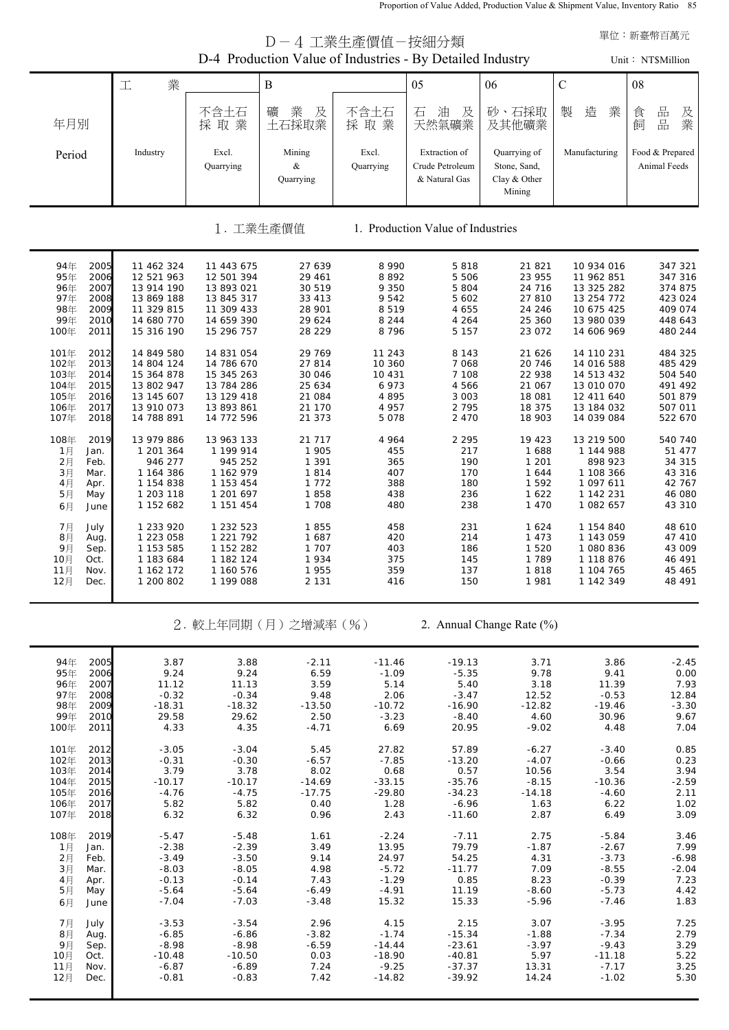# D－4 工業生產價值－按細分類

## D-4 Production Value of Industries - By Detailed Industry

單位：新臺幣百萬元

Unit：NT$Million

| 年月別 Period | 工業 Industry | 不含土石採取業 Excl. Quarrying | B 礦業及土石採取業 Mining & Quarrying | 不含土石採取業 Excl. Quarrying | 05 石油及天然氣礦業 Extraction of Crude Petroleum & Natural Gas | 06 砂、石採取及其他礦業 Quarrying of Stone, Sand, Clay & Other Mining | C 製造業 Manufacturing | 08 食品及飼品業 Food & Prepared Animal Feeds |
|---|---|---|---|---|---|---|---|---|
| **1. 工業生產價值 1. Production Value of Industries** | | | | | | | | |
| 94年 2005 | 11 462 324 | 11 443 675 | 27 639 | 8 990 | 5 818 | 21 821 | 10 934 016 | 347 321 |
| 95年 2006 | 12 521 963 | 12 501 394 | 29 461 | 8 892 | 5 506 | 23 955 | 11 962 851 | 347 316 |
| 96年 2007 | 13 914 190 | 13 893 021 | 30 519 | 9 350 | 5 804 | 24 716 | 13 325 282 | 374 875 |
| 97年 2008 | 13 869 188 | 13 845 317 | 33 413 | 9 542 | 5 602 | 27 810 | 13 254 772 | 423 024 |
| 98年 2009 | 11 329 815 | 11 309 433 | 28 901 | 8 519 | 4 655 | 24 246 | 10 675 425 | 409 074 |
| 99年 2010 | 14 680 770 | 14 659 390 | 29 624 | 8 244 | 4 264 | 25 360 | 13 980 039 | 448 643 |
| 100年 2011 | 15 316 190 | 15 296 757 | 28 229 | 8 796 | 5 157 | 23 072 | 14 606 969 | 480 244 |
| 101年 2012 | 14 849 580 | 14 831 054 | 29 769 | 11 243 | 8 143 | 21 626 | 14 110 231 | 484 325 |
| 102年 2013 | 14 804 124 | 14 786 670 | 27 814 | 10 360 | 7 068 | 20 746 | 14 016 588 | 485 429 |
| 103年 2014 | 15 364 878 | 15 345 263 | 30 046 | 10 431 | 7 108 | 22 938 | 14 513 432 | 504 540 |
| 104年 2015 | 13 802 947 | 13 784 286 | 25 634 | 6 973 | 4 566 | 21 067 | 13 010 070 | 491 492 |
| 105年 2016 | 13 145 607 | 13 129 418 | 21 084 | 4 895 | 3 003 | 18 081 | 12 411 640 | 501 879 |
| 106年 2017 | 13 910 073 | 13 893 861 | 21 170 | 4 957 | 2 795 | 18 375 | 13 184 032 | 507 011 |
| 107年 2018 | 14 788 891 | 14 772 596 | 21 373 | 5 078 | 2 470 | 18 903 | 14 039 084 | 522 670 |
| 108年 2019 | 13 979 886 | 13 963 133 | 21 717 | 4 964 | 2 295 | 19 423 | 13 219 500 | 540 740 |
| 1月 Jan. | 1 201 364 | 1 199 914 | 1 905 | 455 | 217 | 1 688 | 1 144 988 | 51 477 |
| 2月 Feb. | 946 277 | 945 252 | 1 391 | 365 | 190 | 1 201 | 898 923 | 34 315 |
| 3月 Mar. | 1 164 386 | 1 162 979 | 1 814 | 407 | 170 | 1 644 | 1 108 366 | 43 316 |
| 4月 Apr. | 1 154 838 | 1 153 454 | 1 772 | 388 | 180 | 1 592 | 1 097 611 | 42 767 |
| 5月 May | 1 203 118 | 1 201 697 | 1 858 | 438 | 236 | 1 622 | 1 142 231 | 46 080 |
| 6月 June | 1 152 682 | 1 151 454 | 1 708 | 480 | 238 | 1 470 | 1 082 657 | 43 310 |
| 7月 July | 1 233 920 | 1 232 523 | 1 855 | 458 | 231 | 1 624 | 1 154 840 | 48 610 |
| 8月 Aug. | 1 223 058 | 1 221 792 | 1 687 | 420 | 214 | 1 473 | 1 143 059 | 47 410 |
| 9月 Sep. | 1 153 585 | 1 152 282 | 1 707 | 403 | 186 | 1 520 | 1 080 836 | 43 009 |
| 10月 Oct. | 1 183 684 | 1 182 124 | 1 934 | 375 | 145 | 1 789 | 1 118 876 | 46 491 |
| 11月 Nov. | 1 162 172 | 1 160 576 | 1 955 | 359 | 137 | 1 818 | 1 104 765 | 45 465 |
| 12月 Dec. | 1 200 802 | 1 199 088 | 2 131 | 416 | 150 | 1 981 | 1 142 349 | 48 491 |
| **2. 較上年同期（月）之增減率（%） 2. Annual Change Rate (%)** | | | | | | | | |
| 94年 2005 | 3.87 | 3.88 | -2.11 | -11.46 | -19.13 | 3.71 | 3.86 | -2.45 |
| 95年 2006 | 9.24 | 9.24 | 6.59 | -1.09 | -5.35 | 9.78 | 9.41 | 0.00 |
| 96年 2007 | 11.12 | 11.13 | 3.59 | 5.14 | 5.40 | 3.18 | 11.39 | 7.93 |
| 97年 2008 | -0.32 | -0.34 | 9.48 | 2.06 | -3.47 | 12.52 | -0.53 | 12.84 |
| 98年 2009 | -18.31 | -18.32 | -13.50 | -10.72 | -16.90 | -12.82 | -19.46 | -3.30 |
| 99年 2010 | 29.58 | 29.62 | 2.50 | -3.23 | -8.40 | 4.60 | 30.96 | 9.67 |
| 100年 2011 | 4.33 | 4.35 | -4.71 | 6.69 | 20.95 | -9.02 | 4.48 | 7.04 |
| 101年 2012 | -3.05 | -3.04 | 5.45 | 27.82 | 57.89 | -6.27 | -3.40 | 0.85 |
| 102年 2013 | -0.31 | -0.30 | -6.57 | -7.85 | -13.20 | -4.07 | -0.66 | 0.23 |
| 103年 2014 | 3.79 | 3.78 | 8.02 | 0.68 | 0.57 | 10.56 | 3.54 | 3.94 |
| 104年 2015 | -10.17 | -10.17 | -14.69 | -33.15 | -35.76 | -8.15 | -10.36 | -2.59 |
| 105年 2016 | -4.76 | -4.75 | -17.75 | -29.80 | -34.23 | -14.18 | -4.60 | 2.11 |
| 106年 2017 | 5.82 | 5.82 | 0.40 | 1.28 | -6.96 | 1.63 | 6.22 | 1.02 |
| 107年 2018 | 6.32 | 6.32 | 0.96 | 2.43 | -11.60 | 2.87 | 6.49 | 3.09 |
| 108年 2019 | -5.47 | -5.48 | 1.61 | -2.24 | -7.11 | 2.75 | -5.84 | 3.46 |
| 1月 Jan. | -2.38 | -2.39 | 3.49 | 13.95 | 79.79 | -1.87 | -2.67 | 7.99 |
| 2月 Feb. | -3.49 | -3.50 | 9.14 | 24.97 | 54.25 | 4.31 | -3.73 | -6.98 |
| 3月 Mar. | -8.03 | -8.05 | 4.98 | -5.72 | -11.77 | 7.09 | -8.55 | -2.04 |
| 4月 Apr. | -0.13 | -0.14 | 7.43 | -1.29 | 0.85 | 8.23 | -0.39 | 7.23 |
| 5月 May | -5.64 | -5.64 | -6.49 | -4.91 | 11.19 | -8.60 | -5.73 | 4.42 |
| 6月 June | -7.04 | -7.03 | -3.48 | 15.32 | 15.33 | -5.96 | -7.46 | 1.83 |
| 7月 July | -3.53 | -3.54 | 2.96 | 4.15 | 2.15 | 3.07 | -3.95 | 7.25 |
| 8月 Aug. | -6.85 | -6.86 | -3.82 | -1.74 | -15.34 | -1.88 | -7.34 | 2.79 |
| 9月 Sep. | -8.98 | -8.98 | -6.59 | -14.44 | -23.61 | -3.97 | -9.43 | 3.29 |
| 10月 Oct. | -10.48 | -10.50 | 0.03 | -18.90 | -40.81 | 5.97 | -11.18 | 5.22 |
| 11月 Nov. | -6.87 | -6.89 | 7.24 | -9.25 | -37.37 | 13.31 | -7.17 | 3.25 |
| 12月 Dec. | -0.81 | -0.83 | 7.42 | -14.82 | -39.92 | 14.24 | -1.02 | 5.30 |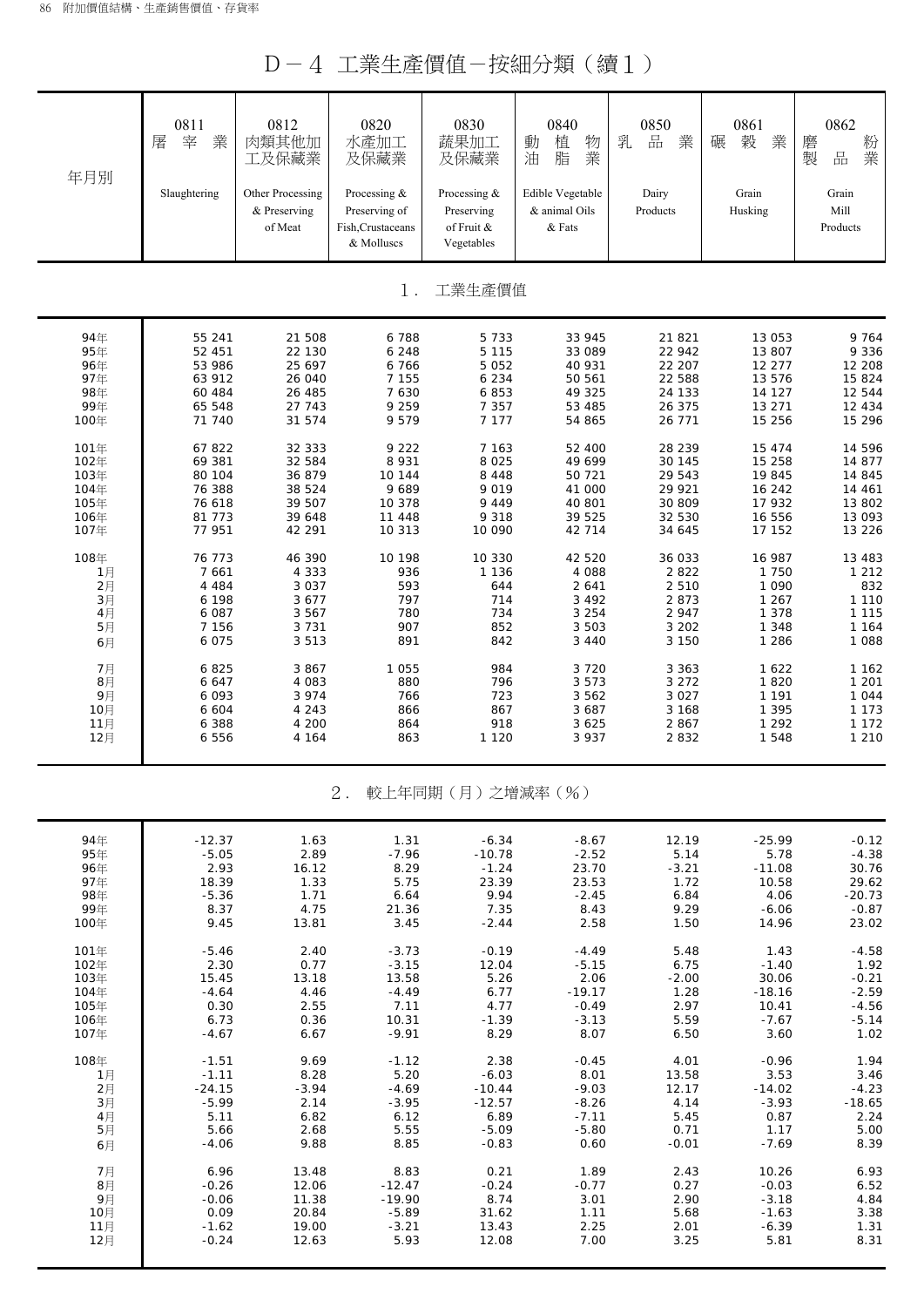# D－4 工業生產價值－按細分類（續1）

| 年月別 | 0811 屠宰業 Slaughtering | 0812 肉類其他加工及保藏業 Other Processing & Preserving of Meat | 0820 水產加工及保藏業 Processing & Preserving of Fish,Crustaceans & Molluscs | 0830 蔬果加工及保藏業 Processing & Preserving of Fruit & Vegetables | 0840 動植物油脂業 Edible Vegetable & animal Oils & Fats | 0850 乳品業 Dairy Products | 0861 碾穀業 Grain Husking | 0862 磨粉製品業 Grain Mill Products |
|---|---|---|---|---|---|---|---|---|
| **1. 工業生產價值** | | | | | | | | |
| 94年 | 55 241 | 21 508 | 6 788 | 5 733 | 33 945 | 21 821 | 13 053 | 9 764 |
| 95年 | 52 451 | 22 130 | 6 248 | 5 115 | 33 089 | 22 942 | 13 807 | 9 336 |
| 96年 | 53 986 | 25 697 | 6 766 | 5 052 | 40 931 | 22 207 | 12 277 | 12 208 |
| 97年 | 63 912 | 26 040 | 7 155 | 6 234 | 50 561 | 22 588 | 13 576 | 15 824 |
| 98年 | 60 484 | 26 485 | 7 630 | 6 853 | 49 325 | 24 133 | 14 127 | 12 544 |
| 99年 | 65 548 | 27 743 | 9 259 | 7 357 | 53 485 | 26 375 | 13 271 | 12 434 |
| 100年 | 71 740 | 31 574 | 9 579 | 7 177 | 54 865 | 26 771 | 15 256 | 15 296 |
| 101年 | 67 822 | 32 333 | 9 222 | 7 163 | 52 400 | 28 239 | 15 474 | 14 596 |
| 102年 | 69 381 | 32 584 | 8 931 | 8 025 | 49 699 | 30 145 | 15 258 | 14 877 |
| 103年 | 80 104 | 36 879 | 10 144 | 8 448 | 50 721 | 29 543 | 19 845 | 14 845 |
| 104年 | 76 388 | 38 524 | 9 689 | 9 019 | 41 000 | 29 921 | 16 242 | 14 461 |
| 105年 | 76 618 | 39 507 | 10 378 | 9 449 | 40 801 | 30 809 | 17 932 | 13 802 |
| 106年 | 81 773 | 39 648 | 11 448 | 9 318 | 39 525 | 32 530 | 16 556 | 13 093 |
| 107年 | 77 951 | 42 291 | 10 313 | 10 090 | 42 714 | 34 645 | 17 152 | 13 226 |
| 108年 | 76 773 | 46 390 | 10 198 | 10 330 | 42 520 | 36 033 | 16 987 | 13 483 |
| 1月 | 7 661 | 4 333 | 936 | 1 136 | 4 088 | 2 822 | 1 750 | 1 212 |
| 2月 | 4 484 | 3 037 | 593 | 644 | 2 641 | 2 510 | 1 090 | 832 |
| 3月 | 6 198 | 3 677 | 797 | 714 | 3 492 | 2 873 | 1 267 | 1 110 |
| 4月 | 6 087 | 3 567 | 780 | 734 | 3 254 | 2 947 | 1 378 | 1 115 |
| 5月 | 7 156 | 3 731 | 907 | 852 | 3 503 | 3 202 | 1 348 | 1 164 |
| 6月 | 6 075 | 3 513 | 891 | 842 | 3 440 | 3 150 | 1 286 | 1 088 |
| 7月 | 6 825 | 3 867 | 1 055 | 984 | 3 720 | 3 363 | 1 622 | 1 162 |
| 8月 | 6 647 | 4 083 | 880 | 796 | 3 573 | 3 272 | 1 820 | 1 201 |
| 9月 | 6 093 | 3 974 | 766 | 723 | 3 562 | 3 027 | 1 191 | 1 044 |
| 10月 | 6 604 | 4 243 | 866 | 867 | 3 687 | 3 168 | 1 395 | 1 173 |
| 11月 | 6 388 | 4 200 | 864 | 918 | 3 625 | 2 867 | 1 292 | 1 172 |
| 12月 | 6 556 | 4 164 | 863 | 1 120 | 3 937 | 2 832 | 1 548 | 1 210 |
| **2. 較上年同期（月）之增減率（%）** | | | | | | | | |
| 94年 | -12.37 | 1.63 | 1.31 | -6.34 | -8.67 | 12.19 | -25.99 | -0.12 |
| 95年 | -5.05 | 2.89 | -7.96 | -10.78 | -2.52 | 5.14 | 5.78 | -4.38 |
| 96年 | 2.93 | 16.12 | 8.29 | -1.24 | 23.70 | -3.21 | -11.08 | 30.76 |
| 97年 | 18.39 | 1.33 | 5.75 | 23.39 | 23.53 | 1.72 | 10.58 | 29.62 |
| 98年 | -5.36 | 1.71 | 6.64 | 9.94 | -2.45 | 6.84 | 4.06 | -20.73 |
| 99年 | 8.37 | 4.75 | 21.36 | 7.35 | 8.43 | 9.29 | -6.06 | -0.87 |
| 100年 | 9.45 | 13.81 | 3.45 | -2.44 | 2.58 | 1.50 | 14.96 | 23.02 |
| 101年 | -5.46 | 2.40 | -3.73 | -0.19 | -4.49 | 5.48 | 1.43 | -4.58 |
| 102年 | 2.30 | 0.77 | -3.15 | 12.04 | -5.15 | 6.75 | -1.40 | 1.92 |
| 103年 | 15.45 | 13.18 | 13.58 | 5.26 | 2.06 | -2.00 | 30.06 | -0.21 |
| 104年 | -4.64 | 4.46 | -4.49 | 6.77 | -19.17 | 1.28 | -18.16 | -2.59 |
| 105年 | 0.30 | 2.55 | 7.11 | 4.77 | -0.49 | 2.97 | 10.41 | -4.56 |
| 106年 | 6.73 | 0.36 | 10.31 | -1.39 | -3.13 | 5.59 | -7.67 | -5.14 |
| 107年 | -4.67 | 6.67 | -9.91 | 8.29 | 8.07 | 6.50 | 3.60 | 1.02 |
| 108年 | -1.51 | 9.69 | -1.12 | 2.38 | -0.45 | 4.01 | -0.96 | 1.94 |
| 1月 | -1.11 | 8.28 | 5.20 | -6.03 | 8.01 | 13.58 | 3.53 | 3.46 |
| 2月 | -24.15 | -3.94 | -4.69 | -10.44 | -9.03 | 12.17 | -14.02 | -4.23 |
| 3月 | -5.99 | 2.14 | -3.95 | -12.57 | -8.26 | 4.14 | -3.93 | -18.65 |
| 4月 | 5.11 | 6.82 | 6.12 | 6.89 | -7.11 | 5.45 | 0.87 | 2.24 |
| 5月 | 5.66 | 2.68 | 5.55 | -5.09 | -5.80 | 0.71 | 1.17 | 5.00 |
| 6月 | -4.06 | 9.88 | 8.85 | -0.83 | 0.60 | -0.01 | -7.69 | 8.39 |
| 7月 | 6.96 | 13.48 | 8.83 | 0.21 | 1.89 | 2.43 | 10.26 | 6.93 |
| 8月 | -0.26 | 12.06 | -12.47 | -0.24 | -0.77 | 0.27 | -0.03 | 6.52 |
| 9月 | -0.06 | 11.38 | -19.90 | 8.74 | 3.01 | 2.90 | -3.18 | 4.84 |
| 10月 | 0.09 | 20.84 | -5.89 | 31.62 | 1.11 | 5.68 | -1.63 | 3.38 |
| 11月 | -1.62 | 19.00 | -3.21 | 13.43 | 2.25 | 2.01 | -6.39 | 1.31 |
| 12月 | -0.24 | 12.63 | 5.93 | 12.08 | 7.00 | 3.25 | 5.81 | 8.31 |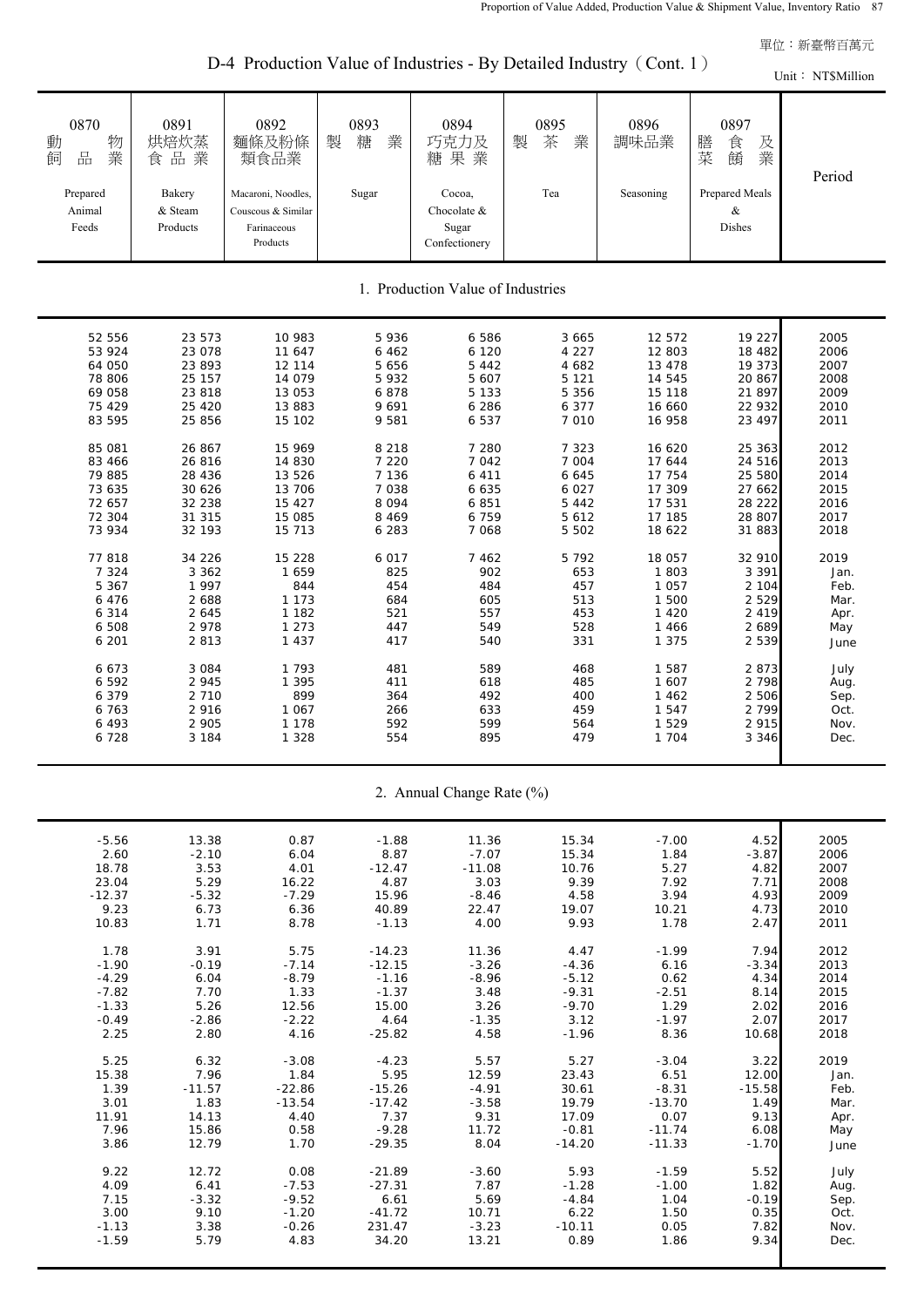單位：新臺幣百萬元

# D-4 Production Value of Industries - By Detailed Industry（Cont. 1）

Unit： NT$Million

| 0870 動物飼品業 Prepared Animal Feeds | 0891 烘焙炊蒸食品業 Bakery & Steam Products | 0892 麵條及粉條類食品業 Macaroni, Noodles, Couscous & Similar Farinaceous Products | 0893 製糖業 Sugar | 0894 巧克力及糖果業 Cocoa, Chocolate & Sugar Confectionery | 0895 製茶業 Tea | 0896 調味品業 Seasoning | 0897 膳食及菜餚業 Prepared Meals & Dishes | Period |
|---|---|---|---|---|---|---|---|---|
| **1. Production Value of Industries** | | | | | | | | |
| 52 556 | 23 573 | 10 983 | 5 936 | 6 586 | 3 665 | 12 572 | 19 227 | 2005 |
| 53 924 | 23 078 | 11 647 | 6 462 | 6 120 | 4 227 | 12 803 | 18 482 | 2006 |
| 64 050 | 23 893 | 12 114 | 5 656 | 5 442 | 4 682 | 13 478 | 19 373 | 2007 |
| 78 806 | 25 157 | 14 079 | 5 932 | 5 607 | 5 121 | 14 545 | 20 867 | 2008 |
| 69 058 | 23 818 | 13 053 | 6 878 | 5 133 | 5 356 | 15 118 | 21 897 | 2009 |
| 75 429 | 25 420 | 13 883 | 9 691 | 6 286 | 6 377 | 16 660 | 22 932 | 2010 |
| 83 595 | 25 856 | 15 102 | 9 581 | 6 537 | 7 010 | 16 958 | 23 497 | 2011 |
| 85 081 | 26 867 | 15 969 | 8 218 | 7 280 | 7 323 | 16 620 | 25 363 | 2012 |
| 83 466 | 26 816 | 14 830 | 7 220 | 7 042 | 7 004 | 17 644 | 24 516 | 2013 |
| 79 885 | 28 436 | 13 526 | 7 136 | 6 411 | 6 645 | 17 754 | 25 580 | 2014 |
| 73 635 | 30 626 | 13 706 | 7 038 | 6 635 | 6 027 | 17 309 | 27 662 | 2015 |
| 72 657 | 32 238 | 15 427 | 8 094 | 6 851 | 5 442 | 17 531 | 28 222 | 2016 |
| 72 304 | 31 315 | 15 085 | 8 469 | 6 759 | 5 612 | 17 185 | 28 807 | 2017 |
| 73 934 | 32 193 | 15 713 | 6 283 | 7 068 | 5 502 | 18 622 | 31 883 | 2018 |
| 77 818 | 34 226 | 15 228 | 6 017 | 7 462 | 5 792 | 18 057 | 32 910 | 2019 |
| 7 324 | 3 362 | 1 659 | 825 | 902 | 653 | 1 803 | 3 391 | Jan. |
| 5 367 | 1 997 | 844 | 454 | 484 | 457 | 1 057 | 2 104 | Feb. |
| 6 476 | 2 688 | 1 173 | 684 | 605 | 513 | 1 500 | 2 529 | Mar. |
| 6 314 | 2 645 | 1 182 | 521 | 557 | 453 | 1 420 | 2 419 | Apr. |
| 6 508 | 2 978 | 1 273 | 447 | 549 | 528 | 1 466 | 2 689 | May |
| 6 201 | 2 813 | 1 437 | 417 | 540 | 331 | 1 375 | 2 539 | June |
| 6 673 | 3 084 | 1 793 | 481 | 589 | 468 | 1 587 | 2 873 | July |
| 6 592 | 2 945 | 1 395 | 411 | 618 | 485 | 1 607 | 2 798 | Aug. |
| 6 379 | 2 710 | 899 | 364 | 492 | 400 | 1 462 | 2 506 | Sep. |
| 6 763 | 2 916 | 1 067 | 266 | 633 | 459 | 1 547 | 2 799 | Oct. |
| 6 493 | 2 905 | 1 178 | 592 | 599 | 564 | 1 529 | 2 915 | Nov. |
| 6 728 | 3 184 | 1 328 | 554 | 895 | 479 | 1 704 | 3 346 | Dec. |
| **2. Annual Change Rate (%)** | | | | | | | | |
| -5.56 | 13.38 | 0.87 | -1.88 | 11.36 | 15.34 | -7.00 | 4.52 | 2005 |
| 2.60 | -2.10 | 6.04 | 8.87 | -7.07 | 15.34 | 1.84 | -3.87 | 2006 |
| 18.78 | 3.53 | 4.01 | -12.47 | -11.08 | 10.76 | 5.27 | 4.82 | 2007 |
| 23.04 | 5.29 | 16.22 | 4.87 | 3.03 | 9.39 | 7.92 | 7.71 | 2008 |
| -12.37 | -5.32 | -7.29 | 15.96 | -8.46 | 4.58 | 3.94 | 4.93 | 2009 |
| 9.23 | 6.73 | 6.36 | 40.89 | 22.47 | 19.07 | 10.21 | 4.73 | 2010 |
| 10.83 | 1.71 | 8.78 | -1.13 | 4.00 | 9.93 | 1.78 | 2.47 | 2011 |
| 1.78 | 3.91 | 5.75 | -14.23 | 11.36 | 4.47 | -1.99 | 7.94 | 2012 |
| -1.90 | -0.19 | -7.14 | -12.15 | -3.26 | -4.36 | 6.16 | -3.34 | 2013 |
| -4.29 | 6.04 | -8.79 | -1.16 | -8.96 | -5.12 | 0.62 | 4.34 | 2014 |
| -7.82 | 7.70 | 1.33 | -1.37 | 3.48 | -9.31 | -2.51 | 8.14 | 2015 |
| -1.33 | 5.26 | 12.56 | 15.00 | 3.26 | -9.70 | 1.29 | 2.02 | 2016 |
| -0.49 | -2.86 | -2.22 | 4.64 | -1.35 | 3.12 | -1.97 | 2.07 | 2017 |
| 2.25 | 2.80 | 4.16 | -25.82 | 4.58 | -1.96 | 8.36 | 10.68 | 2018 |
| 5.25 | 6.32 | -3.08 | -4.23 | 5.57 | 5.27 | -3.04 | 3.22 | 2019 |
| 15.38 | 7.96 | 1.84 | 5.95 | 12.59 | 23.43 | 6.51 | 12.00 | Jan. |
| 1.39 | -11.57 | -22.86 | -15.26 | -4.91 | 30.61 | -8.31 | -15.58 | Feb. |
| 3.01 | 1.83 | -13.54 | -17.42 | -3.58 | 19.79 | -13.70 | 1.49 | Mar. |
| 11.91 | 14.13 | 4.40 | 7.37 | 9.31 | 17.09 | 0.07 | 9.13 | Apr. |
| 7.96 | 15.86 | 0.58 | -9.28 | 11.72 | -0.81 | -11.74 | 6.08 | May |
| 3.86 | 12.79 | 1.70 | -29.35 | 8.04 | -14.20 | -11.33 | -1.70 | June |
| 9.22 | 12.72 | 0.08 | -21.89 | -3.60 | 5.93 | -1.59 | 5.52 | July |
| 4.09 | 6.41 | -7.53 | -27.31 | 7.87 | -1.28 | -1.00 | 1.82 | Aug. |
| 7.15 | -3.32 | -9.52 | 6.61 | 5.69 | -4.84 | 1.04 | -0.19 | Sep. |
| 3.00 | 9.10 | -1.20 | -41.72 | 10.71 | 6.22 | 1.50 | 0.35 | Oct. |
| -1.13 | 3.38 | -0.26 | 231.47 | -3.23 | -10.11 | 0.05 | 7.82 | Nov. |
| -1.59 | 5.79 | 4.83 | 34.20 | 13.21 | 0.89 | 1.86 | 9.34 | Dec. |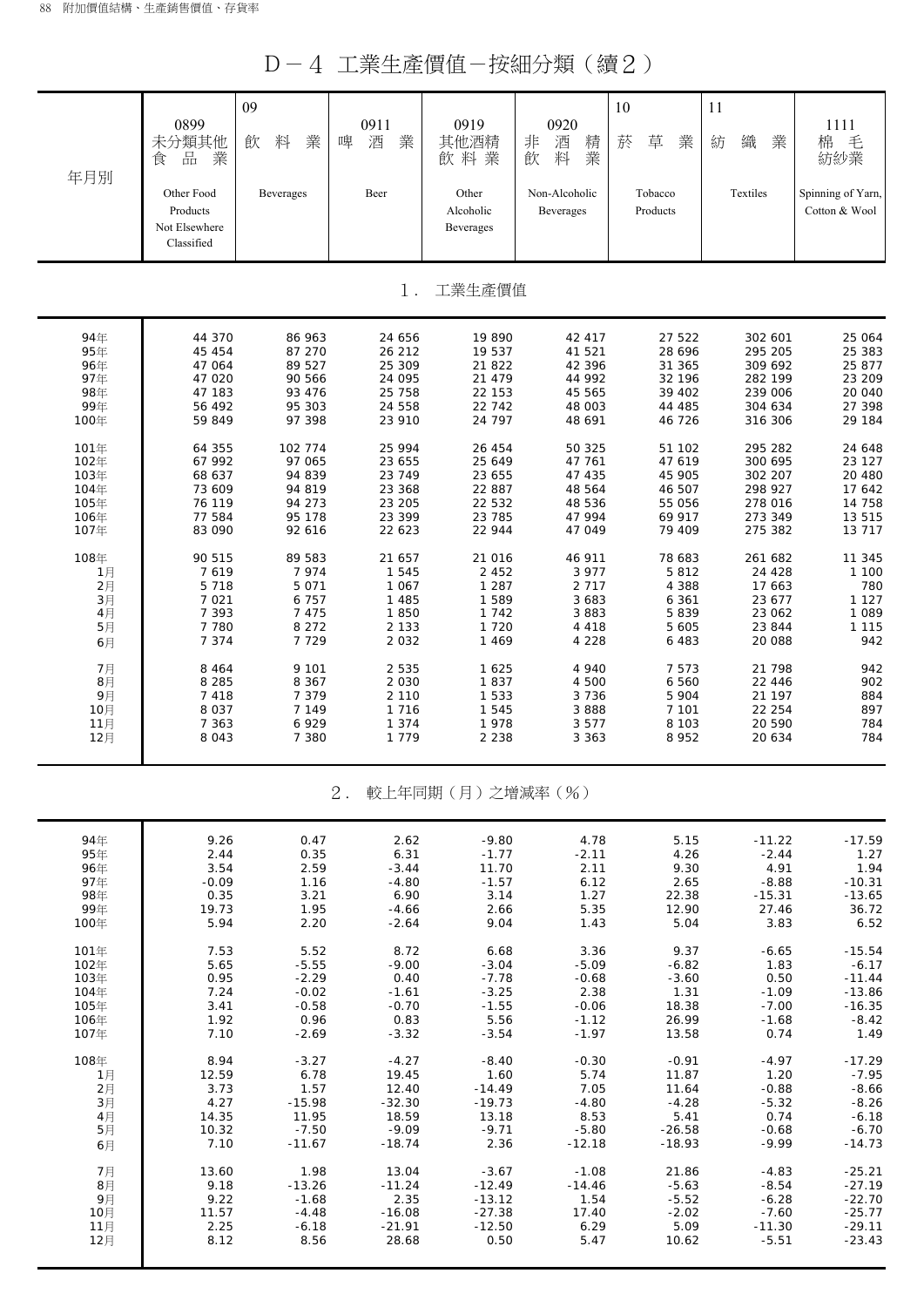# D－4 工業生產價值－按細分類（續2）

| 年月別 | 0899 未分類其他食品業 Other Food Products Not Elsewhere Classified | 09 飲料業 Beverages | 0911 啤酒業 Beer | 0919 其他酒精飲料業 Other Alcoholic Beverages | 0920 非酒精飲料業 Non-Alcoholic Beverages | 10 菸草業 Tobacco Products | 11 紡織業 Textiles | 1111 棉毛紡紗業 Spinning of Yarn, Cotton & Wool |
|---|---|---|---|---|---|---|---|---|
| **1. 工業生產價值** | | | | | | | | |
| 94年 | 44 370 | 86 963 | 24 656 | 19 890 | 42 417 | 27 522 | 302 601 | 25 064 |
| 95年 | 45 454 | 87 270 | 26 212 | 19 537 | 41 521 | 28 696 | 295 205 | 25 383 |
| 96年 | 47 064 | 89 527 | 25 309 | 21 822 | 42 396 | 31 365 | 309 692 | 25 877 |
| 97年 | 47 020 | 90 566 | 24 095 | 21 479 | 44 992 | 32 196 | 282 199 | 23 209 |
| 98年 | 47 183 | 93 476 | 25 758 | 22 153 | 45 565 | 39 402 | 239 006 | 20 040 |
| 99年 | 56 492 | 95 303 | 24 558 | 22 742 | 48 003 | 44 485 | 304 634 | 27 398 |
| 100年 | 59 849 | 97 398 | 23 910 | 24 797 | 48 691 | 46 726 | 316 306 | 29 184 |
| 101年 | 64 355 | 102 774 | 25 994 | 26 454 | 50 325 | 51 102 | 295 282 | 24 648 |
| 102年 | 67 992 | 97 065 | 23 655 | 25 649 | 47 761 | 47 619 | 300 695 | 23 127 |
| 103年 | 68 637 | 94 839 | 23 749 | 23 655 | 47 435 | 45 905 | 302 207 | 20 480 |
| 104年 | 73 609 | 94 819 | 23 368 | 22 887 | 48 564 | 46 507 | 298 927 | 17 642 |
| 105年 | 76 119 | 94 273 | 23 205 | 22 532 | 48 536 | 55 056 | 278 016 | 14 758 |
| 106年 | 77 584 | 95 178 | 23 399 | 23 785 | 47 994 | 69 917 | 273 349 | 13 515 |
| 107年 | 83 090 | 92 616 | 22 623 | 22 944 | 47 049 | 79 409 | 275 382 | 13 717 |
| 108年 | 90 515 | 89 583 | 21 657 | 21 016 | 46 911 | 78 683 | 261 682 | 11 345 |
| 1月 | 7 619 | 7 974 | 1 545 | 2 452 | 3 977 | 5 812 | 24 428 | 1 100 |
| 2月 | 5 718 | 5 071 | 1 067 | 1 287 | 2 717 | 4 388 | 17 663 | 780 |
| 3月 | 7 021 | 6 757 | 1 485 | 1 589 | 3 683 | 6 361 | 23 677 | 1 127 |
| 4月 | 7 393 | 7 475 | 1 850 | 1 742 | 3 883 | 5 839 | 23 062 | 1 089 |
| 5月 | 7 780 | 8 272 | 2 133 | 1 720 | 4 418 | 5 605 | 23 844 | 1 115 |
| 6月 | 7 374 | 7 729 | 2 032 | 1 469 | 4 228 | 6 483 | 20 088 | 942 |
| 7月 | 8 464 | 9 101 | 2 535 | 1 625 | 4 940 | 7 573 | 21 798 | 942 |
| 8月 | 8 285 | 8 367 | 2 030 | 1 837 | 4 500 | 6 560 | 22 446 | 902 |
| 9月 | 7 418 | 7 379 | 2 110 | 1 533 | 3 736 | 5 904 | 21 197 | 884 |
| 10月 | 8 037 | 7 149 | 1 716 | 1 545 | 3 888 | 7 101 | 22 254 | 897 |
| 11月 | 7 363 | 6 929 | 1 374 | 1 978 | 3 577 | 8 103 | 20 590 | 784 |
| 12月 | 8 043 | 7 380 | 1 779 | 2 238 | 3 363 | 8 952 | 20 634 | 784 |
| **2. 較上年同期（月）之增減率（%）** | | | | | | | | |
| 94年 | 9.26 | 0.47 | 2.62 | -9.80 | 4.78 | 5.15 | -11.22 | -17.59 |
| 95年 | 2.44 | 0.35 | 6.31 | -1.77 | -2.11 | 4.26 | -2.44 | 1.27 |
| 96年 | 3.54 | 2.59 | -3.44 | 11.70 | 2.11 | 9.30 | 4.91 | 1.94 |
| 97年 | -0.09 | 1.16 | -4.80 | -1.57 | 6.12 | 2.65 | -8.88 | -10.31 |
| 98年 | 0.35 | 3.21 | 6.90 | 3.14 | 1.27 | 22.38 | -15.31 | -13.65 |
| 99年 | 19.73 | 1.95 | -4.66 | 2.66 | 5.35 | 12.90 | 27.46 | 36.72 |
| 100年 | 5.94 | 2.20 | -2.64 | 9.04 | 1.43 | 5.04 | 3.83 | 6.52 |
| 101年 | 7.53 | 5.52 | 8.72 | 6.68 | 3.36 | 9.37 | -6.65 | -15.54 |
| 102年 | 5.65 | -5.55 | -9.00 | -3.04 | -5.09 | -6.82 | 1.83 | -6.17 |
| 103年 | 0.95 | -2.29 | 0.40 | -7.78 | -0.68 | -3.60 | 0.50 | -11.44 |
| 104年 | 7.24 | -0.02 | -1.61 | -3.25 | 2.38 | 1.31 | -1.09 | -13.86 |
| 105年 | 3.41 | -0.58 | -0.70 | -1.55 | -0.06 | 18.38 | -7.00 | -16.35 |
| 106年 | 1.92 | 0.96 | 0.83 | 5.56 | -1.12 | 26.99 | -1.68 | -8.42 |
| 107年 | 7.10 | -2.69 | -3.32 | -3.54 | -1.97 | 13.58 | 0.74 | 1.49 |
| 108年 | 8.94 | -3.27 | -4.27 | -8.40 | -0.30 | -0.91 | -4.97 | -17.29 |
| 1月 | 12.59 | 6.78 | 19.45 | 1.60 | 5.74 | 11.87 | 1.20 | -7.95 |
| 2月 | 3.73 | 1.57 | 12.40 | -14.49 | 7.05 | 11.64 | -0.88 | -8.66 |
| 3月 | 4.27 | -15.98 | -32.30 | -19.73 | -4.80 | -4.28 | -5.32 | -8.26 |
| 4月 | 14.35 | 11.95 | 18.59 | 13.18 | 8.53 | 5.41 | 0.74 | -6.18 |
| 5月 | 10.32 | -7.50 | -9.09 | -9.71 | -5.80 | -26.58 | -0.68 | -6.70 |
| 6月 | 7.10 | -11.67 | -18.74 | 2.36 | -12.18 | -18.93 | -9.99 | -14.73 |
| 7月 | 13.60 | 1.98 | 13.04 | -3.67 | -1.08 | 21.86 | -4.83 | -25.21 |
| 8月 | 9.18 | -13.26 | -11.24 | -12.49 | -14.46 | -5.63 | -8.54 | -27.19 |
| 9月 | 9.22 | -1.68 | 2.35 | -13.12 | 1.54 | -5.52 | -6.28 | -22.70 |
| 10月 | 11.57 | -4.48 | -16.08 | -27.38 | 17.40 | -2.02 | -7.60 | -25.77 |
| 11月 | 2.25 | -6.18 | -21.91 | -12.50 | 6.29 | 5.09 | -11.30 | -29.11 |
| 12月 | 8.12 | 8.56 | 28.68 | 0.50 | 5.47 | 10.62 | -5.51 | -23.43 |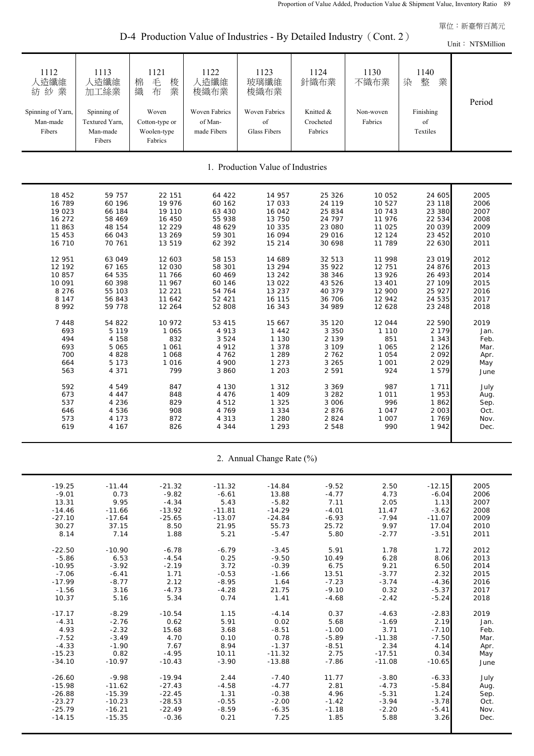單位：新臺幣百萬元

# D-4 Production Value of Industries - By Detailed Industry (Cont. 2)

Unit: NT$Million

| 1112 人造纖維紡紗業 Spinning of Yarn, Man-made Fibers | 1113 人造纖維加工絲業 Spinning of Textured Yarn, Man-made Fibers | 1121 棉毛梭織布業 Woven Cotton-type or Woolen-type Fabrics | 1122 人造纖維梭織布業 Woven Fabrics of Man-made Fibers | 1123 玻璃纖維梭織布業 Woven Fabrics of Glass Fibers | 1124 針織布業 Knitted & Crocheted Fabrics | 1130 不織布業 Non-woven Fabrics | 1140 染整業 Finishing of Textiles | Period |
|---|---|---|---|---|---|---|---|---|
| **1. Production Value of Industries** | | | | | | | | |
| 18 452 | 59 757 | 22 151 | 64 422 | 14 957 | 25 326 | 10 052 | 24 605 | 2005 |
| 16 789 | 60 196 | 19 976 | 60 162 | 17 033 | 24 119 | 10 527 | 23 118 | 2006 |
| 19 023 | 66 184 | 19 110 | 63 430 | 16 042 | 25 834 | 10 743 | 23 380 | 2007 |
| 16 272 | 58 469 | 16 450 | 55 938 | 13 750 | 24 797 | 11 976 | 22 534 | 2008 |
| 11 863 | 48 154 | 12 229 | 48 629 | 10 335 | 23 080 | 11 025 | 20 039 | 2009 |
| 15 453 | 66 043 | 13 269 | 59 301 | 16 094 | 29 016 | 12 124 | 23 452 | 2010 |
| 16 710 | 70 761 | 13 519 | 62 392 | 15 214 | 30 698 | 11 789 | 22 630 | 2011 |
| 12 951 | 63 049 | 12 603 | 58 153 | 14 689 | 32 513 | 11 998 | 23 019 | 2012 |
| 12 192 | 67 165 | 12 030 | 58 301 | 13 294 | 35 922 | 12 751 | 24 876 | 2013 |
| 10 857 | 64 535 | 11 766 | 60 469 | 13 242 | 38 346 | 13 926 | 26 493 | 2014 |
| 10 091 | 60 398 | 11 967 | 60 146 | 13 022 | 43 526 | 13 401 | 27 109 | 2015 |
| 8 276 | 55 103 | 12 221 | 54 764 | 13 237 | 40 379 | 12 900 | 25 927 | 2016 |
| 8 147 | 56 843 | 11 642 | 52 421 | 16 115 | 36 706 | 12 942 | 24 535 | 2017 |
| 8 992 | 59 778 | 12 264 | 52 808 | 16 343 | 34 989 | 12 628 | 23 248 | 2018 |
| 7 448 | 54 822 | 10 972 | 53 415 | 15 667 | 35 120 | 12 044 | 22 590 | 2019 |
| 693 | 5 119 | 1 065 | 4 913 | 1 442 | 3 350 | 1 110 | 2 179 | Jan. |
| 494 | 4 158 | 832 | 3 524 | 1 130 | 2 139 | 851 | 1 343 | Feb. |
| 693 | 5 065 | 1 061 | 4 912 | 1 378 | 3 109 | 1 065 | 2 126 | Mar. |
| 700 | 4 828 | 1 068 | 4 762 | 1 289 | 2 762 | 1 054 | 2 092 | Apr. |
| 664 | 5 173 | 1 016 | 4 900 | 1 273 | 3 265 | 1 001 | 2 029 | May |
| 563 | 4 371 | 799 | 3 860 | 1 203 | 2 591 | 924 | 1 579 | June |
| 592 | 4 549 | 847 | 4 130 | 1 312 | 3 369 | 987 | 1 711 | July |
| 673 | 4 447 | 848 | 4 476 | 1 409 | 3 282 | 1 011 | 1 953 | Aug. |
| 537 | 4 236 | 829 | 4 512 | 1 325 | 3 006 | 996 | 1 862 | Sep. |
| 646 | 4 536 | 908 | 4 769 | 1 334 | 2 876 | 1 047 | 2 003 | Oct. |
| 573 | 4 173 | 872 | 4 313 | 1 280 | 2 824 | 1 007 | 1 769 | Nov. |
| 619 | 4 167 | 826 | 4 344 | 1 293 | 2 548 | 990 | 1 942 | Dec. |
| **2. Annual Change Rate (%)** | | | | | | | | |
| -19.25 | -11.44 | -21.32 | -11.32 | -14.84 | -9.52 | 2.50 | -12.15 | 2005 |
| -9.01 | 0.73 | -9.82 | -6.61 | 13.88 | -4.77 | 4.73 | -6.04 | 2006 |
| 13.31 | 9.95 | -4.34 | 5.43 | -5.82 | 7.11 | 2.05 | 1.13 | 2007 |
| -14.46 | -11.66 | -13.92 | -11.81 | -14.29 | -4.01 | 11.47 | -3.62 | 2008 |
| -27.10 | -17.64 | -25.65 | -13.07 | -24.84 | -6.93 | -7.94 | -11.07 | 2009 |
| 30.27 | 37.15 | 8.50 | 21.95 | 55.73 | 25.72 | 9.97 | 17.04 | 2010 |
| 8.14 | 7.14 | 1.88 | 5.21 | -5.47 | 5.80 | -2.77 | -3.51 | 2011 |
| -22.50 | -10.90 | -6.78 | -6.79 | -3.45 | 5.91 | 1.78 | 1.72 | 2012 |
| -5.86 | 6.53 | -4.54 | 0.25 | -9.50 | 10.49 | 6.28 | 8.06 | 2013 |
| -10.95 | -3.92 | -2.19 | 3.72 | -0.39 | 6.75 | 9.21 | 6.50 | 2014 |
| -7.06 | -6.41 | 1.71 | -0.53 | -1.66 | 13.51 | -3.77 | 2.32 | 2015 |
| -17.99 | -8.77 | 2.12 | -8.95 | 1.64 | -7.23 | -3.74 | -4.36 | 2016 |
| -1.56 | 3.16 | -4.73 | -4.28 | 21.75 | -9.10 | 0.32 | -5.37 | 2017 |
| 10.37 | 5.16 | 5.34 | 0.74 | 1.41 | -4.68 | -2.42 | -5.24 | 2018 |
| -17.17 | -8.29 | -10.54 | 1.15 | -4.14 | 0.37 | -4.63 | -2.83 | 2019 |
| -4.31 | -2.76 | 0.62 | 5.91 | 0.02 | 5.68 | -1.69 | 2.19 | Jan. |
| 4.93 | -2.32 | 15.68 | 3.68 | -8.51 | -1.00 | 3.71 | -7.10 | Feb. |
| -7.52 | -3.49 | 4.70 | 0.10 | 0.78 | -5.89 | -11.38 | -7.50 | Mar. |
| -4.33 | -1.90 | 7.67 | 8.94 | -1.37 | -8.51 | 2.34 | 4.14 | Apr. |
| -15.23 | 0.82 | -4.95 | 10.11 | -11.32 | 2.75 | -17.51 | 0.34 | May |
| -34.10 | -10.97 | -10.43 | -3.90 | -13.88 | -7.86 | -11.08 | -10.65 | June |
| -26.60 | -9.98 | -19.94 | 2.44 | -7.40 | 11.77 | -3.80 | -6.33 | July |
| -15.98 | -11.62 | -27.43 | -4.58 | -4.77 | 2.81 | -4.73 | -5.84 | Aug. |
| -26.88 | -15.39 | -22.45 | 1.31 | -0.38 | 4.96 | -5.31 | 1.24 | Sep. |
| -23.27 | -10.23 | -28.53 | -0.55 | -2.00 | -1.42 | -3.94 | -3.78 | Oct. |
| -25.79 | -16.21 | -22.49 | -8.59 | -6.35 | -1.18 | -2.20 | -5.41 | Nov. |
| -14.15 | -15.35 | -0.36 | 0.21 | 7.25 | 1.85 | 5.88 | 3.26 | Dec. |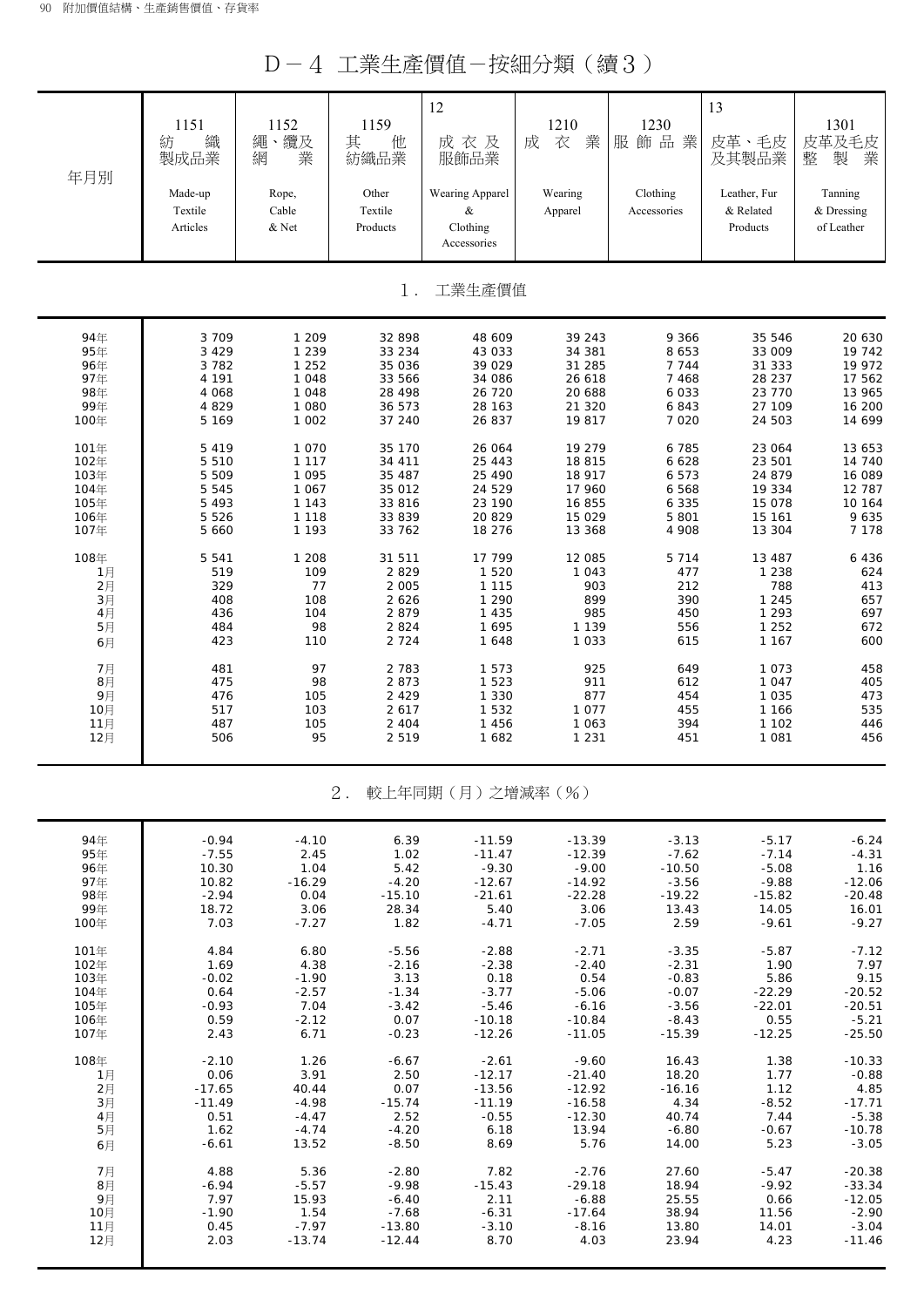# D－4 工業生產價值－按細分類（續3）

| 年月別 | 1151 紡織製成品業 Made-up Textile Articles | 1152 繩、纜及網業 Rope, Cable & Net | 1159 其他紡織品業 Other Textile Products | 12 成衣及服飾品業 Wearing Apparel & Clothing Accessories | 1210 成衣業 Wearing Apparel | 1230 服飾品業 Clothing Accessories | 13 皮革、毛皮及其製品業 Leather, Fur & Related Products | 1301 皮革及毛皮整製業 Tanning & Dressing of Leather |
|---|---|---|---|---|---|---|---|---|
| **1. 工業生產價值** | | | | | | | | |
| 94年 | 3 709 | 1 209 | 32 898 | 48 609 | 39 243 | 9 366 | 35 546 | 20 630 |
| 95年 | 3 429 | 1 239 | 33 234 | 43 033 | 34 381 | 8 653 | 33 009 | 19 742 |
| 96年 | 3 782 | 1 252 | 35 036 | 39 029 | 31 285 | 7 744 | 31 333 | 19 972 |
| 97年 | 4 191 | 1 048 | 33 566 | 34 086 | 26 618 | 7 468 | 28 237 | 17 562 |
| 98年 | 4 068 | 1 048 | 28 498 | 26 720 | 20 688 | 6 033 | 23 770 | 13 965 |
| 99年 | 4 829 | 1 080 | 36 573 | 28 163 | 21 320 | 6 843 | 27 109 | 16 200 |
| 100年 | 5 169 | 1 002 | 37 240 | 26 837 | 19 817 | 7 020 | 24 503 | 14 699 |
| 101年 | 5 419 | 1 070 | 35 170 | 26 064 | 19 279 | 6 785 | 23 064 | 13 653 |
| 102年 | 5 510 | 1 117 | 34 411 | 25 443 | 18 815 | 6 628 | 23 501 | 14 740 |
| 103年 | 5 509 | 1 095 | 35 487 | 25 490 | 18 917 | 6 573 | 24 879 | 16 089 |
| 104年 | 5 545 | 1 067 | 35 012 | 24 529 | 17 960 | 6 568 | 19 334 | 12 787 |
| 105年 | 5 493 | 1 143 | 33 816 | 23 190 | 16 855 | 6 335 | 15 078 | 10 164 |
| 106年 | 5 526 | 1 118 | 33 839 | 20 829 | 15 029 | 5 801 | 15 161 | 9 635 |
| 107年 | 5 660 | 1 193 | 33 762 | 18 276 | 13 368 | 4 908 | 13 304 | 7 178 |
| 108年 | 5 541 | 1 208 | 31 511 | 17 799 | 12 085 | 5 714 | 13 487 | 6 436 |
| 1月 | 519 | 109 | 2 829 | 1 520 | 1 043 | 477 | 1 238 | 624 |
| 2月 | 329 | 77 | 2 005 | 1 115 | 903 | 212 | 788 | 413 |
| 3月 | 408 | 108 | 2 626 | 1 290 | 899 | 390 | 1 245 | 657 |
| 4月 | 436 | 104 | 2 879 | 1 435 | 985 | 450 | 1 293 | 697 |
| 5月 | 484 | 98 | 2 824 | 1 695 | 1 139 | 556 | 1 252 | 672 |
| 6月 | 423 | 110 | 2 724 | 1 648 | 1 033 | 615 | 1 167 | 600 |
| 7月 | 481 | 97 | 2 783 | 1 573 | 925 | 649 | 1 073 | 458 |
| 8月 | 475 | 98 | 2 873 | 1 523 | 911 | 612 | 1 047 | 405 |
| 9月 | 476 | 105 | 2 429 | 1 330 | 877 | 454 | 1 035 | 473 |
| 10月 | 517 | 103 | 2 617 | 1 532 | 1 077 | 455 | 1 166 | 535 |
| 11月 | 487 | 105 | 2 404 | 1 456 | 1 063 | 394 | 1 102 | 446 |
| 12月 | 506 | 95 | 2 519 | 1 682 | 1 231 | 451 | 1 081 | 456 |
| **2. 較上年同期（月）之增減率（%）** | | | | | | | | |
| 94年 | -0.94 | -4.10 | 6.39 | -11.59 | -13.39 | -3.13 | -5.17 | -6.24 |
| 95年 | -7.55 | 2.45 | 1.02 | -11.47 | -12.39 | -7.62 | -7.14 | -4.31 |
| 96年 | 10.30 | 1.04 | 5.42 | -9.30 | -9.00 | -10.50 | -5.08 | 1.16 |
| 97年 | 10.82 | -16.29 | -4.20 | -12.67 | -14.92 | -3.56 | -9.88 | -12.06 |
| 98年 | -2.94 | 0.04 | -15.10 | -21.61 | -22.28 | -19.22 | -15.82 | -20.48 |
| 99年 | 18.72 | 3.06 | 28.34 | 5.40 | 3.06 | 13.43 | 14.05 | 16.01 |
| 100年 | 7.03 | -7.27 | 1.82 | -4.71 | -7.05 | 2.59 | -9.61 | -9.27 |
| 101年 | 4.84 | 6.80 | -5.56 | -2.88 | -2.71 | -3.35 | -5.87 | -7.12 |
| 102年 | 1.69 | 4.38 | -2.16 | -2.38 | -2.40 | -2.31 | 1.90 | 7.97 |
| 103年 | -0.02 | -1.90 | 3.13 | 0.18 | 0.54 | -0.83 | 5.86 | 9.15 |
| 104年 | 0.64 | -2.57 | -1.34 | -3.77 | -5.06 | -0.07 | -22.29 | -20.52 |
| 105年 | -0.93 | 7.04 | -3.42 | -5.46 | -6.16 | -3.56 | -22.01 | -20.51 |
| 106年 | 0.59 | -2.12 | 0.07 | -10.18 | -10.84 | -8.43 | 0.55 | -5.21 |
| 107年 | 2.43 | 6.71 | -0.23 | -12.26 | -11.05 | -15.39 | -12.25 | -25.50 |
| 108年 | -2.10 | 1.26 | -6.67 | -2.61 | -9.60 | 16.43 | 1.38 | -10.33 |
| 1月 | 0.06 | 3.91 | 2.50 | -12.17 | -21.40 | 18.20 | 1.77 | -0.88 |
| 2月 | -17.65 | 40.44 | 0.07 | -13.56 | -12.92 | -16.16 | 1.12 | 4.85 |
| 3月 | -11.49 | -4.98 | -15.74 | -11.19 | -16.58 | 4.34 | -8.52 | -17.71 |
| 4月 | 0.51 | -4.47 | 2.52 | -0.55 | -12.30 | 40.74 | 7.44 | -5.38 |
| 5月 | 1.62 | -4.74 | -4.20 | 6.18 | 13.94 | -6.80 | -0.67 | -10.78 |
| 6月 | -6.61 | 13.52 | -8.50 | 8.69 | 5.76 | 14.00 | 5.23 | -3.05 |
| 7月 | 4.88 | 5.36 | -2.80 | 7.82 | -2.76 | 27.60 | -5.47 | -20.38 |
| 8月 | -6.94 | -5.57 | -9.98 | -15.43 | -29.18 | 18.94 | -9.92 | -33.34 |
| 9月 | 7.97 | 15.93 | -6.40 | 2.11 | -6.88 | 25.55 | 0.66 | -12.05 |
| 10月 | -1.90 | 1.54 | -7.68 | -6.31 | -17.64 | 38.94 | 11.56 | -2.90 |
| 11月 | 0.45 | -7.97 | -13.80 | -3.10 | -8.16 | 13.80 | 14.01 | -3.04 |
| 12月 | 2.03 | -13.74 | -12.44 | 8.70 | 4.03 | 23.94 | 4.23 | -11.46 |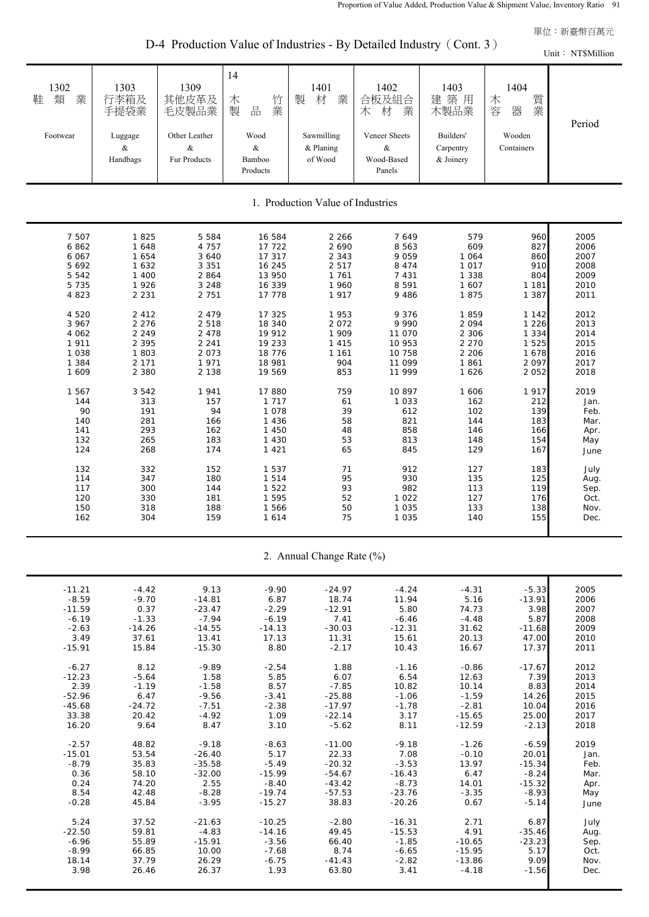單位：新臺幣百萬元

## D-4 Production Value of Industries - By Detailed Industry（Cont. 3）

Unit： NT$Million

| 1302 鞋類業 Footwear | 1303 行李箱及手提袋業 Luggage & Handbags | 1309 其他皮革及毛皮製品業 Other Leather & Fur Products | 14 木竹製品業 Wood & Bamboo Products | 1401 製材業 Sawmilling & Planing of Wood | 1402 合板及組合木材業 Veneer Sheets & Wood-Based Panels | 1403 建築用木製品業 Builders' Carpentry & Joinery | 1404 木質容器業 Wooden Containers | Period |
|---|---|---|---|---|---|---|---|---|
| **1. Production Value of Industries** | | | | | | | | |
| 7 507 | 1 825 | 5 584 | 16 584 | 2 266 | 7 649 | 579 | 960 | 2005 |
| 6 862 | 1 648 | 4 757 | 17 722 | 2 690 | 8 563 | 609 | 827 | 2006 |
| 6 067 | 1 654 | 3 640 | 17 317 | 2 343 | 9 059 | 1 064 | 860 | 2007 |
| 5 692 | 1 632 | 3 351 | 16 245 | 2 517 | 8 474 | 1 017 | 910 | 2008 |
| 5 542 | 1 400 | 2 864 | 13 950 | 1 761 | 7 431 | 1 338 | 804 | 2009 |
| 5 735 | 1 926 | 3 248 | 16 339 | 1 960 | 8 591 | 1 607 | 1 181 | 2010 |
| 4 823 | 2 231 | 2 751 | 17 778 | 1 917 | 9 486 | 1 875 | 1 387 | 2011 |
| 4 520 | 2 412 | 2 479 | 17 325 | 1 953 | 9 376 | 1 859 | 1 142 | 2012 |
| 3 967 | 2 276 | 2 518 | 18 340 | 2 072 | 9 990 | 2 094 | 1 226 | 2013 |
| 4 062 | 2 249 | 2 478 | 19 912 | 1 909 | 11 070 | 2 306 | 1 334 | 2014 |
| 1 911 | 2 395 | 2 241 | 19 233 | 1 415 | 10 953 | 2 270 | 1 525 | 2015 |
| 1 038 | 1 803 | 2 073 | 18 776 | 1 161 | 10 758 | 2 206 | 1 678 | 2016 |
| 1 384 | 2 171 | 1 971 | 18 981 | 904 | 11 099 | 1 861 | 2 097 | 2017 |
| 1 609 | 2 380 | 2 138 | 19 569 | 853 | 11 999 | 1 626 | 2 052 | 2018 |
| 1 567 | 3 542 | 1 941 | 17 880 | 759 | 10 897 | 1 606 | 1 917 | 2019 |
| 144 | 313 | 157 | 1 717 | 61 | 1 033 | 162 | 212 | Jan. |
| 90 | 191 | 94 | 1 078 | 39 | 612 | 102 | 139 | Feb. |
| 140 | 281 | 166 | 1 436 | 58 | 821 | 144 | 183 | Mar. |
| 141 | 293 | 162 | 1 450 | 48 | 858 | 146 | 166 | Apr. |
| 132 | 265 | 183 | 1 430 | 53 | 813 | 148 | 154 | May |
| 124 | 268 | 174 | 1 421 | 65 | 845 | 129 | 167 | June |
| 132 | 332 | 152 | 1 537 | 71 | 912 | 127 | 183 | July |
| 114 | 347 | 180 | 1 514 | 95 | 930 | 135 | 125 | Aug. |
| 117 | 300 | 144 | 1 522 | 93 | 982 | 113 | 119 | Sep. |
| 120 | 330 | 181 | 1 595 | 52 | 1 022 | 127 | 176 | Oct. |
| 150 | 318 | 188 | 1 566 | 50 | 1 035 | 133 | 138 | Nov. |
| 162 | 304 | 159 | 1 614 | 75 | 1 035 | 140 | 155 | Dec. |
| **2. Annual Change Rate (%)** | | | | | | | | |
| -11.21 | -4.42 | 9.13 | -9.90 | -24.97 | -4.24 | -4.31 | -5.33 | 2005 |
| -8.59 | -9.70 | -14.81 | 6.87 | 18.74 | 11.94 | 5.16 | -13.91 | 2006 |
| -11.59 | 0.37 | -23.47 | -2.29 | -12.91 | 5.80 | 74.73 | 3.98 | 2007 |
| -6.19 | -1.33 | -7.94 | -6.19 | 7.41 | -6.46 | -4.48 | 5.87 | 2008 |
| -2.63 | -14.26 | -14.55 | -14.13 | -30.03 | -12.31 | 31.62 | -11.68 | 2009 |
| 3.49 | 37.61 | 13.41 | 17.13 | 11.31 | 15.61 | 20.13 | 47.00 | 2010 |
| -15.91 | 15.84 | -15.30 | 8.80 | -2.17 | 10.43 | 16.67 | 17.37 | 2011 |
| -6.27 | 8.12 | -9.89 | -2.54 | 1.88 | -1.16 | -0.86 | -17.67 | 2012 |
| -12.23 | -5.64 | 1.58 | 5.85 | 6.07 | 6.54 | 12.63 | 7.39 | 2013 |
| 2.39 | -1.19 | -1.58 | 8.57 | -7.85 | 10.82 | 10.14 | 8.83 | 2014 |
| -52.96 | 6.47 | -9.56 | -3.41 | -25.88 | -1.06 | -1.59 | 14.26 | 2015 |
| -45.68 | -24.72 | -7.51 | -2.38 | -17.97 | -1.78 | -2.81 | 10.04 | 2016 |
| 33.38 | 20.42 | -4.92 | 1.09 | -22.14 | 3.17 | -15.65 | 25.00 | 2017 |
| 16.20 | 9.64 | 8.47 | 3.10 | -5.62 | 8.11 | -12.59 | -2.13 | 2018 |
| -2.57 | 48.82 | -9.18 | -8.63 | -11.00 | -9.18 | -1.26 | -6.59 | 2019 |
| -15.01 | 53.54 | -26.40 | 5.17 | 22.33 | 7.08 | -0.10 | 20.01 | Jan. |
| -8.79 | 35.83 | -35.58 | -5.49 | -20.32 | -3.53 | 13.97 | -15.34 | Feb. |
| 0.36 | 58.10 | -32.00 | -15.99 | -54.67 | -16.43 | 6.47 | -8.24 | Mar. |
| 0.24 | 74.20 | 2.55 | -8.40 | -43.42 | -8.73 | 14.01 | -15.32 | Apr. |
| 8.54 | 42.48 | -8.28 | -19.74 | -57.53 | -23.76 | -3.35 | -8.93 | May |
| -0.28 | 45.84 | -3.95 | -15.27 | 38.83 | -20.26 | 0.67 | -5.14 | June |
| 5.24 | 37.52 | -21.63 | -10.25 | -2.80 | -16.31 | 2.71 | 6.87 | July |
| -22.50 | 59.81 | -4.83 | -14.16 | 49.45 | -15.53 | 4.91 | -35.46 | Aug. |
| -6.96 | 55.89 | -15.91 | -3.56 | 66.40 | -1.85 | -10.65 | -23.23 | Sep. |
| -8.99 | 66.85 | 10.00 | -7.68 | 8.74 | -6.65 | -15.95 | 5.17 | Oct. |
| 18.14 | 37.79 | 26.29 | -6.75 | -41.43 | -2.82 | -13.86 | 9.09 | Nov. |
| 3.98 | 26.46 | 26.37 | 1.93 | 63.80 | 3.41 | -4.18 | -1.56 | Dec. |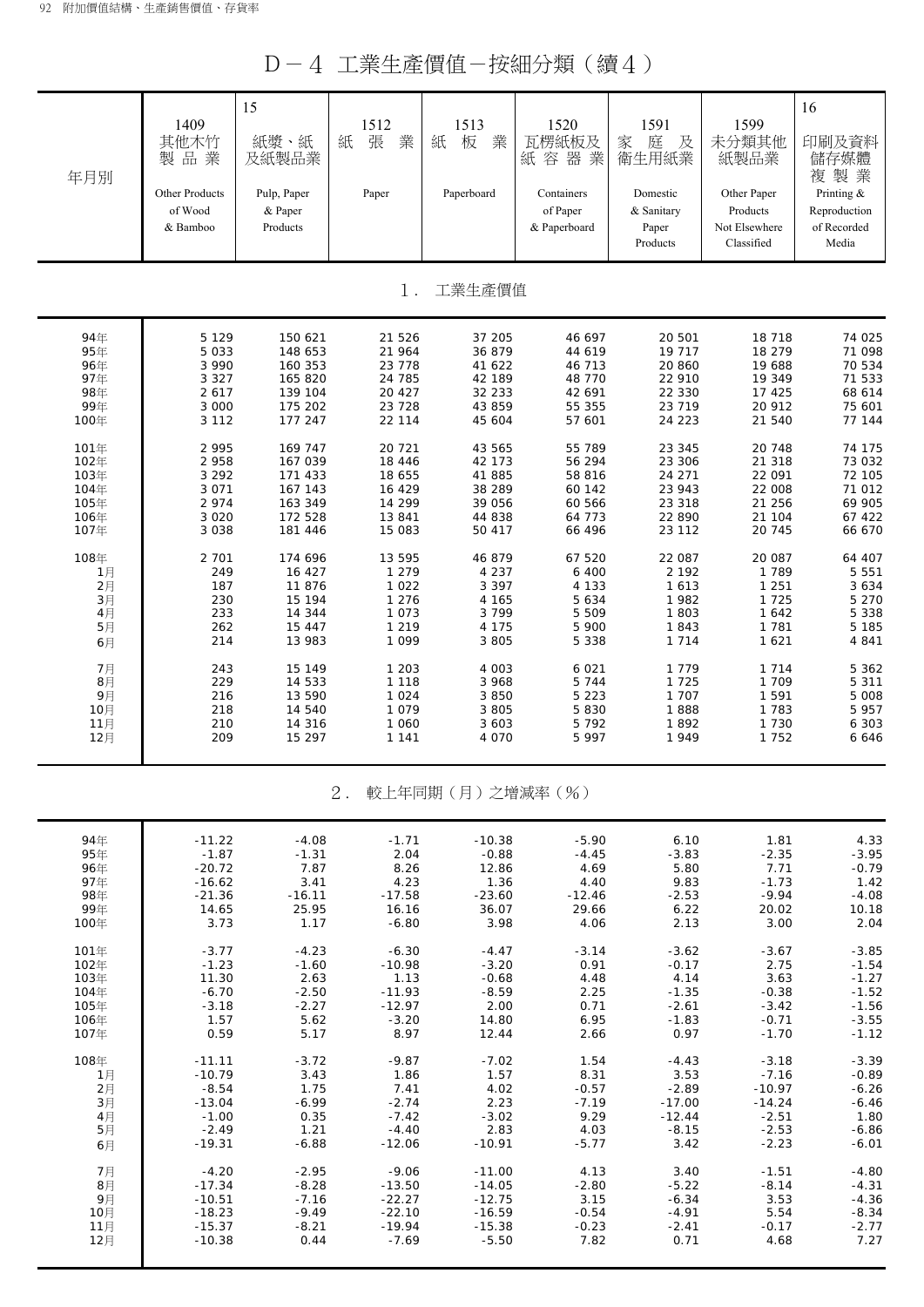# D－4 工業生產價值－按細分類（續4）

| 年月別 | 1409 其他木竹製品業 Other Products of Wood & Bamboo | 15 紙漿、紙及紙製品業 Pulp, Paper & Paper Products | 1512 紙張業 Paper | 1513 紙板業 Paperboard | 1520 瓦楞紙板及紙容器業 Containers of Paper & Paperboard | 1591 家庭及衛生用紙業 Domestic & Sanitary Paper Products | 1599 未分類其他紙製品業 Other Paper Products Not Elsewhere Classified | 16 印刷及資料儲存媒體複製業 Printing & Reproduction of Recorded Media |
|---|---|---|---|---|---|---|---|---|
| **1. 工業生產價值** | | | | | | | | |
| 94年 | 5 129 | 150 621 | 21 526 | 37 205 | 46 697 | 20 501 | 18 718 | 74 025 |
| 95年 | 5 033 | 148 653 | 21 964 | 36 879 | 44 619 | 19 717 | 18 279 | 71 098 |
| 96年 | 3 990 | 160 353 | 23 778 | 41 622 | 46 713 | 20 860 | 19 688 | 70 534 |
| 97年 | 3 327 | 165 820 | 24 785 | 42 189 | 48 770 | 22 910 | 19 349 | 71 533 |
| 98年 | 2 617 | 139 104 | 20 427 | 32 233 | 42 691 | 22 330 | 17 425 | 68 614 |
| 99年 | 3 000 | 175 202 | 23 728 | 43 859 | 55 355 | 23 719 | 20 912 | 75 601 |
| 100年 | 3 112 | 177 247 | 22 114 | 45 604 | 57 601 | 24 223 | 21 540 | 77 144 |
| 101年 | 2 995 | 169 747 | 20 721 | 43 565 | 55 789 | 23 345 | 20 748 | 74 175 |
| 102年 | 2 958 | 167 039 | 18 446 | 42 173 | 56 294 | 23 306 | 21 318 | 73 032 |
| 103年 | 3 292 | 171 433 | 18 655 | 41 885 | 58 816 | 24 271 | 22 091 | 72 105 |
| 104年 | 3 071 | 167 143 | 16 429 | 38 289 | 60 142 | 23 943 | 22 008 | 71 012 |
| 105年 | 2 974 | 163 349 | 14 299 | 39 056 | 60 566 | 23 318 | 21 256 | 69 905 |
| 106年 | 3 020 | 172 528 | 13 841 | 44 838 | 64 773 | 22 890 | 21 104 | 67 422 |
| 107年 | 3 038 | 181 446 | 15 083 | 50 417 | 66 496 | 23 112 | 20 745 | 66 670 |
| 108年 | 2 701 | 174 696 | 13 595 | 46 879 | 67 520 | 22 087 | 20 087 | 64 407 |
| 1月 | 249 | 16 427 | 1 279 | 4 237 | 6 400 | 2 192 | 1 789 | 5 551 |
| 2月 | 187 | 11 876 | 1 022 | 3 397 | 4 133 | 1 613 | 1 251 | 3 634 |
| 3月 | 230 | 15 194 | 1 276 | 4 165 | 5 634 | 1 982 | 1 725 | 5 270 |
| 4月 | 233 | 14 344 | 1 073 | 3 799 | 5 509 | 1 803 | 1 642 | 5 338 |
| 5月 | 262 | 15 447 | 1 219 | 4 175 | 5 900 | 1 843 | 1 781 | 5 185 |
| 6月 | 214 | 13 983 | 1 099 | 3 805 | 5 338 | 1 714 | 1 621 | 4 841 |
| 7月 | 243 | 15 149 | 1 203 | 4 003 | 6 021 | 1 779 | 1 714 | 5 362 |
| 8月 | 229 | 14 533 | 1 118 | 3 968 | 5 744 | 1 725 | 1 709 | 5 311 |
| 9月 | 216 | 13 590 | 1 024 | 3 850 | 5 223 | 1 707 | 1 591 | 5 008 |
| 10月 | 218 | 14 540 | 1 079 | 3 805 | 5 830 | 1 888 | 1 783 | 5 957 |
| 11月 | 210 | 14 316 | 1 060 | 3 603 | 5 792 | 1 892 | 1 730 | 6 303 |
| 12月 | 209 | 15 297 | 1 141 | 4 070 | 5 997 | 1 949 | 1 752 | 6 646 |
| **2. 較上年同期（月）之增減率（%）** | | | | | | | | |
| 94年 | -11.22 | -4.08 | -1.71 | -10.38 | -5.90 | 6.10 | 1.81 | 4.33 |
| 95年 | -1.87 | -1.31 | 2.04 | -0.88 | -4.45 | -3.83 | -2.35 | -3.95 |
| 96年 | -20.72 | 7.87 | 8.26 | 12.86 | 4.69 | 5.80 | 7.71 | -0.79 |
| 97年 | -16.62 | 3.41 | 4.23 | 1.36 | 4.40 | 9.83 | -1.73 | 1.42 |
| 98年 | -21.36 | -16.11 | -17.58 | -23.60 | -12.46 | -2.53 | -9.94 | -4.08 |
| 99年 | 14.65 | 25.95 | 16.16 | 36.07 | 29.66 | 6.22 | 20.02 | 10.18 |
| 100年 | 3.73 | 1.17 | -6.80 | 3.98 | 4.06 | 2.13 | 3.00 | 2.04 |
| 101年 | -3.77 | -4.23 | -6.30 | -4.47 | -3.14 | -3.62 | -3.67 | -3.85 |
| 102年 | -1.23 | -1.60 | -10.98 | -3.20 | 0.91 | -0.17 | 2.75 | -1.54 |
| 103年 | 11.30 | 2.63 | 1.13 | -0.68 | 4.48 | 4.14 | 3.63 | -1.27 |
| 104年 | -6.70 | -2.50 | -11.93 | -8.59 | 2.25 | -1.35 | -0.38 | -1.52 |
| 105年 | -3.18 | -2.27 | -12.97 | 2.00 | 0.71 | -2.61 | -3.42 | -1.56 |
| 106年 | 1.57 | 5.62 | -3.20 | 14.80 | 6.95 | -1.83 | -0.71 | -3.55 |
| 107年 | 0.59 | 5.17 | 8.97 | 12.44 | 2.66 | 0.97 | -1.70 | -1.12 |
| 108年 | -11.11 | -3.72 | -9.87 | -7.02 | 1.54 | -4.43 | -3.18 | -3.39 |
| 1月 | -10.79 | 3.43 | 1.86 | 1.57 | 8.31 | 3.53 | -7.16 | -0.89 |
| 2月 | -8.54 | 1.75 | 7.41 | 4.02 | -0.57 | -2.89 | -10.97 | -6.26 |
| 3月 | -13.04 | -6.99 | -2.74 | 2.23 | -7.19 | -17.00 | -14.24 | -6.46 |
| 4月 | -1.00 | 0.35 | -7.42 | -3.02 | 9.29 | -12.44 | -2.51 | 1.80 |
| 5月 | -2.49 | 1.21 | -4.40 | 2.83 | 4.03 | -8.15 | -2.53 | -6.86 |
| 6月 | -19.31 | -6.88 | -12.06 | -10.91 | -5.77 | 3.42 | -2.23 | -6.01 |
| 7月 | -4.20 | -2.95 | -9.06 | -11.00 | 4.13 | 3.40 | -1.51 | -4.80 |
| 8月 | -17.34 | -8.28 | -13.50 | -14.05 | -2.80 | -5.22 | -8.14 | -4.31 |
| 9月 | -10.51 | -7.16 | -22.27 | -12.75 | 3.15 | -6.34 | 3.53 | -4.36 |
| 10月 | -18.23 | -9.49 | -22.10 | -16.59 | -0.54 | -4.91 | 5.54 | -8.34 |
| 11月 | -15.37 | -8.21 | -19.94 | -15.38 | -0.23 | -2.41 | -0.17 | -2.77 |
| 12月 | -10.38 | 0.44 | -7.69 | -5.50 | 7.82 | 0.71 | 4.68 | 7.27 |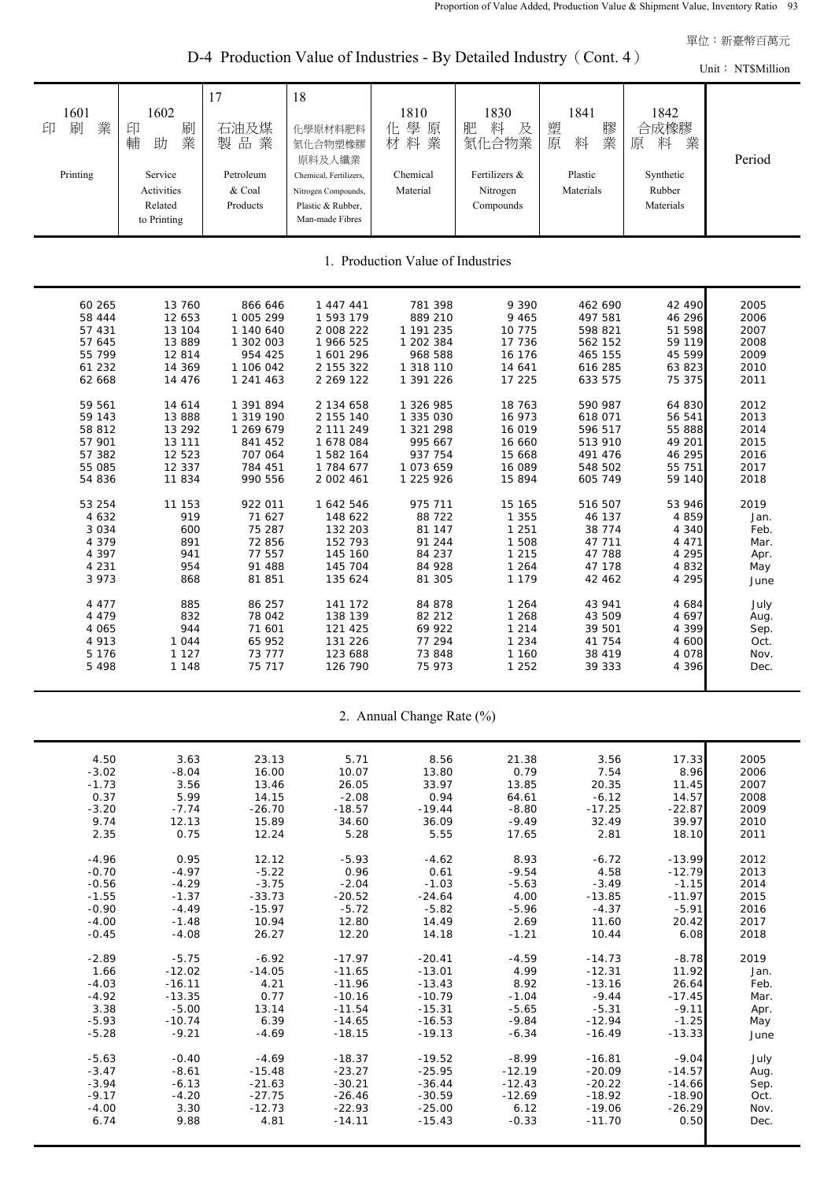單位：新臺幣百萬元

## D-4 Production Value of Industries - By Detailed Industry（Cont. 4）

Unit： NT$Million

| 1601 印刷業 Printing | 1602 印刷輔助業 Service Activities Related to Printing | 17 石油及煤製品業 Petroleum & Coal Products | 18 化學原材料肥料氮化合物塑橡膠原料及人纖業 Chemical, Fertilizers, Nitrogen Compounds, Plastic & Rubber, Man-made Fibres | 1810 化學原材料業 Chemical Material | 1830 肥料及氮化合物業 Fertilizers & Nitrogen Compounds | 1841 塑膠原料業 Plastic Materials | 1842 合成橡膠原料業 Synthetic Rubber Materials | Period |
|---|---|---|---|---|---|---|---|---|
| **1. Production Value of Industries** | | | | | | | | |
| 60 265 | 13 760 | 866 646 | 1 447 441 | 781 398 | 9 390 | 462 690 | 42 490 | 2005 |
| 58 444 | 12 653 | 1 005 299 | 1 593 179 | 889 210 | 9 465 | 497 581 | 46 296 | 2006 |
| 57 431 | 13 104 | 1 140 640 | 2 008 222 | 1 191 235 | 10 775 | 598 821 | 51 598 | 2007 |
| 57 645 | 13 889 | 1 302 003 | 1 966 525 | 1 202 384 | 17 736 | 562 152 | 59 119 | 2008 |
| 55 799 | 12 814 | 954 425 | 1 601 296 | 968 588 | 16 176 | 465 155 | 45 599 | 2009 |
| 61 232 | 14 369 | 1 106 042 | 2 155 322 | 1 318 110 | 14 641 | 616 285 | 63 823 | 2010 |
| 62 668 | 14 476 | 1 241 463 | 2 269 122 | 1 391 226 | 17 225 | 633 575 | 75 375 | 2011 |
| 59 561 | 14 614 | 1 391 894 | 2 134 658 | 1 326 985 | 18 763 | 590 987 | 64 830 | 2012 |
| 59 143 | 13 888 | 1 319 190 | 2 155 140 | 1 335 030 | 16 973 | 618 071 | 56 541 | 2013 |
| 58 812 | 13 292 | 1 269 679 | 2 111 249 | 1 321 298 | 16 019 | 596 517 | 55 888 | 2014 |
| 57 901 | 13 111 | 841 452 | 1 678 084 | 995 667 | 16 660 | 513 910 | 49 201 | 2015 |
| 57 382 | 12 523 | 707 064 | 1 582 164 | 937 754 | 15 668 | 491 476 | 46 295 | 2016 |
| 55 085 | 12 337 | 784 451 | 1 784 677 | 1 073 659 | 16 089 | 548 502 | 55 751 | 2017 |
| 54 836 | 11 834 | 990 556 | 2 002 461 | 1 225 926 | 15 894 | 605 749 | 59 140 | 2018 |
| 53 254 | 11 153 | 922 011 | 1 642 546 | 975 711 | 15 165 | 516 507 | 53 946 | 2019 |
| 4 632 | 919 | 71 627 | 148 622 | 88 722 | 1 355 | 46 137 | 4 859 | Jan. |
| 3 034 | 600 | 75 287 | 132 203 | 81 147 | 1 251 | 38 774 | 4 340 | Feb. |
| 4 379 | 891 | 72 856 | 152 793 | 91 244 | 1 508 | 47 711 | 4 471 | Mar. |
| 4 397 | 941 | 77 557 | 145 160 | 84 237 | 1 215 | 47 788 | 4 295 | Apr. |
| 4 231 | 954 | 91 488 | 145 704 | 84 928 | 1 264 | 47 178 | 4 832 | May |
| 3 973 | 868 | 81 851 | 135 624 | 81 305 | 1 179 | 42 462 | 4 295 | June |
| 4 477 | 885 | 86 257 | 141 172 | 84 878 | 1 264 | 43 941 | 4 684 | July |
| 4 479 | 832 | 78 042 | 138 139 | 82 212 | 1 268 | 43 509 | 4 697 | Aug. |
| 4 065 | 944 | 71 601 | 121 425 | 69 922 | 1 214 | 39 501 | 4 399 | Sep. |
| 4 913 | 1 044 | 65 952 | 131 226 | 77 294 | 1 234 | 41 754 | 4 600 | Oct. |
| 5 176 | 1 127 | 73 777 | 123 688 | 73 848 | 1 160 | 38 419 | 4 078 | Nov. |
| 5 498 | 1 148 | 75 717 | 126 790 | 75 973 | 1 252 | 39 333 | 4 396 | Dec. |
| **2. Annual Change Rate (%)** | | | | | | | | |
| 4.50 | 3.63 | 23.13 | 5.71 | 8.56 | 21.38 | 3.56 | 17.33 | 2005 |
| -3.02 | -8.04 | 16.00 | 10.07 | 13.80 | 0.79 | 7.54 | 8.96 | 2006 |
| -1.73 | 3.56 | 13.46 | 26.05 | 33.97 | 13.85 | 20.35 | 11.45 | 2007 |
| 0.37 | 5.99 | 14.15 | -2.08 | 0.94 | 64.61 | -6.12 | 14.57 | 2008 |
| -3.20 | -7.74 | -26.70 | -18.57 | -19.44 | -8.80 | -17.25 | -22.87 | 2009 |
| 9.74 | 12.13 | 15.89 | 34.60 | 36.09 | -9.49 | 32.49 | 39.97 | 2010 |
| 2.35 | 0.75 | 12.24 | 5.28 | 5.55 | 17.65 | 2.81 | 18.10 | 2011 |
| -4.96 | 0.95 | 12.12 | -5.93 | -4.62 | 8.93 | -6.72 | -13.99 | 2012 |
| -0.70 | -4.97 | -5.22 | 0.96 | 0.61 | -9.54 | 4.58 | -12.79 | 2013 |
| -0.56 | -4.29 | -3.75 | -2.04 | -1.03 | -5.63 | -3.49 | -1.15 | 2014 |
| -1.55 | -1.37 | -33.73 | -20.52 | -24.64 | 4.00 | -13.85 | -11.97 | 2015 |
| -0.90 | -4.49 | -15.97 | -5.72 | -5.82 | -5.96 | -4.37 | -5.91 | 2016 |
| -4.00 | -1.48 | 10.94 | 12.80 | 14.49 | 2.69 | 11.60 | 20.42 | 2017 |
| -0.45 | -4.08 | 26.27 | 12.20 | 14.18 | -1.21 | 10.44 | 6.08 | 2018 |
| -2.89 | -5.75 | -6.92 | -17.97 | -20.41 | -4.59 | -14.73 | -8.78 | 2019 |
| 1.66 | -12.02 | -14.05 | -11.65 | -13.01 | 4.99 | -12.31 | 11.92 | Jan. |
| -4.03 | -16.11 | 4.21 | -11.96 | -13.43 | 8.92 | -13.16 | 26.64 | Feb. |
| -4.92 | -13.35 | 0.77 | -10.16 | -10.79 | -1.04 | -9.44 | -17.45 | Mar. |
| 3.38 | -5.00 | 13.14 | -11.54 | -15.31 | -5.65 | -5.31 | -9.11 | Apr. |
| -5.93 | -10.74 | 6.39 | -14.65 | -16.53 | -9.84 | -12.94 | -1.25 | May |
| -5.28 | -9.21 | -4.69 | -18.15 | -19.13 | -6.34 | -16.49 | -13.33 | June |
| -5.63 | -0.40 | -4.69 | -18.37 | -19.52 | -8.99 | -16.81 | -9.04 | July |
| -3.47 | -8.61 | -15.48 | -23.27 | -25.95 | -12.19 | -20.09 | -14.57 | Aug. |
| -3.94 | -6.13 | -21.63 | -30.21 | -36.44 | -12.43 | -20.22 | -14.66 | Sep. |
| -9.17 | -4.20 | -27.75 | -26.46 | -30.59 | -12.69 | -18.92 | -18.90 | Oct. |
| -4.00 | 3.30 | -12.73 | -22.93 | -25.00 | 6.12 | -19.06 | -26.29 | Nov. |
| 6.74 | 9.88 | 4.81 | -14.11 | -15.43 | -0.33 | -11.70 | 0.50 | Dec. |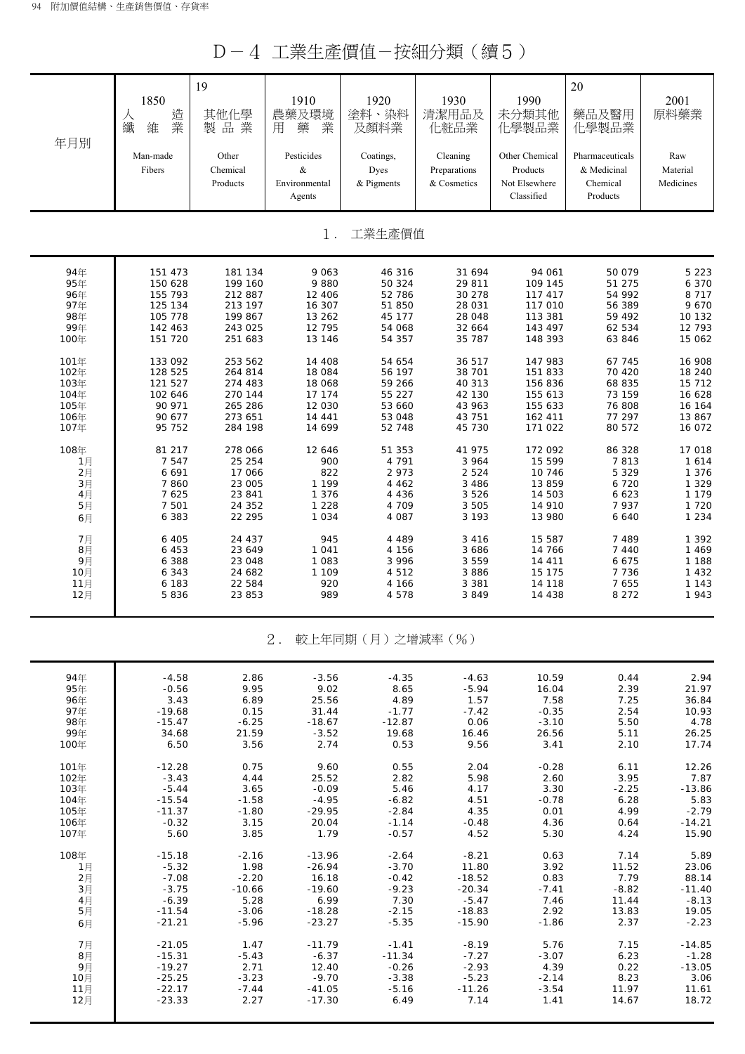# D－4 工業生產價值－按細分類（續5）

| 年月別 | 1850 人造纖維業 Man-made Fibers | 19 其他化學製品業 Other Chemical Products | 1910 農藥及環境用藥業 Pesticides & Environmental Agents | 1920 塗料、染料及顏料業 Coatings, Dyes & Pigments | 1930 清潔用品及化粧品業 Cleaning Preparations & Cosmetics | 1990 未分類其他化學製品業 Other Chemical Products Not Elsewhere Classified | 20 藥品及醫用化學製品業 Pharmaceuticals & Medicinal Chemical Products | 2001 原料藥業 Raw Material Medicines |
|---|---|---|---|---|---|---|---|---|
| **1．工業生產價值** | | | | | | | | |
| 94年 | 151 473 | 181 134 | 9 063 | 46 316 | 31 694 | 94 061 | 50 079 | 5 223 |
| 95年 | 150 628 | 199 160 | 9 880 | 50 324 | 29 811 | 109 145 | 51 275 | 6 370 |
| 96年 | 155 793 | 212 887 | 12 406 | 52 786 | 30 278 | 117 417 | 54 992 | 8 717 |
| 97年 | 125 134 | 213 197 | 16 307 | 51 850 | 28 031 | 117 010 | 56 389 | 9 670 |
| 98年 | 105 778 | 199 867 | 13 262 | 45 177 | 28 048 | 113 381 | 59 492 | 10 132 |
| 99年 | 142 463 | 243 025 | 12 795 | 54 068 | 32 664 | 143 497 | 62 534 | 12 793 |
| 100年 | 151 720 | 251 683 | 13 146 | 54 357 | 35 787 | 148 393 | 63 846 | 15 062 |
| 101年 | 133 092 | 253 562 | 14 408 | 54 654 | 36 517 | 147 983 | 67 745 | 16 908 |
| 102年 | 128 525 | 264 814 | 18 084 | 56 197 | 38 701 | 151 833 | 70 420 | 18 240 |
| 103年 | 121 527 | 274 483 | 18 068 | 59 266 | 40 313 | 156 836 | 68 835 | 15 712 |
| 104年 | 102 646 | 270 144 | 17 174 | 55 227 | 42 130 | 155 613 | 73 159 | 16 628 |
| 105年 | 90 971 | 265 286 | 12 030 | 53 660 | 43 963 | 155 633 | 76 808 | 16 164 |
| 106年 | 90 677 | 273 651 | 14 441 | 53 048 | 43 751 | 162 411 | 77 297 | 13 867 |
| 107年 | 95 752 | 284 198 | 14 699 | 52 748 | 45 730 | 171 022 | 80 572 | 16 072 |
| 108年 | 81 217 | 278 066 | 12 646 | 51 353 | 41 975 | 172 092 | 86 328 | 17 018 |
| 1月 | 7 547 | 25 254 | 900 | 4 791 | 3 964 | 15 599 | 7 813 | 1 614 |
| 2月 | 6 691 | 17 066 | 822 | 2 973 | 2 524 | 10 746 | 5 329 | 1 376 |
| 3月 | 7 860 | 23 005 | 1 199 | 4 462 | 3 486 | 13 859 | 6 720 | 1 329 |
| 4月 | 7 625 | 23 841 | 1 376 | 4 436 | 3 526 | 14 503 | 6 623 | 1 179 |
| 5月 | 7 501 | 24 352 | 1 228 | 4 709 | 3 505 | 14 910 | 7 937 | 1 720 |
| 6月 | 6 383 | 22 295 | 1 034 | 4 087 | 3 193 | 13 980 | 6 640 | 1 234 |
| 7月 | 6 405 | 24 437 | 945 | 4 489 | 3 416 | 15 587 | 7 489 | 1 392 |
| 8月 | 6 453 | 23 649 | 1 041 | 4 156 | 3 686 | 14 766 | 7 440 | 1 469 |
| 9月 | 6 388 | 23 048 | 1 083 | 3 996 | 3 559 | 14 411 | 6 675 | 1 188 |
| 10月 | 6 343 | 24 682 | 1 109 | 4 512 | 3 886 | 15 175 | 7 736 | 1 432 |
| 11月 | 6 183 | 22 584 | 920 | 4 166 | 3 381 | 14 118 | 7 655 | 1 143 |
| 12月 | 5 836 | 23 853 | 989 | 4 578 | 3 849 | 14 438 | 8 272 | 1 943 |
| **2．較上年同期（月）之增減率（%）** | | | | | | | | |
| 94年 | -4.58 | 2.86 | -3.56 | -4.35 | -4.63 | 10.59 | 0.44 | 2.94 |
| 95年 | -0.56 | 9.95 | 9.02 | 8.65 | -5.94 | 16.04 | 2.39 | 21.97 |
| 96年 | 3.43 | 6.89 | 25.56 | 4.89 | 1.57 | 7.58 | 7.25 | 36.84 |
| 97年 | -19.68 | 0.15 | 31.44 | -1.77 | -7.42 | -0.35 | 2.54 | 10.93 |
| 98年 | -15.47 | -6.25 | -18.67 | -12.87 | 0.06 | -3.10 | 5.50 | 4.78 |
| 99年 | 34.68 | 21.59 | -3.52 | 19.68 | 16.46 | 26.56 | 5.11 | 26.25 |
| 100年 | 6.50 | 3.56 | 2.74 | 0.53 | 9.56 | 3.41 | 2.10 | 17.74 |
| 101年 | -12.28 | 0.75 | 9.60 | 0.55 | 2.04 | -0.28 | 6.11 | 12.26 |
| 102年 | -3.43 | 4.44 | 25.52 | 2.82 | 5.98 | 2.60 | 3.95 | 7.87 |
| 103年 | -5.44 | 3.65 | -0.09 | 5.46 | 4.17 | 3.30 | -2.25 | -13.86 |
| 104年 | -15.54 | -1.58 | -4.95 | -6.82 | 4.51 | -0.78 | 6.28 | 5.83 |
| 105年 | -11.37 | -1.80 | -29.95 | -2.84 | 4.35 | 0.01 | 4.99 | -2.79 |
| 106年 | -0.32 | 3.15 | 20.04 | -1.14 | -0.48 | 4.36 | 0.64 | -14.21 |
| 107年 | 5.60 | 3.85 | 1.79 | -0.57 | 4.52 | 5.30 | 4.24 | 15.90 |
| 108年 | -15.18 | -2.16 | -13.96 | -2.64 | -8.21 | 0.63 | 7.14 | 5.89 |
| 1月 | -5.32 | 1.98 | -26.94 | -3.70 | 11.80 | 3.92 | 11.52 | 23.06 |
| 2月 | -7.08 | -2.20 | 16.18 | -0.42 | -18.52 | 0.83 | 7.79 | 88.14 |
| 3月 | -3.75 | -10.66 | -19.60 | -9.23 | -20.34 | -7.41 | -8.82 | -11.40 |
| 4月 | -6.39 | 5.28 | 6.99 | 7.30 | -5.47 | 7.46 | 11.44 | -8.13 |
| 5月 | -11.54 | -3.06 | -18.28 | -2.15 | -18.83 | 2.92 | 13.83 | 19.05 |
| 6月 | -21.21 | -5.96 | -23.27 | -5.35 | -15.90 | -1.86 | 2.37 | -2.23 |
| 7月 | -21.05 | 1.47 | -11.79 | -1.41 | -8.19 | 5.76 | 7.15 | -14.85 |
| 8月 | -15.31 | -5.43 | -6.37 | -11.34 | -7.27 | -3.07 | 6.23 | -1.28 |
| 9月 | -19.27 | 2.71 | 12.40 | -0.26 | -2.93 | 4.39 | 0.22 | -13.05 |
| 10月 | -25.25 | -3.23 | -9.70 | -3.38 | -5.23 | -2.14 | 8.23 | 3.06 |
| 11月 | -22.17 | -7.44 | -41.05 | -5.16 | -11.26 | -3.54 | 11.97 | 11.61 |
| 12月 | -23.33 | 2.27 | -17.30 | 6.49 | 7.14 | 1.41 | 14.67 | 18.72 |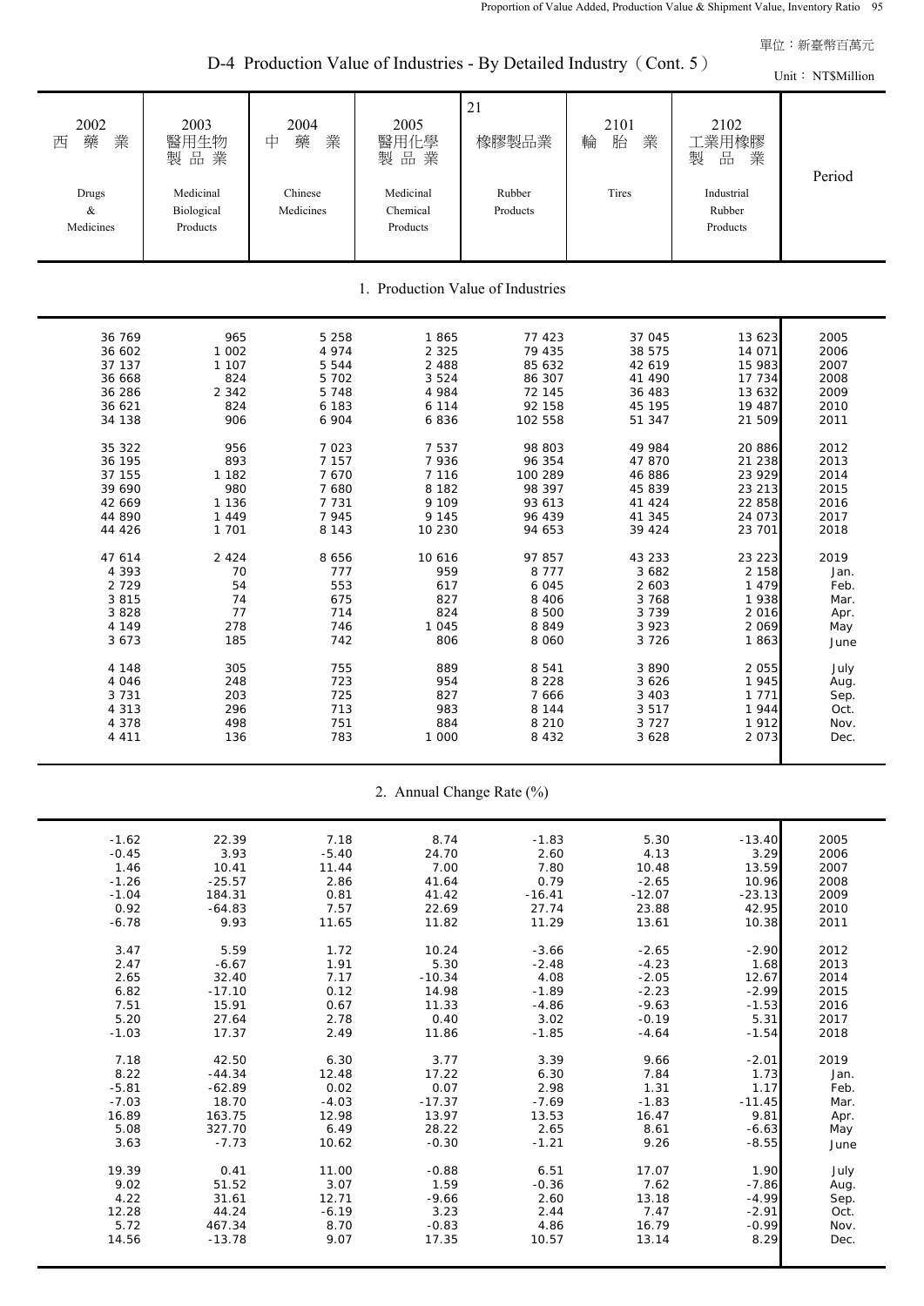單位：新臺幣百萬元

## D-4 Production Value of Industries - By Detailed Industry（Cont. 5）

Unit： NT$Million

| 2002 西藥業 Drugs & Medicines | 2003 醫用生物製品業 Medicinal Biological Products | 2004 中藥業 Chinese Medicines | 2005 醫用化學製品業 Medicinal Chemical Products | 21 橡膠製品業 Rubber Products | 2101 輪胎業 Tires | 2102 工業用橡膠製品業 Industrial Rubber Products | Period |
|---|---|---|---|---|---|---|---|
| **1. Production Value of Industries** | | | | | | | |
| 36 769 | 965 | 5 258 | 1 865 | 77 423 | 37 045 | 13 623 | 2005 |
| 36 602 | 1 002 | 4 974 | 2 325 | 79 435 | 38 575 | 14 071 | 2006 |
| 37 137 | 1 107 | 5 544 | 2 488 | 85 632 | 42 619 | 15 983 | 2007 |
| 36 668 | 824 | 5 702 | 3 524 | 86 307 | 41 490 | 17 734 | 2008 |
| 36 286 | 2 342 | 5 748 | 4 984 | 72 145 | 36 483 | 13 632 | 2009 |
| 36 621 | 824 | 6 183 | 6 114 | 92 158 | 45 195 | 19 487 | 2010 |
| 34 138 | 906 | 6 904 | 6 836 | 102 558 | 51 347 | 21 509 | 2011 |
| 35 322 | 956 | 7 023 | 7 537 | 98 803 | 49 984 | 20 886 | 2012 |
| 36 195 | 893 | 7 157 | 7 936 | 96 354 | 47 870 | 21 238 | 2013 |
| 37 155 | 1 182 | 7 670 | 7 116 | 100 289 | 46 886 | 23 929 | 2014 |
| 39 690 | 980 | 7 680 | 8 182 | 98 397 | 45 839 | 23 213 | 2015 |
| 42 669 | 1 136 | 7 731 | 9 109 | 93 613 | 41 424 | 22 858 | 2016 |
| 44 890 | 1 449 | 7 945 | 9 145 | 96 439 | 41 345 | 24 073 | 2017 |
| 44 426 | 1 701 | 8 143 | 10 230 | 94 653 | 39 424 | 23 701 | 2018 |
| 47 614 | 2 424 | 8 656 | 10 616 | 97 857 | 43 233 | 23 223 | 2019 |
| 4 393 | 70 | 777 | 959 | 8 777 | 3 682 | 2 158 | Jan. |
| 2 729 | 54 | 553 | 617 | 6 045 | 2 603 | 1 479 | Feb. |
| 3 815 | 74 | 675 | 827 | 8 406 | 3 768 | 1 938 | Mar. |
| 3 828 | 77 | 714 | 824 | 8 500 | 3 739 | 2 016 | Apr. |
| 4 149 | 278 | 746 | 1 045 | 8 849 | 3 923 | 2 069 | May |
| 3 673 | 185 | 742 | 806 | 8 060 | 3 726 | 1 863 | June |
| 4 148 | 305 | 755 | 889 | 8 541 | 3 890 | 2 055 | July |
| 4 046 | 248 | 723 | 954 | 8 228 | 3 626 | 1 945 | Aug. |
| 3 731 | 203 | 725 | 827 | 7 666 | 3 403 | 1 771 | Sep. |
| 4 313 | 296 | 713 | 983 | 8 144 | 3 517 | 1 944 | Oct. |
| 4 378 | 498 | 751 | 884 | 8 210 | 3 727 | 1 912 | Nov. |
| 4 411 | 136 | 783 | 1 000 | 8 432 | 3 628 | 2 073 | Dec. |
| **2. Annual Change Rate (%)** | | | | | | | |
| -1.62 | 22.39 | 7.18 | 8.74 | -1.83 | 5.30 | -13.40 | 2005 |
| -0.45 | 3.93 | -5.40 | 24.70 | 2.60 | 4.13 | 3.29 | 2006 |
| 1.46 | 10.41 | 11.44 | 7.00 | 7.80 | 10.48 | 13.59 | 2007 |
| -1.26 | -25.57 | 2.86 | 41.64 | 0.79 | -2.65 | 10.96 | 2008 |
| -1.04 | 184.31 | 0.81 | 41.42 | -16.41 | -12.07 | -23.13 | 2009 |
| 0.92 | -64.83 | 7.57 | 22.69 | 27.74 | 23.88 | 42.95 | 2010 |
| -6.78 | 9.93 | 11.65 | 11.82 | 11.29 | 13.61 | 10.38 | 2011 |
| 3.47 | 5.59 | 1.72 | 10.24 | -3.66 | -2.65 | -2.90 | 2012 |
| 2.47 | -6.67 | 1.91 | 5.30 | -2.48 | -4.23 | 1.68 | 2013 |
| 2.65 | 32.40 | 7.17 | -10.34 | 4.08 | -2.05 | 12.67 | 2014 |
| 6.82 | -17.10 | 0.12 | 14.98 | -1.89 | -2.23 | -2.99 | 2015 |
| 7.51 | 15.91 | 0.67 | 11.33 | -4.86 | -9.63 | -1.53 | 2016 |
| 5.20 | 27.64 | 2.78 | 0.40 | 3.02 | -0.19 | 5.31 | 2017 |
| -1.03 | 17.37 | 2.49 | 11.86 | -1.85 | -4.64 | -1.54 | 2018 |
| 7.18 | 42.50 | 6.30 | 3.77 | 3.39 | 9.66 | -2.01 | 2019 |
| 8.22 | -44.34 | 12.48 | 17.22 | 6.30 | 7.84 | 1.73 | Jan. |
| -5.81 | -62.89 | 0.02 | 0.07 | 2.98 | 1.31 | 1.17 | Feb. |
| -7.03 | 18.70 | -4.03 | -17.37 | -7.69 | -1.83 | -11.45 | Mar. |
| 16.89 | 163.75 | 12.98 | 13.97 | 13.53 | 16.47 | 9.81 | Apr. |
| 5.08 | 327.70 | 6.49 | 28.22 | 2.65 | 8.61 | -6.63 | May |
| 3.63 | -7.73 | 10.62 | -0.30 | -1.21 | 9.26 | -8.55 | June |
| 19.39 | 0.41 | 11.00 | -0.88 | 6.51 | 17.07 | 1.90 | July |
| 9.02 | 51.52 | 3.07 | 1.59 | -0.36 | 7.62 | -7.86 | Aug. |
| 4.22 | 31.61 | 12.71 | -9.66 | 2.60 | 13.18 | -4.99 | Sep. |
| 12.28 | 44.24 | -6.19 | 3.23 | 2.44 | 7.47 | -2.91 | Oct. |
| 5.72 | 467.34 | 8.70 | -0.83 | 4.86 | 16.79 | -0.99 | Nov. |
| 14.56 | -13.78 | 9.07 | 17.35 | 10.57 | 13.14 | 8.29 | Dec. |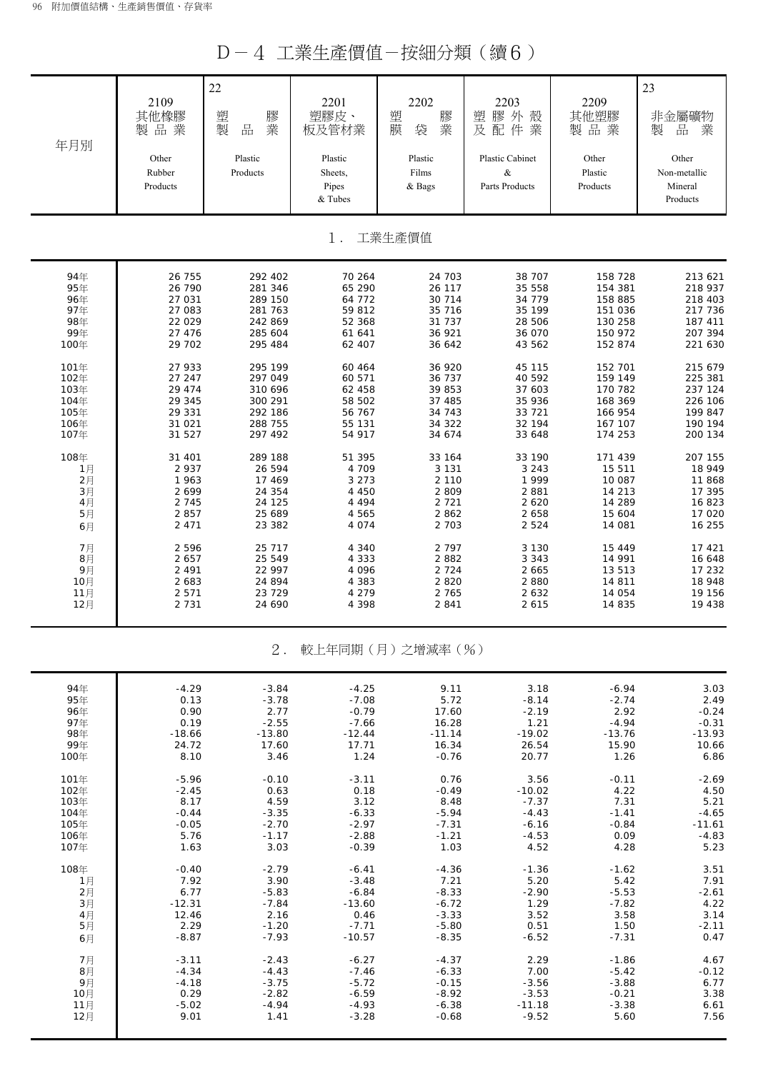# D－4 工業生產價值－按細分類（續6）

| 年月別 | 2109 其他橡膠製品業 Other Rubber Products | 22 塑膠製品業 Plastic Products | 2201 塑膠皮、板及管材業 Plastic Sheets, Pipes & Tubes | 2202 塑膠膜袋業 Plastic Films & Bags | 2203 塑膠外殼及配件業 Plastic Cabinet & Parts Products | 2209 其他塑膠製品業 Other Plastic Products | 23 非金屬礦物製品業 Other Non-metallic Mineral Products |
|---|---|---|---|---|---|---|---|
| **1．工業生產價值** | | | | | | | |
| 94年 | 26 755 | 292 402 | 70 264 | 24 703 | 38 707 | 158 728 | 213 621 |
| 95年 | 26 790 | 281 346 | 65 290 | 26 117 | 35 558 | 154 381 | 218 937 |
| 96年 | 27 031 | 289 150 | 64 772 | 30 714 | 34 779 | 158 885 | 218 403 |
| 97年 | 27 083 | 281 763 | 59 812 | 35 716 | 35 199 | 151 036 | 217 736 |
| 98年 | 22 029 | 242 869 | 52 368 | 31 737 | 28 506 | 130 258 | 187 411 |
| 99年 | 27 476 | 285 604 | 61 641 | 36 921 | 36 070 | 150 972 | 207 394 |
| 100年 | 29 702 | 295 484 | 62 407 | 36 642 | 43 562 | 152 874 | 221 630 |
| 101年 | 27 933 | 295 199 | 60 464 | 36 920 | 45 115 | 152 701 | 215 679 |
| 102年 | 27 247 | 297 049 | 60 571 | 36 737 | 40 592 | 159 149 | 225 381 |
| 103年 | 29 474 | 310 696 | 62 458 | 39 853 | 37 603 | 170 782 | 237 124 |
| 104年 | 29 345 | 300 291 | 58 502 | 37 485 | 35 936 | 168 369 | 226 106 |
| 105年 | 29 331 | 292 186 | 56 767 | 34 743 | 33 721 | 166 954 | 199 847 |
| 106年 | 31 021 | 288 755 | 55 131 | 34 322 | 32 194 | 167 107 | 190 194 |
| 107年 | 31 527 | 297 492 | 54 917 | 34 674 | 33 648 | 174 253 | 200 134 |
| 108年 | 31 401 | 289 188 | 51 395 | 33 164 | 33 190 | 171 439 | 207 155 |
| 1月 | 2 937 | 26 594 | 4 709 | 3 131 | 3 243 | 15 511 | 18 949 |
| 2月 | 1 963 | 17 469 | 3 273 | 2 110 | 1 999 | 10 087 | 11 868 |
| 3月 | 2 699 | 24 354 | 4 450 | 2 809 | 2 881 | 14 213 | 17 395 |
| 4月 | 2 745 | 24 125 | 4 494 | 2 721 | 2 620 | 14 289 | 16 823 |
| 5月 | 2 857 | 25 689 | 4 565 | 2 862 | 2 658 | 15 604 | 17 020 |
| 6月 | 2 471 | 23 382 | 4 074 | 2 703 | 2 524 | 14 081 | 16 255 |
| 7月 | 2 596 | 25 717 | 4 340 | 2 797 | 3 130 | 15 449 | 17 421 |
| 8月 | 2 657 | 25 549 | 4 333 | 2 882 | 3 343 | 14 991 | 16 648 |
| 9月 | 2 491 | 22 997 | 4 096 | 2 724 | 2 665 | 13 513 | 17 232 |
| 10月 | 2 683 | 24 894 | 4 383 | 2 820 | 2 880 | 14 811 | 18 948 |
| 11月 | 2 571 | 23 729 | 4 279 | 2 765 | 2 632 | 14 054 | 19 156 |
| 12月 | 2 731 | 24 690 | 4 398 | 2 841 | 2 615 | 14 835 | 19 438 |
| **2．較上年同期（月）之增減率（%）** | | | | | | | |
| 94年 | -4.29 | -3.84 | -4.25 | 9.11 | 3.18 | -6.94 | 3.03 |
| 95年 | 0.13 | -3.78 | -7.08 | 5.72 | -8.14 | -2.74 | 2.49 |
| 96年 | 0.90 | 2.77 | -0.79 | 17.60 | -2.19 | 2.92 | -0.24 |
| 97年 | 0.19 | -2.55 | -7.66 | 16.28 | 1.21 | -4.94 | -0.31 |
| 98年 | -18.66 | -13.80 | -12.44 | -11.14 | -19.02 | -13.76 | -13.93 |
| 99年 | 24.72 | 17.60 | 17.71 | 16.34 | 26.54 | 15.90 | 10.66 |
| 100年 | 8.10 | 3.46 | 1.24 | -0.76 | 20.77 | 1.26 | 6.86 |
| 101年 | -5.96 | -0.10 | -3.11 | 0.76 | 3.56 | -0.11 | -2.69 |
| 102年 | -2.45 | 0.63 | 0.18 | -0.49 | -10.02 | 4.22 | 4.50 |
| 103年 | 8.17 | 4.59 | 3.12 | 8.48 | -7.37 | 7.31 | 5.21 |
| 104年 | -0.44 | -3.35 | -6.33 | -5.94 | -4.43 | -1.41 | -4.65 |
| 105年 | -0.05 | -2.70 | -2.97 | -7.31 | -6.16 | -0.84 | -11.61 |
| 106年 | 5.76 | -1.17 | -2.88 | -1.21 | -4.53 | 0.09 | -4.83 |
| 107年 | 1.63 | 3.03 | -0.39 | 1.03 | 4.52 | 4.28 | 5.23 |
| 108年 | -0.40 | -2.79 | -6.41 | -4.36 | -1.36 | -1.62 | 3.51 |
| 1月 | 7.92 | 3.90 | -3.48 | 7.21 | 5.20 | 5.42 | 7.91 |
| 2月 | 6.77 | -5.83 | -6.84 | -8.33 | -2.90 | -5.53 | -2.61 |
| 3月 | -12.31 | -7.84 | -13.60 | -6.72 | 1.29 | -7.82 | 4.22 |
| 4月 | 12.46 | 2.16 | 0.46 | -3.33 | 3.52 | 3.58 | 3.14 |
| 5月 | 2.29 | -1.20 | -7.71 | -5.80 | 0.51 | 1.50 | -2.11 |
| 6月 | -8.87 | -7.93 | -10.57 | -8.35 | -6.52 | -7.31 | 0.47 |
| 7月 | -3.11 | -2.43 | -6.27 | -4.37 | 2.29 | -1.86 | 4.67 |
| 8月 | -4.34 | -4.43 | -7.46 | -6.33 | 7.00 | -5.42 | -0.12 |
| 9月 | -4.18 | -3.75 | -5.72 | -0.15 | -3.56 | -3.88 | 6.77 |
| 10月 | 0.29 | -2.82 | -6.59 | -8.92 | -3.53 | -0.21 | 3.38 |
| 11月 | -5.02 | -4.94 | -4.93 | -6.38 | -11.18 | -3.38 | 6.61 |
| 12月 | 9.01 | 1.41 | -3.28 | -0.68 | -9.52 | 5.60 | 7.56 |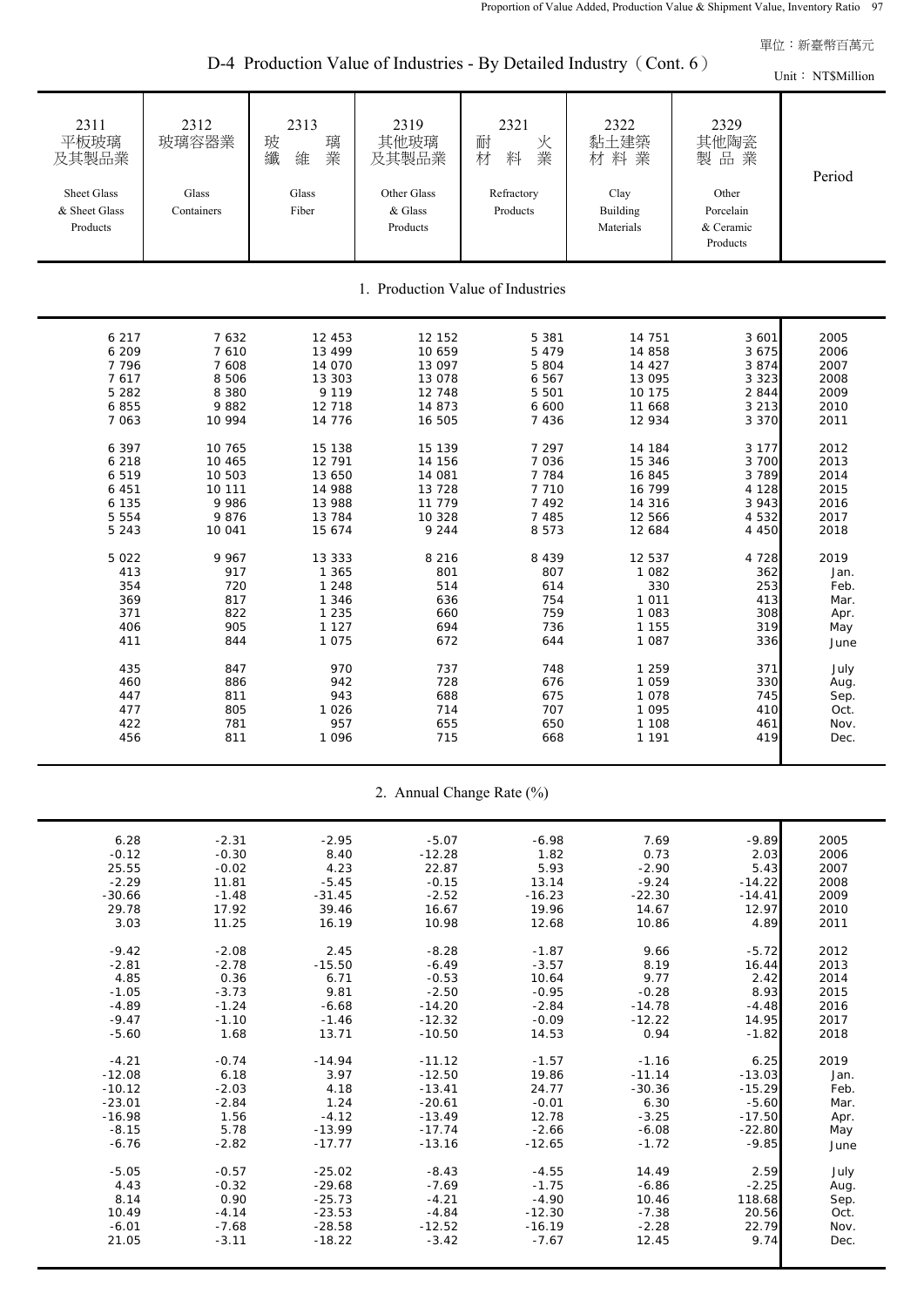單位：新臺幣百萬元

# D-4 Production Value of Industries - By Detailed Industry（Cont. 6）

Unit： NT$Million

| 2311 平板玻璃及其製品業 Sheet Glass & Sheet Glass Products | 2312 玻璃容器業 Glass Containers | 2313 玻璃纖維業 Glass Fiber | 2319 其他玻璃及其製品業 Other Glass & Glass Products | 2321 耐火材料業 Refractory Products | 2322 黏土建築材料業 Clay Building Materials | 2329 其他陶瓷製品業 Other Porcelain & Ceramic Products | Period |
|---|---|---|---|---|---|---|---|
| **1. Production Value of Industries** | | | | | | | |
| 6 217 | 7 632 | 12 453 | 12 152 | 5 381 | 14 751 | 3 601 | 2005 |
| 6 209 | 7 610 | 13 499 | 10 659 | 5 479 | 14 858 | 3 675 | 2006 |
| 7 796 | 7 608 | 14 070 | 13 097 | 5 804 | 14 427 | 3 874 | 2007 |
| 7 617 | 8 506 | 13 303 | 13 078 | 6 567 | 13 095 | 3 323 | 2008 |
| 5 282 | 8 380 | 9 119 | 12 748 | 5 501 | 10 175 | 2 844 | 2009 |
| 6 855 | 9 882 | 12 718 | 14 873 | 6 600 | 11 668 | 3 213 | 2010 |
| 7 063 | 10 994 | 14 776 | 16 505 | 7 436 | 12 934 | 3 370 | 2011 |
| 6 397 | 10 765 | 15 138 | 15 139 | 7 297 | 14 184 | 3 177 | 2012 |
| 6 218 | 10 465 | 12 791 | 14 156 | 7 036 | 15 346 | 3 700 | 2013 |
| 6 519 | 10 503 | 13 650 | 14 081 | 7 784 | 16 845 | 3 789 | 2014 |
| 6 451 | 10 111 | 14 988 | 13 728 | 7 710 | 16 799 | 4 128 | 2015 |
| 6 135 | 9 986 | 13 988 | 11 779 | 7 492 | 14 316 | 3 943 | 2016 |
| 5 554 | 9 876 | 13 784 | 10 328 | 7 485 | 12 566 | 4 532 | 2017 |
| 5 243 | 10 041 | 15 674 | 9 244 | 8 573 | 12 684 | 4 450 | 2018 |
| 5 022 | 9 967 | 13 333 | 8 216 | 8 439 | 12 537 | 4 728 | 2019 |
| 413 | 917 | 1 365 | 801 | 807 | 1 082 | 362 | Jan. |
| 354 | 720 | 1 248 | 514 | 614 | 330 | 253 | Feb. |
| 369 | 817 | 1 346 | 636 | 754 | 1 011 | 413 | Mar. |
| 371 | 822 | 1 235 | 660 | 759 | 1 083 | 308 | Apr. |
| 406 | 905 | 1 127 | 694 | 736 | 1 155 | 319 | May |
| 411 | 844 | 1 075 | 672 | 644 | 1 087 | 336 | June |
| 435 | 847 | 970 | 737 | 748 | 1 259 | 371 | July |
| 460 | 886 | 942 | 728 | 676 | 1 059 | 330 | Aug. |
| 447 | 811 | 943 | 688 | 675 | 1 078 | 745 | Sep. |
| 477 | 805 | 1 026 | 714 | 707 | 1 095 | 410 | Oct. |
| 422 | 781 | 957 | 655 | 650 | 1 108 | 461 | Nov. |
| 456 | 811 | 1 096 | 715 | 668 | 1 191 | 419 | Dec. |
| **2. Annual Change Rate (%)** | | | | | | | |
| 6.28 | -2.31 | -2.95 | -5.07 | -6.98 | 7.69 | -9.89 | 2005 |
| -0.12 | -0.30 | 8.40 | -12.28 | 1.82 | 0.73 | 2.03 | 2006 |
| 25.55 | -0.02 | 4.23 | 22.87 | 5.93 | -2.90 | 5.43 | 2007 |
| -2.29 | 11.81 | -5.45 | -0.15 | 13.14 | -9.24 | -14.22 | 2008 |
| -30.66 | -1.48 | -31.45 | -2.52 | -16.23 | -22.30 | -14.41 | 2009 |
| 29.78 | 17.92 | 39.46 | 16.67 | 19.96 | 14.67 | 12.97 | 2010 |
| 3.03 | 11.25 | 16.19 | 10.98 | 12.68 | 10.86 | 4.89 | 2011 |
| -9.42 | -2.08 | 2.45 | -8.28 | -1.87 | 9.66 | -5.72 | 2012 |
| -2.81 | -2.78 | -15.50 | -6.49 | -3.57 | 8.19 | 16.44 | 2013 |
| 4.85 | 0.36 | 6.71 | -0.53 | 10.64 | 9.77 | 2.42 | 2014 |
| -1.05 | -3.73 | 9.81 | -2.50 | -0.95 | -0.28 | 8.93 | 2015 |
| -4.89 | -1.24 | -6.68 | -14.20 | -2.84 | -14.78 | -4.48 | 2016 |
| -9.47 | -1.10 | -1.46 | -12.32 | -0.09 | -12.22 | 14.95 | 2017 |
| -5.60 | 1.68 | 13.71 | -10.50 | 14.53 | 0.94 | -1.82 | 2018 |
| -4.21 | -0.74 | -14.94 | -11.12 | -1.57 | -1.16 | 6.25 | 2019 |
| -12.08 | 6.18 | 3.97 | -12.50 | 19.86 | -11.14 | -13.03 | Jan. |
| -10.12 | -2.03 | 4.18 | -13.41 | 24.77 | -30.36 | -15.29 | Feb. |
| -23.01 | -2.84 | 1.24 | -20.61 | -0.01 | 6.30 | -5.60 | Mar. |
| -16.98 | 1.56 | -4.12 | -13.49 | 12.78 | -3.25 | -17.50 | Apr. |
| -8.15 | 5.78 | -13.99 | -17.74 | -2.66 | -6.08 | -22.80 | May |
| -6.76 | -2.82 | -17.77 | -13.16 | -12.65 | -1.72 | -9.85 | June |
| -5.05 | -0.57 | -25.02 | -8.43 | -4.55 | 14.49 | 2.59 | July |
| 4.43 | -0.32 | -29.68 | -7.69 | -1.75 | -6.86 | -2.25 | Aug. |
| 8.14 | 0.90 | -25.73 | -4.21 | -4.90 | 10.46 | 118.68 | Sep. |
| 10.49 | -4.14 | -23.53 | -4.84 | -12.30 | -7.38 | 20.56 | Oct. |
| -6.01 | -7.68 | -28.58 | -12.52 | -16.19 | -2.28 | 22.79 | Nov. |
| 21.05 | -3.11 | -18.22 | -3.42 | -7.67 | 12.45 | 9.74 | Dec. |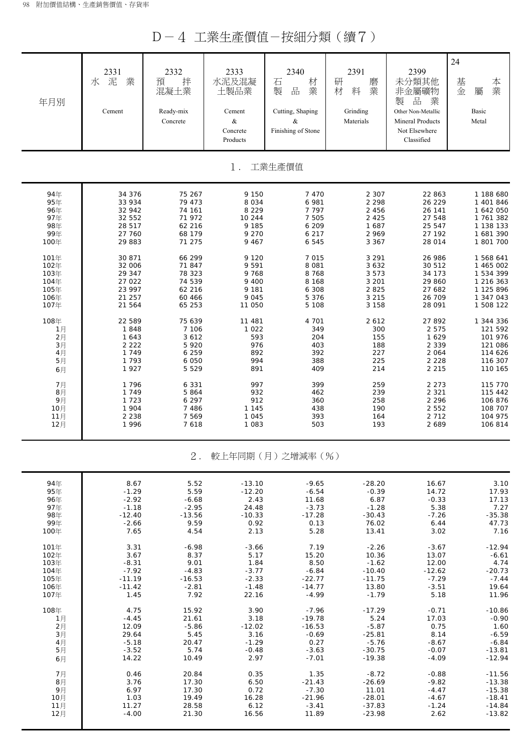# D－4 工業生產價值－按細分類（續7）

| 年月別 | 2331 水泥業 Cement | 2332 預拌混凝土業 Ready-mix Concrete | 2333 水泥及混凝土製品業 Cement & Concrete Products | 2340 石材製品業 Cutting, Shaping & Finishing of Stone | 2391 研磨材料業 Grinding Materials | 2399 未分類其他非金屬礦物製品業 Other Non-Metallic Mineral Products Not Elsewhere Classified | 24 基本金屬業 Basic Metal |
|---|---|---|---|---|---|---|---|
| **1. 工業生產價值** | | | | | | | |
| 94年 | 34 376 | 75 267 | 9 150 | 7 470 | 2 307 | 22 863 | 1 188 680 |
| 95年 | 33 934 | 79 473 | 8 034 | 6 981 | 2 298 | 26 229 | 1 401 846 |
| 96年 | 32 942 | 74 161 | 8 229 | 7 797 | 2 456 | 26 141 | 1 642 050 |
| 97年 | 32 552 | 71 972 | 10 244 | 7 505 | 2 425 | 27 548 | 1 761 382 |
| 98年 | 28 517 | 62 216 | 9 185 | 6 209 | 1 687 | 25 547 | 1 138 133 |
| 99年 | 27 760 | 68 179 | 9 270 | 6 217 | 2 969 | 27 192 | 1 681 390 |
| 100年 | 29 883 | 71 275 | 9 467 | 6 545 | 3 367 | 28 014 | 1 801 700 |
| 101年 | 30 871 | 66 299 | 9 120 | 7 015 | 3 291 | 26 986 | 1 568 641 |
| 102年 | 32 006 | 71 847 | 9 591 | 8 081 | 3 632 | 30 512 | 1 465 002 |
| 103年 | 29 347 | 78 323 | 9 768 | 8 768 | 3 573 | 34 173 | 1 534 399 |
| 104年 | 27 022 | 74 539 | 9 400 | 8 168 | 3 201 | 29 860 | 1 216 363 |
| 105年 | 23 997 | 62 216 | 9 181 | 6 308 | 2 825 | 27 682 | 1 125 896 |
| 106年 | 21 257 | 60 466 | 9 045 | 5 376 | 3 215 | 26 709 | 1 347 043 |
| 107年 | 21 564 | 65 253 | 11 050 | 5 108 | 3 158 | 28 091 | 1 508 122 |
| 108年 | 22 589 | 75 639 | 11 481 | 4 701 | 2 612 | 27 892 | 1 344 336 |
| 1月 | 1 848 | 7 106 | 1 022 | 349 | 300 | 2 575 | 121 592 |
| 2月 | 1 643 | 3 612 | 593 | 204 | 155 | 1 629 | 101 976 |
| 3月 | 2 222 | 5 920 | 976 | 403 | 188 | 2 339 | 121 086 |
| 4月 | 1 749 | 6 259 | 892 | 392 | 227 | 2 064 | 114 626 |
| 5月 | 1 793 | 6 050 | 994 | 388 | 225 | 2 228 | 116 307 |
| 6月 | 1 927 | 5 529 | 891 | 409 | 214 | 2 215 | 110 165 |
| 7月 | 1 796 | 6 331 | 997 | 399 | 259 | 2 273 | 115 770 |
| 8月 | 1 749 | 5 864 | 932 | 462 | 239 | 2 321 | 115 442 |
| 9月 | 1 723 | 6 297 | 912 | 360 | 258 | 2 296 | 106 876 |
| 10月 | 1 904 | 7 486 | 1 145 | 438 | 190 | 2 552 | 108 707 |
| 11月 | 2 238 | 7 569 | 1 045 | 393 | 164 | 2 712 | 104 975 |
| 12月 | 1 996 | 7 618 | 1 083 | 503 | 193 | 2 689 | 106 814 |
| **2. 較上年同期（月）之增減率（%）** | | | | | | | |
| 94年 | 8.67 | 5.52 | -13.10 | -9.65 | -28.20 | 16.67 | 3.10 |
| 95年 | -1.29 | 5.59 | -12.20 | -6.54 | -0.39 | 14.72 | 17.93 |
| 96年 | -2.92 | -6.68 | 2.43 | 11.68 | 6.87 | -0.33 | 17.13 |
| 97年 | -1.18 | -2.95 | 24.48 | -3.73 | -1.28 | 5.38 | 7.27 |
| 98年 | -12.40 | -13.56 | -10.33 | -17.28 | -30.43 | -7.26 | -35.38 |
| 99年 | -2.66 | 9.59 | 0.92 | 0.13 | 76.02 | 6.44 | 47.73 |
| 100年 | 7.65 | 4.54 | 2.13 | 5.28 | 13.41 | 3.02 | 7.16 |
| 101年 | 3.31 | -6.98 | -3.66 | 7.19 | -2.26 | -3.67 | -12.94 |
| 102年 | 3.67 | 8.37 | 5.17 | 15.20 | 10.36 | 13.07 | -6.61 |
| 103年 | -8.31 | 9.01 | 1.84 | 8.50 | -1.62 | 12.00 | 4.74 |
| 104年 | -7.92 | -4.83 | -3.77 | -6.84 | -10.40 | -12.62 | -20.73 |
| 105年 | -11.19 | -16.53 | -2.33 | -22.77 | -11.75 | -7.29 | -7.44 |
| 106年 | -11.42 | -2.81 | -1.48 | -14.77 | 13.80 | -3.51 | 19.64 |
| 107年 | 1.45 | 7.92 | 22.16 | -4.99 | -1.79 | 5.18 | 11.96 |
| 108年 | 4.75 | 15.92 | 3.90 | -7.96 | -17.29 | -0.71 | -10.86 |
| 1月 | -4.45 | 21.61 | 3.18 | -19.78 | 5.24 | 17.03 | -0.90 |
| 2月 | 12.09 | -5.86 | -12.02 | -16.53 | -5.87 | 0.75 | 1.60 |
| 3月 | 29.64 | 5.45 | 3.16 | -0.69 | -25.81 | 8.14 | -6.59 |
| 4月 | -5.18 | 20.47 | -1.29 | 0.27 | -5.76 | -8.67 | -6.84 |
| 5月 | -3.52 | 5.74 | -0.48 | -3.63 | -30.75 | -0.07 | -13.81 |
| 6月 | 14.22 | 10.49 | 2.97 | -7.01 | -19.38 | -4.09 | -12.94 |
| 7月 | 0.46 | 20.84 | 0.35 | 1.35 | -8.72 | -0.88 | -11.56 |
| 8月 | 3.76 | 17.30 | 6.50 | -21.43 | -26.69 | -9.82 | -13.38 |
| 9月 | 6.97 | 17.30 | 0.72 | -7.30 | 11.01 | -4.47 | -15.38 |
| 10月 | 1.03 | 19.49 | 16.28 | -21.96 | -28.01 | -4.67 | -18.41 |
| 11月 | 11.27 | 28.58 | 6.12 | -3.41 | -37.83 | -1.24 | -14.84 |
| 12月 | -4.00 | 21.30 | 16.56 | 11.89 | -23.98 | 2.62 | -13.82 |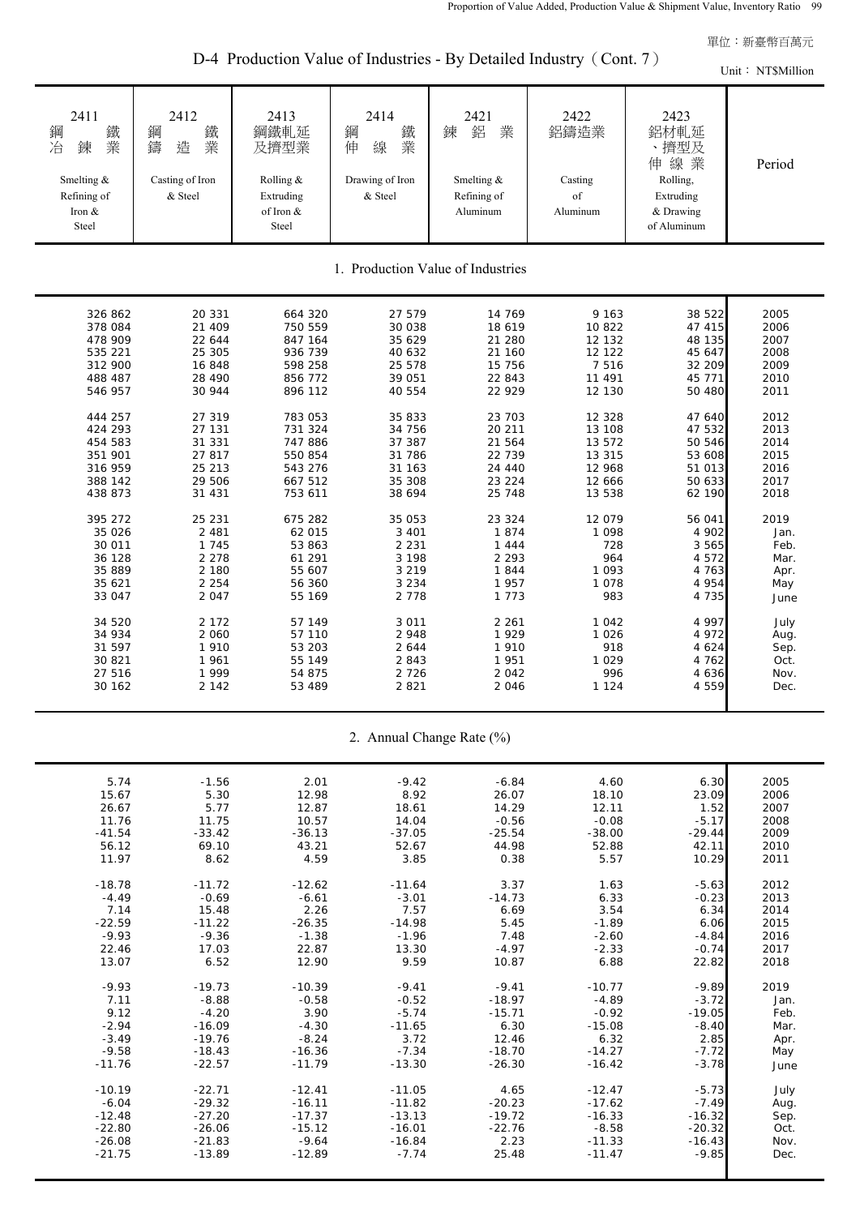單位：新臺幣百萬元

## D-4 Production Value of Industries - By Detailed Industry（Cont. 7）

Unit： NT$Million

| 2411 鋼鐵冶鍊業 Smelting & Refining of Iron & Steel | 2412 鋼鐵鑄造業 Casting of Iron & Steel | 2413 鋼鐵軋延及擠型業 Rolling & Extruding of Iron & Steel | 2414 鋼鐵伸線業 Drawing of Iron & Steel | 2421 鍊鋁業 Smelting & Refining of Aluminum | 2422 鋁鑄造業 Casting of Aluminum | 2423 鋁材軋延、擠型及伸線業 Rolling, Extruding & Drawing of Aluminum | Period |
|---|---|---|---|---|---|---|---|
| **1. Production Value of Industries** | | | | | | | |
| 326 862 | 20 331 | 664 320 | 27 579 | 14 769 | 9 163 | 38 522 | 2005 |
| 378 084 | 21 409 | 750 559 | 30 038 | 18 619 | 10 822 | 47 415 | 2006 |
| 478 909 | 22 644 | 847 164 | 35 629 | 21 280 | 12 132 | 48 135 | 2007 |
| 535 221 | 25 305 | 936 739 | 40 632 | 21 160 | 12 122 | 45 647 | 2008 |
| 312 900 | 16 848 | 598 258 | 25 578 | 15 756 | 7 516 | 32 209 | 2009 |
| 488 487 | 28 490 | 856 772 | 39 051 | 22 843 | 11 491 | 45 771 | 2010 |
| 546 957 | 30 944 | 896 112 | 40 554 | 22 929 | 12 130 | 50 480 | 2011 |
| 444 257 | 27 319 | 783 053 | 35 833 | 23 703 | 12 328 | 47 640 | 2012 |
| 424 293 | 27 131 | 731 324 | 34 756 | 20 211 | 13 108 | 47 532 | 2013 |
| 454 583 | 31 331 | 747 886 | 37 387 | 21 564 | 13 572 | 50 546 | 2014 |
| 351 901 | 27 817 | 550 854 | 31 786 | 22 739 | 13 315 | 53 608 | 2015 |
| 316 959 | 25 213 | 543 276 | 31 163 | 24 440 | 12 968 | 51 013 | 2016 |
| 388 142 | 29 506 | 667 512 | 35 308 | 23 224 | 12 666 | 50 633 | 2017 |
| 438 873 | 31 431 | 753 611 | 38 694 | 25 748 | 13 538 | 62 190 | 2018 |
| 395 272 | 25 231 | 675 282 | 35 053 | 23 324 | 12 079 | 56 041 | 2019 |
| 35 026 | 2 481 | 62 015 | 3 401 | 1 874 | 1 098 | 4 902 | Jan. |
| 30 011 | 1 745 | 53 863 | 2 231 | 1 444 | 728 | 3 565 | Feb. |
| 36 128 | 2 278 | 61 291 | 3 198 | 2 293 | 964 | 4 572 | Mar. |
| 35 889 | 2 180 | 55 607 | 3 219 | 1 844 | 1 093 | 4 763 | Apr. |
| 35 621 | 2 254 | 56 360 | 3 234 | 1 957 | 1 078 | 4 954 | May |
| 33 047 | 2 047 | 55 169 | 2 778 | 1 773 | 983 | 4 735 | June |
| 34 520 | 2 172 | 57 149 | 3 011 | 2 261 | 1 042 | 4 997 | July |
| 34 934 | 2 060 | 57 110 | 2 948 | 1 929 | 1 026 | 4 972 | Aug. |
| 31 597 | 1 910 | 53 203 | 2 644 | 1 910 | 918 | 4 624 | Sep. |
| 30 821 | 1 961 | 55 149 | 2 843 | 1 951 | 1 029 | 4 762 | Oct. |
| 27 516 | 1 999 | 54 875 | 2 726 | 2 042 | 996 | 4 636 | Nov. |
| 30 162 | 2 142 | 53 489 | 2 821 | 2 046 | 1 124 | 4 559 | Dec. |
| **2. Annual Change Rate (%)** | | | | | | | |
| 5.74 | -1.56 | 2.01 | -9.42 | -6.84 | 4.60 | 6.30 | 2005 |
| 15.67 | 5.30 | 12.98 | 8.92 | 26.07 | 18.10 | 23.09 | 2006 |
| 26.67 | 5.77 | 12.87 | 18.61 | 14.29 | 12.11 | 1.52 | 2007 |
| 11.76 | 11.75 | 10.57 | 14.04 | -0.56 | -0.08 | -5.17 | 2008 |
| -41.54 | -33.42 | -36.13 | -37.05 | -25.54 | -38.00 | -29.44 | 2009 |
| 56.12 | 69.10 | 43.21 | 52.67 | 44.98 | 52.88 | 42.11 | 2010 |
| 11.97 | 8.62 | 4.59 | 3.85 | 0.38 | 5.57 | 10.29 | 2011 |
| -18.78 | -11.72 | -12.62 | -11.64 | 3.37 | 1.63 | -5.63 | 2012 |
| -4.49 | -0.69 | -6.61 | -3.01 | -14.73 | 6.33 | -0.23 | 2013 |
| 7.14 | 15.48 | 2.26 | 7.57 | 6.69 | 3.54 | 6.34 | 2014 |
| -22.59 | -11.22 | -26.35 | -14.98 | 5.45 | -1.89 | 6.06 | 2015 |
| -9.93 | -9.36 | -1.38 | -1.96 | 7.48 | -2.60 | -4.84 | 2016 |
| 22.46 | 17.03 | 22.87 | 13.30 | -4.97 | -2.33 | -0.74 | 2017 |
| 13.07 | 6.52 | 12.90 | 9.59 | 10.87 | 6.88 | 22.82 | 2018 |
| -9.93 | -19.73 | -10.39 | -9.41 | -9.41 | -10.77 | -9.89 | 2019 |
| 7.11 | -8.88 | -0.58 | -0.52 | -18.97 | -4.89 | -3.72 | Jan. |
| 9.12 | -4.20 | 3.90 | -5.74 | -15.71 | -0.92 | -19.05 | Feb. |
| -2.94 | -16.09 | -4.30 | -11.65 | 6.30 | -15.08 | -8.40 | Mar. |
| -3.49 | -19.76 | -8.24 | 3.72 | 12.46 | 6.32 | 2.85 | Apr. |
| -9.58 | -18.43 | -16.36 | -7.34 | -18.70 | -14.27 | -7.72 | May |
| -11.76 | -22.57 | -11.79 | -13.30 | -26.30 | -16.42 | -3.78 | June |
| -10.19 | -22.71 | -12.41 | -11.05 | 4.65 | -12.47 | -5.73 | July |
| -6.04 | -29.32 | -16.11 | -11.82 | -20.23 | -17.62 | -7.49 | Aug. |
| -12.48 | -27.20 | -17.37 | -13.13 | -19.72 | -16.33 | -16.32 | Sep. |
| -22.80 | -26.06 | -15.12 | -16.01 | -22.76 | -8.58 | -20.32 | Oct. |
| -26.08 | -21.83 | -9.64 | -16.84 | 2.23 | -11.33 | -16.43 | Nov. |
| -21.75 | -13.89 | -12.89 | -7.74 | 25.48 | -11.47 | -9.85 | Dec. |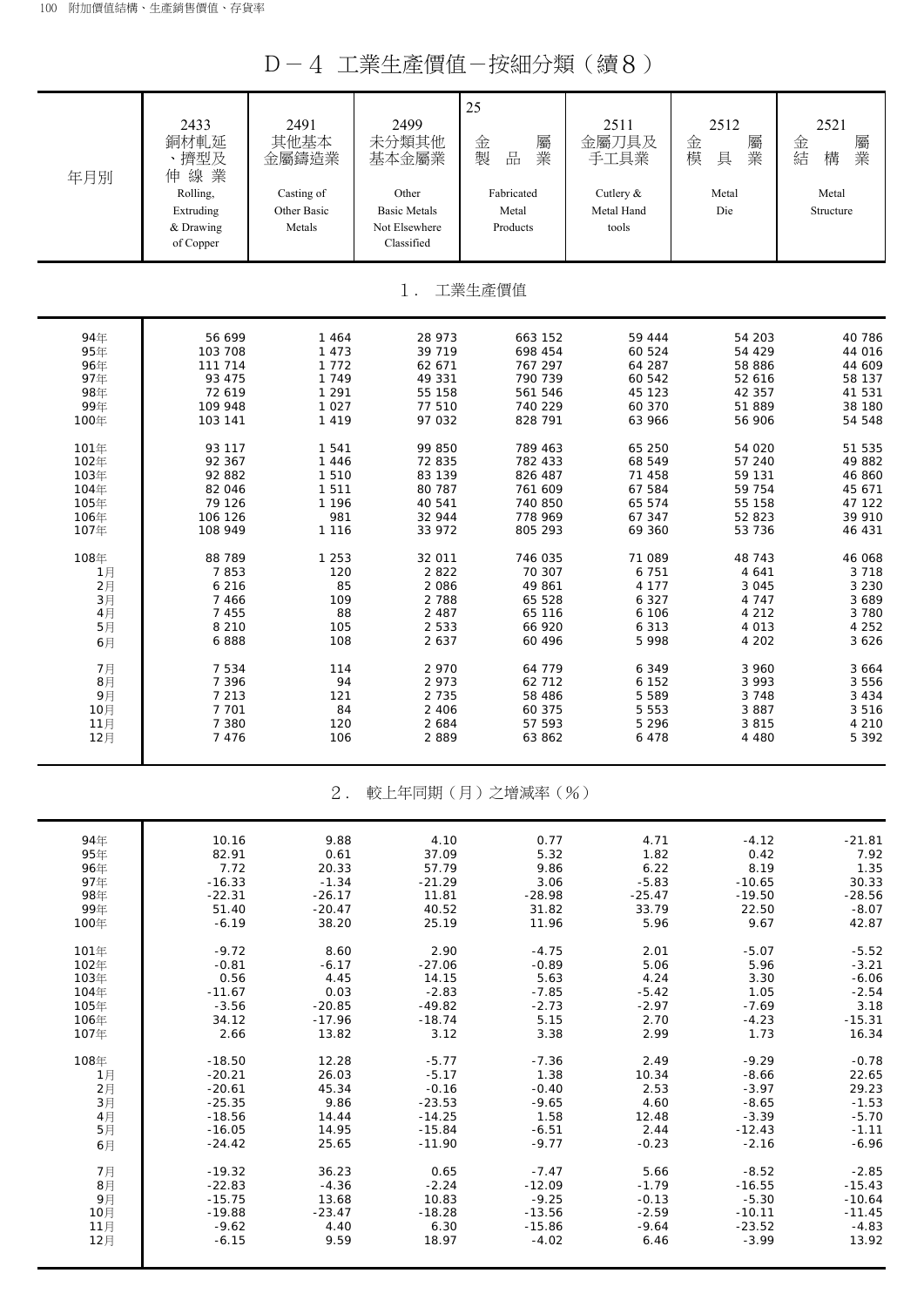# D－4 工業生產價值－按細分類（續8）

| 年月別 | 2433 銅材軋延、擠型及伸線業 Rolling, Extruding & Drawing of Copper | 2491 其他基本金屬鑄造業 Casting of Other Basic Metals | 2499 未分類其他基本金屬業 Other Basic Metals Not Elsewhere Classified | 25 金屬製品業 Fabricated Metal Products | 2511 金屬刀具及手工具業 Cutlery & Metal Hand tools | 2512 金屬模具業 Metal Die | 2521 金屬結構業 Metal Structure |
|---|---|---|---|---|---|---|---|
| **1．工業生產價值** | | | | | | | |
| 94年 | 56 699 | 1 464 | 28 973 | 663 152 | 59 444 | 54 203 | 40 786 |
| 95年 | 103 708 | 1 473 | 39 719 | 698 454 | 60 524 | 54 429 | 44 016 |
| 96年 | 111 714 | 1 772 | 62 671 | 767 297 | 64 287 | 58 886 | 44 609 |
| 97年 | 93 475 | 1 749 | 49 331 | 790 739 | 60 542 | 52 616 | 58 137 |
| 98年 | 72 619 | 1 291 | 55 158 | 561 546 | 45 123 | 42 357 | 41 531 |
| 99年 | 109 948 | 1 027 | 77 510 | 740 229 | 60 370 | 51 889 | 38 180 |
| 100年 | 103 141 | 1 419 | 97 032 | 828 791 | 63 966 | 56 906 | 54 548 |
| 101年 | 93 117 | 1 541 | 99 850 | 789 463 | 65 250 | 54 020 | 51 535 |
| 102年 | 92 367 | 1 446 | 72 835 | 782 433 | 68 549 | 57 240 | 49 882 |
| 103年 | 92 882 | 1 510 | 83 139 | 826 487 | 71 458 | 59 131 | 46 860 |
| 104年 | 82 046 | 1 511 | 80 787 | 761 609 | 67 584 | 59 754 | 45 671 |
| 105年 | 79 126 | 1 196 | 40 541 | 740 850 | 65 574 | 55 158 | 47 122 |
| 106年 | 106 126 | 981 | 32 944 | 778 969 | 67 347 | 52 823 | 39 910 |
| 107年 | 108 949 | 1 116 | 33 972 | 805 293 | 69 360 | 53 736 | 46 431 |
| 108年 | 88 789 | 1 253 | 32 011 | 746 035 | 71 089 | 48 743 | 46 068 |
| 1月 | 7 853 | 120 | 2 822 | 70 307 | 6 751 | 4 641 | 3 718 |
| 2月 | 6 216 | 85 | 2 086 | 49 861 | 4 177 | 3 045 | 3 230 |
| 3月 | 7 466 | 109 | 2 788 | 65 528 | 6 327 | 4 747 | 3 689 |
| 4月 | 7 455 | 88 | 2 487 | 65 116 | 6 106 | 4 212 | 3 780 |
| 5月 | 8 210 | 105 | 2 533 | 66 920 | 6 313 | 4 013 | 4 252 |
| 6月 | 6 888 | 108 | 2 637 | 60 496 | 5 998 | 4 202 | 3 626 |
| 7月 | 7 534 | 114 | 2 970 | 64 779 | 6 349 | 3 960 | 3 664 |
| 8月 | 7 396 | 94 | 2 973 | 62 712 | 6 152 | 3 993 | 3 556 |
| 9月 | 7 213 | 121 | 2 735 | 58 486 | 5 589 | 3 748 | 3 434 |
| 10月 | 7 701 | 84 | 2 406 | 60 375 | 5 553 | 3 887 | 3 516 |
| 11月 | 7 380 | 120 | 2 684 | 57 593 | 5 296 | 3 815 | 4 210 |
| 12月 | 7 476 | 106 | 2 889 | 63 862 | 6 478 | 4 480 | 5 392 |
| **2．較上年同期（月）之增減率（%）** | | | | | | | |
| 94年 | 10.16 | 9.88 | 4.10 | 0.77 | 4.71 | -4.12 | -21.81 |
| 95年 | 82.91 | 0.61 | 37.09 | 5.32 | 1.82 | 0.42 | 7.92 |
| 96年 | 7.72 | 20.33 | 57.79 | 9.86 | 6.22 | 8.19 | 1.35 |
| 97年 | -16.33 | -1.34 | -21.29 | 3.06 | -5.83 | -10.65 | 30.33 |
| 98年 | -22.31 | -26.17 | 11.81 | -28.98 | -25.47 | -19.50 | -28.56 |
| 99年 | 51.40 | -20.47 | 40.52 | 31.82 | 33.79 | 22.50 | -8.07 |
| 100年 | -6.19 | 38.20 | 25.19 | 11.96 | 5.96 | 9.67 | 42.87 |
| 101年 | -9.72 | 8.60 | 2.90 | -4.75 | 2.01 | -5.07 | -5.52 |
| 102年 | -0.81 | -6.17 | -27.06 | -0.89 | 5.06 | 5.96 | -3.21 |
| 103年 | 0.56 | 4.45 | 14.15 | 5.63 | 4.24 | 3.30 | -6.06 |
| 104年 | -11.67 | 0.03 | -2.83 | -7.85 | -5.42 | 1.05 | -2.54 |
| 105年 | -3.56 | -20.85 | -49.82 | -2.73 | -2.97 | -7.69 | 3.18 |
| 106年 | 34.12 | -17.96 | -18.74 | 5.15 | 2.70 | -4.23 | -15.31 |
| 107年 | 2.66 | 13.82 | 3.12 | 3.38 | 2.99 | 1.73 | 16.34 |
| 108年 | -18.50 | 12.28 | -5.77 | -7.36 | 2.49 | -9.29 | -0.78 |
| 1月 | -20.21 | 26.03 | -5.17 | 1.38 | 10.34 | -8.66 | 22.65 |
| 2月 | -20.61 | 45.34 | -0.16 | -0.40 | 2.53 | -3.97 | 29.23 |
| 3月 | -25.35 | 9.86 | -23.53 | -9.65 | 4.60 | -8.65 | -1.53 |
| 4月 | -18.56 | 14.44 | -14.25 | 1.58 | 12.48 | -3.39 | -5.70 |
| 5月 | -16.05 | 14.95 | -15.84 | -6.51 | 2.44 | -12.43 | -1.11 |
| 6月 | -24.42 | 25.65 | -11.90 | -9.77 | -0.23 | -2.16 | -6.96 |
| 7月 | -19.32 | 36.23 | 0.65 | -7.47 | 5.66 | -8.52 | -2.85 |
| 8月 | -22.83 | -4.36 | -2.24 | -12.09 | -1.79 | -16.55 | -15.43 |
| 9月 | -15.75 | 13.68 | 10.83 | -9.25 | -0.13 | -5.30 | -10.64 |
| 10月 | -19.88 | -23.47 | -18.28 | -13.56 | -2.59 | -10.11 | -11.45 |
| 11月 | -9.62 | 4.40 | 6.30 | -15.86 | -9.64 | -23.52 | -4.83 |
| 12月 | -6.15 | 9.59 | 18.97 | -4.02 | 6.46 | -3.99 | 13.92 |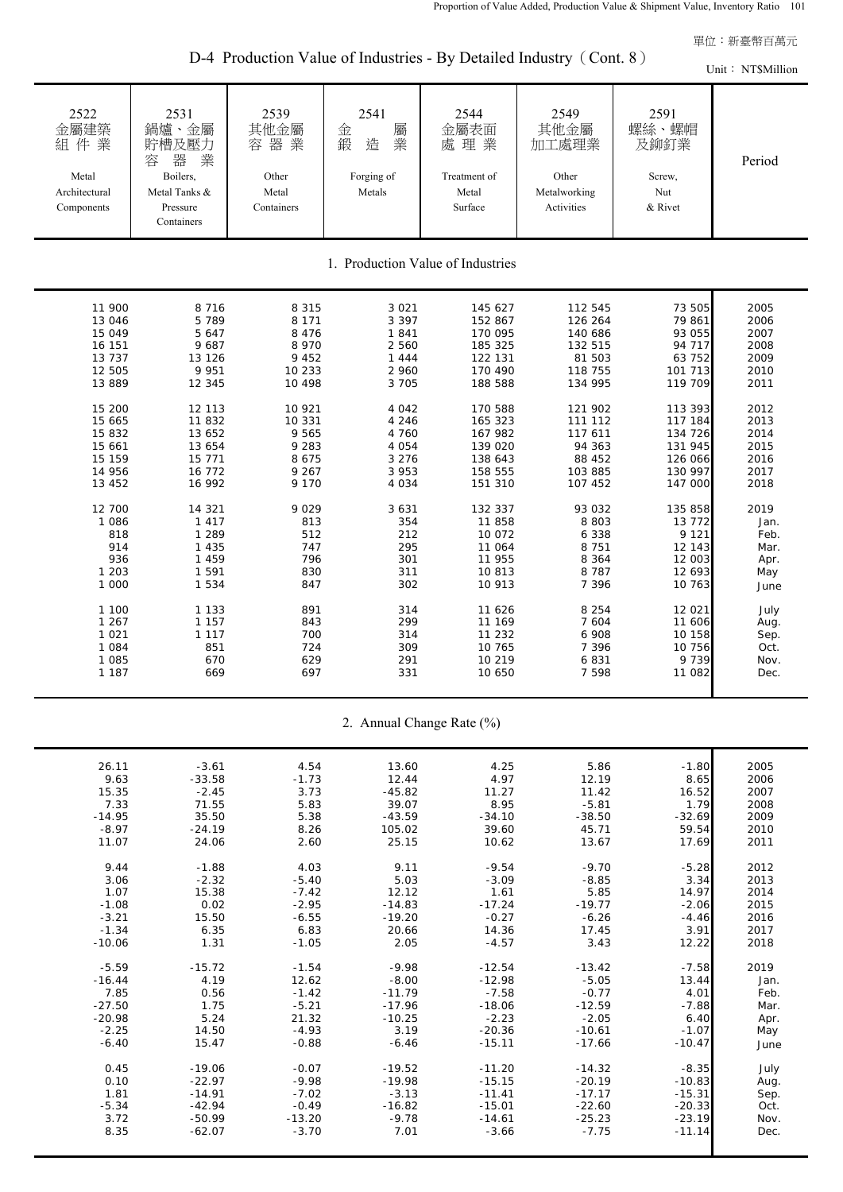單位：新臺幣百萬元

# D-4 Production Value of Industries - By Detailed Industry（Cont. 8）

Unit： NT$Million

| 2522 金屬建築組件業 Metal Architectural Components | 2531 鍋爐、金屬貯槽及壓力容器業 Boilers, Metal Tanks & Pressure Containers | 2539 其他金屬容器業 Other Metal Containers | 2541 金屬鍛造業 Forging of Metals | 2544 金屬表面處理業 Treatment of Metal Surface | 2549 其他金屬加工處理業 Other Metalworking Activities | 2591 螺絲、螺帽及鉚釘業 Screw, Nut & Rivet | Period |
|---|---|---|---|---|---|---|---|
| **1. Production Value of Industries** | | | | | | | |
| 11 900 | 8 716 | 8 315 | 3 021 | 145 627 | 112 545 | 73 505 | 2005 |
| 13 046 | 5 789 | 8 171 | 3 397 | 152 867 | 126 264 | 79 861 | 2006 |
| 15 049 | 5 647 | 8 476 | 1 841 | 170 095 | 140 686 | 93 055 | 2007 |
| 16 151 | 9 687 | 8 970 | 2 560 | 185 325 | 132 515 | 94 717 | 2008 |
| 13 737 | 13 126 | 9 452 | 1 444 | 122 131 | 81 503 | 63 752 | 2009 |
| 12 505 | 9 951 | 10 233 | 2 960 | 170 490 | 118 755 | 101 713 | 2010 |
| 13 889 | 12 345 | 10 498 | 3 705 | 188 588 | 134 995 | 119 709 | 2011 |
| 15 200 | 12 113 | 10 921 | 4 042 | 170 588 | 121 902 | 113 393 | 2012 |
| 15 665 | 11 832 | 10 331 | 4 246 | 165 323 | 111 112 | 117 184 | 2013 |
| 15 832 | 13 652 | 9 565 | 4 760 | 167 982 | 117 611 | 134 726 | 2014 |
| 15 661 | 13 654 | 9 283 | 4 054 | 139 020 | 94 363 | 131 945 | 2015 |
| 15 159 | 15 771 | 8 675 | 3 276 | 138 643 | 88 452 | 126 066 | 2016 |
| 14 956 | 16 772 | 9 267 | 3 953 | 158 555 | 103 885 | 130 997 | 2017 |
| 13 452 | 16 992 | 9 170 | 4 034 | 151 310 | 107 452 | 147 000 | 2018 |
| 12 700 | 14 321 | 9 029 | 3 631 | 132 337 | 93 032 | 135 858 | 2019 |
| 1 086 | 1 417 | 813 | 354 | 11 858 | 8 803 | 13 772 | Jan. |
| 818 | 1 289 | 512 | 212 | 10 072 | 6 338 | 9 121 | Feb. |
| 914 | 1 435 | 747 | 295 | 11 064 | 8 751 | 12 143 | Mar. |
| 936 | 1 459 | 796 | 301 | 11 955 | 8 364 | 12 003 | Apr. |
| 1 203 | 1 591 | 830 | 311 | 10 813 | 8 787 | 12 693 | May |
| 1 000 | 1 534 | 847 | 302 | 10 913 | 7 396 | 10 763 | June |
| 1 100 | 1 133 | 891 | 314 | 11 626 | 8 254 | 12 021 | July |
| 1 267 | 1 157 | 843 | 299 | 11 169 | 7 604 | 11 606 | Aug. |
| 1 021 | 1 117 | 700 | 314 | 11 232 | 6 908 | 10 158 | Sep. |
| 1 084 | 851 | 724 | 309 | 10 765 | 7 396 | 10 756 | Oct. |
| 1 085 | 670 | 629 | 291 | 10 219 | 6 831 | 9 739 | Nov. |
| 1 187 | 669 | 697 | 331 | 10 650 | 7 598 | 11 082 | Dec. |
| **2. Annual Change Rate (%)** | | | | | | | |
| 26.11 | -3.61 | 4.54 | 13.60 | 4.25 | 5.86 | -1.80 | 2005 |
| 9.63 | -33.58 | -1.73 | 12.44 | 4.97 | 12.19 | 8.65 | 2006 |
| 15.35 | -2.45 | 3.73 | -45.82 | 11.27 | 11.42 | 16.52 | 2007 |
| 7.33 | 71.55 | 5.83 | 39.07 | 8.95 | -5.81 | 1.79 | 2008 |
| -14.95 | 35.50 | 5.38 | -43.59 | -34.10 | -38.50 | -32.69 | 2009 |
| -8.97 | -24.19 | 8.26 | 105.02 | 39.60 | 45.71 | 59.54 | 2010 |
| 11.07 | 24.06 | 2.60 | 25.15 | 10.62 | 13.67 | 17.69 | 2011 |
| 9.44 | -1.88 | 4.03 | 9.11 | -9.54 | -9.70 | -5.28 | 2012 |
| 3.06 | -2.32 | -5.40 | 5.03 | -3.09 | -8.85 | 3.34 | 2013 |
| 1.07 | 15.38 | -7.42 | 12.12 | 1.61 | 5.85 | 14.97 | 2014 |
| -1.08 | 0.02 | -2.95 | -14.83 | -17.24 | -19.77 | -2.06 | 2015 |
| -3.21 | 15.50 | -6.55 | -19.20 | -0.27 | -6.26 | -4.46 | 2016 |
| -1.34 | 6.35 | 6.83 | 20.66 | 14.36 | 17.45 | 3.91 | 2017 |
| -10.06 | 1.31 | -1.05 | 2.05 | -4.57 | 3.43 | 12.22 | 2018 |
| -5.59 | -15.72 | -1.54 | -9.98 | -12.54 | -13.42 | -7.58 | 2019 |
| -16.44 | 4.19 | 12.62 | -8.00 | -12.98 | -5.05 | 13.44 | Jan. |
| 7.85 | 0.56 | -1.42 | -11.79 | -7.58 | -0.77 | 4.01 | Feb. |
| -27.50 | 1.75 | -5.21 | -17.96 | -18.06 | -12.59 | -7.88 | Mar. |
| -20.98 | 5.24 | 21.32 | -10.25 | -2.23 | -2.05 | 6.40 | Apr. |
| -2.25 | 14.50 | -4.93 | 3.19 | -20.36 | -10.61 | -1.07 | May |
| -6.40 | 15.47 | -0.88 | -6.46 | -15.11 | -17.66 | -10.47 | June |
| 0.45 | -19.06 | -0.07 | -19.52 | -11.20 | -14.32 | -8.35 | July |
| 0.10 | -22.97 | -9.98 | -19.98 | -15.15 | -20.19 | -10.83 | Aug. |
| 1.81 | -14.91 | -7.02 | -3.13 | -11.41 | -17.17 | -15.31 | Sep. |
| -5.34 | -42.94 | -0.49 | -16.82 | -15.01 | -22.60 | -20.33 | Oct. |
| 3.72 | -50.99 | -13.20 | -9.78 | -14.61 | -25.23 | -23.19 | Nov. |
| 8.35 | -62.07 | -3.70 | 7.01 | -3.66 | -7.75 | -11.14 | Dec. |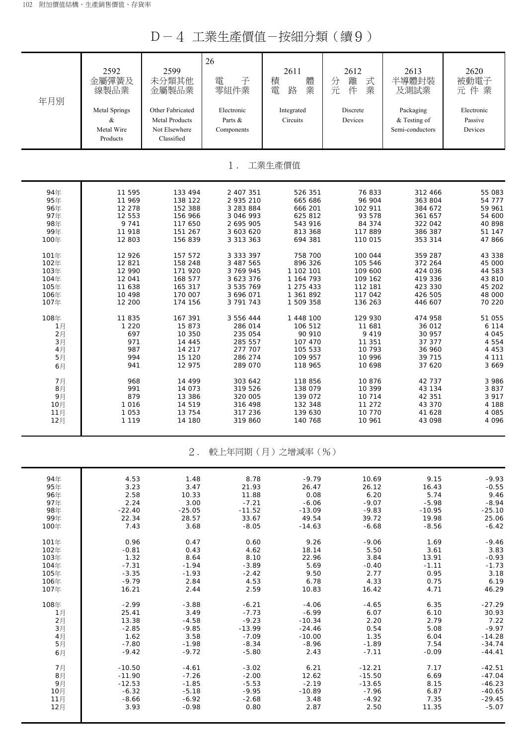# D－4 工業生產價值－按細分類（續9）

| 年月別 | 2592 金屬彈簧及線製品業 Metal Springs & Metal Wire Products | 2599 未分類其他金屬製品業 Other Fabricated Metal Products Not Elsewhere Classified | 26 電子零組件業 Electronic Parts & Components | 2611 積體電路業 Integrated Circuits | 2612 分離式元件業 Discrete Devices | 2613 半導體封裝及測試業 Packaging & Testing of Semi-conductors | 2620 被動電子元件業 Electronic Passive Devices |
|---|---|---|---|---|---|---|---|
| **1．工業生產價值** | | | | | | | |
| 94年 | 11 595 | 133 494 | 2 407 351 | 526 351 | 76 833 | 312 466 | 55 083 |
| 95年 | 11 969 | 138 122 | 2 935 210 | 665 686 | 96 904 | 363 804 | 54 777 |
| 96年 | 12 278 | 152 388 | 3 283 884 | 666 201 | 102 911 | 384 672 | 59 961 |
| 97年 | 12 553 | 156 966 | 3 046 993 | 625 812 | 93 578 | 361 657 | 54 600 |
| 98年 | 9 741 | 117 650 | 2 695 905 | 543 916 | 84 374 | 322 042 | 40 898 |
| 99年 | 11 918 | 151 267 | 3 603 620 | 813 368 | 117 889 | 386 387 | 51 147 |
| 100年 | 12 803 | 156 839 | 3 313 363 | 694 381 | 110 015 | 353 314 | 47 866 |
| 101年 | 12 926 | 157 572 | 3 333 397 | 758 700 | 100 044 | 359 287 | 43 338 |
| 102年 | 12 821 | 158 248 | 3 487 565 | 896 326 | 105 546 | 372 264 | 45 000 |
| 103年 | 12 990 | 171 920 | 3 769 945 | 1 102 101 | 109 600 | 424 036 | 44 583 |
| 104年 | 12 041 | 168 577 | 3 623 376 | 1 164 793 | 109 162 | 419 336 | 43 810 |
| 105年 | 11 638 | 165 317 | 3 535 769 | 1 275 433 | 112 181 | 423 330 | 45 202 |
| 106年 | 10 498 | 170 007 | 3 696 071 | 1 361 892 | 117 042 | 426 505 | 48 000 |
| 107年 | 12 200 | 174 156 | 3 791 743 | 1 509 358 | 136 263 | 446 607 | 70 220 |
| 108年 | 11 835 | 167 391 | 3 556 444 | 1 448 100 | 129 930 | 474 958 | 51 055 |
| 1月 | 1 220 | 15 873 | 286 014 | 106 512 | 11 681 | 36 012 | 6 114 |
| 2月 | 697 | 10 350 | 235 054 | 90 910 | 9 419 | 30 957 | 4 045 |
| 3月 | 971 | 14 445 | 285 557 | 107 470 | 11 351 | 37 377 | 4 554 |
| 4月 | 987 | 14 217 | 277 707 | 105 533 | 10 793 | 36 960 | 4 453 |
| 5月 | 994 | 15 120 | 286 274 | 109 957 | 10 996 | 39 715 | 4 111 |
| 6月 | 941 | 12 975 | 289 070 | 118 965 | 10 698 | 37 620 | 3 669 |
| 7月 | 968 | 14 499 | 303 642 | 118 856 | 10 876 | 42 737 | 3 986 |
| 8月 | 991 | 14 073 | 319 526 | 138 079 | 10 399 | 43 134 | 3 837 |
| 9月 | 879 | 13 386 | 320 005 | 139 072 | 10 714 | 42 351 | 3 917 |
| 10月 | 1 016 | 14 519 | 316 498 | 132 348 | 11 272 | 43 370 | 4 188 |
| 11月 | 1 053 | 13 754 | 317 236 | 139 630 | 10 770 | 41 628 | 4 085 |
| 12月 | 1 119 | 14 180 | 319 860 | 140 768 | 10 961 | 43 098 | 4 096 |
| **2．較上年同期（月）之增減率（%）** | | | | | | | |
| 94年 | 4.53 | 1.48 | 8.78 | -9.79 | 10.69 | 9.15 | -9.93 |
| 95年 | 3.23 | 3.47 | 21.93 | 26.47 | 26.12 | 16.43 | -0.55 |
| 96年 | 2.58 | 10.33 | 11.88 | 0.08 | 6.20 | 5.74 | 9.46 |
| 97年 | 2.24 | 3.00 | -7.21 | -6.06 | -9.07 | -5.98 | -8.94 |
| 98年 | -22.40 | -25.05 | -11.52 | -13.09 | -9.83 | -10.95 | -25.10 |
| 99年 | 22.34 | 28.57 | 33.67 | 49.54 | 39.72 | 19.98 | 25.06 |
| 100年 | 7.43 | 3.68 | -8.05 | -14.63 | -6.68 | -8.56 | -6.42 |
| 101年 | 0.96 | 0.47 | 0.60 | 9.26 | -9.06 | 1.69 | -9.46 |
| 102年 | -0.81 | 0.43 | 4.62 | 18.14 | 5.50 | 3.61 | 3.83 |
| 103年 | 1.32 | 8.64 | 8.10 | 22.96 | 3.84 | 13.91 | -0.93 |
| 104年 | -7.31 | -1.94 | -3.89 | 5.69 | -0.40 | -1.11 | -1.73 |
| 105年 | -3.35 | -1.93 | -2.42 | 9.50 | 2.77 | 0.95 | 3.18 |
| 106年 | -9.79 | 2.84 | 4.53 | 6.78 | 4.33 | 0.75 | 6.19 |
| 107年 | 16.21 | 2.44 | 2.59 | 10.83 | 16.42 | 4.71 | 46.29 |
| 108年 | -2.99 | -3.88 | -6.21 | -4.06 | -4.65 | 6.35 | -27.29 |
| 1月 | 25.41 | 3.49 | -7.73 | -6.99 | 6.07 | 6.10 | 30.93 |
| 2月 | 13.38 | -4.58 | -9.23 | -10.34 | 2.20 | 2.79 | 7.22 |
| 3月 | -2.85 | -9.85 | -13.99 | -24.46 | 0.54 | 5.08 | -9.97 |
| 4月 | 1.62 | 3.58 | -7.09 | -10.00 | 1.35 | 6.04 | -14.28 |
| 5月 | -7.80 | -1.98 | -8.34 | -8.96 | -1.89 | 7.54 | -34.74 |
| 6月 | -9.42 | -9.72 | -5.80 | 2.43 | -7.11 | -0.09 | -44.41 |
| 7月 | -10.50 | -4.61 | -3.02 | 6.21 | -12.21 | 7.17 | -42.51 |
| 8月 | -11.90 | -7.26 | -2.00 | 12.62 | -15.50 | 6.69 | -47.04 |
| 9月 | -12.53 | -1.85 | -5.53 | -2.19 | -13.65 | 8.15 | -46.23 |
| 10月 | -6.32 | -5.18 | -9.95 | -10.89 | -7.96 | 6.87 | -40.65 |
| 11月 | -8.66 | -6.92 | -2.68 | 3.48 | -4.92 | 7.35 | -29.45 |
| 12月 | 3.93 | -0.98 | 0.80 | 2.87 | 2.50 | 11.35 | -5.07 |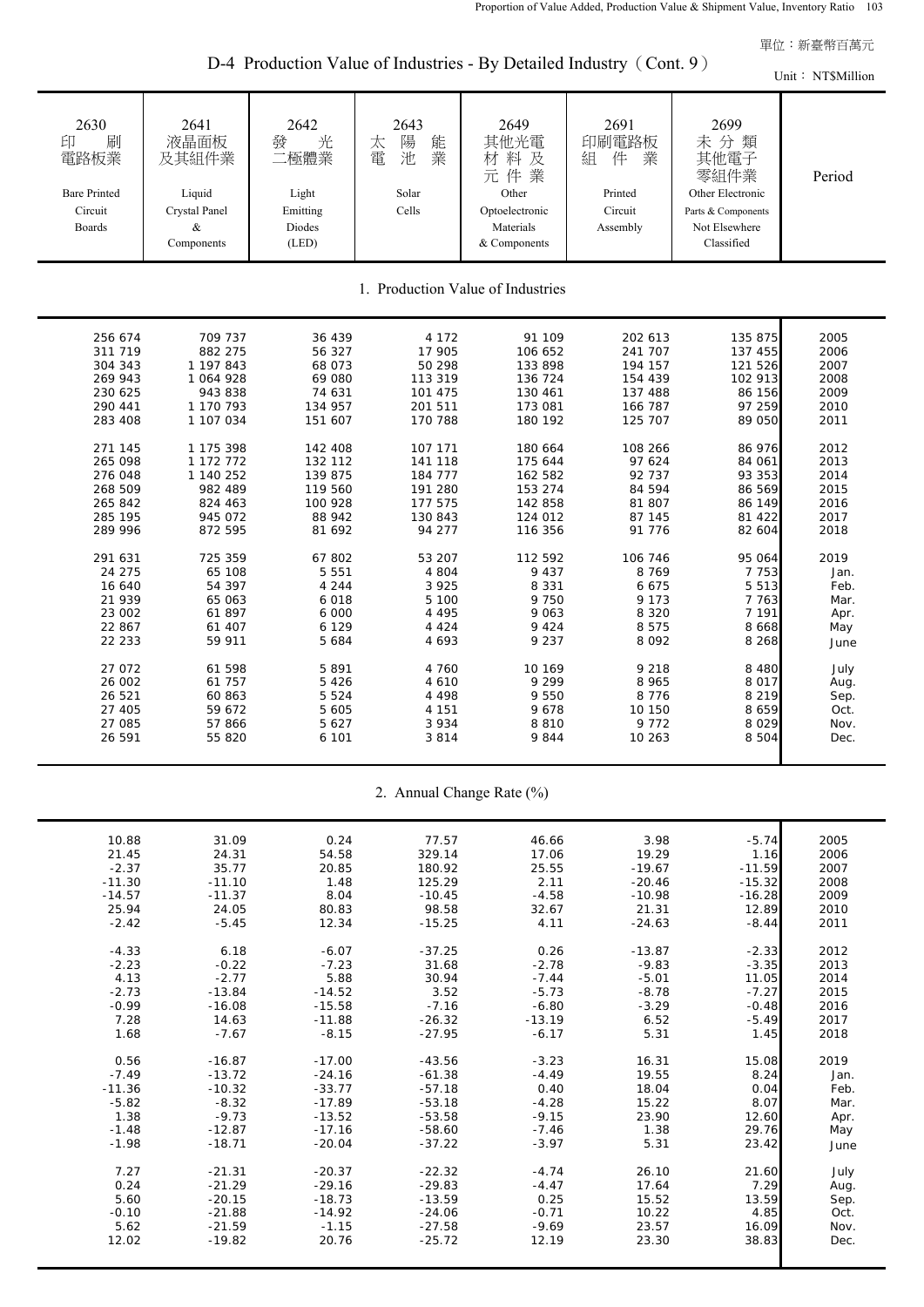單位：新臺幣百萬元

# D-4 Production Value of Industries - By Detailed Industry ( Cont. 9 )

Unit： NT$Million

| 2630 印刷電路板業 Bare Printed Circuit Boards | 2641 液晶面板及其組件業 Liquid Crystal Panel & Components | 2642 發光二極體業 Light Emitting Diodes (LED) | 2643 太陽能電池業 Solar Cells | 2649 其他光電材料及元件業 Other Optoelectronic Materials & Components | 2691 印刷電路板組件業 Printed Circuit Assembly | 2699 未分類其他電子零組件業 Other Electronic Parts & Components Not Elsewhere Classified | Period |
|---|---|---|---|---|---|---|---|
| **1. Production Value of Industries** | | | | | | | |
| 256 674 | 709 737 | 36 439 | 4 172 | 91 109 | 202 613 | 135 875 | 2005 |
| 311 719 | 882 275 | 56 327 | 17 905 | 106 652 | 241 707 | 137 455 | 2006 |
| 304 343 | 1 197 843 | 68 073 | 50 298 | 133 898 | 194 157 | 121 526 | 2007 |
| 269 943 | 1 064 928 | 69 080 | 113 319 | 136 724 | 154 439 | 102 913 | 2008 |
| 230 625 | 943 838 | 74 631 | 101 475 | 130 461 | 137 488 | 86 156 | 2009 |
| 290 441 | 1 170 793 | 134 957 | 201 511 | 173 081 | 166 787 | 97 259 | 2010 |
| 283 408 | 1 107 034 | 151 607 | 170 788 | 180 192 | 125 707 | 89 050 | 2011 |
| 271 145 | 1 175 398 | 142 408 | 107 171 | 180 664 | 108 266 | 86 976 | 2012 |
| 265 098 | 1 172 772 | 132 112 | 141 118 | 175 644 | 97 624 | 84 061 | 2013 |
| 276 048 | 1 140 252 | 139 875 | 184 777 | 162 582 | 92 737 | 93 353 | 2014 |
| 268 509 | 982 489 | 119 560 | 191 280 | 153 274 | 84 594 | 86 569 | 2015 |
| 265 842 | 824 463 | 100 928 | 177 575 | 142 858 | 81 807 | 86 149 | 2016 |
| 285 195 | 945 072 | 88 942 | 130 843 | 124 012 | 87 145 | 81 422 | 2017 |
| 289 996 | 872 595 | 81 692 | 94 277 | 116 356 | 91 776 | 82 604 | 2018 |
| 291 631 | 725 359 | 67 802 | 53 207 | 112 592 | 106 746 | 95 064 | 2019 |
| 24 275 | 65 108 | 5 551 | 4 804 | 9 437 | 8 769 | 7 753 | Jan. |
| 16 640 | 54 397 | 4 244 | 3 925 | 8 331 | 6 675 | 5 513 | Feb. |
| 21 939 | 65 063 | 6 018 | 5 100 | 9 750 | 9 173 | 7 763 | Mar. |
| 23 002 | 61 897 | 6 000 | 4 495 | 9 063 | 8 320 | 7 191 | Apr. |
| 22 867 | 61 407 | 6 129 | 4 424 | 9 424 | 8 575 | 8 668 | May |
| 22 233 | 59 911 | 5 684 | 4 693 | 9 237 | 8 092 | 8 268 | June |
| 27 072 | 61 598 | 5 891 | 4 760 | 10 169 | 9 218 | 8 480 | July |
| 26 002 | 61 757 | 5 426 | 4 610 | 9 299 | 8 965 | 8 017 | Aug. |
| 26 521 | 60 863 | 5 524 | 4 498 | 9 550 | 8 776 | 8 219 | Sep. |
| 27 405 | 59 672 | 5 605 | 4 151 | 9 678 | 10 150 | 8 659 | Oct. |
| 27 085 | 57 866 | 5 627 | 3 934 | 8 810 | 9 772 | 8 029 | Nov. |
| 26 591 | 55 820 | 6 101 | 3 814 | 9 844 | 10 263 | 8 504 | Dec. |
| **2. Annual Change Rate (%)** | | | | | | | |
| 10.88 | 31.09 | 0.24 | 77.57 | 46.66 | 3.98 | -5.74 | 2005 |
| 21.45 | 24.31 | 54.58 | 329.14 | 17.06 | 19.29 | 1.16 | 2006 |
| -2.37 | 35.77 | 20.85 | 180.92 | 25.55 | -19.67 | -11.59 | 2007 |
| -11.30 | -11.10 | 1.48 | 125.29 | 2.11 | -20.46 | -15.32 | 2008 |
| -14.57 | -11.37 | 8.04 | -10.45 | -4.58 | -10.98 | -16.28 | 2009 |
| 25.94 | 24.05 | 80.83 | 98.58 | 32.67 | 21.31 | 12.89 | 2010 |
| -2.42 | -5.45 | 12.34 | -15.25 | 4.11 | -24.63 | -8.44 | 2011 |
| -4.33 | 6.18 | -6.07 | -37.25 | 0.26 | -13.87 | -2.33 | 2012 |
| -2.23 | -0.22 | -7.23 | 31.68 | -2.78 | -9.83 | -3.35 | 2013 |
| 4.13 | -2.77 | 5.88 | 30.94 | -7.44 | -5.01 | 11.05 | 2014 |
| -2.73 | -13.84 | -14.52 | 3.52 | -5.73 | -8.78 | -7.27 | 2015 |
| -0.99 | -16.08 | -15.58 | -7.16 | -6.80 | -3.29 | -0.48 | 2016 |
| 7.28 | 14.63 | -11.88 | -26.32 | -13.19 | 6.52 | -5.49 | 2017 |
| 1.68 | -7.67 | -8.15 | -27.95 | -6.17 | 5.31 | 1.45 | 2018 |
| 0.56 | -16.87 | -17.00 | -43.56 | -3.23 | 16.31 | 15.08 | 2019 |
| -7.49 | -13.72 | -24.16 | -61.38 | -4.49 | 19.55 | 8.24 | Jan. |
| -11.36 | -10.32 | -33.77 | -57.18 | 0.40 | 18.04 | 0.04 | Feb. |
| -5.82 | -8.32 | -17.89 | -53.18 | -4.28 | 15.22 | 8.07 | Mar. |
| 1.38 | -9.73 | -13.52 | -53.58 | -9.15 | 23.90 | 12.60 | Apr. |
| -1.48 | -12.87 | -17.16 | -58.60 | -7.46 | 1.38 | 29.76 | May |
| -1.98 | -18.71 | -20.04 | -37.22 | -3.97 | 5.31 | 23.42 | June |
| 7.27 | -21.31 | -20.37 | -22.32 | -4.74 | 26.10 | 21.60 | July |
| 0.24 | -21.29 | -29.16 | -29.83 | -4.47 | 17.64 | 7.29 | Aug. |
| 5.60 | -20.15 | -18.73 | -13.59 | 0.25 | 15.52 | 13.59 | Sep. |
| -0.10 | -21.88 | -14.92 | -24.06 | -0.71 | 10.22 | 4.85 | Oct. |
| 5.62 | -21.59 | -1.15 | -27.58 | -9.69 | 23.57 | 16.09 | Nov. |
| 12.02 | -19.82 | 20.76 | -25.72 | 12.19 | 23.30 | 38.83 | Dec. |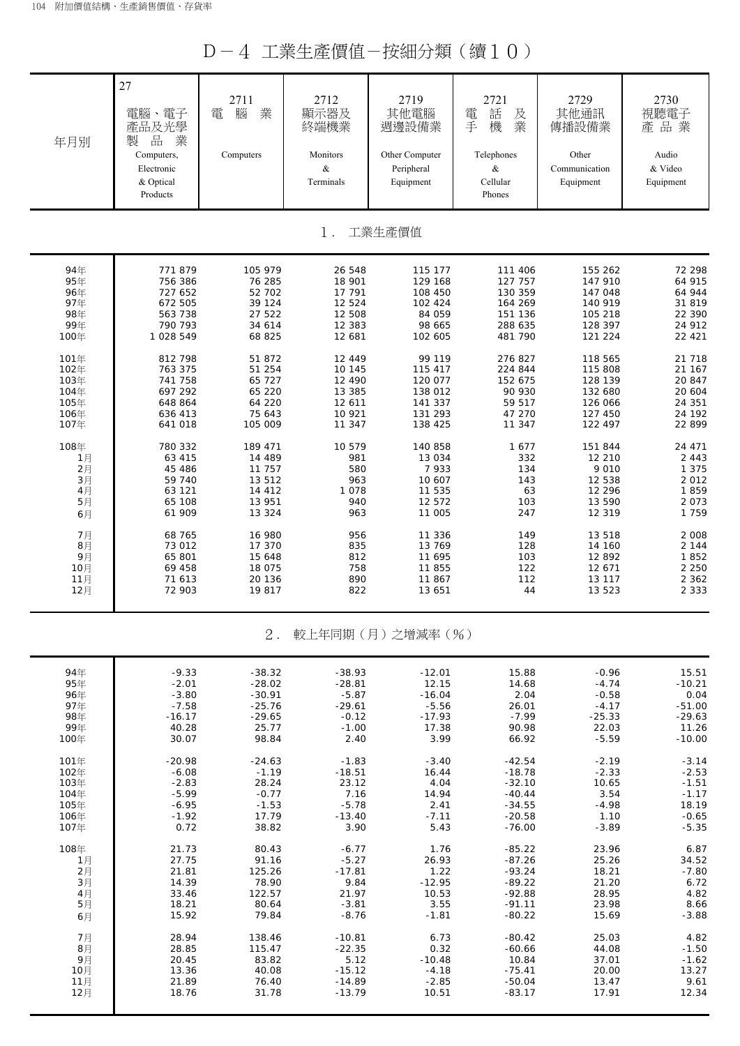# D－4 工業生產價值－按細分類（續１０）

| 年月別 | 27 電腦、電子產品及光學製品業 Computers, Electronic & Optical Products | 2711 電腦業 Computers | 2712 顯示器及終端機業 Monitors & Terminals | 2719 其他電腦週邊設備業 Other Computer Peripheral Equipment | 2721 電話及手機業 Telephones & Cellular Phones | 2729 其他通訊傳播設備業 Other Communication Equipment | 2730 視聽電子產品業 Audio & Video Equipment |
|---|---|---|---|---|---|---|---|
| **1. 工業生產價值** | | | | | | | |
| 94年 | 771 879 | 105 979 | 26 548 | 115 177 | 111 406 | 155 262 | 72 298 |
| 95年 | 756 386 | 76 285 | 18 901 | 129 168 | 127 757 | 147 910 | 64 915 |
| 96年 | 727 652 | 52 702 | 17 791 | 108 450 | 130 359 | 147 048 | 64 944 |
| 97年 | 672 505 | 39 124 | 12 524 | 102 424 | 164 269 | 140 919 | 31 819 |
| 98年 | 563 738 | 27 522 | 12 508 | 84 059 | 151 136 | 105 218 | 22 390 |
| 99年 | 790 793 | 34 614 | 12 383 | 98 665 | 288 635 | 128 397 | 24 912 |
| 100年 | 1 028 549 | 68 825 | 12 681 | 102 605 | 481 790 | 121 224 | 22 421 |
| 101年 | 812 798 | 51 872 | 12 449 | 99 119 | 276 827 | 118 565 | 21 718 |
| 102年 | 763 375 | 51 254 | 10 145 | 115 417 | 224 844 | 115 808 | 21 167 |
| 103年 | 741 758 | 65 727 | 12 490 | 120 077 | 152 675 | 128 139 | 20 847 |
| 104年 | 697 292 | 65 220 | 13 385 | 138 012 | 90 930 | 132 680 | 20 604 |
| 105年 | 648 864 | 64 220 | 12 611 | 141 337 | 59 517 | 126 066 | 24 351 |
| 106年 | 636 413 | 75 643 | 10 921 | 131 293 | 47 270 | 127 450 | 24 192 |
| 107年 | 641 018 | 105 009 | 11 347 | 138 425 | 11 347 | 122 497 | 22 899 |
| 108年 | 780 332 | 189 471 | 10 579 | 140 858 | 1 677 | 151 844 | 24 471 |
| 1月 | 63 415 | 14 489 | 981 | 13 034 | 332 | 12 210 | 2 443 |
| 2月 | 45 486 | 11 757 | 580 | 7 933 | 134 | 9 010 | 1 375 |
| 3月 | 59 740 | 13 512 | 963 | 10 607 | 143 | 12 538 | 2 012 |
| 4月 | 63 121 | 14 412 | 1 078 | 11 535 | 63 | 12 296 | 1 859 |
| 5月 | 65 108 | 13 951 | 940 | 12 572 | 103 | 13 590 | 2 073 |
| 6月 | 61 909 | 13 324 | 963 | 11 005 | 247 | 12 319 | 1 759 |
| 7月 | 68 765 | 16 980 | 956 | 11 336 | 149 | 13 518 | 2 008 |
| 8月 | 73 012 | 17 370 | 835 | 13 769 | 128 | 14 160 | 2 144 |
| 9月 | 65 801 | 15 648 | 812 | 11 695 | 103 | 12 892 | 1 852 |
| 10月 | 69 458 | 18 075 | 758 | 11 855 | 122 | 12 671 | 2 250 |
| 11月 | 71 613 | 20 136 | 890 | 11 867 | 112 | 13 117 | 2 362 |
| 12月 | 72 903 | 19 817 | 822 | 13 651 | 44 | 13 523 | 2 333 |
| **2. 較上年同期（月）之增減率（%）** | | | | | | | |
| 94年 | -9.33 | -38.32 | -38.93 | -12.01 | 15.88 | -0.96 | 15.51 |
| 95年 | -2.01 | -28.02 | -28.81 | 12.15 | 14.68 | -4.74 | -10.21 |
| 96年 | -3.80 | -30.91 | -5.87 | -16.04 | 2.04 | -0.58 | 0.04 |
| 97年 | -7.58 | -25.76 | -29.61 | -5.56 | 26.01 | -4.17 | -51.00 |
| 98年 | -16.17 | -29.65 | -0.12 | -17.93 | -7.99 | -25.33 | -29.63 |
| 99年 | 40.28 | 25.77 | -1.00 | 17.38 | 90.98 | 22.03 | 11.26 |
| 100年 | 30.07 | 98.84 | 2.40 | 3.99 | 66.92 | -5.59 | -10.00 |
| 101年 | -20.98 | -24.63 | -1.83 | -3.40 | -42.54 | -2.19 | -3.14 |
| 102年 | -6.08 | -1.19 | -18.51 | 16.44 | -18.78 | -2.33 | -2.53 |
| 103年 | -2.83 | 28.24 | 23.12 | 4.04 | -32.10 | 10.65 | -1.51 |
| 104年 | -5.99 | -0.77 | 7.16 | 14.94 | -40.44 | 3.54 | -1.17 |
| 105年 | -6.95 | -1.53 | -5.78 | 2.41 | -34.55 | -4.98 | 18.19 |
| 106年 | -1.92 | 17.79 | -13.40 | -7.11 | -20.58 | 1.10 | -0.65 |
| 107年 | 0.72 | 38.82 | 3.90 | 5.43 | -76.00 | -3.89 | -5.35 |
| 108年 | 21.73 | 80.43 | -6.77 | 1.76 | -85.22 | 23.96 | 6.87 |
| 1月 | 27.75 | 91.16 | -5.27 | 26.93 | -87.26 | 25.26 | 34.52 |
| 2月 | 21.81 | 125.26 | -17.81 | 1.22 | -93.24 | 18.21 | -7.80 |
| 3月 | 14.39 | 78.90 | 9.84 | -12.95 | -89.22 | 21.20 | 6.72 |
| 4月 | 33.46 | 122.57 | 21.97 | 10.53 | -92.88 | 28.95 | 4.82 |
| 5月 | 18.21 | 80.64 | -3.81 | 3.55 | -91.11 | 23.98 | 8.66 |
| 6月 | 15.92 | 79.84 | -8.76 | -1.81 | -80.22 | 15.69 | -3.88 |
| 7月 | 28.94 | 138.46 | -10.81 | 6.73 | -80.42 | 25.03 | 4.82 |
| 8月 | 28.85 | 115.47 | -22.35 | 0.32 | -60.66 | 44.08 | -1.50 |
| 9月 | 20.45 | 83.82 | 5.12 | -10.48 | 10.84 | 37.01 | -1.62 |
| 10月 | 13.36 | 40.08 | -15.12 | -4.18 | -75.41 | 20.00 | 13.27 |
| 11月 | 21.89 | 76.40 | -14.89 | -2.85 | -50.04 | 13.47 | 9.61 |
| 12月 | 18.76 | 31.78 | -13.79 | 10.51 | -83.17 | 17.91 | 12.34 |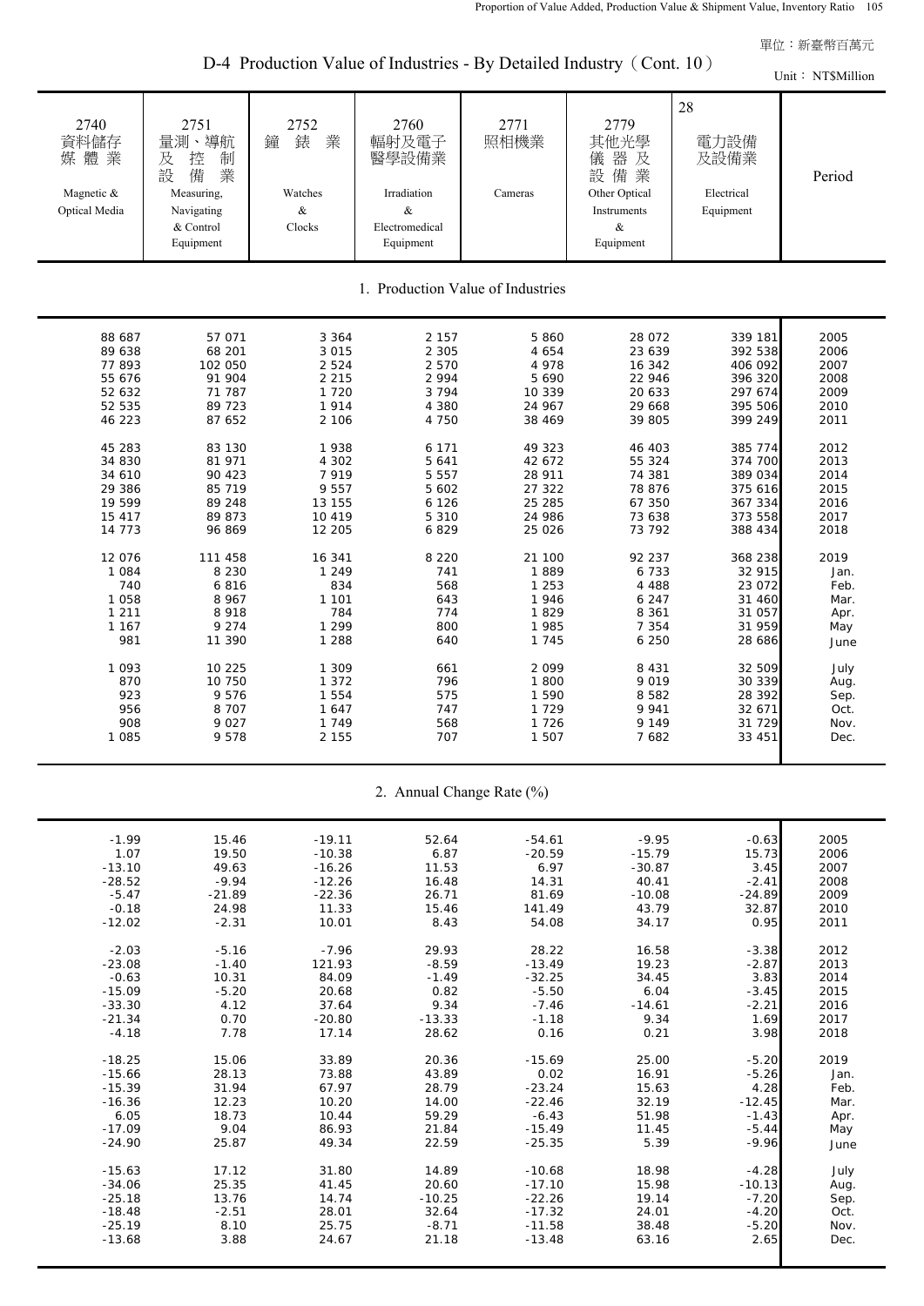單位：新臺幣百萬元

# D-4 Production Value of Industries - By Detailed Industry（Cont. 10）

Unit： NT$Million

| 2740 資料儲存媒體業 Magnetic & Optical Media | 2751 量測、導航及控制設備業 Measuring, Navigating & Control Equipment | 2752 鐘錶業 Watches & Clocks | 2760 輻射及電子醫學設備業 Irradiation & Electromedical Equipment | 2771 照相機業 Cameras | 2779 其他光學儀器及設備業 Other Optical Instruments & Equipment | 28 電力設備及設備業 Electrical Equipment | Period |
|---|---|---|---|---|---|---|---|
| 1. Production Value of Industries | | | | | | | |
| 88 687 | 57 071 | 3 364 | 2 157 | 5 860 | 28 072 | 339 181 | 2005 |
| 89 638 | 68 201 | 3 015 | 2 305 | 4 654 | 23 639 | 392 538 | 2006 |
| 77 893 | 102 050 | 2 524 | 2 570 | 4 978 | 16 342 | 406 092 | 2007 |
| 55 676 | 91 904 | 2 215 | 2 994 | 5 690 | 22 946 | 396 320 | 2008 |
| 52 632 | 71 787 | 1 720 | 3 794 | 10 339 | 20 633 | 297 674 | 2009 |
| 52 535 | 89 723 | 1 914 | 4 380 | 24 967 | 29 668 | 395 506 | 2010 |
| 46 223 | 87 652 | 2 106 | 4 750 | 38 469 | 39 805 | 399 249 | 2011 |
| 45 283 | 83 130 | 1 938 | 6 171 | 49 323 | 46 403 | 385 774 | 2012 |
| 34 830 | 81 971 | 4 302 | 5 641 | 42 672 | 55 324 | 374 700 | 2013 |
| 34 610 | 90 423 | 7 919 | 5 557 | 28 911 | 74 381 | 389 034 | 2014 |
| 29 386 | 85 719 | 9 557 | 5 602 | 27 322 | 78 876 | 375 616 | 2015 |
| 19 599 | 89 248 | 13 155 | 6 126 | 25 285 | 67 350 | 367 334 | 2016 |
| 15 417 | 89 873 | 10 419 | 5 310 | 24 986 | 73 638 | 373 558 | 2017 |
| 14 773 | 96 869 | 12 205 | 6 829 | 25 026 | 73 792 | 388 434 | 2018 |
| 12 076 | 111 458 | 16 341 | 8 220 | 21 100 | 92 237 | 368 238 | 2019 |
| 1 084 | 8 230 | 1 249 | 741 | 1 889 | 6 733 | 32 915 | Jan. |
| 740 | 6 816 | 834 | 568 | 1 253 | 4 488 | 23 072 | Feb. |
| 1 058 | 8 967 | 1 101 | 643 | 1 946 | 6 247 | 31 460 | Mar. |
| 1 211 | 8 918 | 784 | 774 | 1 829 | 8 361 | 31 057 | Apr. |
| 1 167 | 9 274 | 1 299 | 800 | 1 985 | 7 354 | 31 959 | May |
| 981 | 11 390 | 1 288 | 640 | 1 745 | 6 250 | 28 686 | June |
| 1 093 | 10 225 | 1 309 | 661 | 2 099 | 8 431 | 32 509 | July |
| 870 | 10 750 | 1 372 | 796 | 1 800 | 9 019 | 30 339 | Aug. |
| 923 | 9 576 | 1 554 | 575 | 1 590 | 8 582 | 28 392 | Sep. |
| 956 | 8 707 | 1 647 | 747 | 1 729 | 9 941 | 32 671 | Oct. |
| 908 | 9 027 | 1 749 | 568 | 1 726 | 9 149 | 31 729 | Nov. |
| 1 085 | 9 578 | 2 155 | 707 | 1 507 | 7 682 | 33 451 | Dec. |
| 2. Annual Change Rate (%) | | | | | | | |
| -1.99 | 15.46 | -19.11 | 52.64 | -54.61 | -9.95 | -0.63 | 2005 |
| 1.07 | 19.50 | -10.38 | 6.87 | -20.59 | -15.79 | 15.73 | 2006 |
| -13.10 | 49.63 | -16.26 | 11.53 | 6.97 | -30.87 | 3.45 | 2007 |
| -28.52 | -9.94 | -12.26 | 16.48 | 14.31 | 40.41 | -2.41 | 2008 |
| -5.47 | -21.89 | -22.36 | 26.71 | 81.69 | -10.08 | -24.89 | 2009 |
| -0.18 | 24.98 | 11.33 | 15.46 | 141.49 | 43.79 | 32.87 | 2010 |
| -12.02 | -2.31 | 10.01 | 8.43 | 54.08 | 34.17 | 0.95 | 2011 |
| -2.03 | -5.16 | -7.96 | 29.93 | 28.22 | 16.58 | -3.38 | 2012 |
| -23.08 | -1.40 | 121.93 | -8.59 | -13.49 | 19.23 | -2.87 | 2013 |
| -0.63 | 10.31 | 84.09 | -1.49 | -32.25 | 34.45 | 3.83 | 2014 |
| -15.09 | -5.20 | 20.68 | 0.82 | -5.50 | 6.04 | -3.45 | 2015 |
| -33.30 | 4.12 | 37.64 | 9.34 | -7.46 | -14.61 | -2.21 | 2016 |
| -21.34 | 0.70 | -20.80 | -13.33 | -1.18 | 9.34 | 1.69 | 2017 |
| -4.18 | 7.78 | 17.14 | 28.62 | 0.16 | 0.21 | 3.98 | 2018 |
| -18.25 | 15.06 | 33.89 | 20.36 | -15.69 | 25.00 | -5.20 | 2019 |
| -15.66 | 28.13 | 73.88 | 43.89 | 0.02 | 16.91 | -5.26 | Jan. |
| -15.39 | 31.94 | 67.97 | 28.79 | -23.24 | 15.63 | 4.28 | Feb. |
| -16.36 | 12.23 | 10.20 | 14.00 | -22.46 | 32.19 | -12.45 | Mar. |
| 6.05 | 18.73 | 10.44 | 59.29 | -6.43 | 51.98 | -1.43 | Apr. |
| -17.09 | 9.04 | 86.93 | 21.84 | -15.49 | 11.45 | -5.44 | May |
| -24.90 | 25.87 | 49.34 | 22.59 | -25.35 | 5.39 | -9.96 | June |
| -15.63 | 17.12 | 31.80 | 14.89 | -10.68 | 18.98 | -4.28 | July |
| -34.06 | 25.35 | 41.45 | 20.60 | -17.10 | 15.98 | -10.13 | Aug. |
| -25.18 | 13.76 | 14.74 | -10.25 | -22.26 | 19.14 | -7.20 | Sep. |
| -18.48 | -2.51 | 28.01 | 32.64 | -17.32 | 24.01 | -4.20 | Oct. |
| -25.19 | 8.10 | 25.75 | -8.71 | -11.58 | 38.48 | -5.20 | Nov. |
| -13.68 | 3.88 | 24.67 | 21.18 | -13.48 | 63.16 | 2.65 | Dec. |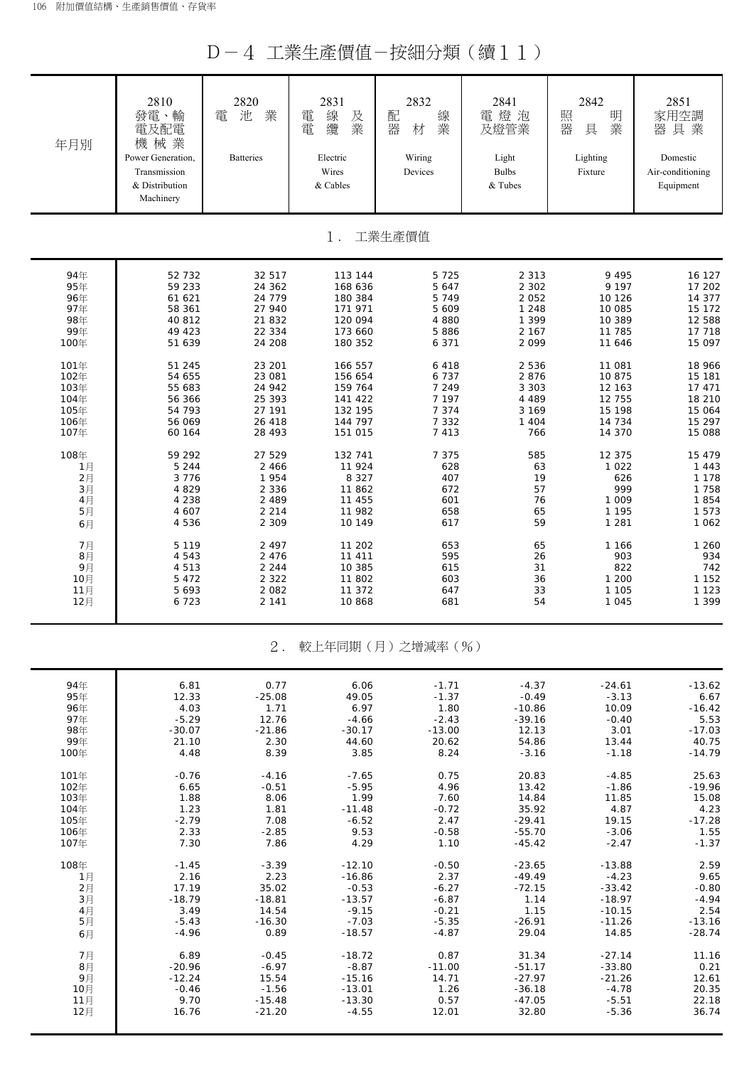# D－4 工業生產價值－按細分類（續１１）

| 年月別 | 2810 發電、輸電及配電機械業 Power Generation, Transmission & Distribution Machinery | 2820 電池業 Batteries | 2831 電線及電纜業 Electric Wires & Cables | 2832 配線器材業 Wiring Devices | 2841 電燈泡及燈管業 Light Bulbs & Tubes | 2842 照明器具業 Lighting Fixture | 2851 家用空調器具業 Domestic Air-conditioning Equipment |
|---|---|---|---|---|---|---|---|
| **1．工業生產價值** | | | | | | | |
| 94年 | 52 732 | 32 517 | 113 144 | 5 725 | 2 313 | 9 495 | 16 127 |
| 95年 | 59 233 | 24 362 | 168 636 | 5 647 | 2 302 | 9 197 | 17 202 |
| 96年 | 61 621 | 24 779 | 180 384 | 5 749 | 2 052 | 10 126 | 14 377 |
| 97年 | 58 361 | 27 940 | 171 971 | 5 609 | 1 248 | 10 085 | 15 172 |
| 98年 | 40 812 | 21 832 | 120 094 | 4 880 | 1 399 | 10 389 | 12 588 |
| 99年 | 49 423 | 22 334 | 173 660 | 5 886 | 2 167 | 11 785 | 17 718 |
| 100年 | 51 639 | 24 208 | 180 352 | 6 371 | 2 099 | 11 646 | 15 097 |
| 101年 | 51 245 | 23 201 | 166 557 | 6 418 | 2 536 | 11 081 | 18 966 |
| 102年 | 54 655 | 23 081 | 156 654 | 6 737 | 2 876 | 10 875 | 15 181 |
| 103年 | 55 683 | 24 942 | 159 764 | 7 249 | 3 303 | 12 163 | 17 471 |
| 104年 | 56 366 | 25 393 | 141 422 | 7 197 | 4 489 | 12 755 | 18 210 |
| 105年 | 54 793 | 27 191 | 132 195 | 7 374 | 3 169 | 15 198 | 15 064 |
| 106年 | 56 069 | 26 418 | 144 797 | 7 332 | 1 404 | 14 734 | 15 297 |
| 107年 | 60 164 | 28 493 | 151 015 | 7 413 | 766 | 14 370 | 15 088 |
| 108年 | 59 292 | 27 529 | 132 741 | 7 375 | 585 | 12 375 | 15 479 |
| 1月 | 5 244 | 2 466 | 11 924 | 628 | 63 | 1 022 | 1 443 |
| 2月 | 3 776 | 1 954 | 8 327 | 407 | 19 | 626 | 1 178 |
| 3月 | 4 829 | 2 336 | 11 862 | 672 | 57 | 999 | 1 758 |
| 4月 | 4 238 | 2 489 | 11 455 | 601 | 76 | 1 009 | 1 854 |
| 5月 | 4 607 | 2 214 | 11 982 | 658 | 65 | 1 195 | 1 573 |
| 6月 | 4 536 | 2 309 | 10 149 | 617 | 59 | 1 281 | 1 062 |
| 7月 | 5 119 | 2 497 | 11 202 | 653 | 65 | 1 166 | 1 260 |
| 8月 | 4 543 | 2 476 | 11 411 | 595 | 26 | 903 | 934 |
| 9月 | 4 513 | 2 244 | 10 385 | 615 | 31 | 822 | 742 |
| 10月 | 5 472 | 2 322 | 11 802 | 603 | 36 | 1 200 | 1 152 |
| 11月 | 5 693 | 2 082 | 11 372 | 647 | 33 | 1 105 | 1 123 |
| 12月 | 6 723 | 2 141 | 10 868 | 681 | 54 | 1 045 | 1 399 |
| **2．較上年同期（月）之增減率（％）** | | | | | | | |
| 94年 | 6.81 | 0.77 | 6.06 | -1.71 | -4.37 | -24.61 | -13.62 |
| 95年 | 12.33 | -25.08 | 49.05 | -1.37 | -0.49 | -3.13 | 6.67 |
| 96年 | 4.03 | 1.71 | 6.97 | 1.80 | -10.86 | 10.09 | -16.42 |
| 97年 | -5.29 | 12.76 | -4.66 | -2.43 | -39.16 | -0.40 | 5.53 |
| 98年 | -30.07 | -21.86 | -30.17 | -13.00 | 12.13 | 3.01 | -17.03 |
| 99年 | 21.10 | 2.30 | 44.60 | 20.62 | 54.86 | 13.44 | 40.75 |
| 100年 | 4.48 | 8.39 | 3.85 | 8.24 | -3.16 | -1.18 | -14.79 |
| 101年 | -0.76 | -4.16 | -7.65 | 0.75 | 20.83 | -4.85 | 25.63 |
| 102年 | 6.65 | -0.51 | -5.95 | 4.96 | 13.42 | -1.86 | -19.96 |
| 103年 | 1.88 | 8.06 | 1.99 | 7.60 | 14.84 | 11.85 | 15.08 |
| 104年 | 1.23 | 1.81 | -11.48 | -0.72 | 35.92 | 4.87 | 4.23 |
| 105年 | -2.79 | 7.08 | -6.52 | 2.47 | -29.41 | 19.15 | -17.28 |
| 106年 | 2.33 | -2.85 | 9.53 | -0.58 | -55.70 | -3.06 | 1.55 |
| 107年 | 7.30 | 7.86 | 4.29 | 1.10 | -45.42 | -2.47 | -1.37 |
| 108年 | -1.45 | -3.39 | -12.10 | -0.50 | -23.65 | -13.88 | 2.59 |
| 1月 | 2.16 | 2.23 | -16.86 | 2.37 | -49.49 | -4.23 | 9.65 |
| 2月 | 17.19 | 35.02 | -0.53 | -6.27 | -72.15 | -33.42 | -0.80 |
| 3月 | -18.79 | -18.81 | -13.57 | -6.87 | 1.14 | -18.97 | -4.94 |
| 4月 | 3.49 | 14.54 | -9.15 | -0.21 | 1.15 | -10.15 | 2.54 |
| 5月 | -5.43 | -16.30 | -7.03 | -5.35 | -26.91 | -11.26 | -13.16 |
| 6月 | -4.96 | 0.89 | -18.57 | -4.87 | 29.04 | 14.85 | -28.74 |
| 7月 | 6.89 | -0.45 | -18.72 | 0.87 | 31.34 | -27.14 | 11.16 |
| 8月 | -20.96 | -6.97 | -8.87 | -11.00 | -51.17 | -33.80 | 0.21 |
| 9月 | -12.24 | 15.54 | -15.16 | 14.71 | -27.97 | -21.26 | 12.61 |
| 10月 | -0.46 | -1.56 | -13.01 | 1.26 | -36.18 | -4.78 | 20.35 |
| 11月 | 9.70 | -15.48 | -13.30 | 0.57 | -47.05 | -5.51 | 22.18 |
| 12月 | 16.76 | -21.20 | -4.55 | 12.01 | 32.80 | -5.36 | 36.74 |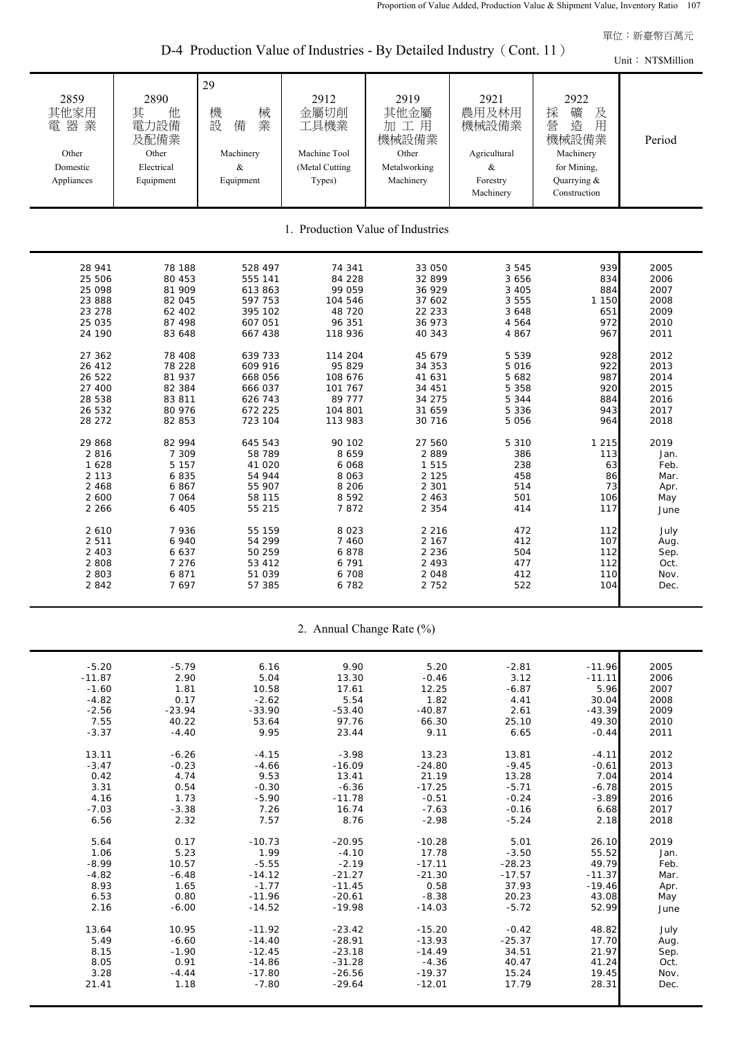單位：新臺幣百萬元

## D-4 Production Value of Industries - By Detailed Industry（Cont. 11）

Unit：NT$Million

| 2859 其他家用電器業 Other Domestic Appliances | 2890 其他電力設備及配備業 Other Electrical Equipment | 29 機械設備業 Machinery & Equipment | 2912 金屬切削工具機業 Machine Tool (Metal Cutting Types) | 2919 其他金屬加工用機械設備業 Other Metalworking Machinery | 2921 農用及林用機械設備業 Agricultural & Forestry Machinery | 2922 採礦及營造用機械設備業 Machinery for Mining, Quarrying & Construction | Period |
|---|---|---|---|---|---|---|---|
| **1. Production Value of Industries** | | | | | | | |
| 28 941 | 78 188 | 528 497 | 74 341 | 33 050 | 3 545 | 939 | 2005 |
| 25 506 | 80 453 | 555 141 | 84 228 | 32 899 | 3 656 | 834 | 2006 |
| 25 098 | 81 909 | 613 863 | 99 059 | 36 929 | 3 405 | 884 | 2007 |
| 23 888 | 82 045 | 597 753 | 104 546 | 37 602 | 3 555 | 1 150 | 2008 |
| 23 278 | 62 402 | 395 102 | 48 720 | 22 233 | 3 648 | 651 | 2009 |
| 25 035 | 87 498 | 607 051 | 96 351 | 36 973 | 4 564 | 972 | 2010 |
| 24 190 | 83 648 | 667 438 | 118 936 | 40 343 | 4 867 | 967 | 2011 |
| 27 362 | 78 408 | 639 733 | 114 204 | 45 679 | 5 539 | 928 | 2012 |
| 26 412 | 78 228 | 609 916 | 95 829 | 34 353 | 5 016 | 922 | 2013 |
| 26 522 | 81 937 | 668 056 | 108 676 | 41 631 | 5 682 | 987 | 2014 |
| 27 400 | 82 384 | 666 037 | 101 767 | 34 451 | 5 358 | 920 | 2015 |
| 28 538 | 83 811 | 626 743 | 89 777 | 34 275 | 5 344 | 884 | 2016 |
| 26 532 | 80 976 | 672 225 | 104 801 | 31 659 | 5 336 | 943 | 2017 |
| 28 272 | 82 853 | 723 104 | 113 983 | 30 716 | 5 056 | 964 | 2018 |
| 29 868 | 82 994 | 645 543 | 90 102 | 27 560 | 5 310 | 1 215 | 2019 |
| 2 816 | 7 309 | 58 789 | 8 659 | 2 889 | 386 | 113 | Jan. |
| 1 628 | 5 157 | 41 020 | 6 068 | 1 515 | 238 | 63 | Feb. |
| 2 113 | 6 835 | 54 944 | 8 063 | 2 125 | 458 | 86 | Mar. |
| 2 468 | 6 867 | 55 907 | 8 206 | 2 301 | 514 | 73 | Apr. |
| 2 600 | 7 064 | 58 115 | 8 592 | 2 463 | 501 | 106 | May |
| 2 266 | 6 405 | 55 215 | 7 872 | 2 354 | 414 | 117 | June |
| 2 610 | 7 936 | 55 159 | 8 023 | 2 216 | 472 | 112 | July |
| 2 511 | 6 940 | 54 299 | 7 460 | 2 167 | 412 | 107 | Aug. |
| 2 403 | 6 637 | 50 259 | 6 878 | 2 236 | 504 | 112 | Sep. |
| 2 808 | 7 276 | 53 412 | 6 791 | 2 493 | 477 | 112 | Oct. |
| 2 803 | 6 871 | 51 039 | 6 708 | 2 048 | 412 | 110 | Nov. |
| 2 842 | 7 697 | 57 385 | 6 782 | 2 752 | 522 | 104 | Dec. |
| **2. Annual Change Rate (%)** | | | | | | | |
| -5.20 | -5.79 | 6.16 | 9.90 | 5.20 | -2.81 | -11.96 | 2005 |
| -11.87 | 2.90 | 5.04 | 13.30 | -0.46 | 3.12 | -11.11 | 2006 |
| -1.60 | 1.81 | 10.58 | 17.61 | 12.25 | -6.87 | 5.96 | 2007 |
| -4.82 | 0.17 | -2.62 | 5.54 | 1.82 | 4.41 | 30.04 | 2008 |
| -2.56 | -23.94 | -33.90 | -53.40 | -40.87 | 2.61 | -43.39 | 2009 |
| 7.55 | 40.22 | 53.64 | 97.76 | 66.30 | 25.10 | 49.30 | 2010 |
| -3.37 | -4.40 | 9.95 | 23.44 | 9.11 | 6.65 | -0.44 | 2011 |
| 13.11 | -6.26 | -4.15 | -3.98 | 13.23 | 13.81 | -4.11 | 2012 |
| -3.47 | -0.23 | -4.66 | -16.09 | -24.80 | -9.45 | -0.61 | 2013 |
| 0.42 | 4.74 | 9.53 | 13.41 | 21.19 | 13.28 | 7.04 | 2014 |
| 3.31 | 0.54 | -0.30 | -6.36 | -17.25 | -5.71 | -6.78 | 2015 |
| 4.16 | 1.73 | -5.90 | -11.78 | -0.51 | -0.24 | -3.89 | 2016 |
| -7.03 | -3.38 | 7.26 | 16.74 | -7.63 | -0.16 | 6.68 | 2017 |
| 6.56 | 2.32 | 7.57 | 8.76 | -2.98 | -5.24 | 2.18 | 2018 |
| 5.64 | 0.17 | -10.73 | -20.95 | -10.28 | 5.01 | 26.10 | 2019 |
| 1.06 | 5.23 | 1.99 | -4.10 | 17.78 | -3.50 | 55.52 | Jan. |
| -8.99 | 10.57 | -5.55 | -2.19 | -17.11 | -28.23 | 49.79 | Feb. |
| -4.82 | -6.48 | -14.12 | -21.27 | -21.30 | -17.57 | -11.37 | Mar. |
| 8.93 | 1.65 | -1.77 | -11.45 | 0.58 | 37.93 | -19.46 | Apr. |
| 6.53 | 0.80 | -11.96 | -20.61 | -8.38 | 20.23 | 43.08 | May |
| 2.16 | -6.00 | -14.52 | -19.98 | -14.03 | -5.72 | 52.99 | June |
| 13.64 | 10.95 | -11.92 | -23.42 | -15.20 | -0.42 | 48.82 | July |
| 5.49 | -6.60 | -14.40 | -28.91 | -13.93 | -25.37 | 17.70 | Aug. |
| 8.15 | -1.90 | -12.45 | -23.18 | -14.49 | 34.51 | 21.97 | Sep. |
| 8.05 | 0.91 | -14.86 | -31.28 | -4.36 | 40.47 | 41.24 | Oct. |
| 3.28 | -4.44 | -17.80 | -26.56 | -19.37 | 15.24 | 19.45 | Nov. |
| 21.41 | 1.18 | -7.80 | -29.64 | -12.01 | 17.79 | 28.31 | Dec. |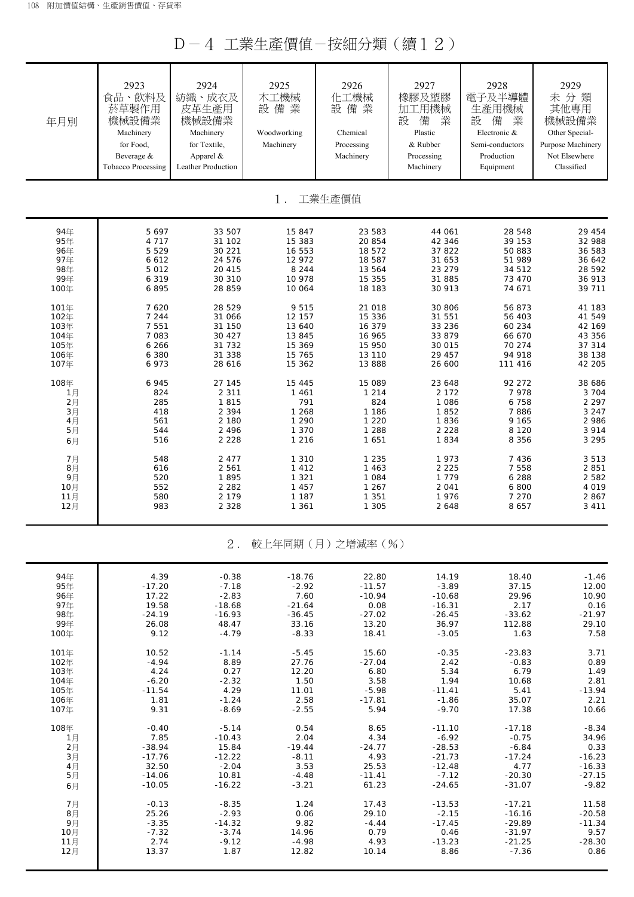# D－4 工業生產價值－按細分類（續１２）

| 年月別 | 2923 食品、飲料及菸草製作用機械設備業 Machinery for Food, Beverage & Tobacco Processing | 2924 紡織、成衣及皮革生產用機械設備業 Machinery for Textile, Apparel & Leather Production | 2925 木工機械設備業 Woodworking Machinery | 2926 化工機械設備業 Chemical Processing Machinery | 2927 橡膠及塑膠加工用機械設備業 Plastic & Rubber Processing Machinery | 2928 電子及半導體生產用機械設備業 Electronic & Semi-conductors Production Equipment | 2929 未分類其他專用機械設備業 Other Special-Purpose Machinery Not Elsewhere Classified |
|---|---|---|---|---|---|---|---|
| **1．工業生產價值** | | | | | | | |
| 94年 | 5 697 | 33 507 | 15 847 | 23 583 | 44 061 | 28 548 | 29 454 |
| 95年 | 4 717 | 31 102 | 15 383 | 20 854 | 42 346 | 39 153 | 32 988 |
| 96年 | 5 529 | 30 221 | 16 553 | 18 572 | 37 822 | 50 883 | 36 583 |
| 97年 | 6 612 | 24 576 | 12 972 | 18 587 | 31 653 | 51 989 | 36 642 |
| 98年 | 5 012 | 20 415 | 8 244 | 13 564 | 23 279 | 34 512 | 28 592 |
| 99年 | 6 319 | 30 310 | 10 978 | 15 355 | 31 885 | 73 470 | 36 913 |
| 100年 | 6 895 | 28 859 | 10 064 | 18 183 | 30 913 | 74 671 | 39 711 |
| 101年 | 7 620 | 28 529 | 9 515 | 21 018 | 30 806 | 56 873 | 41 183 |
| 102年 | 7 244 | 31 066 | 12 157 | 15 336 | 31 551 | 56 403 | 41 549 |
| 103年 | 7 551 | 31 150 | 13 640 | 16 379 | 33 236 | 60 234 | 42 169 |
| 104年 | 7 083 | 30 427 | 13 845 | 16 965 | 33 879 | 66 670 | 43 356 |
| 105年 | 6 266 | 31 732 | 15 369 | 15 950 | 30 015 | 70 274 | 37 314 |
| 106年 | 6 380 | 31 338 | 15 765 | 13 110 | 29 457 | 94 918 | 38 138 |
| 107年 | 6 973 | 28 616 | 15 362 | 13 888 | 26 600 | 111 416 | 42 205 |
| 108年 | 6 945 | 27 145 | 15 445 | 15 089 | 23 648 | 92 272 | 38 686 |
| 1月 | 824 | 2 311 | 1 461 | 1 214 | 2 172 | 7 978 | 3 704 |
| 2月 | 285 | 1 815 | 791 | 824 | 1 086 | 6 758 | 2 297 |
| 3月 | 418 | 2 394 | 1 268 | 1 186 | 1 852 | 7 886 | 3 247 |
| 4月 | 561 | 2 180 | 1 290 | 1 220 | 1 836 | 9 165 | 2 986 |
| 5月 | 544 | 2 496 | 1 370 | 1 288 | 2 228 | 8 120 | 3 914 |
| 6月 | 516 | 2 228 | 1 216 | 1 651 | 1 834 | 8 356 | 3 295 |
| 7月 | 548 | 2 477 | 1 310 | 1 235 | 1 973 | 7 436 | 3 513 |
| 8月 | 616 | 2 561 | 1 412 | 1 463 | 2 225 | 7 558 | 2 851 |
| 9月 | 520 | 1 895 | 1 321 | 1 084 | 1 779 | 6 288 | 2 582 |
| 10月 | 552 | 2 282 | 1 457 | 1 267 | 2 041 | 6 800 | 4 019 |
| 11月 | 580 | 2 179 | 1 187 | 1 351 | 1 976 | 7 270 | 2 867 |
| 12月 | 983 | 2 328 | 1 361 | 1 305 | 2 648 | 8 657 | 3 411 |
| **2．較上年同期（月）之增減率（%）** | | | | | | | |
| 94年 | 4.39 | -0.38 | -18.76 | 22.80 | 14.19 | 18.40 | -1.46 |
| 95年 | -17.20 | -7.18 | -2.92 | -11.57 | -3.89 | 37.15 | 12.00 |
| 96年 | 17.22 | -2.83 | 7.60 | -10.94 | -10.68 | 29.96 | 10.90 |
| 97年 | 19.58 | -18.68 | -21.64 | 0.08 | -16.31 | 2.17 | 0.16 |
| 98年 | -24.19 | -16.93 | -36.45 | -27.02 | -26.45 | -33.62 | -21.97 |
| 99年 | 26.08 | 48.47 | 33.16 | 13.20 | 36.97 | 112.88 | 29.10 |
| 100年 | 9.12 | -4.79 | -8.33 | 18.41 | -3.05 | 1.63 | 7.58 |
| 101年 | 10.52 | -1.14 | -5.45 | 15.60 | -0.35 | -23.83 | 3.71 |
| 102年 | -4.94 | 8.89 | 27.76 | -27.04 | 2.42 | -0.83 | 0.89 |
| 103年 | 4.24 | 0.27 | 12.20 | 6.80 | 5.34 | 6.79 | 1.49 |
| 104年 | -6.20 | -2.32 | 1.50 | 3.58 | 1.94 | 10.68 | 2.81 |
| 105年 | -11.54 | 4.29 | 11.01 | -5.98 | -11.41 | 5.41 | -13.94 |
| 106年 | 1.81 | -1.24 | 2.58 | -17.81 | -1.86 | 35.07 | 2.21 |
| 107年 | 9.31 | -8.69 | -2.55 | 5.94 | -9.70 | 17.38 | 10.66 |
| 108年 | -0.40 | -5.14 | 0.54 | 8.65 | -11.10 | -17.18 | -8.34 |
| 1月 | 7.85 | -10.43 | 2.04 | 4.34 | -6.92 | -0.75 | 34.96 |
| 2月 | -38.94 | 15.84 | -19.44 | -24.77 | -28.53 | -6.84 | 0.33 |
| 3月 | -17.76 | -12.22 | -8.11 | 4.93 | -21.73 | -17.24 | -16.23 |
| 4月 | 32.50 | -2.04 | 3.53 | 25.53 | -12.48 | 4.77 | -16.33 |
| 5月 | -14.06 | 10.81 | -4.48 | -11.41 | -7.12 | -20.30 | -27.15 |
| 6月 | -10.05 | -16.22 | -3.21 | 61.23 | -24.65 | -31.07 | -9.82 |
| 7月 | -0.13 | -8.35 | 1.24 | 17.43 | -13.53 | -17.21 | 11.58 |
| 8月 | 25.26 | -2.93 | 0.06 | 29.10 | -2.15 | -16.16 | -20.58 |
| 9月 | -3.35 | -14.32 | 9.82 | -4.44 | -17.45 | -29.89 | -11.34 |
| 10月 | -7.32 | -3.74 | 14.96 | 0.79 | 0.46 | -31.97 | 9.57 |
| 11月 | 2.74 | -9.12 | -4.98 | 4.93 | -13.23 | -21.25 | -28.30 |
| 12月 | 13.37 | 1.87 | 12.82 | 10.14 | 8.86 | -7.36 | 0.86 |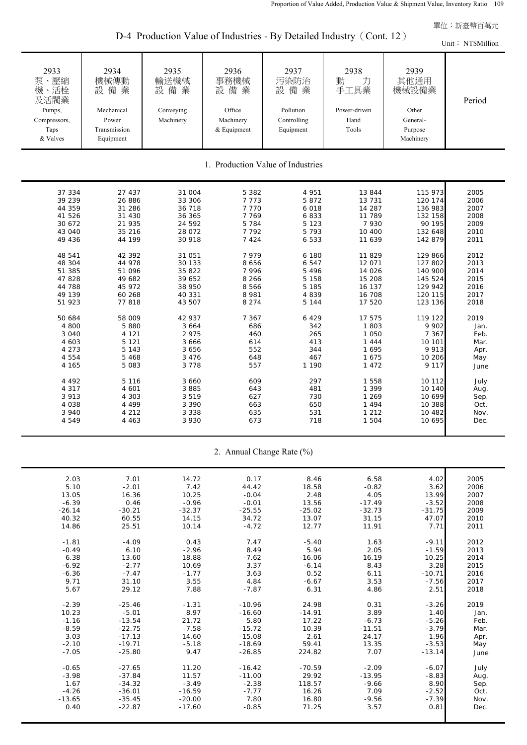單位：新臺幣百萬元

# D-4 Production Value of Industries - By Detailed Industry（Cont. 12）

Unit： NT$Million

| 2933 泵、壓縮機、活栓及活閥業 Pumps, Compressors, Taps & Valves | 2934 機械傳動設備業 Mechanical Power Transmission Equipment | 2935 輸送機械設備業 Conveying Machinery | 2936 事務機械設備業 Office Machinery & Equipment | 2937 污染防治設備業 Pollution Controlling Equipment | 2938 動力手工具業 Power-driven Hand Tools | 2939 其他通用機械設備業 Other General-Purpose Machinery | Period |
|---|---|---|---|---|---|---|---|
| **1. Production Value of Industries** | | | | | | | |
| 37 334 | 27 437 | 31 004 | 5 382 | 4 951 | 13 844 | 115 973 | 2005 |
| 39 239 | 26 886 | 33 306 | 7 773 | 5 872 | 13 731 | 120 174 | 2006 |
| 44 359 | 31 286 | 36 718 | 7 770 | 6 018 | 14 287 | 136 983 | 2007 |
| 41 526 | 31 430 | 36 365 | 7 769 | 6 833 | 11 789 | 132 158 | 2008 |
| 30 672 | 21 935 | 24 592 | 5 784 | 5 123 | 7 930 | 90 195 | 2009 |
| 43 040 | 35 216 | 28 072 | 7 792 | 5 793 | 10 400 | 132 648 | 2010 |
| 49 436 | 44 199 | 30 918 | 7 424 | 6 533 | 11 639 | 142 879 | 2011 |
| 48 541 | 42 392 | 31 051 | 7 979 | 6 180 | 11 829 | 129 866 | 2012 |
| 48 304 | 44 978 | 30 133 | 8 656 | 6 547 | 12 071 | 127 802 | 2013 |
| 51 385 | 51 096 | 35 822 | 7 996 | 5 496 | 14 026 | 140 900 | 2014 |
| 47 828 | 49 682 | 39 652 | 8 266 | 5 158 | 15 208 | 145 524 | 2015 |
| 44 788 | 45 972 | 38 950 | 8 566 | 5 185 | 16 137 | 129 942 | 2016 |
| 49 139 | 60 268 | 40 331 | 8 981 | 4 839 | 16 708 | 120 115 | 2017 |
| 51 923 | 77 818 | 43 507 | 8 274 | 5 144 | 17 520 | 123 136 | 2018 |
| 50 684 | 58 009 | 42 937 | 7 367 | 6 429 | 17 575 | 119 122 | 2019 |
| 4 800 | 5 880 | 3 664 | 686 | 342 | 1 803 | 9 902 | Jan. |
| 3 040 | 4 121 | 2 975 | 460 | 265 | 1 050 | 7 367 | Feb. |
| 4 603 | 5 121 | 3 666 | 614 | 413 | 1 444 | 10 101 | Mar. |
| 4 273 | 5 143 | 3 656 | 552 | 344 | 1 695 | 9 913 | Apr. |
| 4 554 | 5 468 | 3 476 | 648 | 467 | 1 675 | 10 206 | May |
| 4 165 | 5 083 | 3 778 | 557 | 1 190 | 1 472 | 9 117 | June |
| 4 492 | 5 116 | 3 660 | 609 | 297 | 1 558 | 10 112 | July |
| 4 317 | 4 601 | 3 885 | 643 | 481 | 1 399 | 10 140 | Aug. |
| 3 913 | 4 303 | 3 519 | 627 | 730 | 1 269 | 10 699 | Sep. |
| 4 038 | 4 499 | 3 390 | 663 | 650 | 1 494 | 10 388 | Oct. |
| 3 940 | 4 212 | 3 338 | 635 | 531 | 1 212 | 10 482 | Nov. |
| 4 549 | 4 463 | 3 930 | 673 | 718 | 1 504 | 10 695 | Dec. |
| **2. Annual Change Rate (%)** | | | | | | | |
| 2.03 | 7.01 | 14.72 | 0.17 | 8.46 | 6.58 | 4.02 | 2005 |
| 5.10 | -2.01 | 7.42 | 44.42 | 18.58 | -0.82 | 3.62 | 2006 |
| 13.05 | 16.36 | 10.25 | -0.04 | 2.48 | 4.05 | 13.99 | 2007 |
| -6.39 | 0.46 | -0.96 | -0.01 | 13.56 | -17.49 | -3.52 | 2008 |
| -26.14 | -30.21 | -32.37 | -25.55 | -25.02 | -32.73 | -31.75 | 2009 |
| 40.32 | 60.55 | 14.15 | 34.72 | 13.07 | 31.15 | 47.07 | 2010 |
| 14.86 | 25.51 | 10.14 | -4.72 | 12.77 | 11.91 | 7.71 | 2011 |
| -1.81 | -4.09 | 0.43 | 7.47 | -5.40 | 1.63 | -9.11 | 2012 |
| -0.49 | 6.10 | -2.96 | 8.49 | 5.94 | 2.05 | -1.59 | 2013 |
| 6.38 | 13.60 | 18.88 | -7.62 | -16.06 | 16.19 | 10.25 | 2014 |
| -6.92 | -2.77 | 10.69 | 3.37 | -6.14 | 8.43 | 3.28 | 2015 |
| -6.36 | -7.47 | -1.77 | 3.63 | 0.52 | 6.11 | -10.71 | 2016 |
| 9.71 | 31.10 | 3.55 | 4.84 | -6.67 | 3.53 | -7.56 | 2017 |
| 5.67 | 29.12 | 7.88 | -7.87 | 6.31 | 4.86 | 2.51 | 2018 |
| -2.39 | -25.46 | -1.31 | -10.96 | 24.98 | 0.31 | -3.26 | 2019 |
| 10.23 | -5.01 | 8.97 | -16.60 | -14.91 | 3.89 | 1.40 | Jan. |
| -1.16 | -13.54 | 21.72 | 5.80 | 17.22 | -6.73 | -5.26 | Feb. |
| -8.59 | -22.75 | -7.58 | -15.72 | 10.39 | -11.51 | -3.79 | Mar. |
| 3.03 | -17.13 | 14.60 | -15.08 | 2.61 | 24.17 | 1.96 | Apr. |
| -2.10 | -19.71 | -5.18 | -18.69 | 59.41 | 13.35 | -3.53 | May |
| -7.05 | -25.80 | 9.47 | -26.85 | 224.82 | 7.07 | -13.14 | June |
| -0.65 | -27.65 | 11.20 | -16.42 | -70.59 | -2.09 | -6.07 | July |
| -3.98 | -37.84 | 11.57 | -11.00 | 29.92 | -13.95 | -8.83 | Aug. |
| 1.67 | -34.32 | -3.49 | -2.38 | 118.57 | -9.66 | 8.90 | Sep. |
| -4.26 | -36.01 | -16.59 | -7.77 | 16.26 | 7.09 | -2.52 | Oct. |
| -13.65 | -35.45 | -20.00 | 7.80 | 16.80 | -9.56 | -7.39 | Nov. |
| 0.40 | -22.87 | -17.60 | -0.85 | 71.25 | 3.57 | 0.81 | Dec. |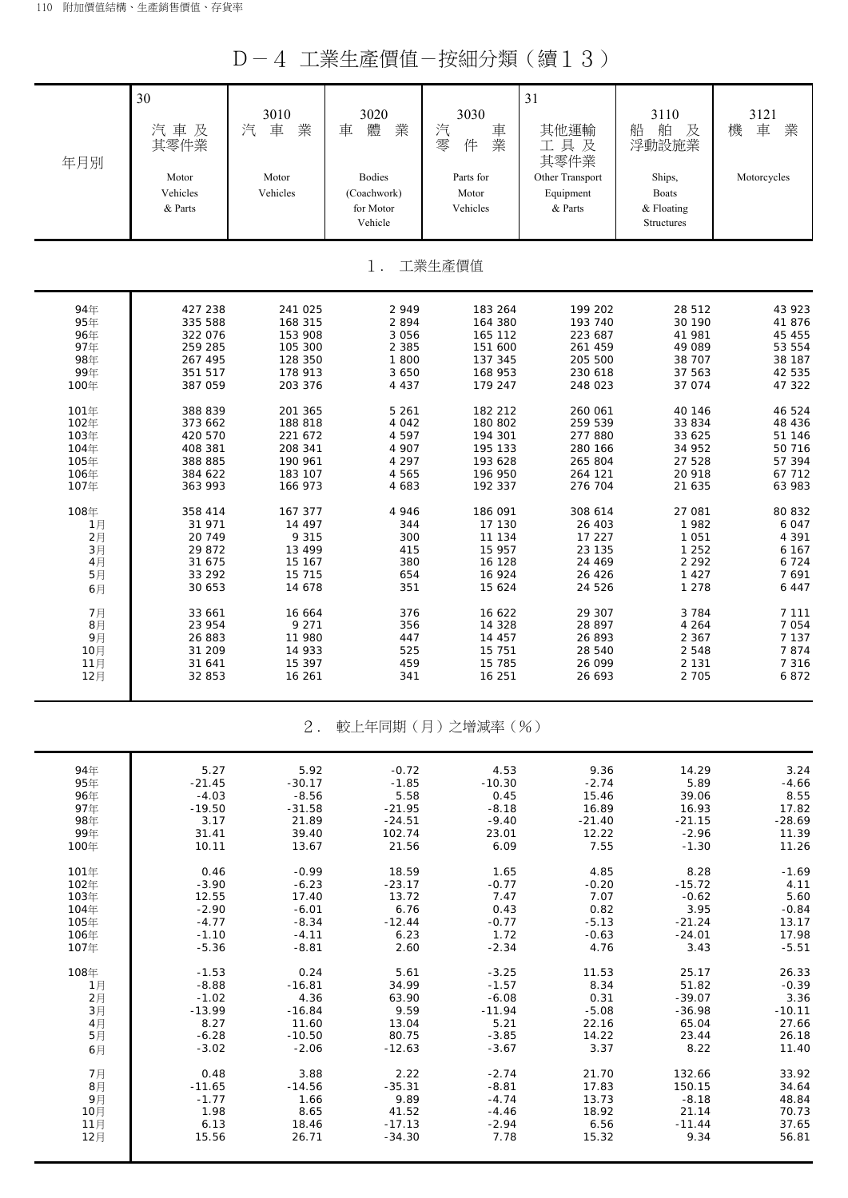# D－4　工業生產價值－按細分類（續１３）

| 年月別 | 30 汽車及其零件業 Motor Vehicles & Parts | 3010 汽車業 Motor Vehicles | 3020 車體業 Bodies (Coachwork) for Motor Vehicle | 3030 汽車零件業 Parts for Motor Vehicles | 31 其他運輸工具及其零件業 Other Transport Equipment & Parts | 3110 船舶及浮動設施業 Ships, Boats & Floating Structures | 3121 機車業 Motorcycles |
|---|---|---|---|---|---|---|---|
| **１．工業生產價值** | | | | | | | |
| 94年 | 427 238 | 241 025 | 2 949 | 183 264 | 199 202 | 28 512 | 43 923 |
| 95年 | 335 588 | 168 315 | 2 894 | 164 380 | 193 740 | 30 190 | 41 876 |
| 96年 | 322 076 | 153 908 | 3 056 | 165 112 | 223 687 | 41 981 | 45 455 |
| 97年 | 259 285 | 105 300 | 2 385 | 151 600 | 261 459 | 49 089 | 53 554 |
| 98年 | 267 495 | 128 350 | 1 800 | 137 345 | 205 500 | 38 707 | 38 187 |
| 99年 | 351 517 | 178 913 | 3 650 | 168 953 | 230 618 | 37 563 | 42 535 |
| 100年 | 387 059 | 203 376 | 4 437 | 179 247 | 248 023 | 37 074 | 47 322 |
| 101年 | 388 839 | 201 365 | 5 261 | 182 212 | 260 061 | 40 146 | 46 524 |
| 102年 | 373 662 | 188 818 | 4 042 | 180 802 | 259 539 | 33 834 | 48 436 |
| 103年 | 420 570 | 221 672 | 4 597 | 194 301 | 277 880 | 33 625 | 51 146 |
| 104年 | 408 381 | 208 341 | 4 907 | 195 133 | 280 166 | 34 952 | 50 716 |
| 105年 | 388 885 | 190 961 | 4 297 | 193 628 | 265 804 | 27 528 | 57 394 |
| 106年 | 384 622 | 183 107 | 4 565 | 196 950 | 264 121 | 20 918 | 67 712 |
| 107年 | 363 993 | 166 973 | 4 683 | 192 337 | 276 704 | 21 635 | 63 983 |
| 108年 | 358 414 | 167 377 | 4 946 | 186 091 | 308 614 | 27 081 | 80 832 |
| 1月 | 31 971 | 14 497 | 344 | 17 130 | 26 403 | 1 982 | 6 047 |
| 2月 | 20 749 | 9 315 | 300 | 11 134 | 17 227 | 1 051 | 4 391 |
| 3月 | 29 872 | 13 499 | 415 | 15 957 | 23 135 | 1 252 | 6 167 |
| 4月 | 31 675 | 15 167 | 380 | 16 128 | 24 469 | 2 292 | 6 724 |
| 5月 | 33 292 | 15 715 | 654 | 16 924 | 26 426 | 1 427 | 7 691 |
| 6月 | 30 653 | 14 678 | 351 | 15 624 | 24 526 | 1 278 | 6 447 |
| 7月 | 33 661 | 16 664 | 376 | 16 622 | 29 307 | 3 784 | 7 111 |
| 8月 | 23 954 | 9 271 | 356 | 14 328 | 28 897 | 4 264 | 7 054 |
| 9月 | 26 883 | 11 980 | 447 | 14 457 | 26 893 | 2 367 | 7 137 |
| 10月 | 31 209 | 14 933 | 525 | 15 751 | 28 540 | 2 548 | 7 874 |
| 11月 | 31 641 | 15 397 | 459 | 15 785 | 26 099 | 2 131 | 7 316 |
| 12月 | 32 853 | 16 261 | 341 | 16 251 | 26 693 | 2 705 | 6 872 |
| **２．較上年同期（月）之增減率（％）** | | | | | | | |
| 94年 | 5.27 | 5.92 | -0.72 | 4.53 | 9.36 | 14.29 | 3.24 |
| 95年 | -21.45 | -30.17 | -1.85 | -10.30 | -2.74 | 5.89 | -4.66 |
| 96年 | -4.03 | -8.56 | 5.58 | 0.45 | 15.46 | 39.06 | 8.55 |
| 97年 | -19.50 | -31.58 | -21.95 | -8.18 | 16.89 | 16.93 | 17.82 |
| 98年 | 3.17 | 21.89 | -24.51 | -9.40 | -21.40 | -21.15 | -28.69 |
| 99年 | 31.41 | 39.40 | 102.74 | 23.01 | 12.22 | -2.96 | 11.39 |
| 100年 | 10.11 | 13.67 | 21.56 | 6.09 | 7.55 | -1.30 | 11.26 |
| 101年 | 0.46 | -0.99 | 18.59 | 1.65 | 4.85 | 8.28 | -1.69 |
| 102年 | -3.90 | -6.23 | -23.17 | -0.77 | -0.20 | -15.72 | 4.11 |
| 103年 | 12.55 | 17.40 | 13.72 | 7.47 | 7.07 | -0.62 | 5.60 |
| 104年 | -2.90 | -6.01 | 6.76 | 0.43 | 0.82 | 3.95 | -0.84 |
| 105年 | -4.77 | -8.34 | -12.44 | -0.77 | -5.13 | -21.24 | 13.17 |
| 106年 | -1.10 | -4.11 | 6.23 | 1.72 | -0.63 | -24.01 | 17.98 |
| 107年 | -5.36 | -8.81 | 2.60 | -2.34 | 4.76 | 3.43 | -5.51 |
| 108年 | -1.53 | 0.24 | 5.61 | -3.25 | 11.53 | 25.17 | 26.33 |
| 1月 | -8.88 | -16.81 | 34.99 | -1.57 | 8.34 | 51.82 | -0.39 |
| 2月 | -1.02 | 4.36 | 63.90 | -6.08 | 0.31 | -39.07 | 3.36 |
| 3月 | -13.99 | -16.84 | 9.59 | -11.94 | -5.08 | -36.98 | -10.11 |
| 4月 | 8.27 | 11.60 | 13.04 | 5.21 | 22.16 | 65.04 | 27.66 |
| 5月 | -6.28 | -10.50 | 80.75 | -3.85 | 14.22 | 23.44 | 26.18 |
| 6月 | -3.02 | -2.06 | -12.63 | -3.67 | 3.37 | 8.22 | 11.40 |
| 7月 | 0.48 | 3.88 | 2.22 | -2.74 | 21.70 | 132.66 | 33.92 |
| 8月 | -11.65 | -14.56 | -35.31 | -8.81 | 17.83 | 150.15 | 34.64 |
| 9月 | -1.77 | 1.66 | 9.89 | -4.74 | 13.73 | -8.18 | 48.84 |
| 10月 | 1.98 | 8.65 | 41.52 | -4.46 | 18.92 | 21.14 | 70.73 |
| 11月 | 6.13 | 18.46 | -17.13 | -2.94 | 6.56 | -11.44 | 37.65 |
| 12月 | 15.56 | 26.71 | -34.30 | 7.78 | 15.32 | 9.34 | 56.81 |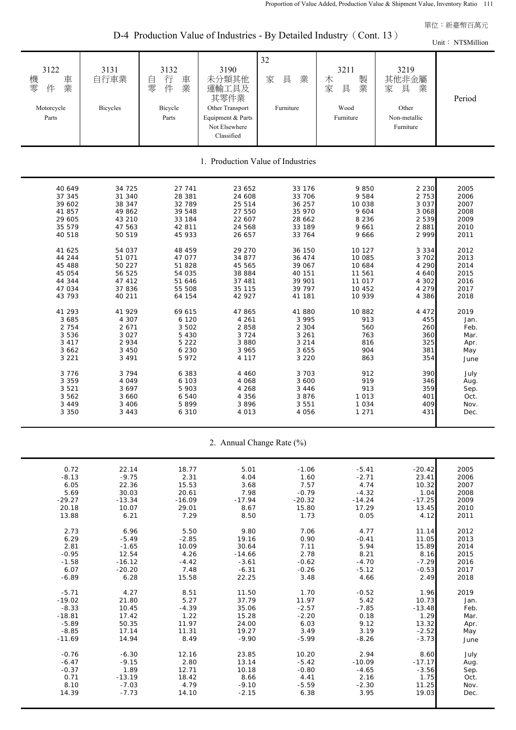單位：新臺幣百萬元

# D-4 Production Value of Industries - By Detailed Industry（Cont. 13）

Unit： NT$Million

| 3122 機車零件業 Motorcycle Parts | 3131 自行車業 Bicycles | 3132 自行車零件業 Bicycle Parts | 3190 未分類其他運輸工具及其零件業 Other Transport Equipment & Parts Not Elsewhere Classified | 32 家具業 Furniture | 3211 木製家具業 Wood Furniture | 3219 其他非金屬家具業 Other Non-metallic Furniture | Period |
|---|---|---|---|---|---|---|---|
| **1. Production Value of Industries** | | | | | | | |
| 40 649 | 34 725 | 27 741 | 23 652 | 33 176 | 9 850 | 2 230 | 2005 |
| 37 345 | 31 340 | 28 381 | 24 608 | 33 706 | 9 584 | 2 753 | 2006 |
| 39 602 | 38 347 | 32 789 | 25 514 | 36 257 | 10 038 | 3 037 | 2007 |
| 41 857 | 49 862 | 39 548 | 27 550 | 35 970 | 9 604 | 3 068 | 2008 |
| 29 605 | 43 210 | 33 184 | 22 607 | 28 662 | 8 236 | 2 539 | 2009 |
| 35 579 | 47 563 | 42 811 | 24 568 | 33 189 | 9 661 | 2 881 | 2010 |
| 40 518 | 50 519 | 45 933 | 26 657 | 33 764 | 9 666 | 2 999 | 2011 |
| 41 625 | 54 037 | 48 459 | 29 270 | 36 150 | 10 127 | 3 334 | 2012 |
| 44 244 | 51 071 | 47 077 | 34 877 | 36 474 | 10 085 | 3 702 | 2013 |
| 45 488 | 50 227 | 51 828 | 45 565 | 39 067 | 10 684 | 4 290 | 2014 |
| 45 054 | 56 525 | 54 035 | 38 884 | 40 151 | 11 561 | 4 640 | 2015 |
| 44 344 | 47 412 | 51 646 | 37 481 | 39 901 | 11 017 | 4 302 | 2016 |
| 47 034 | 37 836 | 55 508 | 35 115 | 39 797 | 10 452 | 4 279 | 2017 |
| 43 793 | 40 211 | 64 154 | 42 927 | 41 181 | 10 939 | 4 386 | 2018 |
| 41 293 | 41 929 | 69 615 | 47 865 | 41 880 | 10 882 | 4 472 | 2019 |
| 3 685 | 4 307 | 6 120 | 4 261 | 3 995 | 913 | 455 | Jan. |
| 2 754 | 2 671 | 3 502 | 2 858 | 2 304 | 560 | 260 | Feb. |
| 3 536 | 3 027 | 5 430 | 3 724 | 3 261 | 763 | 360 | Mar. |
| 3 417 | 2 934 | 5 222 | 3 880 | 3 214 | 816 | 325 | Apr. |
| 3 662 | 3 450 | 6 230 | 3 965 | 3 655 | 904 | 381 | May |
| 3 221 | 3 491 | 5 972 | 4 117 | 3 220 | 863 | 354 | June |
| 3 776 | 3 794 | 6 383 | 4 460 | 3 703 | 912 | 390 | July |
| 3 359 | 4 049 | 6 103 | 4 068 | 3 600 | 919 | 346 | Aug. |
| 3 521 | 3 697 | 5 903 | 4 268 | 3 446 | 913 | 359 | Sep. |
| 3 562 | 3 660 | 6 540 | 4 356 | 3 876 | 1 013 | 401 | Oct. |
| 3 449 | 3 406 | 5 899 | 3 896 | 3 551 | 1 034 | 409 | Nov. |
| 3 350 | 3 443 | 6 310 | 4 013 | 4 056 | 1 271 | 431 | Dec. |
| **2. Annual Change Rate (%)** | | | | | | | |
| 0.72 | 22.14 | 18.77 | 5.01 | -1.06 | -5.41 | -20.42 | 2005 |
| -8.13 | -9.75 | 2.31 | 4.04 | 1.60 | -2.71 | 23.41 | 2006 |
| 6.05 | 22.36 | 15.53 | 3.68 | 7.57 | 4.74 | 10.32 | 2007 |
| 5.69 | 30.03 | 20.61 | 7.98 | -0.79 | -4.32 | 1.04 | 2008 |
| -29.27 | -13.34 | -16.09 | -17.94 | -20.32 | -14.24 | -17.25 | 2009 |
| 20.18 | 10.07 | 29.01 | 8.67 | 15.80 | 17.29 | 13.45 | 2010 |
| 13.88 | 6.21 | 7.29 | 8.50 | 1.73 | 0.05 | 4.12 | 2011 |
| 2.73 | 6.96 | 5.50 | 9.80 | 7.06 | 4.77 | 11.14 | 2012 |
| 6.29 | -5.49 | -2.85 | 19.16 | 0.90 | -0.41 | 11.05 | 2013 |
| 2.81 | -1.65 | 10.09 | 30.64 | 7.11 | 5.94 | 15.89 | 2014 |
| -0.95 | 12.54 | 4.26 | -14.66 | 2.78 | 8.21 | 8.16 | 2015 |
| -1.58 | -16.12 | -4.42 | -3.61 | -0.62 | -4.70 | -7.29 | 2016 |
| 6.07 | -20.20 | 7.48 | -6.31 | -0.26 | -5.12 | -0.53 | 2017 |
| -6.89 | 6.28 | 15.58 | 22.25 | 3.48 | 4.66 | 2.49 | 2018 |
| -5.71 | 4.27 | 8.51 | 11.50 | 1.70 | -0.52 | 1.96 | 2019 |
| -19.02 | 21.80 | 5.27 | 37.79 | 11.97 | 5.42 | 10.73 | Jan. |
| -8.33 | 10.45 | -4.39 | 35.06 | -2.57 | -7.85 | -13.48 | Feb. |
| -18.81 | 17.42 | 1.22 | 15.28 | -2.20 | 0.18 | 1.29 | Mar. |
| -5.89 | 50.35 | 11.97 | 24.00 | 6.03 | 9.12 | 13.32 | Apr. |
| -8.85 | 17.14 | 11.31 | 19.27 | 3.49 | 3.19 | -2.52 | May |
| -11.69 | 14.94 | 8.49 | -9.90 | -5.99 | -8.26 | -3.73 | June |
| -0.76 | -6.30 | 12.16 | 23.85 | 10.20 | 2.94 | 8.60 | July |
| -6.47 | -9.15 | 2.80 | 13.14 | -5.42 | -10.09 | -17.17 | Aug. |
| -0.37 | 1.89 | 12.71 | 10.18 | -0.80 | -4.65 | -3.56 | Sep. |
| 0.71 | -13.19 | 18.42 | 8.66 | 4.41 | 2.16 | 1.75 | Oct. |
| 8.10 | -7.03 | 4.79 | -9.10 | -5.59 | -2.30 | 11.25 | Nov. |
| 14.39 | -7.73 | 14.10 | -2.15 | 6.38 | 3.95 | 19.03 | Dec. |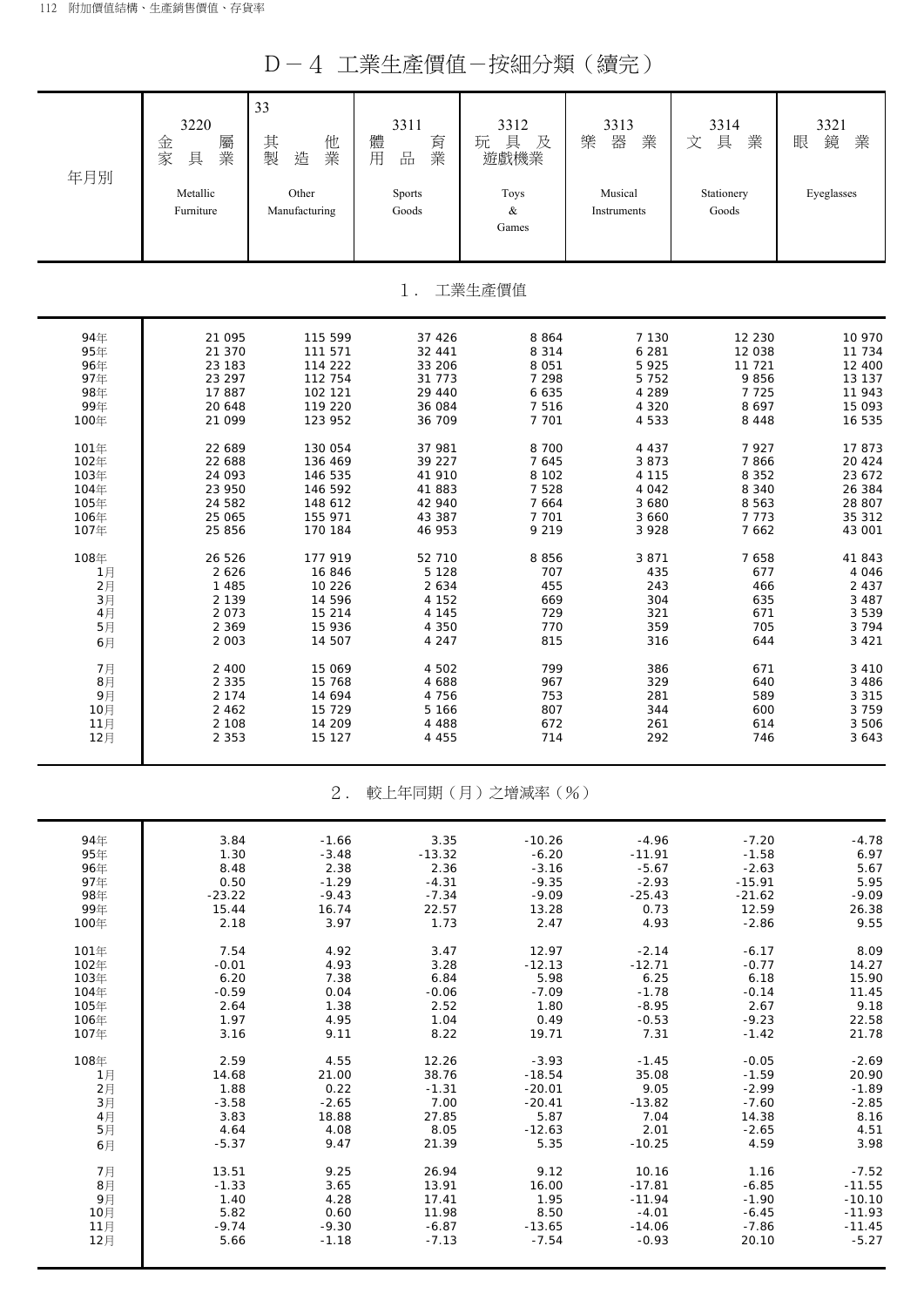# D－4 工業生產價值－按細分類（續完）

| 年月別 | 3220 金屬家具業 Metallic Furniture | 33 其他製造業 Other Manufacturing | 3311 體育用品業 Sports Goods | 3312 玩具及遊戲機業 Toys & Games | 3313 樂器業 Musical Instruments | 3314 文具業 Stationery Goods | 3321 眼鏡業 Eyeglasses |
|---|---|---|---|---|---|---|---|
| **1. 工業生產價值** | | | | | | | |
| 94年 | 21 095 | 115 599 | 37 426 | 8 864 | 7 130 | 12 230 | 10 970 |
| 95年 | 21 370 | 111 571 | 32 441 | 8 314 | 6 281 | 12 038 | 11 734 |
| 96年 | 23 183 | 114 222 | 33 206 | 8 051 | 5 925 | 11 721 | 12 400 |
| 97年 | 23 297 | 112 754 | 31 773 | 7 298 | 5 752 | 9 856 | 13 137 |
| 98年 | 17 887 | 102 121 | 29 440 | 6 635 | 4 289 | 7 725 | 11 943 |
| 99年 | 20 648 | 119 220 | 36 084 | 7 516 | 4 320 | 8 697 | 15 093 |
| 100年 | 21 099 | 123 952 | 36 709 | 7 701 | 4 533 | 8 448 | 16 535 |
| 101年 | 22 689 | 130 054 | 37 981 | 8 700 | 4 437 | 7 927 | 17 873 |
| 102年 | 22 688 | 136 469 | 39 227 | 7 645 | 3 873 | 7 866 | 20 424 |
| 103年 | 24 093 | 146 535 | 41 910 | 8 102 | 4 115 | 8 352 | 23 672 |
| 104年 | 23 950 | 146 592 | 41 883 | 7 528 | 4 042 | 8 340 | 26 384 |
| 105年 | 24 582 | 148 612 | 42 940 | 7 664 | 3 680 | 8 563 | 28 807 |
| 106年 | 25 065 | 155 971 | 43 387 | 7 701 | 3 660 | 7 773 | 35 312 |
| 107年 | 25 856 | 170 184 | 46 953 | 9 219 | 3 928 | 7 662 | 43 001 |
| 108年 | 26 526 | 177 919 | 52 710 | 8 856 | 3 871 | 7 658 | 41 843 |
| 1月 | 2 626 | 16 846 | 5 128 | 707 | 435 | 677 | 4 046 |
| 2月 | 1 485 | 10 226 | 2 634 | 455 | 243 | 466 | 2 437 |
| 3月 | 2 139 | 14 596 | 4 152 | 669 | 304 | 635 | 3 487 |
| 4月 | 2 073 | 15 214 | 4 145 | 729 | 321 | 671 | 3 539 |
| 5月 | 2 369 | 15 936 | 4 350 | 770 | 359 | 705 | 3 794 |
| 6月 | 2 003 | 14 507 | 4 247 | 815 | 316 | 644 | 3 421 |
| 7月 | 2 400 | 15 069 | 4 502 | 799 | 386 | 671 | 3 410 |
| 8月 | 2 335 | 15 768 | 4 688 | 967 | 329 | 640 | 3 486 |
| 9月 | 2 174 | 14 694 | 4 756 | 753 | 281 | 589 | 3 315 |
| 10月 | 2 462 | 15 729 | 5 166 | 807 | 344 | 600 | 3 759 |
| 11月 | 2 108 | 14 209 | 4 488 | 672 | 261 | 614 | 3 506 |
| 12月 | 2 353 | 15 127 | 4 455 | 714 | 292 | 746 | 3 643 |
| **2. 較上年同期（月）之增減率（%）** | | | | | | | |
| 94年 | 3.84 | -1.66 | 3.35 | -10.26 | -4.96 | -7.20 | -4.78 |
| 95年 | 1.30 | -3.48 | -13.32 | -6.20 | -11.91 | -1.58 | 6.97 |
| 96年 | 8.48 | 2.38 | 2.36 | -3.16 | -5.67 | -2.63 | 5.67 |
| 97年 | 0.50 | -1.29 | -4.31 | -9.35 | -2.93 | -15.91 | 5.95 |
| 98年 | -23.22 | -9.43 | -7.34 | -9.09 | -25.43 | -21.62 | -9.09 |
| 99年 | 15.44 | 16.74 | 22.57 | 13.28 | 0.73 | 12.59 | 26.38 |
| 100年 | 2.18 | 3.97 | 1.73 | 2.47 | 4.93 | -2.86 | 9.55 |
| 101年 | 7.54 | 4.92 | 3.47 | 12.97 | -2.14 | -6.17 | 8.09 |
| 102年 | -0.01 | 4.93 | 3.28 | -12.13 | -12.71 | -0.77 | 14.27 |
| 103年 | 6.20 | 7.38 | 6.84 | 5.98 | 6.25 | 6.18 | 15.90 |
| 104年 | -0.59 | 0.04 | -0.06 | -7.09 | -1.78 | -0.14 | 11.45 |
| 105年 | 2.64 | 1.38 | 2.52 | 1.80 | -8.95 | 2.67 | 9.18 |
| 106年 | 1.97 | 4.95 | 1.04 | 0.49 | -0.53 | -9.23 | 22.58 |
| 107年 | 3.16 | 9.11 | 8.22 | 19.71 | 7.31 | -1.42 | 21.78 |
| 108年 | 2.59 | 4.55 | 12.26 | -3.93 | -1.45 | -0.05 | -2.69 |
| 1月 | 14.68 | 21.00 | 38.76 | -18.54 | 35.08 | -1.59 | 20.90 |
| 2月 | 1.88 | 0.22 | -1.31 | -20.01 | 9.05 | -2.99 | -1.89 |
| 3月 | -3.58 | -2.65 | 7.00 | -20.41 | -13.82 | -7.60 | -2.85 |
| 4月 | 3.83 | 18.88 | 27.85 | 5.87 | 7.04 | 14.38 | 8.16 |
| 5月 | 4.64 | 4.08 | 8.05 | -12.63 | 2.01 | -2.65 | 4.51 |
| 6月 | -5.37 | 9.47 | 21.39 | 5.35 | -10.25 | 4.59 | 3.98 |
| 7月 | 13.51 | 9.25 | 26.94 | 9.12 | 10.16 | 1.16 | -7.52 |
| 8月 | -1.33 | 3.65 | 13.91 | 16.00 | -17.81 | -6.85 | -11.55 |
| 9月 | 1.40 | 4.28 | 17.41 | 1.95 | -11.94 | -1.90 | -10.10 |
| 10月 | 5.82 | 0.60 | 11.98 | 8.50 | -4.01 | -6.45 | -11.93 |
| 11月 | -9.74 | -9.30 | -6.87 | -13.65 | -14.06 | -7.86 | -11.45 |
| 12月 | 5.66 | -1.18 | -7.13 | -7.54 | -0.93 | 20.10 | -5.27 |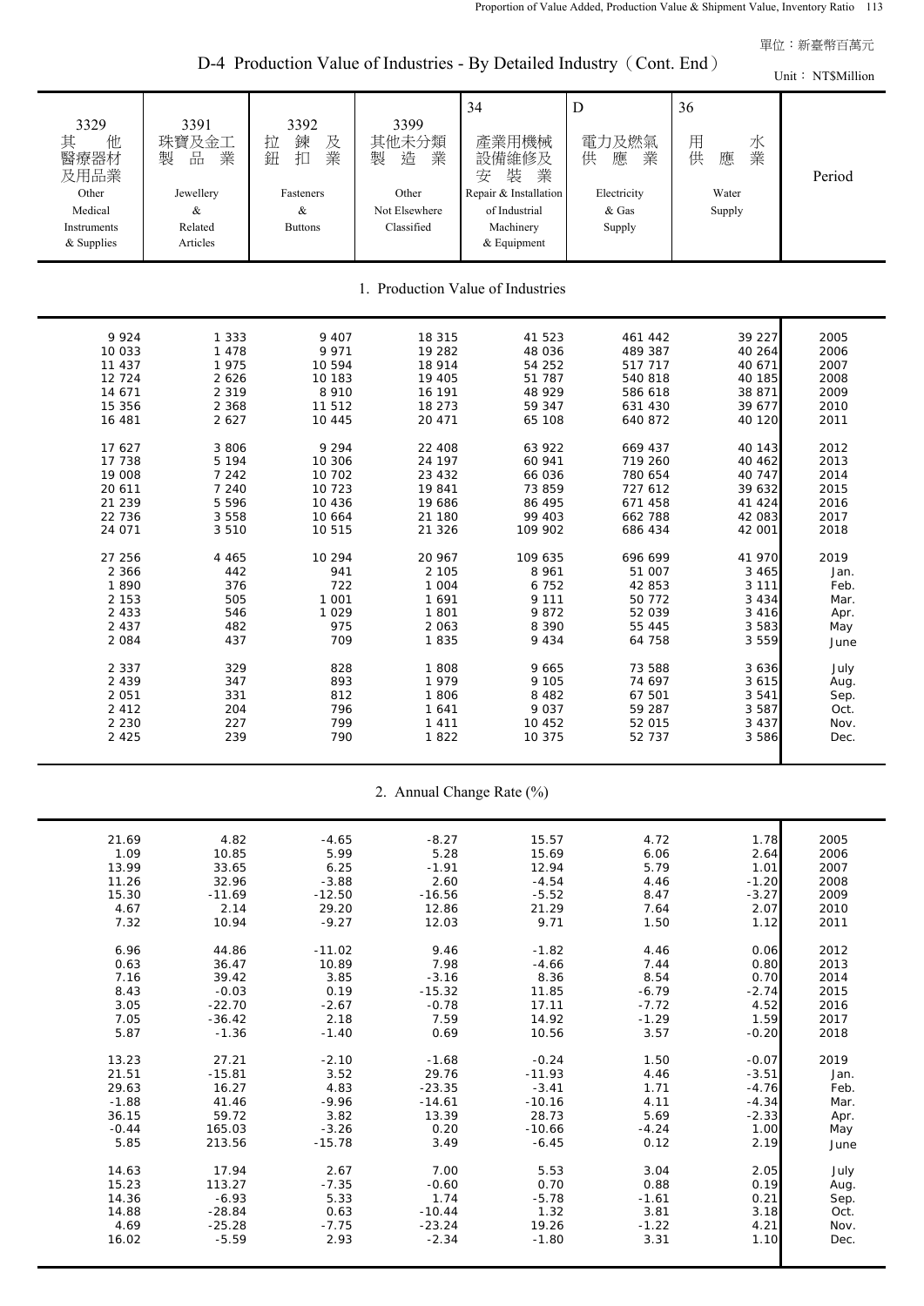單位：新臺幣百萬元

## D-4 Production Value of Industries - By Detailed Industry（Cont. End）

Unit： NT$Million

| 3329 其他醫療器材及用品業 Other Medical Instruments & Supplies | 3391 珠寶及金工製品業 Jewellery & Related Articles | 3392 拉鍊及鈕扣業 Fasteners & Buttons | 3399 其他未分類製造業 Other Not Elsewhere Classified | 34 產業用機械設備維修及安裝業 Repair & Installation of Industrial Machinery & Equipment | D 電力及燃氣供應業 Electricity & Gas Supply | 36 用水供應業 Water Supply | Period |
|---|---|---|---|---|---|---|---|
| **1. Production Value of Industries** | | | | | | | |
| 9 924 | 1 333 | 9 407 | 18 315 | 41 523 | 461 442 | 39 227 | 2005 |
| 10 033 | 1 478 | 9 971 | 19 282 | 48 036 | 489 387 | 40 264 | 2006 |
| 11 437 | 1 975 | 10 594 | 18 914 | 54 252 | 517 717 | 40 671 | 2007 |
| 12 724 | 2 626 | 10 183 | 19 405 | 51 787 | 540 818 | 40 185 | 2008 |
| 14 671 | 2 319 | 8 910 | 16 191 | 48 929 | 586 618 | 38 871 | 2009 |
| 15 356 | 2 368 | 11 512 | 18 273 | 59 347 | 631 430 | 39 677 | 2010 |
| 16 481 | 2 627 | 10 445 | 20 471 | 65 108 | 640 872 | 40 120 | 2011 |
| 17 627 | 3 806 | 9 294 | 22 408 | 63 922 | 669 437 | 40 143 | 2012 |
| 17 738 | 5 194 | 10 306 | 24 197 | 60 941 | 719 260 | 40 462 | 2013 |
| 19 008 | 7 242 | 10 702 | 23 432 | 66 036 | 780 654 | 40 747 | 2014 |
| 20 611 | 7 240 | 10 723 | 19 841 | 73 859 | 727 612 | 39 632 | 2015 |
| 21 239 | 5 596 | 10 436 | 19 686 | 86 495 | 671 458 | 41 424 | 2016 |
| 22 736 | 3 558 | 10 664 | 21 180 | 99 403 | 662 788 | 42 083 | 2017 |
| 24 071 | 3 510 | 10 515 | 21 326 | 109 902 | 686 434 | 42 001 | 2018 |
| 27 256 | 4 465 | 10 294 | 20 967 | 109 635 | 696 699 | 41 970 | 2019 |
| 2 366 | 442 | 941 | 2 105 | 8 961 | 51 007 | 3 465 | Jan. |
| 1 890 | 376 | 722 | 1 004 | 6 752 | 42 853 | 3 111 | Feb. |
| 2 153 | 505 | 1 001 | 1 691 | 9 111 | 50 772 | 3 434 | Mar. |
| 2 433 | 546 | 1 029 | 1 801 | 9 872 | 52 039 | 3 416 | Apr. |
| 2 437 | 482 | 975 | 2 063 | 8 390 | 55 445 | 3 583 | May |
| 2 084 | 437 | 709 | 1 835 | 9 434 | 64 758 | 3 559 | June |
| 2 337 | 329 | 828 | 1 808 | 9 665 | 73 588 | 3 636 | July |
| 2 439 | 347 | 893 | 1 979 | 9 105 | 74 697 | 3 615 | Aug. |
| 2 051 | 331 | 812 | 1 806 | 8 482 | 67 501 | 3 541 | Sep. |
| 2 412 | 204 | 796 | 1 641 | 9 037 | 59 287 | 3 587 | Oct. |
| 2 230 | 227 | 799 | 1 411 | 10 452 | 52 015 | 3 437 | Nov. |
| 2 425 | 239 | 790 | 1 822 | 10 375 | 52 737 | 3 586 | Dec. |
| **2. Annual Change Rate (%)** | | | | | | | |
| 21.69 | 4.82 | -4.65 | -8.27 | 15.57 | 4.72 | 1.78 | 2005 |
| 1.09 | 10.85 | 5.99 | 5.28 | 15.69 | 6.06 | 2.64 | 2006 |
| 13.99 | 33.65 | 6.25 | -1.91 | 12.94 | 5.79 | 1.01 | 2007 |
| 11.26 | 32.96 | -3.88 | 2.60 | -4.54 | 4.46 | -1.20 | 2008 |
| 15.30 | -11.69 | -12.50 | -16.56 | -5.52 | 8.47 | -3.27 | 2009 |
| 4.67 | 2.14 | 29.20 | 12.86 | 21.29 | 7.64 | 2.07 | 2010 |
| 7.32 | 10.94 | -9.27 | 12.03 | 9.71 | 1.50 | 1.12 | 2011 |
| 6.96 | 44.86 | -11.02 | 9.46 | -1.82 | 4.46 | 0.06 | 2012 |
| 0.63 | 36.47 | 10.89 | 7.98 | -4.66 | 7.44 | 0.80 | 2013 |
| 7.16 | 39.42 | 3.85 | -3.16 | 8.36 | 8.54 | 0.70 | 2014 |
| 8.43 | -0.03 | 0.19 | -15.32 | 11.85 | -6.79 | -2.74 | 2015 |
| 3.05 | -22.70 | -2.67 | -0.78 | 17.11 | -7.72 | 4.52 | 2016 |
| 7.05 | -36.42 | 2.18 | 7.59 | 14.92 | -1.29 | 1.59 | 2017 |
| 5.87 | -1.36 | -1.40 | 0.69 | 10.56 | 3.57 | -0.20 | 2018 |
| 13.23 | 27.21 | -2.10 | -1.68 | -0.24 | 1.50 | -0.07 | 2019 |
| 21.51 | -15.81 | 3.52 | 29.76 | -11.93 | 4.46 | -3.51 | Jan. |
| 29.63 | 16.27 | 4.83 | -23.35 | -3.41 | 1.71 | -4.76 | Feb. |
| -1.88 | 41.46 | -9.96 | -14.61 | -10.16 | 4.11 | -4.34 | Mar. |
| 36.15 | 59.72 | 3.82 | 13.39 | 28.73 | 5.69 | -2.33 | Apr. |
| -0.44 | 165.03 | -3.26 | 0.20 | -10.66 | -4.24 | 1.00 | May |
| 5.85 | 213.56 | -15.78 | 3.49 | -6.45 | 0.12 | 2.19 | June |
| 14.63 | 17.94 | 2.67 | 7.00 | 5.53 | 3.04 | 2.05 | July |
| 15.23 | 113.27 | -7.35 | -0.60 | 0.70 | 0.88 | 0.19 | Aug. |
| 14.36 | -6.93 | 5.33 | 1.74 | -5.78 | -1.61 | 0.21 | Sep. |
| 14.88 | -28.84 | 0.63 | -10.44 | 1.32 | 3.81 | 3.18 | Oct. |
| 4.69 | -25.28 | -7.75 | -23.24 | 19.26 | -1.22 | 4.21 | Nov. |
| 16.02 | -5.59 | 2.93 | -2.34 | -1.80 | 3.31 | 1.10 | Dec. |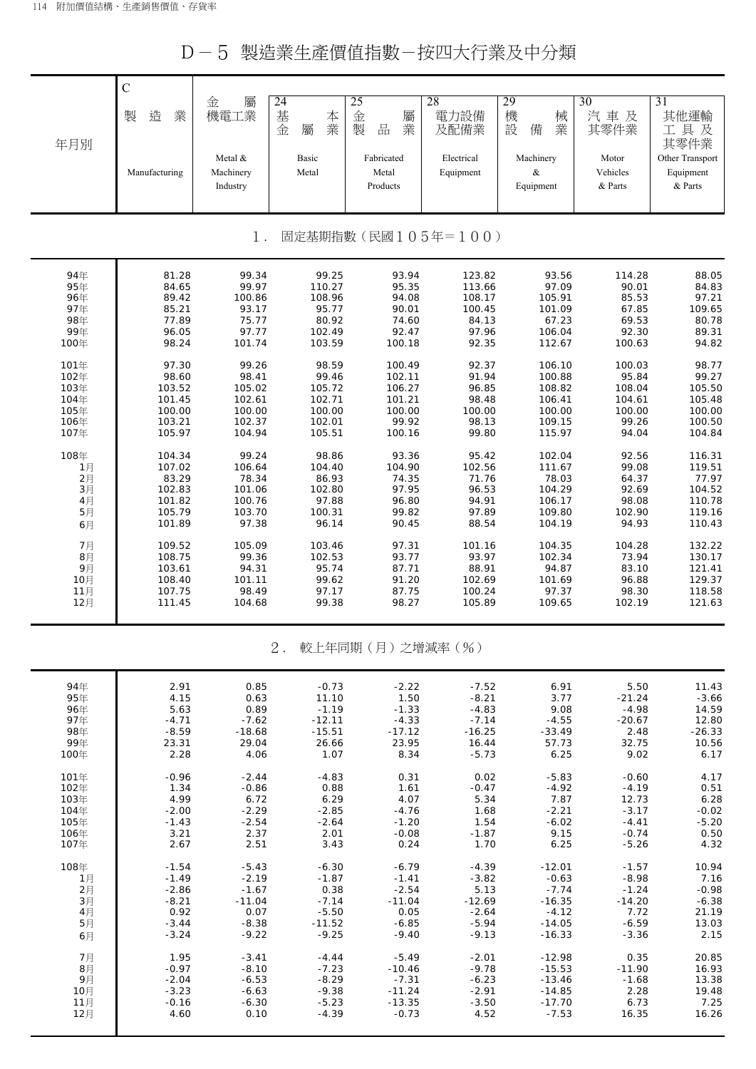# D－5 製造業生產價值指數－按四大行業及中分類

| 年月別 | C 製造業 Manufacturing | 金屬機電工業 Metal & Machinery Industry | 24 基本金屬業 Basic Metal | 25 金屬製品業 Fabricated Metal Products | 28 電力設備及配備業 Electrical Equipment | 29 機械設備業 Machinery & Equipment | 30 汽車及其零件業 Motor Vehicles & Parts | 31 其他運輸工具及其零件業 Other Transport Equipment & Parts |
|---|---|---|---|---|---|---|---|---|
| **1. 固定基期指數（民國105年＝100）** | | | | | | | | |
| 94年 | 81.28 | 99.34 | 99.25 | 93.94 | 123.82 | 93.56 | 114.28 | 88.05 |
| 95年 | 84.65 | 99.97 | 110.27 | 95.35 | 113.66 | 97.09 | 90.01 | 84.83 |
| 96年 | 89.42 | 100.86 | 108.96 | 94.08 | 108.17 | 105.91 | 85.53 | 97.21 |
| 97年 | 85.21 | 93.17 | 95.77 | 90.01 | 100.45 | 101.09 | 67.85 | 109.65 |
| 98年 | 77.89 | 75.77 | 80.92 | 74.60 | 84.13 | 67.23 | 69.53 | 80.78 |
| 99年 | 96.05 | 97.77 | 102.49 | 92.47 | 97.96 | 106.04 | 92.30 | 89.31 |
| 100年 | 98.24 | 101.74 | 103.59 | 100.18 | 92.35 | 112.67 | 100.63 | 94.82 |
| 101年 | 97.30 | 99.26 | 98.59 | 100.49 | 92.37 | 106.10 | 100.03 | 98.77 |
| 102年 | 98.60 | 98.41 | 99.46 | 102.11 | 91.94 | 100.88 | 95.84 | 99.27 |
| 103年 | 103.52 | 105.02 | 105.72 | 106.27 | 96.85 | 108.82 | 108.04 | 105.50 |
| 104年 | 101.45 | 102.61 | 102.71 | 101.21 | 98.48 | 106.41 | 104.61 | 105.48 |
| 105年 | 100.00 | 100.00 | 100.00 | 100.00 | 100.00 | 100.00 | 100.00 | 100.00 |
| 106年 | 103.21 | 102.37 | 102.01 | 99.92 | 98.13 | 109.15 | 99.26 | 100.50 |
| 107年 | 105.97 | 104.94 | 105.51 | 100.16 | 99.80 | 115.97 | 94.04 | 104.84 |
| 108年 | 104.34 | 99.24 | 98.86 | 93.36 | 95.42 | 102.04 | 92.56 | 116.31 |
| 1月 | 107.02 | 106.64 | 104.40 | 104.90 | 102.56 | 111.67 | 99.08 | 119.51 |
| 2月 | 83.29 | 78.34 | 86.93 | 74.35 | 71.76 | 78.03 | 64.37 | 77.97 |
| 3月 | 102.83 | 101.06 | 102.80 | 97.95 | 96.53 | 104.29 | 92.69 | 104.52 |
| 4月 | 101.82 | 100.76 | 97.88 | 96.80 | 94.91 | 106.17 | 98.08 | 110.78 |
| 5月 | 105.79 | 103.70 | 100.31 | 99.82 | 97.89 | 109.80 | 102.90 | 119.16 |
| 6月 | 101.89 | 97.38 | 96.14 | 90.45 | 88.54 | 104.19 | 94.93 | 110.43 |
| 7月 | 109.52 | 105.09 | 103.46 | 97.31 | 101.16 | 104.35 | 104.28 | 132.22 |
| 8月 | 108.75 | 99.36 | 102.53 | 93.77 | 93.97 | 102.34 | 73.94 | 130.17 |
| 9月 | 103.61 | 94.31 | 95.74 | 87.71 | 88.91 | 94.87 | 83.10 | 121.41 |
| 10月 | 108.40 | 101.11 | 99.62 | 91.20 | 102.69 | 101.69 | 96.88 | 129.37 |
| 11月 | 107.75 | 98.49 | 97.17 | 87.75 | 100.24 | 97.37 | 98.30 | 118.58 |
| 12月 | 111.45 | 104.68 | 99.38 | 98.27 | 105.89 | 109.65 | 102.19 | 121.63 |
| **2. 較上年同期（月）之增減率（%）** | | | | | | | | |
| 94年 | 2.91 | 0.85 | -0.73 | -2.22 | -7.52 | 6.91 | 5.50 | 11.43 |
| 95年 | 4.15 | 0.63 | 11.10 | 1.50 | -8.21 | 3.77 | -21.24 | -3.66 |
| 96年 | 5.63 | 0.89 | -1.19 | -1.33 | -4.83 | 9.08 | -4.98 | 14.59 |
| 97年 | -4.71 | -7.62 | -12.11 | -4.33 | -7.14 | -4.55 | -20.67 | 12.80 |
| 98年 | -8.59 | -18.68 | -15.51 | -17.12 | -16.25 | -33.49 | 2.48 | -26.33 |
| 99年 | 23.31 | 29.04 | 26.66 | 23.95 | 16.44 | 57.73 | 32.75 | 10.56 |
| 100年 | 2.28 | 4.06 | 1.07 | 8.34 | -5.73 | 6.25 | 9.02 | 6.17 |
| 101年 | -0.96 | -2.44 | -4.83 | 0.31 | 0.02 | -5.83 | -0.60 | 4.17 |
| 102年 | 1.34 | -0.86 | 0.88 | 1.61 | -0.47 | -4.92 | -4.19 | 0.51 |
| 103年 | 4.99 | 6.72 | 6.29 | 4.07 | 5.34 | 7.87 | 12.73 | 6.28 |
| 104年 | -2.00 | -2.29 | -2.85 | -4.76 | 1.68 | -2.21 | -3.17 | -0.02 |
| 105年 | -1.43 | -2.54 | -2.64 | -1.20 | 1.54 | -6.02 | -4.41 | -5.20 |
| 106年 | 3.21 | 2.37 | 2.01 | -0.08 | -1.87 | 9.15 | -0.74 | 0.50 |
| 107年 | 2.67 | 2.51 | 3.43 | 0.24 | 1.70 | 6.25 | -5.26 | 4.32 |
| 108年 | -1.54 | -5.43 | -6.30 | -6.79 | -4.39 | -12.01 | -1.57 | 10.94 |
| 1月 | -1.49 | -2.19 | -1.87 | -1.41 | -3.82 | -0.63 | -8.98 | 7.16 |
| 2月 | -2.86 | -1.67 | 0.38 | -2.54 | 5.13 | -7.74 | -1.24 | -0.98 |
| 3月 | -8.21 | -11.04 | -7.14 | -11.04 | -12.69 | -16.35 | -14.20 | -6.38 |
| 4月 | 0.92 | 0.07 | -5.50 | 0.05 | -2.64 | -4.12 | 7.72 | 21.19 |
| 5月 | -3.44 | -8.38 | -11.52 | -6.85 | -5.94 | -14.05 | -6.59 | 13.03 |
| 6月 | -3.24 | -9.22 | -9.25 | -9.40 | -9.13 | -16.33 | -3.36 | 2.15 |
| 7月 | 1.95 | -3.41 | -4.44 | -5.49 | -2.01 | -12.98 | 0.35 | 20.85 |
| 8月 | -0.97 | -8.10 | -7.23 | -10.46 | -9.78 | -15.53 | -11.90 | 16.93 |
| 9月 | -2.04 | -6.53 | -8.29 | -7.31 | -6.23 | -13.46 | -1.68 | 13.38 |
| 10月 | -3.23 | -6.63 | -9.38 | -11.24 | -2.91 | -14.85 | 2.28 | 19.48 |
| 11月 | -0.16 | -6.30 | -5.23 | -13.35 | -3.50 | -17.70 | 6.73 | 7.25 |
| 12月 | 4.60 | 0.10 | -4.39 | -0.73 | 4.52 | -7.53 | 16.35 | 16.26 |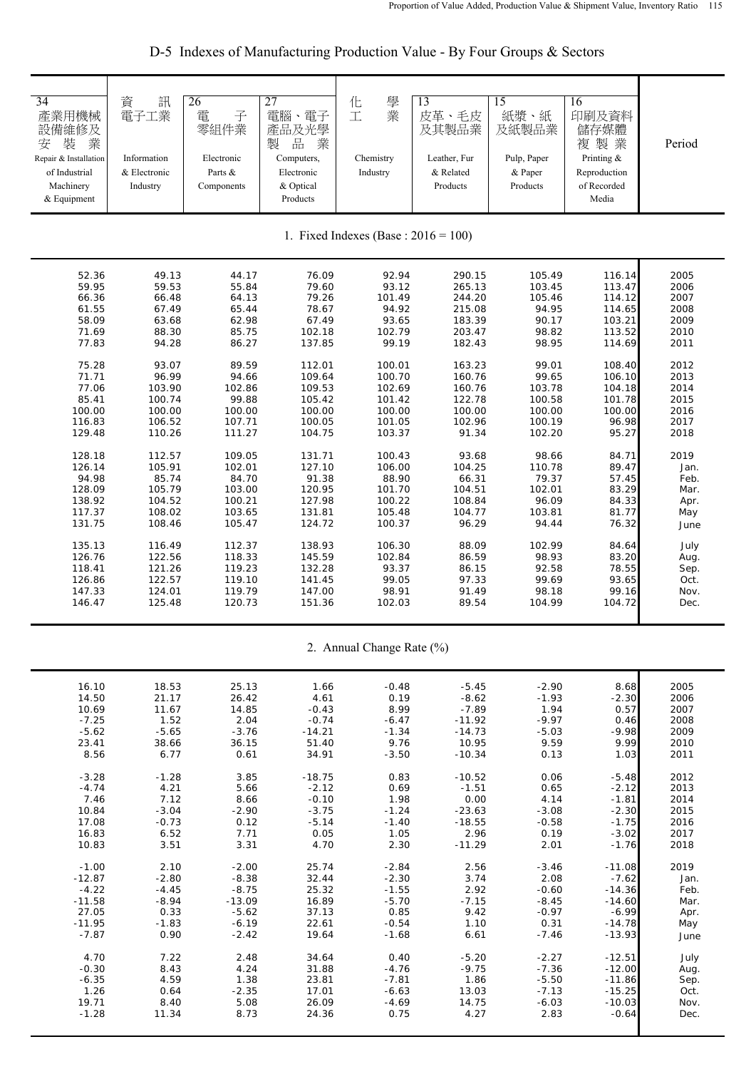## D-5 Indexes of Manufacturing Production Value - By Four Groups & Sectors

| 34 產業用機械設備維修及安裝業 Repair & Installation of Industrial Machinery & Equipment | 資訊電子工業 Information & Electronic Industry | 26 電子零組件業 Electronic Parts & Components | 27 電腦、電子產品及光學製品業 Computers, Electronic & Optical Products | 化學工業 Chemistry Industry | 13 皮革、毛皮及其製品業 Leather, Fur & Related Products | 15 紙漿、紙及紙製品業 Pulp, Paper & Paper Products | 16 印刷及資料儲存媒體複製業 Printing & Reproduction of Recorded Media | Period |
|---|---|---|---|---|---|---|---|---|
| **1. Fixed Indexes (Base : 2016 = 100)** | | | | | | | | |
| 52.36 | 49.13 | 44.17 | 76.09 | 92.94 | 290.15 | 105.49 | 116.14 | 2005 |
| 59.95 | 59.53 | 55.84 | 79.60 | 93.12 | 265.13 | 103.45 | 113.47 | 2006 |
| 66.36 | 66.48 | 64.13 | 79.26 | 101.49 | 244.20 | 105.46 | 114.12 | 2007 |
| 61.55 | 67.49 | 65.44 | 78.67 | 94.92 | 215.08 | 94.95 | 114.65 | 2008 |
| 58.09 | 63.68 | 62.98 | 67.49 | 93.65 | 183.39 | 90.17 | 103.21 | 2009 |
| 71.69 | 88.30 | 85.75 | 102.18 | 102.79 | 203.47 | 98.82 | 113.52 | 2010 |
| 77.83 | 94.28 | 86.27 | 137.85 | 99.19 | 182.43 | 98.95 | 114.69 | 2011 |
| 75.28 | 93.07 | 89.59 | 112.01 | 100.01 | 163.23 | 99.01 | 108.40 | 2012 |
| 71.71 | 96.99 | 94.66 | 109.64 | 100.70 | 160.76 | 99.65 | 106.10 | 2013 |
| 77.06 | 103.90 | 102.86 | 109.53 | 102.69 | 160.76 | 103.78 | 104.18 | 2014 |
| 85.41 | 100.74 | 99.88 | 105.42 | 101.42 | 122.78 | 100.58 | 101.78 | 2015 |
| 100.00 | 100.00 | 100.00 | 100.00 | 100.00 | 100.00 | 100.00 | 100.00 | 2016 |
| 116.83 | 106.52 | 107.71 | 100.05 | 101.05 | 102.96 | 100.19 | 96.98 | 2017 |
| 129.48 | 110.26 | 111.27 | 104.75 | 103.37 | 91.34 | 102.20 | 95.27 | 2018 |
| 128.18 | 112.57 | 109.05 | 131.71 | 100.43 | 93.68 | 98.66 | 84.71 | 2019 |
| 126.14 | 105.91 | 102.01 | 127.10 | 106.00 | 104.25 | 110.78 | 89.47 | Jan. |
| 94.98 | 85.74 | 84.70 | 91.38 | 88.90 | 66.31 | 79.37 | 57.45 | Feb. |
| 128.09 | 105.79 | 103.00 | 120.95 | 101.70 | 104.51 | 102.01 | 83.29 | Mar. |
| 138.92 | 104.52 | 100.21 | 127.98 | 100.22 | 108.84 | 96.09 | 84.33 | Apr. |
| 117.37 | 108.02 | 103.65 | 131.81 | 105.48 | 104.77 | 103.81 | 81.77 | May |
| 131.75 | 108.46 | 105.47 | 124.72 | 100.37 | 96.29 | 94.44 | 76.32 | June |
| 135.13 | 116.49 | 112.37 | 138.93 | 106.30 | 88.09 | 102.99 | 84.64 | July |
| 126.76 | 122.56 | 118.33 | 145.59 | 102.84 | 86.59 | 98.93 | 83.20 | Aug. |
| 118.41 | 121.26 | 119.23 | 132.28 | 93.37 | 86.15 | 92.58 | 78.55 | Sep. |
| 126.86 | 122.57 | 119.10 | 141.45 | 99.05 | 97.33 | 99.69 | 93.65 | Oct. |
| 147.33 | 124.01 | 119.79 | 147.00 | 98.91 | 91.49 | 98.18 | 99.16 | Nov. |
| 146.47 | 125.48 | 120.73 | 151.36 | 102.03 | 89.54 | 104.99 | 104.72 | Dec. |
| **2. Annual Change Rate (%)** | | | | | | | | |
| 16.10 | 18.53 | 25.13 | 1.66 | -0.48 | -5.45 | -2.90 | 8.68 | 2005 |
| 14.50 | 21.17 | 26.42 | 4.61 | 0.19 | -8.62 | -1.93 | -2.30 | 2006 |
| 10.69 | 11.67 | 14.85 | -0.43 | 8.99 | -7.89 | 1.94 | 0.57 | 2007 |
| -7.25 | 1.52 | 2.04 | -0.74 | -6.47 | -11.92 | -9.97 | 0.46 | 2008 |
| -5.62 | -5.65 | -3.76 | -14.21 | -1.34 | -14.73 | -5.03 | -9.98 | 2009 |
| 23.41 | 38.66 | 36.15 | 51.40 | 9.76 | 10.95 | 9.59 | 9.99 | 2010 |
| 8.56 | 6.77 | 0.61 | 34.91 | -3.50 | -10.34 | 0.13 | 1.03 | 2011 |
| -3.28 | -1.28 | 3.85 | -18.75 | 0.83 | -10.52 | 0.06 | -5.48 | 2012 |
| -4.74 | 4.21 | 5.66 | -2.12 | 0.69 | -1.51 | 0.65 | -2.12 | 2013 |
| 7.46 | 7.12 | 8.66 | -0.10 | 1.98 | 0.00 | 4.14 | -1.81 | 2014 |
| 10.84 | -3.04 | -2.90 | -3.75 | -1.24 | -23.63 | -3.08 | -2.30 | 2015 |
| 17.08 | -0.73 | 0.12 | -5.14 | -1.40 | -18.55 | -0.58 | -1.75 | 2016 |
| 16.83 | 6.52 | 7.71 | 0.05 | 1.05 | 2.96 | 0.19 | -3.02 | 2017 |
| 10.83 | 3.51 | 3.31 | 4.70 | 2.30 | -11.29 | 2.01 | -1.76 | 2018 |
| -1.00 | 2.10 | -2.00 | 25.74 | -2.84 | 2.56 | -3.46 | -11.08 | 2019 |
| -12.87 | -2.80 | -8.38 | 32.44 | -2.30 | 3.74 | 2.08 | -7.62 | Jan. |
| -4.22 | -4.45 | -8.75 | 25.32 | -1.55 | 2.92 | -0.60 | -14.36 | Feb. |
| -11.58 | -8.94 | -13.09 | 16.89 | -5.70 | -7.15 | -8.45 | -14.60 | Mar. |
| 27.05 | 0.33 | -5.62 | 37.13 | 0.85 | 9.42 | -0.97 | -6.99 | Apr. |
| -11.95 | -1.83 | -6.19 | 22.61 | -0.54 | 1.10 | 0.31 | -14.78 | May |
| -7.87 | 0.90 | -2.42 | 19.64 | -1.68 | 6.61 | -7.46 | -13.93 | June |
| 4.70 | 7.22 | 2.48 | 34.64 | 0.40 | -5.20 | -2.27 | -12.51 | July |
| -0.30 | 8.43 | 4.24 | 31.88 | -4.76 | -9.75 | -7.36 | -12.00 | Aug. |
| -6.35 | 4.59 | 1.38 | 23.81 | -7.81 | 1.86 | -5.50 | -11.86 | Sep. |
| 1.26 | 0.64 | -2.35 | 17.01 | -6.63 | 13.03 | -7.13 | -15.25 | Oct. |
| 19.71 | 8.40 | 5.08 | 26.09 | -4.69 | 14.75 | -6.03 | -10.03 | Nov. |
| -1.28 | 11.34 | 8.73 | 24.36 | 0.75 | 4.27 | 2.83 | -0.64 | Dec. |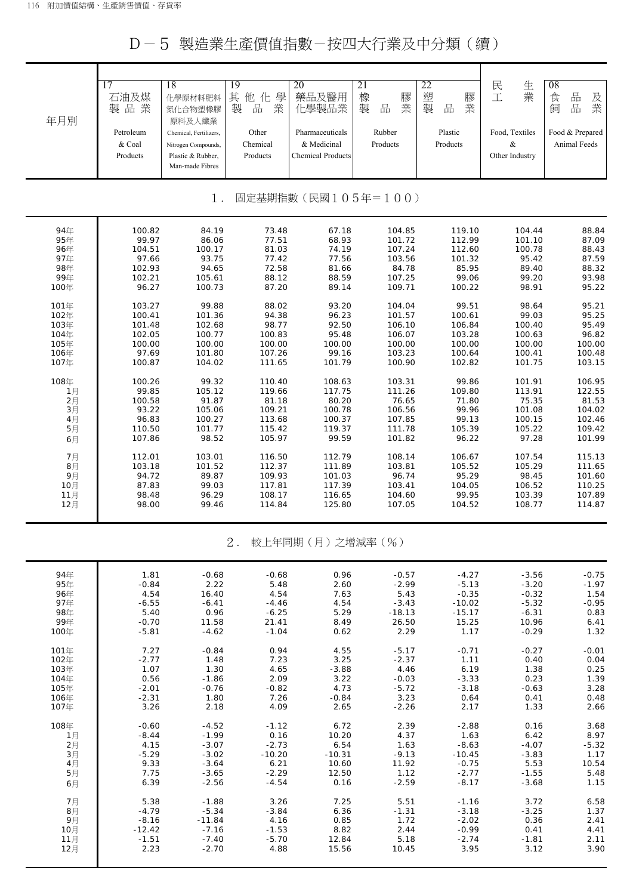# D－5 製造業生產價值指數－按四大行業及中分類（續）

| 年月別 | 17 石油及煤製品業 Petroleum & Coal Products | 18 化學原材料肥料氮化合物塑橡膠原料及人纖業 Chemical, Fertilizers, Nitrogen Compounds, Plastic & Rubber, Man-made Fibres | 19 其他化學製品業 Other Chemical Products | 20 藥品及醫用化學製品業 Pharmaceuticals & Medicinal Chemical Products | 21 橡膠製品業 Rubber Products | 22 塑膠製品業 Plastic Products | 民生工業 Food, Textiles & Other Industry | 08 食品及飼品業 Food & Prepared Animal Feeds |
|---|---|---|---|---|---|---|---|---|
| **1．固定基期指數（民國105年＝100）** | | | | | | | | |
| 94年 | 100.82 | 84.19 | 73.48 | 67.18 | 104.85 | 119.10 | 104.44 | 88.84 |
| 95年 | 99.97 | 86.06 | 77.51 | 68.93 | 101.72 | 112.99 | 101.10 | 87.09 |
| 96年 | 104.51 | 100.17 | 81.03 | 74.19 | 107.24 | 112.60 | 100.78 | 88.43 |
| 97年 | 97.66 | 93.75 | 77.42 | 77.56 | 103.56 | 101.32 | 95.42 | 87.59 |
| 98年 | 102.93 | 94.65 | 72.58 | 81.66 | 84.78 | 85.95 | 89.40 | 88.32 |
| 99年 | 102.21 | 105.61 | 88.12 | 88.59 | 107.25 | 99.06 | 99.20 | 93.98 |
| 100年 | 96.27 | 100.73 | 87.20 | 89.14 | 109.71 | 100.22 | 98.91 | 95.22 |
| 101年 | 103.27 | 99.88 | 88.02 | 93.20 | 104.04 | 99.51 | 98.64 | 95.21 |
| 102年 | 100.41 | 101.36 | 94.38 | 96.23 | 101.57 | 100.61 | 99.03 | 95.25 |
| 103年 | 101.48 | 102.68 | 98.77 | 92.50 | 106.10 | 106.84 | 100.40 | 95.49 |
| 104年 | 102.05 | 100.77 | 100.83 | 95.48 | 106.07 | 103.28 | 100.63 | 96.82 |
| 105年 | 100.00 | 100.00 | 100.00 | 100.00 | 100.00 | 100.00 | 100.00 | 100.00 |
| 106年 | 97.69 | 101.80 | 107.26 | 99.16 | 103.23 | 100.64 | 100.41 | 100.48 |
| 107年 | 100.87 | 104.02 | 111.65 | 101.79 | 100.90 | 102.82 | 101.75 | 103.15 |
| 108年 | 100.26 | 99.32 | 110.40 | 108.63 | 103.31 | 99.86 | 101.91 | 106.95 |
| 1月 | 99.85 | 105.12 | 119.66 | 117.75 | 111.26 | 109.80 | 113.91 | 122.55 |
| 2月 | 100.58 | 91.87 | 81.18 | 80.20 | 76.65 | 71.80 | 75.35 | 81.53 |
| 3月 | 93.22 | 105.06 | 109.21 | 100.78 | 106.56 | 99.96 | 101.08 | 104.02 |
| 4月 | 96.83 | 100.27 | 113.68 | 100.37 | 107.85 | 99.13 | 100.15 | 102.46 |
| 5月 | 110.50 | 101.77 | 115.42 | 119.37 | 111.78 | 105.39 | 105.22 | 109.42 |
| 6月 | 107.86 | 98.52 | 105.97 | 99.59 | 101.82 | 96.22 | 97.28 | 101.99 |
| 7月 | 112.01 | 103.01 | 116.50 | 112.79 | 108.14 | 106.67 | 107.54 | 115.13 |
| 8月 | 103.18 | 101.52 | 112.37 | 111.89 | 103.81 | 105.52 | 105.29 | 111.65 |
| 9月 | 94.72 | 89.87 | 109.93 | 101.03 | 96.74 | 95.29 | 98.45 | 101.60 |
| 10月 | 87.83 | 99.03 | 117.81 | 117.39 | 103.41 | 104.05 | 106.52 | 110.25 |
| 11月 | 98.48 | 96.29 | 108.17 | 116.65 | 104.60 | 99.95 | 103.39 | 107.89 |
| 12月 | 98.00 | 99.46 | 114.84 | 125.80 | 107.05 | 104.52 | 108.77 | 114.87 |
| **2．較上年同期（月）之增減率（％）** | | | | | | | | |
| 94年 | 1.81 | -0.68 | -0.68 | 0.96 | -0.57 | -4.27 | -3.56 | -0.75 |
| 95年 | -0.84 | 2.22 | 5.48 | 2.60 | -2.99 | -5.13 | -3.20 | -1.97 |
| 96年 | 4.54 | 16.40 | 4.54 | 7.63 | 5.43 | -0.35 | -0.32 | 1.54 |
| 97年 | -6.55 | -6.41 | -4.46 | 4.54 | -3.43 | -10.02 | -5.32 | -0.95 |
| 98年 | 5.40 | 0.96 | -6.25 | 5.29 | -18.13 | -15.17 | -6.31 | 0.83 |
| 99年 | -0.70 | 11.58 | 21.41 | 8.49 | 26.50 | 15.25 | 10.96 | 6.41 |
| 100年 | -5.81 | -4.62 | -1.04 | 0.62 | 2.29 | 1.17 | -0.29 | 1.32 |
| 101年 | 7.27 | -0.84 | 0.94 | 4.55 | -5.17 | -0.71 | -0.27 | -0.01 |
| 102年 | -2.77 | 1.48 | 7.23 | 3.25 | -2.37 | 1.11 | 0.40 | 0.04 |
| 103年 | 1.07 | 1.30 | 4.65 | -3.88 | 4.46 | 6.19 | 1.38 | 0.25 |
| 104年 | 0.56 | -1.86 | 2.09 | 3.22 | -0.03 | -3.33 | 0.23 | 1.39 |
| 105年 | -2.01 | -0.76 | -0.82 | 4.73 | -5.72 | -3.18 | -0.63 | 3.28 |
| 106年 | -2.31 | 1.80 | 7.26 | -0.84 | 3.23 | 0.64 | 0.41 | 0.48 |
| 107年 | 3.26 | 2.18 | 4.09 | 2.65 | -2.26 | 2.17 | 1.33 | 2.66 |
| 108年 | -0.60 | -4.52 | -1.12 | 6.72 | 2.39 | -2.88 | 0.16 | 3.68 |
| 1月 | -8.44 | -1.99 | 0.16 | 10.20 | 4.37 | 1.63 | 6.42 | 8.97 |
| 2月 | 4.15 | -3.07 | -2.73 | 6.54 | 1.63 | -8.63 | -4.07 | -5.32 |
| 3月 | -5.29 | -3.02 | -10.20 | -10.31 | -9.13 | -10.45 | -3.83 | 1.17 |
| 4月 | 9.33 | -3.64 | 6.21 | 10.60 | 11.92 | -0.75 | 5.53 | 10.54 |
| 5月 | 7.75 | -3.65 | -2.29 | 12.50 | 1.12 | -2.77 | -1.55 | 5.48 |
| 6月 | 6.39 | -2.56 | -4.54 | 0.16 | -2.59 | -8.17 | -3.68 | 1.15 |
| 7月 | 5.38 | -1.88 | 3.26 | 7.25 | 5.51 | -1.16 | 3.72 | 6.58 |
| 8月 | -4.79 | -5.34 | -3.84 | 6.36 | -1.31 | -3.18 | -3.25 | 1.37 |
| 9月 | -8.16 | -11.84 | 4.16 | 0.85 | 1.72 | -2.02 | 0.36 | 2.41 |
| 10月 | -12.42 | -7.16 | -1.53 | 8.82 | 2.44 | -0.99 | 0.41 | 4.41 |
| 11月 | -1.51 | -7.40 | -5.70 | 12.84 | 5.18 | -2.74 | -1.81 | 2.11 |
| 12月 | 2.23 | -2.70 | 4.88 | 15.56 | 10.45 | 3.95 | 3.12 | 3.90 |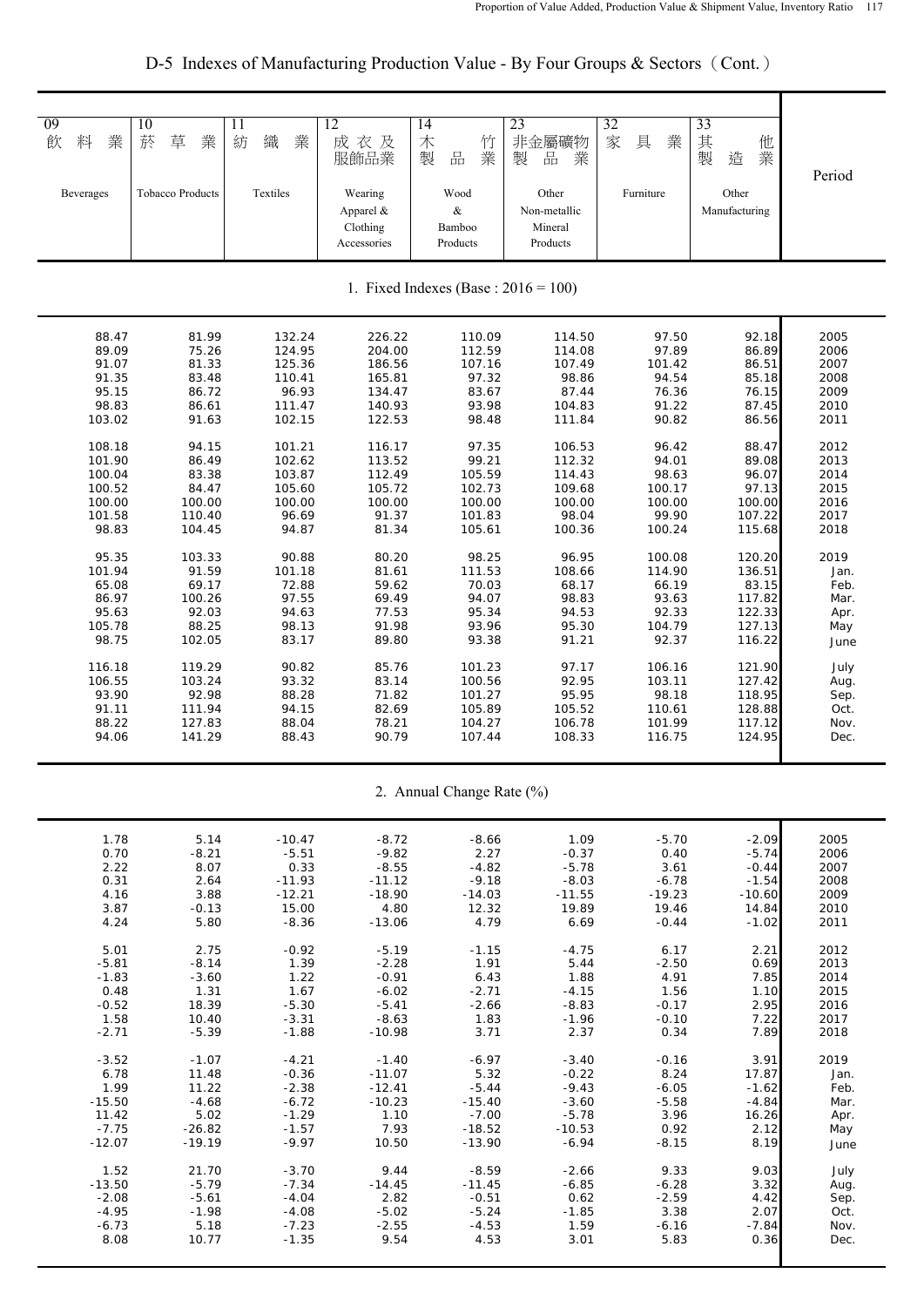# D-5 Indexes of Manufacturing Production Value - By Four Groups & Sectors（Cont.）

| 09 飲料業 Beverages | 10 菸草業 Tobacco Products | 11 紡織業 Textiles | 12 成衣及服飾品業 Wearing Apparel & Clothing Accessories | 14 木竹製品業 Wood & Bamboo Products | 23 非金屬礦物製品業 Other Non-metallic Mineral Products | 32 家具業 Furniture | 33 其他製造業 Other Manufacturing | Period |
|---|---|---|---|---|---|---|---|---|
| **1. Fixed Indexes (Base : 2016 = 100)** | | | | | | | | |
| 88.47 | 81.99 | 132.24 | 226.22 | 110.09 | 114.50 | 97.50 | 92.18 | 2005 |
| 89.09 | 75.26 | 124.95 | 204.00 | 112.59 | 114.08 | 97.89 | 86.89 | 2006 |
| 91.07 | 81.33 | 125.36 | 186.56 | 107.16 | 107.49 | 101.42 | 86.51 | 2007 |
| 91.35 | 83.48 | 110.41 | 165.81 | 97.32 | 98.86 | 94.54 | 85.18 | 2008 |
| 95.15 | 86.72 | 96.93 | 134.47 | 83.67 | 87.44 | 76.36 | 76.15 | 2009 |
| 98.83 | 86.61 | 111.47 | 140.93 | 93.98 | 104.83 | 91.22 | 87.45 | 2010 |
| 103.02 | 91.63 | 102.15 | 122.53 | 98.48 | 111.84 | 90.82 | 86.56 | 2011 |
| 108.18 | 94.15 | 101.21 | 116.17 | 97.35 | 106.53 | 96.42 | 88.47 | 2012 |
| 101.90 | 86.49 | 102.62 | 113.52 | 99.21 | 112.32 | 94.01 | 89.08 | 2013 |
| 100.04 | 83.38 | 103.87 | 112.49 | 105.59 | 114.43 | 98.63 | 96.07 | 2014 |
| 100.52 | 84.47 | 105.60 | 105.72 | 102.73 | 109.68 | 100.17 | 97.13 | 2015 |
| 100.00 | 100.00 | 100.00 | 100.00 | 100.00 | 100.00 | 100.00 | 100.00 | 2016 |
| 101.58 | 110.40 | 96.69 | 91.37 | 101.83 | 98.04 | 99.90 | 107.22 | 2017 |
| 98.83 | 104.45 | 94.87 | 81.34 | 105.61 | 100.36 | 100.24 | 115.68 | 2018 |
| 95.35 | 103.33 | 90.88 | 80.20 | 98.25 | 96.95 | 100.08 | 120.20 | 2019 |
| 101.94 | 91.59 | 101.18 | 81.61 | 111.53 | 108.66 | 114.90 | 136.51 | Jan. |
| 65.08 | 69.17 | 72.88 | 59.62 | 70.03 | 68.17 | 66.19 | 83.15 | Feb. |
| 86.97 | 100.26 | 97.55 | 69.49 | 94.07 | 98.83 | 93.63 | 117.82 | Mar. |
| 95.63 | 92.03 | 94.63 | 77.53 | 95.34 | 94.53 | 92.33 | 122.33 | Apr. |
| 105.78 | 88.25 | 98.13 | 91.98 | 93.96 | 95.30 | 104.79 | 127.13 | May |
| 98.75 | 102.05 | 83.17 | 89.80 | 93.38 | 91.21 | 92.37 | 116.22 | June |
| 116.18 | 119.29 | 90.82 | 85.76 | 101.23 | 97.17 | 106.16 | 121.90 | July |
| 106.55 | 103.24 | 93.32 | 83.14 | 100.56 | 92.95 | 103.11 | 127.42 | Aug. |
| 93.90 | 92.98 | 88.28 | 71.82 | 101.27 | 95.95 | 98.18 | 118.95 | Sep. |
| 91.11 | 111.94 | 94.15 | 82.69 | 105.89 | 105.52 | 110.61 | 128.88 | Oct. |
| 88.22 | 127.83 | 88.04 | 78.21 | 104.27 | 106.78 | 101.99 | 117.12 | Nov. |
| 94.06 | 141.29 | 88.43 | 90.79 | 107.44 | 108.33 | 116.75 | 124.95 | Dec. |
| **2. Annual Change Rate (%)** | | | | | | | | |
| 1.78 | 5.14 | -10.47 | -8.72 | -8.66 | 1.09 | -5.70 | -2.09 | 2005 |
| 0.70 | -8.21 | -5.51 | -9.82 | 2.27 | -0.37 | 0.40 | -5.74 | 2006 |
| 2.22 | 8.07 | 0.33 | -8.55 | -4.82 | -5.78 | 3.61 | -0.44 | 2007 |
| 0.31 | 2.64 | -11.93 | -11.12 | -9.18 | -8.03 | -6.78 | -1.54 | 2008 |
| 4.16 | 3.88 | -12.21 | -18.90 | -14.03 | -11.55 | -19.23 | -10.60 | 2009 |
| 3.87 | -0.13 | 15.00 | 4.80 | 12.32 | 19.89 | 19.46 | 14.84 | 2010 |
| 4.24 | 5.80 | -8.36 | -13.06 | 4.79 | 6.69 | -0.44 | -1.02 | 2011 |
| 5.01 | 2.75 | -0.92 | -5.19 | -1.15 | -4.75 | 6.17 | 2.21 | 2012 |
| -5.81 | -8.14 | 1.39 | -2.28 | 1.91 | 5.44 | -2.50 | 0.69 | 2013 |
| -1.83 | -3.60 | 1.22 | -0.91 | 6.43 | 1.88 | 4.91 | 7.85 | 2014 |
| 0.48 | 1.31 | 1.67 | -6.02 | -2.71 | -4.15 | 1.56 | 1.10 | 2015 |
| -0.52 | 18.39 | -5.30 | -5.41 | -2.66 | -8.83 | -0.17 | 2.95 | 2016 |
| 1.58 | 10.40 | -3.31 | -8.63 | 1.83 | -1.96 | -0.10 | 7.22 | 2017 |
| -2.71 | -5.39 | -1.88 | -10.98 | 3.71 | 2.37 | 0.34 | 7.89 | 2018 |
| -3.52 | -1.07 | -4.21 | -1.40 | -6.97 | -3.40 | -0.16 | 3.91 | 2019 |
| 6.78 | 11.48 | -0.36 | -11.07 | 5.32 | -0.22 | 8.24 | 17.87 | Jan. |
| 1.99 | 11.22 | -2.38 | -12.41 | -5.44 | -9.43 | -6.05 | -1.62 | Feb. |
| -15.50 | -4.68 | -6.72 | -10.23 | -15.40 | -3.60 | -5.58 | -4.84 | Mar. |
| 11.42 | 5.02 | -1.29 | 1.10 | -7.00 | -5.78 | 3.96 | 16.26 | Apr. |
| -7.75 | -26.82 | -1.57 | 7.93 | -18.52 | -10.53 | 0.92 | 2.12 | May |
| -12.07 | -19.19 | -9.97 | 10.50 | -13.90 | -6.94 | -8.15 | 8.19 | June |
| 1.52 | 21.70 | -3.70 | 9.44 | -8.59 | -2.66 | 9.33 | 9.03 | July |
| -13.50 | -5.79 | -7.34 | -14.45 | -11.45 | -6.85 | -6.28 | 3.32 | Aug. |
| -2.08 | -5.61 | -4.04 | 2.82 | -0.51 | 0.62 | -2.59 | 4.42 | Sep. |
| -4.95 | -1.98 | -4.08 | -5.02 | -5.24 | -1.85 | 3.38 | 2.07 | Oct. |
| -6.73 | 5.18 | -7.23 | -2.55 | -4.53 | 1.59 | -6.16 | -7.84 | Nov. |
| 8.08 | 10.77 | -1.35 | 9.54 | 4.53 | 3.01 | 5.83 | 0.36 | Dec. |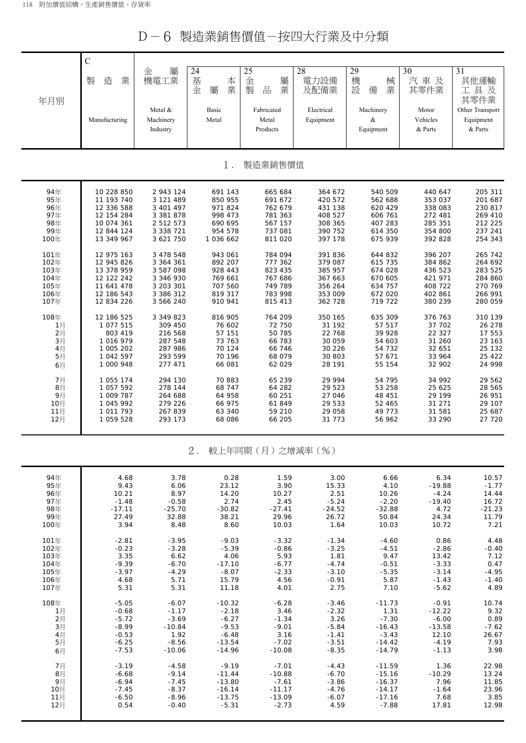# D－6 製造業銷售價值－按四大行業及中分類

| 年月別 | C 製造業 Manufacturing | 金屬機電工業 Metal & Machinery Industry | 24 基本金屬業 Basic Metal | 25 金屬製品業 Fabricated Metal Products | 28 電力設備及配備業 Electrical Equipment | 29 機械設備業 Machinery & Equipment | 30 汽車及其零件業 Motor Vehicles & Parts | 31 其他運輸工具及其零件業 Other Transport Equipment & Parts |
|---|---|---|---|---|---|---|---|---|
| **1. 製造業銷售價值** | | | | | | | | |
| 94年 | 10 228 850 | 2 943 124 | 691 143 | 665 684 | 364 672 | 540 509 | 440 647 | 205 311 |
| 95年 | 11 193 740 | 3 121 489 | 850 955 | 691 672 | 420 572 | 562 688 | 353 037 | 201 687 |
| 96年 | 12 336 588 | 3 401 497 | 971 824 | 762 679 | 431 138 | 620 429 | 338 083 | 230 817 |
| 97年 | 12 154 284 | 3 381 878 | 998 473 | 781 363 | 408 527 | 606 761 | 272 481 | 269 410 |
| 98年 | 10 074 361 | 2 512 573 | 690 695 | 567 157 | 308 365 | 407 283 | 285 351 | 212 225 |
| 99年 | 12 844 124 | 3 338 721 | 954 578 | 737 081 | 390 752 | 614 350 | 354 800 | 237 241 |
| 100年 | 13 349 967 | 3 621 750 | 1 036 662 | 811 020 | 397 178 | 675 939 | 392 828 | 254 343 |
| 101年 | 12 975 163 | 3 478 548 | 943 061 | 784 094 | 391 836 | 644 832 | 396 207 | 265 742 |
| 102年 | 12 945 826 | 3 364 361 | 892 207 | 777 362 | 379 087 | 615 735 | 384 862 | 264 692 |
| 103年 | 13 378 959 | 3 587 098 | 928 443 | 823 435 | 385 957 | 674 028 | 436 523 | 283 525 |
| 104年 | 12 122 242 | 3 346 930 | 769 661 | 767 686 | 367 663 | 670 605 | 421 971 | 284 860 |
| 105年 | 11 641 478 | 3 203 301 | 707 560 | 749 789 | 356 264 | 634 757 | 408 722 | 270 769 |
| 106年 | 12 186 543 | 3 386 312 | 819 317 | 783 998 | 353 009 | 672 020 | 402 861 | 266 991 |
| 107年 | 12 834 226 | 3 566 240 | 910 941 | 815 413 | 362 728 | 719 722 | 380 239 | 280 059 |
| 108年 | 12 186 525 | 3 349 823 | 816 905 | 764 209 | 350 165 | 635 309 | 376 763 | 310 139 |
| 1月 | 1 077 515 | 309 450 | 76 602 | 72 750 | 31 192 | 57 517 | 37 702 | 26 278 |
| 2月 | 803 419 | 216 568 | 57 151 | 50 785 | 22 768 | 39 928 | 22 327 | 17 553 |
| 3月 | 1 016 979 | 287 548 | 73 763 | 66 783 | 30 059 | 54 603 | 31 260 | 23 163 |
| 4月 | 1 005 202 | 287 986 | 70 124 | 66 746 | 30 226 | 54 732 | 32 651 | 25 132 |
| 5月 | 1 042 597 | 293 599 | 70 196 | 68 079 | 30 803 | 57 671 | 33 964 | 25 422 |
| 6月 | 1 000 948 | 277 471 | 66 081 | 62 029 | 28 191 | 55 154 | 32 902 | 24 998 |
| 7月 | 1 055 174 | 294 130 | 70 883 | 65 239 | 29 994 | 54 795 | 34 992 | 29 562 |
| 8月 | 1 057 592 | 278 144 | 68 747 | 64 282 | 29 523 | 53 258 | 25 625 | 28 565 |
| 9月 | 1 009 787 | 264 688 | 64 958 | 60 251 | 27 046 | 48 451 | 29 199 | 26 951 |
| 10月 | 1 045 992 | 279 226 | 66 975 | 61 849 | 29 533 | 52 465 | 31 271 | 29 107 |
| 11月 | 1 011 793 | 267 839 | 63 340 | 59 210 | 29 058 | 49 773 | 31 581 | 25 687 |
| 12月 | 1 059 528 | 293 173 | 68 086 | 66 205 | 31 773 | 56 962 | 33 290 | 27 720 |
| **2. 較上年同期（月）之增減率（%）** | | | | | | | | |
| 94年 | 4.68 | 3.78 | 0.28 | 1.59 | 3.00 | 6.66 | 6.34 | 10.57 |
| 95年 | 9.43 | 6.06 | 23.12 | 3.90 | 15.33 | 4.10 | -19.88 | -1.77 |
| 96年 | 10.21 | 8.97 | 14.20 | 10.27 | 2.51 | 10.26 | -4.24 | 14.44 |
| 97年 | -1.48 | -0.58 | 2.74 | 2.45 | -5.24 | -2.20 | -19.40 | 16.72 |
| 98年 | -17.11 | -25.70 | -30.82 | -27.41 | -24.52 | -32.88 | 4.72 | -21.23 |
| 99年 | 27.49 | 32.88 | 38.21 | 29.96 | 26.72 | 50.84 | 24.34 | 11.79 |
| 100年 | 3.94 | 8.48 | 8.60 | 10.03 | 1.64 | 10.03 | 10.72 | 7.21 |
| 101年 | -2.81 | -3.95 | -9.03 | -3.32 | -1.34 | -4.60 | 0.86 | 4.48 |
| 102年 | -0.23 | -3.28 | -5.39 | -0.86 | -3.25 | -4.51 | -2.86 | -0.40 |
| 103年 | 3.35 | 6.62 | 4.06 | 5.93 | 1.81 | 9.47 | 13.42 | 7.12 |
| 104年 | -9.39 | -6.70 | -17.10 | -6.77 | -4.74 | -0.51 | -3.33 | 0.47 |
| 105年 | -3.97 | -4.29 | -8.07 | -2.33 | -3.10 | -5.35 | -3.14 | -4.95 |
| 106年 | 4.68 | 5.71 | 15.79 | 4.56 | -0.91 | 5.87 | -1.43 | -1.40 |
| 107年 | 5.31 | 5.31 | 11.18 | 4.01 | 2.75 | 7.10 | -5.62 | 4.89 |
| 108年 | -5.05 | -6.07 | -10.32 | -6.28 | -3.46 | -11.73 | -0.91 | 10.74 |
| 1月 | -0.68 | -1.17 | -2.18 | 3.46 | -2.32 | 1.31 | -12.22 | 9.32 |
| 2月 | -5.72 | -3.69 | -6.27 | -1.34 | 3.26 | -7.30 | -6.00 | 0.89 |
| 3月 | -8.99 | -10.84 | -9.53 | -9.01 | -5.84 | -16.43 | -13.58 | -7.62 |
| 4月 | -0.53 | 1.92 | -6.48 | 3.16 | -1.41 | -3.43 | 12.10 | 26.67 |
| 5月 | -6.25 | -8.56 | -13.54 | -7.02 | -3.51 | -14.42 | -4.19 | 7.93 |
| 6月 | -7.53 | -10.06 | -14.96 | -10.08 | -8.35 | -14.79 | -1.13 | 3.98 |
| 7月 | -3.19 | -4.58 | -9.19 | -7.01 | -4.43 | -11.59 | 1.36 | 22.98 |
| 8月 | -6.68 | -9.14 | -11.44 | -10.88 | -6.70 | -15.16 | -10.29 | 13.24 |
| 9月 | -6.94 | -7.45 | -13.80 | -7.61 | -3.86 | -16.37 | 7.96 | 11.85 |
| 10月 | -7.45 | -8.37 | -16.14 | -11.17 | -4.76 | -14.17 | -1.64 | 23.96 |
| 11月 | -6.50 | -8.96 | -13.75 | -13.09 | -6.07 | -17.16 | 7.68 | 3.85 |
| 12月 | 0.54 | -0.40 | -5.31 | -2.73 | 4.59 | -7.88 | 17.81 | 12.98 |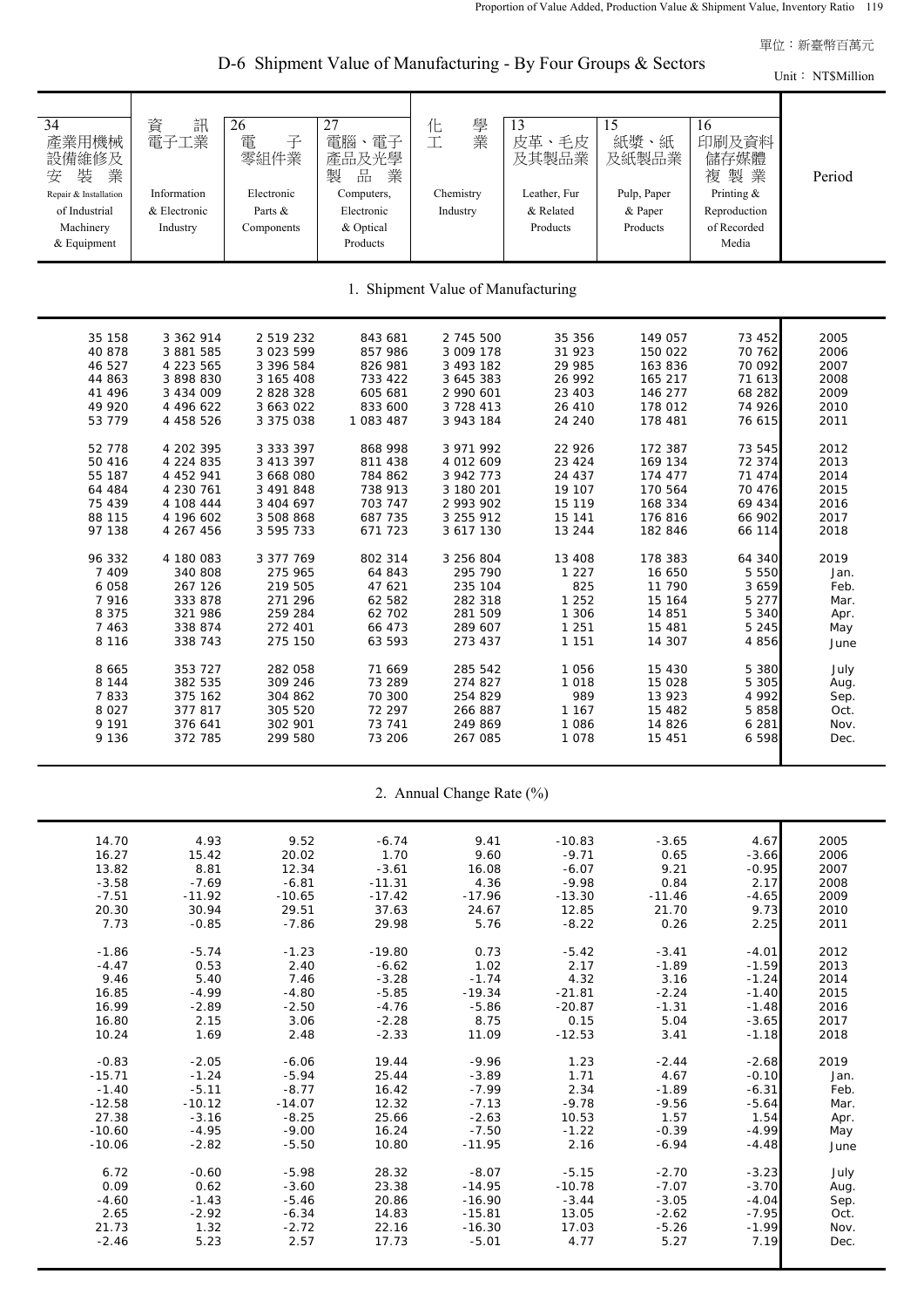單位：新臺幣百萬元

# D-6 Shipment Value of Manufacturing - By Four Groups & Sectors

Unit： NT$Million

| 34 產業用機械設備維修及安裝業 Repair & Installation of Industrial Machinery & Equipment | 資訊電子工業 Information & Electronic Industry | 26 電子零組件業 Electronic Parts & Components | 27 電腦、電子產品及光學製品業 Computers, Electronic & Optical Products | 化學工業 Chemistry Industry | 13 皮革、毛皮及其製品業 Leather, Fur & Related Products | 15 紙漿、紙及紙製品業 Pulp, Paper & Paper Products | 16 印刷及資料儲存媒體複製業 Printing & Reproduction of Recorded Media | Period |
|---|---|---|---|---|---|---|---|---|
| **1. Shipment Value of Manufacturing** | | | | | | | | |
| 35 158 | 3 362 914 | 2 519 232 | 843 681 | 2 745 500 | 35 356 | 149 057 | 73 452 | 2005 |
| 40 878 | 3 881 585 | 3 023 599 | 857 986 | 3 009 178 | 31 923 | 150 022 | 70 762 | 2006 |
| 46 527 | 4 223 565 | 3 396 584 | 826 981 | 3 493 182 | 29 985 | 163 836 | 70 092 | 2007 |
| 44 863 | 3 898 830 | 3 165 408 | 733 422 | 3 645 383 | 26 992 | 165 217 | 71 613 | 2008 |
| 41 496 | 3 434 009 | 2 828 328 | 605 681 | 2 990 601 | 23 403 | 146 277 | 68 282 | 2009 |
| 49 920 | 4 496 622 | 3 663 022 | 833 600 | 3 728 413 | 26 410 | 178 012 | 74 926 | 2010 |
| 53 779 | 4 458 526 | 3 375 038 | 1 083 487 | 3 943 184 | 24 240 | 178 481 | 76 615 | 2011 |
| 52 778 | 4 202 395 | 3 333 397 | 868 998 | 3 971 992 | 22 926 | 172 387 | 73 545 | 2012 |
| 50 416 | 4 224 835 | 3 413 397 | 811 438 | 4 012 609 | 23 424 | 169 134 | 72 374 | 2013 |
| 55 187 | 4 452 941 | 3 668 080 | 784 862 | 3 942 773 | 24 437 | 174 477 | 71 474 | 2014 |
| 64 484 | 4 230 761 | 3 491 848 | 738 913 | 3 180 201 | 19 107 | 170 564 | 70 476 | 2015 |
| 75 439 | 4 108 444 | 3 404 697 | 703 747 | 2 993 902 | 15 119 | 168 334 | 69 434 | 2016 |
| 88 115 | 4 196 602 | 3 508 868 | 687 735 | 3 255 912 | 15 141 | 176 816 | 66 902 | 2017 |
| 97 138 | 4 267 456 | 3 595 733 | 671 723 | 3 617 130 | 13 244 | 182 846 | 66 114 | 2018 |
| 96 332 | 4 180 083 | 3 377 769 | 802 314 | 3 256 804 | 13 408 | 178 383 | 64 340 | 2019 |
| 7 409 | 340 808 | 275 965 | 64 843 | 295 790 | 1 227 | 16 650 | 5 550 | Jan. |
| 6 058 | 267 126 | 219 505 | 47 621 | 235 104 | 825 | 11 790 | 3 659 | Feb. |
| 7 916 | 333 878 | 271 296 | 62 582 | 282 318 | 1 252 | 15 164 | 5 277 | Mar. |
| 8 375 | 321 986 | 259 284 | 62 702 | 281 509 | 1 306 | 14 851 | 5 340 | Apr. |
| 7 463 | 338 874 | 272 401 | 66 473 | 289 607 | 1 251 | 15 481 | 5 245 | May |
| 8 116 | 338 743 | 275 150 | 63 593 | 273 437 | 1 151 | 14 307 | 4 856 | June |
| 8 665 | 353 727 | 282 058 | 71 669 | 285 542 | 1 056 | 15 430 | 5 380 | July |
| 8 144 | 382 535 | 309 246 | 73 289 | 274 827 | 1 018 | 15 028 | 5 305 | Aug. |
| 7 833 | 375 162 | 304 862 | 70 300 | 254 829 | 989 | 13 923 | 4 992 | Sep. |
| 8 027 | 377 817 | 305 520 | 72 297 | 266 887 | 1 167 | 15 482 | 5 858 | Oct. |
| 9 191 | 376 641 | 302 901 | 73 741 | 249 869 | 1 086 | 14 826 | 6 281 | Nov. |
| 9 136 | 372 785 | 299 580 | 73 206 | 267 085 | 1 078 | 15 451 | 6 598 | Dec. |
| **2. Annual Change Rate (%)** | | | | | | | | |
| 14.70 | 4.93 | 9.52 | -6.74 | 9.41 | -10.83 | -3.65 | 4.67 | 2005 |
| 16.27 | 15.42 | 20.02 | 1.70 | 9.60 | -9.71 | 0.65 | -3.66 | 2006 |
| 13.82 | 8.81 | 12.34 | -3.61 | 16.08 | -6.07 | 9.21 | -0.95 | 2007 |
| -3.58 | -7.69 | -6.81 | -11.31 | 4.36 | -9.98 | 0.84 | 2.17 | 2008 |
| -7.51 | -11.92 | -10.65 | -17.42 | -17.96 | -13.30 | -11.46 | -4.65 | 2009 |
| 20.30 | 30.94 | 29.51 | 37.63 | 24.67 | 12.85 | 21.70 | 9.73 | 2010 |
| 7.73 | -0.85 | -7.86 | 29.98 | 5.76 | -8.22 | 0.26 | 2.25 | 2011 |
| -1.86 | -5.74 | -1.23 | -19.80 | 0.73 | -5.42 | -3.41 | -4.01 | 2012 |
| -4.47 | 0.53 | 2.40 | -6.62 | 1.02 | 2.17 | -1.89 | -1.59 | 2013 |
| 9.46 | 5.40 | 7.46 | -3.28 | -1.74 | 4.32 | 3.16 | -1.24 | 2014 |
| 16.85 | -4.99 | -4.80 | -5.85 | -19.34 | -21.81 | -2.24 | -1.40 | 2015 |
| 16.99 | -2.89 | -2.50 | -4.76 | -5.86 | -20.87 | -1.31 | -1.48 | 2016 |
| 16.80 | 2.15 | 3.06 | -2.28 | 8.75 | 0.15 | 5.04 | -3.65 | 2017 |
| 10.24 | 1.69 | 2.48 | -2.33 | 11.09 | -12.53 | 3.41 | -1.18 | 2018 |
| -0.83 | -2.05 | -6.06 | 19.44 | -9.96 | 1.23 | -2.44 | -2.68 | 2019 |
| -15.71 | -1.24 | -5.94 | 25.44 | -3.89 | 1.71 | 4.67 | -0.10 | Jan. |
| -1.40 | -5.11 | -8.77 | 16.42 | -7.99 | 2.34 | -1.89 | -6.31 | Feb. |
| -12.58 | -10.12 | -14.07 | 12.32 | -7.13 | -9.78 | -9.56 | -5.64 | Mar. |
| 27.38 | -3.16 | -8.25 | 25.66 | -2.63 | 10.53 | 1.57 | 1.54 | Apr. |
| -10.60 | -4.95 | -9.00 | 16.24 | -7.50 | -1.22 | -0.39 | -4.99 | May |
| -10.06 | -2.82 | -5.50 | 10.80 | -11.95 | 2.16 | -6.94 | -4.48 | June |
| 6.72 | -0.60 | -5.98 | 28.32 | -8.07 | -5.15 | -2.70 | -3.23 | July |
| 0.09 | 0.62 | -3.60 | 23.38 | -14.95 | -10.78 | -7.07 | -3.70 | Aug. |
| -4.60 | -1.43 | -5.46 | 20.86 | -16.90 | -3.44 | -3.05 | -4.04 | Sep. |
| 2.65 | -2.92 | -6.34 | 14.83 | -15.81 | 13.05 | -2.62 | -7.95 | Oct. |
| 21.73 | 1.32 | -2.72 | 22.16 | -16.30 | 17.03 | -5.26 | -1.99 | Nov. |
| -2.46 | 5.23 | 2.57 | 17.73 | -5.01 | 4.77 | 5.27 | 7.19 | Dec. |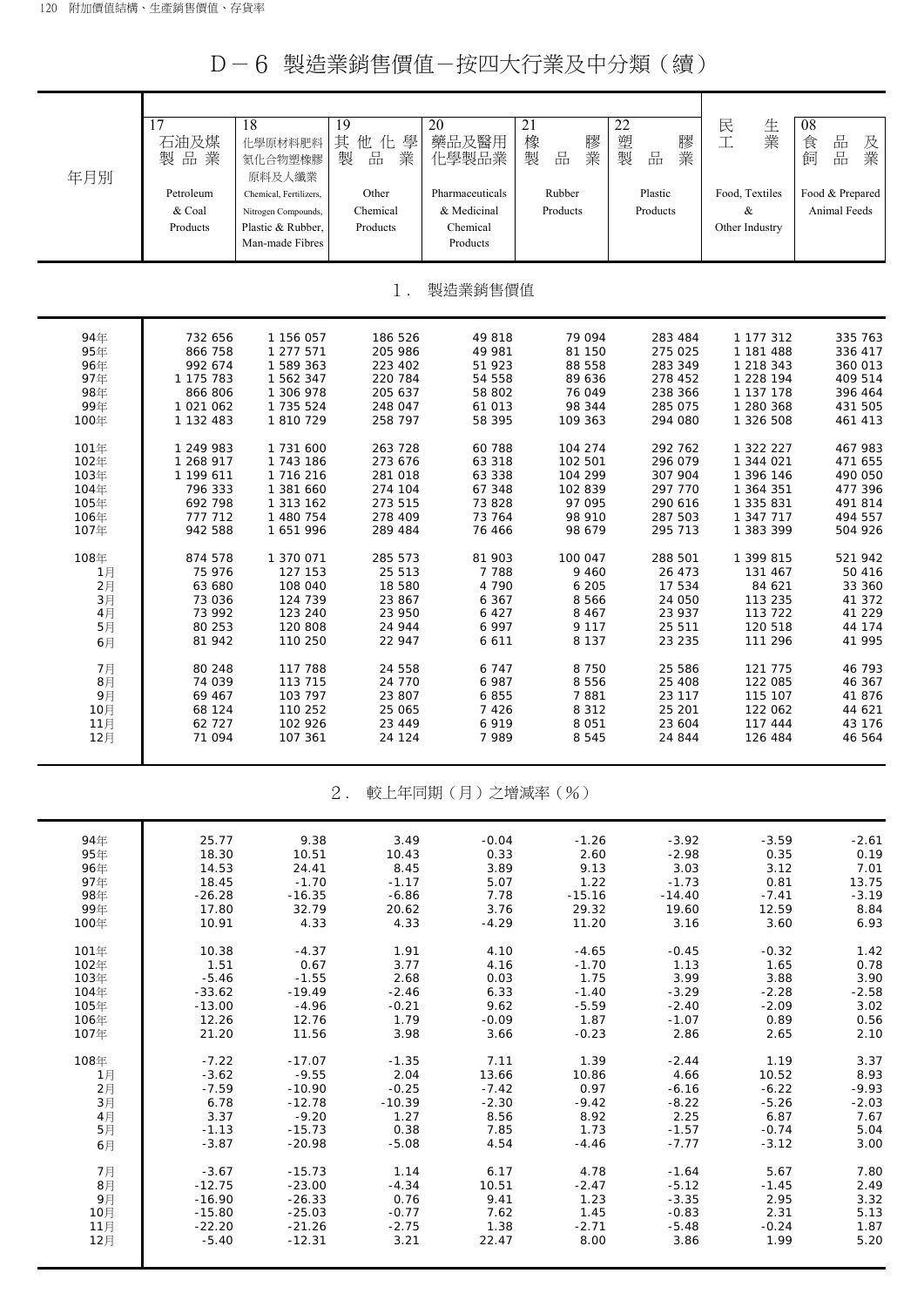# D－6 製造業銷售價值－按四大行業及中分類（續）

| 年月別 | 17 石油及煤製品業 Petroleum & Coal Products | 18 化學原材料肥料氮化合物塑橡膠原料及人纖業 Chemical, Fertilizers, Nitrogen Compounds, Plastic & Rubber, Man-made Fibres | 19 其他化學製品業 Other Chemical Products | 20 藥品及醫用化學製品業 Pharmaceuticals & Medicinal Chemical Products | 21 橡膠製品業 Rubber Products | 22 塑膠製品業 Plastic Products | 民生工業 Food, Textiles & Other Industry | 08 食品及飼品業 Food & Prepared Animal Feeds |
|---|---|---|---|---|---|---|---|---|
| **1．製造業銷售價值** | | | | | | | | |
| 94年 | 732 656 | 1 156 057 | 186 526 | 49 818 | 79 094 | 283 484 | 1 177 312 | 335 763 |
| 95年 | 866 758 | 1 277 571 | 205 986 | 49 981 | 81 150 | 275 025 | 1 181 488 | 336 417 |
| 96年 | 992 674 | 1 589 363 | 223 402 | 51 923 | 88 558 | 283 349 | 1 218 343 | 360 013 |
| 97年 | 1 175 783 | 1 562 347 | 220 784 | 54 558 | 89 636 | 278 452 | 1 228 194 | 409 514 |
| 98年 | 866 806 | 1 306 978 | 205 637 | 58 802 | 76 049 | 238 366 | 1 137 178 | 396 464 |
| 99年 | 1 021 062 | 1 735 524 | 248 047 | 61 013 | 98 344 | 285 075 | 1 280 368 | 431 505 |
| 100年 | 1 132 483 | 1 810 729 | 258 797 | 58 395 | 109 363 | 294 080 | 1 326 508 | 461 413 |
| 101年 | 1 249 983 | 1 731 600 | 263 728 | 60 788 | 104 274 | 292 762 | 1 322 227 | 467 983 |
| 102年 | 1 268 917 | 1 743 186 | 273 676 | 63 318 | 102 501 | 296 079 | 1 344 021 | 471 655 |
| 103年 | 1 199 611 | 1 716 216 | 281 018 | 63 338 | 104 299 | 307 904 | 1 396 146 | 490 050 |
| 104年 | 796 333 | 1 381 660 | 274 104 | 67 348 | 102 839 | 297 770 | 1 364 351 | 477 396 |
| 105年 | 692 798 | 1 313 162 | 273 515 | 73 828 | 97 095 | 290 616 | 1 335 831 | 491 814 |
| 106年 | 777 712 | 1 480 754 | 278 409 | 73 764 | 98 910 | 287 503 | 1 347 717 | 494 557 |
| 107年 | 942 588 | 1 651 996 | 289 484 | 76 466 | 98 679 | 295 713 | 1 383 399 | 504 926 |
| 108年 | 874 578 | 1 370 071 | 285 573 | 81 903 | 100 047 | 288 501 | 1 399 815 | 521 942 |
| 1月 | 75 976 | 127 153 | 25 513 | 7 788 | 9 460 | 26 473 | 131 467 | 50 416 |
| 2月 | 63 680 | 108 040 | 18 580 | 4 790 | 6 205 | 17 534 | 84 621 | 33 360 |
| 3月 | 73 036 | 124 739 | 23 867 | 6 367 | 8 566 | 24 050 | 113 235 | 41 372 |
| 4月 | 73 992 | 123 240 | 23 950 | 6 427 | 8 467 | 23 937 | 113 722 | 41 229 |
| 5月 | 80 253 | 120 808 | 24 944 | 6 997 | 9 117 | 25 511 | 120 518 | 44 174 |
| 6月 | 81 942 | 110 250 | 22 947 | 6 611 | 8 137 | 23 235 | 111 296 | 41 995 |
| 7月 | 80 248 | 117 788 | 24 558 | 6 747 | 8 750 | 25 586 | 121 775 | 46 793 |
| 8月 | 74 039 | 113 715 | 24 770 | 6 987 | 8 556 | 25 408 | 122 085 | 46 367 |
| 9月 | 69 467 | 103 797 | 23 807 | 6 855 | 7 881 | 23 117 | 115 107 | 41 876 |
| 10月 | 68 124 | 110 252 | 25 065 | 7 426 | 8 312 | 25 201 | 122 062 | 44 621 |
| 11月 | 62 727 | 102 926 | 23 449 | 6 919 | 8 051 | 23 604 | 117 444 | 43 176 |
| 12月 | 71 094 | 107 361 | 24 124 | 7 989 | 8 545 | 24 844 | 126 484 | 46 564 |
| **2．較上年同期（月）之增減率（%）** | | | | | | | | |
| 94年 | 25.77 | 9.38 | 3.49 | -0.04 | -1.26 | -3.92 | -3.59 | -2.61 |
| 95年 | 18.30 | 10.51 | 10.43 | 0.33 | 2.60 | -2.98 | 0.35 | 0.19 |
| 96年 | 14.53 | 24.41 | 8.45 | 3.89 | 9.13 | 3.03 | 3.12 | 7.01 |
| 97年 | 18.45 | -1.70 | -1.17 | 5.07 | 1.22 | -1.73 | 0.81 | 13.75 |
| 98年 | -26.28 | -16.35 | -6.86 | 7.78 | -15.16 | -14.40 | -7.41 | -3.19 |
| 99年 | 17.80 | 32.79 | 20.62 | 3.76 | 29.32 | 19.60 | 12.59 | 8.84 |
| 100年 | 10.91 | 4.33 | 4.33 | -4.29 | 11.20 | 3.16 | 3.60 | 6.93 |
| 101年 | 10.38 | -4.37 | 1.91 | 4.10 | -4.65 | -0.45 | -0.32 | 1.42 |
| 102年 | 1.51 | 0.67 | 3.77 | 4.16 | -1.70 | 1.13 | 1.65 | 0.78 |
| 103年 | -5.46 | -1.55 | 2.68 | 0.03 | 1.75 | 3.99 | 3.88 | 3.90 |
| 104年 | -33.62 | -19.49 | -2.46 | 6.33 | -1.40 | -3.29 | -2.28 | -2.58 |
| 105年 | -13.00 | -4.96 | -0.21 | 9.62 | -5.59 | -2.40 | -2.09 | 3.02 |
| 106年 | 12.26 | 12.76 | 1.79 | -0.09 | 1.87 | -1.07 | 0.89 | 0.56 |
| 107年 | 21.20 | 11.56 | 3.98 | 3.66 | -0.23 | 2.86 | 2.65 | 2.10 |
| 108年 | -7.22 | -17.07 | -1.35 | 7.11 | 1.39 | -2.44 | 1.19 | 3.37 |
| 1月 | -3.62 | -9.55 | 2.04 | 13.66 | 10.86 | 4.66 | 10.52 | 8.93 |
| 2月 | -7.59 | -10.90 | -0.25 | -7.42 | 0.97 | -6.16 | -6.22 | -9.93 |
| 3月 | 6.78 | -12.78 | -10.39 | -2.30 | -9.42 | -8.22 | -5.26 | -2.03 |
| 4月 | 3.37 | -9.20 | 1.27 | 8.56 | 8.92 | 2.25 | 6.87 | 7.67 |
| 5月 | -1.13 | -15.73 | 0.38 | 7.85 | 1.73 | -1.57 | -0.74 | 5.04 |
| 6月 | -3.87 | -20.98 | -5.08 | 4.54 | -4.46 | -7.77 | -3.12 | 3.00 |
| 7月 | -3.67 | -15.73 | 1.14 | 6.17 | 4.78 | -1.64 | 5.67 | 7.80 |
| 8月 | -12.75 | -23.00 | -4.34 | 10.51 | -2.47 | -5.12 | -1.45 | 2.49 |
| 9月 | -16.90 | -26.33 | 0.76 | 9.41 | 1.23 | -3.35 | 2.95 | 3.32 |
| 10月 | -15.80 | -25.03 | -0.77 | 7.62 | 1.45 | -0.83 | 2.31 | 5.13 |
| 11月 | -22.20 | -21.26 | -2.75 | 1.38 | -2.71 | -5.48 | -0.24 | 1.87 |
| 12月 | -5.40 | -12.31 | 3.21 | 22.47 | 8.00 | 3.86 | 1.99 | 5.20 |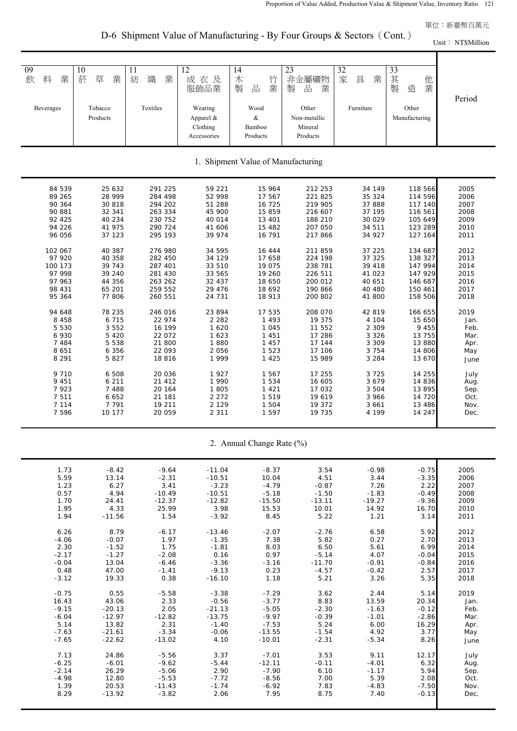單位：新臺幣百萬元

# D-6 Shipment Value of Manufacturing - By Four Groups & Sectors（Cont.）

Unit： NT$Million

| 09 飲料業 Beverages | 10 菸草業 Tobacco Products | 11 紡織業 Textiles | 12 成衣及服飾品業 Wearing Apparel & Clothing Accessories | 14 木竹製品業 Wood & Bamboo Products | 23 非金屬礦物製品業 Other Non-metallic Mineral Products | 32 家具業 Furniture | 33 其他製造業 Other Manufacturing | Period |
|---|---|---|---|---|---|---|---|---|
| **1. Shipment Value of Manufacturing** | | | | | | | | |
| 84 539 | 25 632 | 291 225 | 59 221 | 15 964 | 212 253 | 34 149 | 118 566 | 2005 |
| 89 265 | 28 999 | 284 498 | 52 998 | 17 567 | 221 825 | 35 324 | 114 596 | 2006 |
| 90 364 | 30 818 | 294 202 | 51 288 | 16 725 | 219 905 | 37 888 | 117 140 | 2007 |
| 90 881 | 32 341 | 263 334 | 45 900 | 15 859 | 216 607 | 37 195 | 116 561 | 2008 |
| 92 425 | 40 234 | 230 752 | 40 014 | 13 401 | 188 210 | 30 029 | 105 649 | 2009 |
| 94 226 | 41 975 | 290 724 | 41 606 | 15 482 | 207 050 | 34 511 | 123 289 | 2010 |
| 96 056 | 37 123 | 295 193 | 39 974 | 16 791 | 217 866 | 34 927 | 127 164 | 2011 |
| 102 067 | 40 387 | 276 980 | 34 595 | 16 444 | 211 859 | 37 225 | 134 687 | 2012 |
| 97 920 | 40 358 | 282 450 | 34 129 | 17 658 | 224 198 | 37 325 | 138 327 | 2013 |
| 100 173 | 39 743 | 287 401 | 33 510 | 19 075 | 238 781 | 39 418 | 147 994 | 2014 |
| 97 998 | 39 240 | 281 430 | 33 565 | 19 260 | 226 511 | 41 023 | 147 929 | 2015 |
| 97 963 | 44 356 | 263 262 | 32 437 | 18 650 | 200 012 | 40 651 | 146 687 | 2016 |
| 98 431 | 65 201 | 259 552 | 29 476 | 18 692 | 190 866 | 40 480 | 150 461 | 2017 |
| 95 364 | 77 806 | 260 551 | 24 731 | 18 913 | 200 802 | 41 800 | 158 506 | 2018 |
| 94 648 | 78 235 | 246 016 | 23 894 | 17 535 | 208 070 | 42 819 | 166 655 | 2019 |
| 8 458 | 6 715 | 22 974 | 2 282 | 1 493 | 19 375 | 4 104 | 15 650 | Jan. |
| 5 530 | 3 552 | 16 199 | 1 620 | 1 045 | 11 552 | 2 309 | 9 455 | Feb. |
| 6 930 | 5 420 | 22 072 | 1 623 | 1 451 | 17 286 | 3 326 | 13 755 | Mar. |
| 7 484 | 5 538 | 21 800 | 1 880 | 1 457 | 17 144 | 3 309 | 13 880 | Apr. |
| 8 651 | 6 356 | 22 093 | 2 056 | 1 523 | 17 106 | 3 754 | 14 806 | May |
| 8 291 | 5 827 | 18 816 | 1 999 | 1 425 | 15 989 | 3 284 | 13 670 | June |
| 9 710 | 6 508 | 20 036 | 1 927 | 1 567 | 17 255 | 3 725 | 14 255 | July |
| 9 451 | 6 211 | 21 412 | 1 990 | 1 534 | 16 605 | 3 679 | 14 836 | Aug. |
| 7 923 | 7 488 | 20 164 | 1 805 | 1 421 | 17 032 | 3 504 | 13 895 | Sep. |
| 7 511 | 6 652 | 21 181 | 2 272 | 1 519 | 19 619 | 3 966 | 14 720 | Oct. |
| 7 114 | 7 791 | 19 211 | 2 129 | 1 504 | 19 372 | 3 661 | 13 486 | Nov. |
| 7 596 | 10 177 | 20 059 | 2 311 | 1 597 | 19 735 | 4 199 | 14 247 | Dec. |
| **2. Annual Change Rate (%)** | | | | | | | | |
| 1.73 | -8.42 | -9.64 | -11.04 | -8.37 | 3.54 | -0.98 | -0.75 | 2005 |
| 5.59 | 13.14 | -2.31 | -10.51 | 10.04 | 4.51 | 3.44 | -3.35 | 2006 |
| 1.23 | 6.27 | 3.41 | -3.23 | -4.79 | -0.87 | 7.26 | 2.22 | 2007 |
| 0.57 | 4.94 | -10.49 | -10.51 | -5.18 | -1.50 | -1.83 | -0.49 | 2008 |
| 1.70 | 24.41 | -12.37 | -12.82 | -15.50 | -13.11 | -19.27 | -9.36 | 2009 |
| 1.95 | 4.33 | 25.99 | 3.98 | 15.53 | 10.01 | 14.92 | 16.70 | 2010 |
| 1.94 | -11.56 | 1.54 | -3.92 | 8.45 | 5.22 | 1.21 | 3.14 | 2011 |
| 6.26 | 8.79 | -6.17 | -13.46 | -2.07 | -2.76 | 6.58 | 5.92 | 2012 |
| -4.06 | -0.07 | 1.97 | -1.35 | 7.38 | 5.82 | 0.27 | 2.70 | 2013 |
| 2.30 | -1.52 | 1.75 | -1.81 | 8.03 | 6.50 | 5.61 | 6.99 | 2014 |
| -2.17 | -1.27 | -2.08 | 0.16 | 0.97 | -5.14 | 4.07 | -0.04 | 2015 |
| -0.04 | 13.04 | -6.46 | -3.36 | -3.16 | -11.70 | -0.91 | -0.84 | 2016 |
| 0.48 | 47.00 | -1.41 | -9.13 | 0.23 | -4.57 | -0.42 | 2.57 | 2017 |
| -3.12 | 19.33 | 0.38 | -16.10 | 1.18 | 5.21 | 3.26 | 5.35 | 2018 |
| -0.75 | 0.55 | -5.58 | -3.38 | -7.29 | 3.62 | 2.44 | 5.14 | 2019 |
| 16.43 | 43.06 | 2.33 | -0.56 | -3.77 | 8.83 | 13.59 | 20.34 | Jan. |
| -9.15 | -20.13 | 2.05 | -21.13 | -5.05 | -2.30 | -1.63 | -0.12 | Feb. |
| -6.04 | -12.97 | -12.82 | -13.75 | -9.97 | -0.39 | -1.01 | -2.86 | Mar. |
| 5.14 | 13.82 | 2.31 | -1.40 | -7.53 | 5.24 | 6.00 | 16.29 | Apr. |
| -7.63 | -21.61 | -3.34 | -0.06 | -13.55 | -1.54 | 4.92 | 3.77 | May |
| -7.65 | -22.62 | -13.02 | 4.10 | -10.01 | -2.31 | -5.34 | 8.26 | June |
| 7.13 | 24.86 | -5.56 | 3.37 | -7.01 | 3.53 | 9.11 | 12.17 | July |
| -6.25 | -6.01 | -9.62 | -5.44 | -12.11 | -0.11 | -4.01 | 6.32 | Aug. |
| -2.14 | 26.29 | -5.06 | 2.90 | -7.90 | 6.10 | -1.17 | 5.94 | Sep. |
| -4.98 | 12.80 | -5.53 | -7.72 | -8.56 | 7.00 | 5.39 | 2.08 | Oct. |
| 1.39 | 20.53 | -11.43 | -1.74 | -6.92 | 7.83 | -4.83 | -7.50 | Nov. |
| 8.29 | -13.92 | -3.82 | 2.06 | 7.95 | 8.75 | 7.40 | -0.13 | Dec. |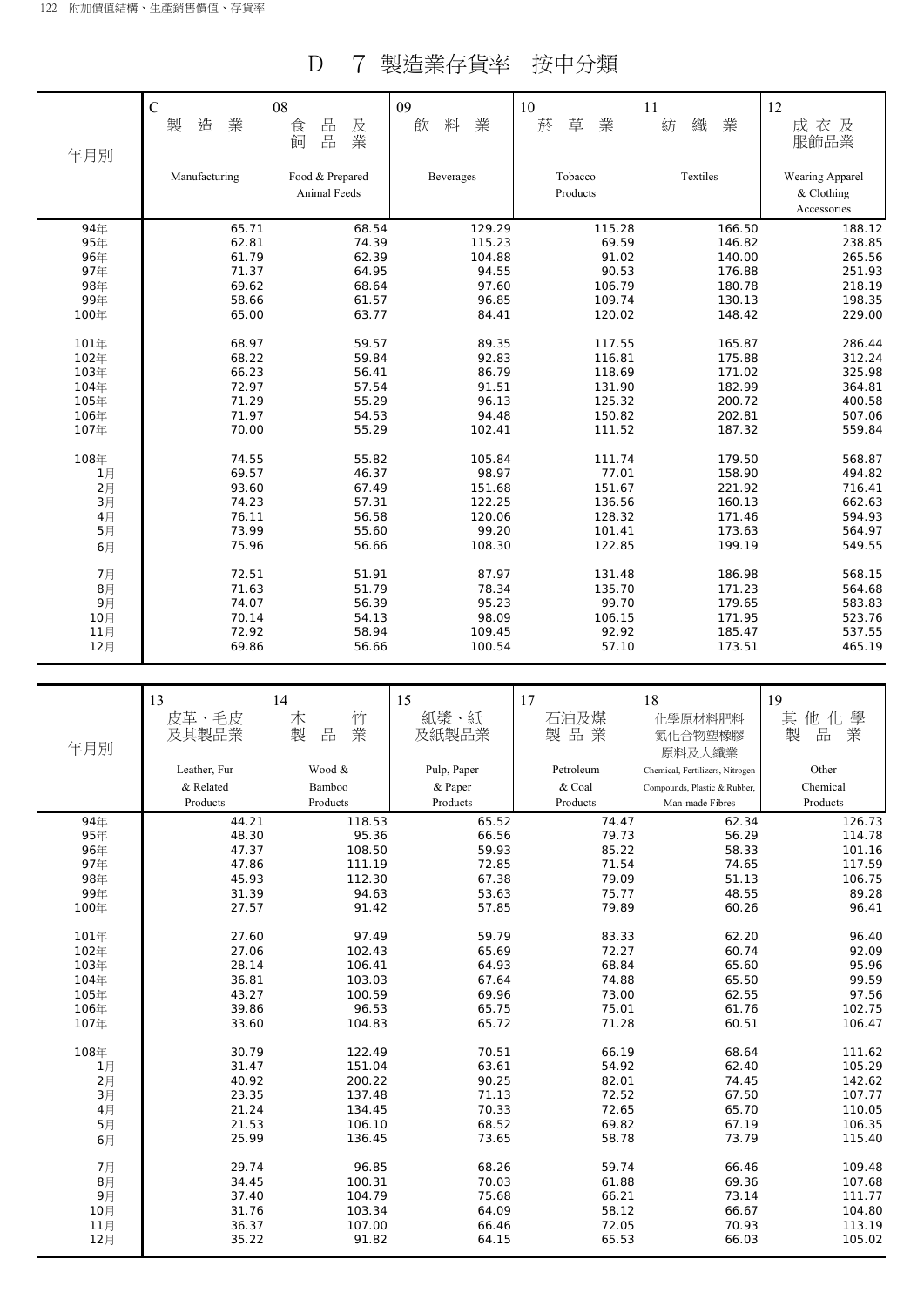# D－7 製造業存貨率－按中分類

| 年月別 | C 製造業 Manufacturing | 08 食品及飼品業 Food & Prepared Animal Feeds | 09 飲料業 Beverages | 10 菸草業 Tobacco Products | 11 紡織業 Textiles | 12 成衣及服飾品業 Wearing Apparel & Clothing Accessories |
|---|---|---|---|---|---|---|
| 94年 | 65.71 | 68.54 | 129.29 | 115.28 | 166.50 | 188.12 |
| 95年 | 62.81 | 74.39 | 115.23 | 69.59 | 146.82 | 238.85 |
| 96年 | 61.79 | 62.39 | 104.88 | 91.02 | 140.00 | 265.56 |
| 97年 | 71.37 | 64.95 | 94.55 | 90.53 | 176.88 | 251.93 |
| 98年 | 69.62 | 68.64 | 97.60 | 106.79 | 180.78 | 218.19 |
| 99年 | 58.66 | 61.57 | 96.85 | 109.74 | 130.13 | 198.35 |
| 100年 | 65.00 | 63.77 | 84.41 | 120.02 | 148.42 | 229.00 |
| 101年 | 68.97 | 59.57 | 89.35 | 117.55 | 165.87 | 286.44 |
| 102年 | 68.22 | 59.84 | 92.83 | 116.81 | 175.88 | 312.24 |
| 103年 | 66.23 | 56.41 | 86.79 | 118.69 | 171.02 | 325.98 |
| 104年 | 72.97 | 57.54 | 91.51 | 131.90 | 182.99 | 364.81 |
| 105年 | 71.29 | 55.29 | 96.13 | 125.32 | 200.72 | 400.58 |
| 106年 | 71.97 | 54.53 | 94.48 | 150.82 | 202.81 | 507.06 |
| 107年 | 70.00 | 55.29 | 102.41 | 111.52 | 187.32 | 559.84 |
| 108年 | 74.55 | 55.82 | 105.84 | 111.74 | 179.50 | 568.87 |
| 1月 | 69.57 | 46.37 | 98.97 | 77.01 | 158.90 | 494.82 |
| 2月 | 93.60 | 67.49 | 151.68 | 151.67 | 221.92 | 716.41 |
| 3月 | 74.23 | 57.31 | 122.25 | 136.56 | 160.13 | 662.63 |
| 4月 | 76.11 | 56.58 | 120.06 | 128.32 | 171.46 | 594.93 |
| 5月 | 73.99 | 55.60 | 99.20 | 101.41 | 173.63 | 564.97 |
| 6月 | 75.96 | 56.66 | 108.30 | 122.85 | 199.19 | 549.55 |
| 7月 | 72.51 | 51.91 | 87.97 | 131.48 | 186.98 | 568.15 |
| 8月 | 71.63 | 51.79 | 78.34 | 135.70 | 171.23 | 564.68 |
| 9月 | 74.07 | 56.39 | 95.23 | 99.70 | 179.65 | 583.83 |
| 10月 | 70.14 | 54.13 | 98.09 | 106.15 | 171.95 | 523.76 |
| 11月 | 72.92 | 58.94 | 109.45 | 92.92 | 185.47 | 537.55 |
| 12月 | 69.86 | 56.66 | 100.54 | 57.10 | 173.51 | 465.19 |

| 年月別 | 13 皮革、毛皮及其製品業 Leather, Fur & Related Products | 14 木竹製品業 Wood & Bamboo Products | 15 紙漿、紙及紙製品業 Pulp, Paper & Paper Products | 17 石油及煤製品業 Petroleum & Coal Products | 18 化學原材料肥料氮化合物塑橡膠原料及人纖業 Chemical, Fertilizers, Nitrogen Compounds, Plastic & Rubber, Man-made Fibres | 19 其他化學製品業 Other Chemical Products |
|---|---|---|---|---|---|---|
| 94年 | 44.21 | 118.53 | 65.52 | 74.47 | 62.34 | 126.73 |
| 95年 | 48.30 | 95.36 | 66.56 | 79.73 | 56.29 | 114.78 |
| 96年 | 47.37 | 108.50 | 59.93 | 85.22 | 58.33 | 101.16 |
| 97年 | 47.86 | 111.19 | 72.85 | 71.54 | 74.65 | 117.59 |
| 98年 | 45.93 | 112.30 | 67.38 | 79.09 | 51.13 | 106.75 |
| 99年 | 31.39 | 94.63 | 53.63 | 75.77 | 48.55 | 89.28 |
| 100年 | 27.57 | 91.42 | 57.85 | 79.89 | 60.26 | 96.41 |
| 101年 | 27.60 | 97.49 | 59.79 | 83.33 | 62.20 | 96.40 |
| 102年 | 27.06 | 102.43 | 65.69 | 72.27 | 60.74 | 92.09 |
| 103年 | 28.14 | 106.41 | 64.93 | 68.84 | 65.60 | 95.96 |
| 104年 | 36.81 | 103.03 | 67.64 | 74.88 | 65.50 | 99.59 |
| 105年 | 43.27 | 100.59 | 69.96 | 73.00 | 62.55 | 97.56 |
| 106年 | 39.86 | 96.53 | 65.75 | 75.01 | 61.76 | 102.75 |
| 107年 | 33.60 | 104.83 | 65.72 | 71.28 | 60.51 | 106.47 |
| 108年 | 30.79 | 122.49 | 70.51 | 66.19 | 68.64 | 111.62 |
| 1月 | 31.47 | 151.04 | 63.61 | 54.92 | 62.40 | 105.29 |
| 2月 | 40.92 | 200.22 | 90.25 | 82.01 | 74.45 | 142.62 |
| 3月 | 23.35 | 137.48 | 71.13 | 72.52 | 67.50 | 107.77 |
| 4月 | 21.24 | 134.45 | 70.33 | 72.65 | 65.70 | 110.05 |
| 5月 | 21.53 | 106.10 | 68.52 | 69.82 | 67.19 | 106.35 |
| 6月 | 25.99 | 136.45 | 73.65 | 58.78 | 73.79 | 115.40 |
| 7月 | 29.74 | 96.85 | 68.26 | 59.74 | 66.46 | 109.48 |
| 8月 | 34.45 | 100.31 | 70.03 | 61.88 | 69.36 | 107.68 |
| 9月 | 37.40 | 104.79 | 75.68 | 66.21 | 73.14 | 111.77 |
| 10月 | 31.76 | 103.34 | 64.09 | 58.12 | 66.67 | 104.80 |
| 11月 | 36.37 | 107.00 | 66.46 | 72.05 | 70.93 | 113.19 |
| 12月 | 35.22 | 91.82 | 64.15 | 65.53 | 66.03 | 105.02 |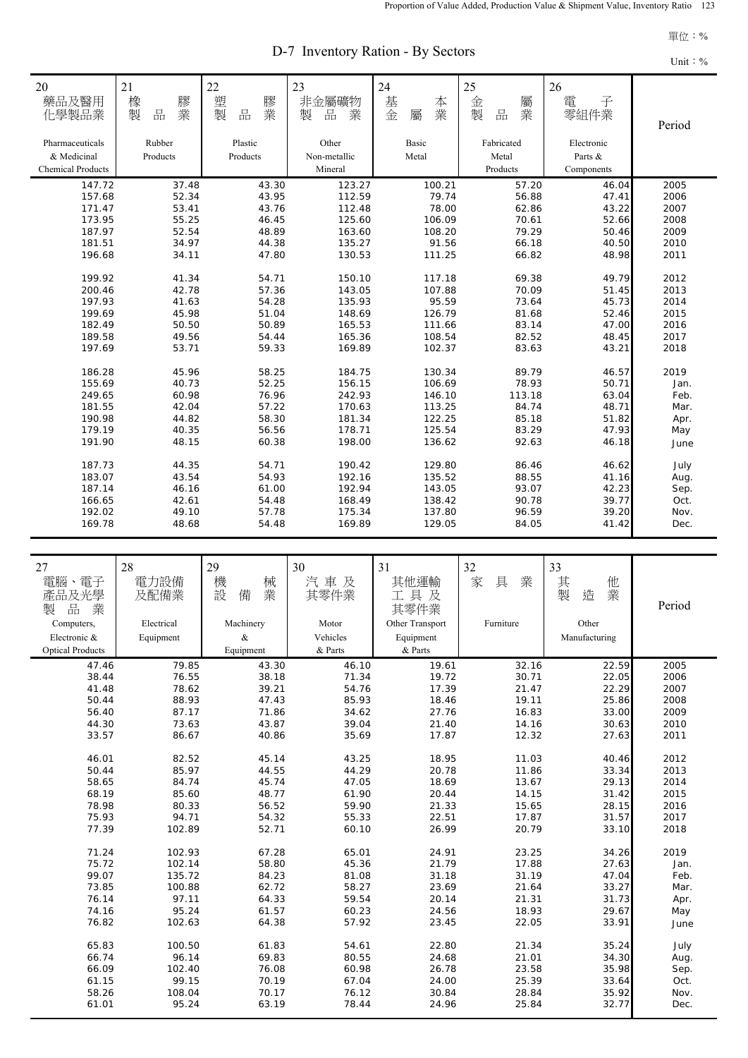單位：%

# D-7 Inventory Ration - By Sectors

Unit：%

| 20 藥品及醫用化學製品業 Pharmaceuticals & Medicinal Chemical Products | 21 橡膠製品業 Rubber Products | 22 塑膠製品業 Plastic Products | 23 非金屬礦物製品業 Other Non-metallic Mineral | 24 基本金屬業 Basic Metal | 25 金屬製品業 Fabricated Metal Products | 26 電子零組件業 Electronic Parts & Components | Period |
|---|---|---|---|---|---|---|---|
| 147.72 | 37.48 | 43.30 | 123.27 | 100.21 | 57.20 | 46.04 | 2005 |
| 157.68 | 52.34 | 43.95 | 112.59 | 79.74 | 56.88 | 47.41 | 2006 |
| 171.47 | 53.41 | 43.76 | 112.48 | 78.00 | 62.86 | 43.22 | 2007 |
| 173.95 | 55.25 | 46.45 | 125.60 | 106.09 | 70.61 | 52.66 | 2008 |
| 187.97 | 52.54 | 48.89 | 163.60 | 108.20 | 79.29 | 50.46 | 2009 |
| 181.51 | 34.97 | 44.38 | 135.27 | 91.56 | 66.18 | 40.50 | 2010 |
| 196.68 | 34.11 | 47.80 | 130.53 | 111.25 | 66.82 | 48.98 | 2011 |
| 199.92 | 41.34 | 54.71 | 150.10 | 117.18 | 69.38 | 49.79 | 2012 |
| 200.46 | 42.78 | 57.36 | 143.05 | 107.88 | 70.09 | 51.45 | 2013 |
| 197.93 | 41.63 | 54.28 | 135.93 | 95.59 | 73.64 | 45.73 | 2014 |
| 199.69 | 45.98 | 51.04 | 148.69 | 126.79 | 81.68 | 52.46 | 2015 |
| 182.49 | 50.50 | 50.89 | 165.53 | 111.66 | 83.14 | 47.00 | 2016 |
| 189.58 | 49.56 | 54.44 | 165.36 | 108.54 | 82.52 | 48.45 | 2017 |
| 197.69 | 53.71 | 59.33 | 169.89 | 102.37 | 83.63 | 43.21 | 2018 |
| 186.28 | 45.96 | 58.25 | 184.75 | 130.34 | 89.79 | 46.57 | 2019 |
| 155.69 | 40.73 | 52.25 | 156.15 | 106.69 | 78.93 | 50.71 | Jan. |
| 249.65 | 60.98 | 76.96 | 242.93 | 146.10 | 113.18 | 63.04 | Feb. |
| 181.55 | 42.04 | 57.22 | 170.63 | 113.25 | 84.74 | 48.71 | Mar. |
| 190.98 | 44.82 | 58.30 | 181.34 | 122.25 | 85.18 | 51.82 | Apr. |
| 179.19 | 40.35 | 56.56 | 178.71 | 125.54 | 83.29 | 47.93 | May |
| 191.90 | 48.15 | 60.38 | 198.00 | 136.62 | 92.63 | 46.18 | June |
| 187.73 | 44.35 | 54.71 | 190.42 | 129.80 | 86.46 | 46.62 | July |
| 183.07 | 43.54 | 54.93 | 192.16 | 135.52 | 88.55 | 41.16 | Aug. |
| 187.14 | 46.16 | 61.00 | 192.94 | 143.05 | 93.07 | 42.23 | Sep. |
| 166.65 | 42.61 | 54.48 | 168.49 | 138.42 | 90.78 | 39.77 | Oct. |
| 192.02 | 49.10 | 57.78 | 175.34 | 137.80 | 96.59 | 39.20 | Nov. |
| 169.78 | 48.68 | 54.48 | 169.89 | 129.05 | 84.05 | 41.42 | Dec. |

| 27 電腦、電子產品及光學製品業 Computers, Electronic & Optical Products | 28 電力設備及配備業 Electrical Equipment | 29 機械設備業 Machinery & Equipment | 30 汽車及其零件業 Motor Vehicles & Parts | 31 其他運輸工具及其零件業 Other Transport Equipment & Parts | 32 家具業 Furniture | 33 其他製造業 Other Manufacturing | Period |
|---|---|---|---|---|---|---|---|
| 47.46 | 79.85 | 43.30 | 46.10 | 19.61 | 32.16 | 22.59 | 2005 |
| 38.44 | 76.55 | 38.18 | 71.34 | 19.72 | 30.71 | 22.05 | 2006 |
| 41.48 | 78.62 | 39.21 | 54.76 | 17.39 | 21.47 | 22.29 | 2007 |
| 50.44 | 88.93 | 47.43 | 85.93 | 18.46 | 19.11 | 25.86 | 2008 |
| 56.40 | 87.17 | 71.86 | 34.62 | 27.76 | 16.83 | 33.00 | 2009 |
| 44.30 | 73.63 | 43.87 | 39.04 | 21.40 | 14.16 | 30.63 | 2010 |
| 33.57 | 86.67 | 40.86 | 35.69 | 17.87 | 12.32 | 27.63 | 2011 |
| 46.01 | 82.52 | 45.14 | 43.25 | 18.95 | 11.03 | 40.46 | 2012 |
| 50.44 | 85.97 | 44.55 | 44.29 | 20.78 | 11.86 | 33.34 | 2013 |
| 58.65 | 84.74 | 45.74 | 47.05 | 18.69 | 13.67 | 29.13 | 2014 |
| 68.19 | 85.60 | 48.77 | 61.90 | 20.44 | 14.15 | 31.42 | 2015 |
| 78.98 | 80.33 | 56.52 | 59.90 | 21.33 | 15.65 | 28.15 | 2016 |
| 75.93 | 94.71 | 54.32 | 55.33 | 22.51 | 17.87 | 31.57 | 2017 |
| 77.39 | 102.89 | 52.71 | 60.10 | 26.99 | 20.79 | 33.10 | 2018 |
| 71.24 | 102.93 | 67.28 | 65.01 | 24.91 | 23.25 | 34.26 | 2019 |
| 75.72 | 102.14 | 58.80 | 45.36 | 21.79 | 17.88 | 27.63 | Jan. |
| 99.07 | 135.72 | 84.23 | 81.08 | 31.18 | 31.19 | 47.04 | Feb. |
| 73.85 | 100.88 | 62.72 | 58.27 | 23.69 | 21.64 | 33.27 | Mar. |
| 76.14 | 97.11 | 64.33 | 59.54 | 20.14 | 21.31 | 31.73 | Apr. |
| 74.16 | 95.24 | 61.57 | 60.23 | 24.56 | 18.93 | 29.67 | May |
| 76.82 | 102.63 | 64.38 | 57.92 | 23.45 | 22.05 | 33.91 | June |
| 65.83 | 100.50 | 61.83 | 54.61 | 22.80 | 21.34 | 35.24 | July |
| 66.74 | 96.14 | 69.83 | 80.55 | 24.68 | 21.01 | 34.30 | Aug. |
| 66.09 | 102.40 | 76.08 | 60.98 | 26.78 | 23.58 | 35.98 | Sep. |
| 61.15 | 99.15 | 70.19 | 67.04 | 24.00 | 25.39 | 33.64 | Oct. |
| 58.26 | 108.04 | 70.17 | 76.12 | 30.84 | 28.84 | 35.92 | Nov. |
| 61.01 | 95.24 | 63.19 | 78.44 | 24.96 | 25.84 | 32.77 | Dec. |